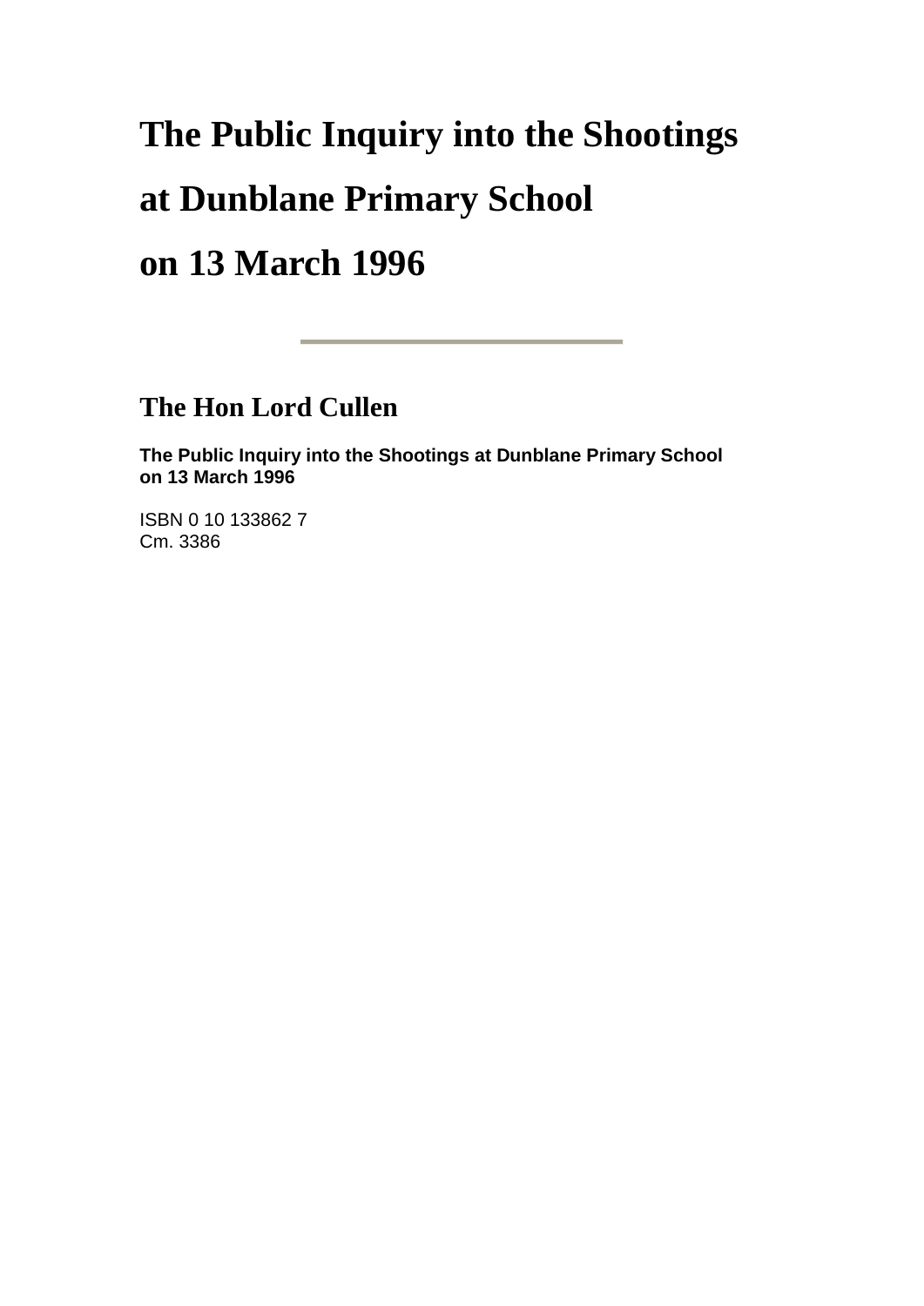# The Public Inquiry into the Shootings at Dunblane Primary School on 13 March 1996

---

## The Hon Lord Cullen

**The Public Inquiry into the Shootings at Dunblane Primary School on 13 March 1996**

ISBN 0 10 133862 7
Cm. 3386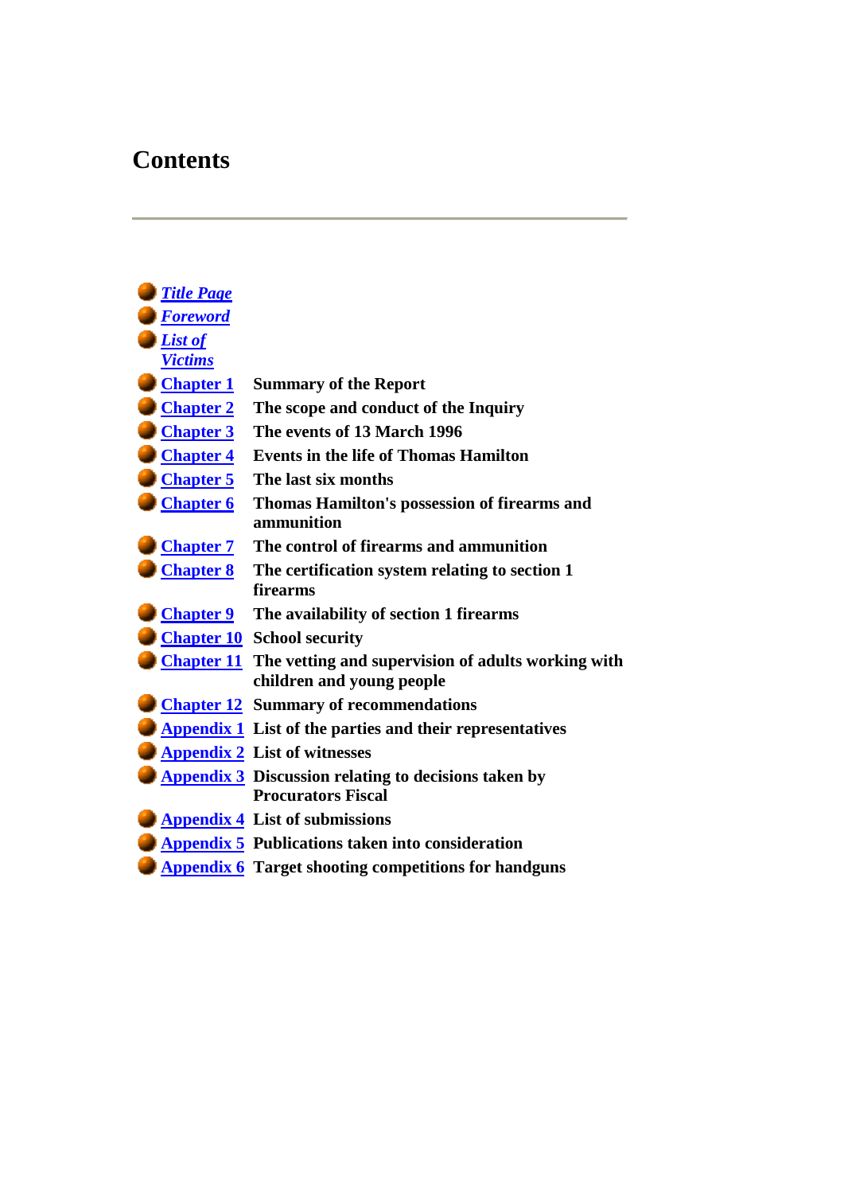# Contents

- *Title Page*
- *Foreword*
- *List of Victims*

| | |
|---|---|
| Chapter 1 | Summary of the Report |
| Chapter 2 | The scope and conduct of the Inquiry |
| Chapter 3 | The events of 13 March 1996 |
| Chapter 4 | Events in the life of Thomas Hamilton |
| Chapter 5 | The last six months |
| Chapter 6 | Thomas Hamilton's possession of firearms and ammunition |
| Chapter 7 | The control of firearms and ammunition |
| Chapter 8 | The certification system relating to section 1 firearms |
| Chapter 9 | The availability of section 1 firearms |
| Chapter 10 | School security |
| Chapter 11 | The vetting and supervision of adults working with children and young people |
| Chapter 12 | Summary of recommendations |
| Appendix 1 | List of the parties and their representatives |
| Appendix 2 | List of witnesses |
| Appendix 3 | Discussion relating to decisions taken by Procurators Fiscal |
| Appendix 4 | List of submissions |
| Appendix 5 | Publications taken into consideration |
| Appendix 6 | Target shooting competitions for handguns |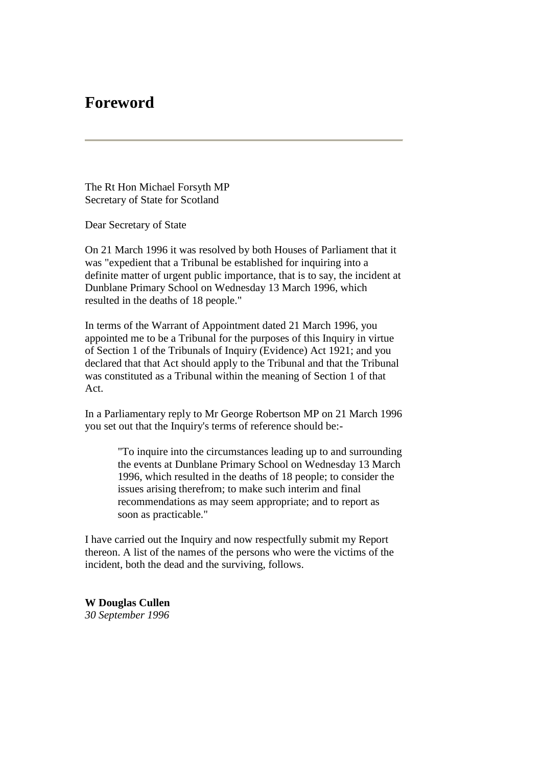# Foreword

The Rt Hon Michael Forsyth MP
Secretary of State for Scotland

Dear Secretary of State

On 21 March 1996 it was resolved by both Houses of Parliament that it was "expedient that a Tribunal be established for inquiring into a definite matter of urgent public importance, that is to say, the incident at Dunblane Primary School on Wednesday 13 March 1996, which resulted in the deaths of 18 people."

In terms of the Warrant of Appointment dated 21 March 1996, you appointed me to be a Tribunal for the purposes of this Inquiry in virtue of Section 1 of the Tribunals of Inquiry (Evidence) Act 1921; and you declared that that Act should apply to the Tribunal and that the Tribunal was constituted as a Tribunal within the meaning of Section 1 of that Act.

In a Parliamentary reply to Mr George Robertson MP on 21 March 1996 you set out that the Inquiry's terms of reference should be:-

> "To inquire into the circumstances leading up to and surrounding the events at Dunblane Primary School on Wednesday 13 March 1996, which resulted in the deaths of 18 people; to consider the issues arising therefrom; to make such interim and final recommendations as may seem appropriate; and to report as soon as practicable."

I have carried out the Inquiry and now respectfully submit my Report thereon. A list of the names of the persons who were the victims of the incident, both the dead and the surviving, follows.

**W Douglas Cullen**
*30 September 1996*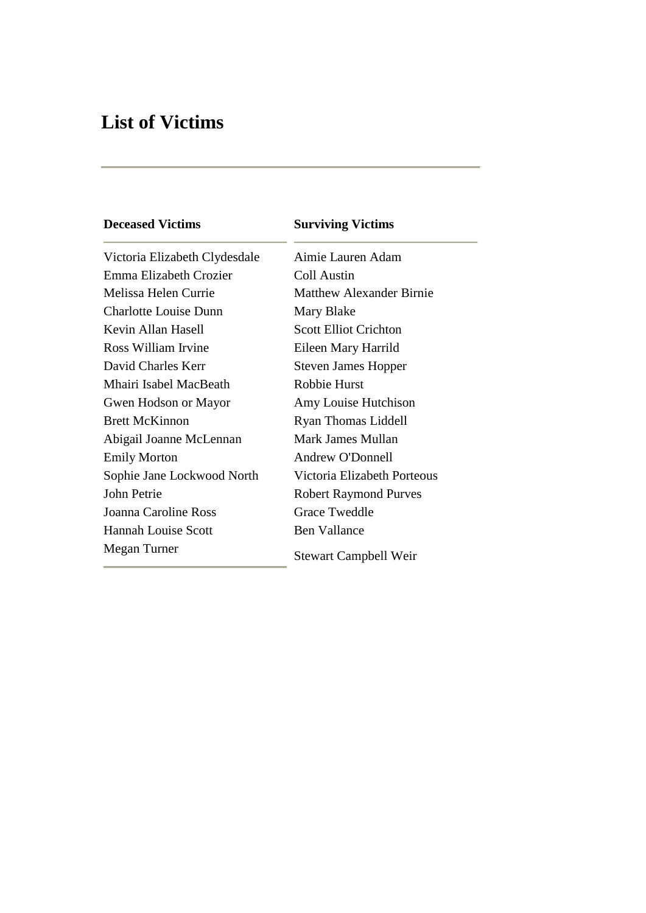# List of Victims

| Deceased Victims | Surviving Victims |
|---|---|
| Victoria Elizabeth Clydesdale | Aimie Lauren Adam |
| Emma Elizabeth Crozier | Coll Austin |
| Melissa Helen Currie | Matthew Alexander Birnie |
| Charlotte Louise Dunn | Mary Blake |
| Kevin Allan Hasell | Scott Elliot Crichton |
| Ross William Irvine | Eileen Mary Harrild |
| David Charles Kerr | Steven James Hopper |
| Mhairi Isabel MacBeath | Robbie Hurst |
| Gwen Hodson or Mayor | Amy Louise Hutchison |
| Brett McKinnon | Ryan Thomas Liddell |
| Abigail Joanne McLennan | Mark James Mullan |
| Emily Morton | Andrew O'Donnell |
| Sophie Jane Lockwood North | Victoria Elizabeth Porteous |
| John Petrie | Robert Raymond Purves |
| Joanna Caroline Ross | Grace Tweddle |
| Hannah Louise Scott | Ben Vallance |
| Megan Turner | Stewart Campbell Weir |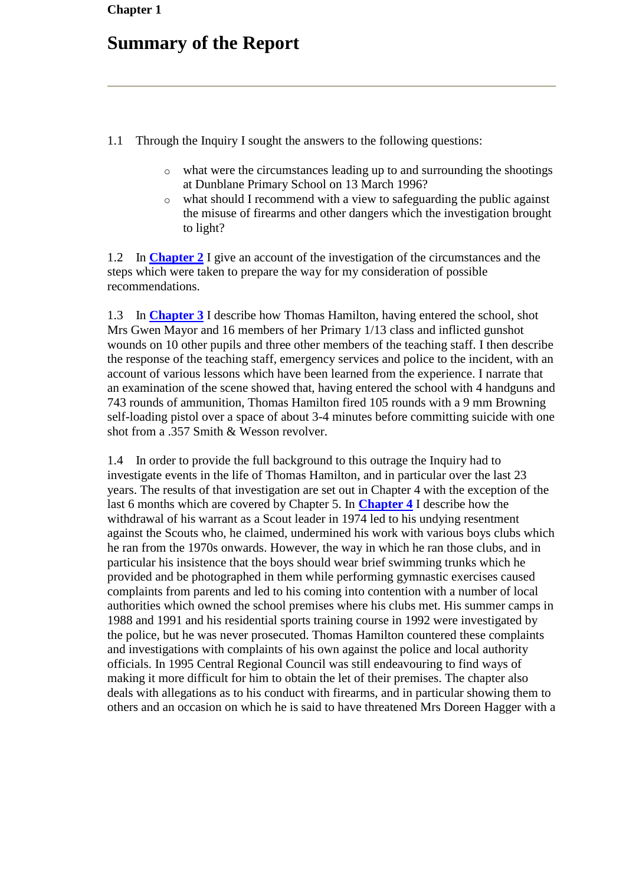Chapter 1

# Summary of the Report

---

1.1 Through the Inquiry I sought the answers to the following questions:

- what were the circumstances leading up to and surrounding the shootings at Dunblane Primary School on 13 March 1996?
- what should I recommend with a view to safeguarding the public against the misuse of firearms and other dangers which the investigation brought to light?

1.2 In **Chapter 2** I give an account of the investigation of the circumstances and the steps which were taken to prepare the way for my consideration of possible recommendations.

1.3 In **Chapter 3** I describe how Thomas Hamilton, having entered the school, shot Mrs Gwen Mayor and 16 members of her Primary 1/13 class and inflicted gunshot wounds on 10 other pupils and three other members of the teaching staff. I then describe the response of the teaching staff, emergency services and police to the incident, with an account of various lessons which have been learned from the experience. I narrate that an examination of the scene showed that, having entered the school with 4 handguns and 743 rounds of ammunition, Thomas Hamilton fired 105 rounds with a 9 mm Browning self-loading pistol over a space of about 3-4 minutes before committing suicide with one shot from a .357 Smith & Wesson revolver.

1.4 In order to provide the full background to this outrage the Inquiry had to investigate events in the life of Thomas Hamilton, and in particular over the last 23 years. The results of that investigation are set out in Chapter 4 with the exception of the last 6 months which are covered by Chapter 5. In **Chapter 4** I describe how the withdrawal of his warrant as a Scout leader in 1974 led to his undying resentment against the Scouts who, he claimed, undermined his work with various boys clubs which he ran from the 1970s onwards. However, the way in which he ran those clubs, and in particular his insistence that the boys should wear brief swimming trunks which he provided and be photographed in them while performing gymnastic exercises caused complaints from parents and led to his coming into contention with a number of local authorities which owned the school premises where his clubs met. His summer camps in 1988 and 1991 and his residential sports training course in 1992 were investigated by the police, but he was never prosecuted. Thomas Hamilton countered these complaints and investigations with complaints of his own against the police and local authority officials. In 1995 Central Regional Council was still endeavouring to find ways of making it more difficult for him to obtain the let of their premises. The chapter also deals with allegations as to his conduct with firearms, and in particular showing them to others and an occasion on which he is said to have threatened Mrs Doreen Hagger with a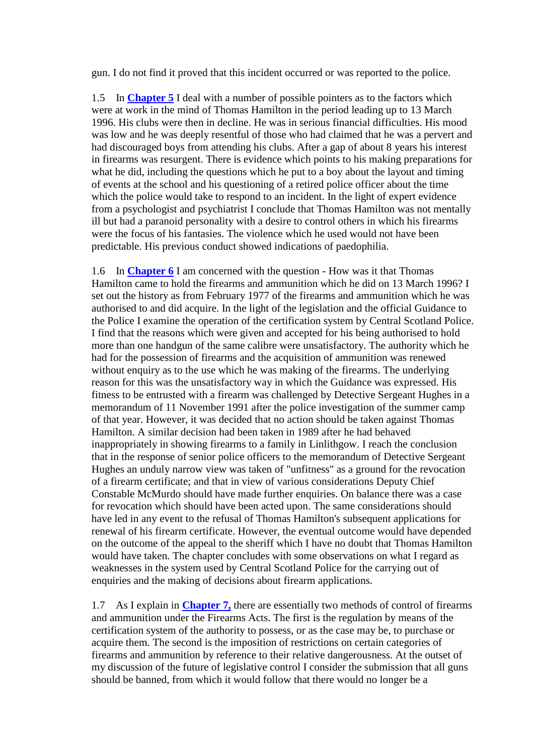gun. I do not find it proved that this incident occurred or was reported to the police.

1.5 In **Chapter 5** I deal with a number of possible pointers as to the factors which were at work in the mind of Thomas Hamilton in the period leading up to 13 March 1996. His clubs were then in decline. He was in serious financial difficulties. His mood was low and he was deeply resentful of those who had claimed that he was a pervert and had discouraged boys from attending his clubs. After a gap of about 8 years his interest in firearms was resurgent. There is evidence which points to his making preparations for what he did, including the questions which he put to a boy about the layout and timing of events at the school and his questioning of a retired police officer about the time which the police would take to respond to an incident. In the light of expert evidence from a psychologist and psychiatrist I conclude that Thomas Hamilton was not mentally ill but had a paranoid personality with a desire to control others in which his firearms were the focus of his fantasies. The violence which he used would not have been predictable. His previous conduct showed indications of paedophilia.

1.6 In **Chapter 6** I am concerned with the question - How was it that Thomas Hamilton came to hold the firearms and ammunition which he did on 13 March 1996? I set out the history as from February 1977 of the firearms and ammunition which he was authorised to and did acquire. In the light of the legislation and the official Guidance to the Police I examine the operation of the certification system by Central Scotland Police. I find that the reasons which were given and accepted for his being authorised to hold more than one handgun of the same calibre were unsatisfactory. The authority which he had for the possession of firearms and the acquisition of ammunition was renewed without enquiry as to the use which he was making of the firearms. The underlying reason for this was the unsatisfactory way in which the Guidance was expressed. His fitness to be entrusted with a firearm was challenged by Detective Sergeant Hughes in a memorandum of 11 November 1991 after the police investigation of the summer camp of that year. However, it was decided that no action should be taken against Thomas Hamilton. A similar decision had been taken in 1989 after he had behaved inappropriately in showing firearms to a family in Linlithgow. I reach the conclusion that in the response of senior police officers to the memorandum of Detective Sergeant Hughes an unduly narrow view was taken of "unfitness" as a ground for the revocation of a firearm certificate; and that in view of various considerations Deputy Chief Constable McMurdo should have made further enquiries. On balance there was a case for revocation which should have been acted upon. The same considerations should have led in any event to the refusal of Thomas Hamilton's subsequent applications for renewal of his firearm certificate. However, the eventual outcome would have depended on the outcome of the appeal to the sheriff which I have no doubt that Thomas Hamilton would have taken. The chapter concludes with some observations on what I regard as weaknesses in the system used by Central Scotland Police for the carrying out of enquiries and the making of decisions about firearm applications.

1.7 As I explain in **Chapter 7,** there are essentially two methods of control of firearms and ammunition under the Firearms Acts. The first is the regulation by means of the certification system of the authority to possess, or as the case may be, to purchase or acquire them. The second is the imposition of restrictions on certain categories of firearms and ammunition by reference to their relative dangerousness. At the outset of my discussion of the future of legislative control I consider the submission that all guns should be banned, from which it would follow that there would no longer be a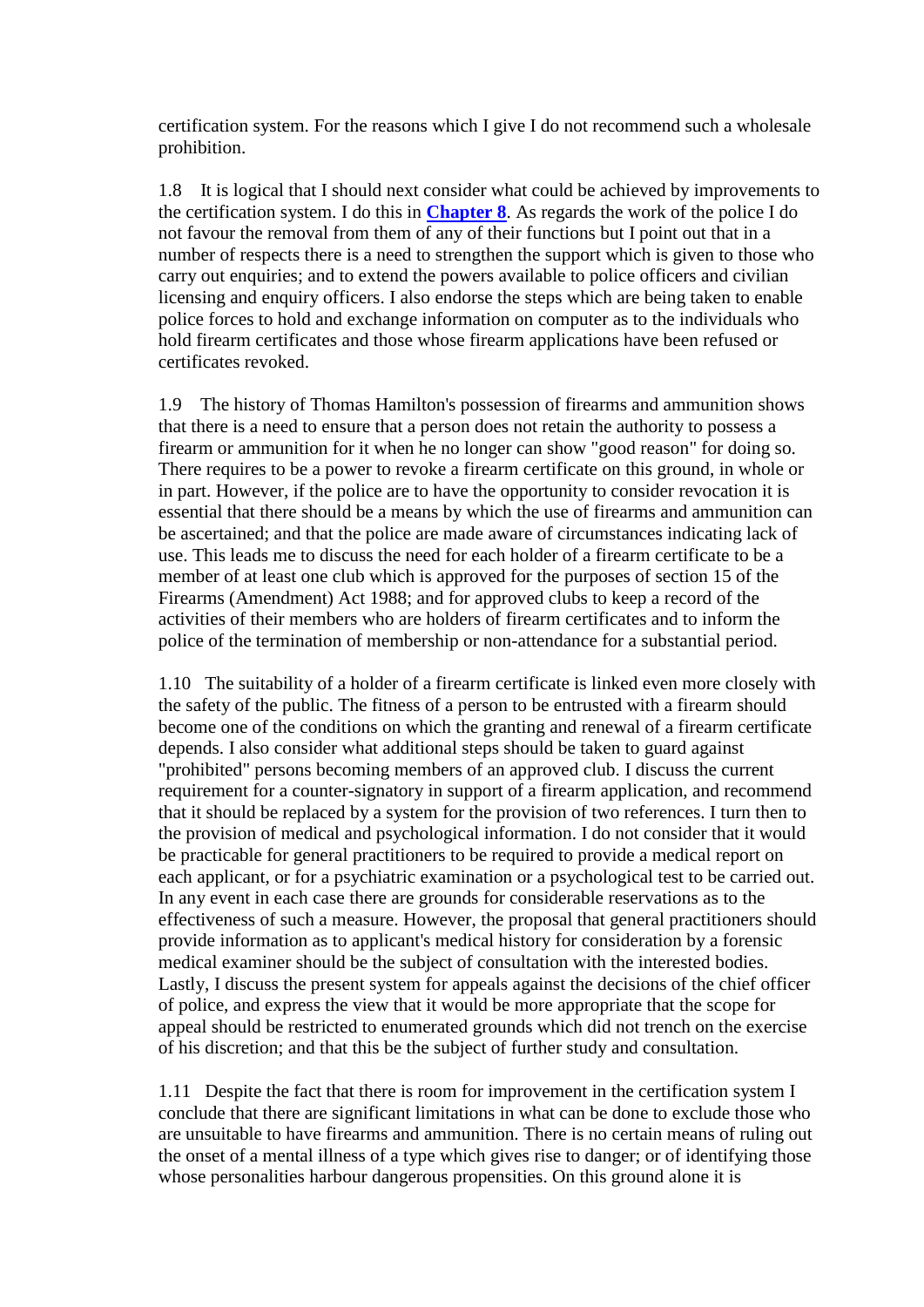certification system. For the reasons which I give I do not recommend such a wholesale prohibition.

1.8 It is logical that I should next consider what could be achieved by improvements to the certification system. I do this in **Chapter 8**. As regards the work of the police I do not favour the removal from them of any of their functions but I point out that in a number of respects there is a need to strengthen the support which is given to those who carry out enquiries; and to extend the powers available to police officers and civilian licensing and enquiry officers. I also endorse the steps which are being taken to enable police forces to hold and exchange information on computer as to the individuals who hold firearm certificates and those whose firearm applications have been refused or certificates revoked.

1.9 The history of Thomas Hamilton's possession of firearms and ammunition shows that there is a need to ensure that a person does not retain the authority to possess a firearm or ammunition for it when he no longer can show "good reason" for doing so. There requires to be a power to revoke a firearm certificate on this ground, in whole or in part. However, if the police are to have the opportunity to consider revocation it is essential that there should be a means by which the use of firearms and ammunition can be ascertained; and that the police are made aware of circumstances indicating lack of use. This leads me to discuss the need for each holder of a firearm certificate to be a member of at least one club which is approved for the purposes of section 15 of the Firearms (Amendment) Act 1988; and for approved clubs to keep a record of the activities of their members who are holders of firearm certificates and to inform the police of the termination of membership or non-attendance for a substantial period.

1.10 The suitability of a holder of a firearm certificate is linked even more closely with the safety of the public. The fitness of a person to be entrusted with a firearm should become one of the conditions on which the granting and renewal of a firearm certificate depends. I also consider what additional steps should be taken to guard against "prohibited" persons becoming members of an approved club. I discuss the current requirement for a counter-signatory in support of a firearm application, and recommend that it should be replaced by a system for the provision of two references. I turn then to the provision of medical and psychological information. I do not consider that it would be practicable for general practitioners to be required to provide a medical report on each applicant, or for a psychiatric examination or a psychological test to be carried out. In any event in each case there are grounds for considerable reservations as to the effectiveness of such a measure. However, the proposal that general practitioners should provide information as to applicant's medical history for consideration by a forensic medical examiner should be the subject of consultation with the interested bodies. Lastly, I discuss the present system for appeals against the decisions of the chief officer of police, and express the view that it would be more appropriate that the scope for appeal should be restricted to enumerated grounds which did not trench on the exercise of his discretion; and that this be the subject of further study and consultation.

1.11 Despite the fact that there is room for improvement in the certification system I conclude that there are significant limitations in what can be done to exclude those who are unsuitable to have firearms and ammunition. There is no certain means of ruling out the onset of a mental illness of a type which gives rise to danger; or of identifying those whose personalities harbour dangerous propensities. On this ground alone it is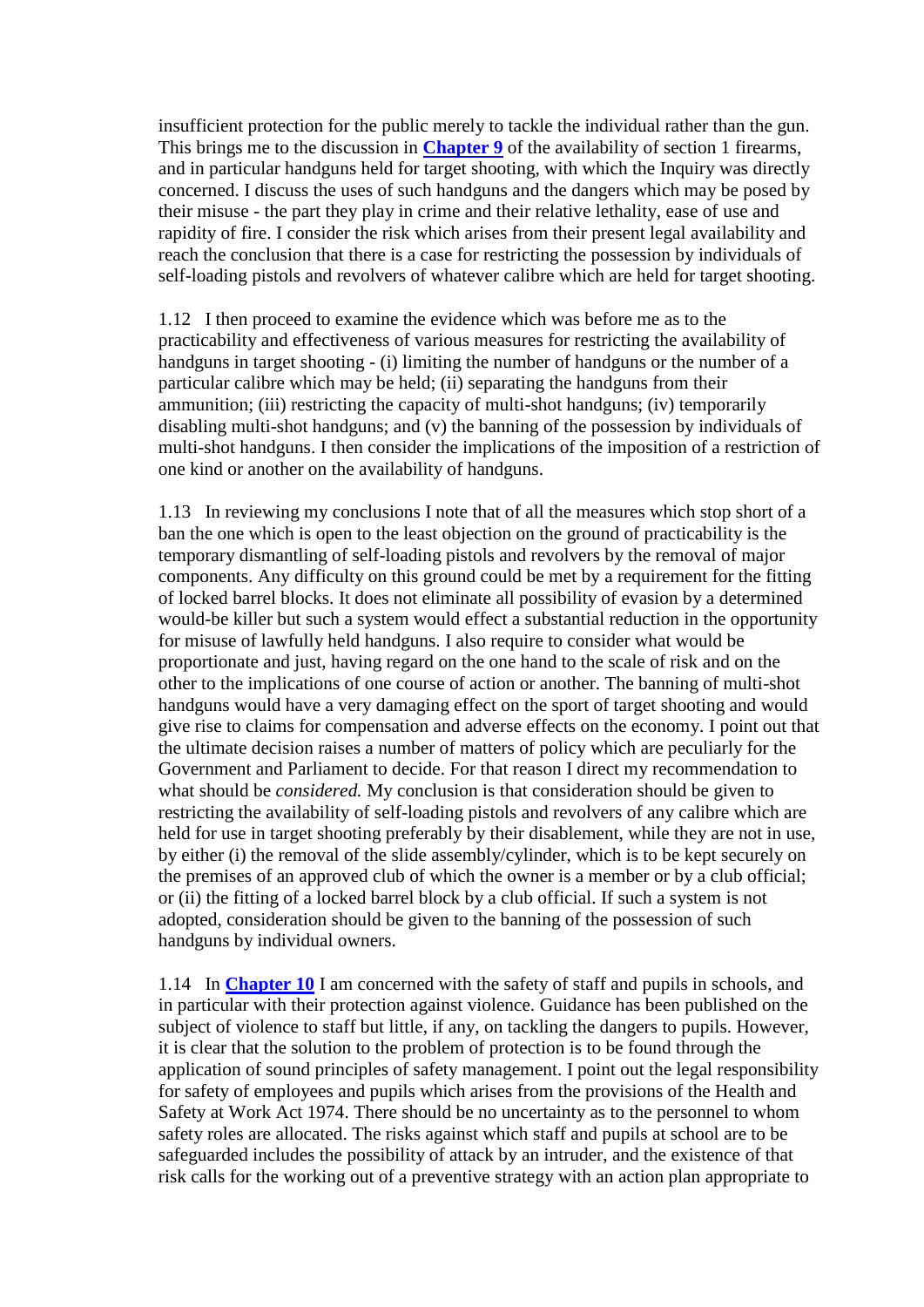insufficient protection for the public merely to tackle the individual rather than the gun. This brings me to the discussion in **Chapter 9** of the availability of section 1 firearms, and in particular handguns held for target shooting, with which the Inquiry was directly concerned. I discuss the uses of such handguns and the dangers which may be posed by their misuse - the part they play in crime and their relative lethality, ease of use and rapidity of fire. I consider the risk which arises from their present legal availability and reach the conclusion that there is a case for restricting the possession by individuals of self-loading pistols and revolvers of whatever calibre which are held for target shooting.

1.12 I then proceed to examine the evidence which was before me as to the practicability and effectiveness of various measures for restricting the availability of handguns in target shooting - (i) limiting the number of handguns or the number of a particular calibre which may be held; (ii) separating the handguns from their ammunition; (iii) restricting the capacity of multi-shot handguns; (iv) temporarily disabling multi-shot handguns; and (v) the banning of the possession by individuals of multi-shot handguns. I then consider the implications of the imposition of a restriction of one kind or another on the availability of handguns.

1.13 In reviewing my conclusions I note that of all the measures which stop short of a ban the one which is open to the least objection on the ground of practicability is the temporary dismantling of self-loading pistols and revolvers by the removal of major components. Any difficulty on this ground could be met by a requirement for the fitting of locked barrel blocks. It does not eliminate all possibility of evasion by a determined would-be killer but such a system would effect a substantial reduction in the opportunity for misuse of lawfully held handguns. I also require to consider what would be proportionate and just, having regard on the one hand to the scale of risk and on the other to the implications of one course of action or another. The banning of multi-shot handguns would have a very damaging effect on the sport of target shooting and would give rise to claims for compensation and adverse effects on the economy. I point out that the ultimate decision raises a number of matters of policy which are peculiarly for the Government and Parliament to decide. For that reason I direct my recommendation to what should be *considered.* My conclusion is that consideration should be given to restricting the availability of self-loading pistols and revolvers of any calibre which are held for use in target shooting preferably by their disablement, while they are not in use, by either (i) the removal of the slide assembly/cylinder, which is to be kept securely on the premises of an approved club of which the owner is a member or by a club official; or (ii) the fitting of a locked barrel block by a club official. If such a system is not adopted, consideration should be given to the banning of the possession of such handguns by individual owners.

1.14 In **Chapter 10** I am concerned with the safety of staff and pupils in schools, and in particular with their protection against violence. Guidance has been published on the subject of violence to staff but little, if any, on tackling the dangers to pupils. However, it is clear that the solution to the problem of protection is to be found through the application of sound principles of safety management. I point out the legal responsibility for safety of employees and pupils which arises from the provisions of the Health and Safety at Work Act 1974. There should be no uncertainty as to the personnel to whom safety roles are allocated. The risks against which staff and pupils at school are to be safeguarded includes the possibility of attack by an intruder, and the existence of that risk calls for the working out of a preventive strategy with an action plan appropriate to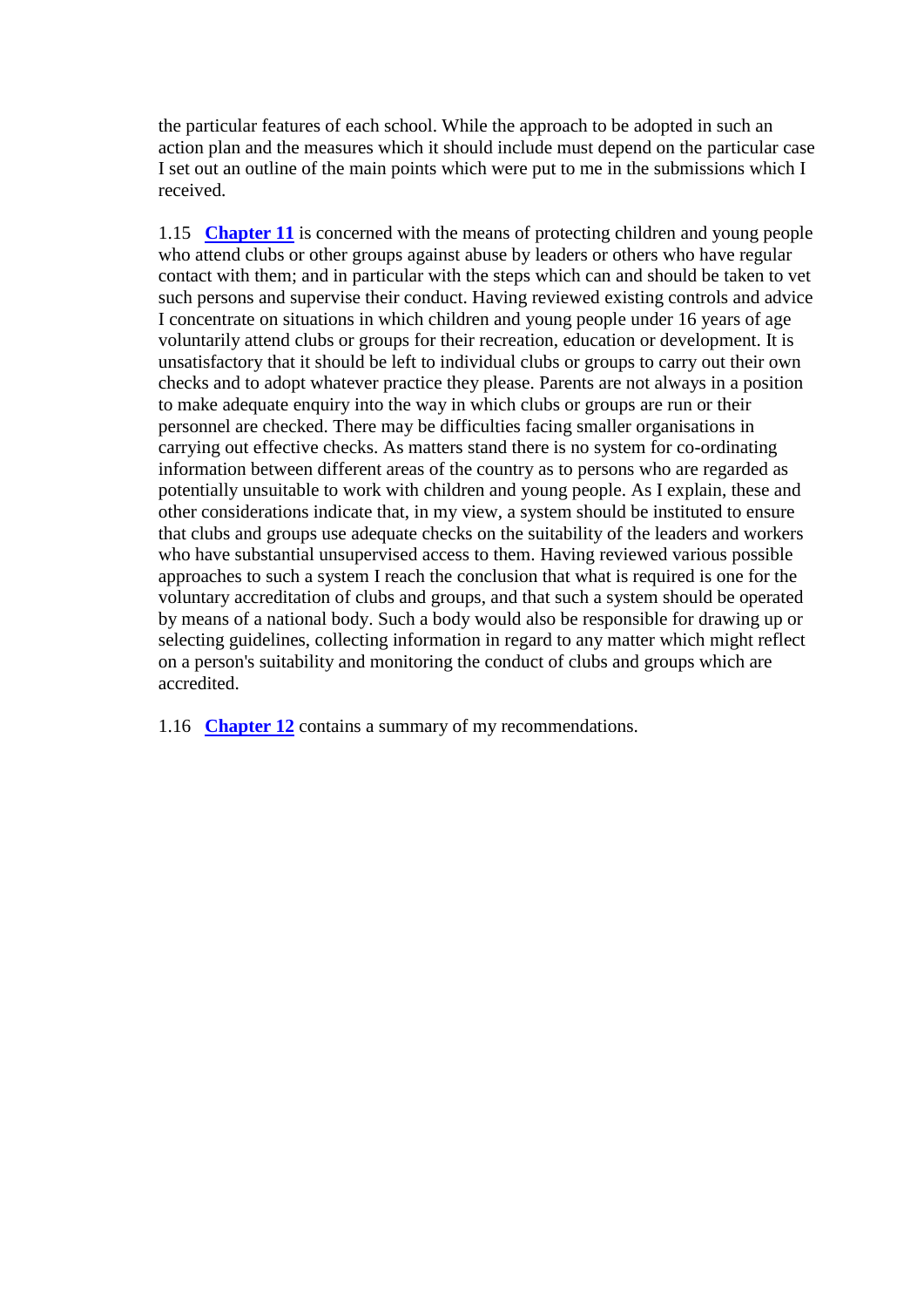the particular features of each school. While the approach to be adopted in such an action plan and the measures which it should include must depend on the particular case I set out an outline of the main points which were put to me in the submissions which I received.

1.15 **Chapter 11** is concerned with the means of protecting children and young people who attend clubs or other groups against abuse by leaders or others who have regular contact with them; and in particular with the steps which can and should be taken to vet such persons and supervise their conduct. Having reviewed existing controls and advice I concentrate on situations in which children and young people under 16 years of age voluntarily attend clubs or groups for their recreation, education or development. It is unsatisfactory that it should be left to individual clubs or groups to carry out their own checks and to adopt whatever practice they please. Parents are not always in a position to make adequate enquiry into the way in which clubs or groups are run or their personnel are checked. There may be difficulties facing smaller organisations in carrying out effective checks. As matters stand there is no system for co-ordinating information between different areas of the country as to persons who are regarded as potentially unsuitable to work with children and young people. As I explain, these and other considerations indicate that, in my view, a system should be instituted to ensure that clubs and groups use adequate checks on the suitability of the leaders and workers who have substantial unsupervised access to them. Having reviewed various possible approaches to such a system I reach the conclusion that what is required is one for the voluntary accreditation of clubs and groups, and that such a system should be operated by means of a national body. Such a body would also be responsible for drawing up or selecting guidelines, collecting information in regard to any matter which might reflect on a person's suitability and monitoring the conduct of clubs and groups which are accredited.

1.16 **Chapter 12** contains a summary of my recommendations.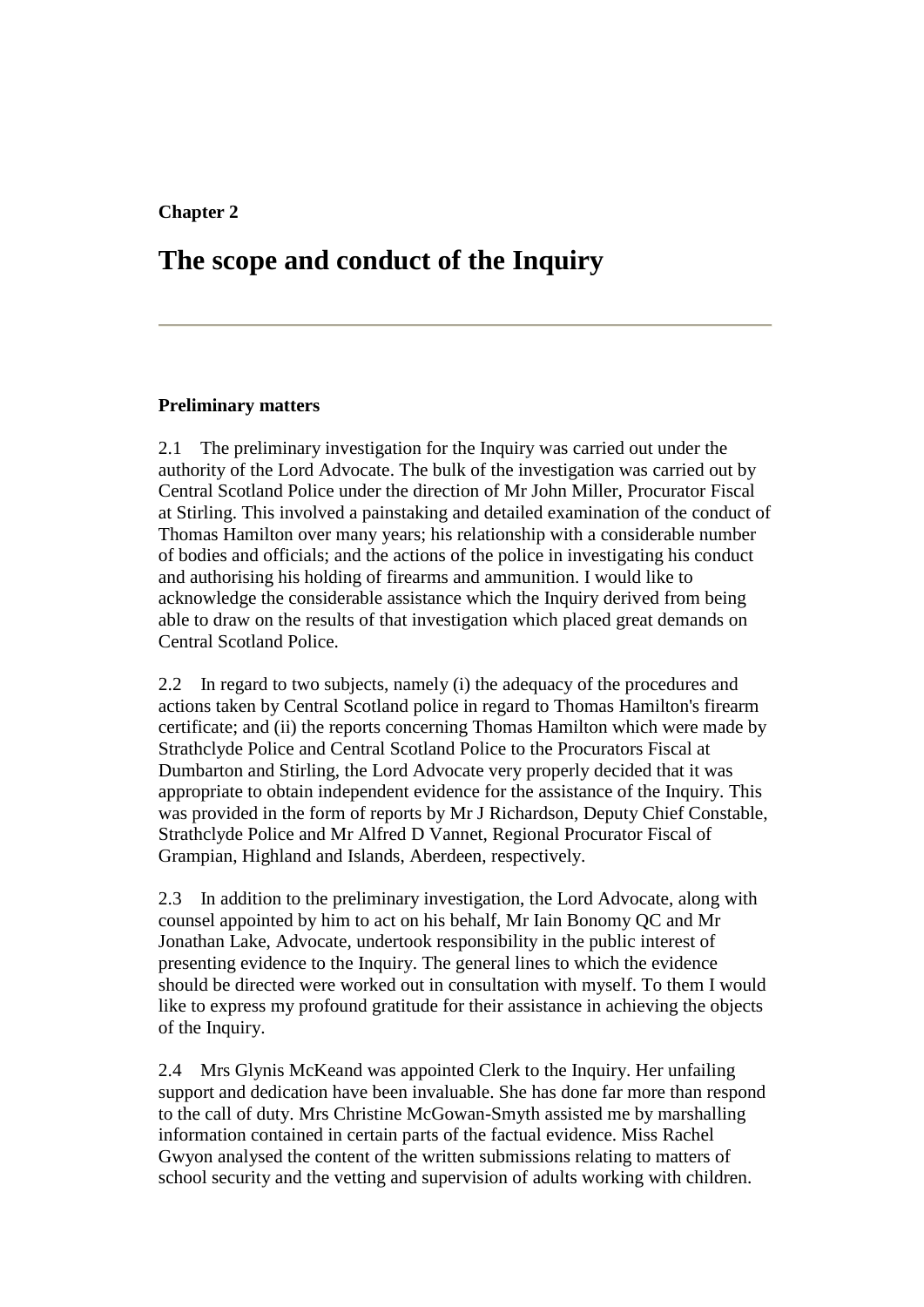**Chapter 2**

# The scope and conduct of the Inquiry

---

### Preliminary matters

2.1 The preliminary investigation for the Inquiry was carried out under the authority of the Lord Advocate. The bulk of the investigation was carried out by Central Scotland Police under the direction of Mr John Miller, Procurator Fiscal at Stirling. This involved a painstaking and detailed examination of the conduct of Thomas Hamilton over many years; his relationship with a considerable number of bodies and officials; and the actions of the police in investigating his conduct and authorising his holding of firearms and ammunition. I would like to acknowledge the considerable assistance which the Inquiry derived from being able to draw on the results of that investigation which placed great demands on Central Scotland Police.

2.2 In regard to two subjects, namely (i) the adequacy of the procedures and actions taken by Central Scotland police in regard to Thomas Hamilton's firearm certificate; and (ii) the reports concerning Thomas Hamilton which were made by Strathclyde Police and Central Scotland Police to the Procurators Fiscal at Dumbarton and Stirling, the Lord Advocate very properly decided that it was appropriate to obtain independent evidence for the assistance of the Inquiry. This was provided in the form of reports by Mr J Richardson, Deputy Chief Constable, Strathclyde Police and Mr Alfred D Vannet, Regional Procurator Fiscal of Grampian, Highland and Islands, Aberdeen, respectively.

2.3 In addition to the preliminary investigation, the Lord Advocate, along with counsel appointed by him to act on his behalf, Mr Iain Bonomy QC and Mr Jonathan Lake, Advocate, undertook responsibility in the public interest of presenting evidence to the Inquiry. The general lines to which the evidence should be directed were worked out in consultation with myself. To them I would like to express my profound gratitude for their assistance in achieving the objects of the Inquiry.

2.4 Mrs Glynis McKeand was appointed Clerk to the Inquiry. Her unfailing support and dedication have been invaluable. She has done far more than respond to the call of duty. Mrs Christine McGowan-Smyth assisted me by marshalling information contained in certain parts of the factual evidence. Miss Rachel Gwyon analysed the content of the written submissions relating to matters of school security and the vetting and supervision of adults working with children.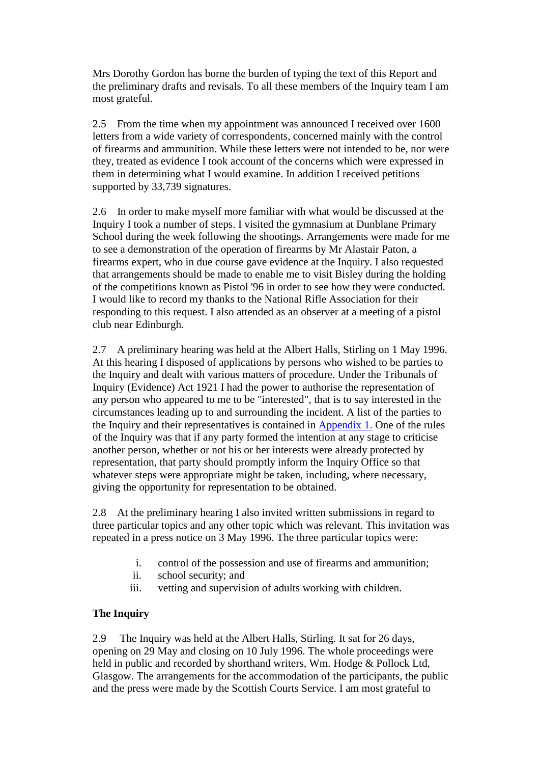Mrs Dorothy Gordon has borne the burden of typing the text of this Report and the preliminary drafts and revisals. To all these members of the Inquiry team I am most grateful.

2.5 From the time when my appointment was announced I received over 1600 letters from a wide variety of correspondents, concerned mainly with the control of firearms and ammunition. While these letters were not intended to be, nor were they, treated as evidence I took account of the concerns which were expressed in them in determining what I would examine. In addition I received petitions supported by 33,739 signatures.

2.6 In order to make myself more familiar with what would be discussed at the Inquiry I took a number of steps. I visited the gymnasium at Dunblane Primary School during the week following the shootings. Arrangements were made for me to see a demonstration of the operation of firearms by Mr Alastair Paton, a firearms expert, who in due course gave evidence at the Inquiry. I also requested that arrangements should be made to enable me to visit Bisley during the holding of the competitions known as Pistol '96 in order to see how they were conducted. I would like to record my thanks to the National Rifle Association for their responding to this request. I also attended as an observer at a meeting of a pistol club near Edinburgh.

2.7 A preliminary hearing was held at the Albert Halls, Stirling on 1 May 1996. At this hearing I disposed of applications by persons who wished to be parties to the Inquiry and dealt with various matters of procedure. Under the Tribunals of Inquiry (Evidence) Act 1921 I had the power to authorise the representation of any person who appeared to me to be "interested", that is to say interested in the circumstances leading up to and surrounding the incident. A list of the parties to the Inquiry and their representatives is contained in Appendix 1. One of the rules of the Inquiry was that if any party formed the intention at any stage to criticise another person, whether or not his or her interests were already protected by representation, that party should promptly inform the Inquiry Office so that whatever steps were appropriate might be taken, including, where necessary, giving the opportunity for representation to be obtained.

2.8 At the preliminary hearing I also invited written submissions in regard to three particular topics and any other topic which was relevant. This invitation was repeated in a press notice on 3 May 1996. The three particular topics were:

i. control of the possession and use of firearms and ammunition;
ii. school security; and
iii. vetting and supervision of adults working with children.

**The Inquiry**

2.9 The Inquiry was held at the Albert Halls, Stirling. It sat for 26 days, opening on 29 May and closing on 10 July 1996. The whole proceedings were held in public and recorded by shorthand writers, Wm. Hodge & Pollock Ltd, Glasgow. The arrangements for the accommodation of the participants, the public and the press were made by the Scottish Courts Service. I am most grateful to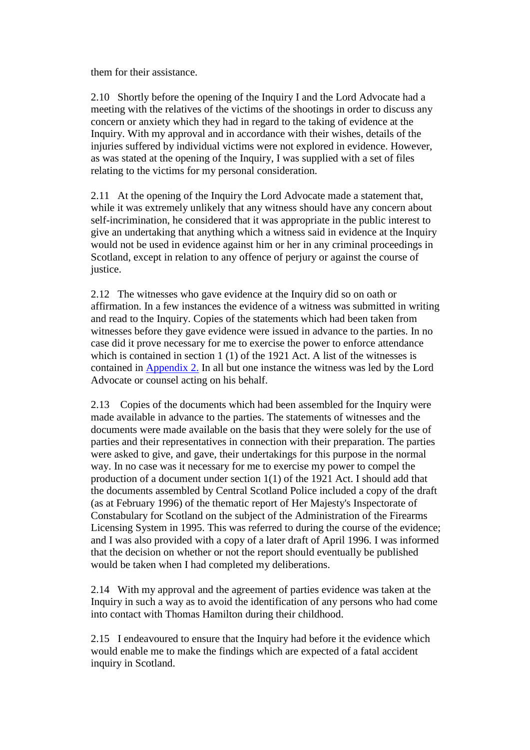them for their assistance.

2.10 Shortly before the opening of the Inquiry I and the Lord Advocate had a meeting with the relatives of the victims of the shootings in order to discuss any concern or anxiety which they had in regard to the taking of evidence at the Inquiry. With my approval and in accordance with their wishes, details of the injuries suffered by individual victims were not explored in evidence. However, as was stated at the opening of the Inquiry, I was supplied with a set of files relating to the victims for my personal consideration.

2.11 At the opening of the Inquiry the Lord Advocate made a statement that, while it was extremely unlikely that any witness should have any concern about self-incrimination, he considered that it was appropriate in the public interest to give an undertaking that anything which a witness said in evidence at the Inquiry would not be used in evidence against him or her in any criminal proceedings in Scotland, except in relation to any offence of perjury or against the course of justice.

2.12 The witnesses who gave evidence at the Inquiry did so on oath or affirmation. In a few instances the evidence of a witness was submitted in writing and read to the Inquiry. Copies of the statements which had been taken from witnesses before they gave evidence were issued in advance to the parties. In no case did it prove necessary for me to exercise the power to enforce attendance which is contained in section 1 (1) of the 1921 Act. A list of the witnesses is contained in Appendix 2. In all but one instance the witness was led by the Lord Advocate or counsel acting on his behalf.

2.13 Copies of the documents which had been assembled for the Inquiry were made available in advance to the parties. The statements of witnesses and the documents were made available on the basis that they were solely for the use of parties and their representatives in connection with their preparation. The parties were asked to give, and gave, their undertakings for this purpose in the normal way. In no case was it necessary for me to exercise my power to compel the production of a document under section 1(1) of the 1921 Act. I should add that the documents assembled by Central Scotland Police included a copy of the draft (as at February 1996) of the thematic report of Her Majesty's Inspectorate of Constabulary for Scotland on the subject of the Administration of the Firearms Licensing System in 1995. This was referred to during the course of the evidence; and I was also provided with a copy of a later draft of April 1996. I was informed that the decision on whether or not the report should eventually be published would be taken when I had completed my deliberations.

2.14 With my approval and the agreement of parties evidence was taken at the Inquiry in such a way as to avoid the identification of any persons who had come into contact with Thomas Hamilton during their childhood.

2.15 I endeavoured to ensure that the Inquiry had before it the evidence which would enable me to make the findings which are expected of a fatal accident inquiry in Scotland.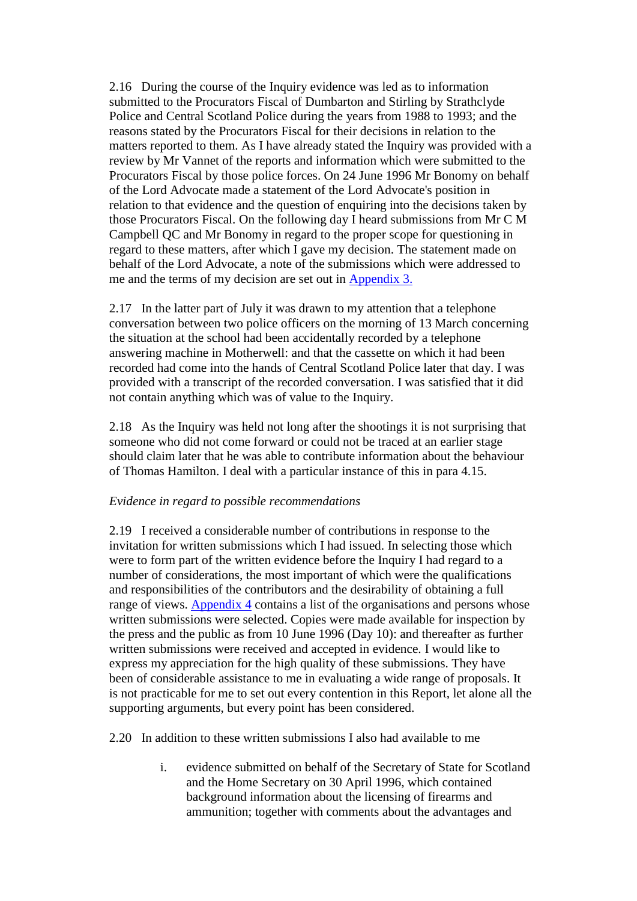2.16 During the course of the Inquiry evidence was led as to information submitted to the Procurators Fiscal of Dumbarton and Stirling by Strathclyde Police and Central Scotland Police during the years from 1988 to 1993; and the reasons stated by the Procurators Fiscal for their decisions in relation to the matters reported to them. As I have already stated the Inquiry was provided with a review by Mr Vannet of the reports and information which were submitted to the Procurators Fiscal by those police forces. On 24 June 1996 Mr Bonomy on behalf of the Lord Advocate made a statement of the Lord Advocate's position in relation to that evidence and the question of enquiring into the decisions taken by those Procurators Fiscal. On the following day I heard submissions from Mr C M Campbell QC and Mr Bonomy in regard to the proper scope for questioning in regard to these matters, after which I gave my decision. The statement made on behalf of the Lord Advocate, a note of the submissions which were addressed to me and the terms of my decision are set out in Appendix 3.

2.17 In the latter part of July it was drawn to my attention that a telephone conversation between two police officers on the morning of 13 March concerning the situation at the school had been accidentally recorded by a telephone answering machine in Motherwell: and that the cassette on which it had been recorded had come into the hands of Central Scotland Police later that day. I was provided with a transcript of the recorded conversation. I was satisfied that it did not contain anything which was of value to the Inquiry.

2.18 As the Inquiry was held not long after the shootings it is not surprising that someone who did not come forward or could not be traced at an earlier stage should claim later that he was able to contribute information about the behaviour of Thomas Hamilton. I deal with a particular instance of this in para 4.15.

*Evidence in regard to possible recommendations*

2.19 I received a considerable number of contributions in response to the invitation for written submissions which I had issued. In selecting those which were to form part of the written evidence before the Inquiry I had regard to a number of considerations, the most important of which were the qualifications and responsibilities of the contributors and the desirability of obtaining a full range of views. Appendix 4 contains a list of the organisations and persons whose written submissions were selected. Copies were made available for inspection by the press and the public as from 10 June 1996 (Day 10): and thereafter as further written submissions were received and accepted in evidence. I would like to express my appreciation for the high quality of these submissions. They have been of considerable assistance to me in evaluating a wide range of proposals. It is not practicable for me to set out every contention in this Report, let alone all the supporting arguments, but every point has been considered.

2.20 In addition to these written submissions I also had available to me

i. evidence submitted on behalf of the Secretary of State for Scotland and the Home Secretary on 30 April 1996, which contained background information about the licensing of firearms and ammunition; together with comments about the advantages and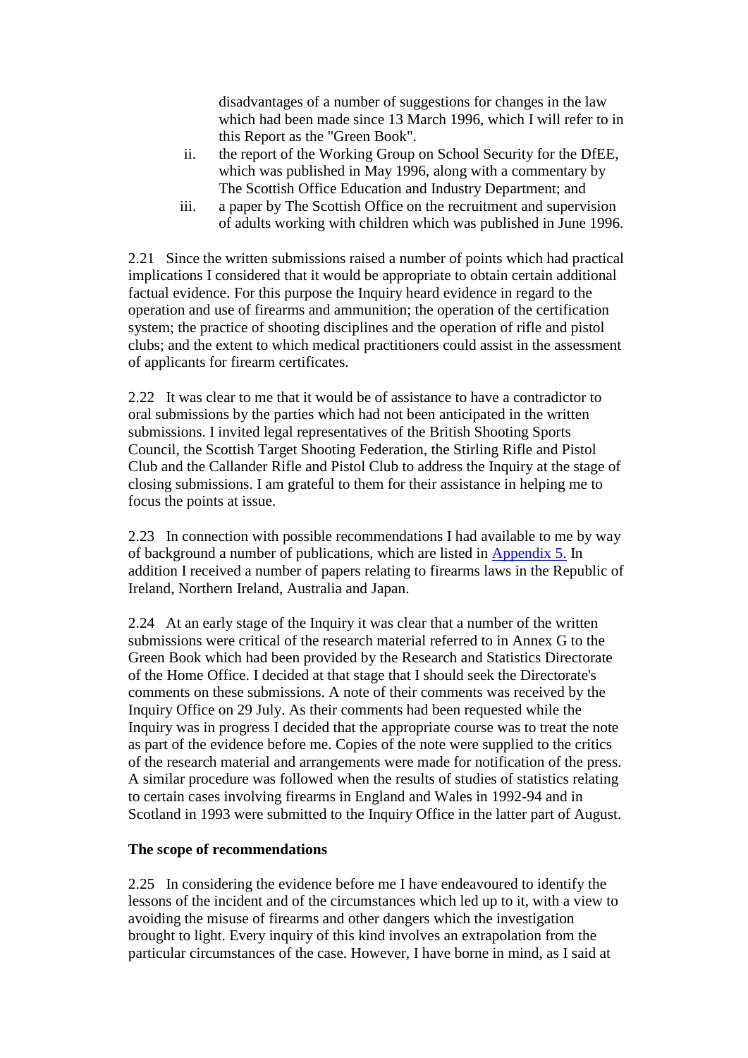disadvantages of a number of suggestions for changes in the law which had been made since 13 March 1996, which I will refer to in this Report as the "Green Book".

ii. the report of the Working Group on School Security for the DfEE, which was published in May 1996, along with a commentary by The Scottish Office Education and Industry Department; and

iii. a paper by The Scottish Office on the recruitment and supervision of adults working with children which was published in June 1996.

2.21 Since the written submissions raised a number of points which had practical implications I considered that it would be appropriate to obtain certain additional factual evidence. For this purpose the Inquiry heard evidence in regard to the operation and use of firearms and ammunition; the operation of the certification system; the practice of shooting disciplines and the operation of rifle and pistol clubs; and the extent to which medical practitioners could assist in the assessment of applicants for firearm certificates.

2.22 It was clear to me that it would be of assistance to have a contradictor to oral submissions by the parties which had not been anticipated in the written submissions. I invited legal representatives of the British Shooting Sports Council, the Scottish Target Shooting Federation, the Stirling Rifle and Pistol Club and the Callander Rifle and Pistol Club to address the Inquiry at the stage of closing submissions. I am grateful to them for their assistance in helping me to focus the points at issue.

2.23 In connection with possible recommendations I had available to me by way of background a number of publications, which are listed in Appendix 5. In addition I received a number of papers relating to firearms laws in the Republic of Ireland, Northern Ireland, Australia and Japan.

2.24 At an early stage of the Inquiry it was clear that a number of the written submissions were critical of the research material referred to in Annex G to the Green Book which had been provided by the Research and Statistics Directorate of the Home Office. I decided at that stage that I should seek the Directorate's comments on these submissions. A note of their comments was received by the Inquiry Office on 29 July. As their comments had been requested while the Inquiry was in progress I decided that the appropriate course was to treat the note as part of the evidence before me. Copies of the note were supplied to the critics of the research material and arrangements were made for notification of the press. A similar procedure was followed when the results of studies of statistics relating to certain cases involving firearms in England and Wales in 1992-94 and in Scotland in 1993 were submitted to the Inquiry Office in the latter part of August.

**The scope of recommendations**

2.25 In considering the evidence before me I have endeavoured to identify the lessons of the incident and of the circumstances which led up to it, with a view to avoiding the misuse of firearms and other dangers which the investigation brought to light. Every inquiry of this kind involves an extrapolation from the particular circumstances of the case. However, I have borne in mind, as I said at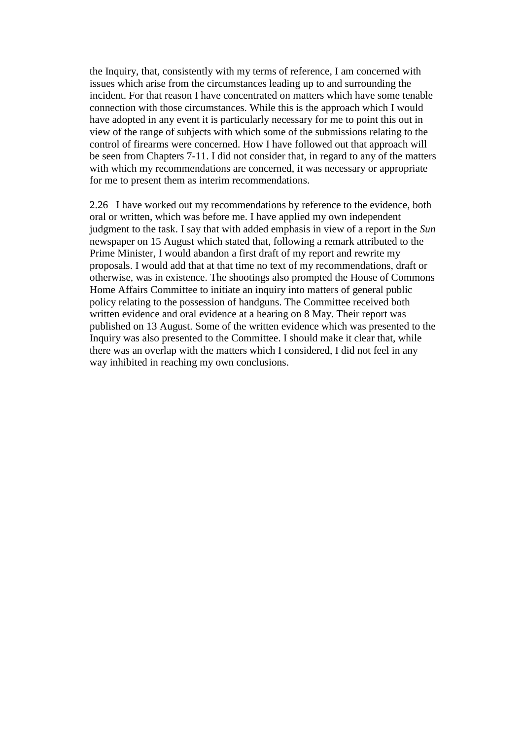the Inquiry, that, consistently with my terms of reference, I am concerned with issues which arise from the circumstances leading up to and surrounding the incident. For that reason I have concentrated on matters which have some tenable connection with those circumstances. While this is the approach which I would have adopted in any event it is particularly necessary for me to point this out in view of the range of subjects with which some of the submissions relating to the control of firearms were concerned. How I have followed out that approach will be seen from Chapters 7-11. I did not consider that, in regard to any of the matters with which my recommendations are concerned, it was necessary or appropriate for me to present them as interim recommendations.

2.26 I have worked out my recommendations by reference to the evidence, both oral or written, which was before me. I have applied my own independent judgment to the task. I say that with added emphasis in view of a report in the *Sun* newspaper on 15 August which stated that, following a remark attributed to the Prime Minister, I would abandon a first draft of my report and rewrite my proposals. I would add that at that time no text of my recommendations, draft or otherwise, was in existence. The shootings also prompted the House of Commons Home Affairs Committee to initiate an inquiry into matters of general public policy relating to the possession of handguns. The Committee received both written evidence and oral evidence at a hearing on 8 May. Their report was published on 13 August. Some of the written evidence which was presented to the Inquiry was also presented to the Committee. I should make it clear that, while there was an overlap with the matters which I considered, I did not feel in any way inhibited in reaching my own conclusions.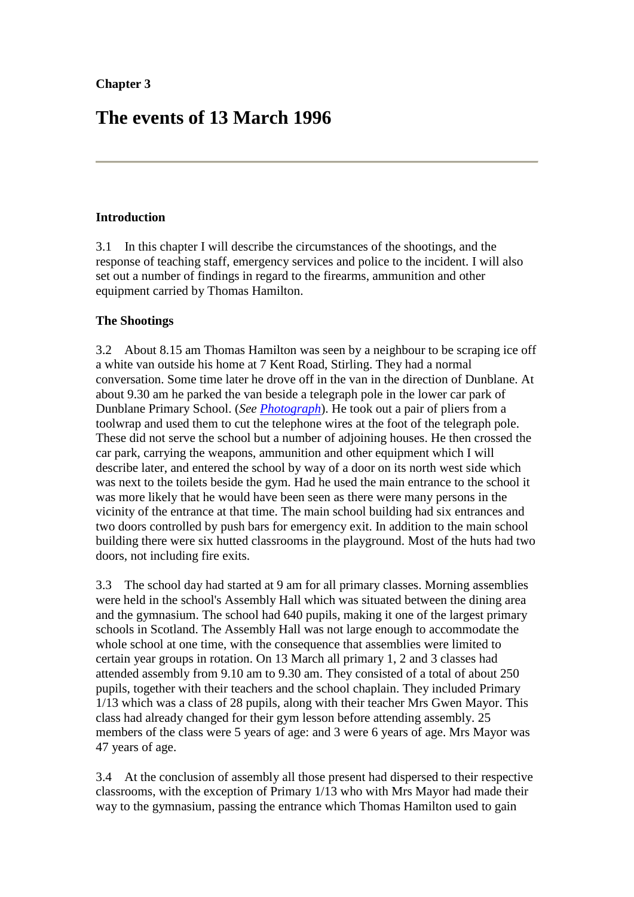**Chapter 3**

# The events of 13 March 1996

---

**Introduction**

3.1 In this chapter I will describe the circumstances of the shootings, and the response of teaching staff, emergency services and police to the incident. I will also set out a number of findings in regard to the firearms, ammunition and other equipment carried by Thomas Hamilton.

**The Shootings**

3.2 About 8.15 am Thomas Hamilton was seen by a neighbour to be scraping ice off a white van outside his home at 7 Kent Road, Stirling. They had a normal conversation. Some time later he drove off in the van in the direction of Dunblane. At about 9.30 am he parked the van beside a telegraph pole in the lower car park of Dunblane Primary School. (*See Photograph*). He took out a pair of pliers from a toolwrap and used them to cut the telephone wires at the foot of the telegraph pole. These did not serve the school but a number of adjoining houses. He then crossed the car park, carrying the weapons, ammunition and other equipment which I will describe later, and entered the school by way of a door on its north west side which was next to the toilets beside the gym. Had he used the main entrance to the school it was more likely that he would have been seen as there were many persons in the vicinity of the entrance at that time. The main school building had six entrances and two doors controlled by push bars for emergency exit. In addition to the main school building there were six hutted classrooms in the playground. Most of the huts had two doors, not including fire exits.

3.3 The school day had started at 9 am for all primary classes. Morning assemblies were held in the school's Assembly Hall which was situated between the dining area and the gymnasium. The school had 640 pupils, making it one of the largest primary schools in Scotland. The Assembly Hall was not large enough to accommodate the whole school at one time, with the consequence that assemblies were limited to certain year groups in rotation. On 13 March all primary 1, 2 and 3 classes had attended assembly from 9.10 am to 9.30 am. They consisted of a total of about 250 pupils, together with their teachers and the school chaplain. They included Primary 1/13 which was a class of 28 pupils, along with their teacher Mrs Gwen Mayor. This class had already changed for their gym lesson before attending assembly. 25 members of the class were 5 years of age: and 3 were 6 years of age. Mrs Mayor was 47 years of age.

3.4 At the conclusion of assembly all those present had dispersed to their respective classrooms, with the exception of Primary 1/13 who with Mrs Mayor had made their way to the gymnasium, passing the entrance which Thomas Hamilton used to gain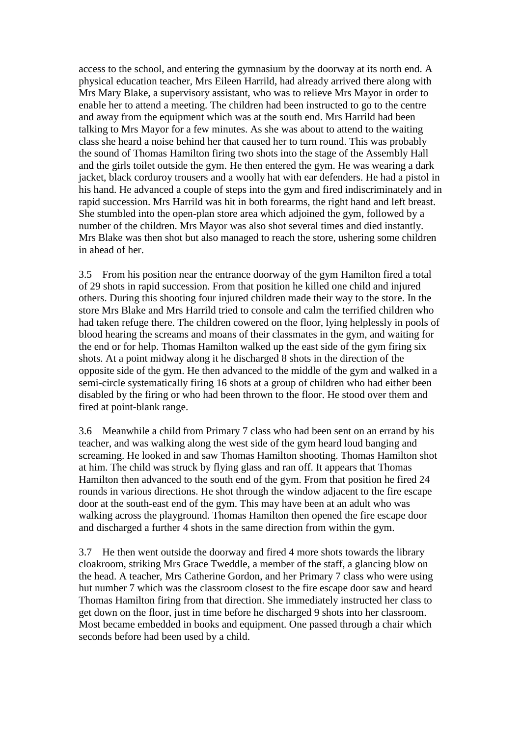access to the school, and entering the gymnasium by the doorway at its north end. A physical education teacher, Mrs Eileen Harrild, had already arrived there along with Mrs Mary Blake, a supervisory assistant, who was to relieve Mrs Mayor in order to enable her to attend a meeting. The children had been instructed to go to the centre and away from the equipment which was at the south end. Mrs Harrild had been talking to Mrs Mayor for a few minutes. As she was about to attend to the waiting class she heard a noise behind her that caused her to turn round. This was probably the sound of Thomas Hamilton firing two shots into the stage of the Assembly Hall and the girls toilet outside the gym. He then entered the gym. He was wearing a dark jacket, black corduroy trousers and a woolly hat with ear defenders. He had a pistol in his hand. He advanced a couple of steps into the gym and fired indiscriminately and in rapid succession. Mrs Harrild was hit in both forearms, the right hand and left breast. She stumbled into the open-plan store area which adjoined the gym, followed by a number of the children. Mrs Mayor was also shot several times and died instantly. Mrs Blake was then shot but also managed to reach the store, ushering some children in ahead of her.

3.5 From his position near the entrance doorway of the gym Hamilton fired a total of 29 shots in rapid succession. From that position he killed one child and injured others. During this shooting four injured children made their way to the store. In the store Mrs Blake and Mrs Harrild tried to console and calm the terrified children who had taken refuge there. The children cowered on the floor, lying helplessly in pools of blood hearing the screams and moans of their classmates in the gym, and waiting for the end or for help. Thomas Hamilton walked up the east side of the gym firing six shots. At a point midway along it he discharged 8 shots in the direction of the opposite side of the gym. He then advanced to the middle of the gym and walked in a semi-circle systematically firing 16 shots at a group of children who had either been disabled by the firing or who had been thrown to the floor. He stood over them and fired at point-blank range.

3.6 Meanwhile a child from Primary 7 class who had been sent on an errand by his teacher, and was walking along the west side of the gym heard loud banging and screaming. He looked in and saw Thomas Hamilton shooting. Thomas Hamilton shot at him. The child was struck by flying glass and ran off. It appears that Thomas Hamilton then advanced to the south end of the gym. From that position he fired 24 rounds in various directions. He shot through the window adjacent to the fire escape door at the south-east end of the gym. This may have been at an adult who was walking across the playground. Thomas Hamilton then opened the fire escape door and discharged a further 4 shots in the same direction from within the gym.

3.7 He then went outside the doorway and fired 4 more shots towards the library cloakroom, striking Mrs Grace Tweddle, a member of the staff, a glancing blow on the head. A teacher, Mrs Catherine Gordon, and her Primary 7 class who were using hut number 7 which was the classroom closest to the fire escape door saw and heard Thomas Hamilton firing from that direction. She immediately instructed her class to get down on the floor, just in time before he discharged 9 shots into her classroom. Most became embedded in books and equipment. One passed through a chair which seconds before had been used by a child.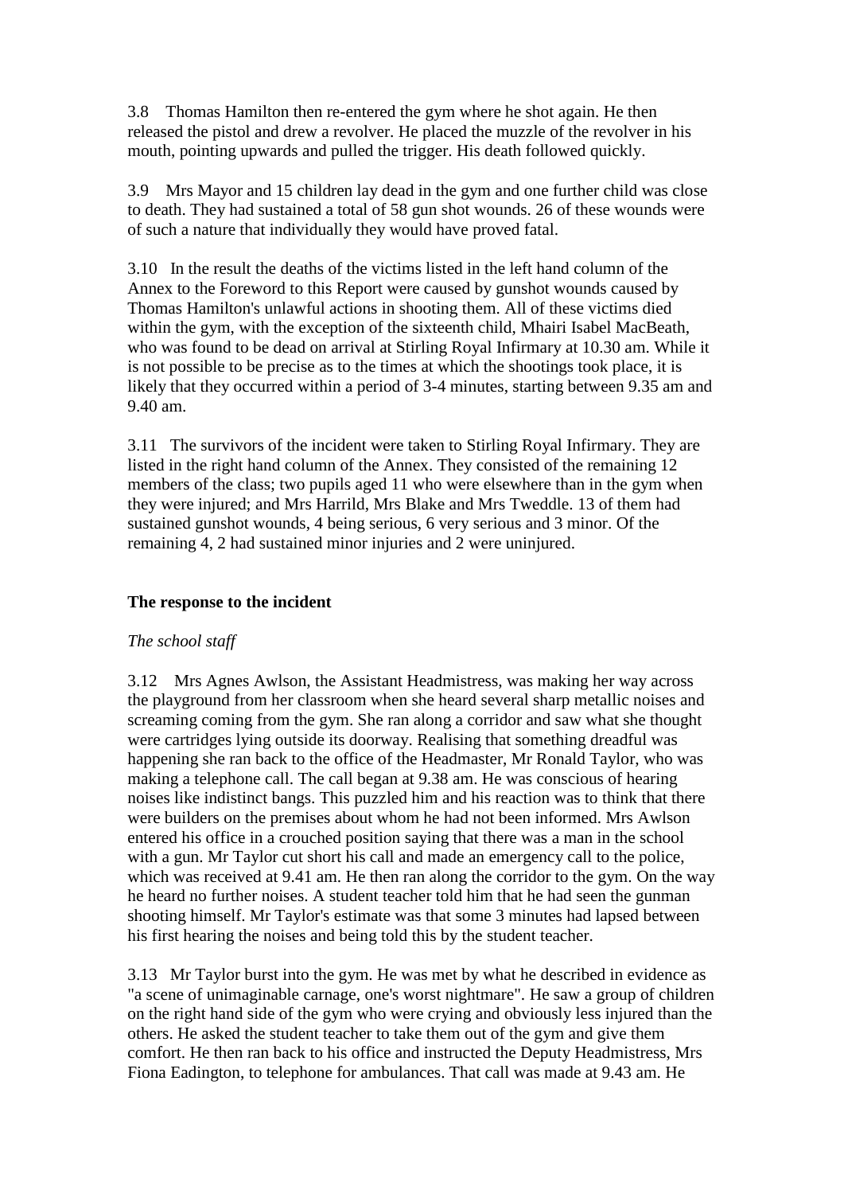3.8 Thomas Hamilton then re-entered the gym where he shot again. He then released the pistol and drew a revolver. He placed the muzzle of the revolver in his mouth, pointing upwards and pulled the trigger. His death followed quickly.

3.9 Mrs Mayor and 15 children lay dead in the gym and one further child was close to death. They had sustained a total of 58 gun shot wounds. 26 of these wounds were of such a nature that individually they would have proved fatal.

3.10 In the result the deaths of the victims listed in the left hand column of the Annex to the Foreword to this Report were caused by gunshot wounds caused by Thomas Hamilton's unlawful actions in shooting them. All of these victims died within the gym, with the exception of the sixteenth child, Mhairi Isabel MacBeath, who was found to be dead on arrival at Stirling Royal Infirmary at 10.30 am. While it is not possible to be precise as to the times at which the shootings took place, it is likely that they occurred within a period of 3-4 minutes, starting between 9.35 am and 9.40 am.

3.11 The survivors of the incident were taken to Stirling Royal Infirmary. They are listed in the right hand column of the Annex. They consisted of the remaining 12 members of the class; two pupils aged 11 who were elsewhere than in the gym when they were injured; and Mrs Harrild, Mrs Blake and Mrs Tweddle. 13 of them had sustained gunshot wounds, 4 being serious, 6 very serious and 3 minor. Of the remaining 4, 2 had sustained minor injuries and 2 were uninjured.

## The response to the incident

*The school staff*

3.12 Mrs Agnes Awlson, the Assistant Headmistress, was making her way across the playground from her classroom when she heard several sharp metallic noises and screaming coming from the gym. She ran along a corridor and saw what she thought were cartridges lying outside its doorway. Realising that something dreadful was happening she ran back to the office of the Headmaster, Mr Ronald Taylor, who was making a telephone call. The call began at 9.38 am. He was conscious of hearing noises like indistinct bangs. This puzzled him and his reaction was to think that there were builders on the premises about whom he had not been informed. Mrs Awlson entered his office in a crouched position saying that there was a man in the school with a gun. Mr Taylor cut short his call and made an emergency call to the police, which was received at 9.41 am. He then ran along the corridor to the gym. On the way he heard no further noises. A student teacher told him that he had seen the gunman shooting himself. Mr Taylor's estimate was that some 3 minutes had lapsed between his first hearing the noises and being told this by the student teacher.

3.13 Mr Taylor burst into the gym. He was met by what he described in evidence as "a scene of unimaginable carnage, one's worst nightmare". He saw a group of children on the right hand side of the gym who were crying and obviously less injured than the others. He asked the student teacher to take them out of the gym and give them comfort. He then ran back to his office and instructed the Deputy Headmistress, Mrs Fiona Eadington, to telephone for ambulances. That call was made at 9.43 am. He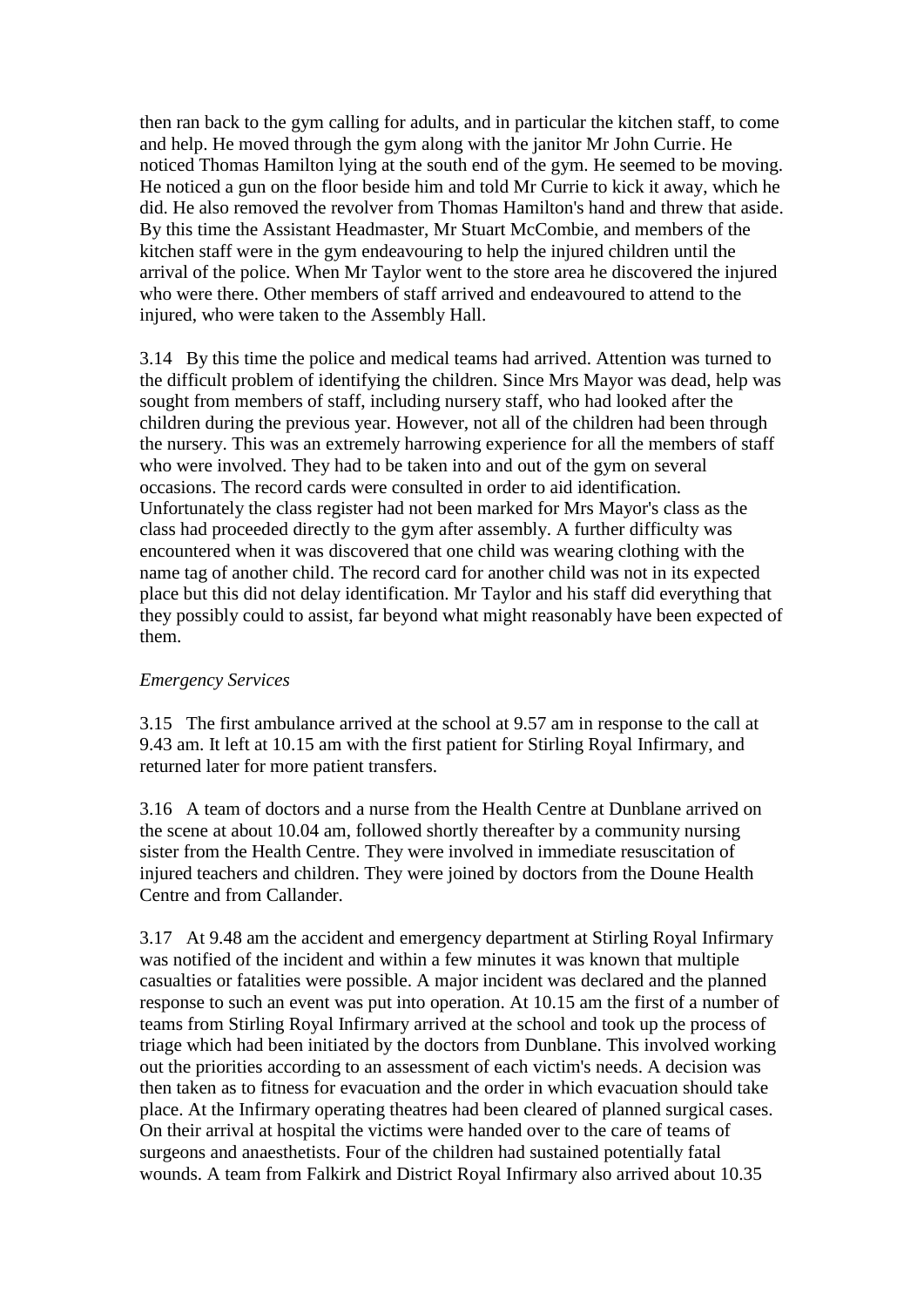then ran back to the gym calling for adults, and in particular the kitchen staff, to come and help. He moved through the gym along with the janitor Mr John Currie. He noticed Thomas Hamilton lying at the south end of the gym. He seemed to be moving. He noticed a gun on the floor beside him and told Mr Currie to kick it away, which he did. He also removed the revolver from Thomas Hamilton's hand and threw that aside. By this time the Assistant Headmaster, Mr Stuart McCombie, and members of the kitchen staff were in the gym endeavouring to help the injured children until the arrival of the police. When Mr Taylor went to the store area he discovered the injured who were there. Other members of staff arrived and endeavoured to attend to the injured, who were taken to the Assembly Hall.

3.14 By this time the police and medical teams had arrived. Attention was turned to the difficult problem of identifying the children. Since Mrs Mayor was dead, help was sought from members of staff, including nursery staff, who had looked after the children during the previous year. However, not all of the children had been through the nursery. This was an extremely harrowing experience for all the members of staff who were involved. They had to be taken into and out of the gym on several occasions. The record cards were consulted in order to aid identification. Unfortunately the class register had not been marked for Mrs Mayor's class as the class had proceeded directly to the gym after assembly. A further difficulty was encountered when it was discovered that one child was wearing clothing with the name tag of another child. The record card for another child was not in its expected place but this did not delay identification. Mr Taylor and his staff did everything that they possibly could to assist, far beyond what might reasonably have been expected of them.

*Emergency Services*

3.15 The first ambulance arrived at the school at 9.57 am in response to the call at 9.43 am. It left at 10.15 am with the first patient for Stirling Royal Infirmary, and returned later for more patient transfers.

3.16 A team of doctors and a nurse from the Health Centre at Dunblane arrived on the scene at about 10.04 am, followed shortly thereafter by a community nursing sister from the Health Centre. They were involved in immediate resuscitation of injured teachers and children. They were joined by doctors from the Doune Health Centre and from Callander.

3.17 At 9.48 am the accident and emergency department at Stirling Royal Infirmary was notified of the incident and within a few minutes it was known that multiple casualties or fatalities were possible. A major incident was declared and the planned response to such an event was put into operation. At 10.15 am the first of a number of teams from Stirling Royal Infirmary arrived at the school and took up the process of triage which had been initiated by the doctors from Dunblane. This involved working out the priorities according to an assessment of each victim's needs. A decision was then taken as to fitness for evacuation and the order in which evacuation should take place. At the Infirmary operating theatres had been cleared of planned surgical cases. On their arrival at hospital the victims were handed over to the care of teams of surgeons and anaesthetists. Four of the children had sustained potentially fatal wounds. A team from Falkirk and District Royal Infirmary also arrived about 10.35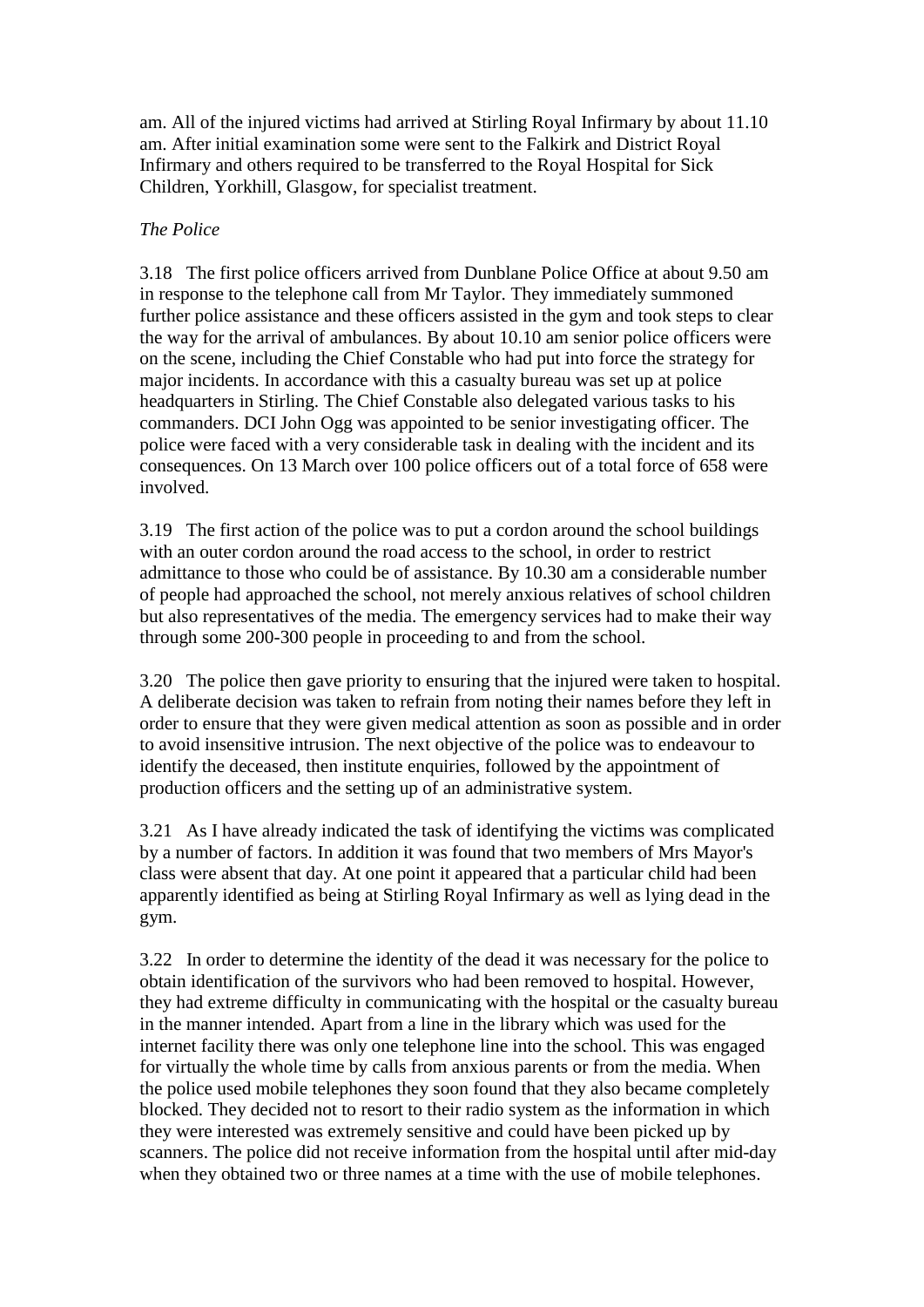am. All of the injured victims had arrived at Stirling Royal Infirmary by about 11.10 am. After initial examination some were sent to the Falkirk and District Royal Infirmary and others required to be transferred to the Royal Hospital for Sick Children, Yorkhill, Glasgow, for specialist treatment.

*The Police*

3.18 The first police officers arrived from Dunblane Police Office at about 9.50 am in response to the telephone call from Mr Taylor. They immediately summoned further police assistance and these officers assisted in the gym and took steps to clear the way for the arrival of ambulances. By about 10.10 am senior police officers were on the scene, including the Chief Constable who had put into force the strategy for major incidents. In accordance with this a casualty bureau was set up at police headquarters in Stirling. The Chief Constable also delegated various tasks to his commanders. DCI John Ogg was appointed to be senior investigating officer. The police were faced with a very considerable task in dealing with the incident and its consequences. On 13 March over 100 police officers out of a total force of 658 were involved.

3.19 The first action of the police was to put a cordon around the school buildings with an outer cordon around the road access to the school, in order to restrict admittance to those who could be of assistance. By 10.30 am a considerable number of people had approached the school, not merely anxious relatives of school children but also representatives of the media. The emergency services had to make their way through some 200-300 people in proceeding to and from the school.

3.20 The police then gave priority to ensuring that the injured were taken to hospital. A deliberate decision was taken to refrain from noting their names before they left in order to ensure that they were given medical attention as soon as possible and in order to avoid insensitive intrusion. The next objective of the police was to endeavour to identify the deceased, then institute enquiries, followed by the appointment of production officers and the setting up of an administrative system.

3.21 As I have already indicated the task of identifying the victims was complicated by a number of factors. In addition it was found that two members of Mrs Mayor's class were absent that day. At one point it appeared that a particular child had been apparently identified as being at Stirling Royal Infirmary as well as lying dead in the gym.

3.22 In order to determine the identity of the dead it was necessary for the police to obtain identification of the survivors who had been removed to hospital. However, they had extreme difficulty in communicating with the hospital or the casualty bureau in the manner intended. Apart from a line in the library which was used for the internet facility there was only one telephone line into the school. This was engaged for virtually the whole time by calls from anxious parents or from the media. When the police used mobile telephones they soon found that they also became completely blocked. They decided not to resort to their radio system as the information in which they were interested was extremely sensitive and could have been picked up by scanners. The police did not receive information from the hospital until after mid-day when they obtained two or three names at a time with the use of mobile telephones.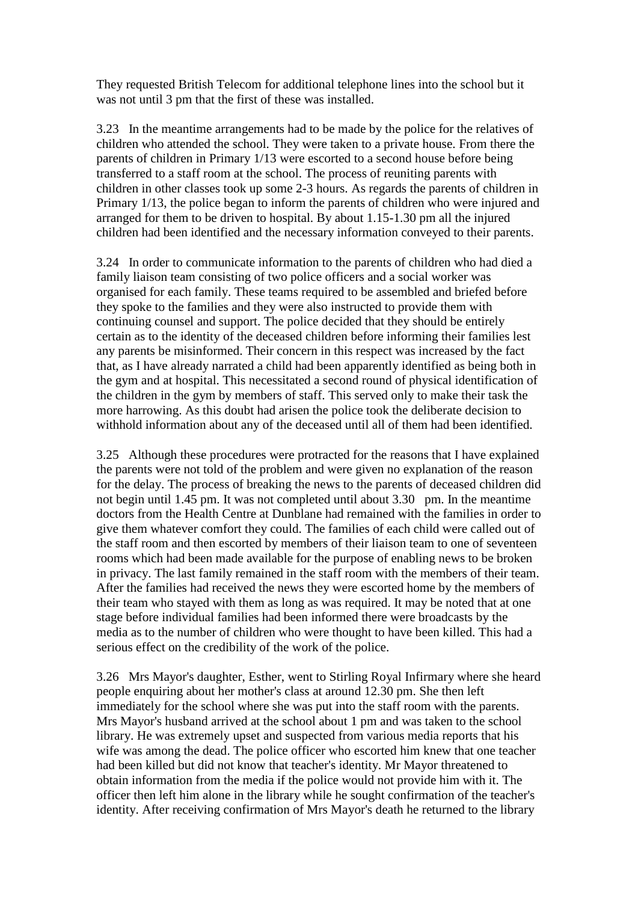They requested British Telecom for additional telephone lines into the school but it was not until 3 pm that the first of these was installed.

3.23 In the meantime arrangements had to be made by the police for the relatives of children who attended the school. They were taken to a private house. From there the parents of children in Primary 1/13 were escorted to a second house before being transferred to a staff room at the school. The process of reuniting parents with children in other classes took up some 2-3 hours. As regards the parents of children in Primary 1/13, the police began to inform the parents of children who were injured and arranged for them to be driven to hospital. By about 1.15-1.30 pm all the injured children had been identified and the necessary information conveyed to their parents.

3.24 In order to communicate information to the parents of children who had died a family liaison team consisting of two police officers and a social worker was organised for each family. These teams required to be assembled and briefed before they spoke to the families and they were also instructed to provide them with continuing counsel and support. The police decided that they should be entirely certain as to the identity of the deceased children before informing their families lest any parents be misinformed. Their concern in this respect was increased by the fact that, as I have already narrated a child had been apparently identified as being both in the gym and at hospital. This necessitated a second round of physical identification of the children in the gym by members of staff. This served only to make their task the more harrowing. As this doubt had arisen the police took the deliberate decision to withhold information about any of the deceased until all of them had been identified.

3.25 Although these procedures were protracted for the reasons that I have explained the parents were not told of the problem and were given no explanation of the reason for the delay. The process of breaking the news to the parents of deceased children did not begin until 1.45 pm. It was not completed until about 3.30 pm. In the meantime doctors from the Health Centre at Dunblane had remained with the families in order to give them whatever comfort they could. The families of each child were called out of the staff room and then escorted by members of their liaison team to one of seventeen rooms which had been made available for the purpose of enabling news to be broken in privacy. The last family remained in the staff room with the members of their team. After the families had received the news they were escorted home by the members of their team who stayed with them as long as was required. It may be noted that at one stage before individual families had been informed there were broadcasts by the media as to the number of children who were thought to have been killed. This had a serious effect on the credibility of the work of the police.

3.26 Mrs Mayor's daughter, Esther, went to Stirling Royal Infirmary where she heard people enquiring about her mother's class at around 12.30 pm. She then left immediately for the school where she was put into the staff room with the parents. Mrs Mayor's husband arrived at the school about 1 pm and was taken to the school library. He was extremely upset and suspected from various media reports that his wife was among the dead. The police officer who escorted him knew that one teacher had been killed but did not know that teacher's identity. Mr Mayor threatened to obtain information from the media if the police would not provide him with it. The officer then left him alone in the library while he sought confirmation of the teacher's identity. After receiving confirmation of Mrs Mayor's death he returned to the library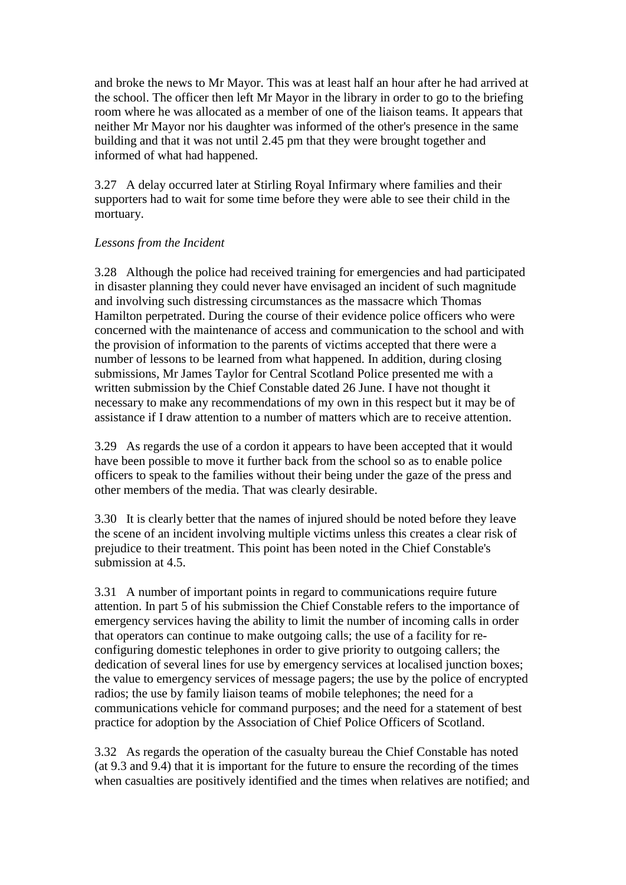and broke the news to Mr Mayor. This was at least half an hour after he had arrived at the school. The officer then left Mr Mayor in the library in order to go to the briefing room where he was allocated as a member of one of the liaison teams. It appears that neither Mr Mayor nor his daughter was informed of the other's presence in the same building and that it was not until 2.45 pm that they were brought together and informed of what had happened.

3.27 A delay occurred later at Stirling Royal Infirmary where families and their supporters had to wait for some time before they were able to see their child in the mortuary.

*Lessons from the Incident*

3.28 Although the police had received training for emergencies and had participated in disaster planning they could never have envisaged an incident of such magnitude and involving such distressing circumstances as the massacre which Thomas Hamilton perpetrated. During the course of their evidence police officers who were concerned with the maintenance of access and communication to the school and with the provision of information to the parents of victims accepted that there were a number of lessons to be learned from what happened. In addition, during closing submissions, Mr James Taylor for Central Scotland Police presented me with a written submission by the Chief Constable dated 26 June. I have not thought it necessary to make any recommendations of my own in this respect but it may be of assistance if I draw attention to a number of matters which are to receive attention.

3.29 As regards the use of a cordon it appears to have been accepted that it would have been possible to move it further back from the school so as to enable police officers to speak to the families without their being under the gaze of the press and other members of the media. That was clearly desirable.

3.30 It is clearly better that the names of injured should be noted before they leave the scene of an incident involving multiple victims unless this creates a clear risk of prejudice to their treatment. This point has been noted in the Chief Constable's submission at 4.5.

3.31 A number of important points in regard to communications require future attention. In part 5 of his submission the Chief Constable refers to the importance of emergency services having the ability to limit the number of incoming calls in order that operators can continue to make outgoing calls; the use of a facility for re-configuring domestic telephones in order to give priority to outgoing callers; the dedication of several lines for use by emergency services at localised junction boxes; the value to emergency services of message pagers; the use by the police of encrypted radios; the use by family liaison teams of mobile telephones; the need for a communications vehicle for command purposes; and the need for a statement of best practice for adoption by the Association of Chief Police Officers of Scotland.

3.32 As regards the operation of the casualty bureau the Chief Constable has noted (at 9.3 and 9.4) that it is important for the future to ensure the recording of the times when casualties are positively identified and the times when relatives are notified; and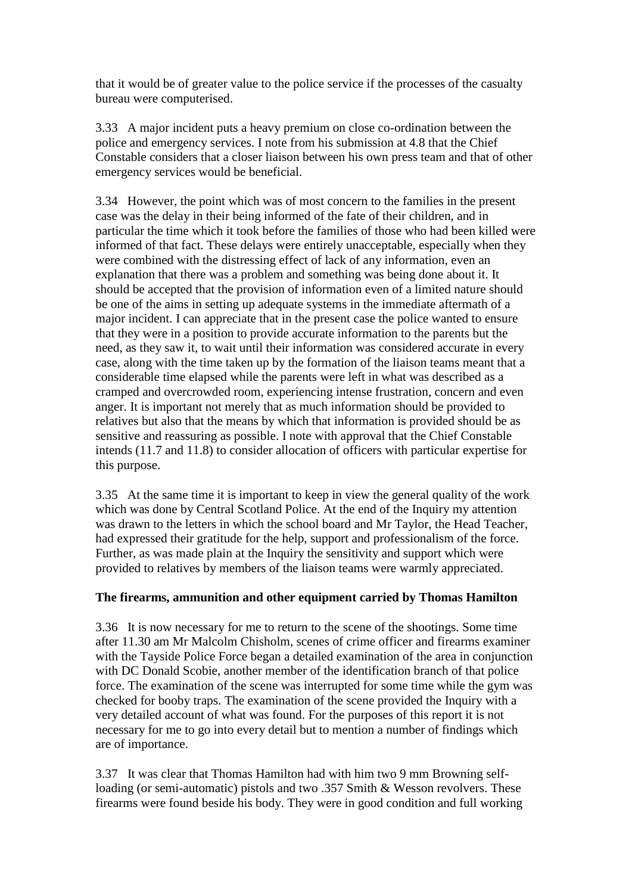that it would be of greater value to the police service if the processes of the casualty bureau were computerised.

3.33 A major incident puts a heavy premium on close co-ordination between the police and emergency services. I note from his submission at 4.8 that the Chief Constable considers that a closer liaison between his own press team and that of other emergency services would be beneficial.

3.34 However, the point which was of most concern to the families in the present case was the delay in their being informed of the fate of their children, and in particular the time which it took before the families of those who had been killed were informed of that fact. These delays were entirely unacceptable, especially when they were combined with the distressing effect of lack of any information, even an explanation that there was a problem and something was being done about it. It should be accepted that the provision of information even of a limited nature should be one of the aims in setting up adequate systems in the immediate aftermath of a major incident. I can appreciate that in the present case the police wanted to ensure that they were in a position to provide accurate information to the parents but the need, as they saw it, to wait until their information was considered accurate in every case, along with the time taken up by the formation of the liaison teams meant that a considerable time elapsed while the parents were left in what was described as a cramped and overcrowded room, experiencing intense frustration, concern and even anger. It is important not merely that as much information should be provided to relatives but also that the means by which that information is provided should be as sensitive and reassuring as possible. I note with approval that the Chief Constable intends (11.7 and 11.8) to consider allocation of officers with particular expertise for this purpose.

3.35 At the same time it is important to keep in view the general quality of the work which was done by Central Scotland Police. At the end of the Inquiry my attention was drawn to the letters in which the school board and Mr Taylor, the Head Teacher, had expressed their gratitude for the help, support and professionalism of the force. Further, as was made plain at the Inquiry the sensitivity and support which were provided to relatives by members of the liaison teams were warmly appreciated.

**The firearms, ammunition and other equipment carried by Thomas Hamilton**

3.36 It is now necessary for me to return to the scene of the shootings. Some time after 11.30 am Mr Malcolm Chisholm, scenes of crime officer and firearms examiner with the Tayside Police Force began a detailed examination of the area in conjunction with DC Donald Scobie, another member of the identification branch of that police force. The examination of the scene was interrupted for some time while the gym was checked for booby traps. The examination of the scene provided the Inquiry with a very detailed account of what was found. For the purposes of this report it is not necessary for me to go into every detail but to mention a number of findings which are of importance.

3.37 It was clear that Thomas Hamilton had with him two 9 mm Browning self-loading (or semi-automatic) pistols and two .357 Smith & Wesson revolvers. These firearms were found beside his body. They were in good condition and full working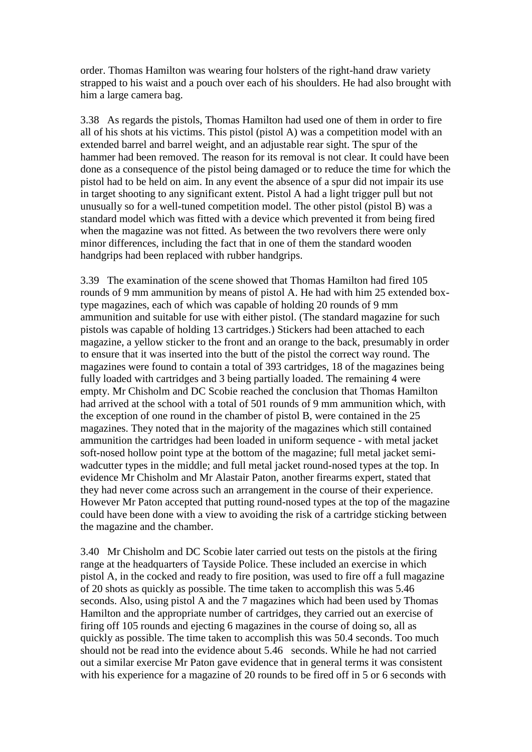order. Thomas Hamilton was wearing four holsters of the right-hand draw variety strapped to his waist and a pouch over each of his shoulders. He had also brought with him a large camera bag.

3.38 As regards the pistols, Thomas Hamilton had used one of them in order to fire all of his shots at his victims. This pistol (pistol A) was a competition model with an extended barrel and barrel weight, and an adjustable rear sight. The spur of the hammer had been removed. The reason for its removal is not clear. It could have been done as a consequence of the pistol being damaged or to reduce the time for which the pistol had to be held on aim. In any event the absence of a spur did not impair its use in target shooting to any significant extent. Pistol A had a light trigger pull but not unusually so for a well-tuned competition model. The other pistol (pistol B) was a standard model which was fitted with a device which prevented it from being fired when the magazine was not fitted. As between the two revolvers there were only minor differences, including the fact that in one of them the standard wooden handgrips had been replaced with rubber handgrips.

3.39 The examination of the scene showed that Thomas Hamilton had fired 105 rounds of 9 mm ammunition by means of pistol A. He had with him 25 extended box-type magazines, each of which was capable of holding 20 rounds of 9 mm ammunition and suitable for use with either pistol. (The standard magazine for such pistols was capable of holding 13 cartridges.) Stickers had been attached to each magazine, a yellow sticker to the front and an orange to the back, presumably in order to ensure that it was inserted into the butt of the pistol the correct way round. The magazines were found to contain a total of 393 cartridges, 18 of the magazines being fully loaded with cartridges and 3 being partially loaded. The remaining 4 were empty. Mr Chisholm and DC Scobie reached the conclusion that Thomas Hamilton had arrived at the school with a total of 501 rounds of 9 mm ammunition which, with the exception of one round in the chamber of pistol B, were contained in the 25 magazines. They noted that in the majority of the magazines which still contained ammunition the cartridges had been loaded in uniform sequence - with metal jacket soft-nosed hollow point type at the bottom of the magazine; full metal jacket semi-wadcutter types in the middle; and full metal jacket round-nosed types at the top. In evidence Mr Chisholm and Mr Alastair Paton, another firearms expert, stated that they had never come across such an arrangement in the course of their experience. However Mr Paton accepted that putting round-nosed types at the top of the magazine could have been done with a view to avoiding the risk of a cartridge sticking between the magazine and the chamber.

3.40 Mr Chisholm and DC Scobie later carried out tests on the pistols at the firing range at the headquarters of Tayside Police. These included an exercise in which pistol A, in the cocked and ready to fire position, was used to fire off a full magazine of 20 shots as quickly as possible. The time taken to accomplish this was 5.46 seconds. Also, using pistol A and the 7 magazines which had been used by Thomas Hamilton and the appropriate number of cartridges, they carried out an exercise of firing off 105 rounds and ejecting 6 magazines in the course of doing so, all as quickly as possible. The time taken to accomplish this was 50.4 seconds. Too much should not be read into the evidence about 5.46 seconds. While he had not carried out a similar exercise Mr Paton gave evidence that in general terms it was consistent with his experience for a magazine of 20 rounds to be fired off in 5 or 6 seconds with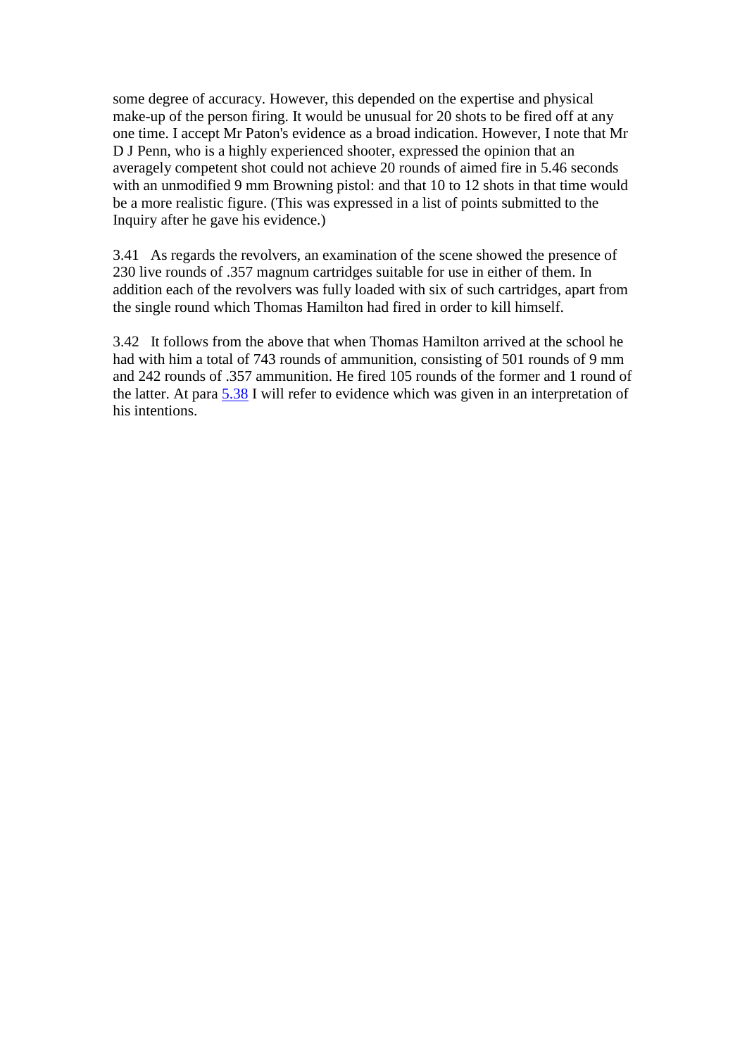some degree of accuracy. However, this depended on the expertise and physical make-up of the person firing. It would be unusual for 20 shots to be fired off at any one time. I accept Mr Paton's evidence as a broad indication. However, I note that Mr D J Penn, who is a highly experienced shooter, expressed the opinion that an averagely competent shot could not achieve 20 rounds of aimed fire in 5.46 seconds with an unmodified 9 mm Browning pistol: and that 10 to 12 shots in that time would be a more realistic figure. (This was expressed in a list of points submitted to the Inquiry after he gave his evidence.)

3.41 As regards the revolvers, an examination of the scene showed the presence of 230 live rounds of .357 magnum cartridges suitable for use in either of them. In addition each of the revolvers was fully loaded with six of such cartridges, apart from the single round which Thomas Hamilton had fired in order to kill himself.

3.42 It follows from the above that when Thomas Hamilton arrived at the school he had with him a total of 743 rounds of ammunition, consisting of 501 rounds of 9 mm and 242 rounds of .357 ammunition. He fired 105 rounds of the former and 1 round of the latter. At para 5.38 I will refer to evidence which was given in an interpretation of his intentions.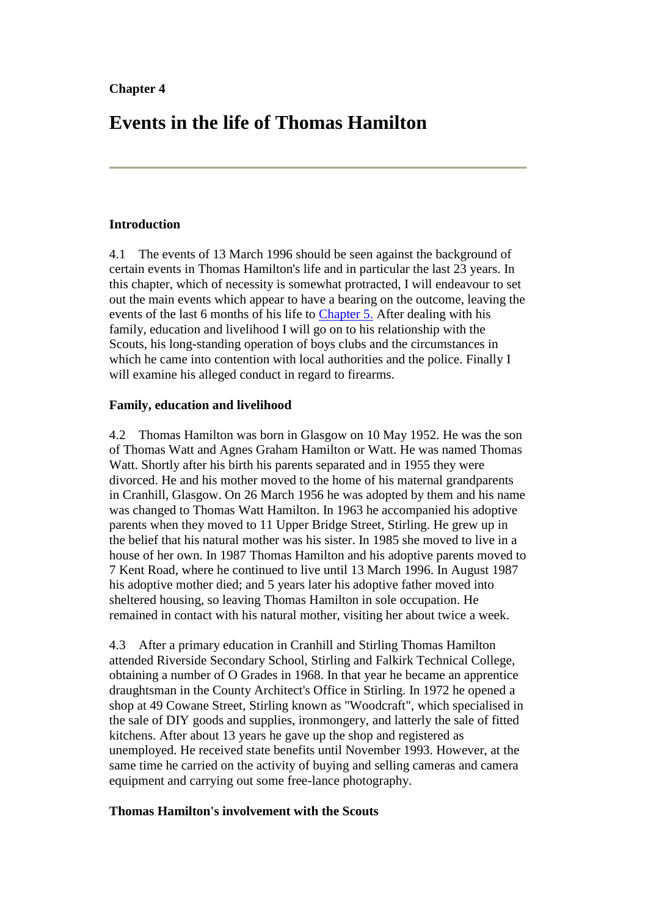**Chapter 4**

# Events in the life of Thomas Hamilton

---

### Introduction

4.1 The events of 13 March 1996 should be seen against the background of certain events in Thomas Hamilton's life and in particular the last 23 years. In this chapter, which of necessity is somewhat protracted, I will endeavour to set out the main events which appear to have a bearing on the outcome, leaving the events of the last 6 months of his life to [Chapter 5.] After dealing with his family, education and livelihood I will go on to his relationship with the Scouts, his long-standing operation of boys clubs and the circumstances in which he came into contention with local authorities and the police. Finally I will examine his alleged conduct in regard to firearms.

### Family, education and livelihood

4.2 Thomas Hamilton was born in Glasgow on 10 May 1952. He was the son of Thomas Watt and Agnes Graham Hamilton or Watt. He was named Thomas Watt. Shortly after his birth his parents separated and in 1955 they were divorced. He and his mother moved to the home of his maternal grandparents in Cranhill, Glasgow. On 26 March 1956 he was adopted by them and his name was changed to Thomas Watt Hamilton. In 1963 he accompanied his adoptive parents when they moved to 11 Upper Bridge Street, Stirling. He grew up in the belief that his natural mother was his sister. In 1985 she moved to live in a house of her own. In 1987 Thomas Hamilton and his adoptive parents moved to 7 Kent Road, where he continued to live until 13 March 1996. In August 1987 his adoptive mother died; and 5 years later his adoptive father moved into sheltered housing, so leaving Thomas Hamilton in sole occupation. He remained in contact with his natural mother, visiting her about twice a week.

4.3 After a primary education in Cranhill and Stirling Thomas Hamilton attended Riverside Secondary School, Stirling and Falkirk Technical College, obtaining a number of O Grades in 1968. In that year he became an apprentice draughtsman in the County Architect's Office in Stirling. In 1972 he opened a shop at 49 Cowane Street, Stirling known as "Woodcraft", which specialised in the sale of DIY goods and supplies, ironmongery, and latterly the sale of fitted kitchens. After about 13 years he gave up the shop and registered as unemployed. He received state benefits until November 1993. However, at the same time he carried on the activity of buying and selling cameras and camera equipment and carrying out some free-lance photography.

### Thomas Hamilton's involvement with the Scouts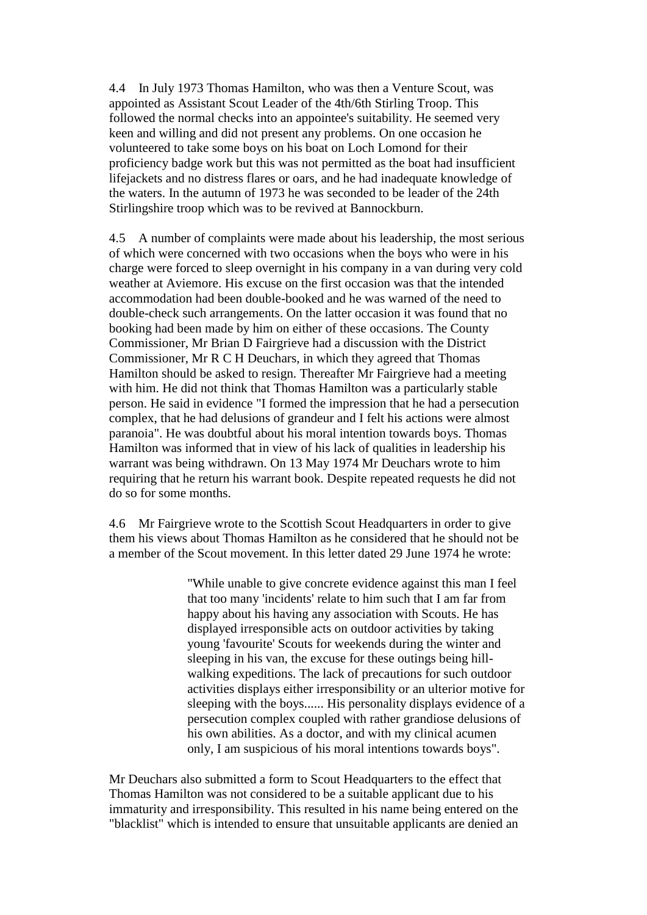4.4 In July 1973 Thomas Hamilton, who was then a Venture Scout, was appointed as Assistant Scout Leader of the 4th/6th Stirling Troop. This followed the normal checks into an appointee's suitability. He seemed very keen and willing and did not present any problems. On one occasion he volunteered to take some boys on his boat on Loch Lomond for their proficiency badge work but this was not permitted as the boat had insufficient lifejackets and no distress flares or oars, and he had inadequate knowledge of the waters. In the autumn of 1973 he was seconded to be leader of the 24th Stirlingshire troop which was to be revived at Bannockburn.

4.5 A number of complaints were made about his leadership, the most serious of which were concerned with two occasions when the boys who were in his charge were forced to sleep overnight in his company in a van during very cold weather at Aviemore. His excuse on the first occasion was that the intended accommodation had been double-booked and he was warned of the need to double-check such arrangements. On the latter occasion it was found that no booking had been made by him on either of these occasions. The County Commissioner, Mr Brian D Fairgrieve had a discussion with the District Commissioner, Mr R C H Deuchars, in which they agreed that Thomas Hamilton should be asked to resign. Thereafter Mr Fairgrieve had a meeting with him. He did not think that Thomas Hamilton was a particularly stable person. He said in evidence "I formed the impression that he had a persecution complex, that he had delusions of grandeur and I felt his actions were almost paranoia". He was doubtful about his moral intention towards boys. Thomas Hamilton was informed that in view of his lack of qualities in leadership his warrant was being withdrawn. On 13 May 1974 Mr Deuchars wrote to him requiring that he return his warrant book. Despite repeated requests he did not do so for some months.

4.6 Mr Fairgrieve wrote to the Scottish Scout Headquarters in order to give them his views about Thomas Hamilton as he considered that he should not be a member of the Scout movement. In this letter dated 29 June 1974 he wrote:

> "While unable to give concrete evidence against this man I feel that too many 'incidents' relate to him such that I am far from happy about his having any association with Scouts. He has displayed irresponsible acts on outdoor activities by taking young 'favourite' Scouts for weekends during the winter and sleeping in his van, the excuse for these outings being hill-walking expeditions. The lack of precautions for such outdoor activities displays either irresponsibility or an ulterior motive for sleeping with the boys...... His personality displays evidence of a persecution complex coupled with rather grandiose delusions of his own abilities. As a doctor, and with my clinical acumen only, I am suspicious of his moral intentions towards boys".

Mr Deuchars also submitted a form to Scout Headquarters to the effect that Thomas Hamilton was not considered to be a suitable applicant due to his immaturity and irresponsibility. This resulted in his name being entered on the "blacklist" which is intended to ensure that unsuitable applicants are denied an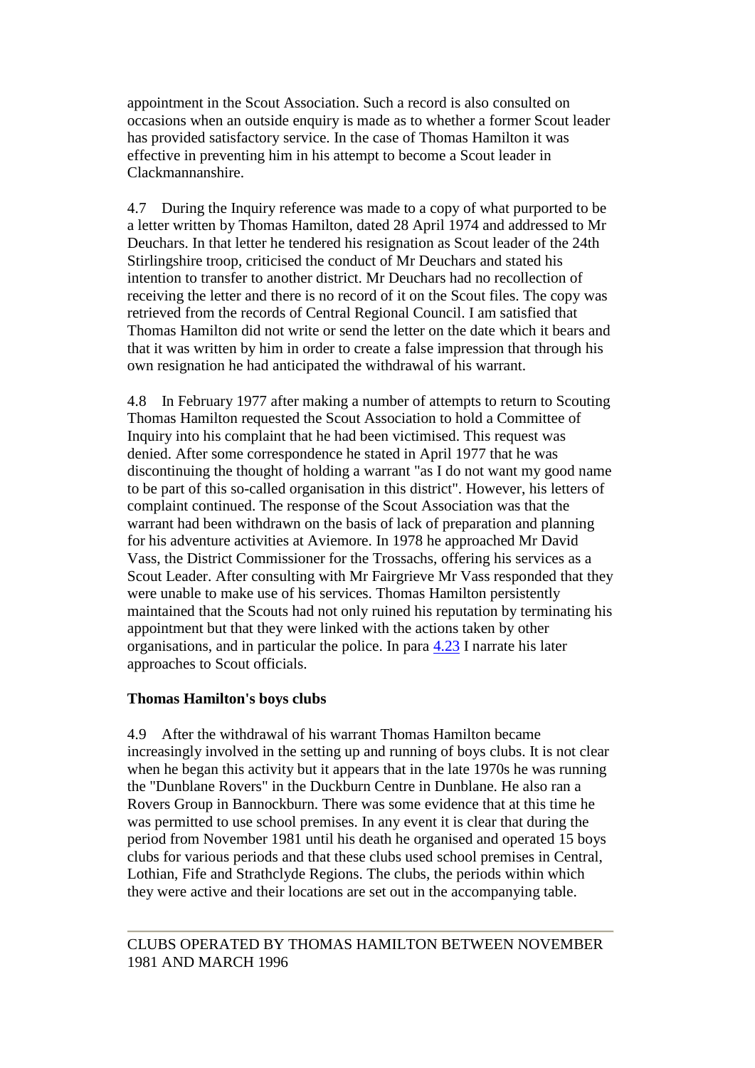appointment in the Scout Association. Such a record is also consulted on occasions when an outside enquiry is made as to whether a former Scout leader has provided satisfactory service. In the case of Thomas Hamilton it was effective in preventing him in his attempt to become a Scout leader in Clackmannanshire.

4.7 During the Inquiry reference was made to a copy of what purported to be a letter written by Thomas Hamilton, dated 28 April 1974 and addressed to Mr Deuchars. In that letter he tendered his resignation as Scout leader of the 24th Stirlingshire troop, criticised the conduct of Mr Deuchars and stated his intention to transfer to another district. Mr Deuchars had no recollection of receiving the letter and there is no record of it on the Scout files. The copy was retrieved from the records of Central Regional Council. I am satisfied that Thomas Hamilton did not write or send the letter on the date which it bears and that it was written by him in order to create a false impression that through his own resignation he had anticipated the withdrawal of his warrant.

4.8 In February 1977 after making a number of attempts to return to Scouting Thomas Hamilton requested the Scout Association to hold a Committee of Inquiry into his complaint that he had been victimised. This request was denied. After some correspondence he stated in April 1977 that he was discontinuing the thought of holding a warrant "as I do not want my good name to be part of this so-called organisation in this district". However, his letters of complaint continued. The response of the Scout Association was that the warrant had been withdrawn on the basis of lack of preparation and planning for his adventure activities at Aviemore. In 1978 he approached Mr David Vass, the District Commissioner for the Trossachs, offering his services as a Scout Leader. After consulting with Mr Fairgrieve Mr Vass responded that they were unable to make use of his services. Thomas Hamilton persistently maintained that the Scouts had not only ruined his reputation by terminating his appointment but that they were linked with the actions taken by other organisations, and in particular the police. In para 4.23 I narrate his later approaches to Scout officials.

### Thomas Hamilton's boys clubs

4.9 After the withdrawal of his warrant Thomas Hamilton became increasingly involved in the setting up and running of boys clubs. It is not clear when he began this activity but it appears that in the late 1970s he was running the "Dunblane Rovers" in the Duckburn Centre in Dunblane. He also ran a Rovers Group in Bannockburn. There was some evidence that at this time he was permitted to use school premises. In any event it is clear that during the period from November 1981 until his death he organised and operated 15 boys clubs for various periods and that these clubs used school premises in Central, Lothian, Fife and Strathclyde Regions. The clubs, the periods within which they were active and their locations are set out in the accompanying table.

CLUBS OPERATED BY THOMAS HAMILTON BETWEEN NOVEMBER 1981 AND MARCH 1996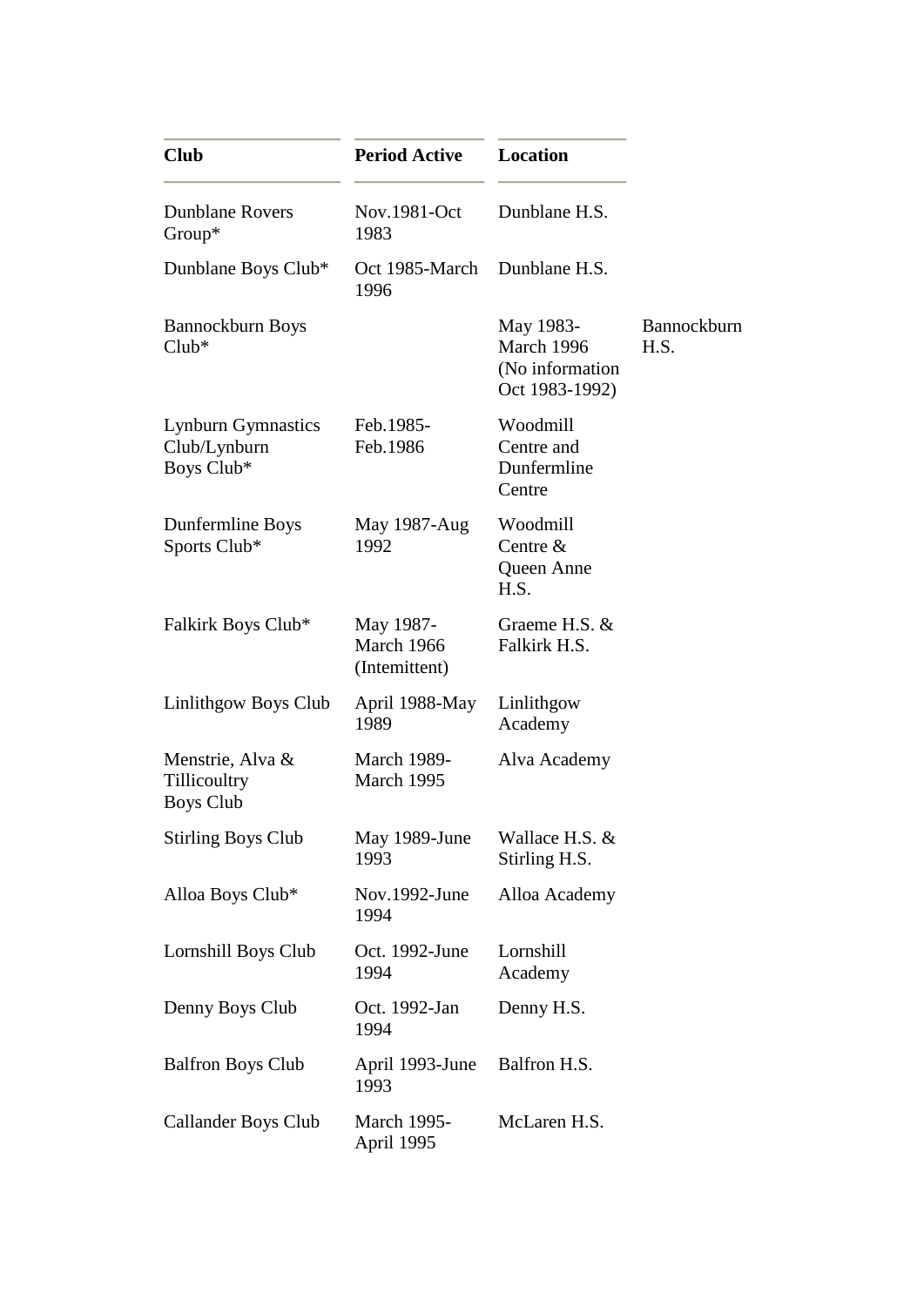| Club | Period Active | Location | |
|---|---|---|---|
| Dunblane Rovers Group* | Nov.1981-Oct 1983 | Dunblane H.S. | |
| Dunblane Boys Club* | Oct 1985-March 1996 | Dunblane H.S. | |
| Bannockburn Boys Club* | | May 1983-March 1996 (No information Oct 1983-1992) | Bannockburn H.S. |
| Lynburn Gymnastics Club/Lynburn Boys Club* | Feb.1985-Feb.1986 | Woodmill Centre and Dunfermline Centre | |
| Dunfermline Boys Sports Club* | May 1987-Aug 1992 | Woodmill Centre & Queen Anne H.S. | |
| Falkirk Boys Club* | May 1987-March 1966 (Intemittent) | Graeme H.S. & Falkirk H.S. | |
| Linlithgow Boys Club | April 1988-May 1989 | Linlithgow Academy | |
| Menstrie, Alva & Tillicoultry Boys Club | March 1989-March 1995 | Alva Academy | |
| Stirling Boys Club | May 1989-June 1993 | Wallace H.S. & Stirling H.S. | |
| Alloa Boys Club* | Nov.1992-June 1994 | Alloa Academy | |
| Lornshill Boys Club | Oct. 1992-June 1994 | Lornshill Academy | |
| Denny Boys Club | Oct. 1992-Jan 1994 | Denny H.S. | |
| Balfron Boys Club | April 1993-June 1993 | Balfron H.S. | |
| Callander Boys Club | March 1995-April 1995 | McLaren H.S. | |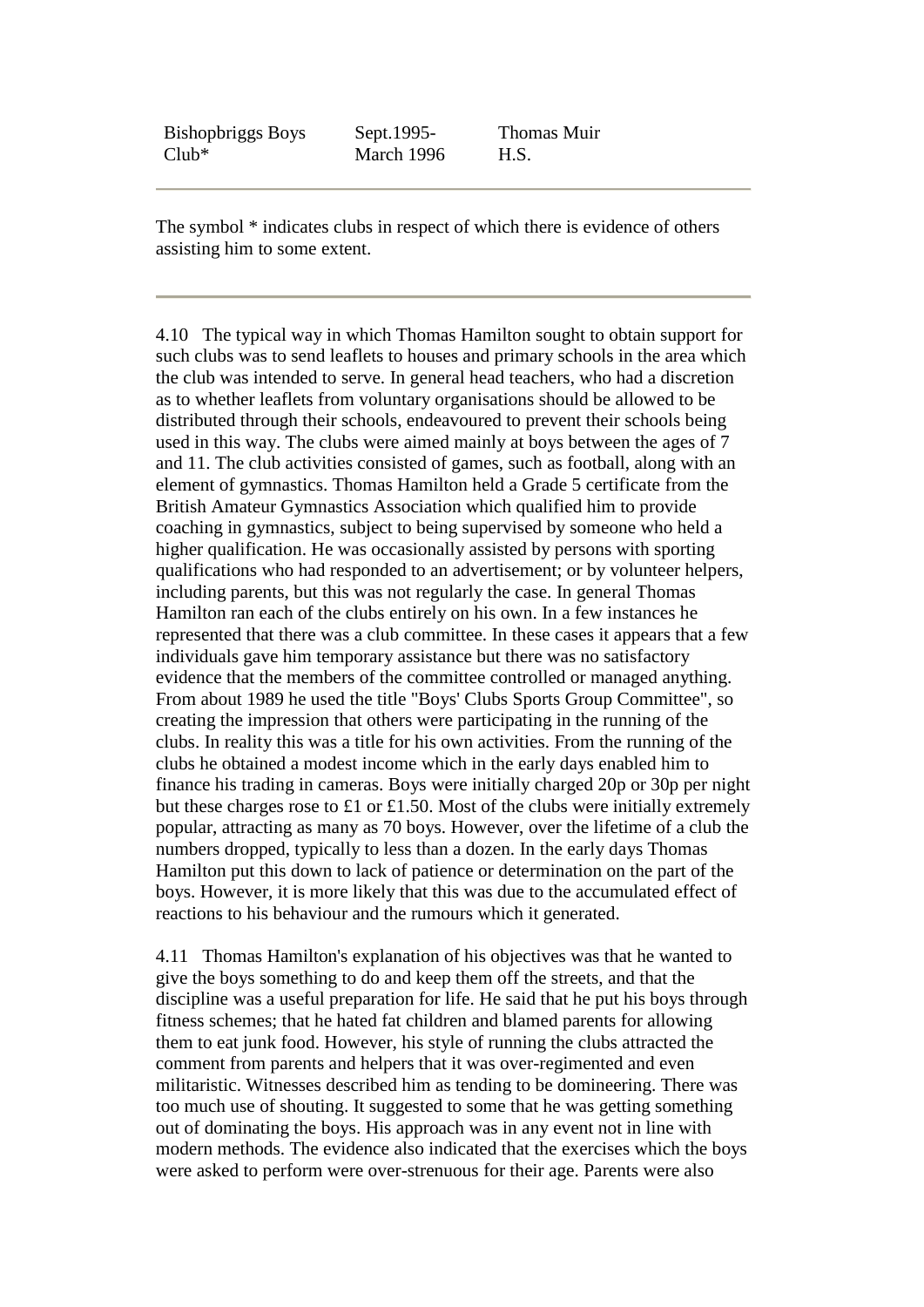| | | |
|---|---|---|
| Bishopbriggs Boys Club* | Sept.1995- March 1996 | Thomas Muir H.S. |

The symbol * indicates clubs in respect of which there is evidence of others assisting him to some extent.

4.10 The typical way in which Thomas Hamilton sought to obtain support for such clubs was to send leaflets to houses and primary schools in the area which the club was intended to serve. In general head teachers, who had a discretion as to whether leaflets from voluntary organisations should be allowed to be distributed through their schools, endeavoured to prevent their schools being used in this way. The clubs were aimed mainly at boys between the ages of 7 and 11. The club activities consisted of games, such as football, along with an element of gymnastics. Thomas Hamilton held a Grade 5 certificate from the British Amateur Gymnastics Association which qualified him to provide coaching in gymnastics, subject to being supervised by someone who held a higher qualification. He was occasionally assisted by persons with sporting qualifications who had responded to an advertisement; or by volunteer helpers, including parents, but this was not regularly the case. In general Thomas Hamilton ran each of the clubs entirely on his own. In a few instances he represented that there was a club committee. In these cases it appears that a few individuals gave him temporary assistance but there was no satisfactory evidence that the members of the committee controlled or managed anything. From about 1989 he used the title "Boys' Clubs Sports Group Committee", so creating the impression that others were participating in the running of the clubs. In reality this was a title for his own activities. From the running of the clubs he obtained a modest income which in the early days enabled him to finance his trading in cameras. Boys were initially charged 20p or 30p per night but these charges rose to £1 or £1.50. Most of the clubs were initially extremely popular, attracting as many as 70 boys. However, over the lifetime of a club the numbers dropped, typically to less than a dozen. In the early days Thomas Hamilton put this down to lack of patience or determination on the part of the boys. However, it is more likely that this was due to the accumulated effect of reactions to his behaviour and the rumours which it generated.

4.11 Thomas Hamilton's explanation of his objectives was that he wanted to give the boys something to do and keep them off the streets, and that the discipline was a useful preparation for life. He said that he put his boys through fitness schemes; that he hated fat children and blamed parents for allowing them to eat junk food. However, his style of running the clubs attracted the comment from parents and helpers that it was over-regimented and even militaristic. Witnesses described him as tending to be domineering. There was too much use of shouting. It suggested to some that he was getting something out of dominating the boys. His approach was in any event not in line with modern methods. The evidence also indicated that the exercises which the boys were asked to perform were over-strenuous for their age. Parents were also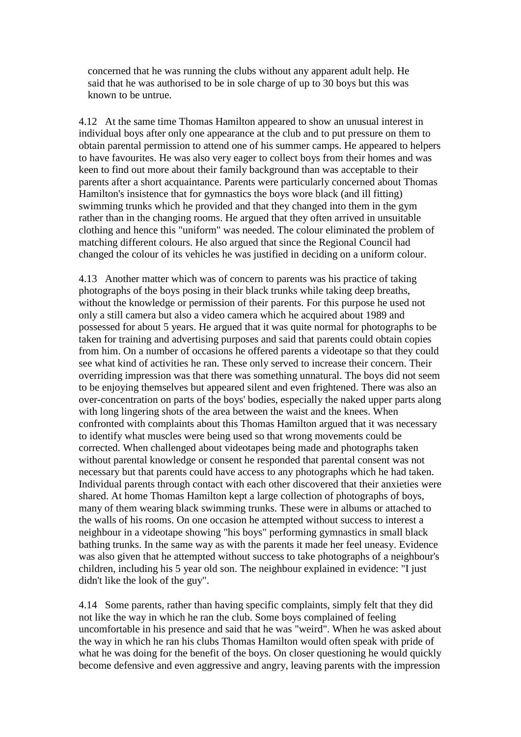concerned that he was running the clubs without any apparent adult help. He said that he was authorised to be in sole charge of up to 30 boys but this was known to be untrue.

4.12 At the same time Thomas Hamilton appeared to show an unusual interest in individual boys after only one appearance at the club and to put pressure on them to obtain parental permission to attend one of his summer camps. He appeared to helpers to have favourites. He was also very eager to collect boys from their homes and was keen to find out more about their family background than was acceptable to their parents after a short acquaintance. Parents were particularly concerned about Thomas Hamilton's insistence that for gymnastics the boys wore black (and ill fitting) swimming trunks which he provided and that they changed into them in the gym rather than in the changing rooms. He argued that they often arrived in unsuitable clothing and hence this "uniform" was needed. The colour eliminated the problem of matching different colours. He also argued that since the Regional Council had changed the colour of its vehicles he was justified in deciding on a uniform colour.

4.13 Another matter which was of concern to parents was his practice of taking photographs of the boys posing in their black trunks while taking deep breaths, without the knowledge or permission of their parents. For this purpose he used not only a still camera but also a video camera which he acquired about 1989 and possessed for about 5 years. He argued that it was quite normal for photographs to be taken for training and advertising purposes and said that parents could obtain copies from him. On a number of occasions he offered parents a videotape so that they could see what kind of activities he ran. These only served to increase their concern. Their overriding impression was that there was something unnatural. The boys did not seem to be enjoying themselves but appeared silent and even frightened. There was also an over-concentration on parts of the boys' bodies, especially the naked upper parts along with long lingering shots of the area between the waist and the knees. When confronted with complaints about this Thomas Hamilton argued that it was necessary to identify what muscles were being used so that wrong movements could be corrected. When challenged about videotapes being made and photographs taken without parental knowledge or consent he responded that parental consent was not necessary but that parents could have access to any photographs which he had taken. Individual parents through contact with each other discovered that their anxieties were shared. At home Thomas Hamilton kept a large collection of photographs of boys, many of them wearing black swimming trunks. These were in albums or attached to the walls of his rooms. On one occasion he attempted without success to interest a neighbour in a videotape showing "his boys" performing gymnastics in small black bathing trunks. In the same way as with the parents it made her feel uneasy. Evidence was also given that he attempted without success to take photographs of a neighbour's children, including his 5 year old son. The neighbour explained in evidence: "I just didn't like the look of the guy".

4.14 Some parents, rather than having specific complaints, simply felt that they did not like the way in which he ran the club. Some boys complained of feeling uncomfortable in his presence and said that he was "weird". When he was asked about the way in which he ran his clubs Thomas Hamilton would often speak with pride of what he was doing for the benefit of the boys. On closer questioning he would quickly become defensive and even aggressive and angry, leaving parents with the impression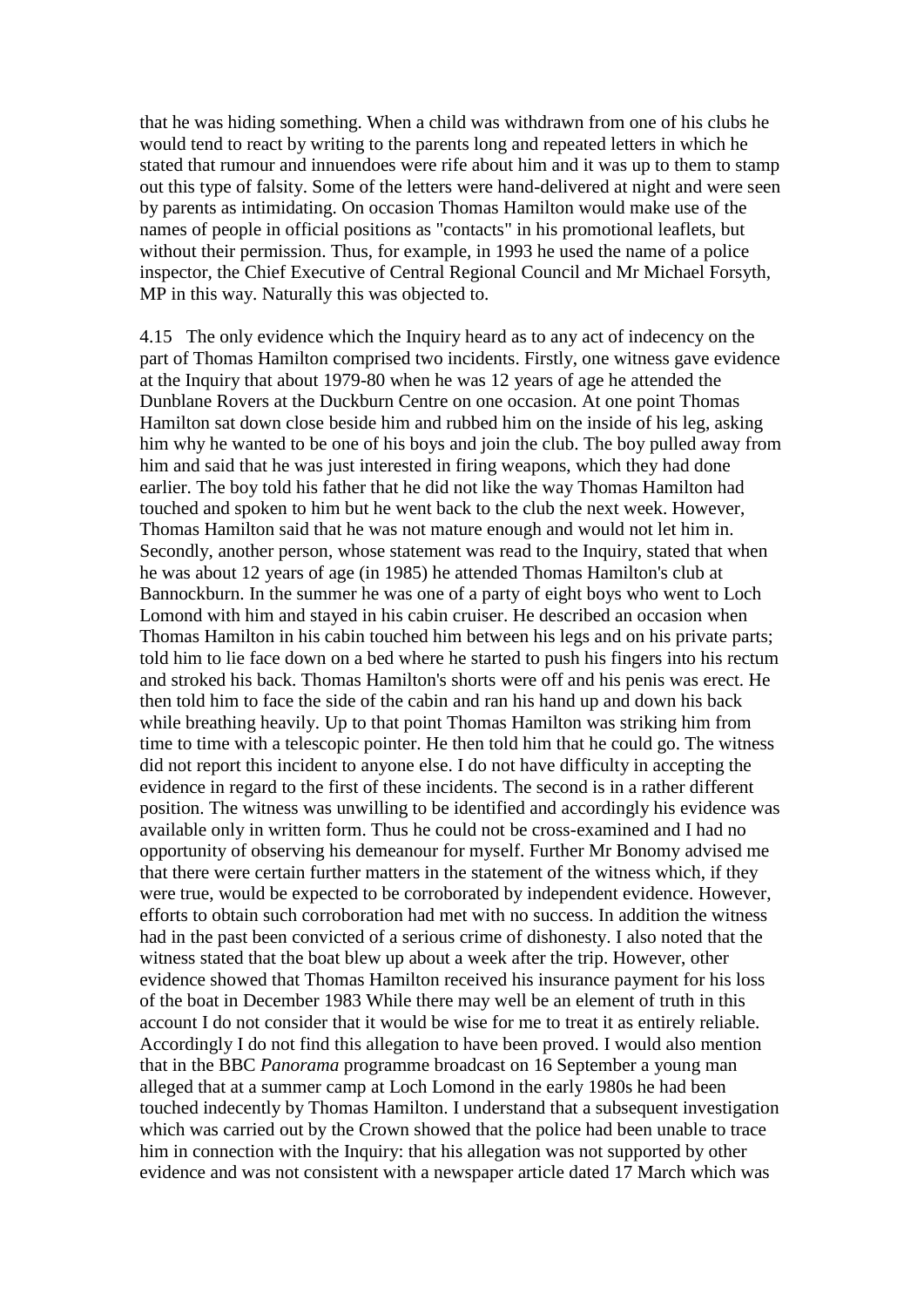that he was hiding something. When a child was withdrawn from one of his clubs he would tend to react by writing to the parents long and repeated letters in which he stated that rumour and innuendoes were rife about him and it was up to them to stamp out this type of falsity. Some of the letters were hand-delivered at night and were seen by parents as intimidating. On occasion Thomas Hamilton would make use of the names of people in official positions as "contacts" in his promotional leaflets, but without their permission. Thus, for example, in 1993 he used the name of a police inspector, the Chief Executive of Central Regional Council and Mr Michael Forsyth, MP in this way. Naturally this was objected to.

4.15 The only evidence which the Inquiry heard as to any act of indecency on the part of Thomas Hamilton comprised two incidents. Firstly, one witness gave evidence at the Inquiry that about 1979-80 when he was 12 years of age he attended the Dunblane Rovers at the Duckburn Centre on one occasion. At one point Thomas Hamilton sat down close beside him and rubbed him on the inside of his leg, asking him why he wanted to be one of his boys and join the club. The boy pulled away from him and said that he was just interested in firing weapons, which they had done earlier. The boy told his father that he did not like the way Thomas Hamilton had touched and spoken to him but he went back to the club the next week. However, Thomas Hamilton said that he was not mature enough and would not let him in. Secondly, another person, whose statement was read to the Inquiry, stated that when he was about 12 years of age (in 1985) he attended Thomas Hamilton's club at Bannockburn. In the summer he was one of a party of eight boys who went to Loch Lomond with him and stayed in his cabin cruiser. He described an occasion when Thomas Hamilton in his cabin touched him between his legs and on his private parts; told him to lie face down on a bed where he started to push his fingers into his rectum and stroked his back. Thomas Hamilton's shorts were off and his penis was erect. He then told him to face the side of the cabin and ran his hand up and down his back while breathing heavily. Up to that point Thomas Hamilton was striking him from time to time with a telescopic pointer. He then told him that he could go. The witness did not report this incident to anyone else. I do not have difficulty in accepting the evidence in regard to the first of these incidents. The second is in a rather different position. The witness was unwilling to be identified and accordingly his evidence was available only in written form. Thus he could not be cross-examined and I had no opportunity of observing his demeanour for myself. Further Mr Bonomy advised me that there were certain further matters in the statement of the witness which, if they were true, would be expected to be corroborated by independent evidence. However, efforts to obtain such corroboration had met with no success. In addition the witness had in the past been convicted of a serious crime of dishonesty. I also noted that the witness stated that the boat blew up about a week after the trip. However, other evidence showed that Thomas Hamilton received his insurance payment for his loss of the boat in December 1983 While there may well be an element of truth in this account I do not consider that it would be wise for me to treat it as entirely reliable. Accordingly I do not find this allegation to have been proved. I would also mention that in the BBC *Panorama* programme broadcast on 16 September a young man alleged that at a summer camp at Loch Lomond in the early 1980s he had been touched indecently by Thomas Hamilton. I understand that a subsequent investigation which was carried out by the Crown showed that the police had been unable to trace him in connection with the Inquiry: that his allegation was not supported by other evidence and was not consistent with a newspaper article dated 17 March which was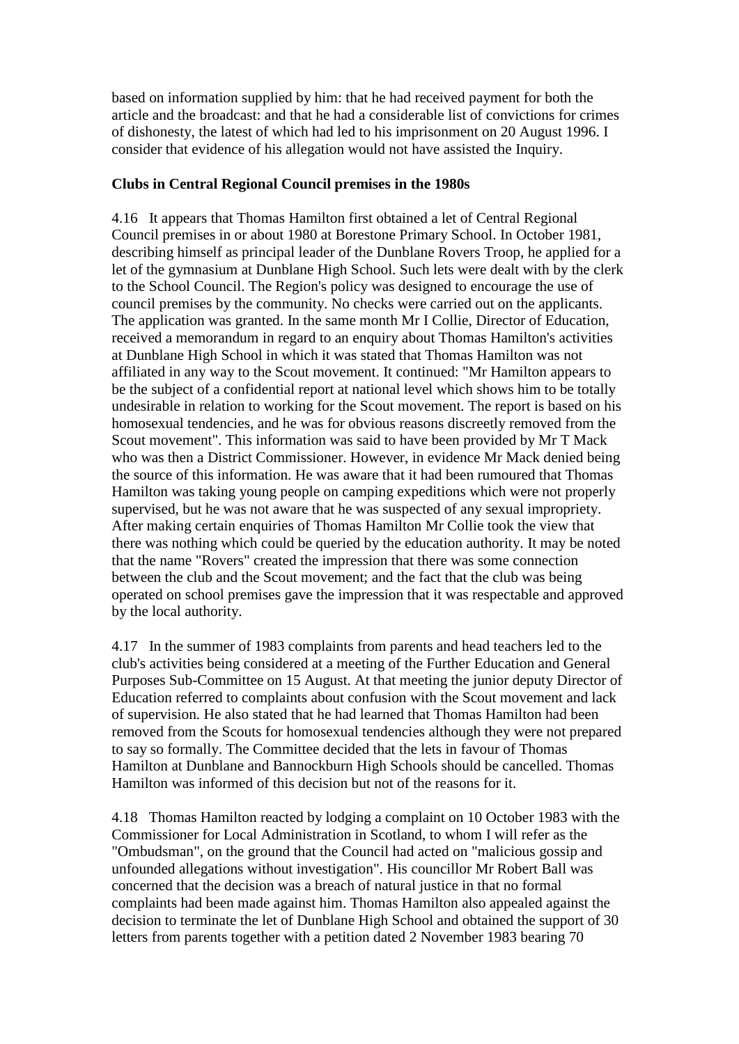based on information supplied by him: that he had received payment for both the article and the broadcast: and that he had a considerable list of convictions for crimes of dishonesty, the latest of which had led to his imprisonment on 20 August 1996. I consider that evidence of his allegation would not have assisted the Inquiry.

**Clubs in Central Regional Council premises in the 1980s**

4.16 It appears that Thomas Hamilton first obtained a let of Central Regional Council premises in or about 1980 at Borestone Primary School. In October 1981, describing himself as principal leader of the Dunblane Rovers Troop, he applied for a let of the gymnasium at Dunblane High School. Such lets were dealt with by the clerk to the School Council. The Region's policy was designed to encourage the use of council premises by the community. No checks were carried out on the applicants. The application was granted. In the same month Mr I Collie, Director of Education, received a memorandum in regard to an enquiry about Thomas Hamilton's activities at Dunblane High School in which it was stated that Thomas Hamilton was not affiliated in any way to the Scout movement. It continued: "Mr Hamilton appears to be the subject of a confidential report at national level which shows him to be totally undesirable in relation to working for the Scout movement. The report is based on his homosexual tendencies, and he was for obvious reasons discreetly removed from the Scout movement". This information was said to have been provided by Mr T Mack who was then a District Commissioner. However, in evidence Mr Mack denied being the source of this information. He was aware that it had been rumoured that Thomas Hamilton was taking young people on camping expeditions which were not properly supervised, but he was not aware that he was suspected of any sexual impropriety. After making certain enquiries of Thomas Hamilton Mr Collie took the view that there was nothing which could be queried by the education authority. It may be noted that the name "Rovers" created the impression that there was some connection between the club and the Scout movement; and the fact that the club was being operated on school premises gave the impression that it was respectable and approved by the local authority.

4.17 In the summer of 1983 complaints from parents and head teachers led to the club's activities being considered at a meeting of the Further Education and General Purposes Sub-Committee on 15 August. At that meeting the junior deputy Director of Education referred to complaints about confusion with the Scout movement and lack of supervision. He also stated that he had learned that Thomas Hamilton had been removed from the Scouts for homosexual tendencies although they were not prepared to say so formally. The Committee decided that the lets in favour of Thomas Hamilton at Dunblane and Bannockburn High Schools should be cancelled. Thomas Hamilton was informed of this decision but not of the reasons for it.

4.18 Thomas Hamilton reacted by lodging a complaint on 10 October 1983 with the Commissioner for Local Administration in Scotland, to whom I will refer as the "Ombudsman", on the ground that the Council had acted on "malicious gossip and unfounded allegations without investigation". His councillor Mr Robert Ball was concerned that the decision was a breach of natural justice in that no formal complaints had been made against him. Thomas Hamilton also appealed against the decision to terminate the let of Dunblane High School and obtained the support of 30 letters from parents together with a petition dated 2 November 1983 bearing 70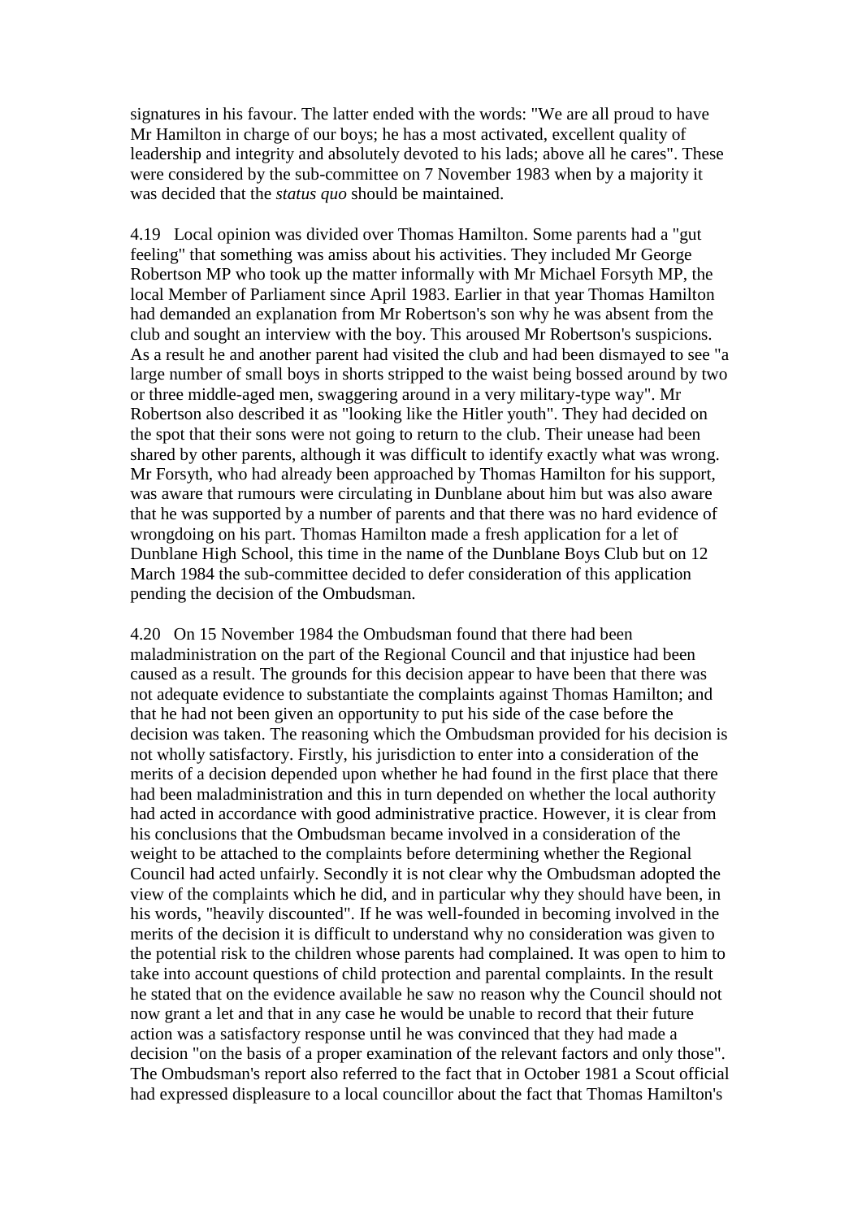signatures in his favour. The latter ended with the words: "We are all proud to have Mr Hamilton in charge of our boys; he has a most activated, excellent quality of leadership and integrity and absolutely devoted to his lads; above all he cares". These were considered by the sub-committee on 7 November 1983 when by a majority it was decided that the *status quo* should be maintained.

4.19 Local opinion was divided over Thomas Hamilton. Some parents had a "gut feeling" that something was amiss about his activities. They included Mr George Robertson MP who took up the matter informally with Mr Michael Forsyth MP, the local Member of Parliament since April 1983. Earlier in that year Thomas Hamilton had demanded an explanation from Mr Robertson's son why he was absent from the club and sought an interview with the boy. This aroused Mr Robertson's suspicions. As a result he and another parent had visited the club and had been dismayed to see "a large number of small boys in shorts stripped to the waist being bossed around by two or three middle-aged men, swaggering around in a very military-type way". Mr Robertson also described it as "looking like the Hitler youth". They had decided on the spot that their sons were not going to return to the club. Their unease had been shared by other parents, although it was difficult to identify exactly what was wrong. Mr Forsyth, who had already been approached by Thomas Hamilton for his support, was aware that rumours were circulating in Dunblane about him but was also aware that he was supported by a number of parents and that there was no hard evidence of wrongdoing on his part. Thomas Hamilton made a fresh application for a let of Dunblane High School, this time in the name of the Dunblane Boys Club but on 12 March 1984 the sub-committee decided to defer consideration of this application pending the decision of the Ombudsman.

4.20 On 15 November 1984 the Ombudsman found that there had been maladministration on the part of the Regional Council and that injustice had been caused as a result. The grounds for this decision appear to have been that there was not adequate evidence to substantiate the complaints against Thomas Hamilton; and that he had not been given an opportunity to put his side of the case before the decision was taken. The reasoning which the Ombudsman provided for his decision is not wholly satisfactory. Firstly, his jurisdiction to enter into a consideration of the merits of a decision depended upon whether he had found in the first place that there had been maladministration and this in turn depended on whether the local authority had acted in accordance with good administrative practice. However, it is clear from his conclusions that the Ombudsman became involved in a consideration of the weight to be attached to the complaints before determining whether the Regional Council had acted unfairly. Secondly it is not clear why the Ombudsman adopted the view of the complaints which he did, and in particular why they should have been, in his words, "heavily discounted". If he was well-founded in becoming involved in the merits of the decision it is difficult to understand why no consideration was given to the potential risk to the children whose parents had complained. It was open to him to take into account questions of child protection and parental complaints. In the result he stated that on the evidence available he saw no reason why the Council should not now grant a let and that in any case he would be unable to record that their future action was a satisfactory response until he was convinced that they had made a decision "on the basis of a proper examination of the relevant factors and only those". The Ombudsman's report also referred to the fact that in October 1981 a Scout official had expressed displeasure to a local councillor about the fact that Thomas Hamilton's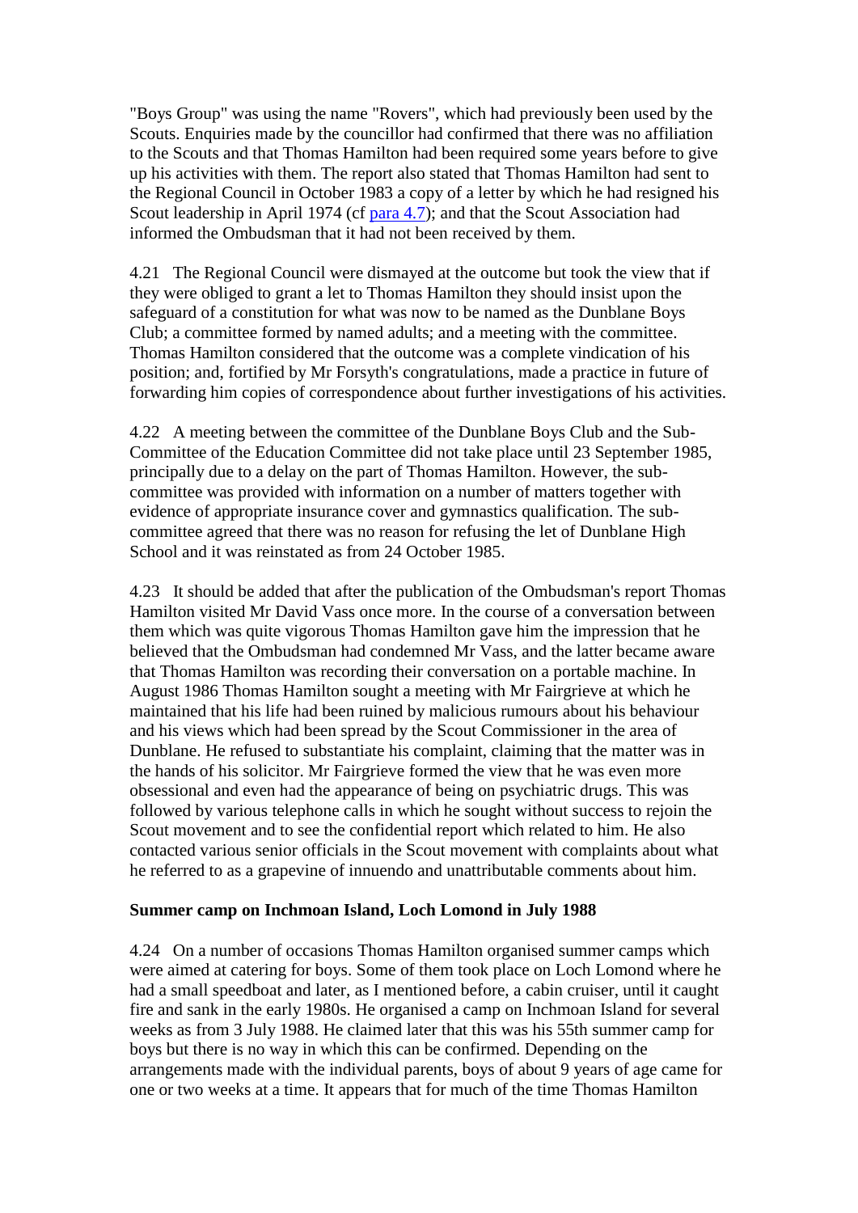"Boys Group" was using the name "Rovers", which had previously been used by the Scouts. Enquiries made by the councillor had confirmed that there was no affiliation to the Scouts and that Thomas Hamilton had been required some years before to give up his activities with them. The report also stated that Thomas Hamilton had sent to the Regional Council in October 1983 a copy of a letter by which he had resigned his Scout leadership in April 1974 (cf para 4.7); and that the Scout Association had informed the Ombudsman that it had not been received by them.

4.21 The Regional Council were dismayed at the outcome but took the view that if they were obliged to grant a let to Thomas Hamilton they should insist upon the safeguard of a constitution for what was now to be named as the Dunblane Boys Club; a committee formed by named adults; and a meeting with the committee. Thomas Hamilton considered that the outcome was a complete vindication of his position; and, fortified by Mr Forsyth's congratulations, made a practice in future of forwarding him copies of correspondence about further investigations of his activities.

4.22 A meeting between the committee of the Dunblane Boys Club and the Sub-Committee of the Education Committee did not take place until 23 September 1985, principally due to a delay on the part of Thomas Hamilton. However, the sub-committee was provided with information on a number of matters together with evidence of appropriate insurance cover and gymnastics qualification. The sub-committee agreed that there was no reason for refusing the let of Dunblane High School and it was reinstated as from 24 October 1985.

4.23 It should be added that after the publication of the Ombudsman's report Thomas Hamilton visited Mr David Vass once more. In the course of a conversation between them which was quite vigorous Thomas Hamilton gave him the impression that he believed that the Ombudsman had condemned Mr Vass, and the latter became aware that Thomas Hamilton was recording their conversation on a portable machine. In August 1986 Thomas Hamilton sought a meeting with Mr Fairgrieve at which he maintained that his life had been ruined by malicious rumours about his behaviour and his views which had been spread by the Scout Commissioner in the area of Dunblane. He refused to substantiate his complaint, claiming that the matter was in the hands of his solicitor. Mr Fairgrieve formed the view that he was even more obsessional and even had the appearance of being on psychiatric drugs. This was followed by various telephone calls in which he sought without success to rejoin the Scout movement and to see the confidential report which related to him. He also contacted various senior officials in the Scout movement with complaints about what he referred to as a grapevine of innuendo and unattributable comments about him.

**Summer camp on Inchmoan Island, Loch Lomond in July 1988**

4.24 On a number of occasions Thomas Hamilton organised summer camps which were aimed at catering for boys. Some of them took place on Loch Lomond where he had a small speedboat and later, as I mentioned before, a cabin cruiser, until it caught fire and sank in the early 1980s. He organised a camp on Inchmoan Island for several weeks as from 3 July 1988. He claimed later that this was his 55th summer camp for boys but there is no way in which this can be confirmed. Depending on the arrangements made with the individual parents, boys of about 9 years of age came for one or two weeks at a time. It appears that for much of the time Thomas Hamilton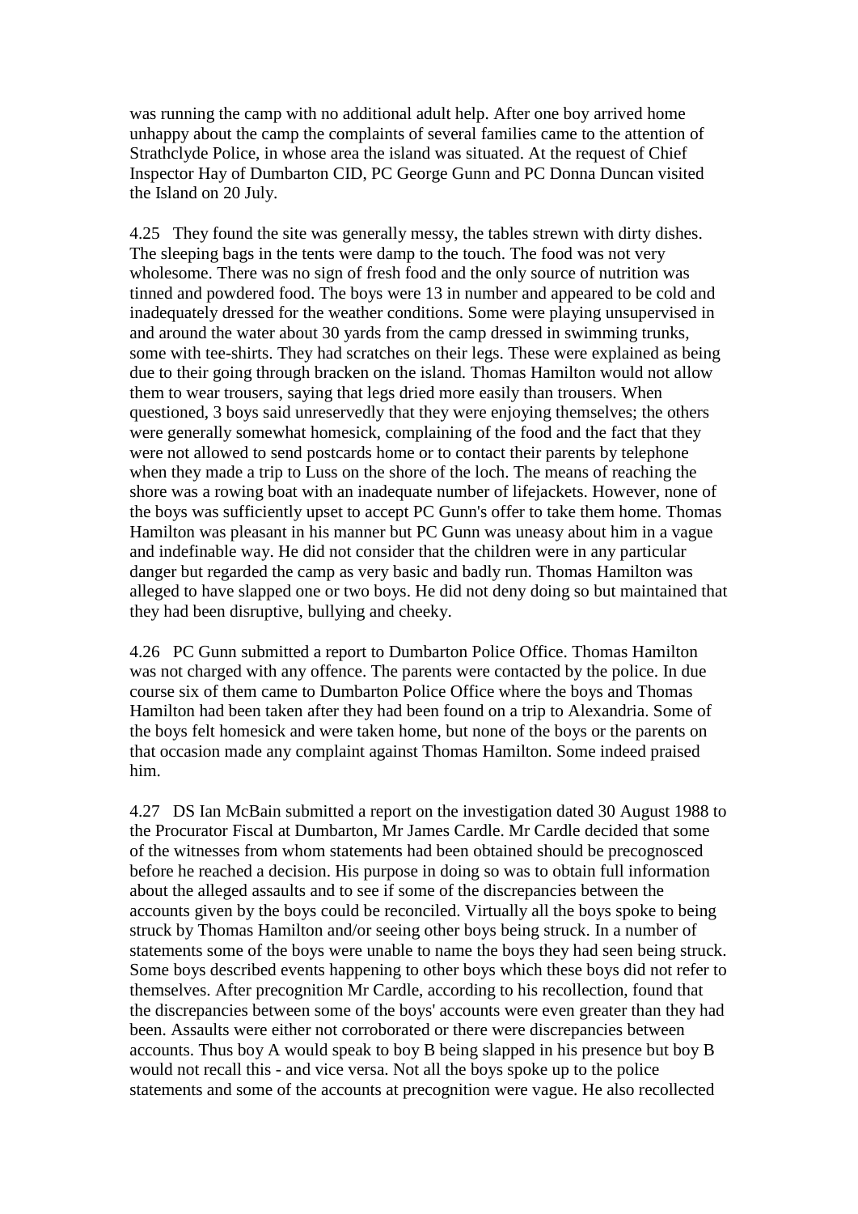was running the camp with no additional adult help. After one boy arrived home unhappy about the camp the complaints of several families came to the attention of Strathclyde Police, in whose area the island was situated. At the request of Chief Inspector Hay of Dumbarton CID, PC George Gunn and PC Donna Duncan visited the Island on 20 July.

4.25 They found the site was generally messy, the tables strewn with dirty dishes. The sleeping bags in the tents were damp to the touch. The food was not very wholesome. There was no sign of fresh food and the only source of nutrition was tinned and powdered food. The boys were 13 in number and appeared to be cold and inadequately dressed for the weather conditions. Some were playing unsupervised in and around the water about 30 yards from the camp dressed in swimming trunks, some with tee-shirts. They had scratches on their legs. These were explained as being due to their going through bracken on the island. Thomas Hamilton would not allow them to wear trousers, saying that legs dried more easily than trousers. When questioned, 3 boys said unreservedly that they were enjoying themselves; the others were generally somewhat homesick, complaining of the food and the fact that they were not allowed to send postcards home or to contact their parents by telephone when they made a trip to Luss on the shore of the loch. The means of reaching the shore was a rowing boat with an inadequate number of lifejackets. However, none of the boys was sufficiently upset to accept PC Gunn's offer to take them home. Thomas Hamilton was pleasant in his manner but PC Gunn was uneasy about him in a vague and indefinable way. He did not consider that the children were in any particular danger but regarded the camp as very basic and badly run. Thomas Hamilton was alleged to have slapped one or two boys. He did not deny doing so but maintained that they had been disruptive, bullying and cheeky.

4.26 PC Gunn submitted a report to Dumbarton Police Office. Thomas Hamilton was not charged with any offence. The parents were contacted by the police. In due course six of them came to Dumbarton Police Office where the boys and Thomas Hamilton had been taken after they had been found on a trip to Alexandria. Some of the boys felt homesick and were taken home, but none of the boys or the parents on that occasion made any complaint against Thomas Hamilton. Some indeed praised him.

4.27 DS Ian McBain submitted a report on the investigation dated 30 August 1988 to the Procurator Fiscal at Dumbarton, Mr James Cardle. Mr Cardle decided that some of the witnesses from whom statements had been obtained should be precognosced before he reached a decision. His purpose in doing so was to obtain full information about the alleged assaults and to see if some of the discrepancies between the accounts given by the boys could be reconciled. Virtually all the boys spoke to being struck by Thomas Hamilton and/or seeing other boys being struck. In a number of statements some of the boys were unable to name the boys they had seen being struck. Some boys described events happening to other boys which these boys did not refer to themselves. After precognition Mr Cardle, according to his recollection, found that the discrepancies between some of the boys' accounts were even greater than they had been. Assaults were either not corroborated or there were discrepancies between accounts. Thus boy A would speak to boy B being slapped in his presence but boy B would not recall this - and vice versa. Not all the boys spoke up to the police statements and some of the accounts at precognition were vague. He also recollected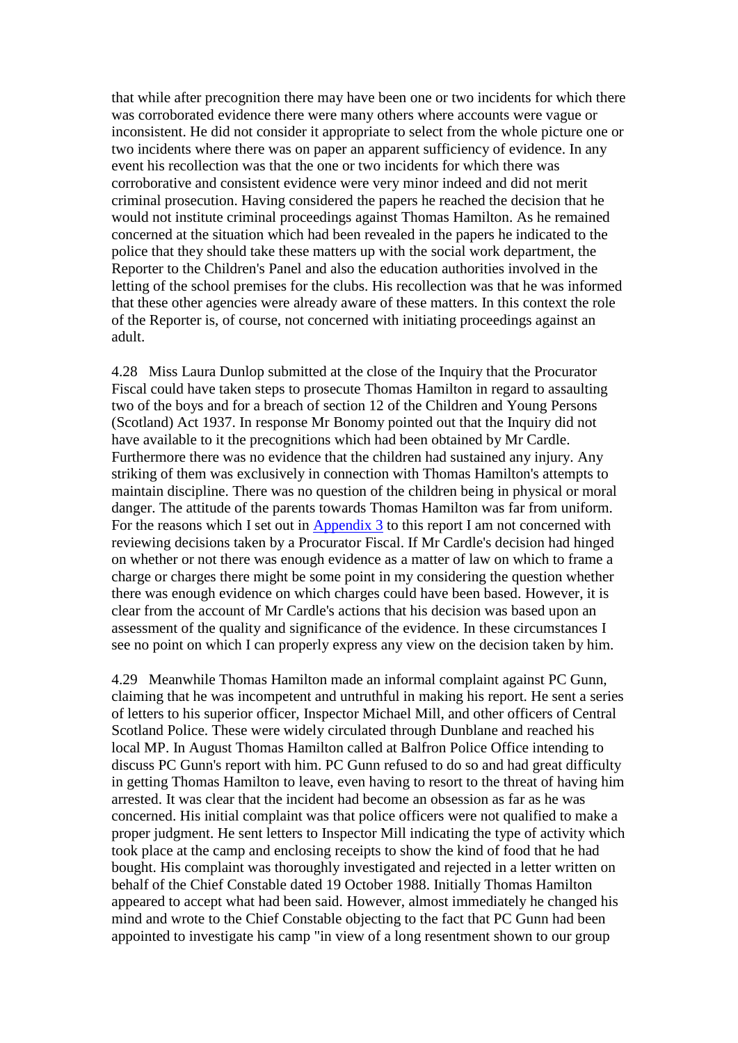that while after precognition there may have been one or two incidents for which there was corroborated evidence there were many others where accounts were vague or inconsistent. He did not consider it appropriate to select from the whole picture one or two incidents where there was on paper an apparent sufficiency of evidence. In any event his recollection was that the one or two incidents for which there was corroborative and consistent evidence were very minor indeed and did not merit criminal prosecution. Having considered the papers he reached the decision that he would not institute criminal proceedings against Thomas Hamilton. As he remained concerned at the situation which had been revealed in the papers he indicated to the police that they should take these matters up with the social work department, the Reporter to the Children's Panel and also the education authorities involved in the letting of the school premises for the clubs. His recollection was that he was informed that these other agencies were already aware of these matters. In this context the role of the Reporter is, of course, not concerned with initiating proceedings against an adult.

4.28 Miss Laura Dunlop submitted at the close of the Inquiry that the Procurator Fiscal could have taken steps to prosecute Thomas Hamilton in regard to assaulting two of the boys and for a breach of section 12 of the Children and Young Persons (Scotland) Act 1937. In response Mr Bonomy pointed out that the Inquiry did not have available to it the precognitions which had been obtained by Mr Cardle. Furthermore there was no evidence that the children had sustained any injury. Any striking of them was exclusively in connection with Thomas Hamilton's attempts to maintain discipline. There was no question of the children being in physical or moral danger. The attitude of the parents towards Thomas Hamilton was far from uniform. For the reasons which I set out in Appendix 3 to this report I am not concerned with reviewing decisions taken by a Procurator Fiscal. If Mr Cardle's decision had hinged on whether or not there was enough evidence as a matter of law on which to frame a charge or charges there might be some point in my considering the question whether there was enough evidence on which charges could have been based. However, it is clear from the account of Mr Cardle's actions that his decision was based upon an assessment of the quality and significance of the evidence. In these circumstances I see no point on which I can properly express any view on the decision taken by him.

4.29 Meanwhile Thomas Hamilton made an informal complaint against PC Gunn, claiming that he was incompetent and untruthful in making his report. He sent a series of letters to his superior officer, Inspector Michael Mill, and other officers of Central Scotland Police. These were widely circulated through Dunblane and reached his local MP. In August Thomas Hamilton called at Balfron Police Office intending to discuss PC Gunn's report with him. PC Gunn refused to do so and had great difficulty in getting Thomas Hamilton to leave, even having to resort to the threat of having him arrested. It was clear that the incident had become an obsession as far as he was concerned. His initial complaint was that police officers were not qualified to make a proper judgment. He sent letters to Inspector Mill indicating the type of activity which took place at the camp and enclosing receipts to show the kind of food that he had bought. His complaint was thoroughly investigated and rejected in a letter written on behalf of the Chief Constable dated 19 October 1988. Initially Thomas Hamilton appeared to accept what had been said. However, almost immediately he changed his mind and wrote to the Chief Constable objecting to the fact that PC Gunn had been appointed to investigate his camp "in view of a long resentment shown to our group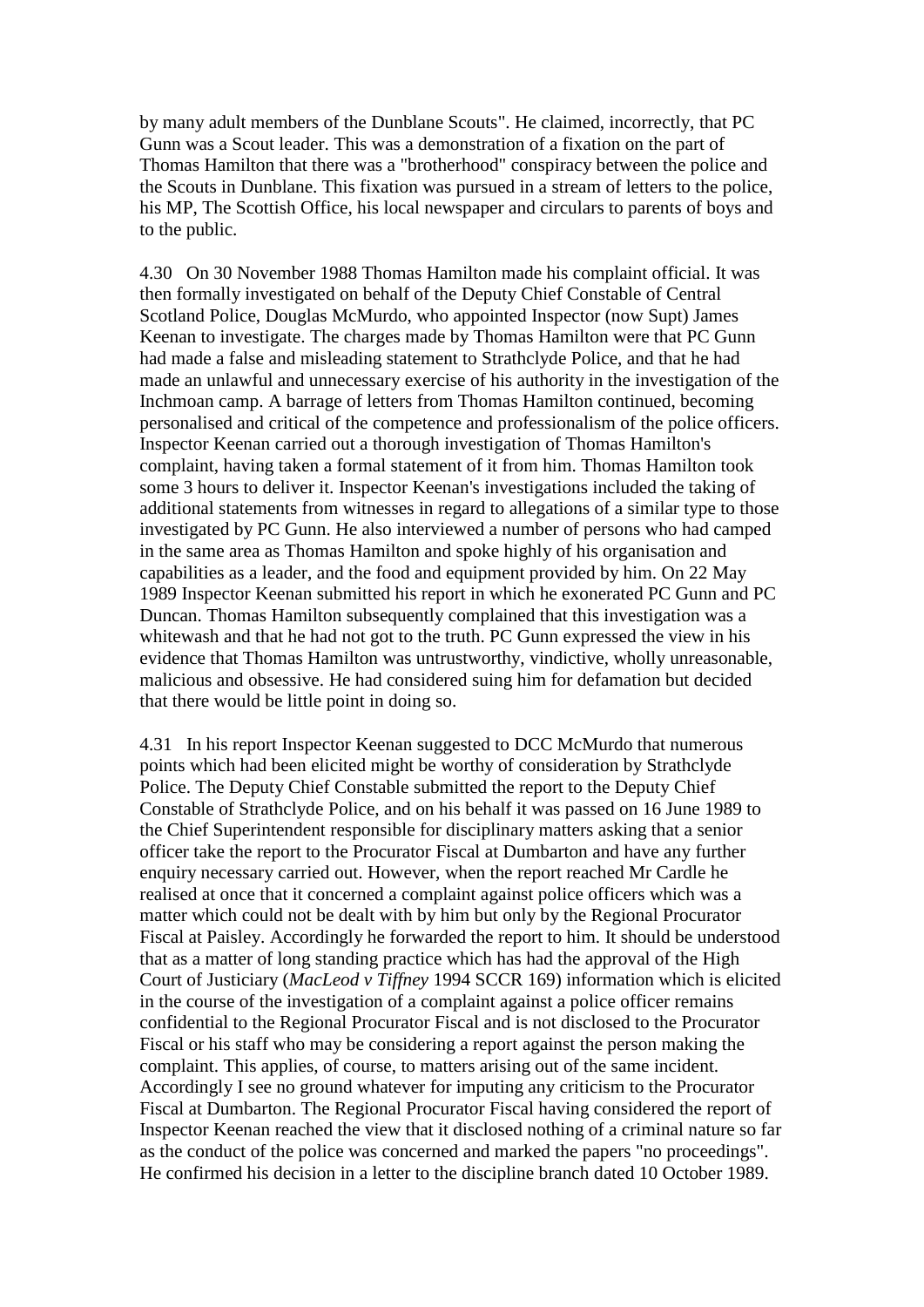by many adult members of the Dunblane Scouts". He claimed, incorrectly, that PC Gunn was a Scout leader. This was a demonstration of a fixation on the part of Thomas Hamilton that there was a "brotherhood" conspiracy between the police and the Scouts in Dunblane. This fixation was pursued in a stream of letters to the police, his MP, The Scottish Office, his local newspaper and circulars to parents of boys and to the public.

4.30 On 30 November 1988 Thomas Hamilton made his complaint official. It was then formally investigated on behalf of the Deputy Chief Constable of Central Scotland Police, Douglas McMurdo, who appointed Inspector (now Supt) James Keenan to investigate. The charges made by Thomas Hamilton were that PC Gunn had made a false and misleading statement to Strathclyde Police, and that he had made an unlawful and unnecessary exercise of his authority in the investigation of the Inchmoan camp. A barrage of letters from Thomas Hamilton continued, becoming personalised and critical of the competence and professionalism of the police officers. Inspector Keenan carried out a thorough investigation of Thomas Hamilton's complaint, having taken a formal statement of it from him. Thomas Hamilton took some 3 hours to deliver it. Inspector Keenan's investigations included the taking of additional statements from witnesses in regard to allegations of a similar type to those investigated by PC Gunn. He also interviewed a number of persons who had camped in the same area as Thomas Hamilton and spoke highly of his organisation and capabilities as a leader, and the food and equipment provided by him. On 22 May 1989 Inspector Keenan submitted his report in which he exonerated PC Gunn and PC Duncan. Thomas Hamilton subsequently complained that this investigation was a whitewash and that he had not got to the truth. PC Gunn expressed the view in his evidence that Thomas Hamilton was untrustworthy, vindictive, wholly unreasonable, malicious and obsessive. He had considered suing him for defamation but decided that there would be little point in doing so.

4.31 In his report Inspector Keenan suggested to DCC McMurdo that numerous points which had been elicited might be worthy of consideration by Strathclyde Police. The Deputy Chief Constable submitted the report to the Deputy Chief Constable of Strathclyde Police, and on his behalf it was passed on 16 June 1989 to the Chief Superintendent responsible for disciplinary matters asking that a senior officer take the report to the Procurator Fiscal at Dumbarton and have any further enquiry necessary carried out. However, when the report reached Mr Cardle he realised at once that it concerned a complaint against police officers which was a matter which could not be dealt with by him but only by the Regional Procurator Fiscal at Paisley. Accordingly he forwarded the report to him. It should be understood that as a matter of long standing practice which has had the approval of the High Court of Justiciary (*MacLeod v Tiffney* 1994 SCCR 169) information which is elicited in the course of the investigation of a complaint against a police officer remains confidential to the Regional Procurator Fiscal and is not disclosed to the Procurator Fiscal or his staff who may be considering a report against the person making the complaint. This applies, of course, to matters arising out of the same incident. Accordingly I see no ground whatever for imputing any criticism to the Procurator Fiscal at Dumbarton. The Regional Procurator Fiscal having considered the report of Inspector Keenan reached the view that it disclosed nothing of a criminal nature so far as the conduct of the police was concerned and marked the papers "no proceedings". He confirmed his decision in a letter to the discipline branch dated 10 October 1989.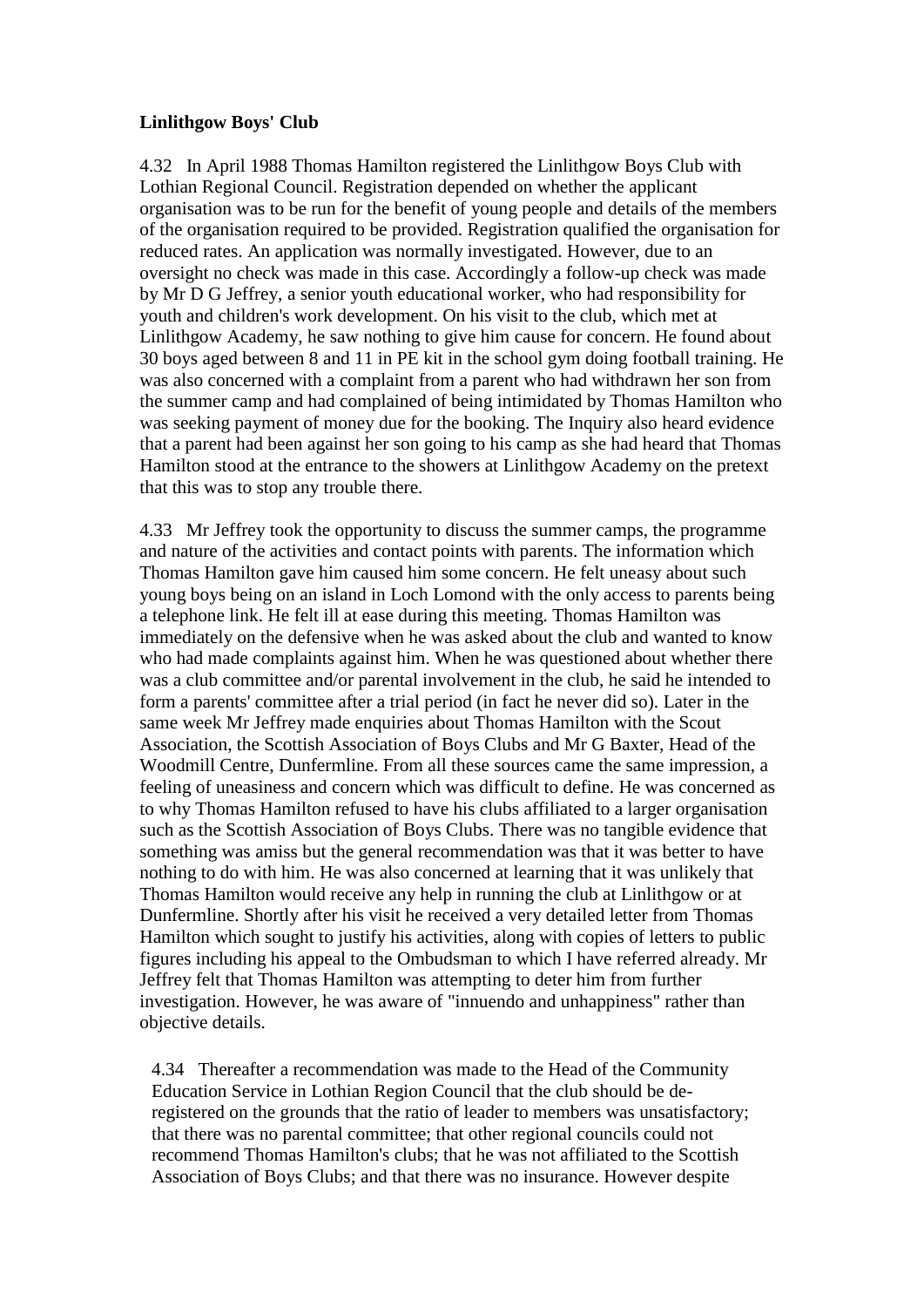**Linlithgow Boys' Club**

4.32 In April 1988 Thomas Hamilton registered the Linlithgow Boys Club with Lothian Regional Council. Registration depended on whether the applicant organisation was to be run for the benefit of young people and details of the members of the organisation required to be provided. Registration qualified the organisation for reduced rates. An application was normally investigated. However, due to an oversight no check was made in this case. Accordingly a follow-up check was made by Mr D G Jeffrey, a senior youth educational worker, who had responsibility for youth and children's work development. On his visit to the club, which met at Linlithgow Academy, he saw nothing to give him cause for concern. He found about 30 boys aged between 8 and 11 in PE kit in the school gym doing football training. He was also concerned with a complaint from a parent who had withdrawn her son from the summer camp and had complained of being intimidated by Thomas Hamilton who was seeking payment of money due for the booking. The Inquiry also heard evidence that a parent had been against her son going to his camp as she had heard that Thomas Hamilton stood at the entrance to the showers at Linlithgow Academy on the pretext that this was to stop any trouble there.

4.33 Mr Jeffrey took the opportunity to discuss the summer camps, the programme and nature of the activities and contact points with parents. The information which Thomas Hamilton gave him caused him some concern. He felt uneasy about such young boys being on an island in Loch Lomond with the only access to parents being a telephone link. He felt ill at ease during this meeting. Thomas Hamilton was immediately on the defensive when he was asked about the club and wanted to know who had made complaints against him. When he was questioned about whether there was a club committee and/or parental involvement in the club, he said he intended to form a parents' committee after a trial period (in fact he never did so). Later in the same week Mr Jeffrey made enquiries about Thomas Hamilton with the Scout Association, the Scottish Association of Boys Clubs and Mr G Baxter, Head of the Woodmill Centre, Dunfermline. From all these sources came the same impression, a feeling of uneasiness and concern which was difficult to define. He was concerned as to why Thomas Hamilton refused to have his clubs affiliated to a larger organisation such as the Scottish Association of Boys Clubs. There was no tangible evidence that something was amiss but the general recommendation was that it was better to have nothing to do with him. He was also concerned at learning that it was unlikely that Thomas Hamilton would receive any help in running the club at Linlithgow or at Dunfermline. Shortly after his visit he received a very detailed letter from Thomas Hamilton which sought to justify his activities, along with copies of letters to public figures including his appeal to the Ombudsman to which I have referred already. Mr Jeffrey felt that Thomas Hamilton was attempting to deter him from further investigation. However, he was aware of "innuendo and unhappiness" rather than objective details.

4.34 Thereafter a recommendation was made to the Head of the Community Education Service in Lothian Region Council that the club should be de-registered on the grounds that the ratio of leader to members was unsatisfactory; that there was no parental committee; that other regional councils could not recommend Thomas Hamilton's clubs; that he was not affiliated to the Scottish Association of Boys Clubs; and that there was no insurance. However despite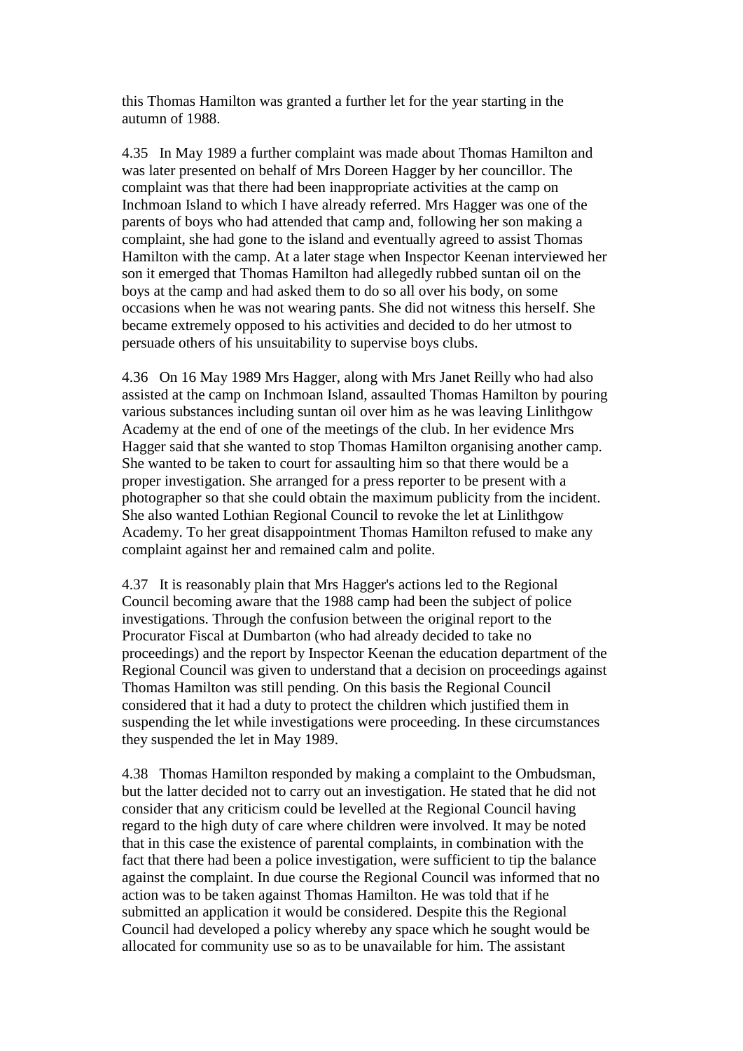this Thomas Hamilton was granted a further let for the year starting in the autumn of 1988.

4.35 In May 1989 a further complaint was made about Thomas Hamilton and was later presented on behalf of Mrs Doreen Hagger by her councillor. The complaint was that there had been inappropriate activities at the camp on Inchmoan Island to which I have already referred. Mrs Hagger was one of the parents of boys who had attended that camp and, following her son making a complaint, she had gone to the island and eventually agreed to assist Thomas Hamilton with the camp. At a later stage when Inspector Keenan interviewed her son it emerged that Thomas Hamilton had allegedly rubbed suntan oil on the boys at the camp and had asked them to do so all over his body, on some occasions when he was not wearing pants. She did not witness this herself. She became extremely opposed to his activities and decided to do her utmost to persuade others of his unsuitability to supervise boys clubs.

4.36 On 16 May 1989 Mrs Hagger, along with Mrs Janet Reilly who had also assisted at the camp on Inchmoan Island, assaulted Thomas Hamilton by pouring various substances including suntan oil over him as he was leaving Linlithgow Academy at the end of one of the meetings of the club. In her evidence Mrs Hagger said that she wanted to stop Thomas Hamilton organising another camp. She wanted to be taken to court for assaulting him so that there would be a proper investigation. She arranged for a press reporter to be present with a photographer so that she could obtain the maximum publicity from the incident. She also wanted Lothian Regional Council to revoke the let at Linlithgow Academy. To her great disappointment Thomas Hamilton refused to make any complaint against her and remained calm and polite.

4.37 It is reasonably plain that Mrs Hagger's actions led to the Regional Council becoming aware that the 1988 camp had been the subject of police investigations. Through the confusion between the original report to the Procurator Fiscal at Dumbarton (who had already decided to take no proceedings) and the report by Inspector Keenan the education department of the Regional Council was given to understand that a decision on proceedings against Thomas Hamilton was still pending. On this basis the Regional Council considered that it had a duty to protect the children which justified them in suspending the let while investigations were proceeding. In these circumstances they suspended the let in May 1989.

4.38 Thomas Hamilton responded by making a complaint to the Ombudsman, but the latter decided not to carry out an investigation. He stated that he did not consider that any criticism could be levelled at the Regional Council having regard to the high duty of care where children were involved. It may be noted that in this case the existence of parental complaints, in combination with the fact that there had been a police investigation, were sufficient to tip the balance against the complaint. In due course the Regional Council was informed that no action was to be taken against Thomas Hamilton. He was told that if he submitted an application it would be considered. Despite this the Regional Council had developed a policy whereby any space which he sought would be allocated for community use so as to be unavailable for him. The assistant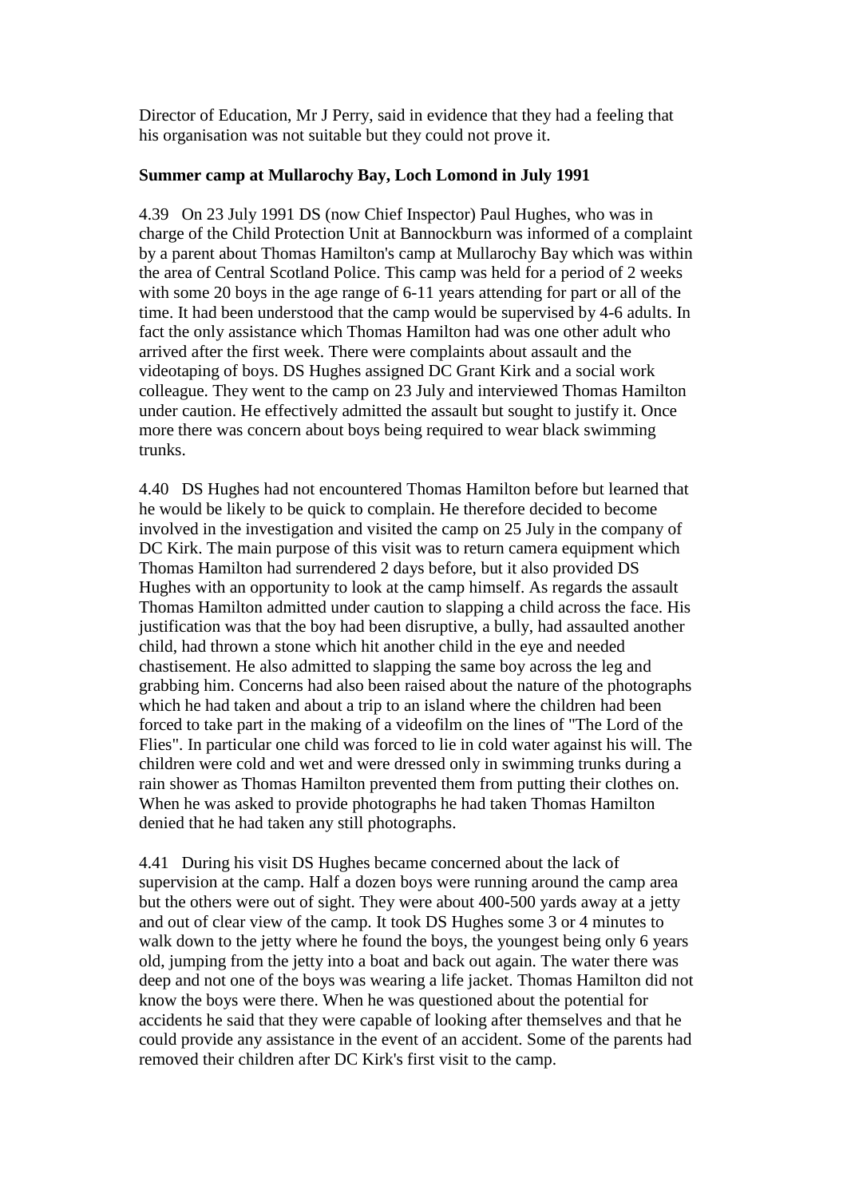Director of Education, Mr J Perry, said in evidence that they had a feeling that his organisation was not suitable but they could not prove it.

**Summer camp at Mullarochy Bay, Loch Lomond in July 1991**

4.39 On 23 July 1991 DS (now Chief Inspector) Paul Hughes, who was in charge of the Child Protection Unit at Bannockburn was informed of a complaint by a parent about Thomas Hamilton's camp at Mullarochy Bay which was within the area of Central Scotland Police. This camp was held for a period of 2 weeks with some 20 boys in the age range of 6-11 years attending for part or all of the time. It had been understood that the camp would be supervised by 4-6 adults. In fact the only assistance which Thomas Hamilton had was one other adult who arrived after the first week. There were complaints about assault and the videotaping of boys. DS Hughes assigned DC Grant Kirk and a social work colleague. They went to the camp on 23 July and interviewed Thomas Hamilton under caution. He effectively admitted the assault but sought to justify it. Once more there was concern about boys being required to wear black swimming trunks.

4.40 DS Hughes had not encountered Thomas Hamilton before but learned that he would be likely to be quick to complain. He therefore decided to become involved in the investigation and visited the camp on 25 July in the company of DC Kirk. The main purpose of this visit was to return camera equipment which Thomas Hamilton had surrendered 2 days before, but it also provided DS Hughes with an opportunity to look at the camp himself. As regards the assault Thomas Hamilton admitted under caution to slapping a child across the face. His justification was that the boy had been disruptive, a bully, had assaulted another child, had thrown a stone which hit another child in the eye and needed chastisement. He also admitted to slapping the same boy across the leg and grabbing him. Concerns had also been raised about the nature of the photographs which he had taken and about a trip to an island where the children had been forced to take part in the making of a videofilm on the lines of "The Lord of the Flies". In particular one child was forced to lie in cold water against his will. The children were cold and wet and were dressed only in swimming trunks during a rain shower as Thomas Hamilton prevented them from putting their clothes on. When he was asked to provide photographs he had taken Thomas Hamilton denied that he had taken any still photographs.

4.41 During his visit DS Hughes became concerned about the lack of supervision at the camp. Half a dozen boys were running around the camp area but the others were out of sight. They were about 400-500 yards away at a jetty and out of clear view of the camp. It took DS Hughes some 3 or 4 minutes to walk down to the jetty where he found the boys, the youngest being only 6 years old, jumping from the jetty into a boat and back out again. The water there was deep and not one of the boys was wearing a life jacket. Thomas Hamilton did not know the boys were there. When he was questioned about the potential for accidents he said that they were capable of looking after themselves and that he could provide any assistance in the event of an accident. Some of the parents had removed their children after DC Kirk's first visit to the camp.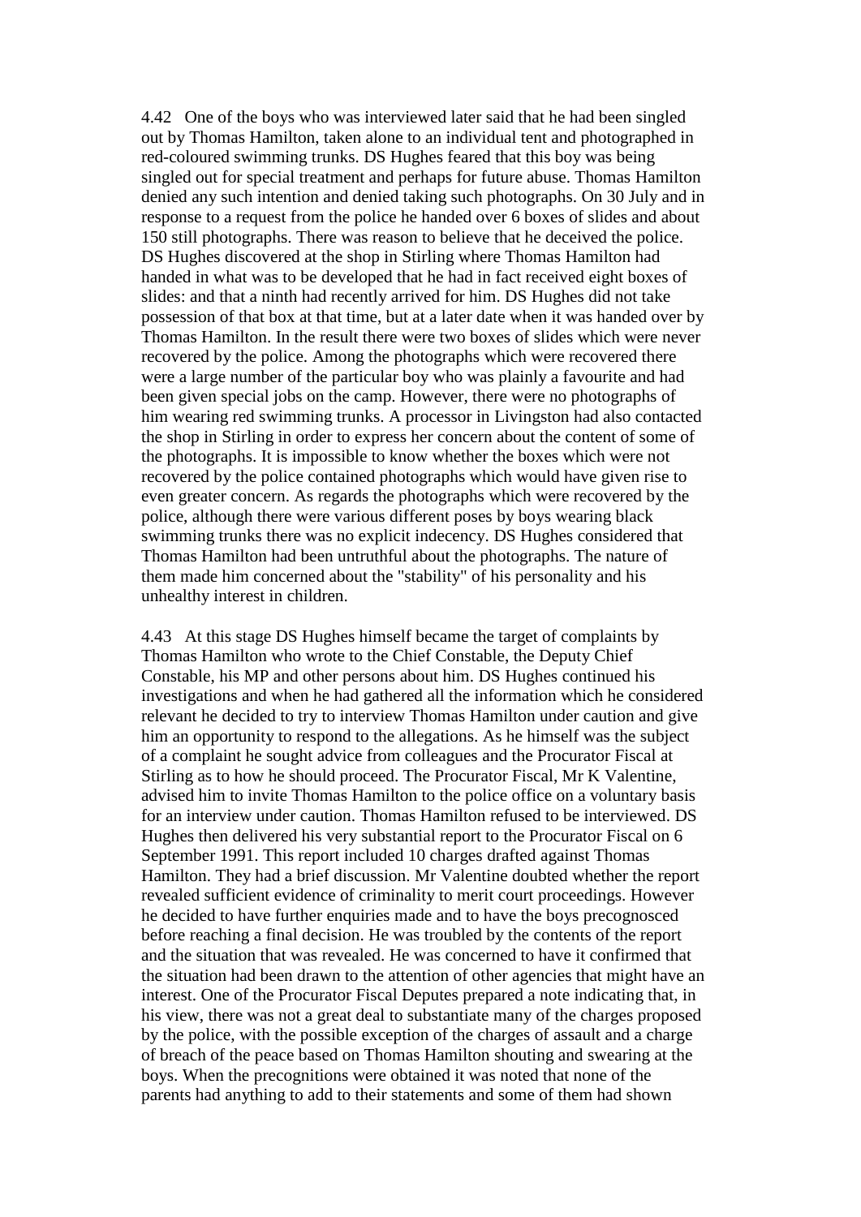4.42 One of the boys who was interviewed later said that he had been singled out by Thomas Hamilton, taken alone to an individual tent and photographed in red-coloured swimming trunks. DS Hughes feared that this boy was being singled out for special treatment and perhaps for future abuse. Thomas Hamilton denied any such intention and denied taking such photographs. On 30 July and in response to a request from the police he handed over 6 boxes of slides and about 150 still photographs. There was reason to believe that he deceived the police. DS Hughes discovered at the shop in Stirling where Thomas Hamilton had handed in what was to be developed that he had in fact received eight boxes of slides: and that a ninth had recently arrived for him. DS Hughes did not take possession of that box at that time, but at a later date when it was handed over by Thomas Hamilton. In the result there were two boxes of slides which were never recovered by the police. Among the photographs which were recovered there were a large number of the particular boy who was plainly a favourite and had been given special jobs on the camp. However, there were no photographs of him wearing red swimming trunks. A processor in Livingston had also contacted the shop in Stirling in order to express her concern about the content of some of the photographs. It is impossible to know whether the boxes which were not recovered by the police contained photographs which would have given rise to even greater concern. As regards the photographs which were recovered by the police, although there were various different poses by boys wearing black swimming trunks there was no explicit indecency. DS Hughes considered that Thomas Hamilton had been untruthful about the photographs. The nature of them made him concerned about the "stability" of his personality and his unhealthy interest in children.

4.43 At this stage DS Hughes himself became the target of complaints by Thomas Hamilton who wrote to the Chief Constable, the Deputy Chief Constable, his MP and other persons about him. DS Hughes continued his investigations and when he had gathered all the information which he considered relevant he decided to try to interview Thomas Hamilton under caution and give him an opportunity to respond to the allegations. As he himself was the subject of a complaint he sought advice from colleagues and the Procurator Fiscal at Stirling as to how he should proceed. The Procurator Fiscal, Mr K Valentine, advised him to invite Thomas Hamilton to the police office on a voluntary basis for an interview under caution. Thomas Hamilton refused to be interviewed. DS Hughes then delivered his very substantial report to the Procurator Fiscal on 6 September 1991. This report included 10 charges drafted against Thomas Hamilton. They had a brief discussion. Mr Valentine doubted whether the report revealed sufficient evidence of criminality to merit court proceedings. However he decided to have further enquiries made and to have the boys precognosced before reaching a final decision. He was troubled by the contents of the report and the situation that was revealed. He was concerned to have it confirmed that the situation had been drawn to the attention of other agencies that might have an interest. One of the Procurator Fiscal Deputes prepared a note indicating that, in his view, there was not a great deal to substantiate many of the charges proposed by the police, with the possible exception of the charges of assault and a charge of breach of the peace based on Thomas Hamilton shouting and swearing at the boys. When the precognitions were obtained it was noted that none of the parents had anything to add to their statements and some of them had shown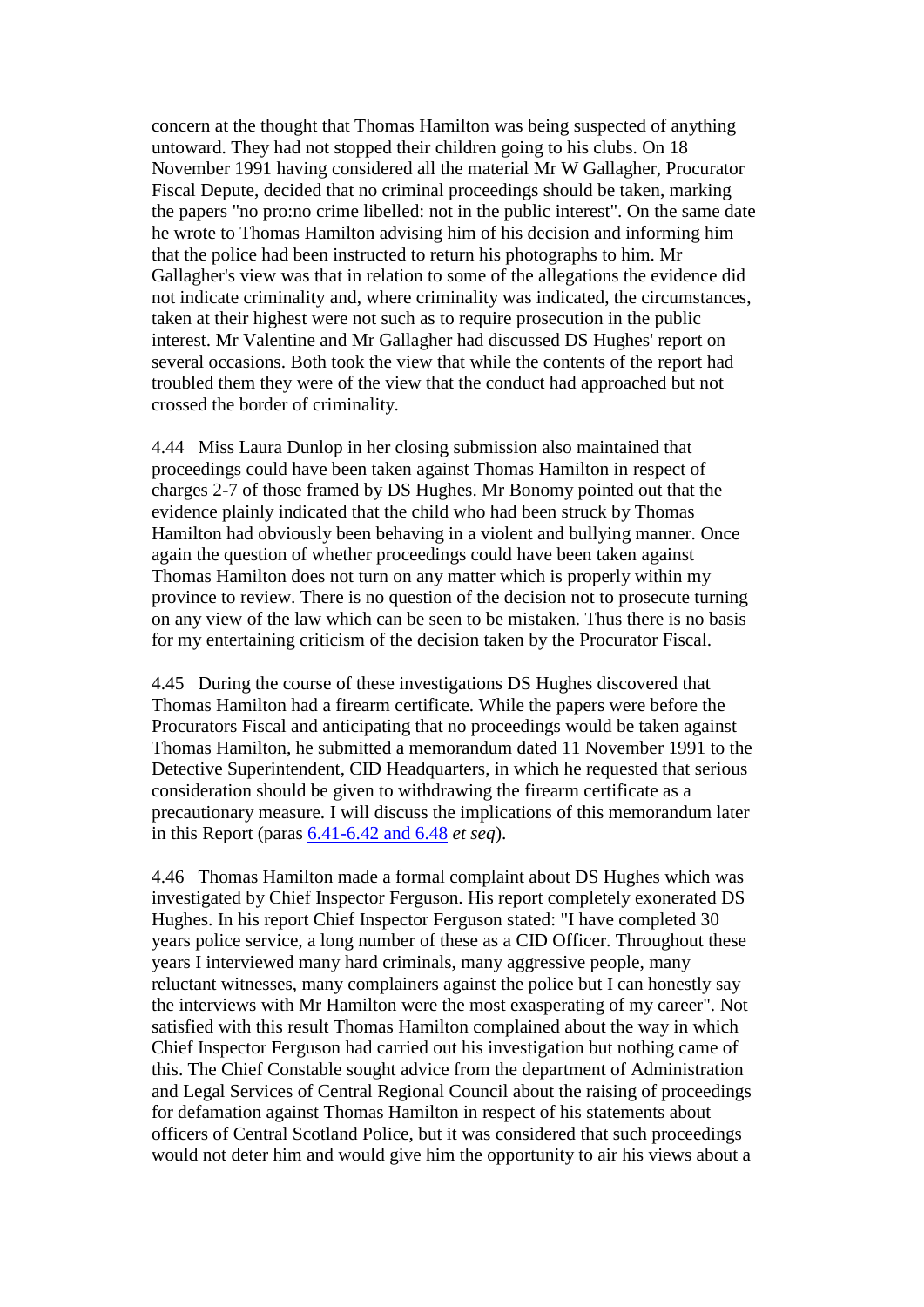concern at the thought that Thomas Hamilton was being suspected of anything untoward. They had not stopped their children going to his clubs. On 18 November 1991 having considered all the material Mr W Gallagher, Procurator Fiscal Depute, decided that no criminal proceedings should be taken, marking the papers "no pro:no crime libelled: not in the public interest". On the same date he wrote to Thomas Hamilton advising him of his decision and informing him that the police had been instructed to return his photographs to him. Mr Gallagher's view was that in relation to some of the allegations the evidence did not indicate criminality and, where criminality was indicated, the circumstances, taken at their highest were not such as to require prosecution in the public interest. Mr Valentine and Mr Gallagher had discussed DS Hughes' report on several occasions. Both took the view that while the contents of the report had troubled them they were of the view that the conduct had approached but not crossed the border of criminality.

4.44 Miss Laura Dunlop in her closing submission also maintained that proceedings could have been taken against Thomas Hamilton in respect of charges 2-7 of those framed by DS Hughes. Mr Bonomy pointed out that the evidence plainly indicated that the child who had been struck by Thomas Hamilton had obviously been behaving in a violent and bullying manner. Once again the question of whether proceedings could have been taken against Thomas Hamilton does not turn on any matter which is properly within my province to review. There is no question of the decision not to prosecute turning on any view of the law which can be seen to be mistaken. Thus there is no basis for my entertaining criticism of the decision taken by the Procurator Fiscal.

4.45 During the course of these investigations DS Hughes discovered that Thomas Hamilton had a firearm certificate. While the papers were before the Procurators Fiscal and anticipating that no proceedings would be taken against Thomas Hamilton, he submitted a memorandum dated 11 November 1991 to the Detective Superintendent, CID Headquarters, in which he requested that serious consideration should be given to withdrawing the firearm certificate as a precautionary measure. I will discuss the implications of this memorandum later in this Report (paras 6.41-6.42 and 6.48 *et seq*).

4.46 Thomas Hamilton made a formal complaint about DS Hughes which was investigated by Chief Inspector Ferguson. His report completely exonerated DS Hughes. In his report Chief Inspector Ferguson stated: "I have completed 30 years police service, a long number of these as a CID Officer. Throughout these years I interviewed many hard criminals, many aggressive people, many reluctant witnesses, many complainers against the police but I can honestly say the interviews with Mr Hamilton were the most exasperating of my career". Not satisfied with this result Thomas Hamilton complained about the way in which Chief Inspector Ferguson had carried out his investigation but nothing came of this. The Chief Constable sought advice from the department of Administration and Legal Services of Central Regional Council about the raising of proceedings for defamation against Thomas Hamilton in respect of his statements about officers of Central Scotland Police, but it was considered that such proceedings would not deter him and would give him the opportunity to air his views about a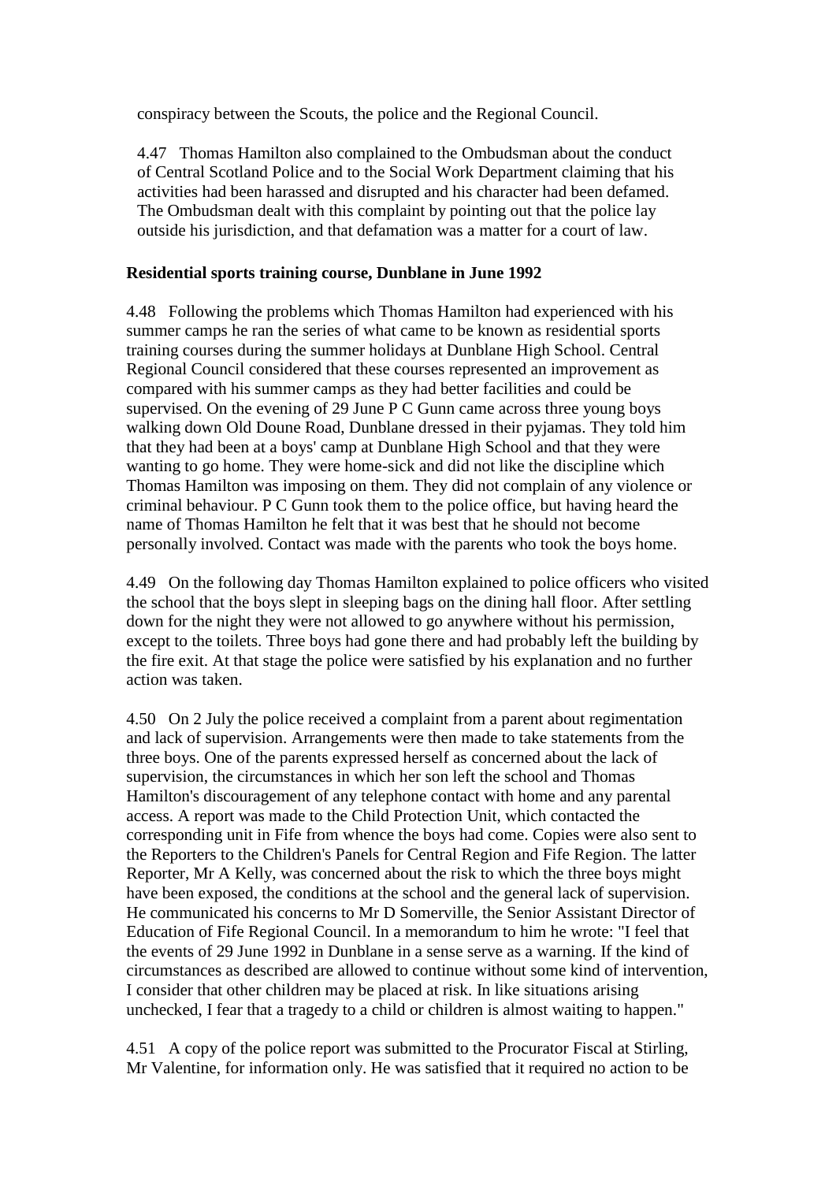conspiracy between the Scouts, the police and the Regional Council.

4.47 Thomas Hamilton also complained to the Ombudsman about the conduct of Central Scotland Police and to the Social Work Department claiming that his activities had been harassed and disrupted and his character had been defamed. The Ombudsman dealt with this complaint by pointing out that the police lay outside his jurisdiction, and that defamation was a matter for a court of law.

**Residential sports training course, Dunblane in June 1992**

4.48 Following the problems which Thomas Hamilton had experienced with his summer camps he ran the series of what came to be known as residential sports training courses during the summer holidays at Dunblane High School. Central Regional Council considered that these courses represented an improvement as compared with his summer camps as they had better facilities and could be supervised. On the evening of 29 June P C Gunn came across three young boys walking down Old Doune Road, Dunblane dressed in their pyjamas. They told him that they had been at a boys' camp at Dunblane High School and that they were wanting to go home. They were home-sick and did not like the discipline which Thomas Hamilton was imposing on them. They did not complain of any violence or criminal behaviour. P C Gunn took them to the police office, but having heard the name of Thomas Hamilton he felt that it was best that he should not become personally involved. Contact was made with the parents who took the boys home.

4.49 On the following day Thomas Hamilton explained to police officers who visited the school that the boys slept in sleeping bags on the dining hall floor. After settling down for the night they were not allowed to go anywhere without his permission, except to the toilets. Three boys had gone there and had probably left the building by the fire exit. At that stage the police were satisfied by his explanation and no further action was taken.

4.50 On 2 July the police received a complaint from a parent about regimentation and lack of supervision. Arrangements were then made to take statements from the three boys. One of the parents expressed herself as concerned about the lack of supervision, the circumstances in which her son left the school and Thomas Hamilton's discouragement of any telephone contact with home and any parental access. A report was made to the Child Protection Unit, which contacted the corresponding unit in Fife from whence the boys had come. Copies were also sent to the Reporters to the Children's Panels for Central Region and Fife Region. The latter Reporter, Mr A Kelly, was concerned about the risk to which the three boys might have been exposed, the conditions at the school and the general lack of supervision. He communicated his concerns to Mr D Somerville, the Senior Assistant Director of Education of Fife Regional Council. In a memorandum to him he wrote: "I feel that the events of 29 June 1992 in Dunblane in a sense serve as a warning. If the kind of circumstances as described are allowed to continue without some kind of intervention, I consider that other children may be placed at risk. In like situations arising unchecked, I fear that a tragedy to a child or children is almost waiting to happen."

4.51 A copy of the police report was submitted to the Procurator Fiscal at Stirling, Mr Valentine, for information only. He was satisfied that it required no action to be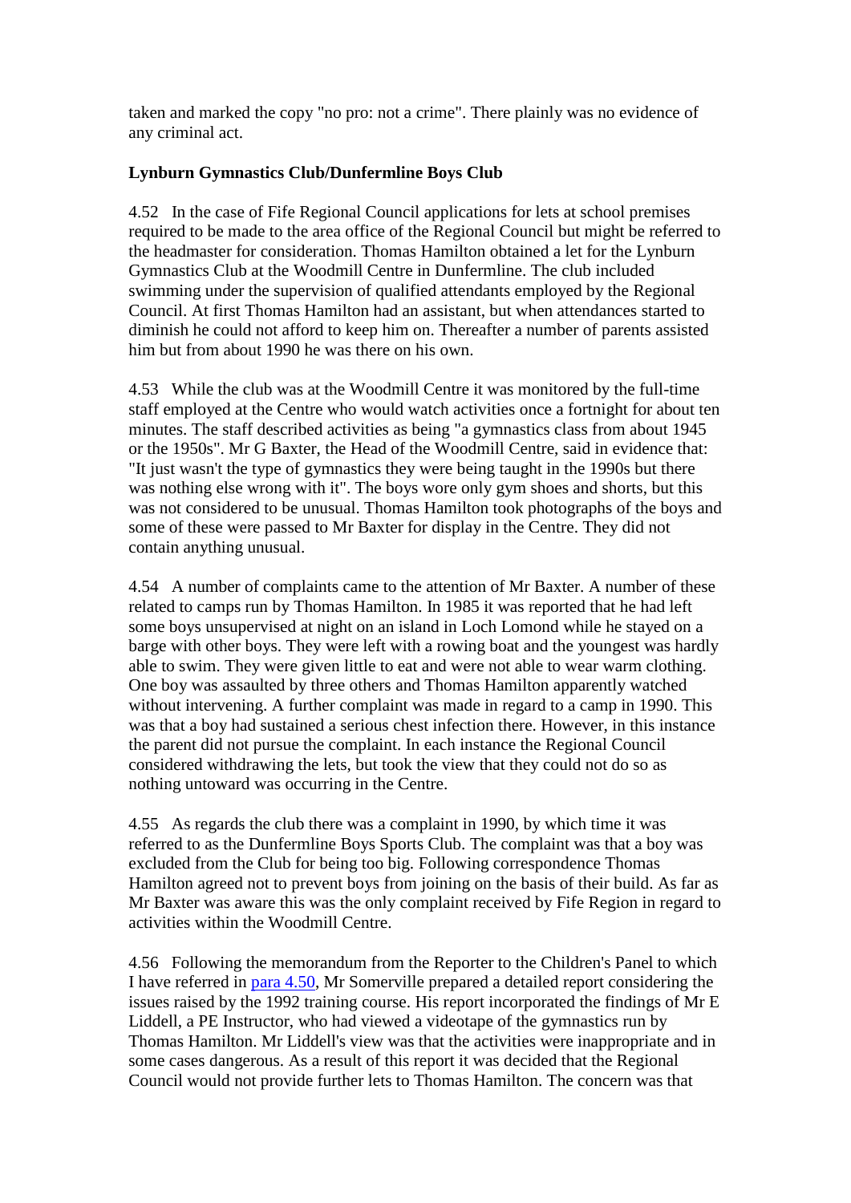taken and marked the copy "no pro: not a crime". There plainly was no evidence of any criminal act.

**Lynburn Gymnastics Club/Dunfermline Boys Club**

4.52 In the case of Fife Regional Council applications for lets at school premises required to be made to the area office of the Regional Council but might be referred to the headmaster for consideration. Thomas Hamilton obtained a let for the Lynburn Gymnastics Club at the Woodmill Centre in Dunfermline. The club included swimming under the supervision of qualified attendants employed by the Regional Council. At first Thomas Hamilton had an assistant, but when attendances started to diminish he could not afford to keep him on. Thereafter a number of parents assisted him but from about 1990 he was there on his own.

4.53 While the club was at the Woodmill Centre it was monitored by the full-time staff employed at the Centre who would watch activities once a fortnight for about ten minutes. The staff described activities as being "a gymnastics class from about 1945 or the 1950s". Mr G Baxter, the Head of the Woodmill Centre, said in evidence that: "It just wasn't the type of gymnastics they were being taught in the 1990s but there was nothing else wrong with it". The boys wore only gym shoes and shorts, but this was not considered to be unusual. Thomas Hamilton took photographs of the boys and some of these were passed to Mr Baxter for display in the Centre. They did not contain anything unusual.

4.54 A number of complaints came to the attention of Mr Baxter. A number of these related to camps run by Thomas Hamilton. In 1985 it was reported that he had left some boys unsupervised at night on an island in Loch Lomond while he stayed on a barge with other boys. They were left with a rowing boat and the youngest was hardly able to swim. They were given little to eat and were not able to wear warm clothing. One boy was assaulted by three others and Thomas Hamilton apparently watched without intervening. A further complaint was made in regard to a camp in 1990. This was that a boy had sustained a serious chest infection there. However, in this instance the parent did not pursue the complaint. In each instance the Regional Council considered withdrawing the lets, but took the view that they could not do so as nothing untoward was occurring in the Centre.

4.55 As regards the club there was a complaint in 1990, by which time it was referred to as the Dunfermline Boys Sports Club. The complaint was that a boy was excluded from the Club for being too big. Following correspondence Thomas Hamilton agreed not to prevent boys from joining on the basis of their build. As far as Mr Baxter was aware this was the only complaint received by Fife Region in regard to activities within the Woodmill Centre.

4.56 Following the memorandum from the Reporter to the Children's Panel to which I have referred in para 4.50, Mr Somerville prepared a detailed report considering the issues raised by the 1992 training course. His report incorporated the findings of Mr E Liddell, a PE Instructor, who had viewed a videotape of the gymnastics run by Thomas Hamilton. Mr Liddell's view was that the activities were inappropriate and in some cases dangerous. As a result of this report it was decided that the Regional Council would not provide further lets to Thomas Hamilton. The concern was that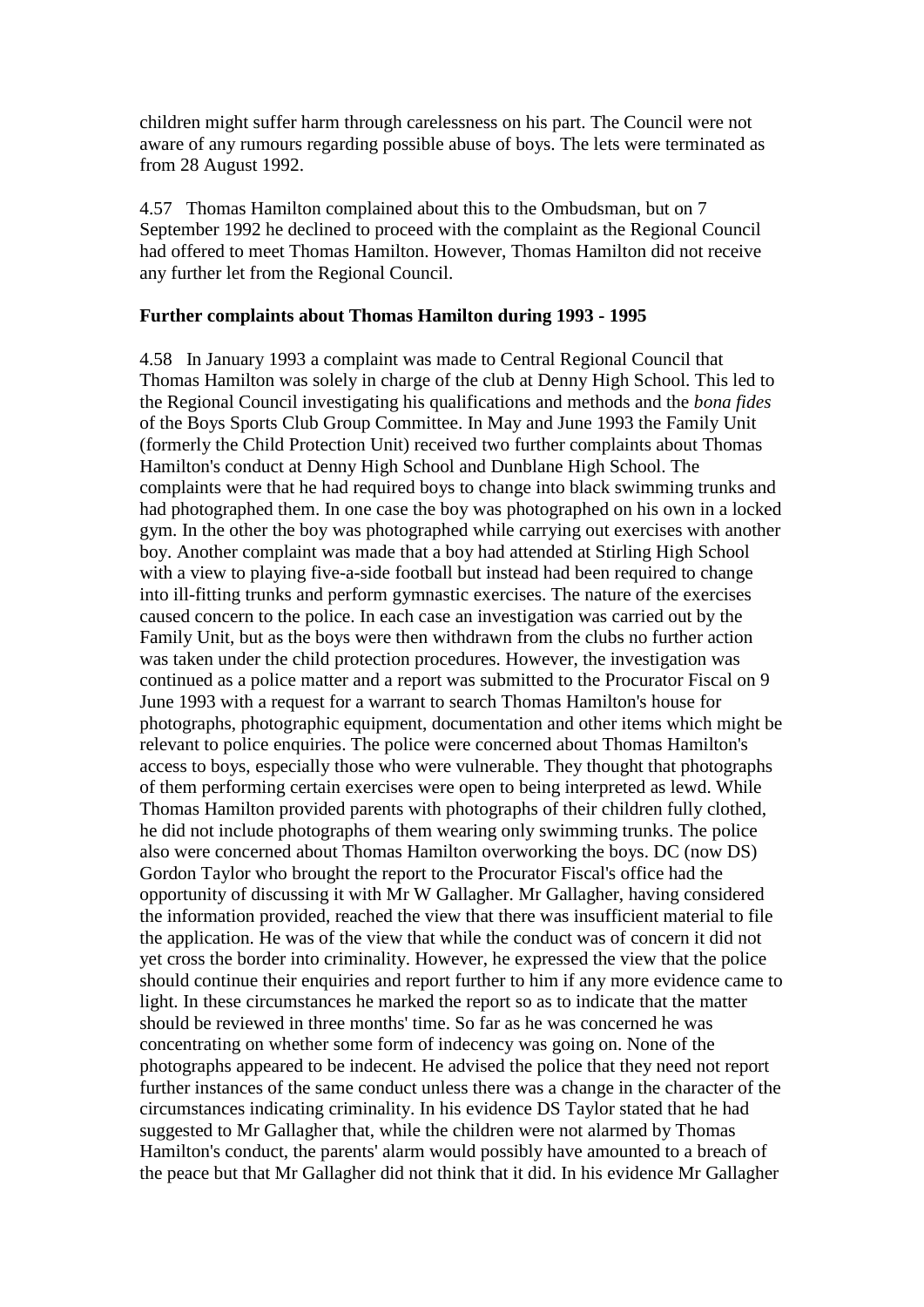children might suffer harm through carelessness on his part. The Council were not aware of any rumours regarding possible abuse of boys. The lets were terminated as from 28 August 1992.

4.57 Thomas Hamilton complained about this to the Ombudsman, but on 7 September 1992 he declined to proceed with the complaint as the Regional Council had offered to meet Thomas Hamilton. However, Thomas Hamilton did not receive any further let from the Regional Council.

**Further complaints about Thomas Hamilton during 1993 - 1995**

4.58 In January 1993 a complaint was made to Central Regional Council that Thomas Hamilton was solely in charge of the club at Denny High School. This led to the Regional Council investigating his qualifications and methods and the *bona fides* of the Boys Sports Club Group Committee. In May and June 1993 the Family Unit (formerly the Child Protection Unit) received two further complaints about Thomas Hamilton's conduct at Denny High School and Dunblane High School. The complaints were that he had required boys to change into black swimming trunks and had photographed them. In one case the boy was photographed on his own in a locked gym. In the other the boy was photographed while carrying out exercises with another boy. Another complaint was made that a boy had attended at Stirling High School with a view to playing five-a-side football but instead had been required to change into ill-fitting trunks and perform gymnastic exercises. The nature of the exercises caused concern to the police. In each case an investigation was carried out by the Family Unit, but as the boys were then withdrawn from the clubs no further action was taken under the child protection procedures. However, the investigation was continued as a police matter and a report was submitted to the Procurator Fiscal on 9 June 1993 with a request for a warrant to search Thomas Hamilton's house for photographs, photographic equipment, documentation and other items which might be relevant to police enquiries. The police were concerned about Thomas Hamilton's access to boys, especially those who were vulnerable. They thought that photographs of them performing certain exercises were open to being interpreted as lewd. While Thomas Hamilton provided parents with photographs of their children fully clothed, he did not include photographs of them wearing only swimming trunks. The police also were concerned about Thomas Hamilton overworking the boys. DC (now DS) Gordon Taylor who brought the report to the Procurator Fiscal's office had the opportunity of discussing it with Mr W Gallagher. Mr Gallagher, having considered the information provided, reached the view that there was insufficient material to file the application. He was of the view that while the conduct was of concern it did not yet cross the border into criminality. However, he expressed the view that the police should continue their enquiries and report further to him if any more evidence came to light. In these circumstances he marked the report so as to indicate that the matter should be reviewed in three months' time. So far as he was concerned he was concentrating on whether some form of indecency was going on. None of the photographs appeared to be indecent. He advised the police that they need not report further instances of the same conduct unless there was a change in the character of the circumstances indicating criminality. In his evidence DS Taylor stated that he had suggested to Mr Gallagher that, while the children were not alarmed by Thomas Hamilton's conduct, the parents' alarm would possibly have amounted to a breach of the peace but that Mr Gallagher did not think that it did. In his evidence Mr Gallagher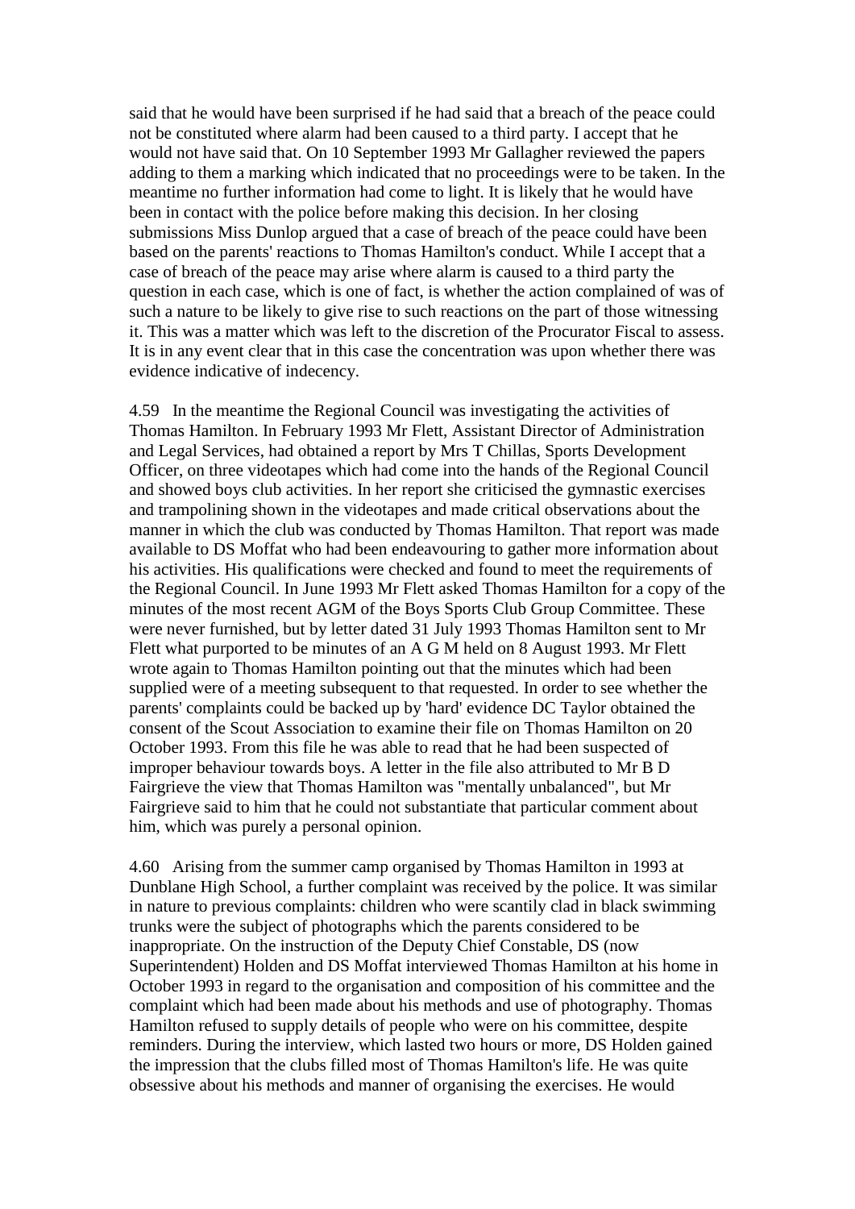said that he would have been surprised if he had said that a breach of the peace could not be constituted where alarm had been caused to a third party. I accept that he would not have said that. On 10 September 1993 Mr Gallagher reviewed the papers adding to them a marking which indicated that no proceedings were to be taken. In the meantime no further information had come to light. It is likely that he would have been in contact with the police before making this decision. In her closing submissions Miss Dunlop argued that a case of breach of the peace could have been based on the parents' reactions to Thomas Hamilton's conduct. While I accept that a case of breach of the peace may arise where alarm is caused to a third party the question in each case, which is one of fact, is whether the action complained of was of such a nature to be likely to give rise to such reactions on the part of those witnessing it. This was a matter which was left to the discretion of the Procurator Fiscal to assess. It is in any event clear that in this case the concentration was upon whether there was evidence indicative of indecency.

4.59 In the meantime the Regional Council was investigating the activities of Thomas Hamilton. In February 1993 Mr Flett, Assistant Director of Administration and Legal Services, had obtained a report by Mrs T Chillas, Sports Development Officer, on three videotapes which had come into the hands of the Regional Council and showed boys club activities. In her report she criticised the gymnastic exercises and trampolining shown in the videotapes and made critical observations about the manner in which the club was conducted by Thomas Hamilton. That report was made available to DS Moffat who had been endeavouring to gather more information about his activities. His qualifications were checked and found to meet the requirements of the Regional Council. In June 1993 Mr Flett asked Thomas Hamilton for a copy of the minutes of the most recent AGM of the Boys Sports Club Group Committee. These were never furnished, but by letter dated 31 July 1993 Thomas Hamilton sent to Mr Flett what purported to be minutes of an A G M held on 8 August 1993. Mr Flett wrote again to Thomas Hamilton pointing out that the minutes which had been supplied were of a meeting subsequent to that requested. In order to see whether the parents' complaints could be backed up by 'hard' evidence DC Taylor obtained the consent of the Scout Association to examine their file on Thomas Hamilton on 20 October 1993. From this file he was able to read that he had been suspected of improper behaviour towards boys. A letter in the file also attributed to Mr B D Fairgrieve the view that Thomas Hamilton was "mentally unbalanced", but Mr Fairgrieve said to him that he could not substantiate that particular comment about him, which was purely a personal opinion.

4.60 Arising from the summer camp organised by Thomas Hamilton in 1993 at Dunblane High School, a further complaint was received by the police. It was similar in nature to previous complaints: children who were scantily clad in black swimming trunks were the subject of photographs which the parents considered to be inappropriate. On the instruction of the Deputy Chief Constable, DS (now Superintendent) Holden and DS Moffat interviewed Thomas Hamilton at his home in October 1993 in regard to the organisation and composition of his committee and the complaint which had been made about his methods and use of photography. Thomas Hamilton refused to supply details of people who were on his committee, despite reminders. During the interview, which lasted two hours or more, DS Holden gained the impression that the clubs filled most of Thomas Hamilton's life. He was quite obsessive about his methods and manner of organising the exercises. He would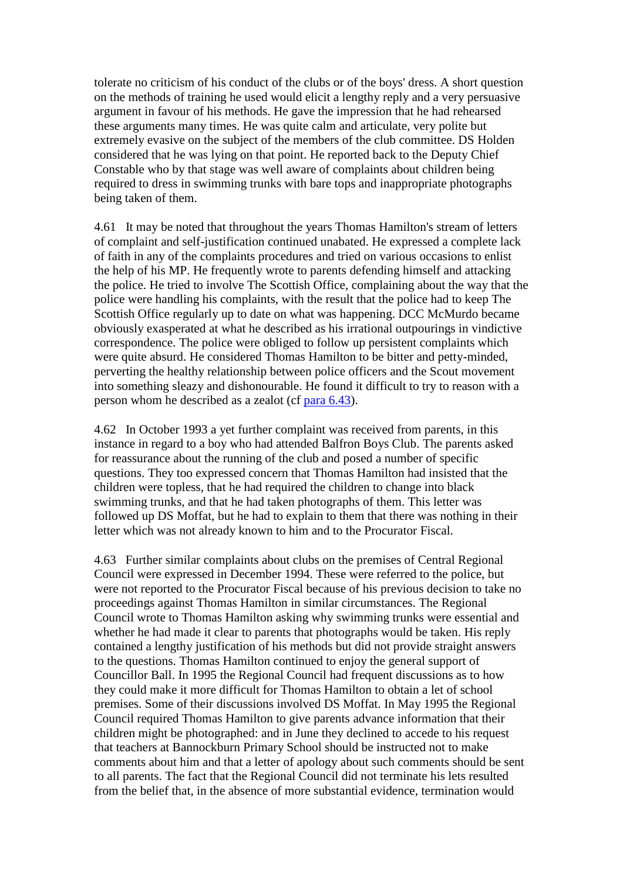tolerate no criticism of his conduct of the clubs or of the boys' dress. A short question on the methods of training he used would elicit a lengthy reply and a very persuasive argument in favour of his methods. He gave the impression that he had rehearsed these arguments many times. He was quite calm and articulate, very polite but extremely evasive on the subject of the members of the club committee. DS Holden considered that he was lying on that point. He reported back to the Deputy Chief Constable who by that stage was well aware of complaints about children being required to dress in swimming trunks with bare tops and inappropriate photographs being taken of them.

4.61 It may be noted that throughout the years Thomas Hamilton's stream of letters of complaint and self-justification continued unabated. He expressed a complete lack of faith in any of the complaints procedures and tried on various occasions to enlist the help of his MP. He frequently wrote to parents defending himself and attacking the police. He tried to involve The Scottish Office, complaining about the way that the police were handling his complaints, with the result that the police had to keep The Scottish Office regularly up to date on what was happening. DCC McMurdo became obviously exasperated at what he described as his irrational outpourings in vindictive correspondence. The police were obliged to follow up persistent complaints which were quite absurd. He considered Thomas Hamilton to be bitter and petty-minded, perverting the healthy relationship between police officers and the Scout movement into something sleazy and dishonourable. He found it difficult to try to reason with a person whom he described as a zealot (cf para 6.43).

4.62 In October 1993 a yet further complaint was received from parents, in this instance in regard to a boy who had attended Balfron Boys Club. The parents asked for reassurance about the running of the club and posed a number of specific questions. They too expressed concern that Thomas Hamilton had insisted that the children were topless, that he had required the children to change into black swimming trunks, and that he had taken photographs of them. This letter was followed up DS Moffat, but he had to explain to them that there was nothing in their letter which was not already known to him and to the Procurator Fiscal.

4.63 Further similar complaints about clubs on the premises of Central Regional Council were expressed in December 1994. These were referred to the police, but were not reported to the Procurator Fiscal because of his previous decision to take no proceedings against Thomas Hamilton in similar circumstances. The Regional Council wrote to Thomas Hamilton asking why swimming trunks were essential and whether he had made it clear to parents that photographs would be taken. His reply contained a lengthy justification of his methods but did not provide straight answers to the questions. Thomas Hamilton continued to enjoy the general support of Councillor Ball. In 1995 the Regional Council had frequent discussions as to how they could make it more difficult for Thomas Hamilton to obtain a let of school premises. Some of their discussions involved DS Moffat. In May 1995 the Regional Council required Thomas Hamilton to give parents advance information that their children might be photographed: and in June they declined to accede to his request that teachers at Bannockburn Primary School should be instructed not to make comments about him and that a letter of apology about such comments should be sent to all parents. The fact that the Regional Council did not terminate his lets resulted from the belief that, in the absence of more substantial evidence, termination would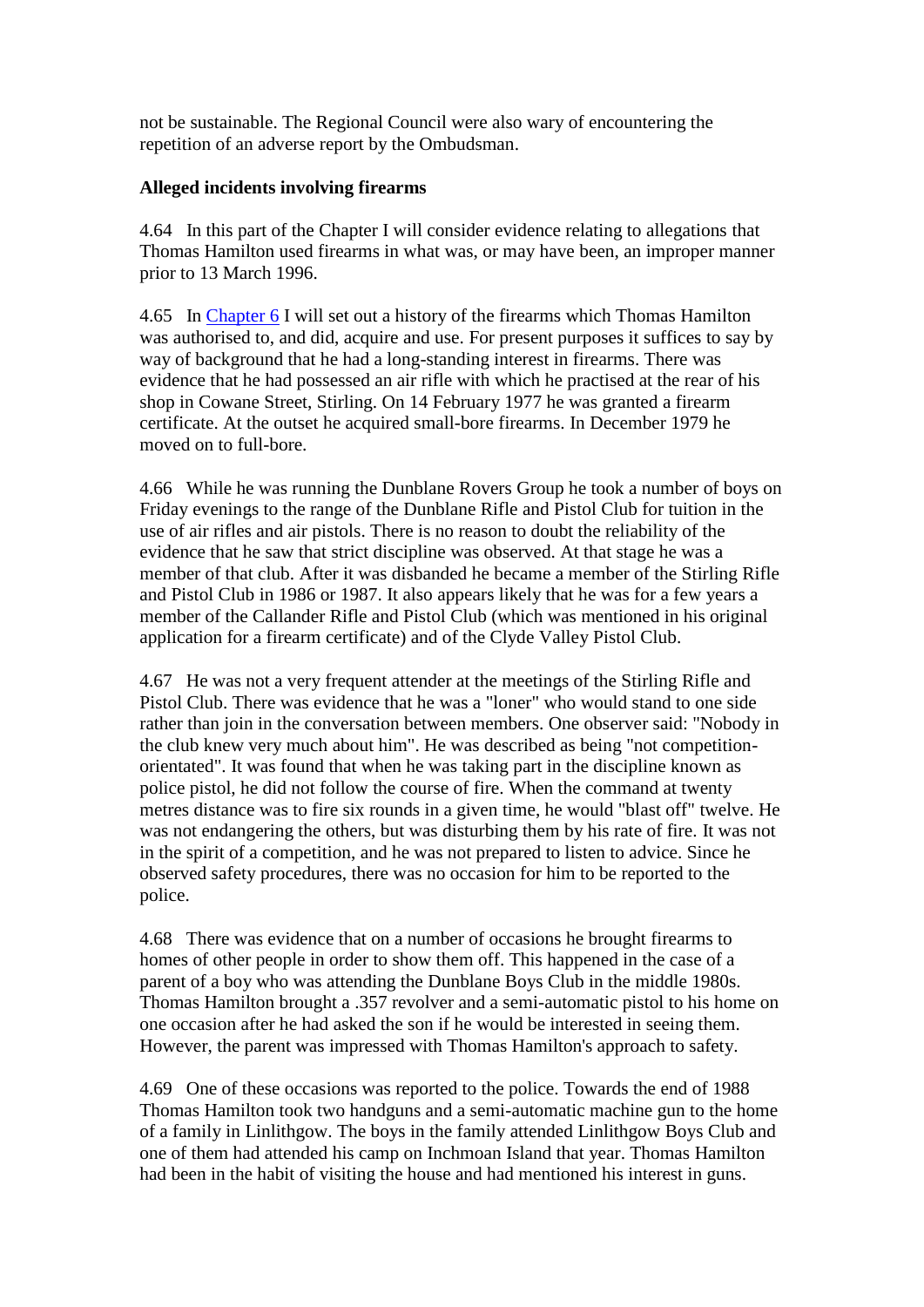not be sustainable. The Regional Council were also wary of encountering the repetition of an adverse report by the Ombudsman.

**Alleged incidents involving firearms**

4.64 In this part of the Chapter I will consider evidence relating to allegations that Thomas Hamilton used firearms in what was, or may have been, an improper manner prior to 13 March 1996.

4.65 In Chapter 6 I will set out a history of the firearms which Thomas Hamilton was authorised to, and did, acquire and use. For present purposes it suffices to say by way of background that he had a long-standing interest in firearms. There was evidence that he had possessed an air rifle with which he practised at the rear of his shop in Cowane Street, Stirling. On 14 February 1977 he was granted a firearm certificate. At the outset he acquired small-bore firearms. In December 1979 he moved on to full-bore.

4.66 While he was running the Dunblane Rovers Group he took a number of boys on Friday evenings to the range of the Dunblane Rifle and Pistol Club for tuition in the use of air rifles and air pistols. There is no reason to doubt the reliability of the evidence that he saw that strict discipline was observed. At that stage he was a member of that club. After it was disbanded he became a member of the Stirling Rifle and Pistol Club in 1986 or 1987. It also appears likely that he was for a few years a member of the Callander Rifle and Pistol Club (which was mentioned in his original application for a firearm certificate) and of the Clyde Valley Pistol Club.

4.67 He was not a very frequent attender at the meetings of the Stirling Rifle and Pistol Club. There was evidence that he was a "loner" who would stand to one side rather than join in the conversation between members. One observer said: "Nobody in the club knew very much about him". He was described as being "not competition-orientated". It was found that when he was taking part in the discipline known as police pistol, he did not follow the course of fire. When the command at twenty metres distance was to fire six rounds in a given time, he would "blast off" twelve. He was not endangering the others, but was disturbing them by his rate of fire. It was not in the spirit of a competition, and he was not prepared to listen to advice. Since he observed safety procedures, there was no occasion for him to be reported to the police.

4.68 There was evidence that on a number of occasions he brought firearms to homes of other people in order to show them off. This happened in the case of a parent of a boy who was attending the Dunblane Boys Club in the middle 1980s. Thomas Hamilton brought a .357 revolver and a semi-automatic pistol to his home on one occasion after he had asked the son if he would be interested in seeing them. However, the parent was impressed with Thomas Hamilton's approach to safety.

4.69 One of these occasions was reported to the police. Towards the end of 1988 Thomas Hamilton took two handguns and a semi-automatic machine gun to the home of a family in Linlithgow. The boys in the family attended Linlithgow Boys Club and one of them had attended his camp on Inchmoan Island that year. Thomas Hamilton had been in the habit of visiting the house and had mentioned his interest in guns.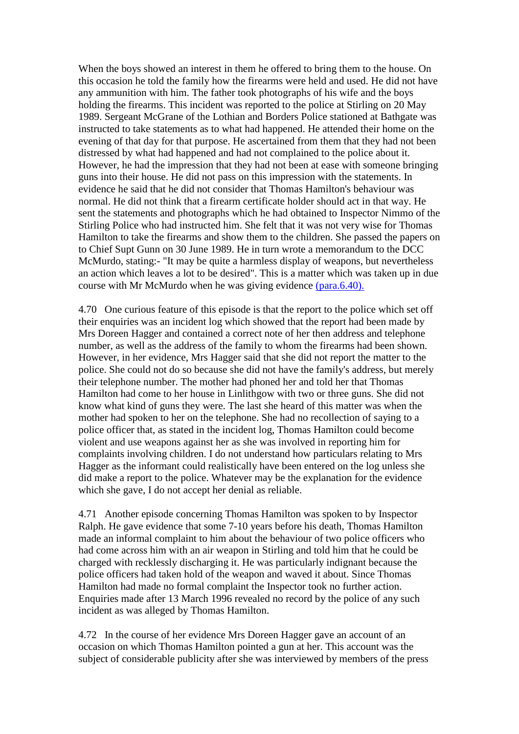When the boys showed an interest in them he offered to bring them to the house. On this occasion he told the family how the firearms were held and used. He did not have any ammunition with him. The father took photographs of his wife and the boys holding the firearms. This incident was reported to the police at Stirling on 20 May 1989. Sergeant McGrane of the Lothian and Borders Police stationed at Bathgate was instructed to take statements as to what had happened. He attended their home on the evening of that day for that purpose. He ascertained from them that they had not been distressed by what had happened and had not complained to the police about it. However, he had the impression that they had not been at ease with someone bringing guns into their house. He did not pass on this impression with the statements. In evidence he said that he did not consider that Thomas Hamilton's behaviour was normal. He did not think that a firearm certificate holder should act in that way. He sent the statements and photographs which he had obtained to Inspector Nimmo of the Stirling Police who had instructed him. She felt that it was not very wise for Thomas Hamilton to take the firearms and show them to the children. She passed the papers on to Chief Supt Gunn on 30 June 1989. He in turn wrote a memorandum to the DCC McMurdo, stating:- "It may be quite a harmless display of weapons, but nevertheless an action which leaves a lot to be desired". This is a matter which was taken up in due course with Mr McMurdo when he was giving evidence (para.6.40).

4.70 One curious feature of this episode is that the report to the police which set off their enquiries was an incident log which showed that the report had been made by Mrs Doreen Hagger and contained a correct note of her then address and telephone number, as well as the address of the family to whom the firearms had been shown. However, in her evidence, Mrs Hagger said that she did not report the matter to the police. She could not do so because she did not have the family's address, but merely their telephone number. The mother had phoned her and told her that Thomas Hamilton had come to her house in Linlithgow with two or three guns. She did not know what kind of guns they were. The last she heard of this matter was when the mother had spoken to her on the telephone. She had no recollection of saying to a police officer that, as stated in the incident log, Thomas Hamilton could become violent and use weapons against her as she was involved in reporting him for complaints involving children. I do not understand how particulars relating to Mrs Hagger as the informant could realistically have been entered on the log unless she did make a report to the police. Whatever may be the explanation for the evidence which she gave, I do not accept her denial as reliable.

4.71 Another episode concerning Thomas Hamilton was spoken to by Inspector Ralph. He gave evidence that some 7-10 years before his death, Thomas Hamilton made an informal complaint to him about the behaviour of two police officers who had come across him with an air weapon in Stirling and told him that he could be charged with recklessly discharging it. He was particularly indignant because the police officers had taken hold of the weapon and waved it about. Since Thomas Hamilton had made no formal complaint the Inspector took no further action. Enquiries made after 13 March 1996 revealed no record by the police of any such incident as was alleged by Thomas Hamilton.

4.72 In the course of her evidence Mrs Doreen Hagger gave an account of an occasion on which Thomas Hamilton pointed a gun at her. This account was the subject of considerable publicity after she was interviewed by members of the press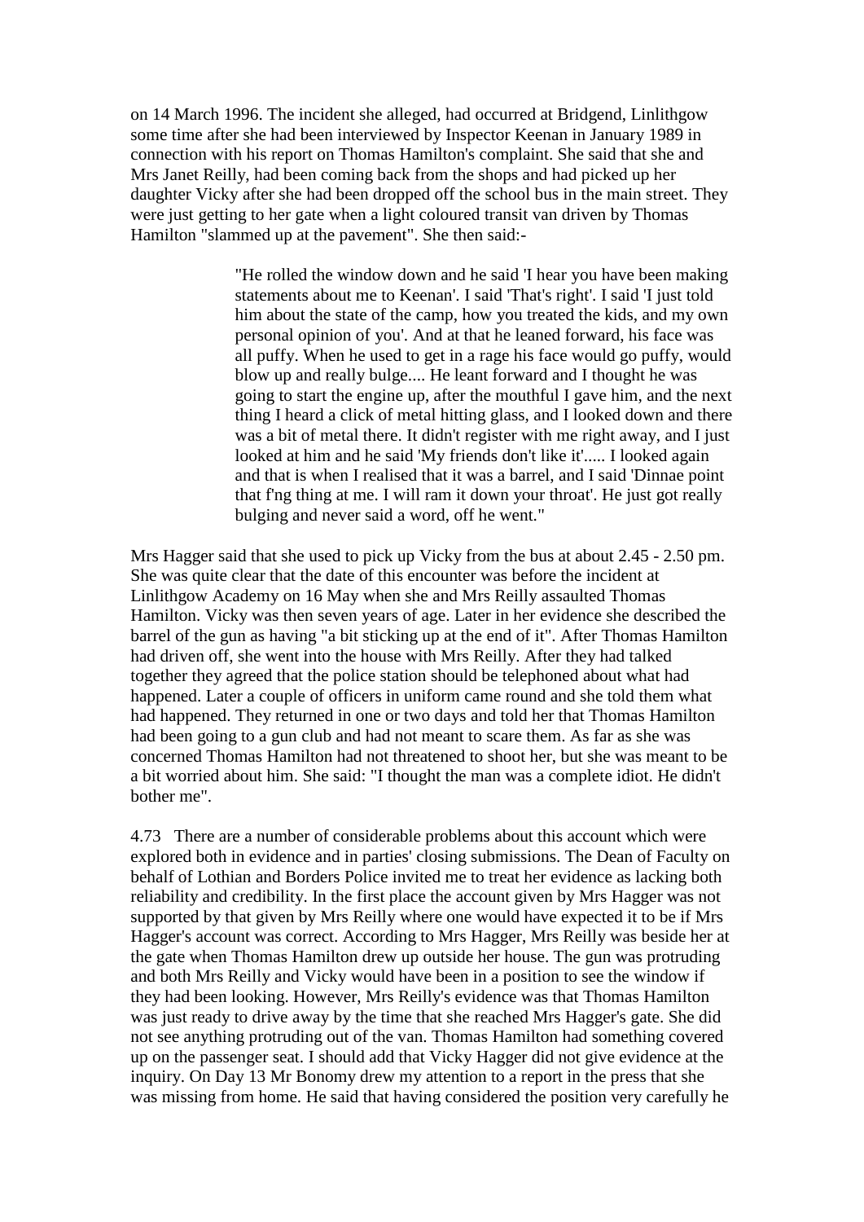on 14 March 1996. The incident she alleged, had occurred at Bridgend, Linlithgow some time after she had been interviewed by Inspector Keenan in January 1989 in connection with his report on Thomas Hamilton's complaint. She said that she and Mrs Janet Reilly, had been coming back from the shops and had picked up her daughter Vicky after she had been dropped off the school bus in the main street. They were just getting to her gate when a light coloured transit van driven by Thomas Hamilton "slammed up at the pavement". She then said:-

> "He rolled the window down and he said 'I hear you have been making statements about me to Keenan'. I said 'That's right'. I said 'I just told him about the state of the camp, how you treated the kids, and my own personal opinion of you'. And at that he leaned forward, his face was all puffy. When he used to get in a rage his face would go puffy, would blow up and really bulge.... He leant forward and I thought he was going to start the engine up, after the mouthful I gave him, and the next thing I heard a click of metal hitting glass, and I looked down and there was a bit of metal there. It didn't register with me right away, and I just looked at him and he said 'My friends don't like it'..... I looked again and that is when I realised that it was a barrel, and I said 'Dinnae point that f'ng thing at me. I will ram it down your throat'. He just got really bulging and never said a word, off he went."

Mrs Hagger said that she used to pick up Vicky from the bus at about 2.45 - 2.50 pm. She was quite clear that the date of this encounter was before the incident at Linlithgow Academy on 16 May when she and Mrs Reilly assaulted Thomas Hamilton. Vicky was then seven years of age. Later in her evidence she described the barrel of the gun as having "a bit sticking up at the end of it". After Thomas Hamilton had driven off, she went into the house with Mrs Reilly. After they had talked together they agreed that the police station should be telephoned about what had happened. Later a couple of officers in uniform came round and she told them what had happened. They returned in one or two days and told her that Thomas Hamilton had been going to a gun club and had not meant to scare them. As far as she was concerned Thomas Hamilton had not threatened to shoot her, but she was meant to be a bit worried about him. She said: "I thought the man was a complete idiot. He didn't bother me".

4.73 There are a number of considerable problems about this account which were explored both in evidence and in parties' closing submissions. The Dean of Faculty on behalf of Lothian and Borders Police invited me to treat her evidence as lacking both reliability and credibility. In the first place the account given by Mrs Hagger was not supported by that given by Mrs Reilly where one would have expected it to be if Mrs Hagger's account was correct. According to Mrs Hagger, Mrs Reilly was beside her at the gate when Thomas Hamilton drew up outside her house. The gun was protruding and both Mrs Reilly and Vicky would have been in a position to see the window if they had been looking. However, Mrs Reilly's evidence was that Thomas Hamilton was just ready to drive away by the time that she reached Mrs Hagger's gate. She did not see anything protruding out of the van. Thomas Hamilton had something covered up on the passenger seat. I should add that Vicky Hagger did not give evidence at the inquiry. On Day 13 Mr Bonomy drew my attention to a report in the press that she was missing from home. He said that having considered the position very carefully he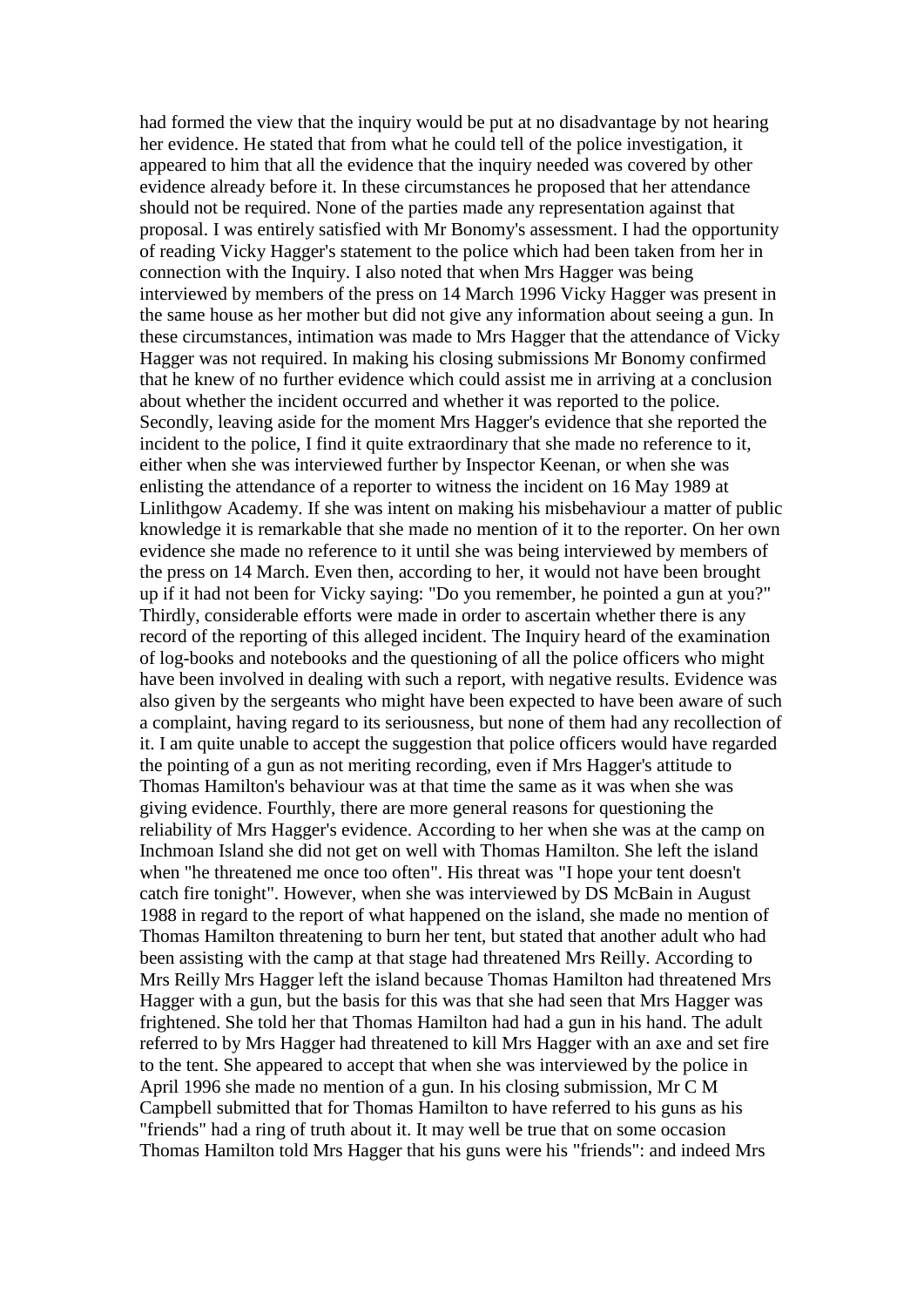had formed the view that the inquiry would be put at no disadvantage by not hearing her evidence. He stated that from what he could tell of the police investigation, it appeared to him that all the evidence that the inquiry needed was covered by other evidence already before it. In these circumstances he proposed that her attendance should not be required. None of the parties made any representation against that proposal. I was entirely satisfied with Mr Bonomy's assessment. I had the opportunity of reading Vicky Hagger's statement to the police which had been taken from her in connection with the Inquiry. I also noted that when Mrs Hagger was being interviewed by members of the press on 14 March 1996 Vicky Hagger was present in the same house as her mother but did not give any information about seeing a gun. In these circumstances, intimation was made to Mrs Hagger that the attendance of Vicky Hagger was not required. In making his closing submissions Mr Bonomy confirmed that he knew of no further evidence which could assist me in arriving at a conclusion about whether the incident occurred and whether it was reported to the police. Secondly, leaving aside for the moment Mrs Hagger's evidence that she reported the incident to the police, I find it quite extraordinary that she made no reference to it, either when she was interviewed further by Inspector Keenan, or when she was enlisting the attendance of a reporter to witness the incident on 16 May 1989 at Linlithgow Academy. If she was intent on making his misbehaviour a matter of public knowledge it is remarkable that she made no mention of it to the reporter. On her own evidence she made no reference to it until she was being interviewed by members of the press on 14 March. Even then, according to her, it would not have been brought up if it had not been for Vicky saying: "Do you remember, he pointed a gun at you?" Thirdly, considerable efforts were made in order to ascertain whether there is any record of the reporting of this alleged incident. The Inquiry heard of the examination of log-books and notebooks and the questioning of all the police officers who might have been involved in dealing with such a report, with negative results. Evidence was also given by the sergeants who might have been expected to have been aware of such a complaint, having regard to its seriousness, but none of them had any recollection of it. I am quite unable to accept the suggestion that police officers would have regarded the pointing of a gun as not meriting recording, even if Mrs Hagger's attitude to Thomas Hamilton's behaviour was at that time the same as it was when she was giving evidence. Fourthly, there are more general reasons for questioning the reliability of Mrs Hagger's evidence. According to her when she was at the camp on Inchmoan Island she did not get on well with Thomas Hamilton. She left the island when "he threatened me once too often". His threat was "I hope your tent doesn't catch fire tonight". However, when she was interviewed by DS McBain in August 1988 in regard to the report of what happened on the island, she made no mention of Thomas Hamilton threatening to burn her tent, but stated that another adult who had been assisting with the camp at that stage had threatened Mrs Reilly. According to Mrs Reilly Mrs Hagger left the island because Thomas Hamilton had threatened Mrs Hagger with a gun, but the basis for this was that she had seen that Mrs Hagger was frightened. She told her that Thomas Hamilton had had a gun in his hand. The adult referred to by Mrs Hagger had threatened to kill Mrs Hagger with an axe and set fire to the tent. She appeared to accept that when she was interviewed by the police in April 1996 she made no mention of a gun. In his closing submission, Mr C M Campbell submitted that for Thomas Hamilton to have referred to his guns as his "friends" had a ring of truth about it. It may well be true that on some occasion Thomas Hamilton told Mrs Hagger that his guns were his "friends": and indeed Mrs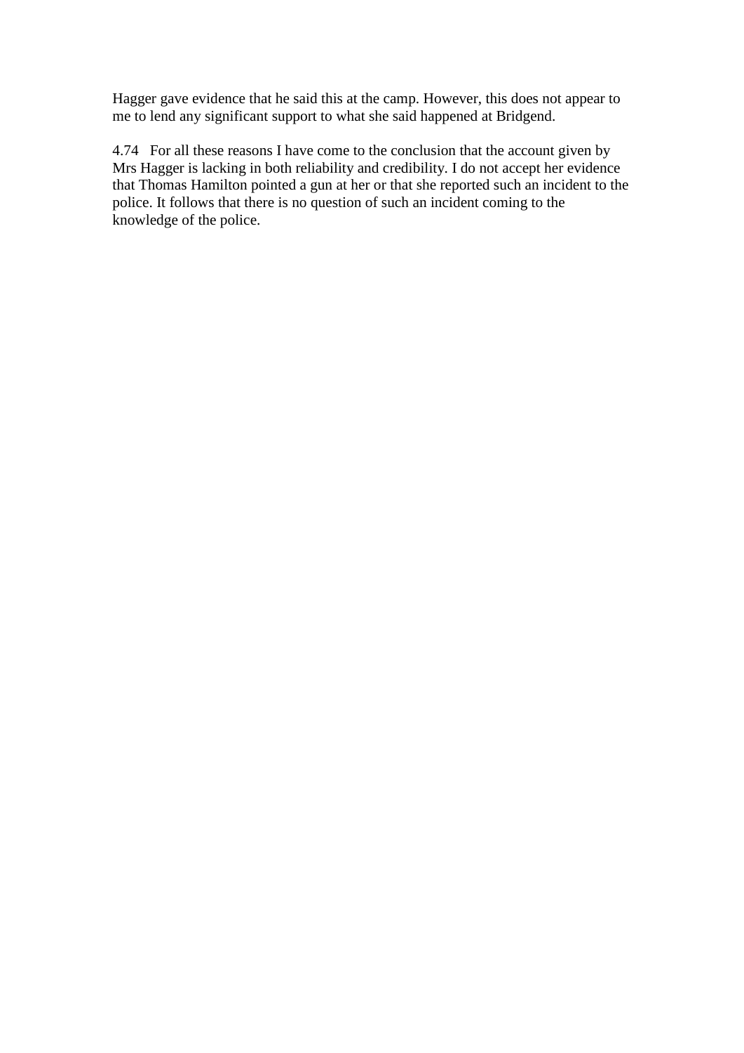Hagger gave evidence that he said this at the camp. However, this does not appear to me to lend any significant support to what she said happened at Bridgend.

4.74 For all these reasons I have come to the conclusion that the account given by Mrs Hagger is lacking in both reliability and credibility. I do not accept her evidence that Thomas Hamilton pointed a gun at her or that she reported such an incident to the police. It follows that there is no question of such an incident coming to the knowledge of the police.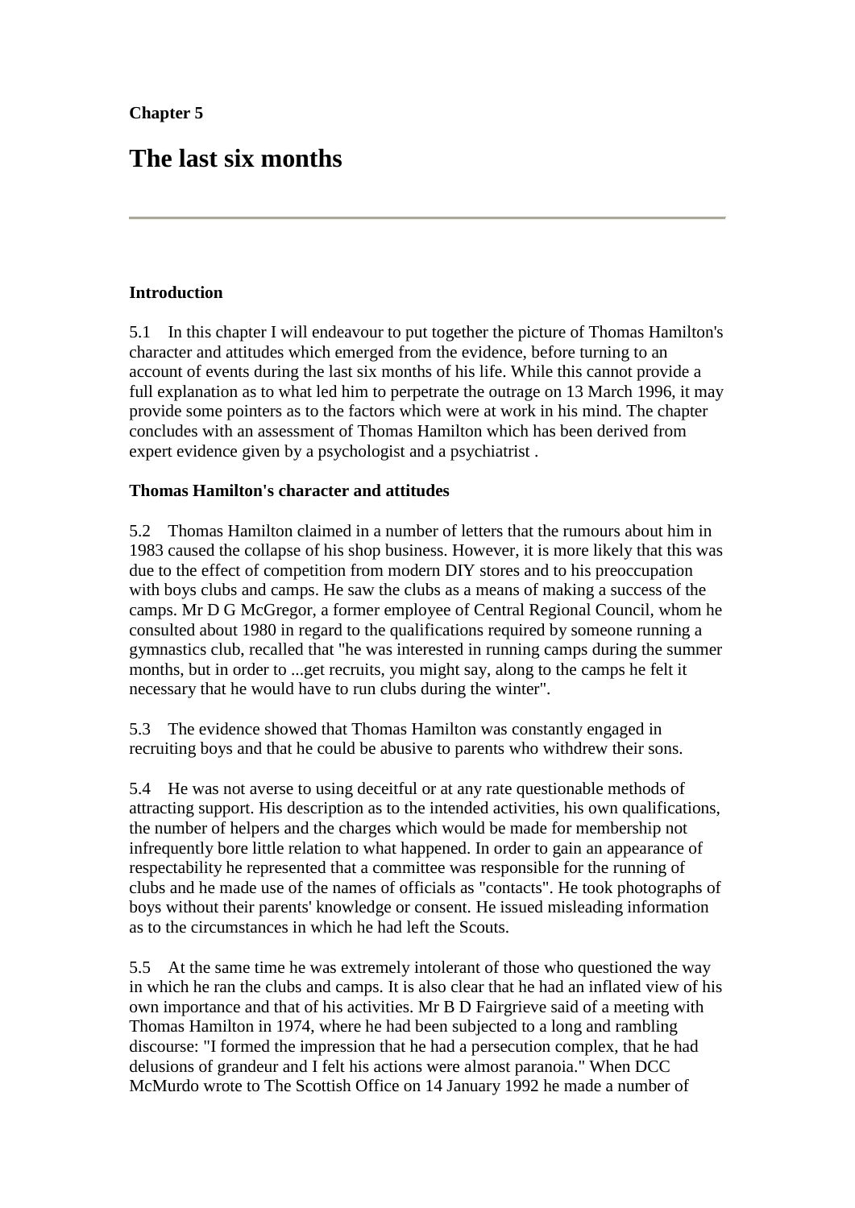**Chapter 5**

# The last six months

---

**Introduction**

5.1 In this chapter I will endeavour to put together the picture of Thomas Hamilton's character and attitudes which emerged from the evidence, before turning to an account of events during the last six months of his life. While this cannot provide a full explanation as to what led him to perpetrate the outrage on 13 March 1996, it may provide some pointers as to the factors which were at work in his mind. The chapter concludes with an assessment of Thomas Hamilton which has been derived from expert evidence given by a psychologist and a psychiatrist .

**Thomas Hamilton's character and attitudes**

5.2 Thomas Hamilton claimed in a number of letters that the rumours about him in 1983 caused the collapse of his shop business. However, it is more likely that this was due to the effect of competition from modern DIY stores and to his preoccupation with boys clubs and camps. He saw the clubs as a means of making a success of the camps. Mr D G McGregor, a former employee of Central Regional Council, whom he consulted about 1980 in regard to the qualifications required by someone running a gymnastics club, recalled that "he was interested in running camps during the summer months, but in order to ...get recruits, you might say, along to the camps he felt it necessary that he would have to run clubs during the winter".

5.3 The evidence showed that Thomas Hamilton was constantly engaged in recruiting boys and that he could be abusive to parents who withdrew their sons.

5.4 He was not averse to using deceitful or at any rate questionable methods of attracting support. His description as to the intended activities, his own qualifications, the number of helpers and the charges which would be made for membership not infrequently bore little relation to what happened. In order to gain an appearance of respectability he represented that a committee was responsible for the running of clubs and he made use of the names of officials as "contacts". He took photographs of boys without their parents' knowledge or consent. He issued misleading information as to the circumstances in which he had left the Scouts.

5.5 At the same time he was extremely intolerant of those who questioned the way in which he ran the clubs and camps. It is also clear that he had an inflated view of his own importance and that of his activities. Mr B D Fairgrieve said of a meeting with Thomas Hamilton in 1974, where he had been subjected to a long and rambling discourse: "I formed the impression that he had a persecution complex, that he had delusions of grandeur and I felt his actions were almost paranoia." When DCC McMurdo wrote to The Scottish Office on 14 January 1992 he made a number of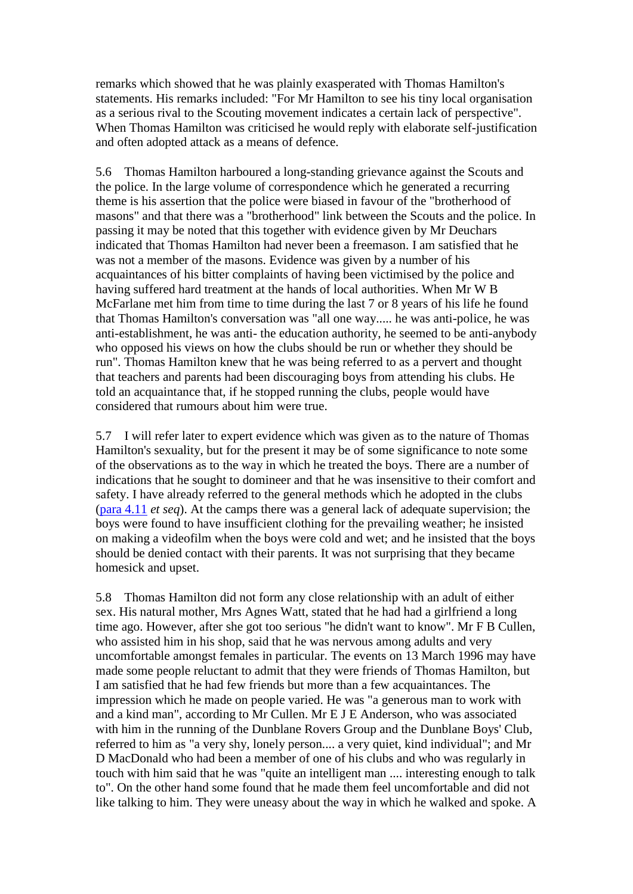remarks which showed that he was plainly exasperated with Thomas Hamilton's statements. His remarks included: "For Mr Hamilton to see his tiny local organisation as a serious rival to the Scouting movement indicates a certain lack of perspective". When Thomas Hamilton was criticised he would reply with elaborate self-justification and often adopted attack as a means of defence.

5.6 Thomas Hamilton harboured a long-standing grievance against the Scouts and the police. In the large volume of correspondence which he generated a recurring theme is his assertion that the police were biased in favour of the "brotherhood of masons" and that there was a "brotherhood" link between the Scouts and the police. In passing it may be noted that this together with evidence given by Mr Deuchars indicated that Thomas Hamilton had never been a freemason. I am satisfied that he was not a member of the masons. Evidence was given by a number of his acquaintances of his bitter complaints of having been victimised by the police and having suffered hard treatment at the hands of local authorities. When Mr W B McFarlane met him from time to time during the last 7 or 8 years of his life he found that Thomas Hamilton's conversation was "all one way..... he was anti-police, he was anti-establishment, he was anti- the education authority, he seemed to be anti-anybody who opposed his views on how the clubs should be run or whether they should be run". Thomas Hamilton knew that he was being referred to as a pervert and thought that teachers and parents had been discouraging boys from attending his clubs. He told an acquaintance that, if he stopped running the clubs, people would have considered that rumours about him were true.

5.7 I will refer later to expert evidence which was given as to the nature of Thomas Hamilton's sexuality, but for the present it may be of some significance to note some of the observations as to the way in which he treated the boys. There are a number of indications that he sought to domineer and that he was insensitive to their comfort and safety. I have already referred to the general methods which he adopted in the clubs (para 4.11 *et seq*). At the camps there was a general lack of adequate supervision; the boys were found to have insufficient clothing for the prevailing weather; he insisted on making a videofilm when the boys were cold and wet; and he insisted that the boys should be denied contact with their parents. It was not surprising that they became homesick and upset.

5.8 Thomas Hamilton did not form any close relationship with an adult of either sex. His natural mother, Mrs Agnes Watt, stated that he had had a girlfriend a long time ago. However, after she got too serious "he didn't want to know". Mr F B Cullen, who assisted him in his shop, said that he was nervous among adults and very uncomfortable amongst females in particular. The events on 13 March 1996 may have made some people reluctant to admit that they were friends of Thomas Hamilton, but I am satisfied that he had few friends but more than a few acquaintances. The impression which he made on people varied. He was "a generous man to work with and a kind man", according to Mr Cullen. Mr E J E Anderson, who was associated with him in the running of the Dunblane Rovers Group and the Dunblane Boys' Club, referred to him as "a very shy, lonely person.... a very quiet, kind individual"; and Mr D MacDonald who had been a member of one of his clubs and who was regularly in touch with him said that he was "quite an intelligent man .... interesting enough to talk to". On the other hand some found that he made them feel uncomfortable and did not like talking to him. They were uneasy about the way in which he walked and spoke. A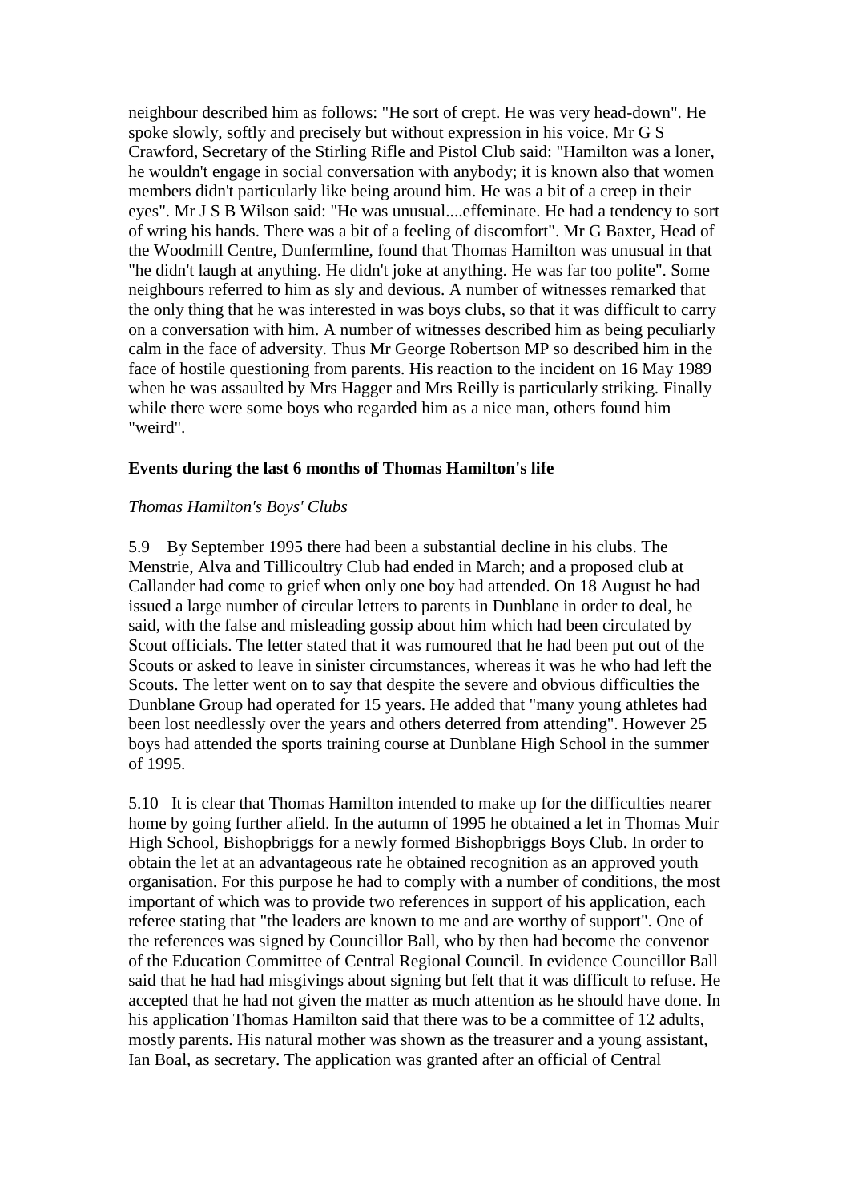neighbour described him as follows: "He sort of crept. He was very head-down". He spoke slowly, softly and precisely but without expression in his voice. Mr G S Crawford, Secretary of the Stirling Rifle and Pistol Club said: "Hamilton was a loner, he wouldn't engage in social conversation with anybody; it is known also that women members didn't particularly like being around him. He was a bit of a creep in their eyes". Mr J S B Wilson said: "He was unusual....effeminate. He had a tendency to sort of wring his hands. There was a bit of a feeling of discomfort". Mr G Baxter, Head of the Woodmill Centre, Dunfermline, found that Thomas Hamilton was unusual in that "he didn't laugh at anything. He didn't joke at anything. He was far too polite". Some neighbours referred to him as sly and devious. A number of witnesses remarked that the only thing that he was interested in was boys clubs, so that it was difficult to carry on a conversation with him. A number of witnesses described him as being peculiarly calm in the face of adversity. Thus Mr George Robertson MP so described him in the face of hostile questioning from parents. His reaction to the incident on 16 May 1989 when he was assaulted by Mrs Hagger and Mrs Reilly is particularly striking. Finally while there were some boys who regarded him as a nice man, others found him "weird".

**Events during the last 6 months of Thomas Hamilton's life**

*Thomas Hamilton's Boys' Clubs*

5.9 By September 1995 there had been a substantial decline in his clubs. The Menstrie, Alva and Tillicoultry Club had ended in March; and a proposed club at Callander had come to grief when only one boy had attended. On 18 August he had issued a large number of circular letters to parents in Dunblane in order to deal, he said, with the false and misleading gossip about him which had been circulated by Scout officials. The letter stated that it was rumoured that he had been put out of the Scouts or asked to leave in sinister circumstances, whereas it was he who had left the Scouts. The letter went on to say that despite the severe and obvious difficulties the Dunblane Group had operated for 15 years. He added that "many young athletes had been lost needlessly over the years and others deterred from attending". However 25 boys had attended the sports training course at Dunblane High School in the summer of 1995.

5.10 It is clear that Thomas Hamilton intended to make up for the difficulties nearer home by going further afield. In the autumn of 1995 he obtained a let in Thomas Muir High School, Bishopbriggs for a newly formed Bishopbriggs Boys Club. In order to obtain the let at an advantageous rate he obtained recognition as an approved youth organisation. For this purpose he had to comply with a number of conditions, the most important of which was to provide two references in support of his application, each referee stating that "the leaders are known to me and are worthy of support". One of the references was signed by Councillor Ball, who by then had become the convenor of the Education Committee of Central Regional Council. In evidence Councillor Ball said that he had had misgivings about signing but felt that it was difficult to refuse. He accepted that he had not given the matter as much attention as he should have done. In his application Thomas Hamilton said that there was to be a committee of 12 adults, mostly parents. His natural mother was shown as the treasurer and a young assistant, Ian Boal, as secretary. The application was granted after an official of Central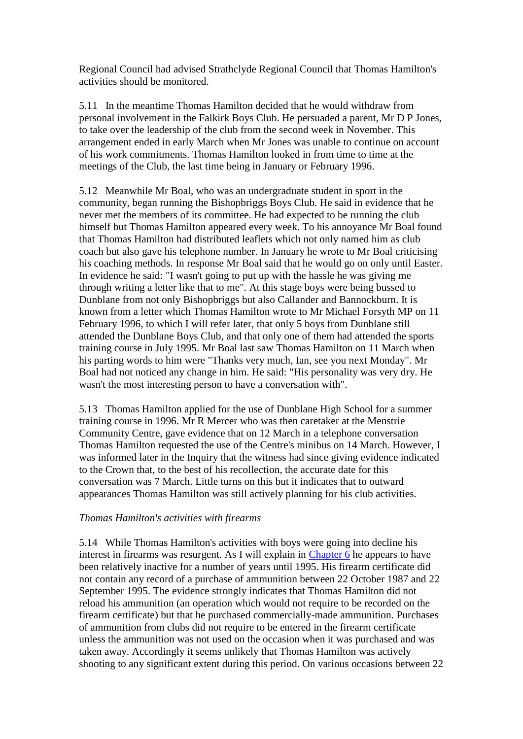Regional Council had advised Strathclyde Regional Council that Thomas Hamilton's activities should be monitored.

5.11 In the meantime Thomas Hamilton decided that he would withdraw from personal involvement in the Falkirk Boys Club. He persuaded a parent, Mr D P Jones, to take over the leadership of the club from the second week in November. This arrangement ended in early March when Mr Jones was unable to continue on account of his work commitments. Thomas Hamilton looked in from time to time at the meetings of the Club, the last time being in January or February 1996.

5.12 Meanwhile Mr Boal, who was an undergraduate student in sport in the community, began running the Bishopbriggs Boys Club. He said in evidence that he never met the members of its committee. He had expected to be running the club himself but Thomas Hamilton appeared every week. To his annoyance Mr Boal found that Thomas Hamilton had distributed leaflets which not only named him as club coach but also gave his telephone number. In January he wrote to Mr Boal criticising his coaching methods. In response Mr Boal said that he would go on only until Easter. In evidence he said: "I wasn't going to put up with the hassle he was giving me through writing a letter like that to me". At this stage boys were being bussed to Dunblane from not only Bishopbriggs but also Callander and Bannockburn. It is known from a letter which Thomas Hamilton wrote to Mr Michael Forsyth MP on 11 February 1996, to which I will refer later, that only 5 boys from Dunblane still attended the Dunblane Boys Club, and that only one of them had attended the sports training course in July 1995. Mr Boal last saw Thomas Hamilton on 11 March when his parting words to him were "Thanks very much, Ian, see you next Monday". Mr Boal had not noticed any change in him. He said: "His personality was very dry. He wasn't the most interesting person to have a conversation with".

5.13 Thomas Hamilton applied for the use of Dunblane High School for a summer training course in 1996. Mr R Mercer who was then caretaker at the Menstrie Community Centre, gave evidence that on 12 March in a telephone conversation Thomas Hamilton requested the use of the Centre's minibus on 14 March. However, I was informed later in the Inquiry that the witness had since giving evidence indicated to the Crown that, to the best of his recollection, the accurate date for this conversation was 7 March. Little turns on this but it indicates that to outward appearances Thomas Hamilton was still actively planning for his club activities.

*Thomas Hamilton's activities with firearms*

5.14 While Thomas Hamilton's activities with boys were going into decline his interest in firearms was resurgent. As I will explain in Chapter 6 he appears to have been relatively inactive for a number of years until 1995. His firearm certificate did not contain any record of a purchase of ammunition between 22 October 1987 and 22 September 1995. The evidence strongly indicates that Thomas Hamilton did not reload his ammunition (an operation which would not require to be recorded on the firearm certificate) but that he purchased commercially-made ammunition. Purchases of ammunition from clubs did not require to be entered in the firearm certificate unless the ammunition was not used on the occasion when it was purchased and was taken away. Accordingly it seems unlikely that Thomas Hamilton was actively shooting to any significant extent during this period. On various occasions between 22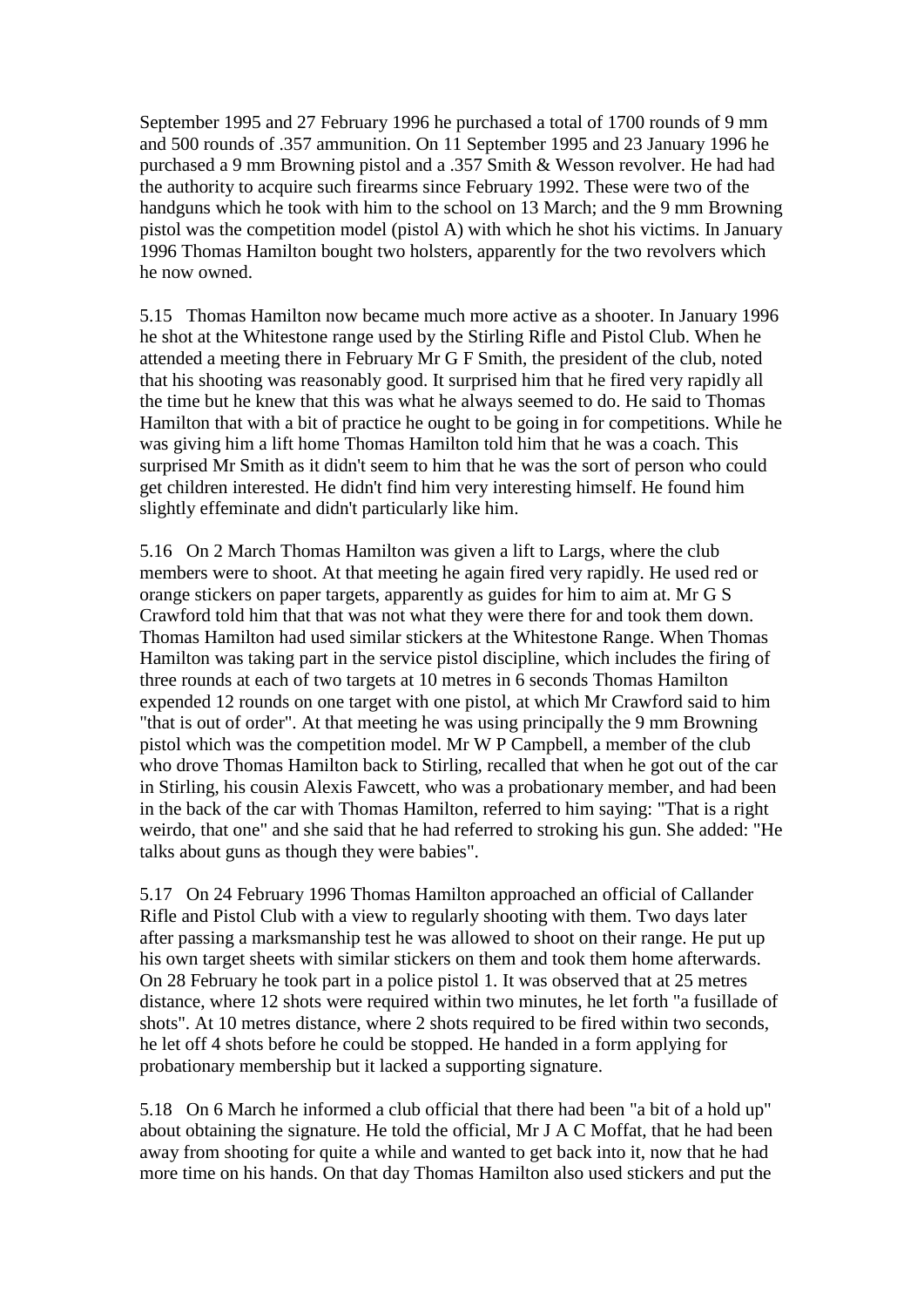September 1995 and 27 February 1996 he purchased a total of 1700 rounds of 9 mm and 500 rounds of .357 ammunition. On 11 September 1995 and 23 January 1996 he purchased a 9 mm Browning pistol and a .357 Smith & Wesson revolver. He had had the authority to acquire such firearms since February 1992. These were two of the handguns which he took with him to the school on 13 March; and the 9 mm Browning pistol was the competition model (pistol A) with which he shot his victims. In January 1996 Thomas Hamilton bought two holsters, apparently for the two revolvers which he now owned.

5.15 Thomas Hamilton now became much more active as a shooter. In January 1996 he shot at the Whitestone range used by the Stirling Rifle and Pistol Club. When he attended a meeting there in February Mr G F Smith, the president of the club, noted that his shooting was reasonably good. It surprised him that he fired very rapidly all the time but he knew that this was what he always seemed to do. He said to Thomas Hamilton that with a bit of practice he ought to be going in for competitions. While he was giving him a lift home Thomas Hamilton told him that he was a coach. This surprised Mr Smith as it didn't seem to him that he was the sort of person who could get children interested. He didn't find him very interesting himself. He found him slightly effeminate and didn't particularly like him.

5.16 On 2 March Thomas Hamilton was given a lift to Largs, where the club members were to shoot. At that meeting he again fired very rapidly. He used red or orange stickers on paper targets, apparently as guides for him to aim at. Mr G S Crawford told him that that was not what they were there for and took them down. Thomas Hamilton had used similar stickers at the Whitestone Range. When Thomas Hamilton was taking part in the service pistol discipline, which includes the firing of three rounds at each of two targets at 10 metres in 6 seconds Thomas Hamilton expended 12 rounds on one target with one pistol, at which Mr Crawford said to him "that is out of order". At that meeting he was using principally the 9 mm Browning pistol which was the competition model. Mr W P Campbell, a member of the club who drove Thomas Hamilton back to Stirling, recalled that when he got out of the car in Stirling, his cousin Alexis Fawcett, who was a probationary member, and had been in the back of the car with Thomas Hamilton, referred to him saying: "That is a right weirdo, that one" and she said that he had referred to stroking his gun. She added: "He talks about guns as though they were babies".

5.17 On 24 February 1996 Thomas Hamilton approached an official of Callander Rifle and Pistol Club with a view to regularly shooting with them. Two days later after passing a marksmanship test he was allowed to shoot on their range. He put up his own target sheets with similar stickers on them and took them home afterwards. On 28 February he took part in a police pistol 1. It was observed that at 25 metres distance, where 12 shots were required within two minutes, he let forth "a fusillade of shots". At 10 metres distance, where 2 shots required to be fired within two seconds, he let off 4 shots before he could be stopped. He handed in a form applying for probationary membership but it lacked a supporting signature.

5.18 On 6 March he informed a club official that there had been "a bit of a hold up" about obtaining the signature. He told the official, Mr J A C Moffat, that he had been away from shooting for quite a while and wanted to get back into it, now that he had more time on his hands. On that day Thomas Hamilton also used stickers and put the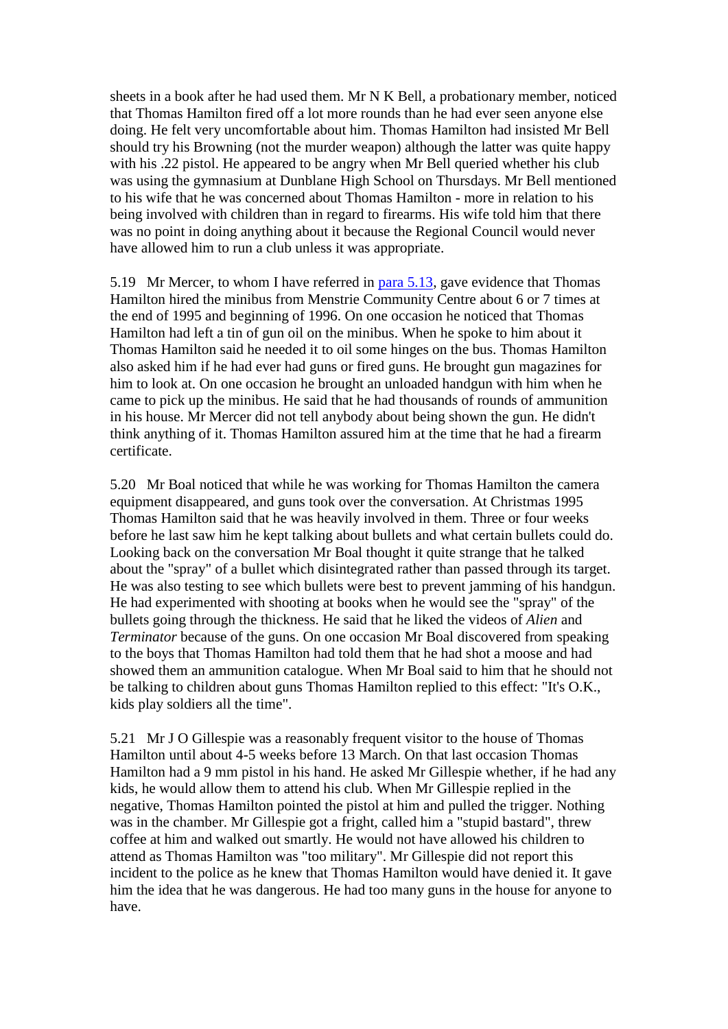sheets in a book after he had used them. Mr N K Bell, a probationary member, noticed that Thomas Hamilton fired off a lot more rounds than he had ever seen anyone else doing. He felt very uncomfortable about him. Thomas Hamilton had insisted Mr Bell should try his Browning (not the murder weapon) although the latter was quite happy with his .22 pistol. He appeared to be angry when Mr Bell queried whether his club was using the gymnasium at Dunblane High School on Thursdays. Mr Bell mentioned to his wife that he was concerned about Thomas Hamilton - more in relation to his being involved with children than in regard to firearms. His wife told him that there was no point in doing anything about it because the Regional Council would never have allowed him to run a club unless it was appropriate.

5.19 Mr Mercer, to whom I have referred in para 5.13, gave evidence that Thomas Hamilton hired the minibus from Menstrie Community Centre about 6 or 7 times at the end of 1995 and beginning of 1996. On one occasion he noticed that Thomas Hamilton had left a tin of gun oil on the minibus. When he spoke to him about it Thomas Hamilton said he needed it to oil some hinges on the bus. Thomas Hamilton also asked him if he had ever had guns or fired guns. He brought gun magazines for him to look at. On one occasion he brought an unloaded handgun with him when he came to pick up the minibus. He said that he had thousands of rounds of ammunition in his house. Mr Mercer did not tell anybody about being shown the gun. He didn't think anything of it. Thomas Hamilton assured him at the time that he had a firearm certificate.

5.20 Mr Boal noticed that while he was working for Thomas Hamilton the camera equipment disappeared, and guns took over the conversation. At Christmas 1995 Thomas Hamilton said that he was heavily involved in them. Three or four weeks before he last saw him he kept talking about bullets and what certain bullets could do. Looking back on the conversation Mr Boal thought it quite strange that he talked about the "spray" of a bullet which disintegrated rather than passed through its target. He was also testing to see which bullets were best to prevent jamming of his handgun. He had experimented with shooting at books when he would see the "spray" of the bullets going through the thickness. He said that he liked the videos of *Alien* and *Terminator* because of the guns. On one occasion Mr Boal discovered from speaking to the boys that Thomas Hamilton had told them that he had shot a moose and had showed them an ammunition catalogue. When Mr Boal said to him that he should not be talking to children about guns Thomas Hamilton replied to this effect: "It's O.K., kids play soldiers all the time".

5.21 Mr J O Gillespie was a reasonably frequent visitor to the house of Thomas Hamilton until about 4-5 weeks before 13 March. On that last occasion Thomas Hamilton had a 9 mm pistol in his hand. He asked Mr Gillespie whether, if he had any kids, he would allow them to attend his club. When Mr Gillespie replied in the negative, Thomas Hamilton pointed the pistol at him and pulled the trigger. Nothing was in the chamber. Mr Gillespie got a fright, called him a "stupid bastard", threw coffee at him and walked out smartly. He would not have allowed his children to attend as Thomas Hamilton was "too military". Mr Gillespie did not report this incident to the police as he knew that Thomas Hamilton would have denied it. It gave him the idea that he was dangerous. He had too many guns in the house for anyone to have.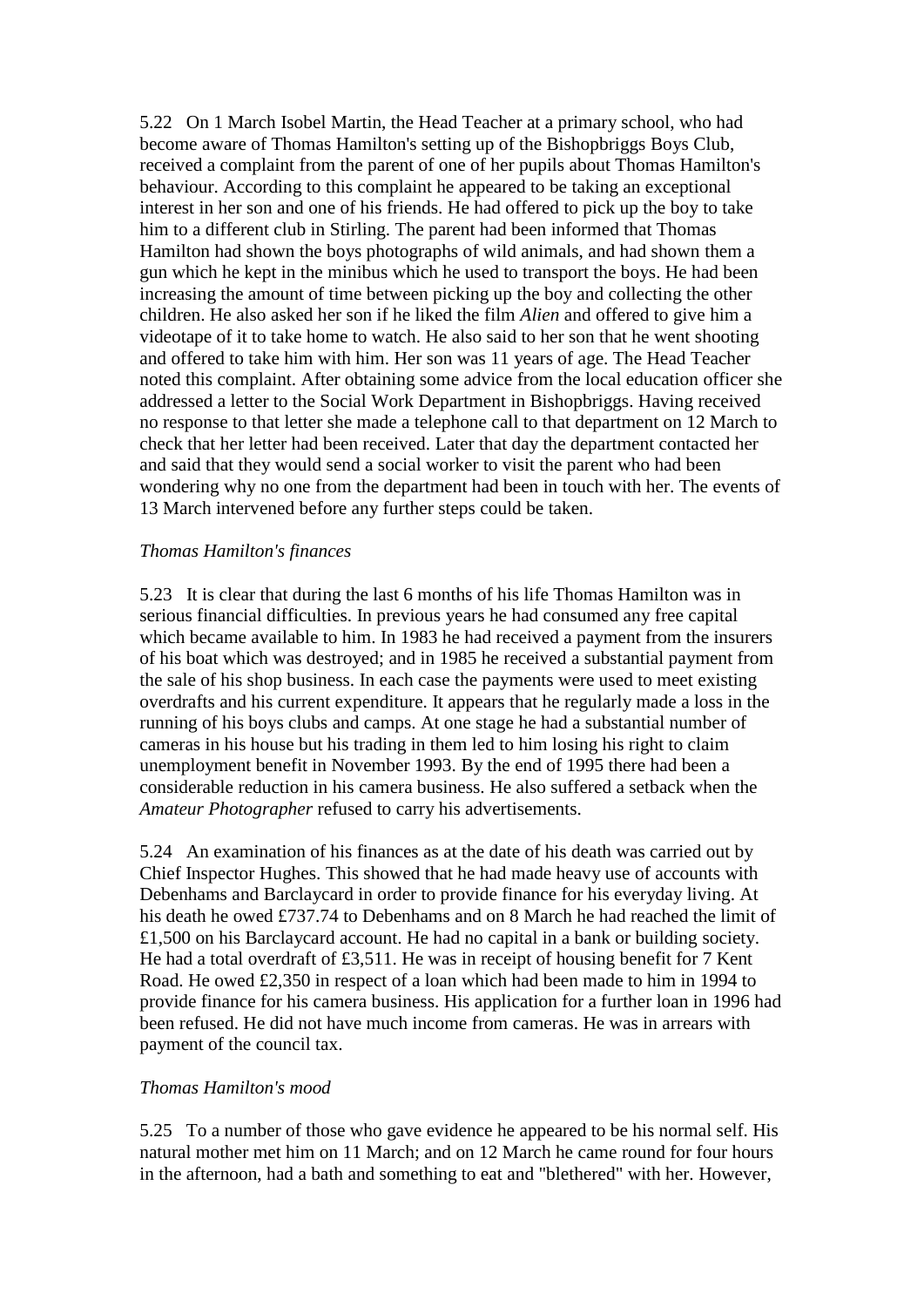5.22 On 1 March Isobel Martin, the Head Teacher at a primary school, who had become aware of Thomas Hamilton's setting up of the Bishopbriggs Boys Club, received a complaint from the parent of one of her pupils about Thomas Hamilton's behaviour. According to this complaint he appeared to be taking an exceptional interest in her son and one of his friends. He had offered to pick up the boy to take him to a different club in Stirling. The parent had been informed that Thomas Hamilton had shown the boys photographs of wild animals, and had shown them a gun which he kept in the minibus which he used to transport the boys. He had been increasing the amount of time between picking up the boy and collecting the other children. He also asked her son if he liked the film *Alien* and offered to give him a videotape of it to take home to watch. He also said to her son that he went shooting and offered to take him with him. Her son was 11 years of age. The Head Teacher noted this complaint. After obtaining some advice from the local education officer she addressed a letter to the Social Work Department in Bishopbriggs. Having received no response to that letter she made a telephone call to that department on 12 March to check that her letter had been received. Later that day the department contacted her and said that they would send a social worker to visit the parent who had been wondering why no one from the department had been in touch with her. The events of 13 March intervened before any further steps could be taken.

*Thomas Hamilton's finances*

5.23 It is clear that during the last 6 months of his life Thomas Hamilton was in serious financial difficulties. In previous years he had consumed any free capital which became available to him. In 1983 he had received a payment from the insurers of his boat which was destroyed; and in 1985 he received a substantial payment from the sale of his shop business. In each case the payments were used to meet existing overdrafts and his current expenditure. It appears that he regularly made a loss in the running of his boys clubs and camps. At one stage he had a substantial number of cameras in his house but his trading in them led to him losing his right to claim unemployment benefit in November 1993. By the end of 1995 there had been a considerable reduction in his camera business. He also suffered a setback when the *Amateur Photographer* refused to carry his advertisements.

5.24 An examination of his finances as at the date of his death was carried out by Chief Inspector Hughes. This showed that he had made heavy use of accounts with Debenhams and Barclaycard in order to provide finance for his everyday living. At his death he owed £737.74 to Debenhams and on 8 March he had reached the limit of £1,500 on his Barclaycard account. He had no capital in a bank or building society. He had a total overdraft of £3,511. He was in receipt of housing benefit for 7 Kent Road. He owed £2,350 in respect of a loan which had been made to him in 1994 to provide finance for his camera business. His application for a further loan in 1996 had been refused. He did not have much income from cameras. He was in arrears with payment of the council tax.

*Thomas Hamilton's mood*

5.25 To a number of those who gave evidence he appeared to be his normal self. His natural mother met him on 11 March; and on 12 March he came round for four hours in the afternoon, had a bath and something to eat and "blethered" with her. However,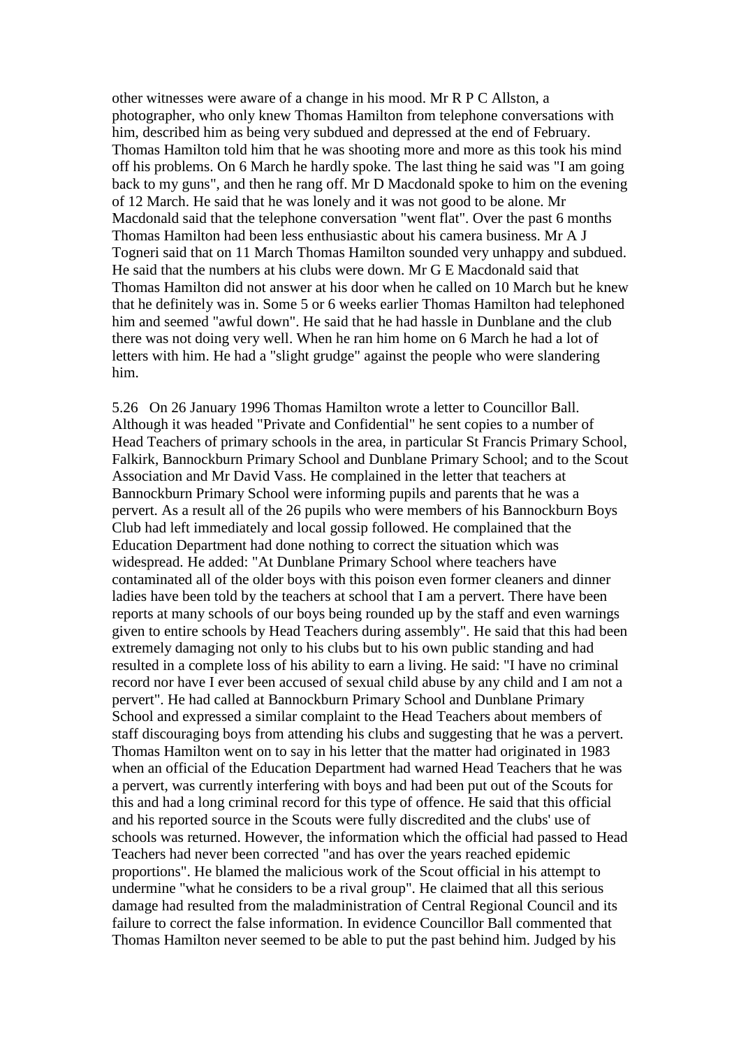other witnesses were aware of a change in his mood. Mr R P C Allston, a photographer, who only knew Thomas Hamilton from telephone conversations with him, described him as being very subdued and depressed at the end of February. Thomas Hamilton told him that he was shooting more and more as this took his mind off his problems. On 6 March he hardly spoke. The last thing he said was "I am going back to my guns", and then he rang off. Mr D Macdonald spoke to him on the evening of 12 March. He said that he was lonely and it was not good to be alone. Mr Macdonald said that the telephone conversation "went flat". Over the past 6 months Thomas Hamilton had been less enthusiastic about his camera business. Mr A J Togneri said that on 11 March Thomas Hamilton sounded very unhappy and subdued. He said that the numbers at his clubs were down. Mr G E Macdonald said that Thomas Hamilton did not answer at his door when he called on 10 March but he knew that he definitely was in. Some 5 or 6 weeks earlier Thomas Hamilton had telephoned him and seemed "awful down". He said that he had hassle in Dunblane and the club there was not doing very well. When he ran him home on 6 March he had a lot of letters with him. He had a "slight grudge" against the people who were slandering him.

5.26 On 26 January 1996 Thomas Hamilton wrote a letter to Councillor Ball. Although it was headed "Private and Confidential" he sent copies to a number of Head Teachers of primary schools in the area, in particular St Francis Primary School, Falkirk, Bannockburn Primary School and Dunblane Primary School; and to the Scout Association and Mr David Vass. He complained in the letter that teachers at Bannockburn Primary School were informing pupils and parents that he was a pervert. As a result all of the 26 pupils who were members of his Bannockburn Boys Club had left immediately and local gossip followed. He complained that the Education Department had done nothing to correct the situation which was widespread. He added: "At Dunblane Primary School where teachers have contaminated all of the older boys with this poison even former cleaners and dinner ladies have been told by the teachers at school that I am a pervert. There have been reports at many schools of our boys being rounded up by the staff and even warnings given to entire schools by Head Teachers during assembly". He said that this had been extremely damaging not only to his clubs but to his own public standing and had resulted in a complete loss of his ability to earn a living. He said: "I have no criminal record nor have I ever been accused of sexual child abuse by any child and I am not a pervert". He had called at Bannockburn Primary School and Dunblane Primary School and expressed a similar complaint to the Head Teachers about members of staff discouraging boys from attending his clubs and suggesting that he was a pervert. Thomas Hamilton went on to say in his letter that the matter had originated in 1983 when an official of the Education Department had warned Head Teachers that he was a pervert, was currently interfering with boys and had been put out of the Scouts for this and had a long criminal record for this type of offence. He said that this official and his reported source in the Scouts were fully discredited and the clubs' use of schools was returned. However, the information which the official had passed to Head Teachers had never been corrected "and has over the years reached epidemic proportions". He blamed the malicious work of the Scout official in his attempt to undermine "what he considers to be a rival group". He claimed that all this serious damage had resulted from the maladministration of Central Regional Council and its failure to correct the false information. In evidence Councillor Ball commented that Thomas Hamilton never seemed to be able to put the past behind him. Judged by his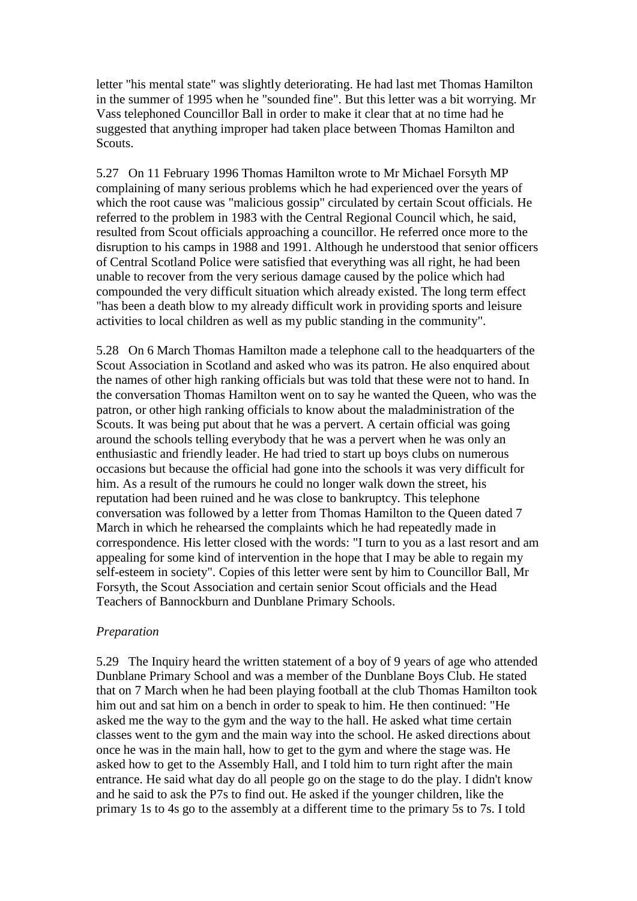letter "his mental state" was slightly deteriorating. He had last met Thomas Hamilton in the summer of 1995 when he "sounded fine". But this letter was a bit worrying. Mr Vass telephoned Councillor Ball in order to make it clear that at no time had he suggested that anything improper had taken place between Thomas Hamilton and Scouts.

5.27 On 11 February 1996 Thomas Hamilton wrote to Mr Michael Forsyth MP complaining of many serious problems which he had experienced over the years of which the root cause was "malicious gossip" circulated by certain Scout officials. He referred to the problem in 1983 with the Central Regional Council which, he said, resulted from Scout officials approaching a councillor. He referred once more to the disruption to his camps in 1988 and 1991. Although he understood that senior officers of Central Scotland Police were satisfied that everything was all right, he had been unable to recover from the very serious damage caused by the police which had compounded the very difficult situation which already existed. The long term effect "has been a death blow to my already difficult work in providing sports and leisure activities to local children as well as my public standing in the community".

5.28 On 6 March Thomas Hamilton made a telephone call to the headquarters of the Scout Association in Scotland and asked who was its patron. He also enquired about the names of other high ranking officials but was told that these were not to hand. In the conversation Thomas Hamilton went on to say he wanted the Queen, who was the patron, or other high ranking officials to know about the maladministration of the Scouts. It was being put about that he was a pervert. A certain official was going around the schools telling everybody that he was a pervert when he was only an enthusiastic and friendly leader. He had tried to start up boys clubs on numerous occasions but because the official had gone into the schools it was very difficult for him. As a result of the rumours he could no longer walk down the street, his reputation had been ruined and he was close to bankruptcy. This telephone conversation was followed by a letter from Thomas Hamilton to the Queen dated 7 March in which he rehearsed the complaints which he had repeatedly made in correspondence. His letter closed with the words: "I turn to you as a last resort and am appealing for some kind of intervention in the hope that I may be able to regain my self-esteem in society". Copies of this letter were sent by him to Councillor Ball, Mr Forsyth, the Scout Association and certain senior Scout officials and the Head Teachers of Bannockburn and Dunblane Primary Schools.

*Preparation*

5.29 The Inquiry heard the written statement of a boy of 9 years of age who attended Dunblane Primary School and was a member of the Dunblane Boys Club. He stated that on 7 March when he had been playing football at the club Thomas Hamilton took him out and sat him on a bench in order to speak to him. He then continued: "He asked me the way to the gym and the way to the hall. He asked what time certain classes went to the gym and the main way into the school. He asked directions about once he was in the main hall, how to get to the gym and where the stage was. He asked how to get to the Assembly Hall, and I told him to turn right after the main entrance. He said what day do all people go on the stage to do the play. I didn't know and he said to ask the P7s to find out. He asked if the younger children, like the primary 1s to 4s go to the assembly at a different time to the primary 5s to 7s. I told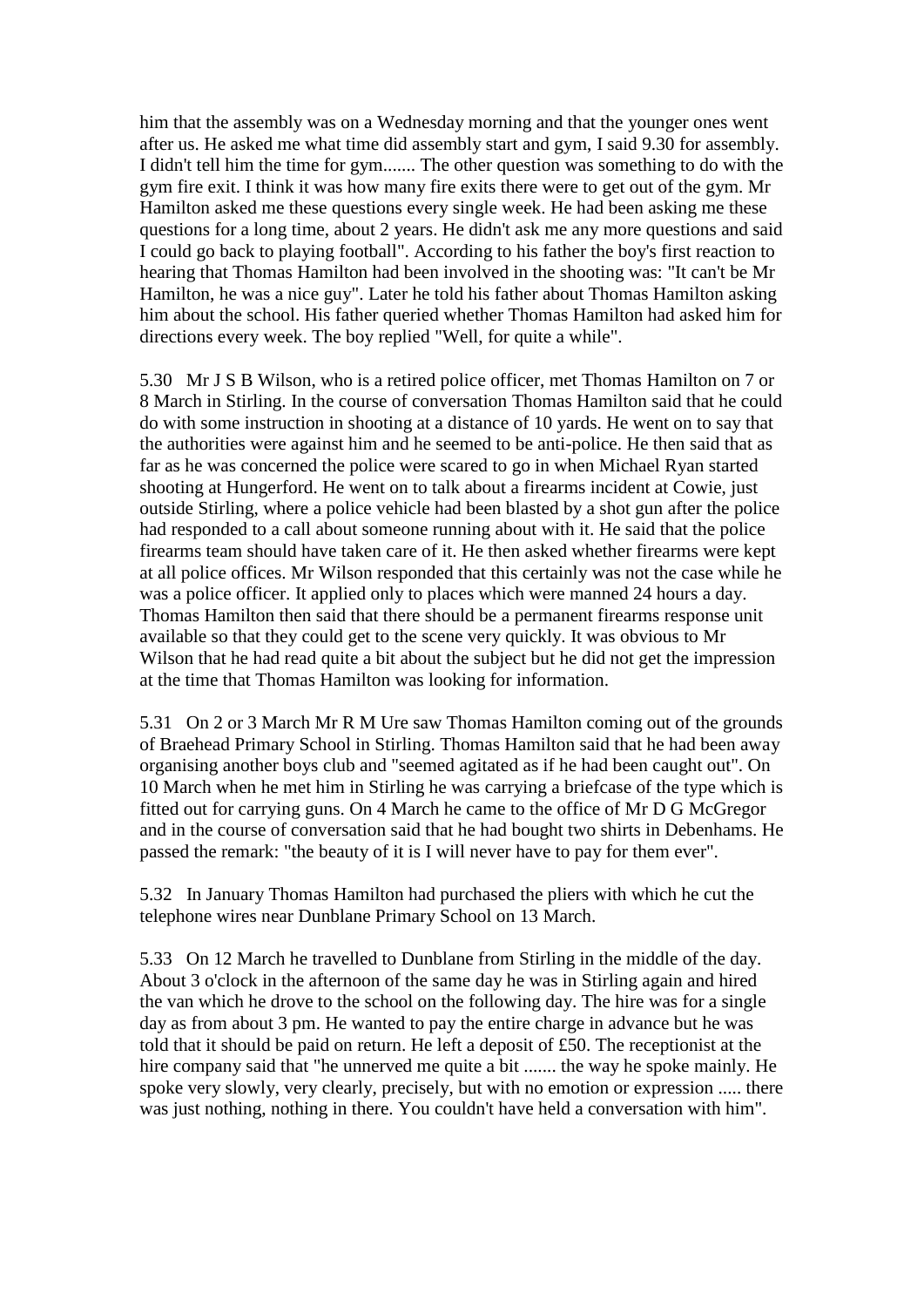him that the assembly was on a Wednesday morning and that the younger ones went after us. He asked me what time did assembly start and gym, I said 9.30 for assembly. I didn't tell him the time for gym....... The other question was something to do with the gym fire exit. I think it was how many fire exits there were to get out of the gym. Mr Hamilton asked me these questions every single week. He had been asking me these questions for a long time, about 2 years. He didn't ask me any more questions and said I could go back to playing football". According to his father the boy's first reaction to hearing that Thomas Hamilton had been involved in the shooting was: "It can't be Mr Hamilton, he was a nice guy". Later he told his father about Thomas Hamilton asking him about the school. His father queried whether Thomas Hamilton had asked him for directions every week. The boy replied "Well, for quite a while".

5.30 Mr J S B Wilson, who is a retired police officer, met Thomas Hamilton on 7 or 8 March in Stirling. In the course of conversation Thomas Hamilton said that he could do with some instruction in shooting at a distance of 10 yards. He went on to say that the authorities were against him and he seemed to be anti-police. He then said that as far as he was concerned the police were scared to go in when Michael Ryan started shooting at Hungerford. He went on to talk about a firearms incident at Cowie, just outside Stirling, where a police vehicle had been blasted by a shot gun after the police had responded to a call about someone running about with it. He said that the police firearms team should have taken care of it. He then asked whether firearms were kept at all police offices. Mr Wilson responded that this certainly was not the case while he was a police officer. It applied only to places which were manned 24 hours a day. Thomas Hamilton then said that there should be a permanent firearms response unit available so that they could get to the scene very quickly. It was obvious to Mr Wilson that he had read quite a bit about the subject but he did not get the impression at the time that Thomas Hamilton was looking for information.

5.31 On 2 or 3 March Mr R M Ure saw Thomas Hamilton coming out of the grounds of Braehead Primary School in Stirling. Thomas Hamilton said that he had been away organising another boys club and "seemed agitated as if he had been caught out". On 10 March when he met him in Stirling he was carrying a briefcase of the type which is fitted out for carrying guns. On 4 March he came to the office of Mr D G McGregor and in the course of conversation said that he had bought two shirts in Debenhams. He passed the remark: "the beauty of it is I will never have to pay for them ever".

5.32 In January Thomas Hamilton had purchased the pliers with which he cut the telephone wires near Dunblane Primary School on 13 March.

5.33 On 12 March he travelled to Dunblane from Stirling in the middle of the day. About 3 o'clock in the afternoon of the same day he was in Stirling again and hired the van which he drove to the school on the following day. The hire was for a single day as from about 3 pm. He wanted to pay the entire charge in advance but he was told that it should be paid on return. He left a deposit of £50. The receptionist at the hire company said that "he unnerved me quite a bit ....... the way he spoke mainly. He spoke very slowly, very clearly, precisely, but with no emotion or expression ..... there was just nothing, nothing in there. You couldn't have held a conversation with him".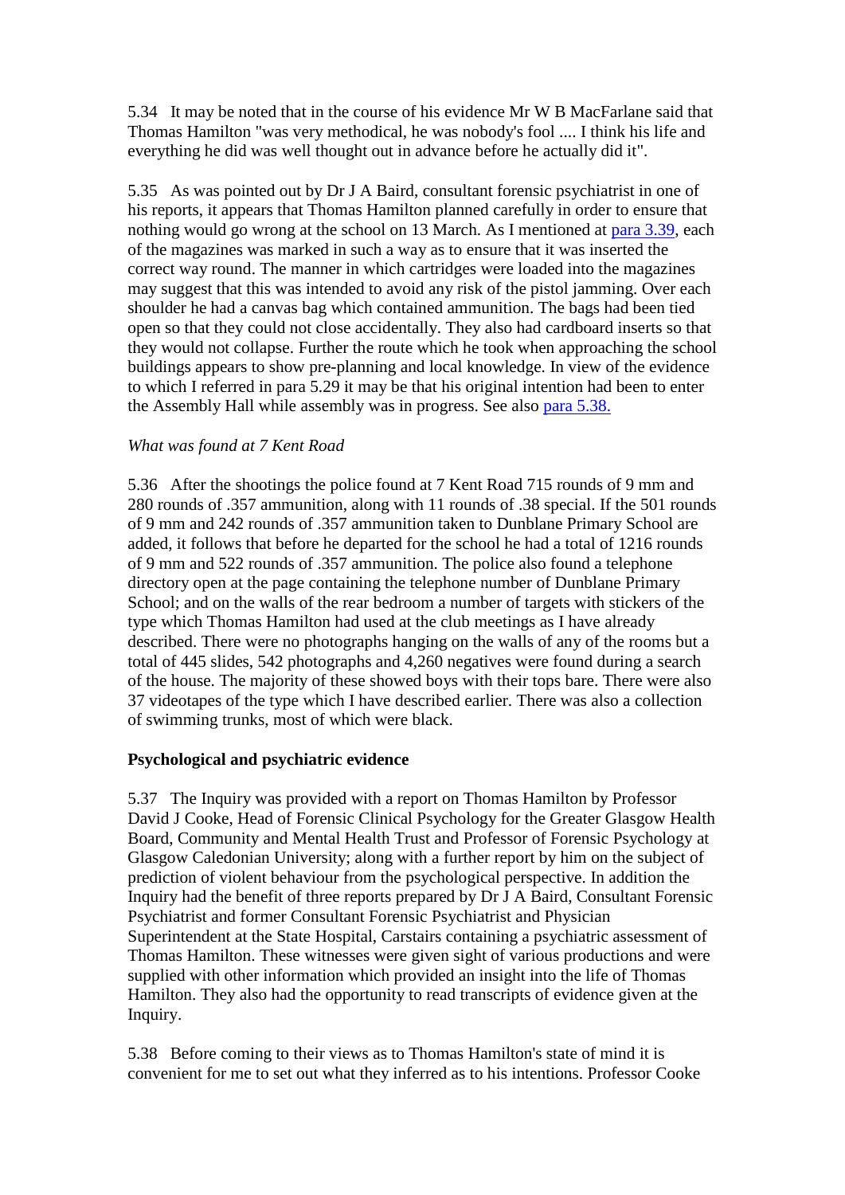5.34 It may be noted that in the course of his evidence Mr W B MacFarlane said that Thomas Hamilton "was very methodical, he was nobody's fool .... I think his life and everything he did was well thought out in advance before he actually did it".

5.35 As was pointed out by Dr J A Baird, consultant forensic psychiatrist in one of his reports, it appears that Thomas Hamilton planned carefully in order to ensure that nothing would go wrong at the school on 13 March. As I mentioned at para 3.39, each of the magazines was marked in such a way as to ensure that it was inserted the correct way round. The manner in which cartridges were loaded into the magazines may suggest that this was intended to avoid any risk of the pistol jamming. Over each shoulder he had a canvas bag which contained ammunition. The bags had been tied open so that they could not close accidentally. They also had cardboard inserts so that they would not collapse. Further the route which he took when approaching the school buildings appears to show pre-planning and local knowledge. In view of the evidence to which I referred in para 5.29 it may be that his original intention had been to enter the Assembly Hall while assembly was in progress. See also para 5.38.

*What was found at 7 Kent Road*

5.36 After the shootings the police found at 7 Kent Road 715 rounds of 9 mm and 280 rounds of .357 ammunition, along with 11 rounds of .38 special. If the 501 rounds of 9 mm and 242 rounds of .357 ammunition taken to Dunblane Primary School are added, it follows that before he departed for the school he had a total of 1216 rounds of 9 mm and 522 rounds of .357 ammunition. The police also found a telephone directory open at the page containing the telephone number of Dunblane Primary School; and on the walls of the rear bedroom a number of targets with stickers of the type which Thomas Hamilton had used at the club meetings as I have already described. There were no photographs hanging on the walls of any of the rooms but a total of 445 slides, 542 photographs and 4,260 negatives were found during a search of the house. The majority of these showed boys with their tops bare. There were also 37 videotapes of the type which I have described earlier. There was also a collection of swimming trunks, most of which were black.

**Psychological and psychiatric evidence**

5.37 The Inquiry was provided with a report on Thomas Hamilton by Professor David J Cooke, Head of Forensic Clinical Psychology for the Greater Glasgow Health Board, Community and Mental Health Trust and Professor of Forensic Psychology at Glasgow Caledonian University; along with a further report by him on the subject of prediction of violent behaviour from the psychological perspective. In addition the Inquiry had the benefit of three reports prepared by Dr J A Baird, Consultant Forensic Psychiatrist and former Consultant Forensic Psychiatrist and Physician Superintendent at the State Hospital, Carstairs containing a psychiatric assessment of Thomas Hamilton. These witnesses were given sight of various productions and were supplied with other information which provided an insight into the life of Thomas Hamilton. They also had the opportunity to read transcripts of evidence given at the Inquiry.

5.38 Before coming to their views as to Thomas Hamilton's state of mind it is convenient for me to set out what they inferred as to his intentions. Professor Cooke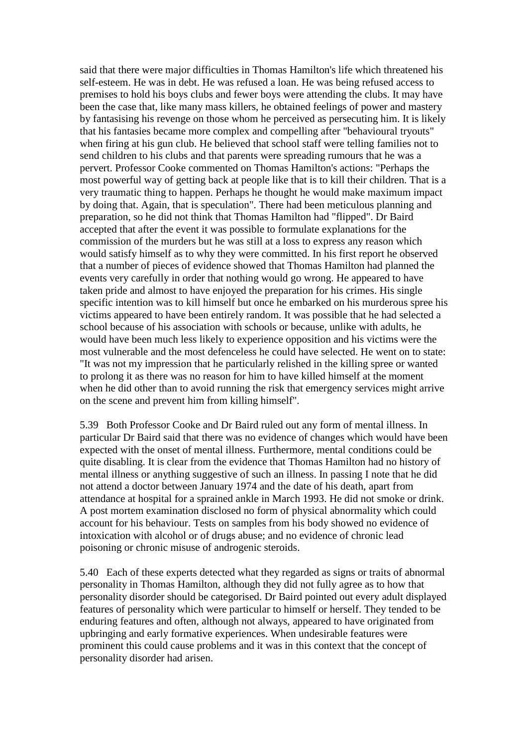said that there were major difficulties in Thomas Hamilton's life which threatened his self-esteem. He was in debt. He was refused a loan. He was being refused access to premises to hold his boys clubs and fewer boys were attending the clubs. It may have been the case that, like many mass killers, he obtained feelings of power and mastery by fantasising his revenge on those whom he perceived as persecuting him. It is likely that his fantasies became more complex and compelling after "behavioural tryouts" when firing at his gun club. He believed that school staff were telling families not to send children to his clubs and that parents were spreading rumours that he was a pervert. Professor Cooke commented on Thomas Hamilton's actions: "Perhaps the most powerful way of getting back at people like that is to kill their children. That is a very traumatic thing to happen. Perhaps he thought he would make maximum impact by doing that. Again, that is speculation". There had been meticulous planning and preparation, so he did not think that Thomas Hamilton had "flipped". Dr Baird accepted that after the event it was possible to formulate explanations for the commission of the murders but he was still at a loss to express any reason which would satisfy himself as to why they were committed. In his first report he observed that a number of pieces of evidence showed that Thomas Hamilton had planned the events very carefully in order that nothing would go wrong. He appeared to have taken pride and almost to have enjoyed the preparation for his crimes. His single specific intention was to kill himself but once he embarked on his murderous spree his victims appeared to have been entirely random. It was possible that he had selected a school because of his association with schools or because, unlike with adults, he would have been much less likely to experience opposition and his victims were the most vulnerable and the most defenceless he could have selected. He went on to state: "It was not my impression that he particularly relished in the killing spree or wanted to prolong it as there was no reason for him to have killed himself at the moment when he did other than to avoid running the risk that emergency services might arrive on the scene and prevent him from killing himself".

5.39 Both Professor Cooke and Dr Baird ruled out any form of mental illness. In particular Dr Baird said that there was no evidence of changes which would have been expected with the onset of mental illness. Furthermore, mental conditions could be quite disabling. It is clear from the evidence that Thomas Hamilton had no history of mental illness or anything suggestive of such an illness. In passing I note that he did not attend a doctor between January 1974 and the date of his death, apart from attendance at hospital for a sprained ankle in March 1993. He did not smoke or drink. A post mortem examination disclosed no form of physical abnormality which could account for his behaviour. Tests on samples from his body showed no evidence of intoxication with alcohol or of drugs abuse; and no evidence of chronic lead poisoning or chronic misuse of androgenic steroids.

5.40 Each of these experts detected what they regarded as signs or traits of abnormal personality in Thomas Hamilton, although they did not fully agree as to how that personality disorder should be categorised. Dr Baird pointed out every adult displayed features of personality which were particular to himself or herself. They tended to be enduring features and often, although not always, appeared to have originated from upbringing and early formative experiences. When undesirable features were prominent this could cause problems and it was in this context that the concept of personality disorder had arisen.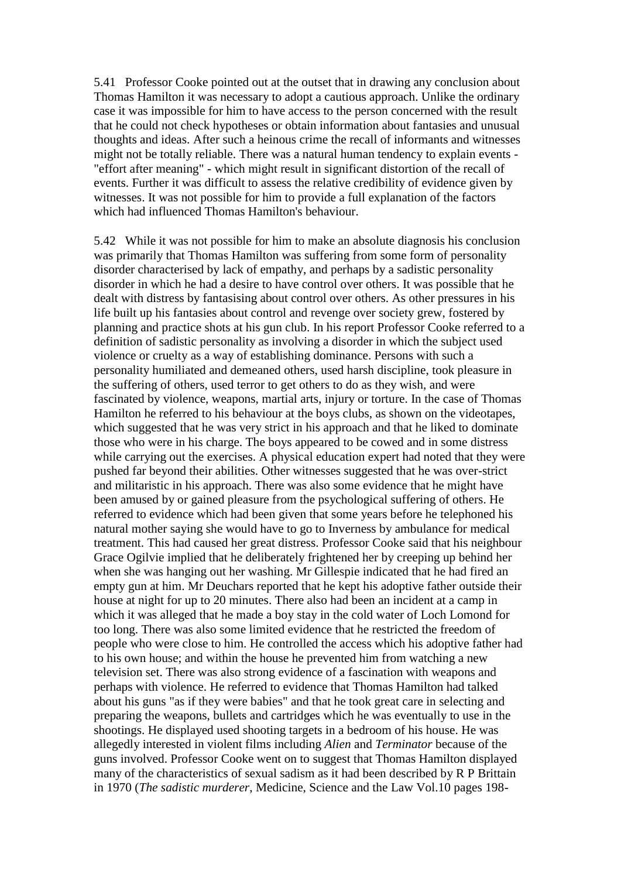5.41 Professor Cooke pointed out at the outset that in drawing any conclusion about Thomas Hamilton it was necessary to adopt a cautious approach. Unlike the ordinary case it was impossible for him to have access to the person concerned with the result that he could not check hypotheses or obtain information about fantasies and unusual thoughts and ideas. After such a heinous crime the recall of informants and witnesses might not be totally reliable. There was a natural human tendency to explain events - "effort after meaning" - which might result in significant distortion of the recall of events. Further it was difficult to assess the relative credibility of evidence given by witnesses. It was not possible for him to provide a full explanation of the factors which had influenced Thomas Hamilton's behaviour.

5.42 While it was not possible for him to make an absolute diagnosis his conclusion was primarily that Thomas Hamilton was suffering from some form of personality disorder characterised by lack of empathy, and perhaps by a sadistic personality disorder in which he had a desire to have control over others. It was possible that he dealt with distress by fantasising about control over others. As other pressures in his life built up his fantasies about control and revenge over society grew, fostered by planning and practice shots at his gun club. In his report Professor Cooke referred to a definition of sadistic personality as involving a disorder in which the subject used violence or cruelty as a way of establishing dominance. Persons with such a personality humiliated and demeaned others, used harsh discipline, took pleasure in the suffering of others, used terror to get others to do as they wish, and were fascinated by violence, weapons, martial arts, injury or torture. In the case of Thomas Hamilton he referred to his behaviour at the boys clubs, as shown on the videotapes, which suggested that he was very strict in his approach and that he liked to dominate those who were in his charge. The boys appeared to be cowed and in some distress while carrying out the exercises. A physical education expert had noted that they were pushed far beyond their abilities. Other witnesses suggested that he was over-strict and militaristic in his approach. There was also some evidence that he might have been amused by or gained pleasure from the psychological suffering of others. He referred to evidence which had been given that some years before he telephoned his natural mother saying she would have to go to Inverness by ambulance for medical treatment. This had caused her great distress. Professor Cooke said that his neighbour Grace Ogilvie implied that he deliberately frightened her by creeping up behind her when she was hanging out her washing. Mr Gillespie indicated that he had fired an empty gun at him. Mr Deuchars reported that he kept his adoptive father outside their house at night for up to 20 minutes. There also had been an incident at a camp in which it was alleged that he made a boy stay in the cold water of Loch Lomond for too long. There was also some limited evidence that he restricted the freedom of people who were close to him. He controlled the access which his adoptive father had to his own house; and within the house he prevented him from watching a new television set. There was also strong evidence of a fascination with weapons and perhaps with violence. He referred to evidence that Thomas Hamilton had talked about his guns "as if they were babies" and that he took great care in selecting and preparing the weapons, bullets and cartridges which he was eventually to use in the shootings. He displayed used shooting targets in a bedroom of his house. He was allegedly interested in violent films including *Alien* and *Terminator* because of the guns involved. Professor Cooke went on to suggest that Thomas Hamilton displayed many of the characteristics of sexual sadism as it had been described by R P Brittain in 1970 (*The sadistic murderer*, Medicine, Science and the Law Vol.10 pages 198-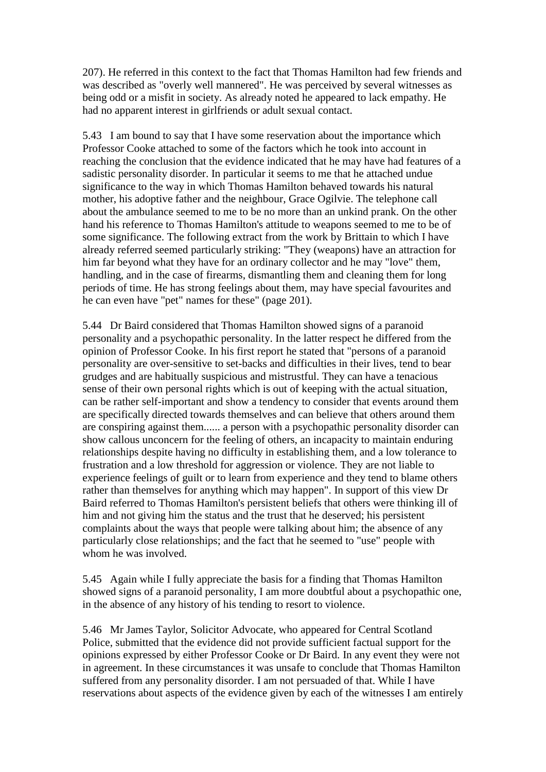207). He referred in this context to the fact that Thomas Hamilton had few friends and was described as "overly well mannered". He was perceived by several witnesses as being odd or a misfit in society. As already noted he appeared to lack empathy. He had no apparent interest in girlfriends or adult sexual contact.

5.43 I am bound to say that I have some reservation about the importance which Professor Cooke attached to some of the factors which he took into account in reaching the conclusion that the evidence indicated that he may have had features of a sadistic personality disorder. In particular it seems to me that he attached undue significance to the way in which Thomas Hamilton behaved towards his natural mother, his adoptive father and the neighbour, Grace Ogilvie. The telephone call about the ambulance seemed to me to be no more than an unkind prank. On the other hand his reference to Thomas Hamilton's attitude to weapons seemed to me to be of some significance. The following extract from the work by Brittain to which I have already referred seemed particularly striking: "They (weapons) have an attraction for him far beyond what they have for an ordinary collector and he may "love" them, handling, and in the case of firearms, dismantling them and cleaning them for long periods of time. He has strong feelings about them, may have special favourites and he can even have "pet" names for these" (page 201).

5.44 Dr Baird considered that Thomas Hamilton showed signs of a paranoid personality and a psychopathic personality. In the latter respect he differed from the opinion of Professor Cooke. In his first report he stated that "persons of a paranoid personality are over-sensitive to set-backs and difficulties in their lives, tend to bear grudges and are habitually suspicious and mistrustful. They can have a tenacious sense of their own personal rights which is out of keeping with the actual situation, can be rather self-important and show a tendency to consider that events around them are specifically directed towards themselves and can believe that others around them are conspiring against them...... a person with a psychopathic personality disorder can show callous unconcern for the feeling of others, an incapacity to maintain enduring relationships despite having no difficulty in establishing them, and a low tolerance to frustration and a low threshold for aggression or violence. They are not liable to experience feelings of guilt or to learn from experience and they tend to blame others rather than themselves for anything which may happen". In support of this view Dr Baird referred to Thomas Hamilton's persistent beliefs that others were thinking ill of him and not giving him the status and the trust that he deserved; his persistent complaints about the ways that people were talking about him; the absence of any particularly close relationships; and the fact that he seemed to "use" people with whom he was involved.

5.45 Again while I fully appreciate the basis for a finding that Thomas Hamilton showed signs of a paranoid personality, I am more doubtful about a psychopathic one, in the absence of any history of his tending to resort to violence.

5.46 Mr James Taylor, Solicitor Advocate, who appeared for Central Scotland Police, submitted that the evidence did not provide sufficient factual support for the opinions expressed by either Professor Cooke or Dr Baird. In any event they were not in agreement. In these circumstances it was unsafe to conclude that Thomas Hamilton suffered from any personality disorder. I am not persuaded of that. While I have reservations about aspects of the evidence given by each of the witnesses I am entirely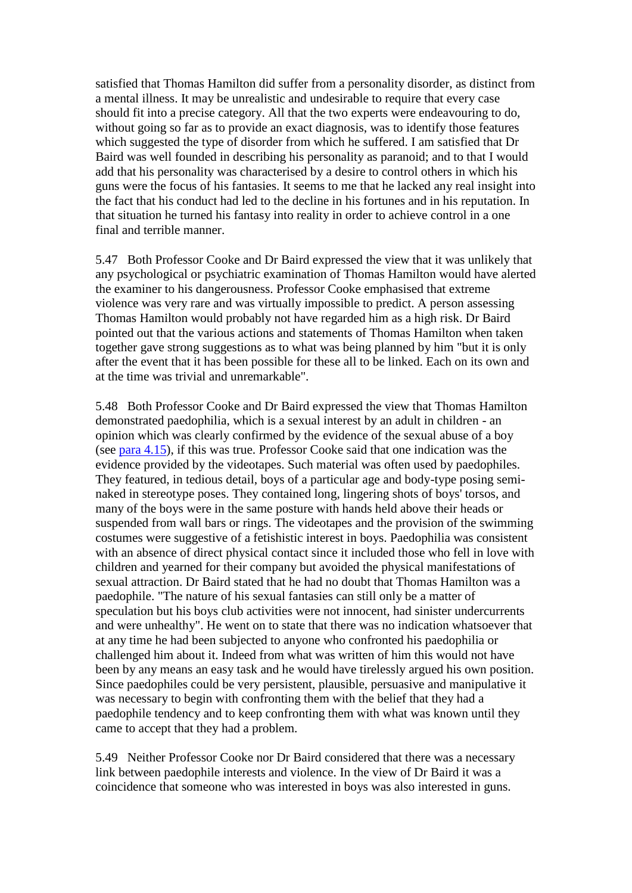satisfied that Thomas Hamilton did suffer from a personality disorder, as distinct from a mental illness. It may be unrealistic and undesirable to require that every case should fit into a precise category. All that the two experts were endeavouring to do, without going so far as to provide an exact diagnosis, was to identify those features which suggested the type of disorder from which he suffered. I am satisfied that Dr Baird was well founded in describing his personality as paranoid; and to that I would add that his personality was characterised by a desire to control others in which his guns were the focus of his fantasies. It seems to me that he lacked any real insight into the fact that his conduct had led to the decline in his fortunes and in his reputation. In that situation he turned his fantasy into reality in order to achieve control in a one final and terrible manner.

5.47 Both Professor Cooke and Dr Baird expressed the view that it was unlikely that any psychological or psychiatric examination of Thomas Hamilton would have alerted the examiner to his dangerousness. Professor Cooke emphasised that extreme violence was very rare and was virtually impossible to predict. A person assessing Thomas Hamilton would probably not have regarded him as a high risk. Dr Baird pointed out that the various actions and statements of Thomas Hamilton when taken together gave strong suggestions as to what was being planned by him "but it is only after the event that it has been possible for these all to be linked. Each on its own and at the time was trivial and unremarkable".

5.48 Both Professor Cooke and Dr Baird expressed the view that Thomas Hamilton demonstrated paedophilia, which is a sexual interest by an adult in children - an opinion which was clearly confirmed by the evidence of the sexual abuse of a boy (see para 4.15), if this was true. Professor Cooke said that one indication was the evidence provided by the videotapes. Such material was often used by paedophiles. They featured, in tedious detail, boys of a particular age and body-type posing semi-naked in stereotype poses. They contained long, lingering shots of boys' torsos, and many of the boys were in the same posture with hands held above their heads or suspended from wall bars or rings. The videotapes and the provision of the swimming costumes were suggestive of a fetishistic interest in boys. Paedophilia was consistent with an absence of direct physical contact since it included those who fell in love with children and yearned for their company but avoided the physical manifestations of sexual attraction. Dr Baird stated that he had no doubt that Thomas Hamilton was a paedophile. "The nature of his sexual fantasies can still only be a matter of speculation but his boys club activities were not innocent, had sinister undercurrents and were unhealthy". He went on to state that there was no indication whatsoever that at any time he had been subjected to anyone who confronted his paedophilia or challenged him about it. Indeed from what was written of him this would not have been by any means an easy task and he would have tirelessly argued his own position. Since paedophiles could be very persistent, plausible, persuasive and manipulative it was necessary to begin with confronting them with the belief that they had a paedophile tendency and to keep confronting them with what was known until they came to accept that they had a problem.

5.49 Neither Professor Cooke nor Dr Baird considered that there was a necessary link between paedophile interests and violence. In the view of Dr Baird it was a coincidence that someone who was interested in boys was also interested in guns.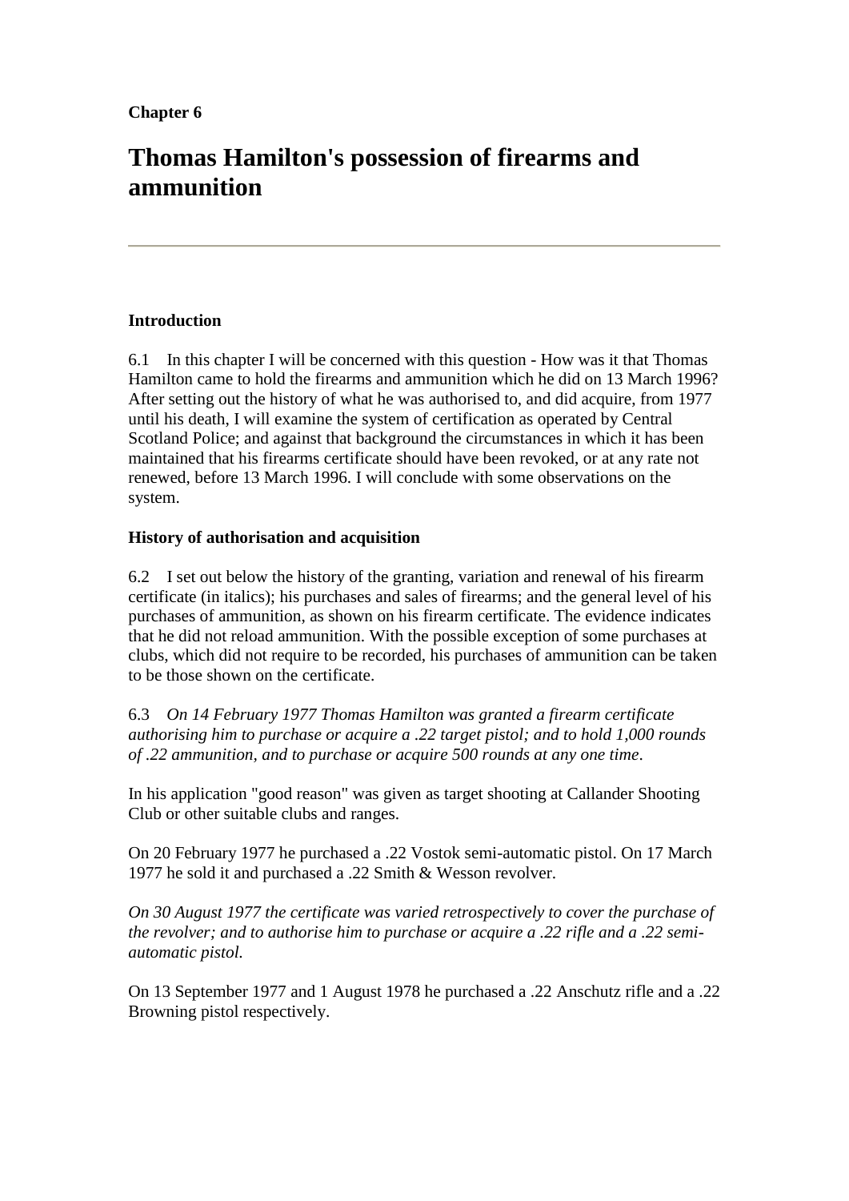**Chapter 6**

# Thomas Hamilton's possession of firearms and ammunition

---

### Introduction

6.1 In this chapter I will be concerned with this question - How was it that Thomas Hamilton came to hold the firearms and ammunition which he did on 13 March 1996? After setting out the history of what he was authorised to, and did acquire, from 1977 until his death, I will examine the system of certification as operated by Central Scotland Police; and against that background the circumstances in which it has been maintained that his firearms certificate should have been revoked, or at any rate not renewed, before 13 March 1996. I will conclude with some observations on the system.

### History of authorisation and acquisition

6.2 I set out below the history of the granting, variation and renewal of his firearm certificate (in italics); his purchases and sales of firearms; and the general level of his purchases of ammunition, as shown on his firearm certificate. The evidence indicates that he did not reload ammunition. With the possible exception of some purchases at clubs, which did not require to be recorded, his purchases of ammunition can be taken to be those shown on the certificate.

6.3 *On 14 February 1977 Thomas Hamilton was granted a firearm certificate authorising him to purchase or acquire a .22 target pistol; and to hold 1,000 rounds of .22 ammunition, and to purchase or acquire 500 rounds at any one time.*

In his application "good reason" was given as target shooting at Callander Shooting Club or other suitable clubs and ranges.

On 20 February 1977 he purchased a .22 Vostok semi-automatic pistol. On 17 March 1977 he sold it and purchased a .22 Smith & Wesson revolver.

*On 30 August 1977 the certificate was varied retrospectively to cover the purchase of the revolver; and to authorise him to purchase or acquire a .22 rifle and a .22 semi-automatic pistol.*

On 13 September 1977 and 1 August 1978 he purchased a .22 Anschutz rifle and a .22 Browning pistol respectively.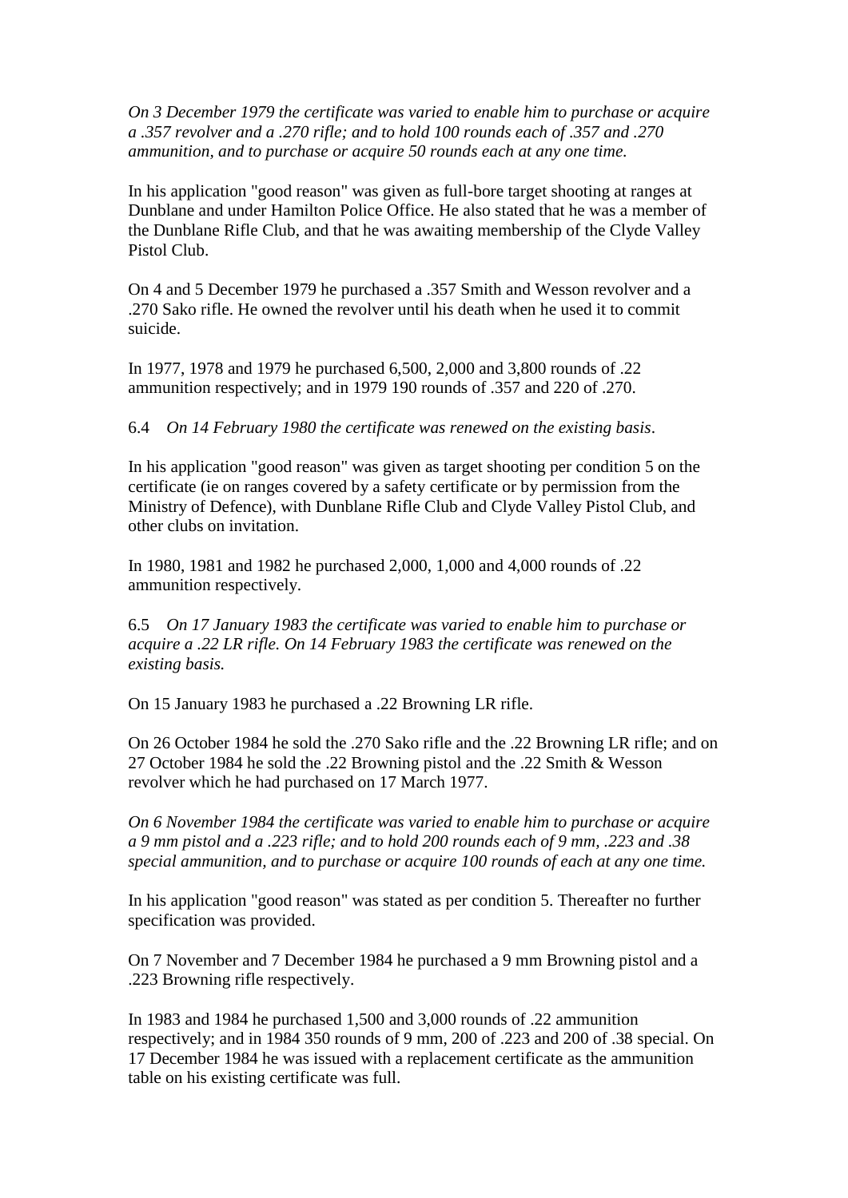*On 3 December 1979 the certificate was varied to enable him to purchase or acquire a .357 revolver and a .270 rifle; and to hold 100 rounds each of .357 and .270 ammunition, and to purchase or acquire 50 rounds each at any one time.*

In his application "good reason" was given as full-bore target shooting at ranges at Dunblane and under Hamilton Police Office. He also stated that he was a member of the Dunblane Rifle Club, and that he was awaiting membership of the Clyde Valley Pistol Club.

On 4 and 5 December 1979 he purchased a .357 Smith and Wesson revolver and a .270 Sako rifle. He owned the revolver until his death when he used it to commit suicide.

In 1977, 1978 and 1979 he purchased 6,500, 2,000 and 3,800 rounds of .22 ammunition respectively; and in 1979 190 rounds of .357 and 220 of .270.

6.4 *On 14 February 1980 the certificate was renewed on the existing basis*.

In his application "good reason" was given as target shooting per condition 5 on the certificate (ie on ranges covered by a safety certificate or by permission from the Ministry of Defence), with Dunblane Rifle Club and Clyde Valley Pistol Club, and other clubs on invitation.

In 1980, 1981 and 1982 he purchased 2,000, 1,000 and 4,000 rounds of .22 ammunition respectively.

6.5 *On 17 January 1983 the certificate was varied to enable him to purchase or acquire a .22 LR rifle. On 14 February 1983 the certificate was renewed on the existing basis.*

On 15 January 1983 he purchased a .22 Browning LR rifle.

On 26 October 1984 he sold the .270 Sako rifle and the .22 Browning LR rifle; and on 27 October 1984 he sold the .22 Browning pistol and the .22 Smith & Wesson revolver which he had purchased on 17 March 1977.

*On 6 November 1984 the certificate was varied to enable him to purchase or acquire a 9 mm pistol and a .223 rifle; and to hold 200 rounds each of 9 mm, .223 and .38 special ammunition, and to purchase or acquire 100 rounds of each at any one time.*

In his application "good reason" was stated as per condition 5. Thereafter no further specification was provided.

On 7 November and 7 December 1984 he purchased a 9 mm Browning pistol and a .223 Browning rifle respectively.

In 1983 and 1984 he purchased 1,500 and 3,000 rounds of .22 ammunition respectively; and in 1984 350 rounds of 9 mm, 200 of .223 and 200 of .38 special. On 17 December 1984 he was issued with a replacement certificate as the ammunition table on his existing certificate was full.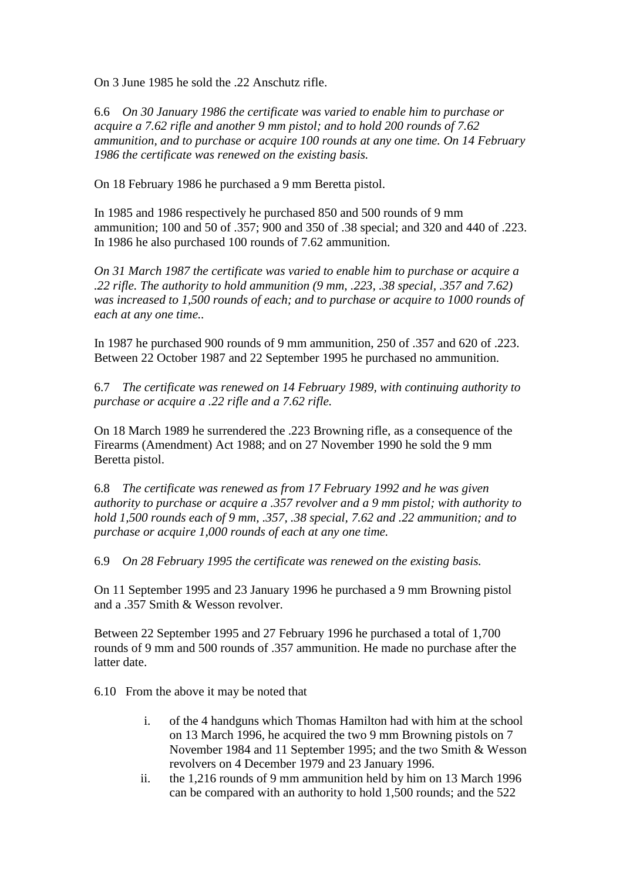On 3 June 1985 he sold the .22 Anschutz rifle.

6.6 *On 30 January 1986 the certificate was varied to enable him to purchase or acquire a 7.62 rifle and another 9 mm pistol; and to hold 200 rounds of 7.62 ammunition, and to purchase or acquire 100 rounds at any one time. On 14 February 1986 the certificate was renewed on the existing basis.*

On 18 February 1986 he purchased a 9 mm Beretta pistol.

In 1985 and 1986 respectively he purchased 850 and 500 rounds of 9 mm ammunition; 100 and 50 of .357; 900 and 350 of .38 special; and 320 and 440 of .223. In 1986 he also purchased 100 rounds of 7.62 ammunition.

*On 31 March 1987 the certificate was varied to enable him to purchase or acquire a .22 rifle. The authority to hold ammunition (9 mm, .223, .38 special, .357 and 7.62) was increased to 1,500 rounds of each; and to purchase or acquire to 1000 rounds of each at any one time..*

In 1987 he purchased 900 rounds of 9 mm ammunition, 250 of .357 and 620 of .223. Between 22 October 1987 and 22 September 1995 he purchased no ammunition.

6.7 *The certificate was renewed on 14 February 1989, with continuing authority to purchase or acquire a .22 rifle and a 7.62 rifle.*

On 18 March 1989 he surrendered the .223 Browning rifle, as a consequence of the Firearms (Amendment) Act 1988; and on 27 November 1990 he sold the 9 mm Beretta pistol.

6.8 *The certificate was renewed as from 17 February 1992 and he was given authority to purchase or acquire a .357 revolver and a 9 mm pistol; with authority to hold 1,500 rounds each of 9 mm, .357, .38 special, 7.62 and .22 ammunition; and to purchase or acquire 1,000 rounds of each at any one time.*

6.9 *On 28 February 1995 the certificate was renewed on the existing basis.*

On 11 September 1995 and 23 January 1996 he purchased a 9 mm Browning pistol and a .357 Smith & Wesson revolver.

Between 22 September 1995 and 27 February 1996 he purchased a total of 1,700 rounds of 9 mm and 500 rounds of .357 ammunition. He made no purchase after the latter date.

6.10 From the above it may be noted that

i. of the 4 handguns which Thomas Hamilton had with him at the school on 13 March 1996, he acquired the two 9 mm Browning pistols on 7 November 1984 and 11 September 1995; and the two Smith & Wesson revolvers on 4 December 1979 and 23 January 1996.
ii. the 1,216 rounds of 9 mm ammunition held by him on 13 March 1996 can be compared with an authority to hold 1,500 rounds; and the 522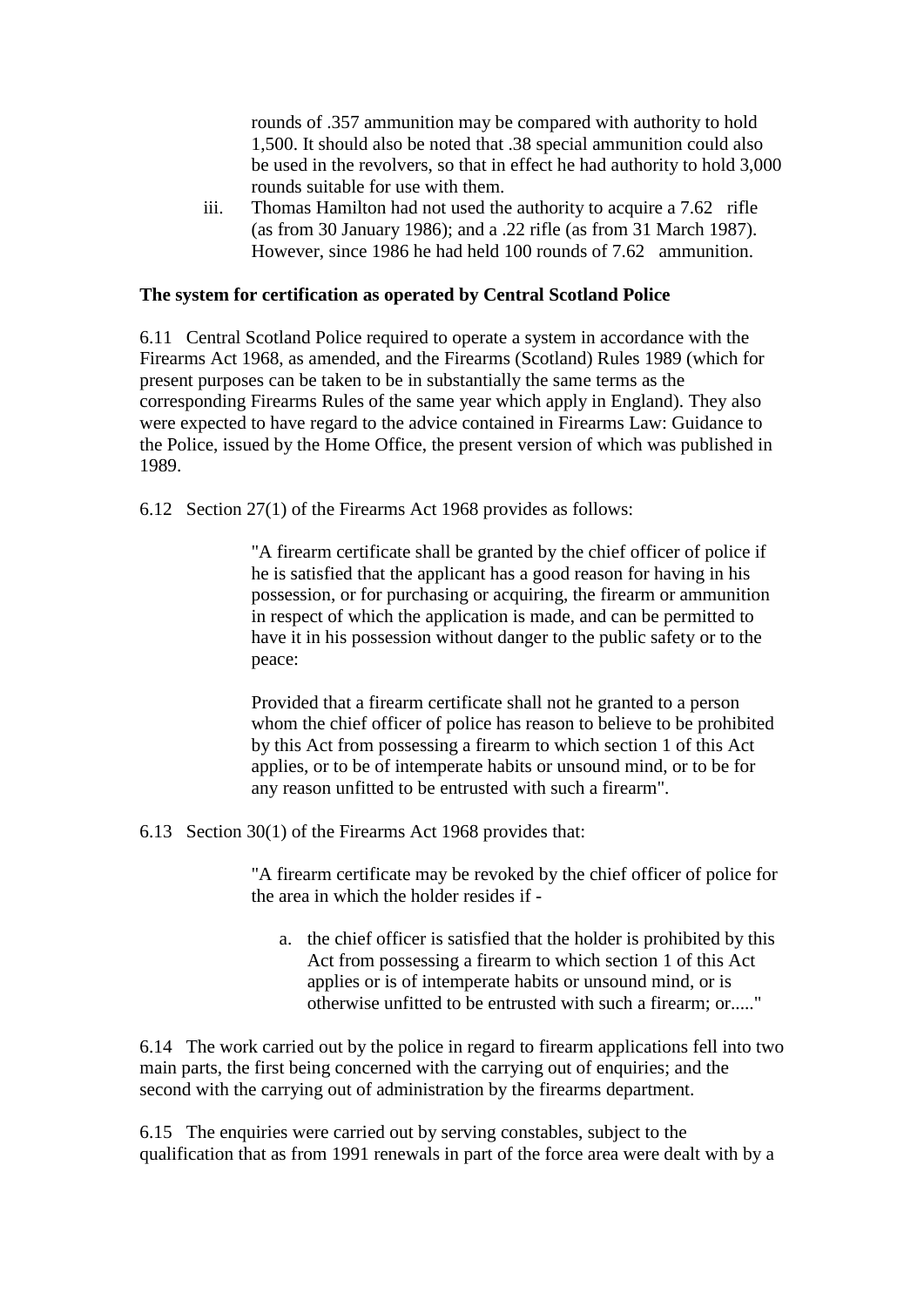rounds of .357 ammunition may be compared with authority to hold 1,500. It should also be noted that .38 special ammunition could also be used in the revolvers, so that in effect he had authority to hold 3,000 rounds suitable for use with them.

iii. Thomas Hamilton had not used the authority to acquire a 7.62 rifle (as from 30 January 1986); and a .22 rifle (as from 31 March 1987). However, since 1986 he had held 100 rounds of 7.62 ammunition.

**The system for certification as operated by Central Scotland Police**

6.11 Central Scotland Police required to operate a system in accordance with the Firearms Act 1968, as amended, and the Firearms (Scotland) Rules 1989 (which for present purposes can be taken to be in substantially the same terms as the corresponding Firearms Rules of the same year which apply in England). They also were expected to have regard to the advice contained in Firearms Law: Guidance to the Police, issued by the Home Office, the present version of which was published in 1989.

6.12 Section 27(1) of the Firearms Act 1968 provides as follows:

> "A firearm certificate shall be granted by the chief officer of police if he is satisfied that the applicant has a good reason for having in his possession, or for purchasing or acquiring, the firearm or ammunition in respect of which the application is made, and can be permitted to have it in his possession without danger to the public safety or to the peace:
>
> Provided that a firearm certificate shall not he granted to a person whom the chief officer of police has reason to believe to be prohibited by this Act from possessing a firearm to which section 1 of this Act applies, or to be of intemperate habits or unsound mind, or to be for any reason unfitted to be entrusted with such a firearm".

6.13 Section 30(1) of the Firearms Act 1968 provides that:

> "A firearm certificate may be revoked by the chief officer of police for the area in which the holder resides if -
>
> a. the chief officer is satisfied that the holder is prohibited by this Act from possessing a firearm to which section 1 of this Act applies or is of intemperate habits or unsound mind, or is otherwise unfitted to be entrusted with such a firearm; or....."

6.14 The work carried out by the police in regard to firearm applications fell into two main parts, the first being concerned with the carrying out of enquiries; and the second with the carrying out of administration by the firearms department.

6.15 The enquiries were carried out by serving constables, subject to the qualification that as from 1991 renewals in part of the force area were dealt with by a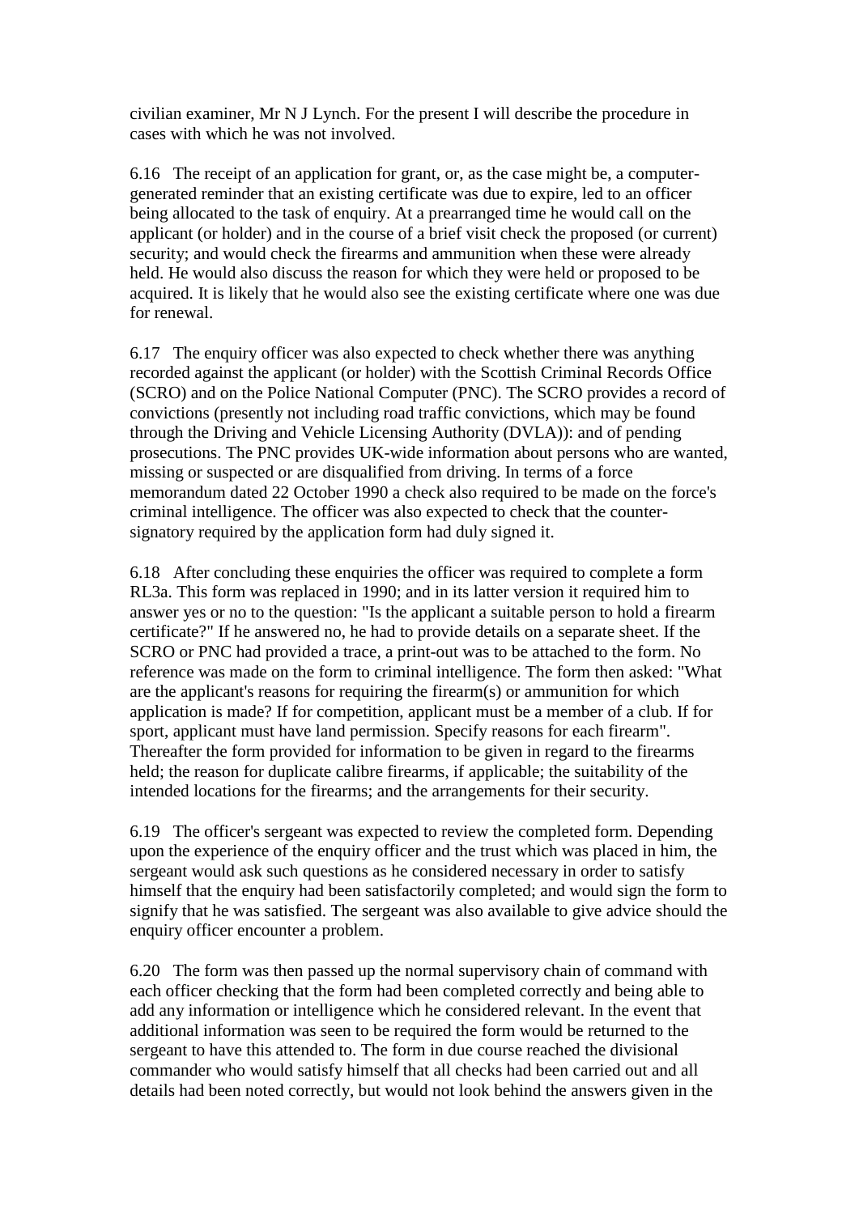civilian examiner, Mr N J Lynch. For the present I will describe the procedure in cases with which he was not involved.

6.16 The receipt of an application for grant, or, as the case might be, a computer-generated reminder that an existing certificate was due to expire, led to an officer being allocated to the task of enquiry. At a prearranged time he would call on the applicant (or holder) and in the course of a brief visit check the proposed (or current) security; and would check the firearms and ammunition when these were already held. He would also discuss the reason for which they were held or proposed to be acquired. It is likely that he would also see the existing certificate where one was due for renewal.

6.17 The enquiry officer was also expected to check whether there was anything recorded against the applicant (or holder) with the Scottish Criminal Records Office (SCRO) and on the Police National Computer (PNC). The SCRO provides a record of convictions (presently not including road traffic convictions, which may be found through the Driving and Vehicle Licensing Authority (DVLA)): and of pending prosecutions. The PNC provides UK-wide information about persons who are wanted, missing or suspected or are disqualified from driving. In terms of a force memorandum dated 22 October 1990 a check also required to be made on the force's criminal intelligence. The officer was also expected to check that the counter-signatory required by the application form had duly signed it.

6.18 After concluding these enquiries the officer was required to complete a form RL3a. This form was replaced in 1990; and in its latter version it required him to answer yes or no to the question: "Is the applicant a suitable person to hold a firearm certificate?" If he answered no, he had to provide details on a separate sheet. If the SCRO or PNC had provided a trace, a print-out was to be attached to the form. No reference was made on the form to criminal intelligence. The form then asked: "What are the applicant's reasons for requiring the firearm(s) or ammunition for which application is made? If for competition, applicant must be a member of a club. If for sport, applicant must have land permission. Specify reasons for each firearm". Thereafter the form provided for information to be given in regard to the firearms held; the reason for duplicate calibre firearms, if applicable; the suitability of the intended locations for the firearms; and the arrangements for their security.

6.19 The officer's sergeant was expected to review the completed form. Depending upon the experience of the enquiry officer and the trust which was placed in him, the sergeant would ask such questions as he considered necessary in order to satisfy himself that the enquiry had been satisfactorily completed; and would sign the form to signify that he was satisfied. The sergeant was also available to give advice should the enquiry officer encounter a problem.

6.20 The form was then passed up the normal supervisory chain of command with each officer checking that the form had been completed correctly and being able to add any information or intelligence which he considered relevant. In the event that additional information was seen to be required the form would be returned to the sergeant to have this attended to. The form in due course reached the divisional commander who would satisfy himself that all checks had been carried out and all details had been noted correctly, but would not look behind the answers given in the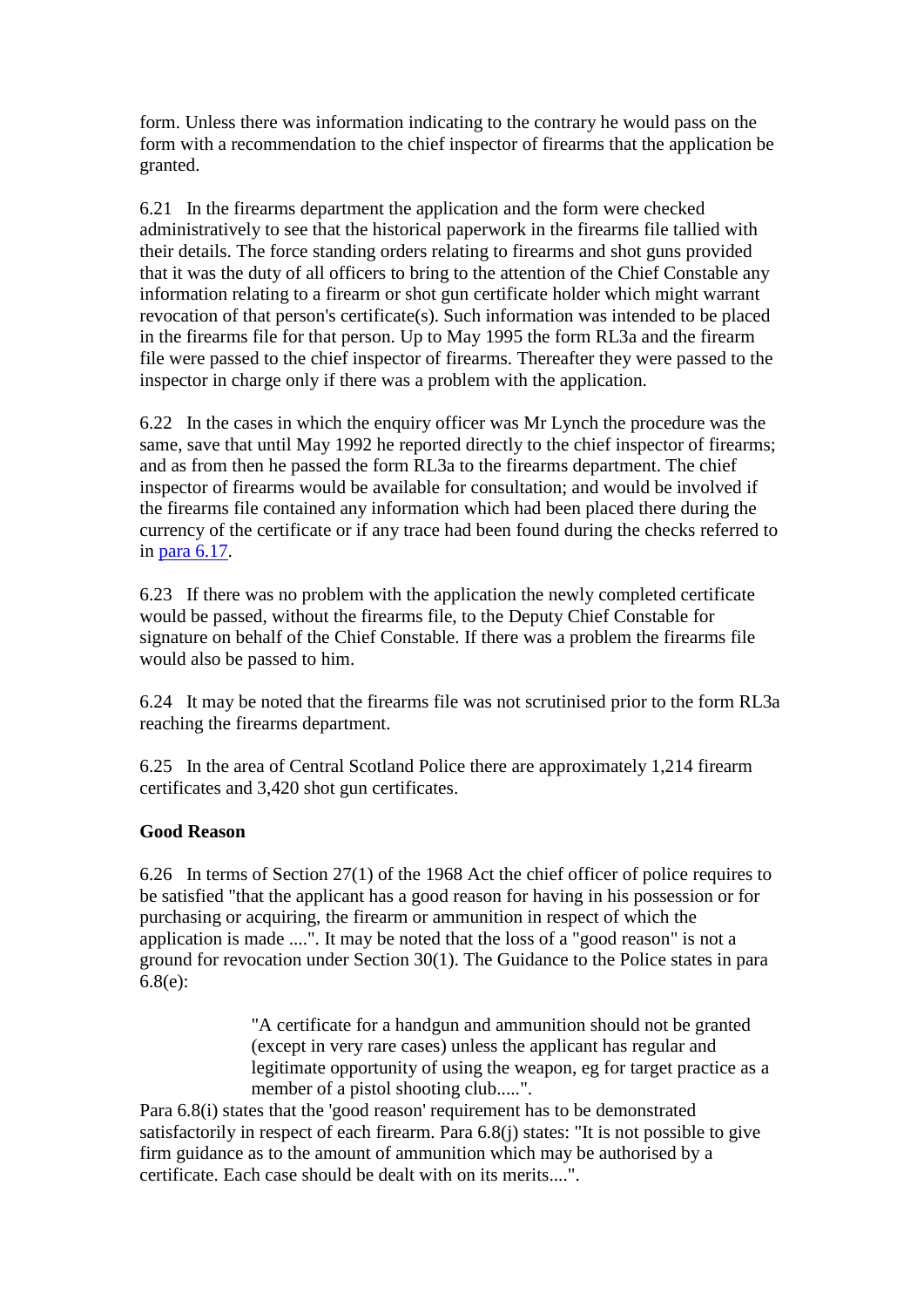form. Unless there was information indicating to the contrary he would pass on the form with a recommendation to the chief inspector of firearms that the application be granted.

6.21 In the firearms department the application and the form were checked administratively to see that the historical paperwork in the firearms file tallied with their details. The force standing orders relating to firearms and shot guns provided that it was the duty of all officers to bring to the attention of the Chief Constable any information relating to a firearm or shot gun certificate holder which might warrant revocation of that person's certificate(s). Such information was intended to be placed in the firearms file for that person. Up to May 1995 the form RL3a and the firearm file were passed to the chief inspector of firearms. Thereafter they were passed to the inspector in charge only if there was a problem with the application.

6.22 In the cases in which the enquiry officer was Mr Lynch the procedure was the same, save that until May 1992 he reported directly to the chief inspector of firearms; and as from then he passed the form RL3a to the firearms department. The chief inspector of firearms would be available for consultation; and would be involved if the firearms file contained any information which had been placed there during the currency of the certificate or if any trace had been found during the checks referred to in para 6.17.

6.23 If there was no problem with the application the newly completed certificate would be passed, without the firearms file, to the Deputy Chief Constable for signature on behalf of the Chief Constable. If there was a problem the firearms file would also be passed to him.

6.24 It may be noted that the firearms file was not scrutinised prior to the form RL3a reaching the firearms department.

6.25 In the area of Central Scotland Police there are approximately 1,214 firearm certificates and 3,420 shot gun certificates.

**Good Reason**

6.26 In terms of Section 27(1) of the 1968 Act the chief officer of police requires to be satisfied "that the applicant has a good reason for having in his possession or for purchasing or acquiring, the firearm or ammunition in respect of which the application is made ....". It may be noted that the loss of a "good reason" is not a ground for revocation under Section 30(1). The Guidance to the Police states in para 6.8(e):

> "A certificate for a handgun and ammunition should not be granted (except in very rare cases) unless the applicant has regular and legitimate opportunity of using the weapon, eg for target practice as a member of a pistol shooting club.....".

Para 6.8(i) states that the 'good reason' requirement has to be demonstrated satisfactorily in respect of each firearm. Para 6.8(j) states: "It is not possible to give firm guidance as to the amount of ammunition which may be authorised by a certificate. Each case should be dealt with on its merits....".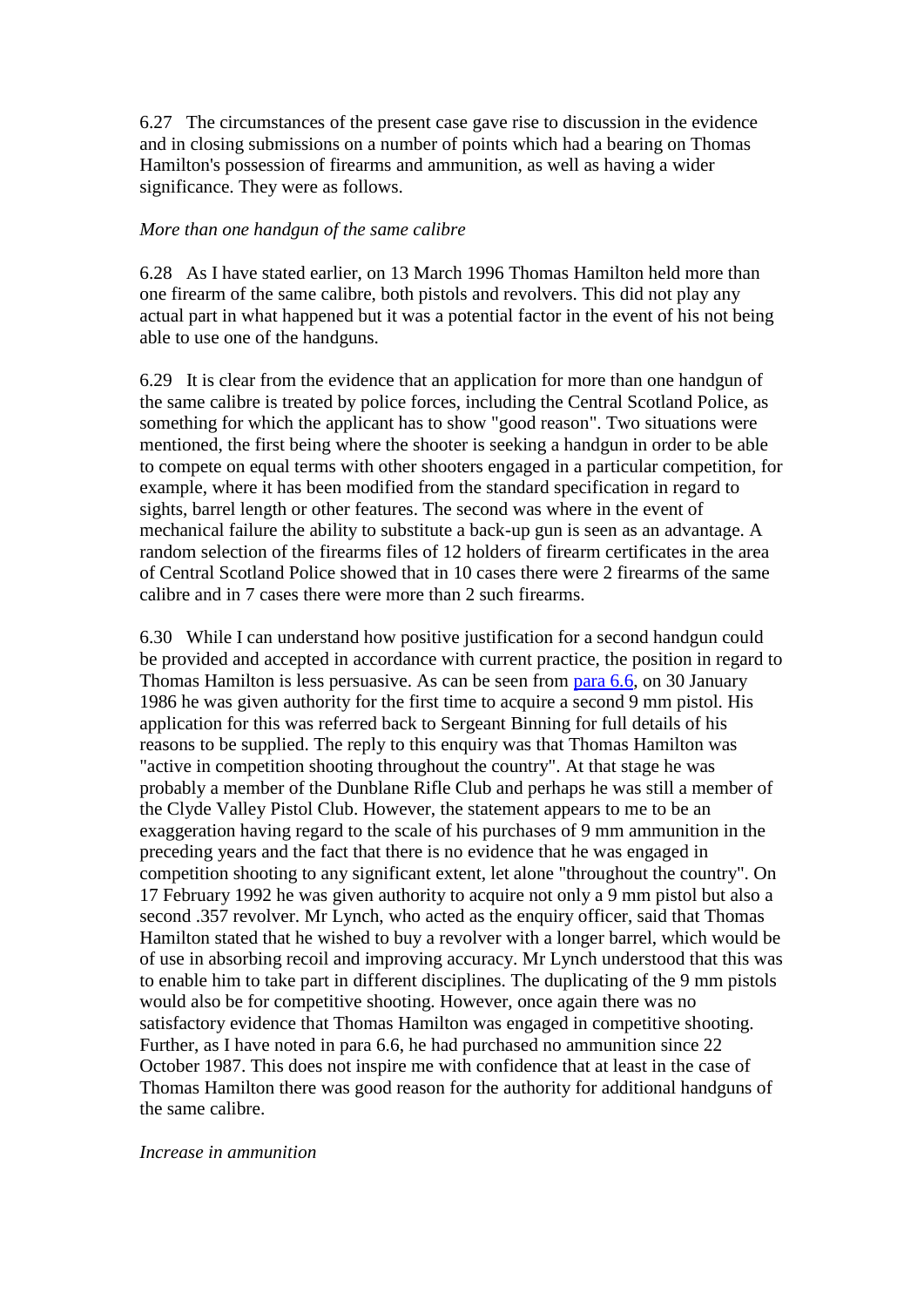6.27 The circumstances of the present case gave rise to discussion in the evidence and in closing submissions on a number of points which had a bearing on Thomas Hamilton's possession of firearms and ammunition, as well as having a wider significance. They were as follows.

*More than one handgun of the same calibre*

6.28 As I have stated earlier, on 13 March 1996 Thomas Hamilton held more than one firearm of the same calibre, both pistols and revolvers. This did not play any actual part in what happened but it was a potential factor in the event of his not being able to use one of the handguns.

6.29 It is clear from the evidence that an application for more than one handgun of the same calibre is treated by police forces, including the Central Scotland Police, as something for which the applicant has to show "good reason". Two situations were mentioned, the first being where the shooter is seeking a handgun in order to be able to compete on equal terms with other shooters engaged in a particular competition, for example, where it has been modified from the standard specification in regard to sights, barrel length or other features. The second was where in the event of mechanical failure the ability to substitute a back-up gun is seen as an advantage. A random selection of the firearms files of 12 holders of firearm certificates in the area of Central Scotland Police showed that in 10 cases there were 2 firearms of the same calibre and in 7 cases there were more than 2 such firearms.

6.30 While I can understand how positive justification for a second handgun could be provided and accepted in accordance with current practice, the position in regard to Thomas Hamilton is less persuasive. As can be seen from para 6.6, on 30 January 1986 he was given authority for the first time to acquire a second 9 mm pistol. His application for this was referred back to Sergeant Binning for full details of his reasons to be supplied. The reply to this enquiry was that Thomas Hamilton was "active in competition shooting throughout the country". At that stage he was probably a member of the Dunblane Rifle Club and perhaps he was still a member of the Clyde Valley Pistol Club. However, the statement appears to me to be an exaggeration having regard to the scale of his purchases of 9 mm ammunition in the preceding years and the fact that there is no evidence that he was engaged in competition shooting to any significant extent, let alone "throughout the country". On 17 February 1992 he was given authority to acquire not only a 9 mm pistol but also a second .357 revolver. Mr Lynch, who acted as the enquiry officer, said that Thomas Hamilton stated that he wished to buy a revolver with a longer barrel, which would be of use in absorbing recoil and improving accuracy. Mr Lynch understood that this was to enable him to take part in different disciplines. The duplicating of the 9 mm pistols would also be for competitive shooting. However, once again there was no satisfactory evidence that Thomas Hamilton was engaged in competitive shooting. Further, as I have noted in para 6.6, he had purchased no ammunition since 22 October 1987. This does not inspire me with confidence that at least in the case of Thomas Hamilton there was good reason for the authority for additional handguns of the same calibre.

*Increase in ammunition*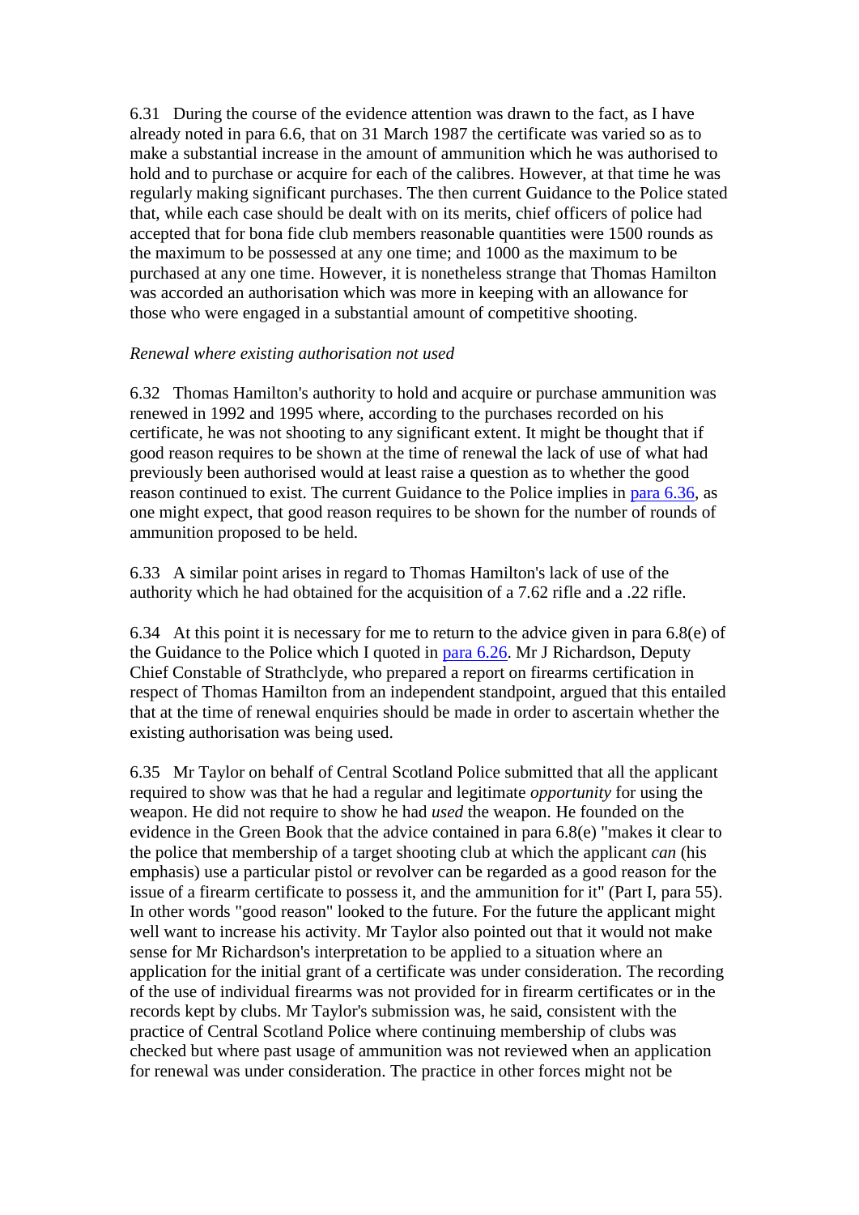6.31 During the course of the evidence attention was drawn to the fact, as I have already noted in para 6.6, that on 31 March 1987 the certificate was varied so as to make a substantial increase in the amount of ammunition which he was authorised to hold and to purchase or acquire for each of the calibres. However, at that time he was regularly making significant purchases. The then current Guidance to the Police stated that, while each case should be dealt with on its merits, chief officers of police had accepted that for bona fide club members reasonable quantities were 1500 rounds as the maximum to be possessed at any one time; and 1000 as the maximum to be purchased at any one time. However, it is nonetheless strange that Thomas Hamilton was accorded an authorisation which was more in keeping with an allowance for those who were engaged in a substantial amount of competitive shooting.

*Renewal where existing authorisation not used*

6.32 Thomas Hamilton's authority to hold and acquire or purchase ammunition was renewed in 1992 and 1995 where, according to the purchases recorded on his certificate, he was not shooting to any significant extent. It might be thought that if good reason requires to be shown at the time of renewal the lack of use of what had previously been authorised would at least raise a question as to whether the good reason continued to exist. The current Guidance to the Police implies in para 6.36, as one might expect, that good reason requires to be shown for the number of rounds of ammunition proposed to be held.

6.33 A similar point arises in regard to Thomas Hamilton's lack of use of the authority which he had obtained for the acquisition of a 7.62 rifle and a .22 rifle.

6.34 At this point it is necessary for me to return to the advice given in para 6.8(e) of the Guidance to the Police which I quoted in para 6.26. Mr J Richardson, Deputy Chief Constable of Strathclyde, who prepared a report on firearms certification in respect of Thomas Hamilton from an independent standpoint, argued that this entailed that at the time of renewal enquiries should be made in order to ascertain whether the existing authorisation was being used.

6.35 Mr Taylor on behalf of Central Scotland Police submitted that all the applicant required to show was that he had a regular and legitimate *opportunity* for using the weapon. He did not require to show he had *used* the weapon. He founded on the evidence in the Green Book that the advice contained in para 6.8(e) "makes it clear to the police that membership of a target shooting club at which the applicant *can* (his emphasis) use a particular pistol or revolver can be regarded as a good reason for the issue of a firearm certificate to possess it, and the ammunition for it" (Part I, para 55). In other words "good reason" looked to the future. For the future the applicant might well want to increase his activity. Mr Taylor also pointed out that it would not make sense for Mr Richardson's interpretation to be applied to a situation where an application for the initial grant of a certificate was under consideration. The recording of the use of individual firearms was not provided for in firearm certificates or in the records kept by clubs. Mr Taylor's submission was, he said, consistent with the practice of Central Scotland Police where continuing membership of clubs was checked but where past usage of ammunition was not reviewed when an application for renewal was under consideration. The practice in other forces might not be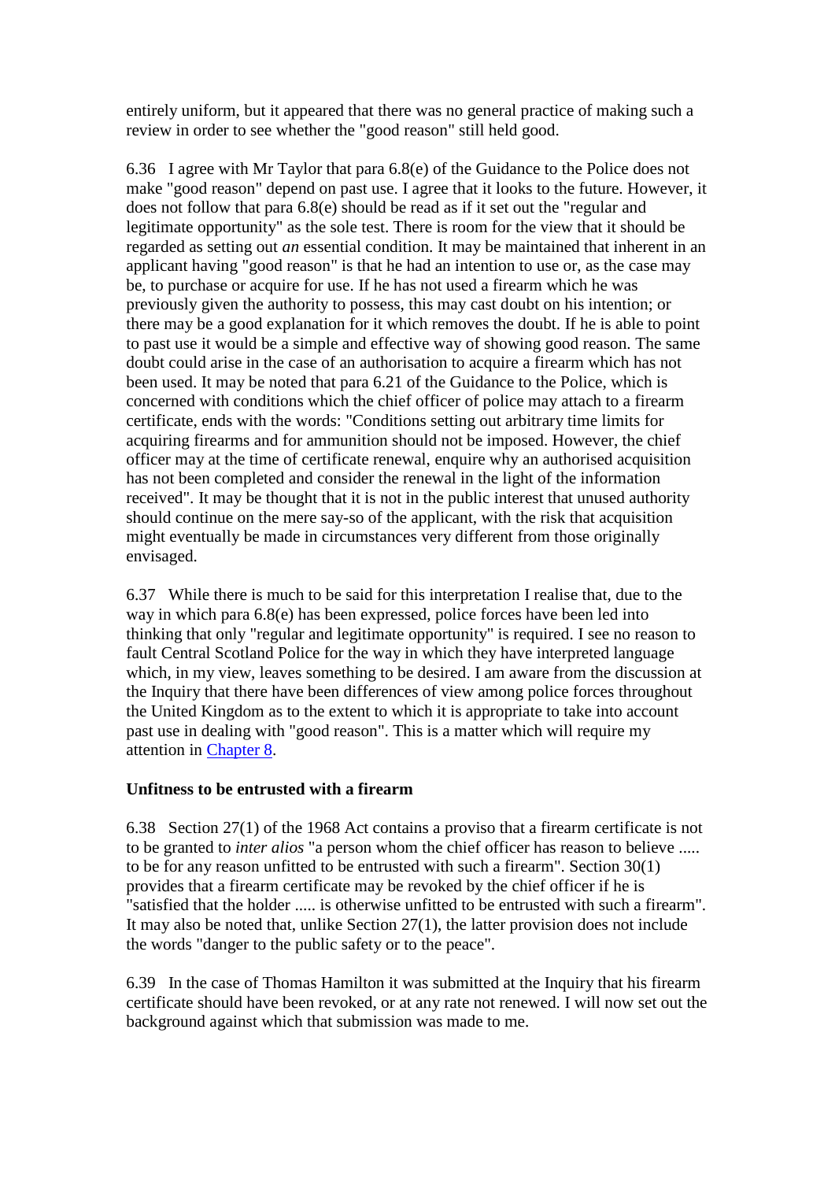entirely uniform, but it appeared that there was no general practice of making such a review in order to see whether the "good reason" still held good.

6.36 I agree with Mr Taylor that para 6.8(e) of the Guidance to the Police does not make "good reason" depend on past use. I agree that it looks to the future. However, it does not follow that para 6.8(e) should be read as if it set out the "regular and legitimate opportunity" as the sole test. There is room for the view that it should be regarded as setting out *an* essential condition. It may be maintained that inherent in an applicant having "good reason" is that he had an intention to use or, as the case may be, to purchase or acquire for use. If he has not used a firearm which he was previously given the authority to possess, this may cast doubt on his intention; or there may be a good explanation for it which removes the doubt. If he is able to point to past use it would be a simple and effective way of showing good reason. The same doubt could arise in the case of an authorisation to acquire a firearm which has not been used. It may be noted that para 6.21 of the Guidance to the Police, which is concerned with conditions which the chief officer of police may attach to a firearm certificate, ends with the words: "Conditions setting out arbitrary time limits for acquiring firearms and for ammunition should not be imposed. However, the chief officer may at the time of certificate renewal, enquire why an authorised acquisition has not been completed and consider the renewal in the light of the information received". It may be thought that it is not in the public interest that unused authority should continue on the mere say-so of the applicant, with the risk that acquisition might eventually be made in circumstances very different from those originally envisaged.

6.37 While there is much to be said for this interpretation I realise that, due to the way in which para 6.8(e) has been expressed, police forces have been led into thinking that only "regular and legitimate opportunity" is required. I see no reason to fault Central Scotland Police for the way in which they have interpreted language which, in my view, leaves something to be desired. I am aware from the discussion at the Inquiry that there have been differences of view among police forces throughout the United Kingdom as to the extent to which it is appropriate to take into account past use in dealing with "good reason". This is a matter which will require my attention in Chapter 8.

**Unfitness to be entrusted with a firearm**

6.38 Section 27(1) of the 1968 Act contains a proviso that a firearm certificate is not to be granted to *inter alios* "a person whom the chief officer has reason to believe ..... to be for any reason unfitted to be entrusted with such a firearm". Section 30(1) provides that a firearm certificate may be revoked by the chief officer if he is "satisfied that the holder ..... is otherwise unfitted to be entrusted with such a firearm". It may also be noted that, unlike Section 27(1), the latter provision does not include the words "danger to the public safety or to the peace".

6.39 In the case of Thomas Hamilton it was submitted at the Inquiry that his firearm certificate should have been revoked, or at any rate not renewed. I will now set out the background against which that submission was made to me.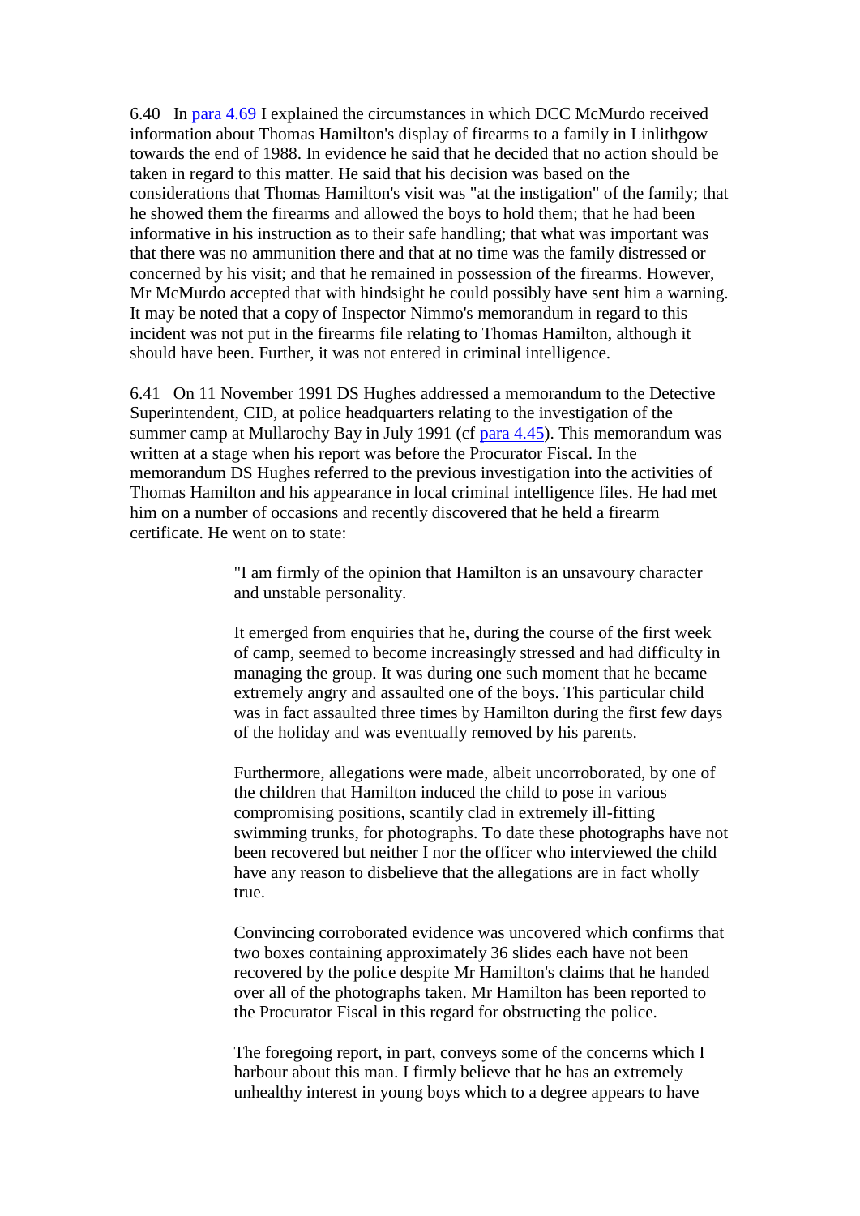6.40 In [para 4.69](#) I explained the circumstances in which DCC McMurdo received information about Thomas Hamilton's display of firearms to a family in Linlithgow towards the end of 1988. In evidence he said that he decided that no action should be taken in regard to this matter. He said that his decision was based on the considerations that Thomas Hamilton's visit was "at the instigation" of the family; that he showed them the firearms and allowed the boys to hold them; that he had been informative in his instruction as to their safe handling; that what was important was that there was no ammunition there and that at no time was the family distressed or concerned by his visit; and that he remained in possession of the firearms. However, Mr McMurdo accepted that with hindsight he could possibly have sent him a warning. It may be noted that a copy of Inspector Nimmo's memorandum in regard to this incident was not put in the firearms file relating to Thomas Hamilton, although it should have been. Further, it was not entered in criminal intelligence.

6.41 On 11 November 1991 DS Hughes addressed a memorandum to the Detective Superintendent, CID, at police headquarters relating to the investigation of the summer camp at Mullarochy Bay in July 1991 (cf [para 4.45](#)). This memorandum was written at a stage when his report was before the Procurator Fiscal. In the memorandum DS Hughes referred to the previous investigation into the activities of Thomas Hamilton and his appearance in local criminal intelligence files. He had met him on a number of occasions and recently discovered that he held a firearm certificate. He went on to state:

> "I am firmly of the opinion that Hamilton is an unsavoury character and unstable personality.
>
> It emerged from enquiries that he, during the course of the first week of camp, seemed to become increasingly stressed and had difficulty in managing the group. It was during one such moment that he became extremely angry and assaulted one of the boys. This particular child was in fact assaulted three times by Hamilton during the first few days of the holiday and was eventually removed by his parents.
>
> Furthermore, allegations were made, albeit uncorroborated, by one of the children that Hamilton induced the child to pose in various compromising positions, scantily clad in extremely ill-fitting swimming trunks, for photographs. To date these photographs have not been recovered but neither I nor the officer who interviewed the child have any reason to disbelieve that the allegations are in fact wholly true.
>
> Convincing corroborated evidence was uncovered which confirms that two boxes containing approximately 36 slides each have not been recovered by the police despite Mr Hamilton's claims that he handed over all of the photographs taken. Mr Hamilton has been reported to the Procurator Fiscal in this regard for obstructing the police.
>
> The foregoing report, in part, conveys some of the concerns which I harbour about this man. I firmly believe that he has an extremely unhealthy interest in young boys which to a degree appears to have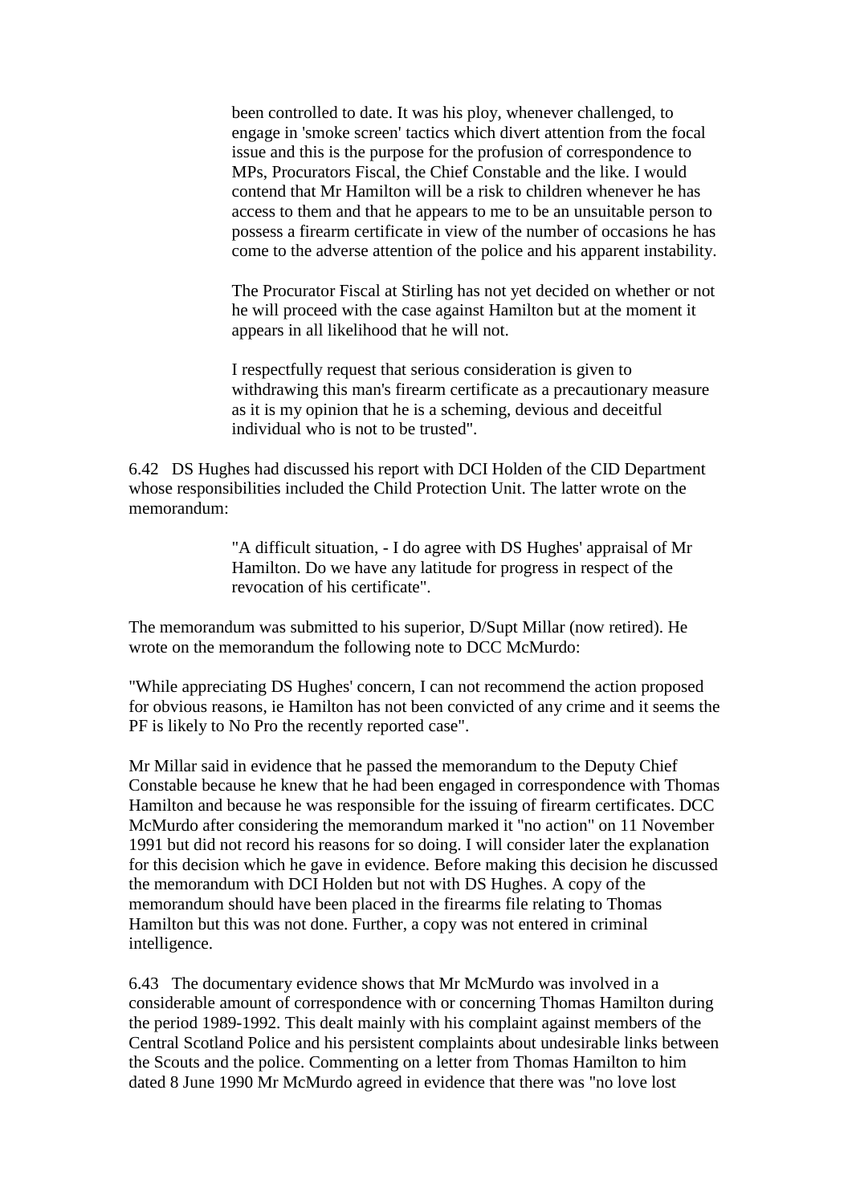> been controlled to date. It was his ploy, whenever challenged, to engage in 'smoke screen' tactics which divert attention from the focal issue and this is the purpose for the profusion of correspondence to MPs, Procurators Fiscal, the Chief Constable and the like. I would contend that Mr Hamilton will be a risk to children whenever he has access to them and that he appears to me to be an unsuitable person to possess a firearm certificate in view of the number of occasions he has come to the adverse attention of the police and his apparent instability.
>
> The Procurator Fiscal at Stirling has not yet decided on whether or not he will proceed with the case against Hamilton but at the moment it appears in all likelihood that he will not.
>
> I respectfully request that serious consideration is given to withdrawing this man's firearm certificate as a precautionary measure as it is my opinion that he is a scheming, devious and deceitful individual who is not to be trusted".

6.42 DS Hughes had discussed his report with DCI Holden of the CID Department whose responsibilities included the Child Protection Unit. The latter wrote on the memorandum:

> "A difficult situation, - I do agree with DS Hughes' appraisal of Mr Hamilton. Do we have any latitude for progress in respect of the revocation of his certificate".

The memorandum was submitted to his superior, D/Supt Millar (now retired). He wrote on the memorandum the following note to DCC McMurdo:

"While appreciating DS Hughes' concern, I can not recommend the action proposed for obvious reasons, ie Hamilton has not been convicted of any crime and it seems the PF is likely to No Pro the recently reported case".

Mr Millar said in evidence that he passed the memorandum to the Deputy Chief Constable because he knew that he had been engaged in correspondence with Thomas Hamilton and because he was responsible for the issuing of firearm certificates. DCC McMurdo after considering the memorandum marked it "no action" on 11 November 1991 but did not record his reasons for so doing. I will consider later the explanation for this decision which he gave in evidence. Before making this decision he discussed the memorandum with DCI Holden but not with DS Hughes. A copy of the memorandum should have been placed in the firearms file relating to Thomas Hamilton but this was not done. Further, a copy was not entered in criminal intelligence.

6.43 The documentary evidence shows that Mr McMurdo was involved in a considerable amount of correspondence with or concerning Thomas Hamilton during the period 1989-1992. This dealt mainly with his complaint against members of the Central Scotland Police and his persistent complaints about undesirable links between the Scouts and the police. Commenting on a letter from Thomas Hamilton to him dated 8 June 1990 Mr McMurdo agreed in evidence that there was "no love lost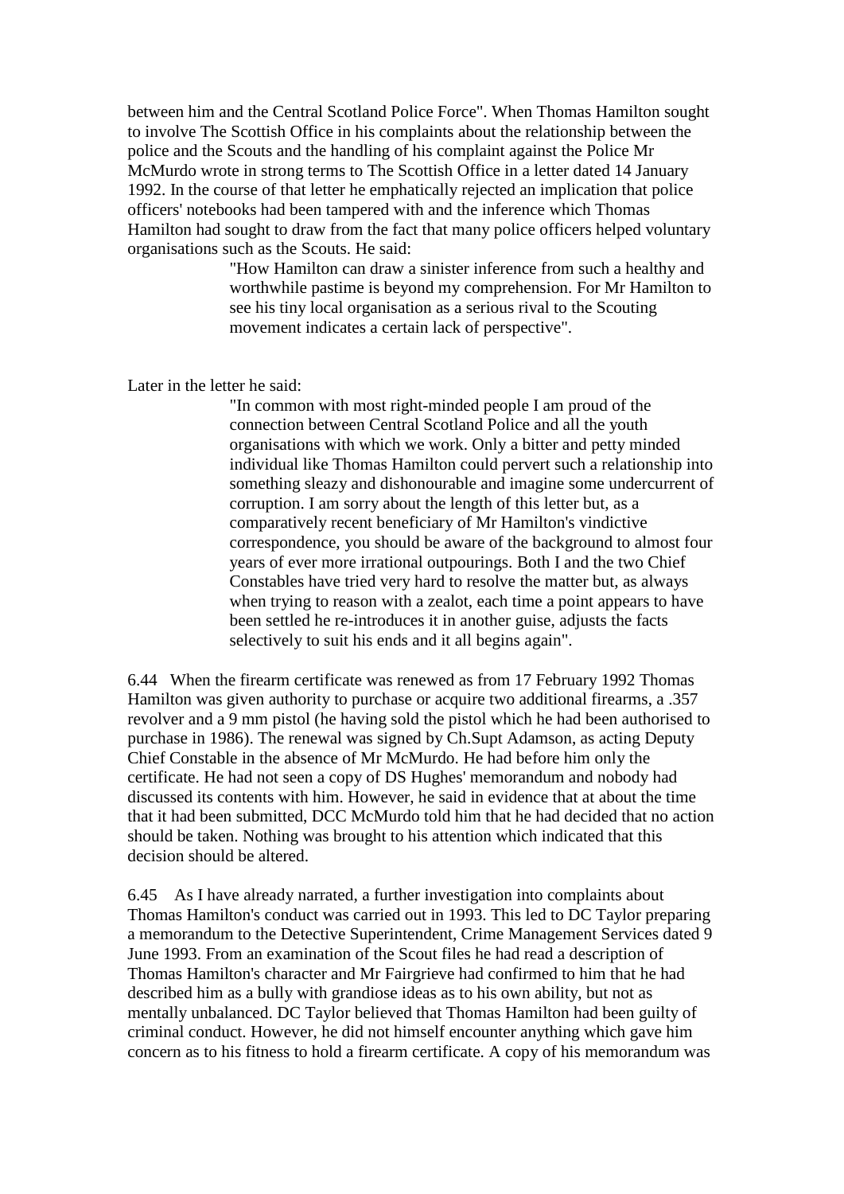between him and the Central Scotland Police Force". When Thomas Hamilton sought to involve The Scottish Office in his complaints about the relationship between the police and the Scouts and the handling of his complaint against the Police Mr McMurdo wrote in strong terms to The Scottish Office in a letter dated 14 January 1992. In the course of that letter he emphatically rejected an implication that police officers' notebooks had been tampered with and the inference which Thomas Hamilton had sought to draw from the fact that many police officers helped voluntary organisations such as the Scouts. He said:

> "How Hamilton can draw a sinister inference from such a healthy and worthwhile pastime is beyond my comprehension. For Mr Hamilton to see his tiny local organisation as a serious rival to the Scouting movement indicates a certain lack of perspective".

Later in the letter he said:

> "In common with most right-minded people I am proud of the connection between Central Scotland Police and all the youth organisations with which we work. Only a bitter and petty minded individual like Thomas Hamilton could pervert such a relationship into something sleazy and dishonourable and imagine some undercurrent of corruption. I am sorry about the length of this letter but, as a comparatively recent beneficiary of Mr Hamilton's vindictive correspondence, you should be aware of the background to almost four years of ever more irrational outpourings. Both I and the two Chief Constables have tried very hard to resolve the matter but, as always when trying to reason with a zealot, each time a point appears to have been settled he re-introduces it in another guise, adjusts the facts selectively to suit his ends and it all begins again".

6.44 When the firearm certificate was renewed as from 17 February 1992 Thomas Hamilton was given authority to purchase or acquire two additional firearms, a .357 revolver and a 9 mm pistol (he having sold the pistol which he had been authorised to purchase in 1986). The renewal was signed by Ch.Supt Adamson, as acting Deputy Chief Constable in the absence of Mr McMurdo. He had before him only the certificate. He had not seen a copy of DS Hughes' memorandum and nobody had discussed its contents with him. However, he said in evidence that at about the time that it had been submitted, DCC McMurdo told him that he had decided that no action should be taken. Nothing was brought to his attention which indicated that this decision should be altered.

6.45 As I have already narrated, a further investigation into complaints about Thomas Hamilton's conduct was carried out in 1993. This led to DC Taylor preparing a memorandum to the Detective Superintendent, Crime Management Services dated 9 June 1993. From an examination of the Scout files he had read a description of Thomas Hamilton's character and Mr Fairgrieve had confirmed to him that he had described him as a bully with grandiose ideas as to his own ability, but not as mentally unbalanced. DC Taylor believed that Thomas Hamilton had been guilty of criminal conduct. However, he did not himself encounter anything which gave him concern as to his fitness to hold a firearm certificate. A copy of his memorandum was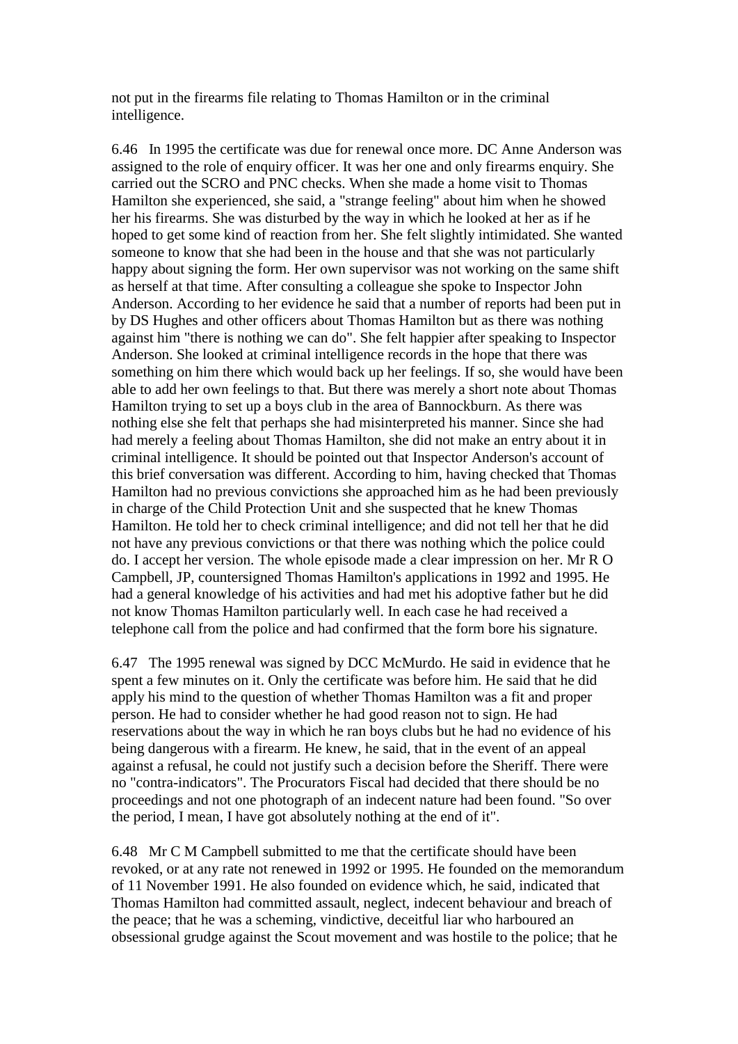not put in the firearms file relating to Thomas Hamilton or in the criminal intelligence.

6.46 In 1995 the certificate was due for renewal once more. DC Anne Anderson was assigned to the role of enquiry officer. It was her one and only firearms enquiry. She carried out the SCRO and PNC checks. When she made a home visit to Thomas Hamilton she experienced, she said, a "strange feeling" about him when he showed her his firearms. She was disturbed by the way in which he looked at her as if he hoped to get some kind of reaction from her. She felt slightly intimidated. She wanted someone to know that she had been in the house and that she was not particularly happy about signing the form. Her own supervisor was not working on the same shift as herself at that time. After consulting a colleague she spoke to Inspector John Anderson. According to her evidence he said that a number of reports had been put in by DS Hughes and other officers about Thomas Hamilton but as there was nothing against him "there is nothing we can do". She felt happier after speaking to Inspector Anderson. She looked at criminal intelligence records in the hope that there was something on him there which would back up her feelings. If so, she would have been able to add her own feelings to that. But there was merely a short note about Thomas Hamilton trying to set up a boys club in the area of Bannockburn. As there was nothing else she felt that perhaps she had misinterpreted his manner. Since she had had merely a feeling about Thomas Hamilton, she did not make an entry about it in criminal intelligence. It should be pointed out that Inspector Anderson's account of this brief conversation was different. According to him, having checked that Thomas Hamilton had no previous convictions she approached him as he had been previously in charge of the Child Protection Unit and she suspected that he knew Thomas Hamilton. He told her to check criminal intelligence; and did not tell her that he did not have any previous convictions or that there was nothing which the police could do. I accept her version. The whole episode made a clear impression on her. Mr R O Campbell, JP, countersigned Thomas Hamilton's applications in 1992 and 1995. He had a general knowledge of his activities and had met his adoptive father but he did not know Thomas Hamilton particularly well. In each case he had received a telephone call from the police and had confirmed that the form bore his signature.

6.47 The 1995 renewal was signed by DCC McMurdo. He said in evidence that he spent a few minutes on it. Only the certificate was before him. He said that he did apply his mind to the question of whether Thomas Hamilton was a fit and proper person. He had to consider whether he had good reason not to sign. He had reservations about the way in which he ran boys clubs but he had no evidence of his being dangerous with a firearm. He knew, he said, that in the event of an appeal against a refusal, he could not justify such a decision before the Sheriff. There were no "contra-indicators". The Procurators Fiscal had decided that there should be no proceedings and not one photograph of an indecent nature had been found. "So over the period, I mean, I have got absolutely nothing at the end of it".

6.48 Mr C M Campbell submitted to me that the certificate should have been revoked, or at any rate not renewed in 1992 or 1995. He founded on the memorandum of 11 November 1991. He also founded on evidence which, he said, indicated that Thomas Hamilton had committed assault, neglect, indecent behaviour and breach of the peace; that he was a scheming, vindictive, deceitful liar who harboured an obsessional grudge against the Scout movement and was hostile to the police; that he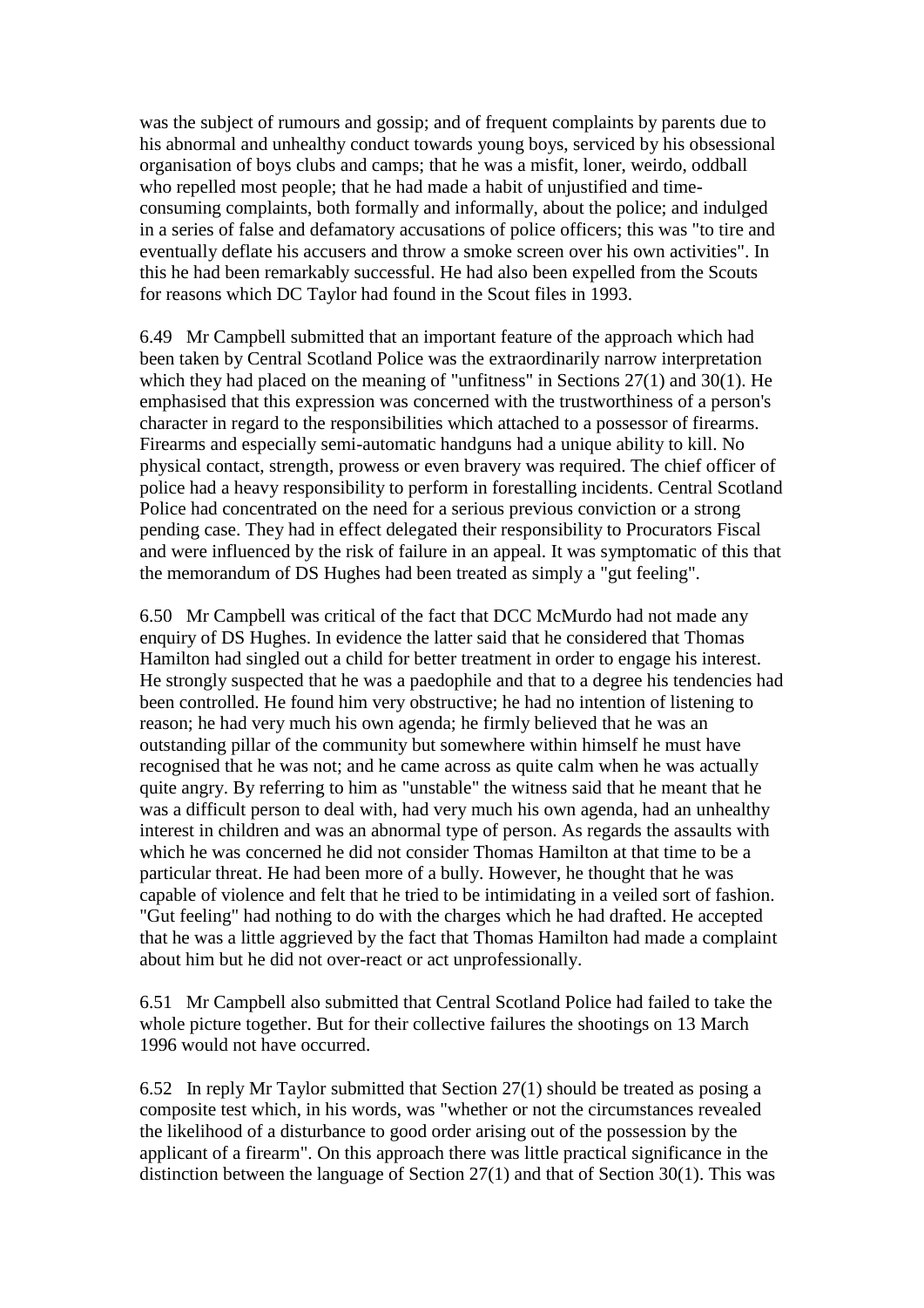was the subject of rumours and gossip; and of frequent complaints by parents due to his abnormal and unhealthy conduct towards young boys, serviced by his obsessional organisation of boys clubs and camps; that he was a misfit, loner, weirdo, oddball who repelled most people; that he had made a habit of unjustified and time-consuming complaints, both formally and informally, about the police; and indulged in a series of false and defamatory accusations of police officers; this was "to tire and eventually deflate his accusers and throw a smoke screen over his own activities". In this he had been remarkably successful. He had also been expelled from the Scouts for reasons which DC Taylor had found in the Scout files in 1993.

6.49 Mr Campbell submitted that an important feature of the approach which had been taken by Central Scotland Police was the extraordinarily narrow interpretation which they had placed on the meaning of "unfitness" in Sections 27(1) and 30(1). He emphasised that this expression was concerned with the trustworthiness of a person's character in regard to the responsibilities which attached to a possessor of firearms. Firearms and especially semi-automatic handguns had a unique ability to kill. No physical contact, strength, prowess or even bravery was required. The chief officer of police had a heavy responsibility to perform in forestalling incidents. Central Scotland Police had concentrated on the need for a serious previous conviction or a strong pending case. They had in effect delegated their responsibility to Procurators Fiscal and were influenced by the risk of failure in an appeal. It was symptomatic of this that the memorandum of DS Hughes had been treated as simply a "gut feeling".

6.50 Mr Campbell was critical of the fact that DCC McMurdo had not made any enquiry of DS Hughes. In evidence the latter said that he considered that Thomas Hamilton had singled out a child for better treatment in order to engage his interest. He strongly suspected that he was a paedophile and that to a degree his tendencies had been controlled. He found him very obstructive; he had no intention of listening to reason; he had very much his own agenda; he firmly believed that he was an outstanding pillar of the community but somewhere within himself he must have recognised that he was not; and he came across as quite calm when he was actually quite angry. By referring to him as "unstable" the witness said that he meant that he was a difficult person to deal with, had very much his own agenda, had an unhealthy interest in children and was an abnormal type of person. As regards the assaults with which he was concerned he did not consider Thomas Hamilton at that time to be a particular threat. He had been more of a bully. However, he thought that he was capable of violence and felt that he tried to be intimidating in a veiled sort of fashion. "Gut feeling" had nothing to do with the charges which he had drafted. He accepted that he was a little aggrieved by the fact that Thomas Hamilton had made a complaint about him but he did not over-react or act unprofessionally.

6.51 Mr Campbell also submitted that Central Scotland Police had failed to take the whole picture together. But for their collective failures the shootings on 13 March 1996 would not have occurred.

6.52 In reply Mr Taylor submitted that Section 27(1) should be treated as posing a composite test which, in his words, was "whether or not the circumstances revealed the likelihood of a disturbance to good order arising out of the possession by the applicant of a firearm". On this approach there was little practical significance in the distinction between the language of Section 27(1) and that of Section 30(1). This was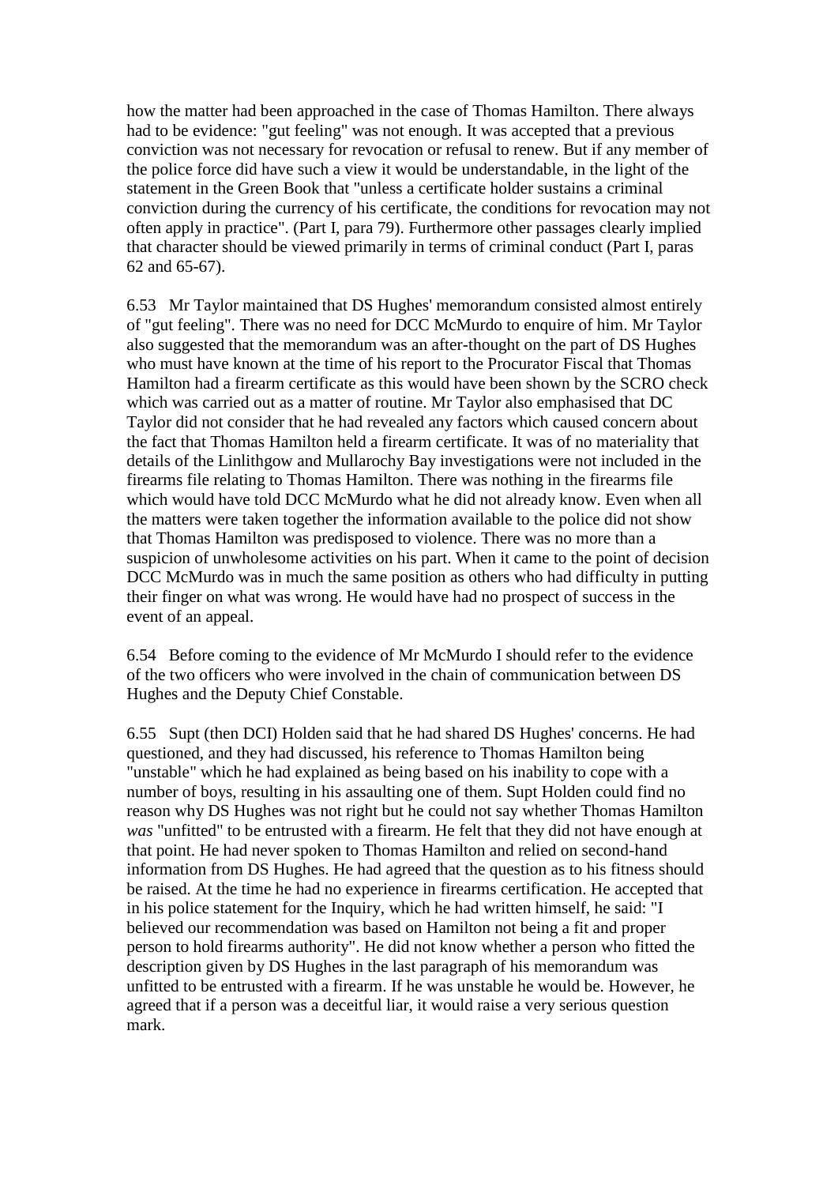how the matter had been approached in the case of Thomas Hamilton. There always had to be evidence: "gut feeling" was not enough. It was accepted that a previous conviction was not necessary for revocation or refusal to renew. But if any member of the police force did have such a view it would be understandable, in the light of the statement in the Green Book that "unless a certificate holder sustains a criminal conviction during the currency of his certificate, the conditions for revocation may not often apply in practice". (Part I, para 79). Furthermore other passages clearly implied that character should be viewed primarily in terms of criminal conduct (Part I, paras 62 and 65-67).

6.53 Mr Taylor maintained that DS Hughes' memorandum consisted almost entirely of "gut feeling". There was no need for DCC McMurdo to enquire of him. Mr Taylor also suggested that the memorandum was an after-thought on the part of DS Hughes who must have known at the time of his report to the Procurator Fiscal that Thomas Hamilton had a firearm certificate as this would have been shown by the SCRO check which was carried out as a matter of routine. Mr Taylor also emphasised that DC Taylor did not consider that he had revealed any factors which caused concern about the fact that Thomas Hamilton held a firearm certificate. It was of no materiality that details of the Linlithgow and Mullarochy Bay investigations were not included in the firearms file relating to Thomas Hamilton. There was nothing in the firearms file which would have told DCC McMurdo what he did not already know. Even when all the matters were taken together the information available to the police did not show that Thomas Hamilton was predisposed to violence. There was no more than a suspicion of unwholesome activities on his part. When it came to the point of decision DCC McMurdo was in much the same position as others who had difficulty in putting their finger on what was wrong. He would have had no prospect of success in the event of an appeal.

6.54 Before coming to the evidence of Mr McMurdo I should refer to the evidence of the two officers who were involved in the chain of communication between DS Hughes and the Deputy Chief Constable.

6.55 Supt (then DCI) Holden said that he had shared DS Hughes' concerns. He had questioned, and they had discussed, his reference to Thomas Hamilton being "unstable" which he had explained as being based on his inability to cope with a number of boys, resulting in his assaulting one of them. Supt Holden could find no reason why DS Hughes was not right but he could not say whether Thomas Hamilton *was* "unfitted" to be entrusted with a firearm. He felt that they did not have enough at that point. He had never spoken to Thomas Hamilton and relied on second-hand information from DS Hughes. He had agreed that the question as to his fitness should be raised. At the time he had no experience in firearms certification. He accepted that in his police statement for the Inquiry, which he had written himself, he said: "I believed our recommendation was based on Hamilton not being a fit and proper person to hold firearms authority". He did not know whether a person who fitted the description given by DS Hughes in the last paragraph of his memorandum was unfitted to be entrusted with a firearm. If he was unstable he would be. However, he agreed that if a person was a deceitful liar, it would raise a very serious question mark.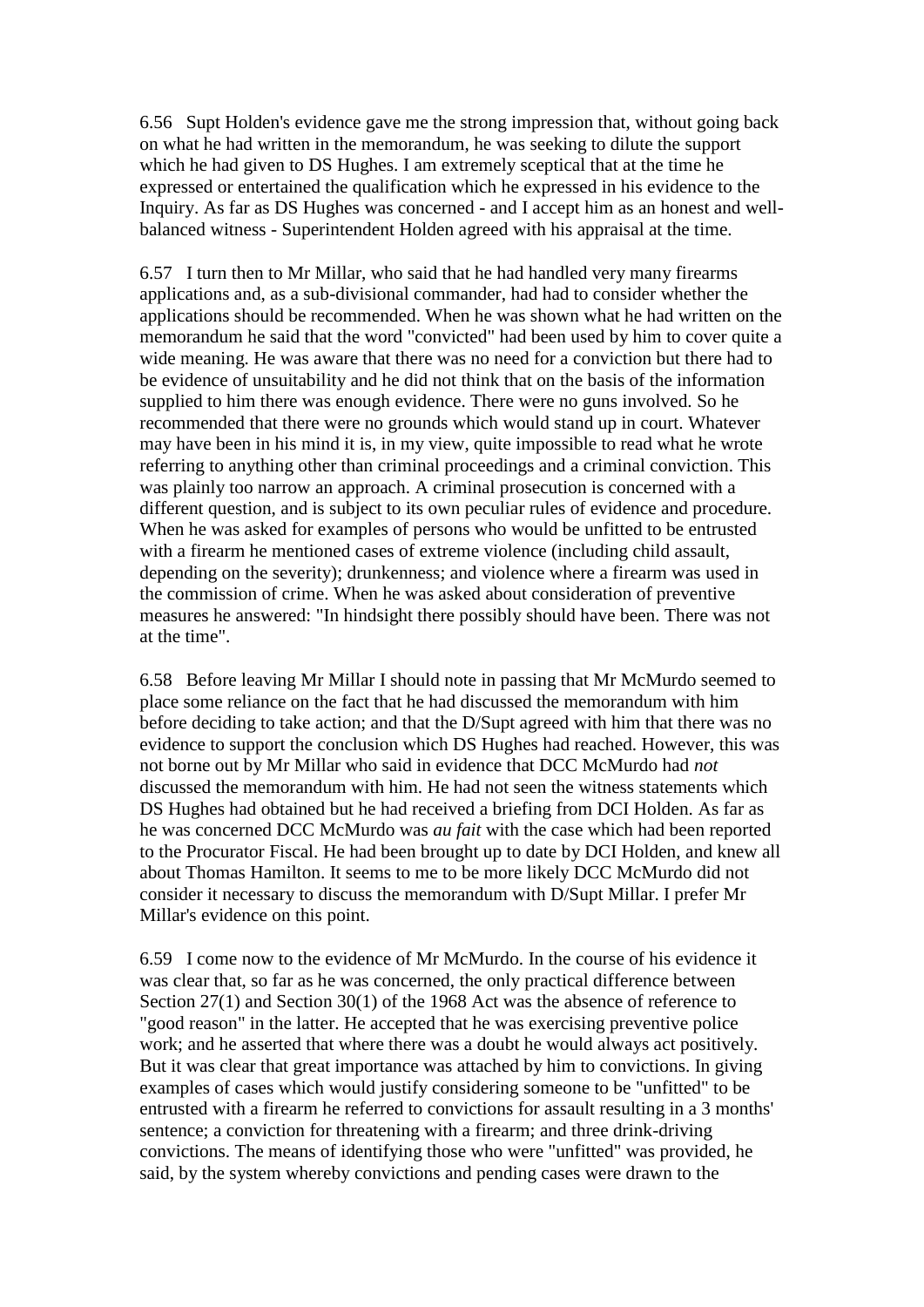6.56 Supt Holden's evidence gave me the strong impression that, without going back on what he had written in the memorandum, he was seeking to dilute the support which he had given to DS Hughes. I am extremely sceptical that at the time he expressed or entertained the qualification which he expressed in his evidence to the Inquiry. As far as DS Hughes was concerned - and I accept him as an honest and well-balanced witness - Superintendent Holden agreed with his appraisal at the time.

6.57 I turn then to Mr Millar, who said that he had handled very many firearms applications and, as a sub-divisional commander, had had to consider whether the applications should be recommended. When he was shown what he had written on the memorandum he said that the word "convicted" had been used by him to cover quite a wide meaning. He was aware that there was no need for a conviction but there had to be evidence of unsuitability and he did not think that on the basis of the information supplied to him there was enough evidence. There were no guns involved. So he recommended that there were no grounds which would stand up in court. Whatever may have been in his mind it is, in my view, quite impossible to read what he wrote referring to anything other than criminal proceedings and a criminal conviction. This was plainly too narrow an approach. A criminal prosecution is concerned with a different question, and is subject to its own peculiar rules of evidence and procedure. When he was asked for examples of persons who would be unfitted to be entrusted with a firearm he mentioned cases of extreme violence (including child assault, depending on the severity); drunkenness; and violence where a firearm was used in the commission of crime. When he was asked about consideration of preventive measures he answered: "In hindsight there possibly should have been. There was not at the time".

6.58 Before leaving Mr Millar I should note in passing that Mr McMurdo seemed to place some reliance on the fact that he had discussed the memorandum with him before deciding to take action; and that the D/Supt agreed with him that there was no evidence to support the conclusion which DS Hughes had reached. However, this was not borne out by Mr Millar who said in evidence that DCC McMurdo had *not* discussed the memorandum with him. He had not seen the witness statements which DS Hughes had obtained but he had received a briefing from DCI Holden. As far as he was concerned DCC McMurdo was *au fait* with the case which had been reported to the Procurator Fiscal. He had been brought up to date by DCI Holden, and knew all about Thomas Hamilton. It seems to me to be more likely DCC McMurdo did not consider it necessary to discuss the memorandum with D/Supt Millar. I prefer Mr Millar's evidence on this point.

6.59 I come now to the evidence of Mr McMurdo. In the course of his evidence it was clear that, so far as he was concerned, the only practical difference between Section 27(1) and Section 30(1) of the 1968 Act was the absence of reference to "good reason" in the latter. He accepted that he was exercising preventive police work; and he asserted that where there was a doubt he would always act positively. But it was clear that great importance was attached by him to convictions. In giving examples of cases which would justify considering someone to be "unfitted" to be entrusted with a firearm he referred to convictions for assault resulting in a 3 months' sentence; a conviction for threatening with a firearm; and three drink-driving convictions. The means of identifying those who were "unfitted" was provided, he said, by the system whereby convictions and pending cases were drawn to the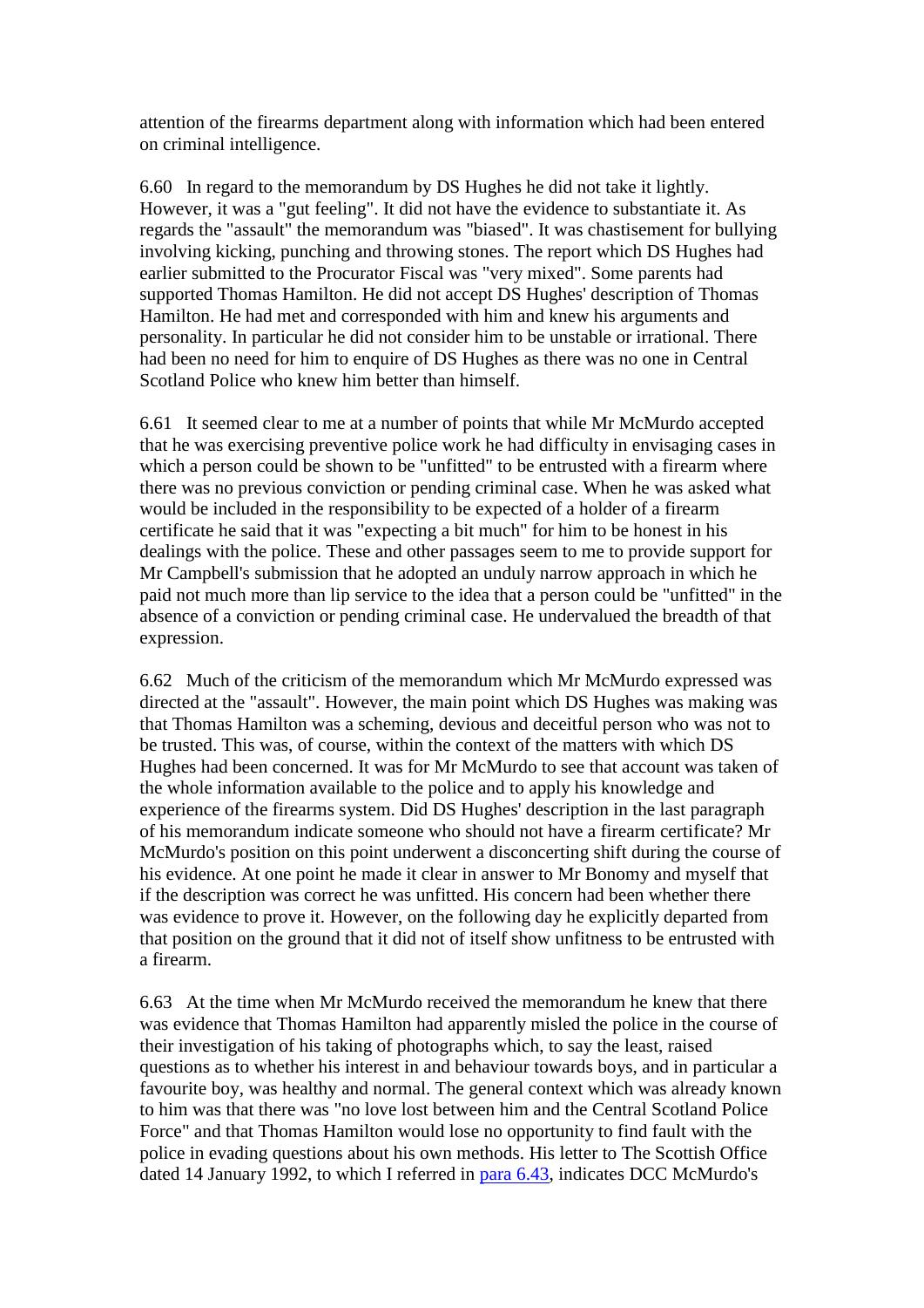attention of the firearms department along with information which had been entered on criminal intelligence.

6.60 In regard to the memorandum by DS Hughes he did not take it lightly. However, it was a "gut feeling". It did not have the evidence to substantiate it. As regards the "assault" the memorandum was "biased". It was chastisement for bullying involving kicking, punching and throwing stones. The report which DS Hughes had earlier submitted to the Procurator Fiscal was "very mixed". Some parents had supported Thomas Hamilton. He did not accept DS Hughes' description of Thomas Hamilton. He had met and corresponded with him and knew his arguments and personality. In particular he did not consider him to be unstable or irrational. There had been no need for him to enquire of DS Hughes as there was no one in Central Scotland Police who knew him better than himself.

6.61 It seemed clear to me at a number of points that while Mr McMurdo accepted that he was exercising preventive police work he had difficulty in envisaging cases in which a person could be shown to be "unfitted" to be entrusted with a firearm where there was no previous conviction or pending criminal case. When he was asked what would be included in the responsibility to be expected of a holder of a firearm certificate he said that it was "expecting a bit much" for him to be honest in his dealings with the police. These and other passages seem to me to provide support for Mr Campbell's submission that he adopted an unduly narrow approach in which he paid not much more than lip service to the idea that a person could be "unfitted" in the absence of a conviction or pending criminal case. He undervalued the breadth of that expression.

6.62 Much of the criticism of the memorandum which Mr McMurdo expressed was directed at the "assault". However, the main point which DS Hughes was making was that Thomas Hamilton was a scheming, devious and deceitful person who was not to be trusted. This was, of course, within the context of the matters with which DS Hughes had been concerned. It was for Mr McMurdo to see that account was taken of the whole information available to the police and to apply his knowledge and experience of the firearms system. Did DS Hughes' description in the last paragraph of his memorandum indicate someone who should not have a firearm certificate? Mr McMurdo's position on this point underwent a disconcerting shift during the course of his evidence. At one point he made it clear in answer to Mr Bonomy and myself that if the description was correct he was unfitted. His concern had been whether there was evidence to prove it. However, on the following day he explicitly departed from that position on the ground that it did not of itself show unfitness to be entrusted with a firearm.

6.63 At the time when Mr McMurdo received the memorandum he knew that there was evidence that Thomas Hamilton had apparently misled the police in the course of their investigation of his taking of photographs which, to say the least, raised questions as to whether his interest in and behaviour towards boys, and in particular a favourite boy, was healthy and normal. The general context which was already known to him was that there was "no love lost between him and the Central Scotland Police Force" and that Thomas Hamilton would lose no opportunity to find fault with the police in evading questions about his own methods. His letter to The Scottish Office dated 14 January 1992, to which I referred in para 6.43, indicates DCC McMurdo's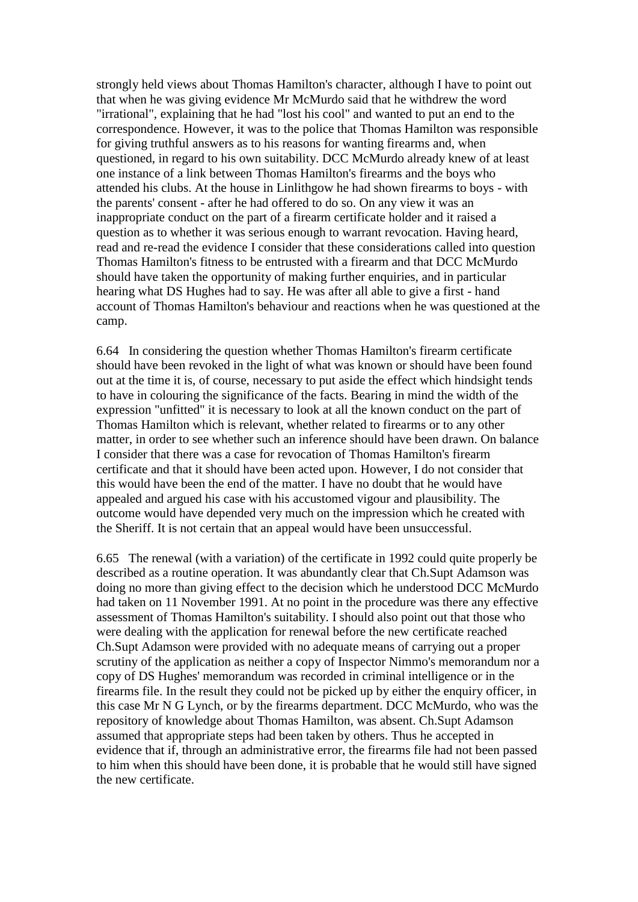strongly held views about Thomas Hamilton's character, although I have to point out that when he was giving evidence Mr McMurdo said that he withdrew the word "irrational", explaining that he had "lost his cool" and wanted to put an end to the correspondence. However, it was to the police that Thomas Hamilton was responsible for giving truthful answers as to his reasons for wanting firearms and, when questioned, in regard to his own suitability. DCC McMurdo already knew of at least one instance of a link between Thomas Hamilton's firearms and the boys who attended his clubs. At the house in Linlithgow he had shown firearms to boys - with the parents' consent - after he had offered to do so. On any view it was an inappropriate conduct on the part of a firearm certificate holder and it raised a question as to whether it was serious enough to warrant revocation. Having heard, read and re-read the evidence I consider that these considerations called into question Thomas Hamilton's fitness to be entrusted with a firearm and that DCC McMurdo should have taken the opportunity of making further enquiries, and in particular hearing what DS Hughes had to say. He was after all able to give a first - hand account of Thomas Hamilton's behaviour and reactions when he was questioned at the camp.

6.64 In considering the question whether Thomas Hamilton's firearm certificate should have been revoked in the light of what was known or should have been found out at the time it is, of course, necessary to put aside the effect which hindsight tends to have in colouring the significance of the facts. Bearing in mind the width of the expression "unfitted" it is necessary to look at all the known conduct on the part of Thomas Hamilton which is relevant, whether related to firearms or to any other matter, in order to see whether such an inference should have been drawn. On balance I consider that there was a case for revocation of Thomas Hamilton's firearm certificate and that it should have been acted upon. However, I do not consider that this would have been the end of the matter. I have no doubt that he would have appealed and argued his case with his accustomed vigour and plausibility. The outcome would have depended very much on the impression which he created with the Sheriff. It is not certain that an appeal would have been unsuccessful.

6.65 The renewal (with a variation) of the certificate in 1992 could quite properly be described as a routine operation. It was abundantly clear that Ch.Supt Adamson was doing no more than giving effect to the decision which he understood DCC McMurdo had taken on 11 November 1991. At no point in the procedure was there any effective assessment of Thomas Hamilton's suitability. I should also point out that those who were dealing with the application for renewal before the new certificate reached Ch.Supt Adamson were provided with no adequate means of carrying out a proper scrutiny of the application as neither a copy of Inspector Nimmo's memorandum nor a copy of DS Hughes' memorandum was recorded in criminal intelligence or in the firearms file. In the result they could not be picked up by either the enquiry officer, in this case Mr N G Lynch, or by the firearms department. DCC McMurdo, who was the repository of knowledge about Thomas Hamilton, was absent. Ch.Supt Adamson assumed that appropriate steps had been taken by others. Thus he accepted in evidence that if, through an administrative error, the firearms file had not been passed to him when this should have been done, it is probable that he would still have signed the new certificate.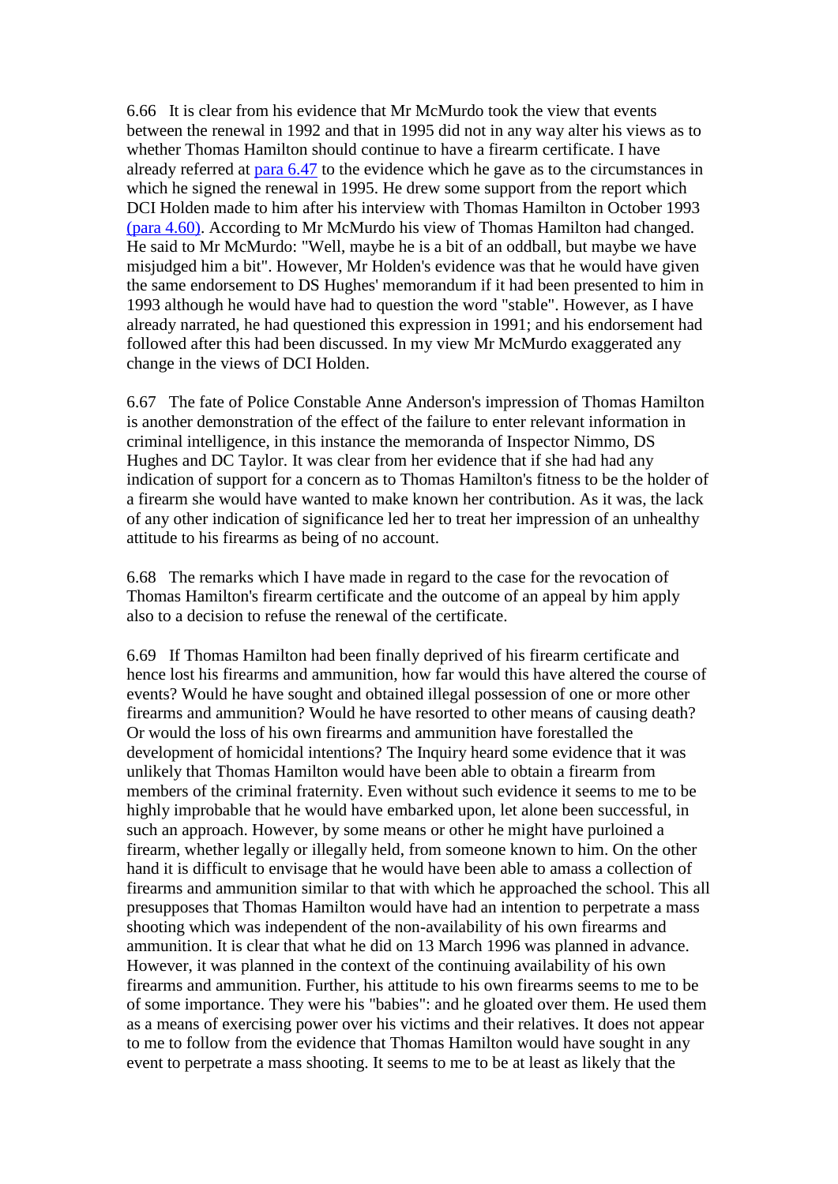6.66 It is clear from his evidence that Mr McMurdo took the view that events between the renewal in 1992 and that in 1995 did not in any way alter his views as to whether Thomas Hamilton should continue to have a firearm certificate. I have already referred at [para 6.47](#) to the evidence which he gave as to the circumstances in which he signed the renewal in 1995. He drew some support from the report which DCI Holden made to him after his interview with Thomas Hamilton in October 1993 [(para 4.60)](#). According to Mr McMurdo his view of Thomas Hamilton had changed. He said to Mr McMurdo: "Well, maybe he is a bit of an oddball, but maybe we have misjudged him a bit". However, Mr Holden's evidence was that he would have given the same endorsement to DS Hughes' memorandum if it had been presented to him in 1993 although he would have had to question the word "stable". However, as I have already narrated, he had questioned this expression in 1991; and his endorsement had followed after this had been discussed. In my view Mr McMurdo exaggerated any change in the views of DCI Holden.

6.67 The fate of Police Constable Anne Anderson's impression of Thomas Hamilton is another demonstration of the effect of the failure to enter relevant information in criminal intelligence, in this instance the memoranda of Inspector Nimmo, DS Hughes and DC Taylor. It was clear from her evidence that if she had had any indication of support for a concern as to Thomas Hamilton's fitness to be the holder of a firearm she would have wanted to make known her contribution. As it was, the lack of any other indication of significance led her to treat her impression of an unhealthy attitude to his firearms as being of no account.

6.68 The remarks which I have made in regard to the case for the revocation of Thomas Hamilton's firearm certificate and the outcome of an appeal by him apply also to a decision to refuse the renewal of the certificate.

6.69 If Thomas Hamilton had been finally deprived of his firearm certificate and hence lost his firearms and ammunition, how far would this have altered the course of events? Would he have sought and obtained illegal possession of one or more other firearms and ammunition? Would he have resorted to other means of causing death? Or would the loss of his own firearms and ammunition have forestalled the development of homicidal intentions? The Inquiry heard some evidence that it was unlikely that Thomas Hamilton would have been able to obtain a firearm from members of the criminal fraternity. Even without such evidence it seems to me to be highly improbable that he would have embarked upon, let alone been successful, in such an approach. However, by some means or other he might have purloined a firearm, whether legally or illegally held, from someone known to him. On the other hand it is difficult to envisage that he would have been able to amass a collection of firearms and ammunition similar to that with which he approached the school. This all presupposes that Thomas Hamilton would have had an intention to perpetrate a mass shooting which was independent of the non-availability of his own firearms and ammunition. It is clear that what he did on 13 March 1996 was planned in advance. However, it was planned in the context of the continuing availability of his own firearms and ammunition. Further, his attitude to his own firearms seems to me to be of some importance. They were his "babies": and he gloated over them. He used them as a means of exercising power over his victims and their relatives. It does not appear to me to follow from the evidence that Thomas Hamilton would have sought in any event to perpetrate a mass shooting. It seems to me to be at least as likely that the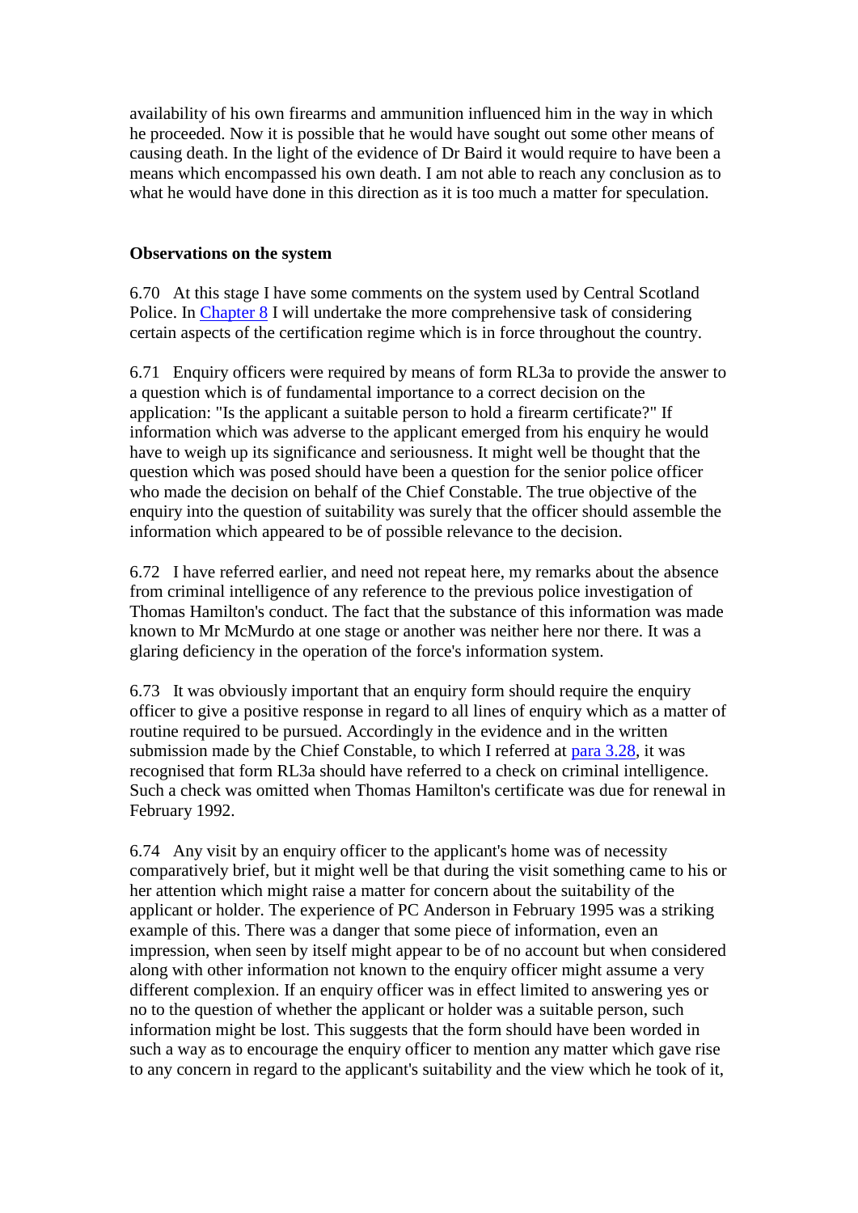availability of his own firearms and ammunition influenced him in the way in which he proceeded. Now it is possible that he would have sought out some other means of causing death. In the light of the evidence of Dr Baird it would require to have been a means which encompassed his own death. I am not able to reach any conclusion as to what he would have done in this direction as it is too much a matter for speculation.

**Observations on the system**

6.70 At this stage I have some comments on the system used by Central Scotland Police. In Chapter 8 I will undertake the more comprehensive task of considering certain aspects of the certification regime which is in force throughout the country.

6.71 Enquiry officers were required by means of form RL3a to provide the answer to a question which is of fundamental importance to a correct decision on the application: "Is the applicant a suitable person to hold a firearm certificate?" If information which was adverse to the applicant emerged from his enquiry he would have to weigh up its significance and seriousness. It might well be thought that the question which was posed should have been a question for the senior police officer who made the decision on behalf of the Chief Constable. The true objective of the enquiry into the question of suitability was surely that the officer should assemble the information which appeared to be of possible relevance to the decision.

6.72 I have referred earlier, and need not repeat here, my remarks about the absence from criminal intelligence of any reference to the previous police investigation of Thomas Hamilton's conduct. The fact that the substance of this information was made known to Mr McMurdo at one stage or another was neither here nor there. It was a glaring deficiency in the operation of the force's information system.

6.73 It was obviously important that an enquiry form should require the enquiry officer to give a positive response in regard to all lines of enquiry which as a matter of routine required to be pursued. Accordingly in the evidence and in the written submission made by the Chief Constable, to which I referred at para 3.28, it was recognised that form RL3a should have referred to a check on criminal intelligence. Such a check was omitted when Thomas Hamilton's certificate was due for renewal in February 1992.

6.74 Any visit by an enquiry officer to the applicant's home was of necessity comparatively brief, but it might well be that during the visit something came to his or her attention which might raise a matter for concern about the suitability of the applicant or holder. The experience of PC Anderson in February 1995 was a striking example of this. There was a danger that some piece of information, even an impression, when seen by itself might appear to be of no account but when considered along with other information not known to the enquiry officer might assume a very different complexion. If an enquiry officer was in effect limited to answering yes or no to the question of whether the applicant or holder was a suitable person, such information might be lost. This suggests that the form should have been worded in such a way as to encourage the enquiry officer to mention any matter which gave rise to any concern in regard to the applicant's suitability and the view which he took of it,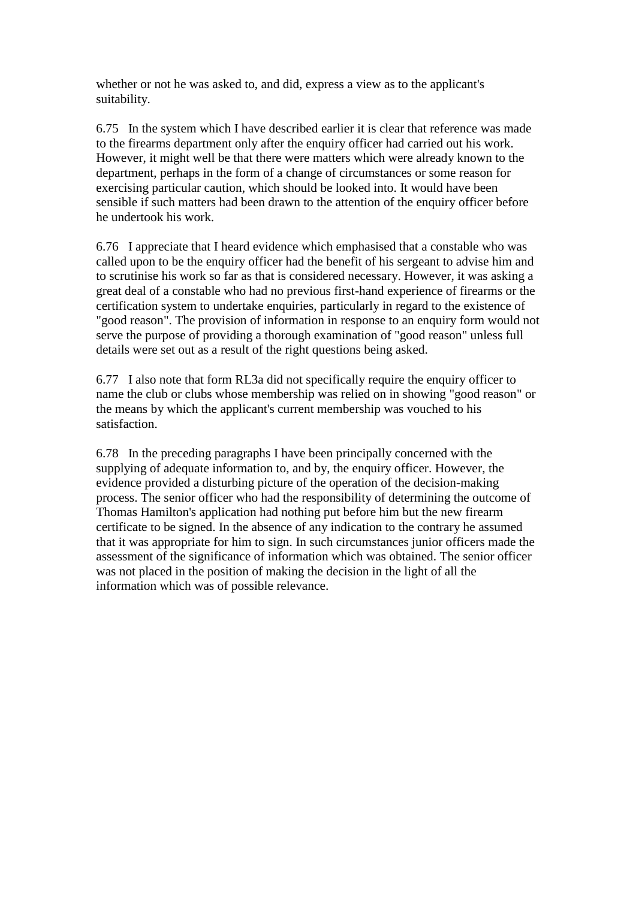whether or not he was asked to, and did, express a view as to the applicant's suitability.

6.75 In the system which I have described earlier it is clear that reference was made to the firearms department only after the enquiry officer had carried out his work. However, it might well be that there were matters which were already known to the department, perhaps in the form of a change of circumstances or some reason for exercising particular caution, which should be looked into. It would have been sensible if such matters had been drawn to the attention of the enquiry officer before he undertook his work.

6.76 I appreciate that I heard evidence which emphasised that a constable who was called upon to be the enquiry officer had the benefit of his sergeant to advise him and to scrutinise his work so far as that is considered necessary. However, it was asking a great deal of a constable who had no previous first-hand experience of firearms or the certification system to undertake enquiries, particularly in regard to the existence of "good reason". The provision of information in response to an enquiry form would not serve the purpose of providing a thorough examination of "good reason" unless full details were set out as a result of the right questions being asked.

6.77 I also note that form RL3a did not specifically require the enquiry officer to name the club or clubs whose membership was relied on in showing "good reason" or the means by which the applicant's current membership was vouched to his satisfaction.

6.78 In the preceding paragraphs I have been principally concerned with the supplying of adequate information to, and by, the enquiry officer. However, the evidence provided a disturbing picture of the operation of the decision-making process. The senior officer who had the responsibility of determining the outcome of Thomas Hamilton's application had nothing put before him but the new firearm certificate to be signed. In the absence of any indication to the contrary he assumed that it was appropriate for him to sign. In such circumstances junior officers made the assessment of the significance of information which was obtained. The senior officer was not placed in the position of making the decision in the light of all the information which was of possible relevance.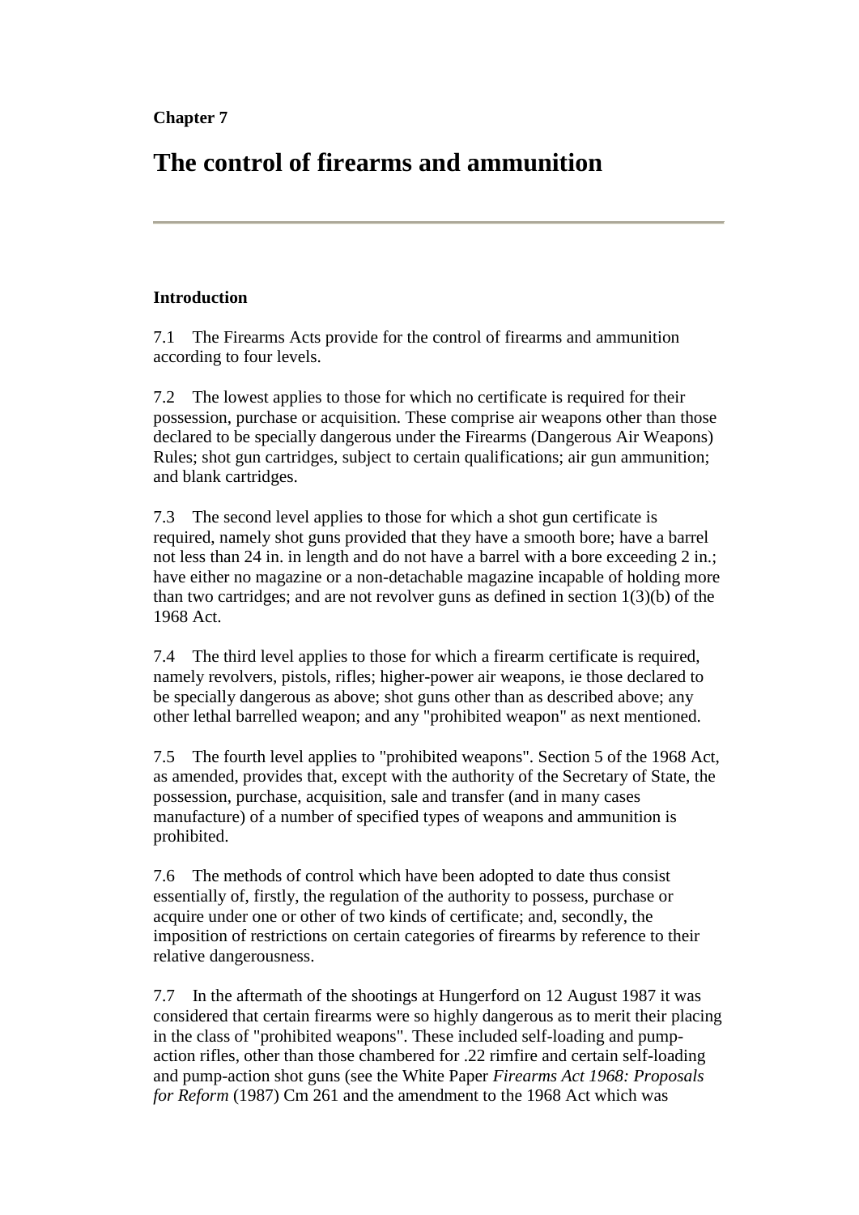**Chapter 7**

# The control of firearms and ammunition

---

### Introduction

7.1 The Firearms Acts provide for the control of firearms and ammunition according to four levels.

7.2 The lowest applies to those for which no certificate is required for their possession, purchase or acquisition. These comprise air weapons other than those declared to be specially dangerous under the Firearms (Dangerous Air Weapons) Rules; shot gun cartridges, subject to certain qualifications; air gun ammunition; and blank cartridges.

7.3 The second level applies to those for which a shot gun certificate is required, namely shot guns provided that they have a smooth bore; have a barrel not less than 24 in. in length and do not have a barrel with a bore exceeding 2 in.; have either no magazine or a non-detachable magazine incapable of holding more than two cartridges; and are not revolver guns as defined in section 1(3)(b) of the 1968 Act.

7.4 The third level applies to those for which a firearm certificate is required, namely revolvers, pistols, rifles; higher-power air weapons, ie those declared to be specially dangerous as above; shot guns other than as described above; any other lethal barrelled weapon; and any "prohibited weapon" as next mentioned.

7.5 The fourth level applies to "prohibited weapons". Section 5 of the 1968 Act, as amended, provides that, except with the authority of the Secretary of State, the possession, purchase, acquisition, sale and transfer (and in many cases manufacture) of a number of specified types of weapons and ammunition is prohibited.

7.6 The methods of control which have been adopted to date thus consist essentially of, firstly, the regulation of the authority to possess, purchase or acquire under one or other of two kinds of certificate; and, secondly, the imposition of restrictions on certain categories of firearms by reference to their relative dangerousness.

7.7 In the aftermath of the shootings at Hungerford on 12 August 1987 it was considered that certain firearms were so highly dangerous as to merit their placing in the class of "prohibited weapons". These included self-loading and pump-action rifles, other than those chambered for .22 rimfire and certain self-loading and pump-action shot guns (see the White Paper *Firearms Act 1968: Proposals for Reform* (1987) Cm 261 and the amendment to the 1968 Act which was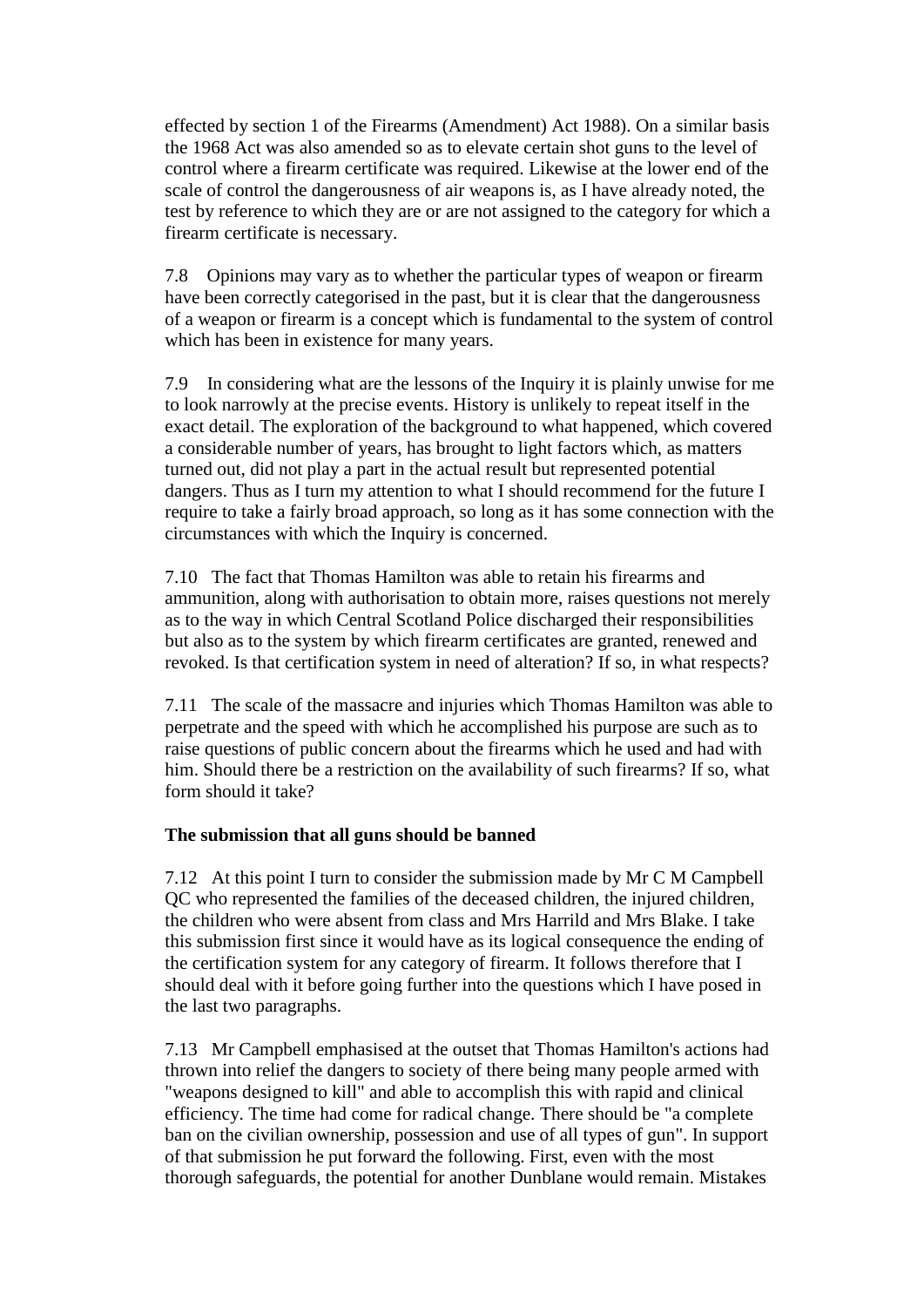effected by section 1 of the Firearms (Amendment) Act 1988). On a similar basis the 1968 Act was also amended so as to elevate certain shot guns to the level of control where a firearm certificate was required. Likewise at the lower end of the scale of control the dangerousness of air weapons is, as I have already noted, the test by reference to which they are or are not assigned to the category for which a firearm certificate is necessary.

7.8 Opinions may vary as to whether the particular types of weapon or firearm have been correctly categorised in the past, but it is clear that the dangerousness of a weapon or firearm is a concept which is fundamental to the system of control which has been in existence for many years.

7.9 In considering what are the lessons of the Inquiry it is plainly unwise for me to look narrowly at the precise events. History is unlikely to repeat itself in the exact detail. The exploration of the background to what happened, which covered a considerable number of years, has brought to light factors which, as matters turned out, did not play a part in the actual result but represented potential dangers. Thus as I turn my attention to what I should recommend for the future I require to take a fairly broad approach, so long as it has some connection with the circumstances with which the Inquiry is concerned.

7.10 The fact that Thomas Hamilton was able to retain his firearms and ammunition, along with authorisation to obtain more, raises questions not merely as to the way in which Central Scotland Police discharged their responsibilities but also as to the system by which firearm certificates are granted, renewed and revoked. Is that certification system in need of alteration? If so, in what respects?

7.11 The scale of the massacre and injuries which Thomas Hamilton was able to perpetrate and the speed with which he accomplished his purpose are such as to raise questions of public concern about the firearms which he used and had with him. Should there be a restriction on the availability of such firearms? If so, what form should it take?

**The submission that all guns should be banned**

7.12 At this point I turn to consider the submission made by Mr C M Campbell QC who represented the families of the deceased children, the injured children, the children who were absent from class and Mrs Harrild and Mrs Blake. I take this submission first since it would have as its logical consequence the ending of the certification system for any category of firearm. It follows therefore that I should deal with it before going further into the questions which I have posed in the last two paragraphs.

7.13 Mr Campbell emphasised at the outset that Thomas Hamilton's actions had thrown into relief the dangers to society of there being many people armed with "weapons designed to kill" and able to accomplish this with rapid and clinical efficiency. The time had come for radical change. There should be "a complete ban on the civilian ownership, possession and use of all types of gun". In support of that submission he put forward the following. First, even with the most thorough safeguards, the potential for another Dunblane would remain. Mistakes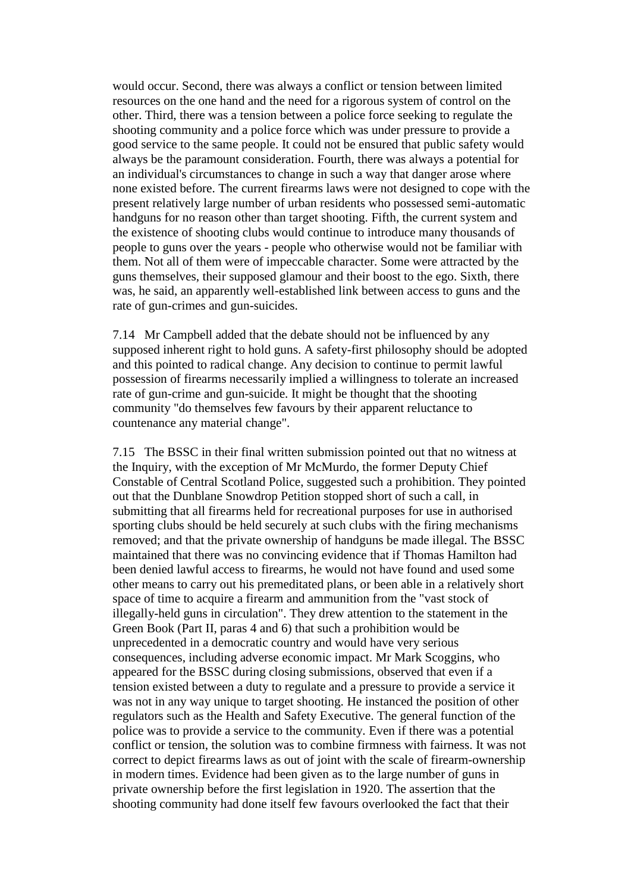would occur. Second, there was always a conflict or tension between limited resources on the one hand and the need for a rigorous system of control on the other. Third, there was a tension between a police force seeking to regulate the shooting community and a police force which was under pressure to provide a good service to the same people. It could not be ensured that public safety would always be the paramount consideration. Fourth, there was always a potential for an individual's circumstances to change in such a way that danger arose where none existed before. The current firearms laws were not designed to cope with the present relatively large number of urban residents who possessed semi-automatic handguns for no reason other than target shooting. Fifth, the current system and the existence of shooting clubs would continue to introduce many thousands of people to guns over the years - people who otherwise would not be familiar with them. Not all of them were of impeccable character. Some were attracted by the guns themselves, their supposed glamour and their boost to the ego. Sixth, there was, he said, an apparently well-established link between access to guns and the rate of gun-crimes and gun-suicides.

7.14 Mr Campbell added that the debate should not be influenced by any supposed inherent right to hold guns. A safety-first philosophy should be adopted and this pointed to radical change. Any decision to continue to permit lawful possession of firearms necessarily implied a willingness to tolerate an increased rate of gun-crime and gun-suicide. It might be thought that the shooting community "do themselves few favours by their apparent reluctance to countenance any material change".

7.15 The BSSC in their final written submission pointed out that no witness at the Inquiry, with the exception of Mr McMurdo, the former Deputy Chief Constable of Central Scotland Police, suggested such a prohibition. They pointed out that the Dunblane Snowdrop Petition stopped short of such a call, in submitting that all firearms held for recreational purposes for use in authorised sporting clubs should be held securely at such clubs with the firing mechanisms removed; and that the private ownership of handguns be made illegal. The BSSC maintained that there was no convincing evidence that if Thomas Hamilton had been denied lawful access to firearms, he would not have found and used some other means to carry out his premeditated plans, or been able in a relatively short space of time to acquire a firearm and ammunition from the "vast stock of illegally-held guns in circulation". They drew attention to the statement in the Green Book (Part II, paras 4 and 6) that such a prohibition would be unprecedented in a democratic country and would have very serious consequences, including adverse economic impact. Mr Mark Scoggins, who appeared for the BSSC during closing submissions, observed that even if a tension existed between a duty to regulate and a pressure to provide a service it was not in any way unique to target shooting. He instanced the position of other regulators such as the Health and Safety Executive. The general function of the police was to provide a service to the community. Even if there was a potential conflict or tension, the solution was to combine firmness with fairness. It was not correct to depict firearms laws as out of joint with the scale of firearm-ownership in modern times. Evidence had been given as to the large number of guns in private ownership before the first legislation in 1920. The assertion that the shooting community had done itself few favours overlooked the fact that their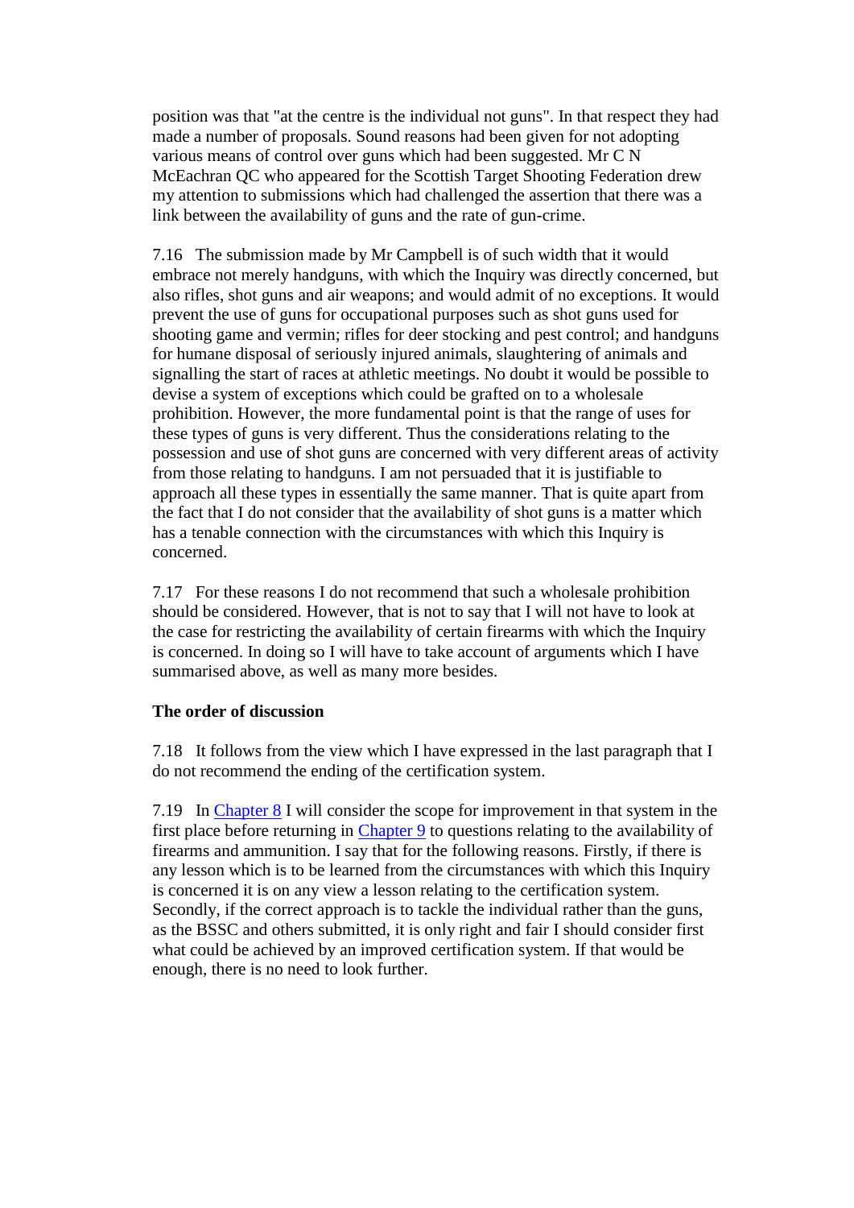position was that "at the centre is the individual not guns". In that respect they had made a number of proposals. Sound reasons had been given for not adopting various means of control over guns which had been suggested. Mr C N McEachran QC who appeared for the Scottish Target Shooting Federation drew my attention to submissions which had challenged the assertion that there was a link between the availability of guns and the rate of gun-crime.

7.16 The submission made by Mr Campbell is of such width that it would embrace not merely handguns, with which the Inquiry was directly concerned, but also rifles, shot guns and air weapons; and would admit of no exceptions. It would prevent the use of guns for occupational purposes such as shot guns used for shooting game and vermin; rifles for deer stocking and pest control; and handguns for humane disposal of seriously injured animals, slaughtering of animals and signalling the start of races at athletic meetings. No doubt it would be possible to devise a system of exceptions which could be grafted on to a wholesale prohibition. However, the more fundamental point is that the range of uses for these types of guns is very different. Thus the considerations relating to the possession and use of shot guns are concerned with very different areas of activity from those relating to handguns. I am not persuaded that it is justifiable to approach all these types in essentially the same manner. That is quite apart from the fact that I do not consider that the availability of shot guns is a matter which has a tenable connection with the circumstances with which this Inquiry is concerned.

7.17 For these reasons I do not recommend that such a wholesale prohibition should be considered. However, that is not to say that I will not have to look at the case for restricting the availability of certain firearms with which the Inquiry is concerned. In doing so I will have to take account of arguments which I have summarised above, as well as many more besides.

**The order of discussion**

7.18 It follows from the view which I have expressed in the last paragraph that I do not recommend the ending of the certification system.

7.19 In Chapter 8 I will consider the scope for improvement in that system in the first place before returning in Chapter 9 to questions relating to the availability of firearms and ammunition. I say that for the following reasons. Firstly, if there is any lesson which is to be learned from the circumstances with which this Inquiry is concerned it is on any view a lesson relating to the certification system. Secondly, if the correct approach is to tackle the individual rather than the guns, as the BSSC and others submitted, it is only right and fair I should consider first what could be achieved by an improved certification system. If that would be enough, there is no need to look further.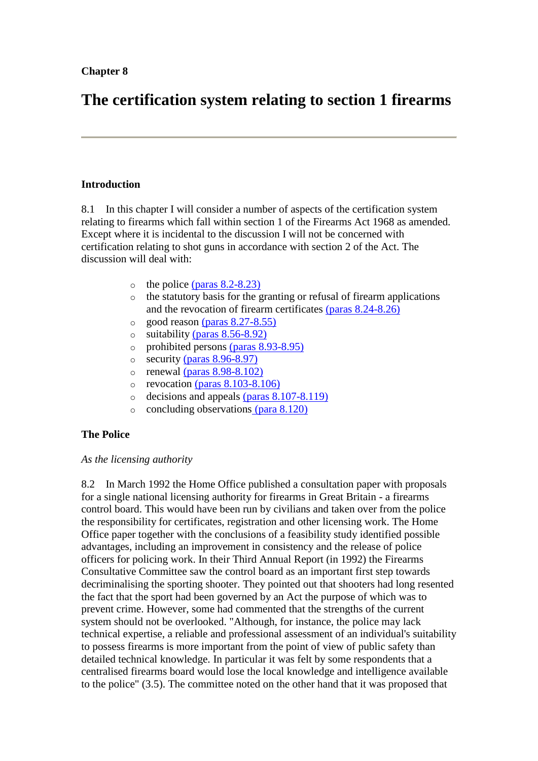**Chapter 8**

# The certification system relating to section 1 firearms

---

## Introduction

8.1 In this chapter I will consider a number of aspects of the certification system relating to firearms which fall within section 1 of the Firearms Act 1968 as amended. Except where it is incidental to the discussion I will not be concerned with certification relating to shot guns in accordance with section 2 of the Act. The discussion will deal with:

- the police (paras 8.2-8.23)
- the statutory basis for the granting or refusal of firearm applications and the revocation of firearm certificates (paras 8.24-8.26)
- good reason (paras 8.27-8.55)
- suitability (paras 8.56-8.92)
- prohibited persons (paras 8.93-8.95)
- security (paras 8.96-8.97)
- renewal (paras 8.98-8.102)
- revocation (paras 8.103-8.106)
- decisions and appeals (paras 8.107-8.119)
- concluding observations (para 8.120)

## The Police

*As the licensing authority*

8.2 In March 1992 the Home Office published a consultation paper with proposals for a single national licensing authority for firearms in Great Britain - a firearms control board. This would have been run by civilians and taken over from the police the responsibility for certificates, registration and other licensing work. The Home Office paper together with the conclusions of a feasibility study identified possible advantages, including an improvement in consistency and the release of police officers for policing work. In their Third Annual Report (in 1992) the Firearms Consultative Committee saw the control board as an important first step towards decriminalising the sporting shooter. They pointed out that shooters had long resented the fact that the sport had been governed by an Act the purpose of which was to prevent crime. However, some had commented that the strengths of the current system should not be overlooked. "Although, for instance, the police may lack technical expertise, a reliable and professional assessment of an individual's suitability to possess firearms is more important from the point of view of public safety than detailed technical knowledge. In particular it was felt by some respondents that a centralised firearms board would lose the local knowledge and intelligence available to the police" (3.5). The committee noted on the other hand that it was proposed that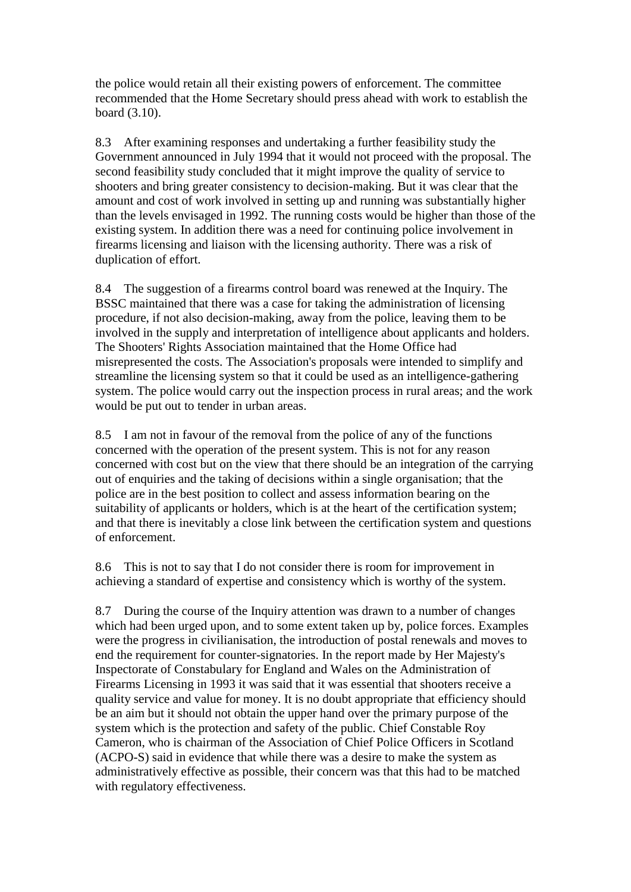the police would retain all their existing powers of enforcement. The committee recommended that the Home Secretary should press ahead with work to establish the board (3.10).

8.3 After examining responses and undertaking a further feasibility study the Government announced in July 1994 that it would not proceed with the proposal. The second feasibility study concluded that it might improve the quality of service to shooters and bring greater consistency to decision-making. But it was clear that the amount and cost of work involved in setting up and running was substantially higher than the levels envisaged in 1992. The running costs would be higher than those of the existing system. In addition there was a need for continuing police involvement in firearms licensing and liaison with the licensing authority. There was a risk of duplication of effort.

8.4 The suggestion of a firearms control board was renewed at the Inquiry. The BSSC maintained that there was a case for taking the administration of licensing procedure, if not also decision-making, away from the police, leaving them to be involved in the supply and interpretation of intelligence about applicants and holders. The Shooters' Rights Association maintained that the Home Office had misrepresented the costs. The Association's proposals were intended to simplify and streamline the licensing system so that it could be used as an intelligence-gathering system. The police would carry out the inspection process in rural areas; and the work would be put out to tender in urban areas.

8.5 I am not in favour of the removal from the police of any of the functions concerned with the operation of the present system. This is not for any reason concerned with cost but on the view that there should be an integration of the carrying out of enquiries and the taking of decisions within a single organisation; that the police are in the best position to collect and assess information bearing on the suitability of applicants or holders, which is at the heart of the certification system; and that there is inevitably a close link between the certification system and questions of enforcement.

8.6 This is not to say that I do not consider there is room for improvement in achieving a standard of expertise and consistency which is worthy of the system.

8.7 During the course of the Inquiry attention was drawn to a number of changes which had been urged upon, and to some extent taken up by, police forces. Examples were the progress in civilianisation, the introduction of postal renewals and moves to end the requirement for counter-signatories. In the report made by Her Majesty's Inspectorate of Constabulary for England and Wales on the Administration of Firearms Licensing in 1993 it was said that it was essential that shooters receive a quality service and value for money. It is no doubt appropriate that efficiency should be an aim but it should not obtain the upper hand over the primary purpose of the system which is the protection and safety of the public. Chief Constable Roy Cameron, who is chairman of the Association of Chief Police Officers in Scotland (ACPO-S) said in evidence that while there was a desire to make the system as administratively effective as possible, their concern was that this had to be matched with regulatory effectiveness.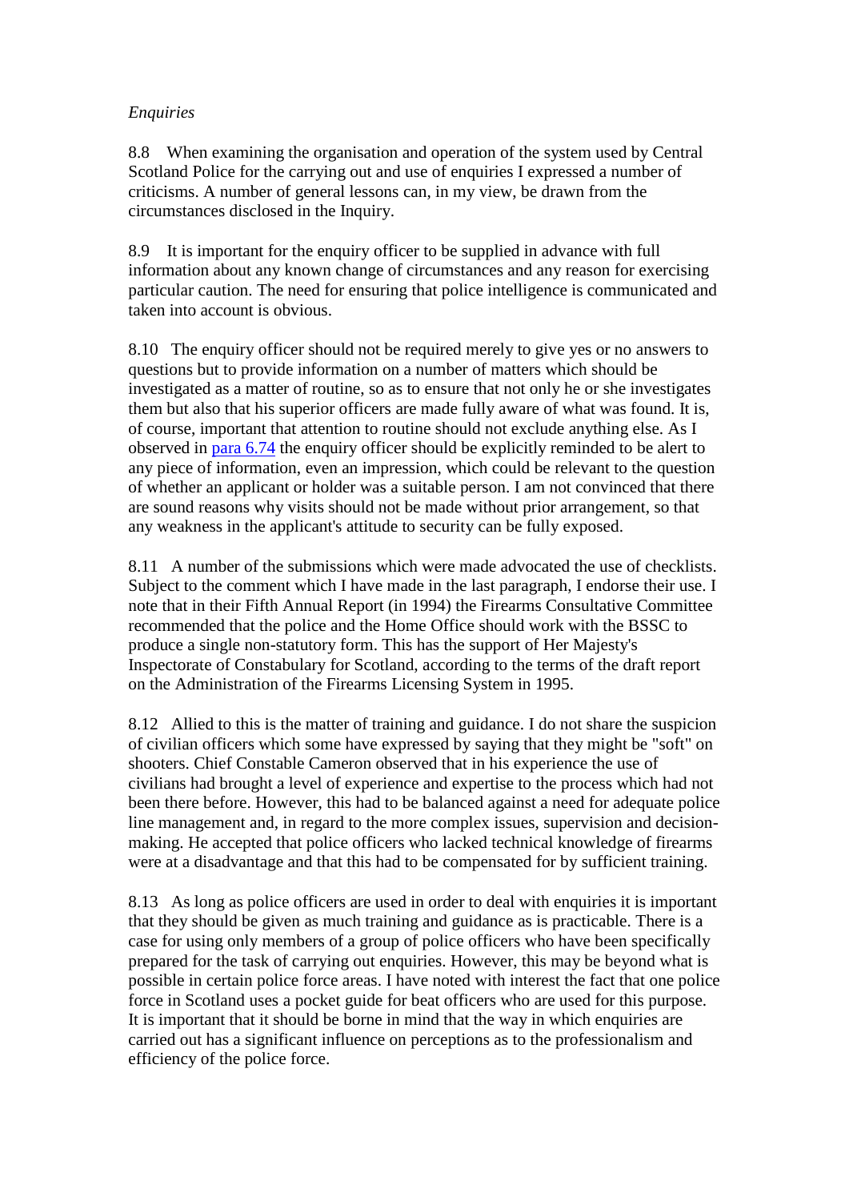*Enquiries*

8.8 When examining the organisation and operation of the system used by Central Scotland Police for the carrying out and use of enquiries I expressed a number of criticisms. A number of general lessons can, in my view, be drawn from the circumstances disclosed in the Inquiry.

8.9 It is important for the enquiry officer to be supplied in advance with full information about any known change of circumstances and any reason for exercising particular caution. The need for ensuring that police intelligence is communicated and taken into account is obvious.

8.10 The enquiry officer should not be required merely to give yes or no answers to questions but to provide information on a number of matters which should be investigated as a matter of routine, so as to ensure that not only he or she investigates them but also that his superior officers are made fully aware of what was found. It is, of course, important that attention to routine should not exclude anything else. As I observed in para 6.74 the enquiry officer should be explicitly reminded to be alert to any piece of information, even an impression, which could be relevant to the question of whether an applicant or holder was a suitable person. I am not convinced that there are sound reasons why visits should not be made without prior arrangement, so that any weakness in the applicant's attitude to security can be fully exposed.

8.11 A number of the submissions which were made advocated the use of checklists. Subject to the comment which I have made in the last paragraph, I endorse their use. I note that in their Fifth Annual Report (in 1994) the Firearms Consultative Committee recommended that the police and the Home Office should work with the BSSC to produce a single non-statutory form. This has the support of Her Majesty's Inspectorate of Constabulary for Scotland, according to the terms of the draft report on the Administration of the Firearms Licensing System in 1995.

8.12 Allied to this is the matter of training and guidance. I do not share the suspicion of civilian officers which some have expressed by saying that they might be "soft" on shooters. Chief Constable Cameron observed that in his experience the use of civilians had brought a level of experience and expertise to the process which had not been there before. However, this had to be balanced against a need for adequate police line management and, in regard to the more complex issues, supervision and decision-making. He accepted that police officers who lacked technical knowledge of firearms were at a disadvantage and that this had to be compensated for by sufficient training.

8.13 As long as police officers are used in order to deal with enquiries it is important that they should be given as much training and guidance as is practicable. There is a case for using only members of a group of police officers who have been specifically prepared for the task of carrying out enquiries. However, this may be beyond what is possible in certain police force areas. I have noted with interest the fact that one police force in Scotland uses a pocket guide for beat officers who are used for this purpose. It is important that it should be borne in mind that the way in which enquiries are carried out has a significant influence on perceptions as to the professionalism and efficiency of the police force.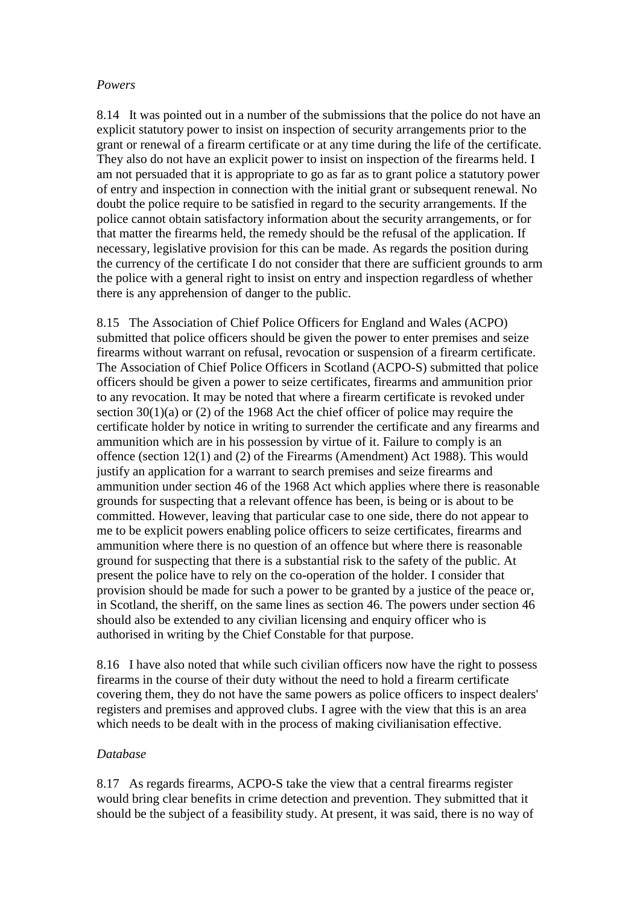*Powers*

8.14 It was pointed out in a number of the submissions that the police do not have an explicit statutory power to insist on inspection of security arrangements prior to the grant or renewal of a firearm certificate or at any time during the life of the certificate. They also do not have an explicit power to insist on inspection of the firearms held. I am not persuaded that it is appropriate to go as far as to grant police a statutory power of entry and inspection in connection with the initial grant or subsequent renewal. No doubt the police require to be satisfied in regard to the security arrangements. If the police cannot obtain satisfactory information about the security arrangements, or for that matter the firearms held, the remedy should be the refusal of the application. If necessary, legislative provision for this can be made. As regards the position during the currency of the certificate I do not consider that there are sufficient grounds to arm the police with a general right to insist on entry and inspection regardless of whether there is any apprehension of danger to the public.

8.15 The Association of Chief Police Officers for England and Wales (ACPO) submitted that police officers should be given the power to enter premises and seize firearms without warrant on refusal, revocation or suspension of a firearm certificate. The Association of Chief Police Officers in Scotland (ACPO-S) submitted that police officers should be given a power to seize certificates, firearms and ammunition prior to any revocation. It may be noted that where a firearm certificate is revoked under section 30(1)(a) or (2) of the 1968 Act the chief officer of police may require the certificate holder by notice in writing to surrender the certificate and any firearms and ammunition which are in his possession by virtue of it. Failure to comply is an offence (section 12(1) and (2) of the Firearms (Amendment) Act 1988). This would justify an application for a warrant to search premises and seize firearms and ammunition under section 46 of the 1968 Act which applies where there is reasonable grounds for suspecting that a relevant offence has been, is being or is about to be committed. However, leaving that particular case to one side, there do not appear to me to be explicit powers enabling police officers to seize certificates, firearms and ammunition where there is no question of an offence but where there is reasonable ground for suspecting that there is a substantial risk to the safety of the public. At present the police have to rely on the co-operation of the holder. I consider that provision should be made for such a power to be granted by a justice of the peace or, in Scotland, the sheriff, on the same lines as section 46. The powers under section 46 should also be extended to any civilian licensing and enquiry officer who is authorised in writing by the Chief Constable for that purpose.

8.16 I have also noted that while such civilian officers now have the right to possess firearms in the course of their duty without the need to hold a firearm certificate covering them, they do not have the same powers as police officers to inspect dealers' registers and premises and approved clubs. I agree with the view that this is an area which needs to be dealt with in the process of making civilianisation effective.

*Database*

8.17 As regards firearms, ACPO-S take the view that a central firearms register would bring clear benefits in crime detection and prevention. They submitted that it should be the subject of a feasibility study. At present, it was said, there is no way of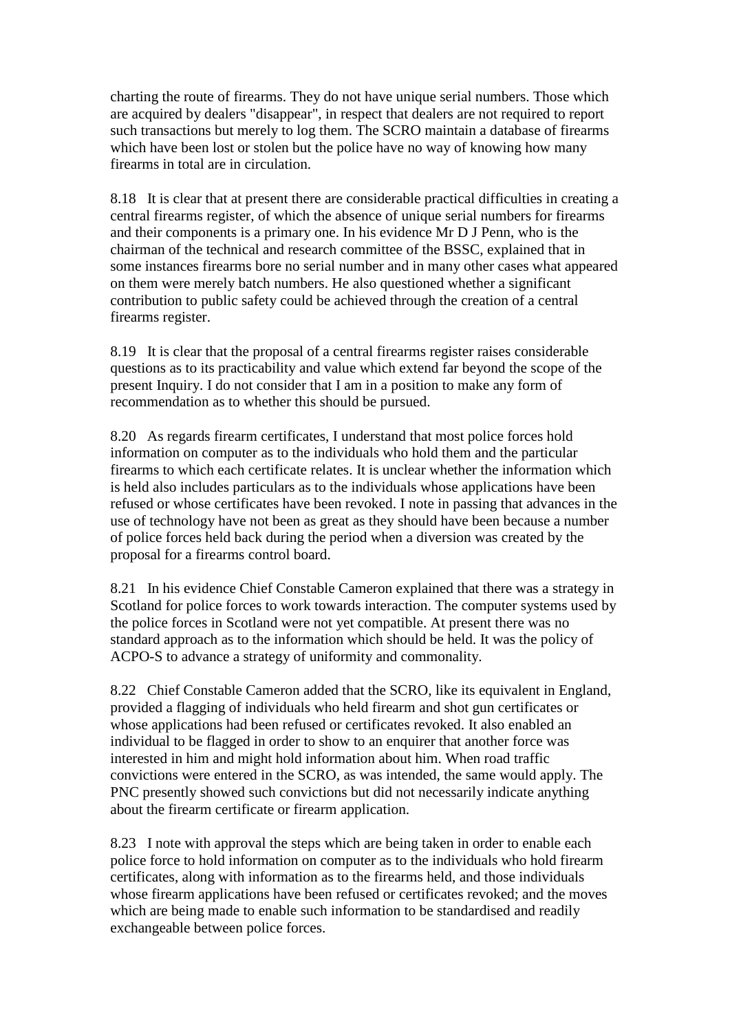charting the route of firearms. They do not have unique serial numbers. Those which are acquired by dealers "disappear", in respect that dealers are not required to report such transactions but merely to log them. The SCRO maintain a database of firearms which have been lost or stolen but the police have no way of knowing how many firearms in total are in circulation.

8.18 It is clear that at present there are considerable practical difficulties in creating a central firearms register, of which the absence of unique serial numbers for firearms and their components is a primary one. In his evidence Mr D J Penn, who is the chairman of the technical and research committee of the BSSC, explained that in some instances firearms bore no serial number and in many other cases what appeared on them were merely batch numbers. He also questioned whether a significant contribution to public safety could be achieved through the creation of a central firearms register.

8.19 It is clear that the proposal of a central firearms register raises considerable questions as to its practicability and value which extend far beyond the scope of the present Inquiry. I do not consider that I am in a position to make any form of recommendation as to whether this should be pursued.

8.20 As regards firearm certificates, I understand that most police forces hold information on computer as to the individuals who hold them and the particular firearms to which each certificate relates. It is unclear whether the information which is held also includes particulars as to the individuals whose applications have been refused or whose certificates have been revoked. I note in passing that advances in the use of technology have not been as great as they should have been because a number of police forces held back during the period when a diversion was created by the proposal for a firearms control board.

8.21 In his evidence Chief Constable Cameron explained that there was a strategy in Scotland for police forces to work towards interaction. The computer systems used by the police forces in Scotland were not yet compatible. At present there was no standard approach as to the information which should be held. It was the policy of ACPO-S to advance a strategy of uniformity and commonality.

8.22 Chief Constable Cameron added that the SCRO, like its equivalent in England, provided a flagging of individuals who held firearm and shot gun certificates or whose applications had been refused or certificates revoked. It also enabled an individual to be flagged in order to show to an enquirer that another force was interested in him and might hold information about him. When road traffic convictions were entered in the SCRO, as was intended, the same would apply. The PNC presently showed such convictions but did not necessarily indicate anything about the firearm certificate or firearm application.

8.23 I note with approval the steps which are being taken in order to enable each police force to hold information on computer as to the individuals who hold firearm certificates, along with information as to the firearms held, and those individuals whose firearm applications have been refused or certificates revoked; and the moves which are being made to enable such information to be standardised and readily exchangeable between police forces.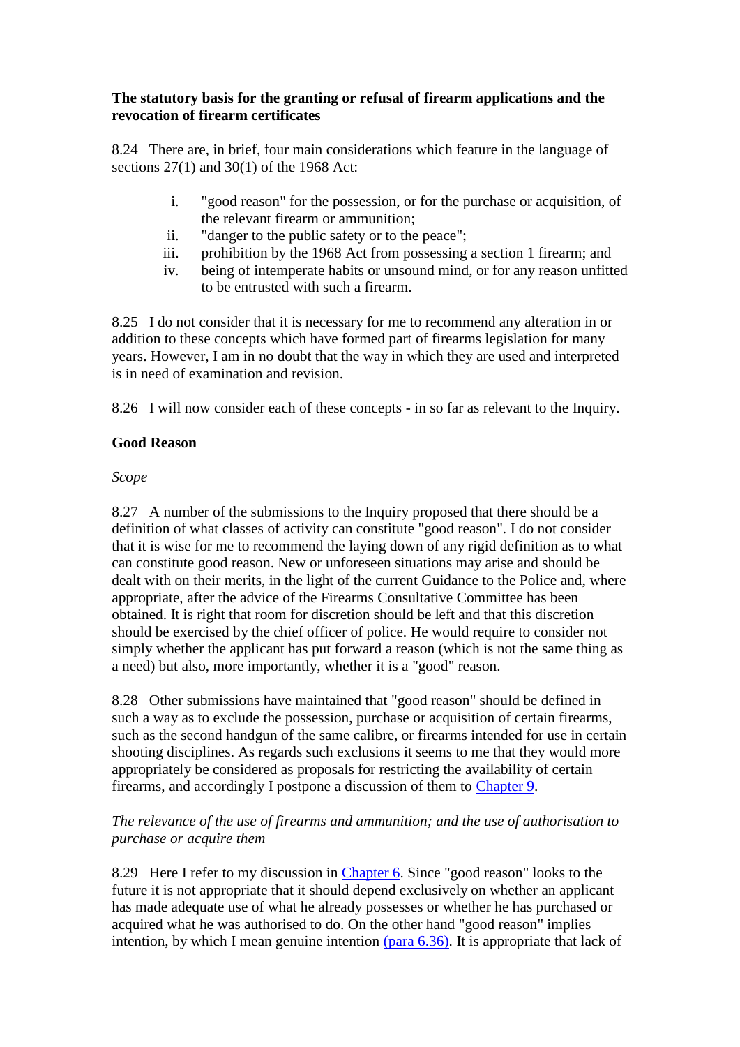**The statutory basis for the granting or refusal of firearm applications and the revocation of firearm certificates**

8.24 There are, in brief, four main considerations which feature in the language of sections 27(1) and 30(1) of the 1968 Act:

i. "good reason" for the possession, or for the purchase or acquisition, of the relevant firearm or ammunition;
ii. "danger to the public safety or to the peace";
iii. prohibition by the 1968 Act from possessing a section 1 firearm; and
iv. being of intemperate habits or unsound mind, or for any reason unfitted to be entrusted with such a firearm.

8.25 I do not consider that it is necessary for me to recommend any alteration in or addition to these concepts which have formed part of firearms legislation for many years. However, I am in no doubt that the way in which they are used and interpreted is in need of examination and revision.

8.26 I will now consider each of these concepts - in so far as relevant to the Inquiry.

**Good Reason**

*Scope*

8.27 A number of the submissions to the Inquiry proposed that there should be a definition of what classes of activity can constitute "good reason". I do not consider that it is wise for me to recommend the laying down of any rigid definition as to what can constitute good reason. New or unforeseen situations may arise and should be dealt with on their merits, in the light of the current Guidance to the Police and, where appropriate, after the advice of the Firearms Consultative Committee has been obtained. It is right that room for discretion should be left and that this discretion should be exercised by the chief officer of police. He would require to consider not simply whether the applicant has put forward a reason (which is not the same thing as a need) but also, more importantly, whether it is a "good" reason.

8.28 Other submissions have maintained that "good reason" should be defined in such a way as to exclude the possession, purchase or acquisition of certain firearms, such as the second handgun of the same calibre, or firearms intended for use in certain shooting disciplines. As regards such exclusions it seems to me that they would more appropriately be considered as proposals for restricting the availability of certain firearms, and accordingly I postpone a discussion of them to Chapter 9.

*The relevance of the use of firearms and ammunition; and the use of authorisation to purchase or acquire them*

8.29 Here I refer to my discussion in Chapter 6. Since "good reason" looks to the future it is not appropriate that it should depend exclusively on whether an applicant has made adequate use of what he already possesses or whether he has purchased or acquired what he was authorised to do. On the other hand "good reason" implies intention, by which I mean genuine intention (para 6.36). It is appropriate that lack of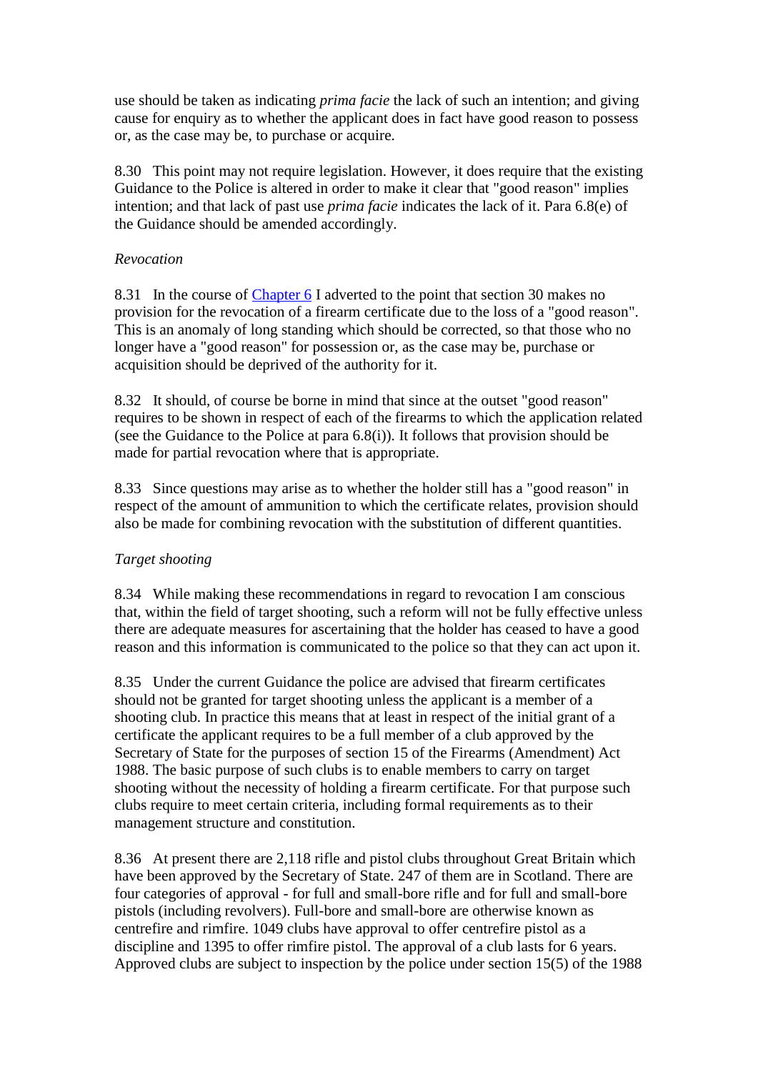use should be taken as indicating *prima facie* the lack of such an intention; and giving cause for enquiry as to whether the applicant does in fact have good reason to possess or, as the case may be, to purchase or acquire.

8.30 This point may not require legislation. However, it does require that the existing Guidance to the Police is altered in order to make it clear that "good reason" implies intention; and that lack of past use *prima facie* indicates the lack of it. Para 6.8(e) of the Guidance should be amended accordingly.

*Revocation*

8.31 In the course of [Chapter 6] I adverted to the point that section 30 makes no provision for the revocation of a firearm certificate due to the loss of a "good reason". This is an anomaly of long standing which should be corrected, so that those who no longer have a "good reason" for possession or, as the case may be, purchase or acquisition should be deprived of the authority for it.

8.32 It should, of course be borne in mind that since at the outset "good reason" requires to be shown in respect of each of the firearms to which the application related (see the Guidance to the Police at para 6.8(i)). It follows that provision should be made for partial revocation where that is appropriate.

8.33 Since questions may arise as to whether the holder still has a "good reason" in respect of the amount of ammunition to which the certificate relates, provision should also be made for combining revocation with the substitution of different quantities.

*Target shooting*

8.34 While making these recommendations in regard to revocation I am conscious that, within the field of target shooting, such a reform will not be fully effective unless there are adequate measures for ascertaining that the holder has ceased to have a good reason and this information is communicated to the police so that they can act upon it.

8.35 Under the current Guidance the police are advised that firearm certificates should not be granted for target shooting unless the applicant is a member of a shooting club. In practice this means that at least in respect of the initial grant of a certificate the applicant requires to be a full member of a club approved by the Secretary of State for the purposes of section 15 of the Firearms (Amendment) Act 1988. The basic purpose of such clubs is to enable members to carry on target shooting without the necessity of holding a firearm certificate. For that purpose such clubs require to meet certain criteria, including formal requirements as to their management structure and constitution.

8.36 At present there are 2,118 rifle and pistol clubs throughout Great Britain which have been approved by the Secretary of State. 247 of them are in Scotland. There are four categories of approval - for full and small-bore rifle and for full and small-bore pistols (including revolvers). Full-bore and small-bore are otherwise known as centrefire and rimfire. 1049 clubs have approval to offer centrefire pistol as a discipline and 1395 to offer rimfire pistol. The approval of a club lasts for 6 years. Approved clubs are subject to inspection by the police under section 15(5) of the 1988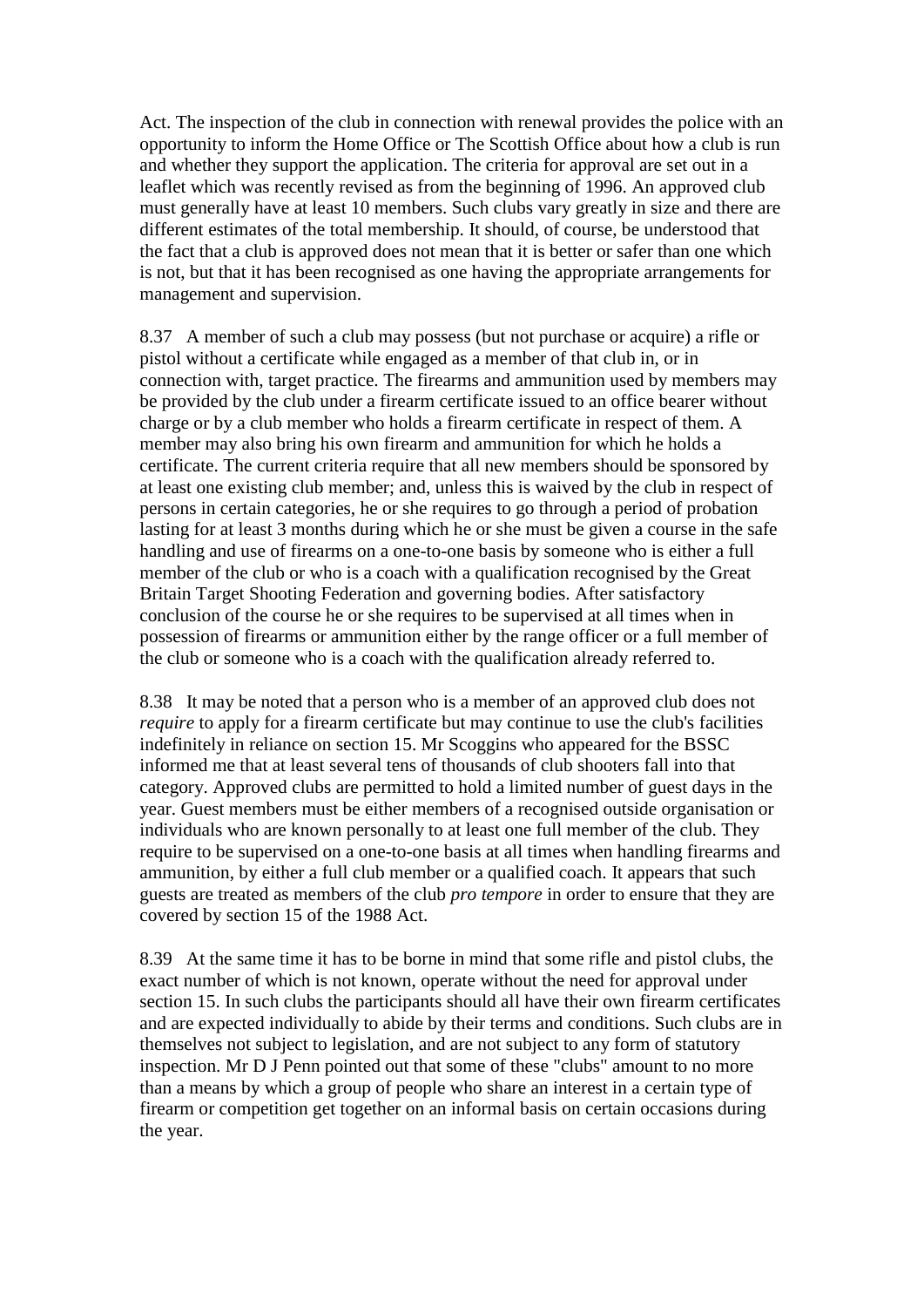Act. The inspection of the club in connection with renewal provides the police with an opportunity to inform the Home Office or The Scottish Office about how a club is run and whether they support the application. The criteria for approval are set out in a leaflet which was recently revised as from the beginning of 1996. An approved club must generally have at least 10 members. Such clubs vary greatly in size and there are different estimates of the total membership. It should, of course, be understood that the fact that a club is approved does not mean that it is better or safer than one which is not, but that it has been recognised as one having the appropriate arrangements for management and supervision.

8.37 A member of such a club may possess (but not purchase or acquire) a rifle or pistol without a certificate while engaged as a member of that club in, or in connection with, target practice. The firearms and ammunition used by members may be provided by the club under a firearm certificate issued to an office bearer without charge or by a club member who holds a firearm certificate in respect of them. A member may also bring his own firearm and ammunition for which he holds a certificate. The current criteria require that all new members should be sponsored by at least one existing club member; and, unless this is waived by the club in respect of persons in certain categories, he or she requires to go through a period of probation lasting for at least 3 months during which he or she must be given a course in the safe handling and use of firearms on a one-to-one basis by someone who is either a full member of the club or who is a coach with a qualification recognised by the Great Britain Target Shooting Federation and governing bodies. After satisfactory conclusion of the course he or she requires to be supervised at all times when in possession of firearms or ammunition either by the range officer or a full member of the club or someone who is a coach with the qualification already referred to.

8.38 It may be noted that a person who is a member of an approved club does not *require* to apply for a firearm certificate but may continue to use the club's facilities indefinitely in reliance on section 15. Mr Scoggins who appeared for the BSSC informed me that at least several tens of thousands of club shooters fall into that category. Approved clubs are permitted to hold a limited number of guest days in the year. Guest members must be either members of a recognised outside organisation or individuals who are known personally to at least one full member of the club. They require to be supervised on a one-to-one basis at all times when handling firearms and ammunition, by either a full club member or a qualified coach. It appears that such guests are treated as members of the club *pro tempore* in order to ensure that they are covered by section 15 of the 1988 Act.

8.39 At the same time it has to be borne in mind that some rifle and pistol clubs, the exact number of which is not known, operate without the need for approval under section 15. In such clubs the participants should all have their own firearm certificates and are expected individually to abide by their terms and conditions. Such clubs are in themselves not subject to legislation, and are not subject to any form of statutory inspection. Mr D J Penn pointed out that some of these "clubs" amount to no more than a means by which a group of people who share an interest in a certain type of firearm or competition get together on an informal basis on certain occasions during the year.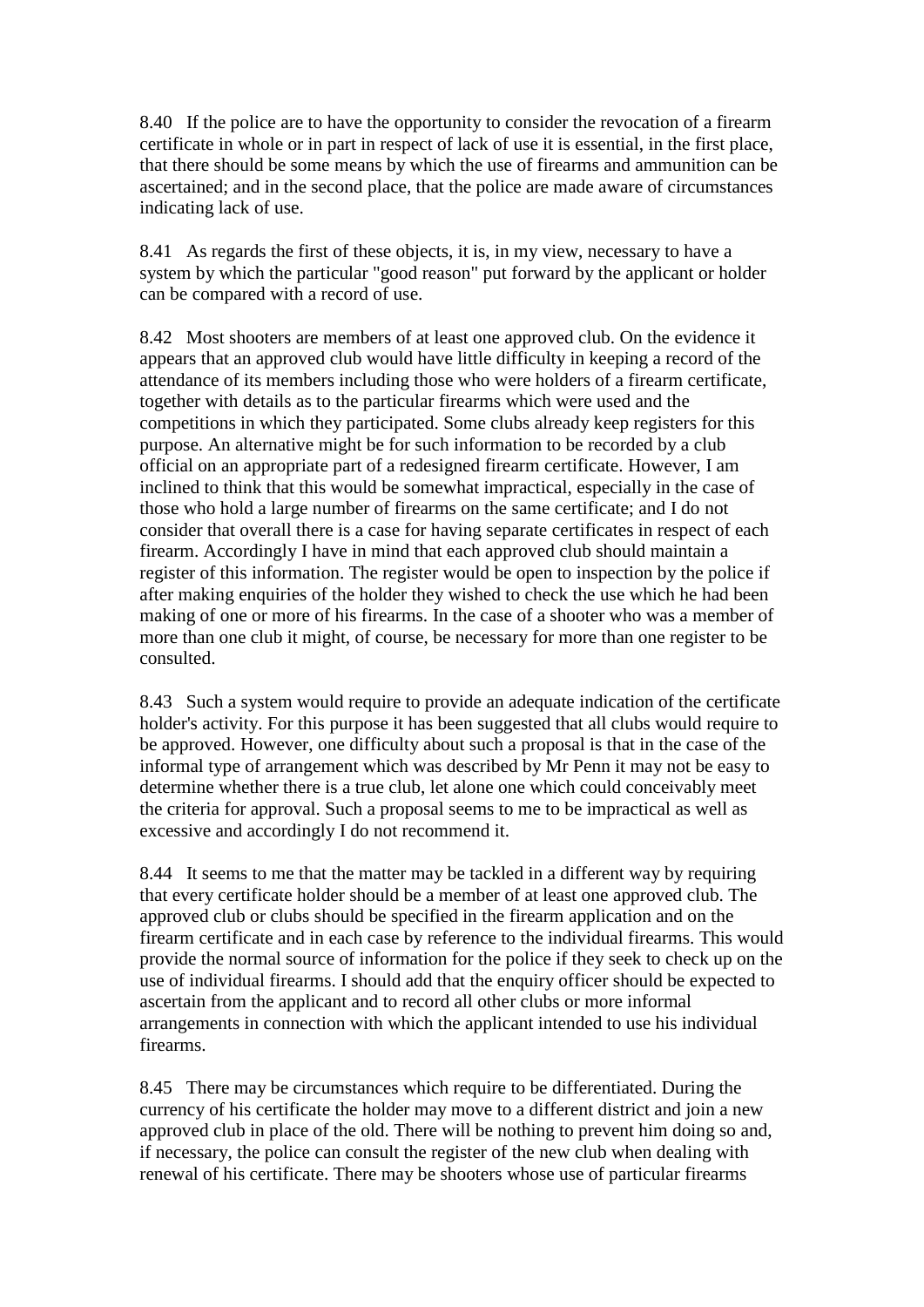8.40 If the police are to have the opportunity to consider the revocation of a firearm certificate in whole or in part in respect of lack of use it is essential, in the first place, that there should be some means by which the use of firearms and ammunition can be ascertained; and in the second place, that the police are made aware of circumstances indicating lack of use.

8.41 As regards the first of these objects, it is, in my view, necessary to have a system by which the particular "good reason" put forward by the applicant or holder can be compared with a record of use.

8.42 Most shooters are members of at least one approved club. On the evidence it appears that an approved club would have little difficulty in keeping a record of the attendance of its members including those who were holders of a firearm certificate, together with details as to the particular firearms which were used and the competitions in which they participated. Some clubs already keep registers for this purpose. An alternative might be for such information to be recorded by a club official on an appropriate part of a redesigned firearm certificate. However, I am inclined to think that this would be somewhat impractical, especially in the case of those who hold a large number of firearms on the same certificate; and I do not consider that overall there is a case for having separate certificates in respect of each firearm. Accordingly I have in mind that each approved club should maintain a register of this information. The register would be open to inspection by the police if after making enquiries of the holder they wished to check the use which he had been making of one or more of his firearms. In the case of a shooter who was a member of more than one club it might, of course, be necessary for more than one register to be consulted.

8.43 Such a system would require to provide an adequate indication of the certificate holder's activity. For this purpose it has been suggested that all clubs would require to be approved. However, one difficulty about such a proposal is that in the case of the informal type of arrangement which was described by Mr Penn it may not be easy to determine whether there is a true club, let alone one which could conceivably meet the criteria for approval. Such a proposal seems to me to be impractical as well as excessive and accordingly I do not recommend it.

8.44 It seems to me that the matter may be tackled in a different way by requiring that every certificate holder should be a member of at least one approved club. The approved club or clubs should be specified in the firearm application and on the firearm certificate and in each case by reference to the individual firearms. This would provide the normal source of information for the police if they seek to check up on the use of individual firearms. I should add that the enquiry officer should be expected to ascertain from the applicant and to record all other clubs or more informal arrangements in connection with which the applicant intended to use his individual firearms.

8.45 There may be circumstances which require to be differentiated. During the currency of his certificate the holder may move to a different district and join a new approved club in place of the old. There will be nothing to prevent him doing so and, if necessary, the police can consult the register of the new club when dealing with renewal of his certificate. There may be shooters whose use of particular firearms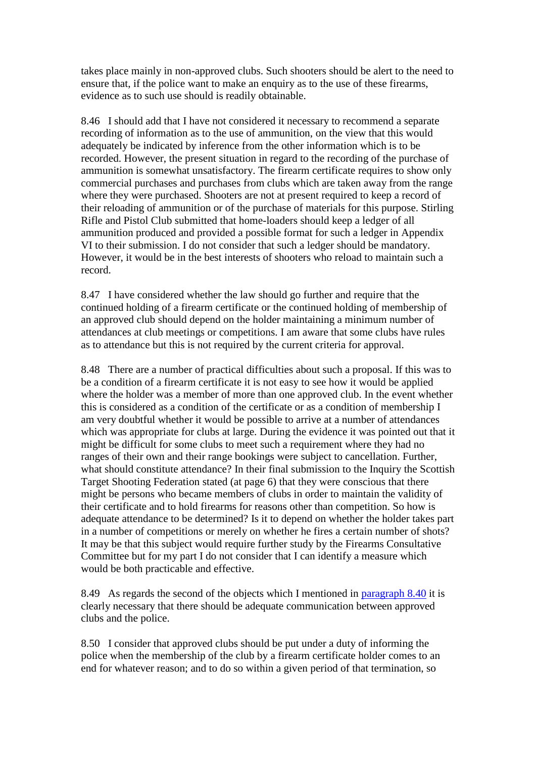takes place mainly in non-approved clubs. Such shooters should be alert to the need to ensure that, if the police want to make an enquiry as to the use of these firearms, evidence as to such use should is readily obtainable.

8.46 I should add that I have not considered it necessary to recommend a separate recording of information as to the use of ammunition, on the view that this would adequately be indicated by inference from the other information which is to be recorded. However, the present situation in regard to the recording of the purchase of ammunition is somewhat unsatisfactory. The firearm certificate requires to show only commercial purchases and purchases from clubs which are taken away from the range where they were purchased. Shooters are not at present required to keep a record of their reloading of ammunition or of the purchase of materials for this purpose. Stirling Rifle and Pistol Club submitted that home-loaders should keep a ledger of all ammunition produced and provided a possible format for such a ledger in Appendix VI to their submission. I do not consider that such a ledger should be mandatory. However, it would be in the best interests of shooters who reload to maintain such a record.

8.47 I have considered whether the law should go further and require that the continued holding of a firearm certificate or the continued holding of membership of an approved club should depend on the holder maintaining a minimum number of attendances at club meetings or competitions. I am aware that some clubs have rules as to attendance but this is not required by the current criteria for approval.

8.48 There are a number of practical difficulties about such a proposal. If this was to be a condition of a firearm certificate it is not easy to see how it would be applied where the holder was a member of more than one approved club. In the event whether this is considered as a condition of the certificate or as a condition of membership I am very doubtful whether it would be possible to arrive at a number of attendances which was appropriate for clubs at large. During the evidence it was pointed out that it might be difficult for some clubs to meet such a requirement where they had no ranges of their own and their range bookings were subject to cancellation. Further, what should constitute attendance? In their final submission to the Inquiry the Scottish Target Shooting Federation stated (at page 6) that they were conscious that there might be persons who became members of clubs in order to maintain the validity of their certificate and to hold firearms for reasons other than competition. So how is adequate attendance to be determined? Is it to depend on whether the holder takes part in a number of competitions or merely on whether he fires a certain number of shots? It may be that this subject would require further study by the Firearms Consultative Committee but for my part I do not consider that I can identify a measure which would be both practicable and effective.

8.49 As regards the second of the objects which I mentioned in paragraph 8.40 it is clearly necessary that there should be adequate communication between approved clubs and the police.

8.50 I consider that approved clubs should be put under a duty of informing the police when the membership of the club by a firearm certificate holder comes to an end for whatever reason; and to do so within a given period of that termination, so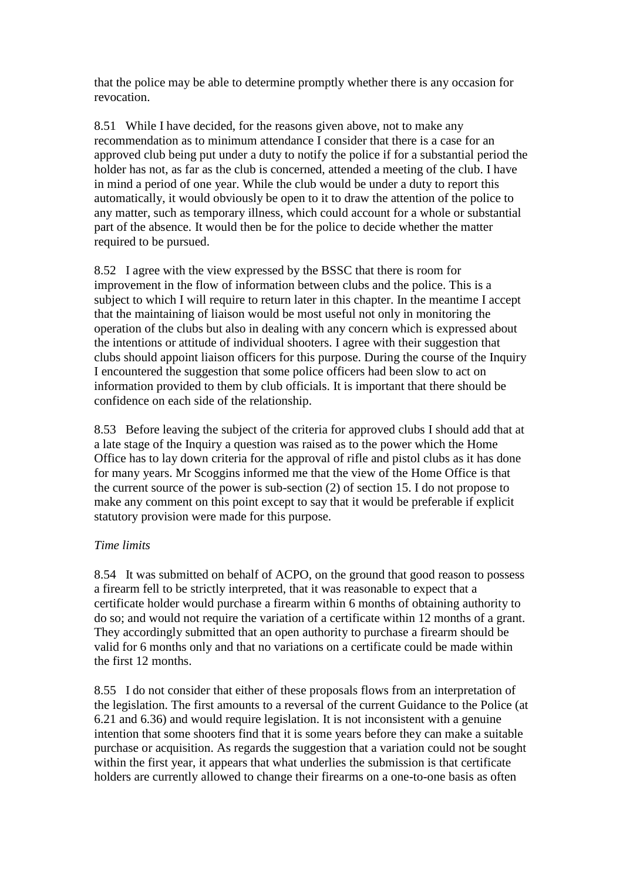that the police may be able to determine promptly whether there is any occasion for revocation.

8.51 While I have decided, for the reasons given above, not to make any recommendation as to minimum attendance I consider that there is a case for an approved club being put under a duty to notify the police if for a substantial period the holder has not, as far as the club is concerned, attended a meeting of the club. I have in mind a period of one year. While the club would be under a duty to report this automatically, it would obviously be open to it to draw the attention of the police to any matter, such as temporary illness, which could account for a whole or substantial part of the absence. It would then be for the police to decide whether the matter required to be pursued.

8.52 I agree with the view expressed by the BSSC that there is room for improvement in the flow of information between clubs and the police. This is a subject to which I will require to return later in this chapter. In the meantime I accept that the maintaining of liaison would be most useful not only in monitoring the operation of the clubs but also in dealing with any concern which is expressed about the intentions or attitude of individual shooters. I agree with their suggestion that clubs should appoint liaison officers for this purpose. During the course of the Inquiry I encountered the suggestion that some police officers had been slow to act on information provided to them by club officials. It is important that there should be confidence on each side of the relationship.

8.53 Before leaving the subject of the criteria for approved clubs I should add that at a late stage of the Inquiry a question was raised as to the power which the Home Office has to lay down criteria for the approval of rifle and pistol clubs as it has done for many years. Mr Scoggins informed me that the view of the Home Office is that the current source of the power is sub-section (2) of section 15. I do not propose to make any comment on this point except to say that it would be preferable if explicit statutory provision were made for this purpose.

*Time limits*

8.54 It was submitted on behalf of ACPO, on the ground that good reason to possess a firearm fell to be strictly interpreted, that it was reasonable to expect that a certificate holder would purchase a firearm within 6 months of obtaining authority to do so; and would not require the variation of a certificate within 12 months of a grant. They accordingly submitted that an open authority to purchase a firearm should be valid for 6 months only and that no variations on a certificate could be made within the first 12 months.

8.55 I do not consider that either of these proposals flows from an interpretation of the legislation. The first amounts to a reversal of the current Guidance to the Police (at 6.21 and 6.36) and would require legislation. It is not inconsistent with a genuine intention that some shooters find that it is some years before they can make a suitable purchase or acquisition. As regards the suggestion that a variation could not be sought within the first year, it appears that what underlies the submission is that certificate holders are currently allowed to change their firearms on a one-to-one basis as often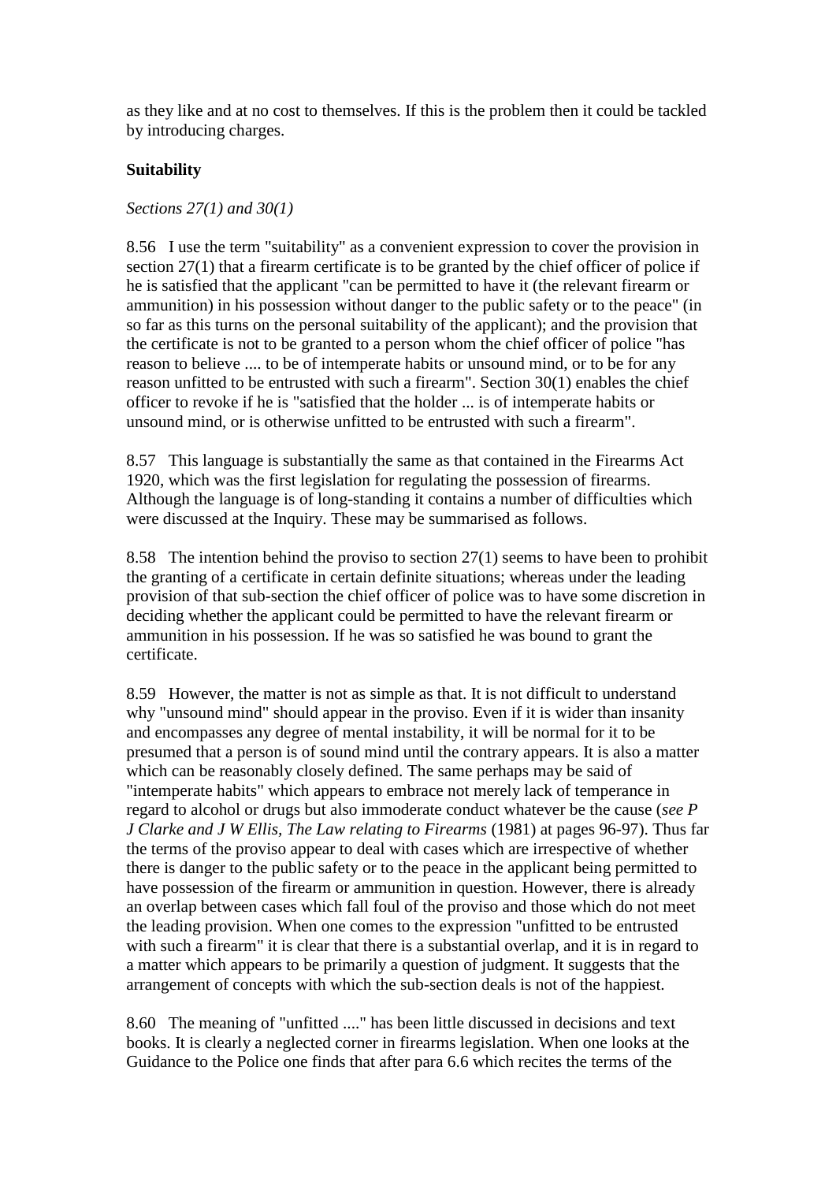as they like and at no cost to themselves. If this is the problem then it could be tackled by introducing charges.

**Suitability**

*Sections 27(1) and 30(1)*

8.56 I use the term "suitability" as a convenient expression to cover the provision in section 27(1) that a firearm certificate is to be granted by the chief officer of police if he is satisfied that the applicant "can be permitted to have it (the relevant firearm or ammunition) in his possession without danger to the public safety or to the peace" (in so far as this turns on the personal suitability of the applicant); and the provision that the certificate is not to be granted to a person whom the chief officer of police "has reason to believe .... to be of intemperate habits or unsound mind, or to be for any reason unfitted to be entrusted with such a firearm". Section 30(1) enables the chief officer to revoke if he is "satisfied that the holder ... is of intemperate habits or unsound mind, or is otherwise unfitted to be entrusted with such a firearm".

8.57 This language is substantially the same as that contained in the Firearms Act 1920, which was the first legislation for regulating the possession of firearms. Although the language is of long-standing it contains a number of difficulties which were discussed at the Inquiry. These may be summarised as follows.

8.58 The intention behind the proviso to section 27(1) seems to have been to prohibit the granting of a certificate in certain definite situations; whereas under the leading provision of that sub-section the chief officer of police was to have some discretion in deciding whether the applicant could be permitted to have the relevant firearm or ammunition in his possession. If he was so satisfied he was bound to grant the certificate.

8.59 However, the matter is not as simple as that. It is not difficult to understand why "unsound mind" should appear in the proviso. Even if it is wider than insanity and encompasses any degree of mental instability, it will be normal for it to be presumed that a person is of sound mind until the contrary appears. It is also a matter which can be reasonably closely defined. The same perhaps may be said of "intemperate habits" which appears to embrace not merely lack of temperance in regard to alcohol or drugs but also immoderate conduct whatever be the cause (*see P J Clarke and J W Ellis, The Law relating to Firearms* (1981) at pages 96-97). Thus far the terms of the proviso appear to deal with cases which are irrespective of whether there is danger to the public safety or to the peace in the applicant being permitted to have possession of the firearm or ammunition in question. However, there is already an overlap between cases which fall foul of the proviso and those which do not meet the leading provision. When one comes to the expression "unfitted to be entrusted with such a firearm" it is clear that there is a substantial overlap, and it is in regard to a matter which appears to be primarily a question of judgment. It suggests that the arrangement of concepts with which the sub-section deals is not of the happiest.

8.60 The meaning of "unfitted ...." has been little discussed in decisions and text books. It is clearly a neglected corner in firearms legislation. When one looks at the Guidance to the Police one finds that after para 6.6 which recites the terms of the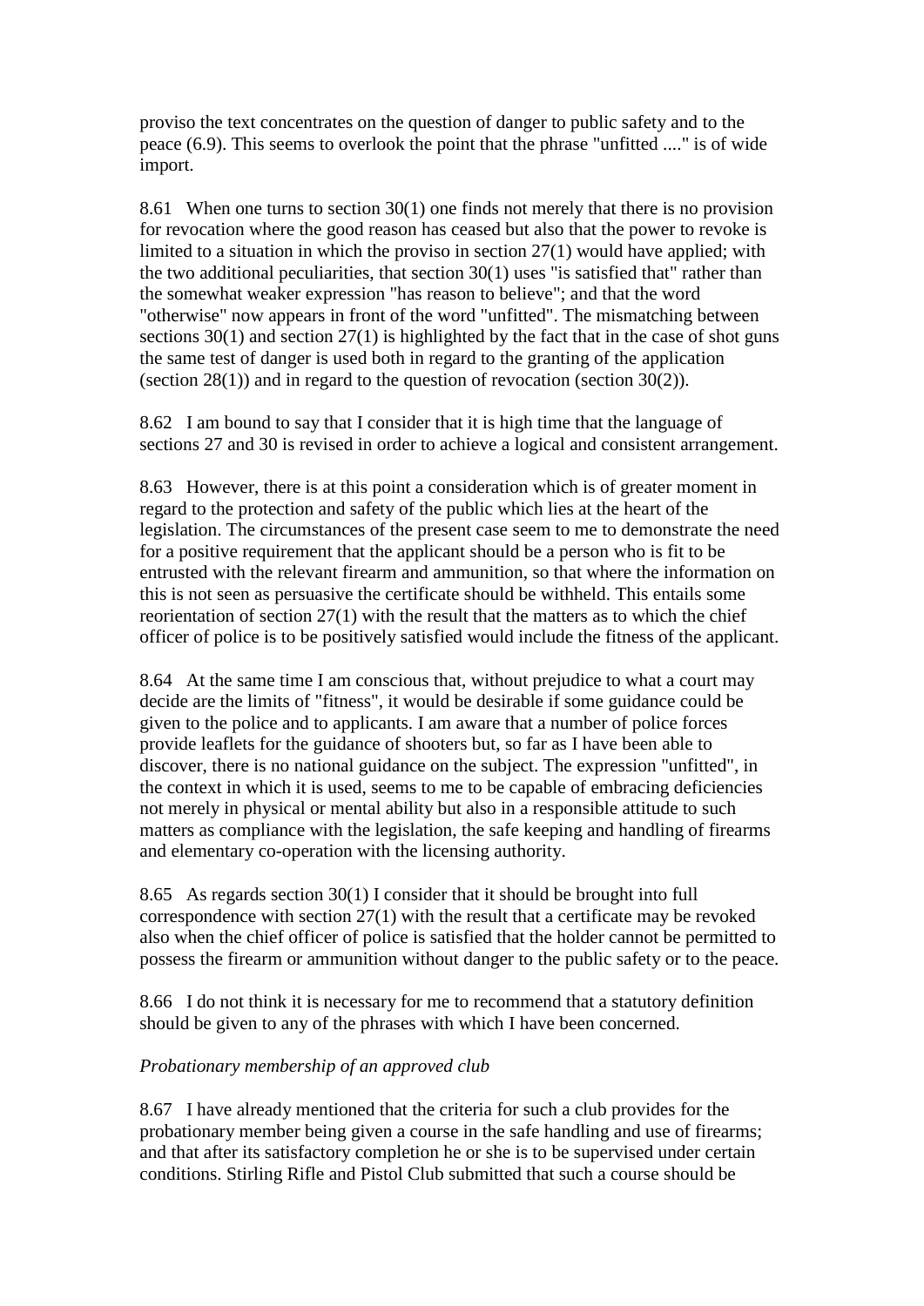proviso the text concentrates on the question of danger to public safety and to the peace (6.9). This seems to overlook the point that the phrase "unfitted ...." is of wide import.

8.61 When one turns to section 30(1) one finds not merely that there is no provision for revocation where the good reason has ceased but also that the power to revoke is limited to a situation in which the proviso in section 27(1) would have applied; with the two additional peculiarities, that section 30(1) uses "is satisfied that" rather than the somewhat weaker expression "has reason to believe"; and that the word "otherwise" now appears in front of the word "unfitted". The mismatching between sections 30(1) and section 27(1) is highlighted by the fact that in the case of shot guns the same test of danger is used both in regard to the granting of the application (section 28(1)) and in regard to the question of revocation (section 30(2)).

8.62 I am bound to say that I consider that it is high time that the language of sections 27 and 30 is revised in order to achieve a logical and consistent arrangement.

8.63 However, there is at this point a consideration which is of greater moment in regard to the protection and safety of the public which lies at the heart of the legislation. The circumstances of the present case seem to me to demonstrate the need for a positive requirement that the applicant should be a person who is fit to be entrusted with the relevant firearm and ammunition, so that where the information on this is not seen as persuasive the certificate should be withheld. This entails some reorientation of section 27(1) with the result that the matters as to which the chief officer of police is to be positively satisfied would include the fitness of the applicant.

8.64 At the same time I am conscious that, without prejudice to what a court may decide are the limits of "fitness", it would be desirable if some guidance could be given to the police and to applicants. I am aware that a number of police forces provide leaflets for the guidance of shooters but, so far as I have been able to discover, there is no national guidance on the subject. The expression "unfitted", in the context in which it is used, seems to me to be capable of embracing deficiencies not merely in physical or mental ability but also in a responsible attitude to such matters as compliance with the legislation, the safe keeping and handling of firearms and elementary co-operation with the licensing authority.

8.65 As regards section 30(1) I consider that it should be brought into full correspondence with section 27(1) with the result that a certificate may be revoked also when the chief officer of police is satisfied that the holder cannot be permitted to possess the firearm or ammunition without danger to the public safety or to the peace.

8.66 I do not think it is necessary for me to recommend that a statutory definition should be given to any of the phrases with which I have been concerned.

*Probationary membership of an approved club*

8.67 I have already mentioned that the criteria for such a club provides for the probationary member being given a course in the safe handling and use of firearms; and that after its satisfactory completion he or she is to be supervised under certain conditions. Stirling Rifle and Pistol Club submitted that such a course should be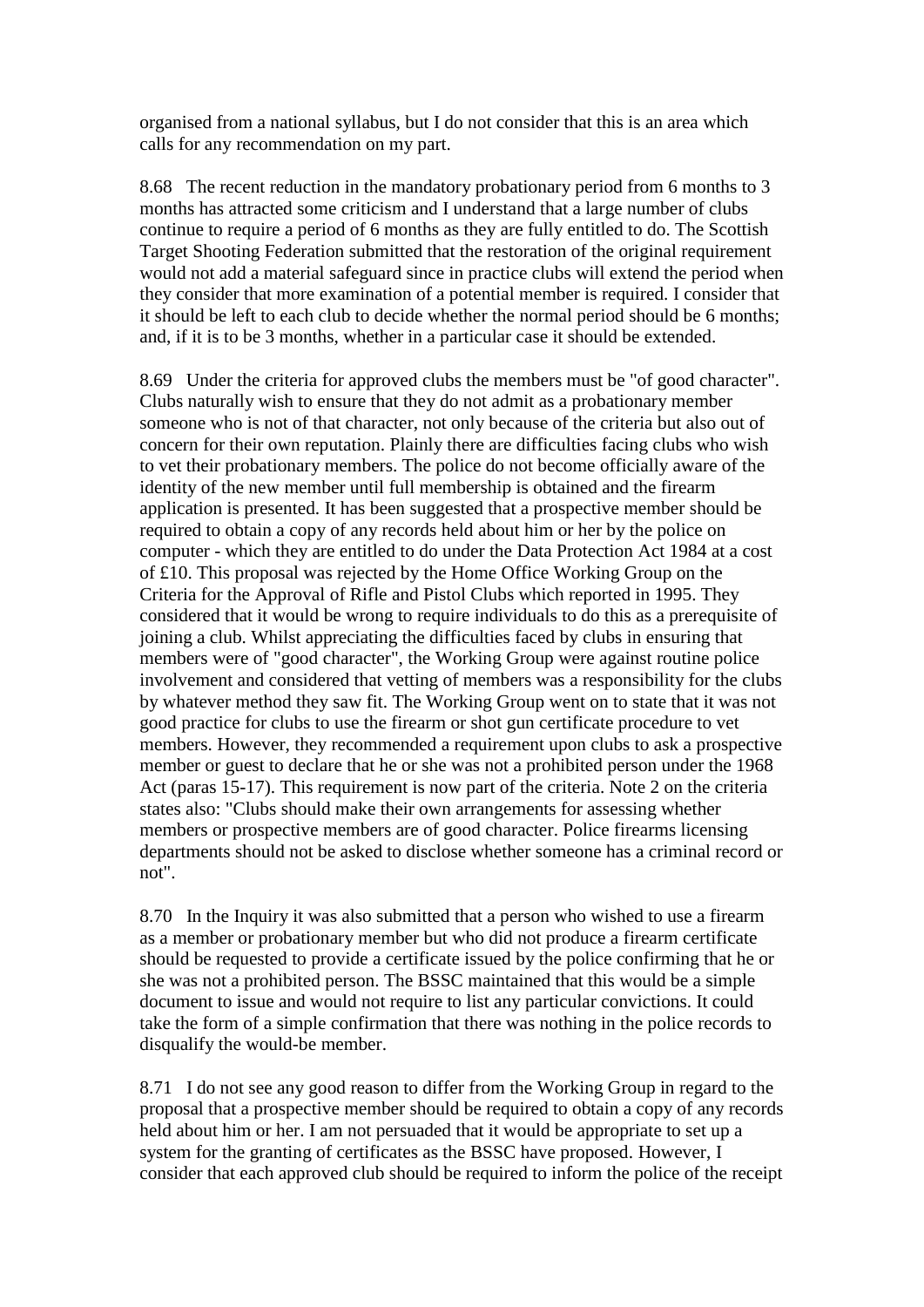organised from a national syllabus, but I do not consider that this is an area which calls for any recommendation on my part.

8.68 The recent reduction in the mandatory probationary period from 6 months to 3 months has attracted some criticism and I understand that a large number of clubs continue to require a period of 6 months as they are fully entitled to do. The Scottish Target Shooting Federation submitted that the restoration of the original requirement would not add a material safeguard since in practice clubs will extend the period when they consider that more examination of a potential member is required. I consider that it should be left to each club to decide whether the normal period should be 6 months; and, if it is to be 3 months, whether in a particular case it should be extended.

8.69 Under the criteria for approved clubs the members must be "of good character". Clubs naturally wish to ensure that they do not admit as a probationary member someone who is not of that character, not only because of the criteria but also out of concern for their own reputation. Plainly there are difficulties facing clubs who wish to vet their probationary members. The police do not become officially aware of the identity of the new member until full membership is obtained and the firearm application is presented. It has been suggested that a prospective member should be required to obtain a copy of any records held about him or her by the police on computer - which they are entitled to do under the Data Protection Act 1984 at a cost of £10. This proposal was rejected by the Home Office Working Group on the Criteria for the Approval of Rifle and Pistol Clubs which reported in 1995. They considered that it would be wrong to require individuals to do this as a prerequisite of joining a club. Whilst appreciating the difficulties faced by clubs in ensuring that members were of "good character", the Working Group were against routine police involvement and considered that vetting of members was a responsibility for the clubs by whatever method they saw fit. The Working Group went on to state that it was not good practice for clubs to use the firearm or shot gun certificate procedure to vet members. However, they recommended a requirement upon clubs to ask a prospective member or guest to declare that he or she was not a prohibited person under the 1968 Act (paras 15-17). This requirement is now part of the criteria. Note 2 on the criteria states also: "Clubs should make their own arrangements for assessing whether members or prospective members are of good character. Police firearms licensing departments should not be asked to disclose whether someone has a criminal record or not".

8.70 In the Inquiry it was also submitted that a person who wished to use a firearm as a member or probationary member but who did not produce a firearm certificate should be requested to provide a certificate issued by the police confirming that he or she was not a prohibited person. The BSSC maintained that this would be a simple document to issue and would not require to list any particular convictions. It could take the form of a simple confirmation that there was nothing in the police records to disqualify the would-be member.

8.71 I do not see any good reason to differ from the Working Group in regard to the proposal that a prospective member should be required to obtain a copy of any records held about him or her. I am not persuaded that it would be appropriate to set up a system for the granting of certificates as the BSSC have proposed. However, I consider that each approved club should be required to inform the police of the receipt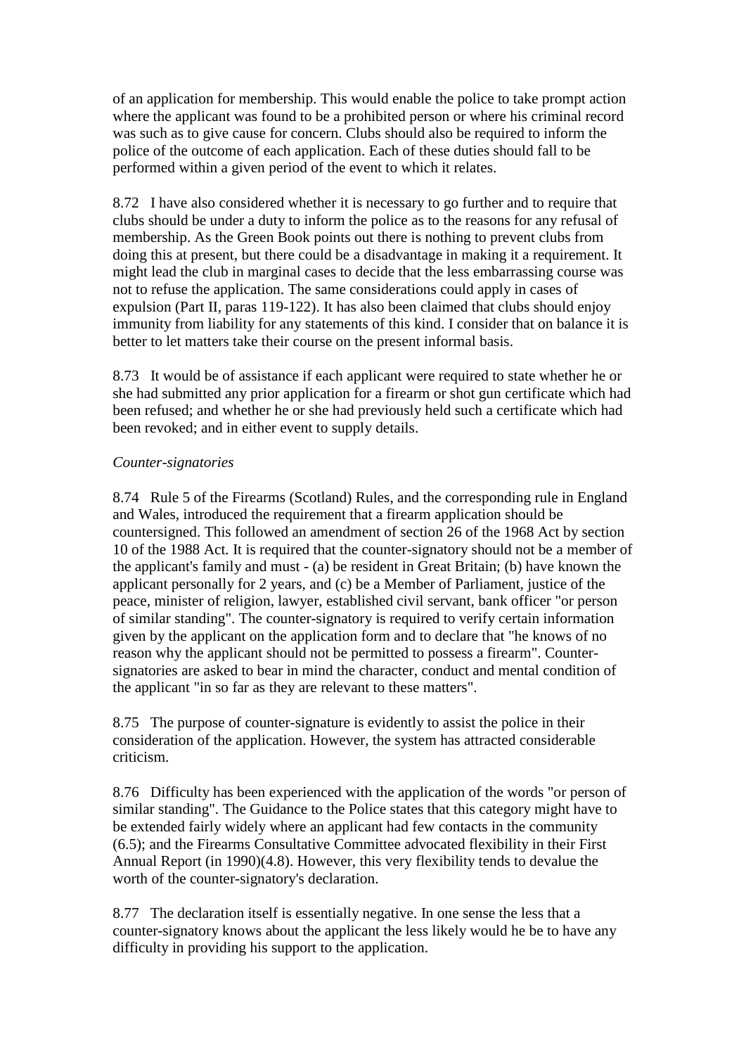of an application for membership. This would enable the police to take prompt action where the applicant was found to be a prohibited person or where his criminal record was such as to give cause for concern. Clubs should also be required to inform the police of the outcome of each application. Each of these duties should fall to be performed within a given period of the event to which it relates.

8.72 I have also considered whether it is necessary to go further and to require that clubs should be under a duty to inform the police as to the reasons for any refusal of membership. As the Green Book points out there is nothing to prevent clubs from doing this at present, but there could be a disadvantage in making it a requirement. It might lead the club in marginal cases to decide that the less embarrassing course was not to refuse the application. The same considerations could apply in cases of expulsion (Part II, paras 119-122). It has also been claimed that clubs should enjoy immunity from liability for any statements of this kind. I consider that on balance it is better to let matters take their course on the present informal basis.

8.73 It would be of assistance if each applicant were required to state whether he or she had submitted any prior application for a firearm or shot gun certificate which had been refused; and whether he or she had previously held such a certificate which had been revoked; and in either event to supply details.

*Counter-signatories*

8.74 Rule 5 of the Firearms (Scotland) Rules, and the corresponding rule in England and Wales, introduced the requirement that a firearm application should be countersigned. This followed an amendment of section 26 of the 1968 Act by section 10 of the 1988 Act. It is required that the counter-signatory should not be a member of the applicant's family and must - (a) be resident in Great Britain; (b) have known the applicant personally for 2 years, and (c) be a Member of Parliament, justice of the peace, minister of religion, lawyer, established civil servant, bank officer "or person of similar standing". The counter-signatory is required to verify certain information given by the applicant on the application form and to declare that "he knows of no reason why the applicant should not be permitted to possess a firearm". Counter-signatories are asked to bear in mind the character, conduct and mental condition of the applicant "in so far as they are relevant to these matters".

8.75 The purpose of counter-signature is evidently to assist the police in their consideration of the application. However, the system has attracted considerable criticism.

8.76 Difficulty has been experienced with the application of the words "or person of similar standing". The Guidance to the Police states that this category might have to be extended fairly widely where an applicant had few contacts in the community (6.5); and the Firearms Consultative Committee advocated flexibility in their First Annual Report (in 1990)(4.8). However, this very flexibility tends to devalue the worth of the counter-signatory's declaration.

8.77 The declaration itself is essentially negative. In one sense the less that a counter-signatory knows about the applicant the less likely would he be to have any difficulty in providing his support to the application.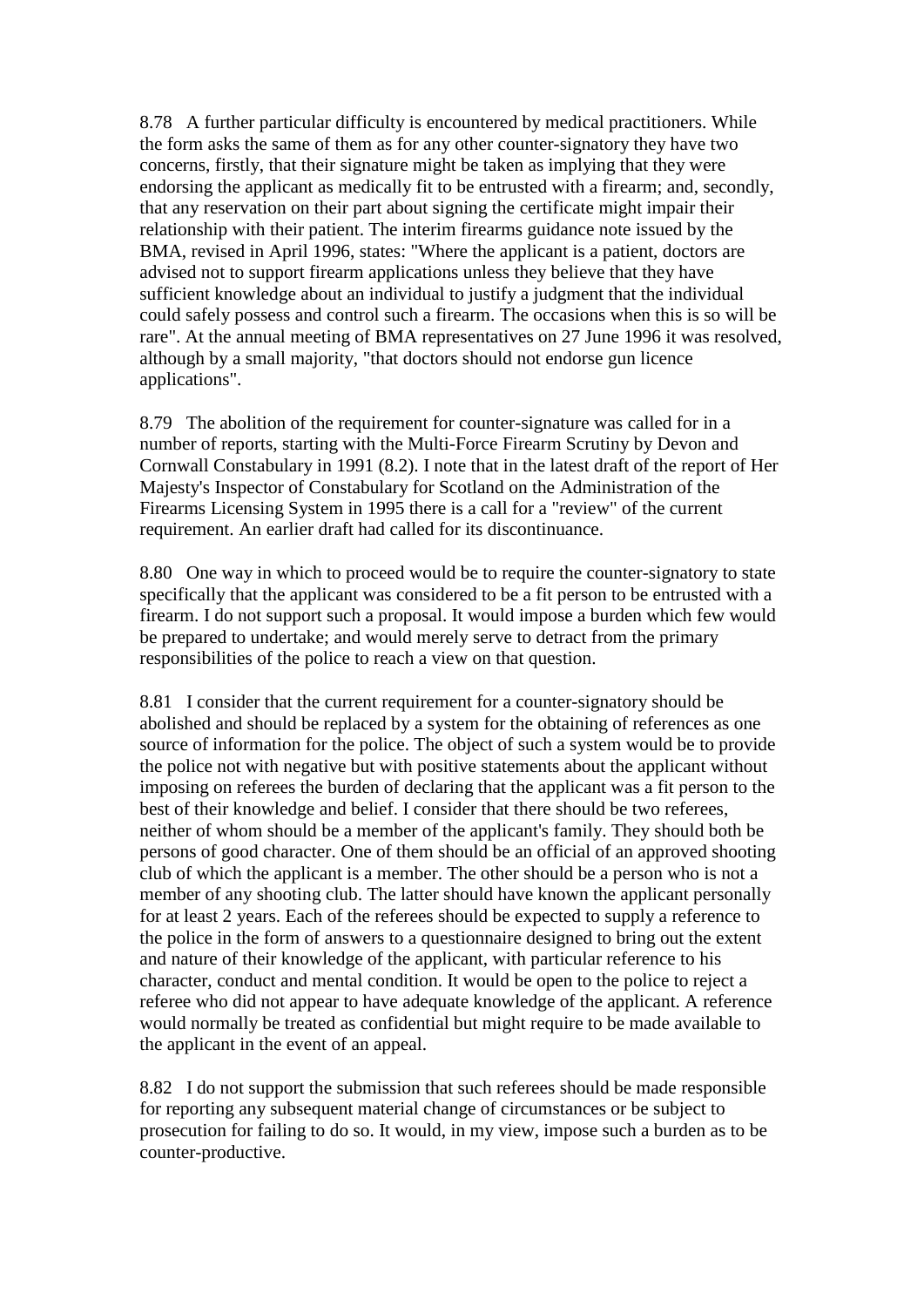8.78 A further particular difficulty is encountered by medical practitioners. While the form asks the same of them as for any other counter-signatory they have two concerns, firstly, that their signature might be taken as implying that they were endorsing the applicant as medically fit to be entrusted with a firearm; and, secondly, that any reservation on their part about signing the certificate might impair their relationship with their patient. The interim firearms guidance note issued by the BMA, revised in April 1996, states: "Where the applicant is a patient, doctors are advised not to support firearm applications unless they believe that they have sufficient knowledge about an individual to justify a judgment that the individual could safely possess and control such a firearm. The occasions when this is so will be rare". At the annual meeting of BMA representatives on 27 June 1996 it was resolved, although by a small majority, "that doctors should not endorse gun licence applications".

8.79 The abolition of the requirement for counter-signature was called for in a number of reports, starting with the Multi-Force Firearm Scrutiny by Devon and Cornwall Constabulary in 1991 (8.2). I note that in the latest draft of the report of Her Majesty's Inspector of Constabulary for Scotland on the Administration of the Firearms Licensing System in 1995 there is a call for a "review" of the current requirement. An earlier draft had called for its discontinuance.

8.80 One way in which to proceed would be to require the counter-signatory to state specifically that the applicant was considered to be a fit person to be entrusted with a firearm. I do not support such a proposal. It would impose a burden which few would be prepared to undertake; and would merely serve to detract from the primary responsibilities of the police to reach a view on that question.

8.81 I consider that the current requirement for a counter-signatory should be abolished and should be replaced by a system for the obtaining of references as one source of information for the police. The object of such a system would be to provide the police not with negative but with positive statements about the applicant without imposing on referees the burden of declaring that the applicant was a fit person to the best of their knowledge and belief. I consider that there should be two referees, neither of whom should be a member of the applicant's family. They should both be persons of good character. One of them should be an official of an approved shooting club of which the applicant is a member. The other should be a person who is not a member of any shooting club. The latter should have known the applicant personally for at least 2 years. Each of the referees should be expected to supply a reference to the police in the form of answers to a questionnaire designed to bring out the extent and nature of their knowledge of the applicant, with particular reference to his character, conduct and mental condition. It would be open to the police to reject a referee who did not appear to have adequate knowledge of the applicant. A reference would normally be treated as confidential but might require to be made available to the applicant in the event of an appeal.

8.82 I do not support the submission that such referees should be made responsible for reporting any subsequent material change of circumstances or be subject to prosecution for failing to do so. It would, in my view, impose such a burden as to be counter-productive.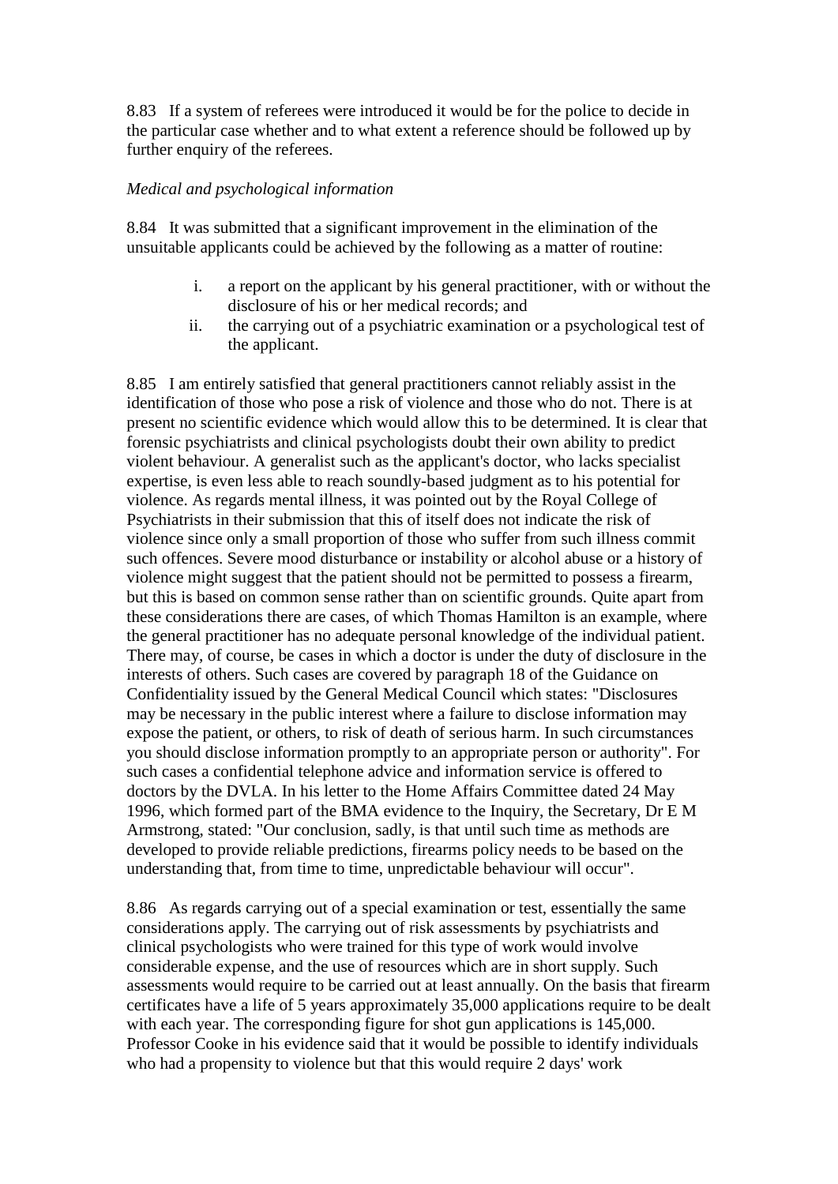8.83 If a system of referees were introduced it would be for the police to decide in the particular case whether and to what extent a reference should be followed up by further enquiry of the referees.

*Medical and psychological information*

8.84 It was submitted that a significant improvement in the elimination of the unsuitable applicants could be achieved by the following as a matter of routine:

i. a report on the applicant by his general practitioner, with or without the disclosure of his or her medical records; and
ii. the carrying out of a psychiatric examination or a psychological test of the applicant.

8.85 I am entirely satisfied that general practitioners cannot reliably assist in the identification of those who pose a risk of violence and those who do not. There is at present no scientific evidence which would allow this to be determined. It is clear that forensic psychiatrists and clinical psychologists doubt their own ability to predict violent behaviour. A generalist such as the applicant's doctor, who lacks specialist expertise, is even less able to reach soundly-based judgment as to his potential for violence. As regards mental illness, it was pointed out by the Royal College of Psychiatrists in their submission that this of itself does not indicate the risk of violence since only a small proportion of those who suffer from such illness commit such offences. Severe mood disturbance or instability or alcohol abuse or a history of violence might suggest that the patient should not be permitted to possess a firearm, but this is based on common sense rather than on scientific grounds. Quite apart from these considerations there are cases, of which Thomas Hamilton is an example, where the general practitioner has no adequate personal knowledge of the individual patient. There may, of course, be cases in which a doctor is under the duty of disclosure in the interests of others. Such cases are covered by paragraph 18 of the Guidance on Confidentiality issued by the General Medical Council which states: "Disclosures may be necessary in the public interest where a failure to disclose information may expose the patient, or others, to risk of death of serious harm. In such circumstances you should disclose information promptly to an appropriate person or authority". For such cases a confidential telephone advice and information service is offered to doctors by the DVLA. In his letter to the Home Affairs Committee dated 24 May 1996, which formed part of the BMA evidence to the Inquiry, the Secretary, Dr E M Armstrong, stated: "Our conclusion, sadly, is that until such time as methods are developed to provide reliable predictions, firearms policy needs to be based on the understanding that, from time to time, unpredictable behaviour will occur".

8.86 As regards carrying out of a special examination or test, essentially the same considerations apply. The carrying out of risk assessments by psychiatrists and clinical psychologists who were trained for this type of work would involve considerable expense, and the use of resources which are in short supply. Such assessments would require to be carried out at least annually. On the basis that firearm certificates have a life of 5 years approximately 35,000 applications require to be dealt with each year. The corresponding figure for shot gun applications is 145,000. Professor Cooke in his evidence said that it would be possible to identify individuals who had a propensity to violence but that this would require 2 days' work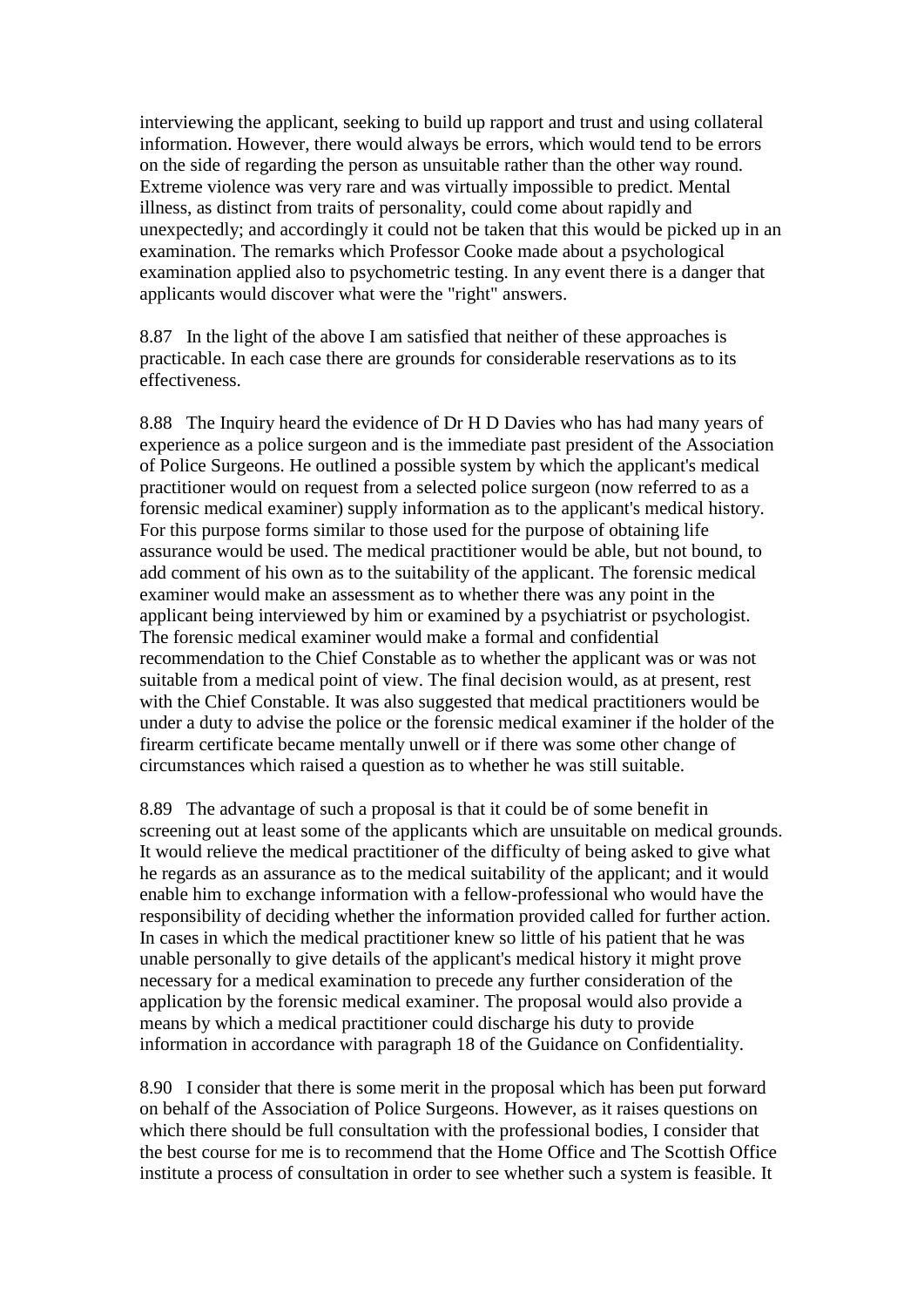interviewing the applicant, seeking to build up rapport and trust and using collateral information. However, there would always be errors, which would tend to be errors on the side of regarding the person as unsuitable rather than the other way round. Extreme violence was very rare and was virtually impossible to predict. Mental illness, as distinct from traits of personality, could come about rapidly and unexpectedly; and accordingly it could not be taken that this would be picked up in an examination. The remarks which Professor Cooke made about a psychological examination applied also to psychometric testing. In any event there is a danger that applicants would discover what were the "right" answers.

8.87 In the light of the above I am satisfied that neither of these approaches is practicable. In each case there are grounds for considerable reservations as to its effectiveness.

8.88 The Inquiry heard the evidence of Dr H D Davies who has had many years of experience as a police surgeon and is the immediate past president of the Association of Police Surgeons. He outlined a possible system by which the applicant's medical practitioner would on request from a selected police surgeon (now referred to as a forensic medical examiner) supply information as to the applicant's medical history. For this purpose forms similar to those used for the purpose of obtaining life assurance would be used. The medical practitioner would be able, but not bound, to add comment of his own as to the suitability of the applicant. The forensic medical examiner would make an assessment as to whether there was any point in the applicant being interviewed by him or examined by a psychiatrist or psychologist. The forensic medical examiner would make a formal and confidential recommendation to the Chief Constable as to whether the applicant was or was not suitable from a medical point of view. The final decision would, as at present, rest with the Chief Constable. It was also suggested that medical practitioners would be under a duty to advise the police or the forensic medical examiner if the holder of the firearm certificate became mentally unwell or if there was some other change of circumstances which raised a question as to whether he was still suitable.

8.89 The advantage of such a proposal is that it could be of some benefit in screening out at least some of the applicants which are unsuitable on medical grounds. It would relieve the medical practitioner of the difficulty of being asked to give what he regards as an assurance as to the medical suitability of the applicant; and it would enable him to exchange information with a fellow-professional who would have the responsibility of deciding whether the information provided called for further action. In cases in which the medical practitioner knew so little of his patient that he was unable personally to give details of the applicant's medical history it might prove necessary for a medical examination to precede any further consideration of the application by the forensic medical examiner. The proposal would also provide a means by which a medical practitioner could discharge his duty to provide information in accordance with paragraph 18 of the Guidance on Confidentiality.

8.90 I consider that there is some merit in the proposal which has been put forward on behalf of the Association of Police Surgeons. However, as it raises questions on which there should be full consultation with the professional bodies, I consider that the best course for me is to recommend that the Home Office and The Scottish Office institute a process of consultation in order to see whether such a system is feasible. It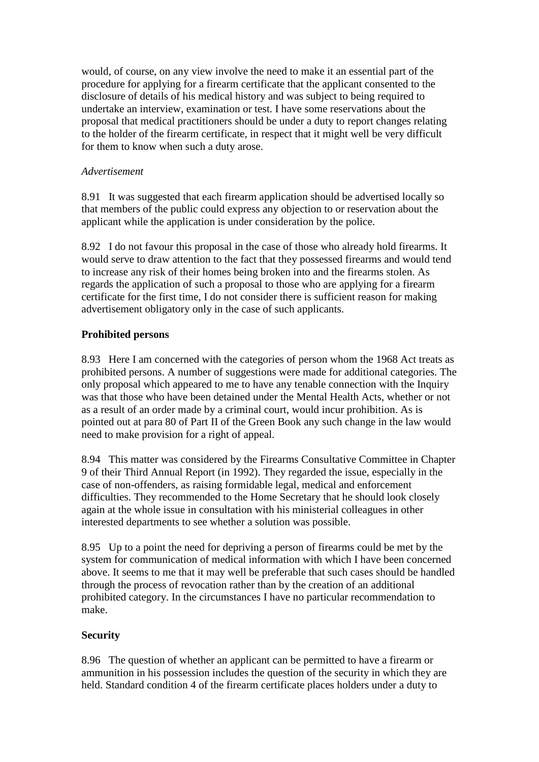would, of course, on any view involve the need to make it an essential part of the procedure for applying for a firearm certificate that the applicant consented to the disclosure of details of his medical history and was subject to being required to undertake an interview, examination or test. I have some reservations about the proposal that medical practitioners should be under a duty to report changes relating to the holder of the firearm certificate, in respect that it might well be very difficult for them to know when such a duty arose.

*Advertisement*

8.91 It was suggested that each firearm application should be advertised locally so that members of the public could express any objection to or reservation about the applicant while the application is under consideration by the police.

8.92 I do not favour this proposal in the case of those who already hold firearms. It would serve to draw attention to the fact that they possessed firearms and would tend to increase any risk of their homes being broken into and the firearms stolen. As regards the application of such a proposal to those who are applying for a firearm certificate for the first time, I do not consider there is sufficient reason for making advertisement obligatory only in the case of such applicants.

**Prohibited persons**

8.93 Here I am concerned with the categories of person whom the 1968 Act treats as prohibited persons. A number of suggestions were made for additional categories. The only proposal which appeared to me to have any tenable connection with the Inquiry was that those who have been detained under the Mental Health Acts, whether or not as a result of an order made by a criminal court, would incur prohibition. As is pointed out at para 80 of Part II of the Green Book any such change in the law would need to make provision for a right of appeal.

8.94 This matter was considered by the Firearms Consultative Committee in Chapter 9 of their Third Annual Report (in 1992). They regarded the issue, especially in the case of non-offenders, as raising formidable legal, medical and enforcement difficulties. They recommended to the Home Secretary that he should look closely again at the whole issue in consultation with his ministerial colleagues in other interested departments to see whether a solution was possible.

8.95 Up to a point the need for depriving a person of firearms could be met by the system for communication of medical information with which I have been concerned above. It seems to me that it may well be preferable that such cases should be handled through the process of revocation rather than by the creation of an additional prohibited category. In the circumstances I have no particular recommendation to make.

**Security**

8.96 The question of whether an applicant can be permitted to have a firearm or ammunition in his possession includes the question of the security in which they are held. Standard condition 4 of the firearm certificate places holders under a duty to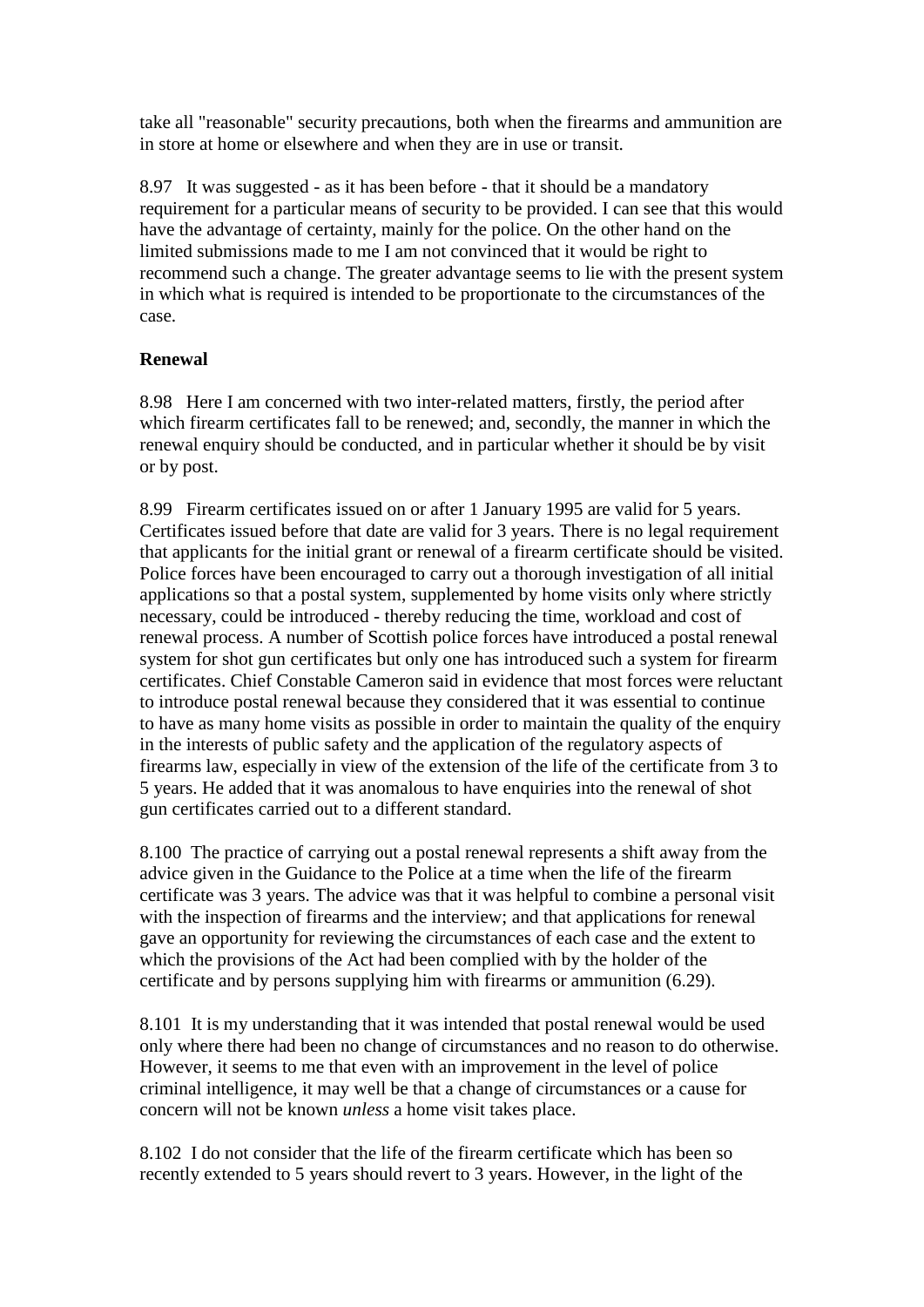take all "reasonable" security precautions, both when the firearms and ammunition are in store at home or elsewhere and when they are in use or transit.

8.97 It was suggested - as it has been before - that it should be a mandatory requirement for a particular means of security to be provided. I can see that this would have the advantage of certainty, mainly for the police. On the other hand on the limited submissions made to me I am not convinced that it would be right to recommend such a change. The greater advantage seems to lie with the present system in which what is required is intended to be proportionate to the circumstances of the case.

**Renewal**

8.98 Here I am concerned with two inter-related matters, firstly, the period after which firearm certificates fall to be renewed; and, secondly, the manner in which the renewal enquiry should be conducted, and in particular whether it should be by visit or by post.

8.99 Firearm certificates issued on or after 1 January 1995 are valid for 5 years. Certificates issued before that date are valid for 3 years. There is no legal requirement that applicants for the initial grant or renewal of a firearm certificate should be visited. Police forces have been encouraged to carry out a thorough investigation of all initial applications so that a postal system, supplemented by home visits only where strictly necessary, could be introduced - thereby reducing the time, workload and cost of renewal process. A number of Scottish police forces have introduced a postal renewal system for shot gun certificates but only one has introduced such a system for firearm certificates. Chief Constable Cameron said in evidence that most forces were reluctant to introduce postal renewal because they considered that it was essential to continue to have as many home visits as possible in order to maintain the quality of the enquiry in the interests of public safety and the application of the regulatory aspects of firearms law, especially in view of the extension of the life of the certificate from 3 to 5 years. He added that it was anomalous to have enquiries into the renewal of shot gun certificates carried out to a different standard.

8.100 The practice of carrying out a postal renewal represents a shift away from the advice given in the Guidance to the Police at a time when the life of the firearm certificate was 3 years. The advice was that it was helpful to combine a personal visit with the inspection of firearms and the interview; and that applications for renewal gave an opportunity for reviewing the circumstances of each case and the extent to which the provisions of the Act had been complied with by the holder of the certificate and by persons supplying him with firearms or ammunition (6.29).

8.101 It is my understanding that it was intended that postal renewal would be used only where there had been no change of circumstances and no reason to do otherwise. However, it seems to me that even with an improvement in the level of police criminal intelligence, it may well be that a change of circumstances or a cause for concern will not be known *unless* a home visit takes place.

8.102 I do not consider that the life of the firearm certificate which has been so recently extended to 5 years should revert to 3 years. However, in the light of the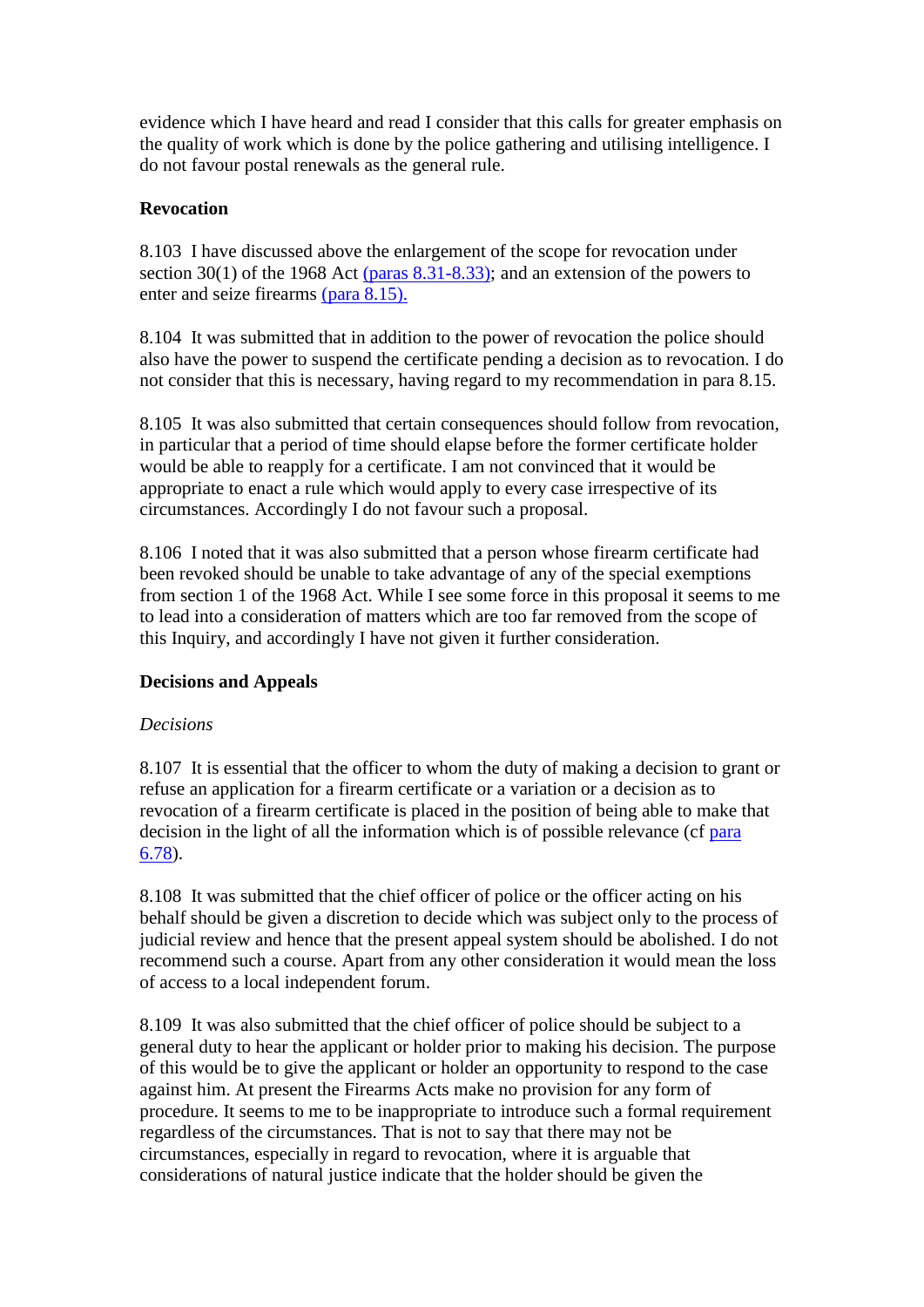evidence which I have heard and read I consider that this calls for greater emphasis on the quality of work which is done by the police gathering and utilising intelligence. I do not favour postal renewals as the general rule.

**Revocation**

8.103 I have discussed above the enlargement of the scope for revocation under section 30(1) of the 1968 Act (paras 8.31-8.33); and an extension of the powers to enter and seize firearms (para 8.15).

8.104 It was submitted that in addition to the power of revocation the police should also have the power to suspend the certificate pending a decision as to revocation. I do not consider that this is necessary, having regard to my recommendation in para 8.15.

8.105 It was also submitted that certain consequences should follow from revocation, in particular that a period of time should elapse before the former certificate holder would be able to reapply for a certificate. I am not convinced that it would be appropriate to enact a rule which would apply to every case irrespective of its circumstances. Accordingly I do not favour such a proposal.

8.106 I noted that it was also submitted that a person whose firearm certificate had been revoked should be unable to take advantage of any of the special exemptions from section 1 of the 1968 Act. While I see some force in this proposal it seems to me to lead into a consideration of matters which are too far removed from the scope of this Inquiry, and accordingly I have not given it further consideration.

**Decisions and Appeals**

*Decisions*

8.107 It is essential that the officer to whom the duty of making a decision to grant or refuse an application for a firearm certificate or a variation or a decision as to revocation of a firearm certificate is placed in the position of being able to make that decision in the light of all the information which is of possible relevance (cf para 6.78).

8.108 It was submitted that the chief officer of police or the officer acting on his behalf should be given a discretion to decide which was subject only to the process of judicial review and hence that the present appeal system should be abolished. I do not recommend such a course. Apart from any other consideration it would mean the loss of access to a local independent forum.

8.109 It was also submitted that the chief officer of police should be subject to a general duty to hear the applicant or holder prior to making his decision. The purpose of this would be to give the applicant or holder an opportunity to respond to the case against him. At present the Firearms Acts make no provision for any form of procedure. It seems to me to be inappropriate to introduce such a formal requirement regardless of the circumstances. That is not to say that there may not be circumstances, especially in regard to revocation, where it is arguable that considerations of natural justice indicate that the holder should be given the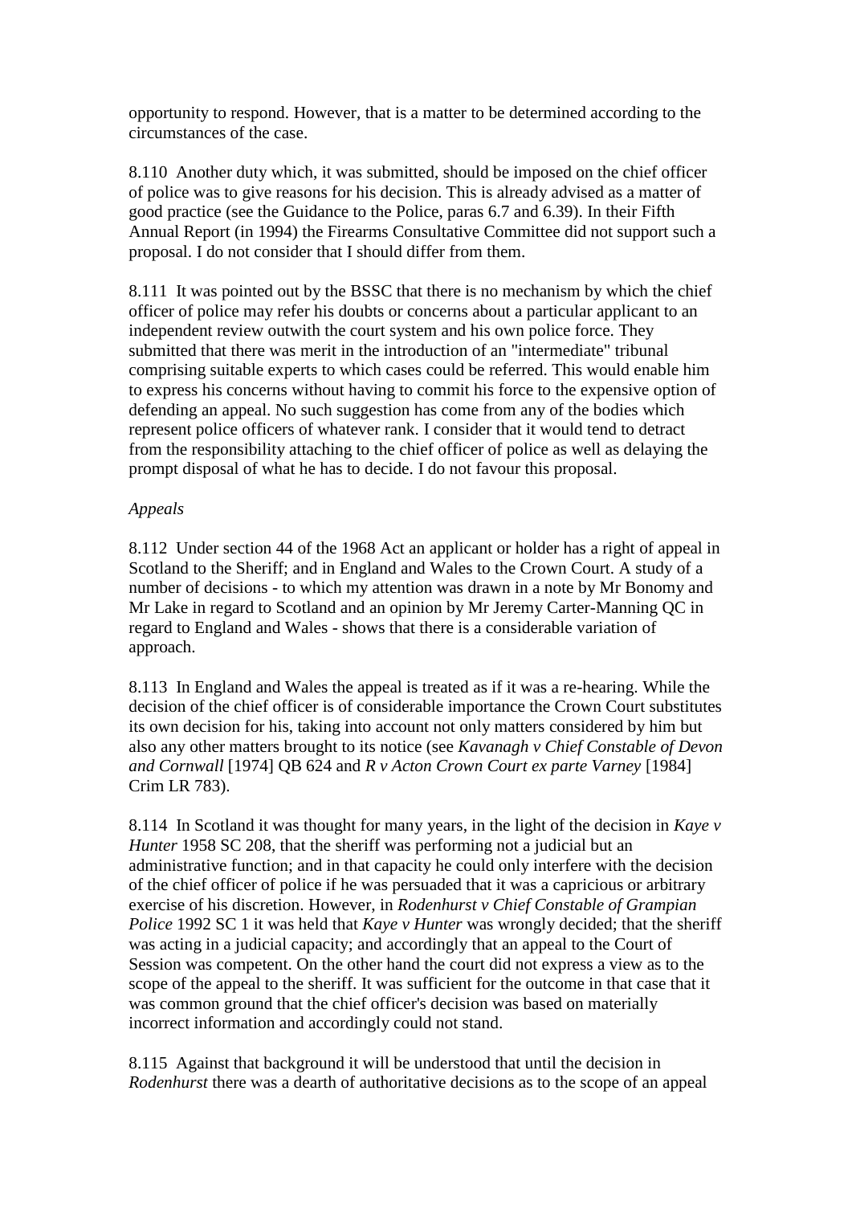opportunity to respond. However, that is a matter to be determined according to the circumstances of the case.

8.110 Another duty which, it was submitted, should be imposed on the chief officer of police was to give reasons for his decision. This is already advised as a matter of good practice (see the Guidance to the Police, paras 6.7 and 6.39). In their Fifth Annual Report (in 1994) the Firearms Consultative Committee did not support such a proposal. I do not consider that I should differ from them.

8.111 It was pointed out by the BSSC that there is no mechanism by which the chief officer of police may refer his doubts or concerns about a particular applicant to an independent review outwith the court system and his own police force. They submitted that there was merit in the introduction of an "intermediate" tribunal comprising suitable experts to which cases could be referred. This would enable him to express his concerns without having to commit his force to the expensive option of defending an appeal. No such suggestion has come from any of the bodies which represent police officers of whatever rank. I consider that it would tend to detract from the responsibility attaching to the chief officer of police as well as delaying the prompt disposal of what he has to decide. I do not favour this proposal.

*Appeals*

8.112 Under section 44 of the 1968 Act an applicant or holder has a right of appeal in Scotland to the Sheriff; and in England and Wales to the Crown Court. A study of a number of decisions - to which my attention was drawn in a note by Mr Bonomy and Mr Lake in regard to Scotland and an opinion by Mr Jeremy Carter-Manning QC in regard to England and Wales - shows that there is a considerable variation of approach.

8.113 In England and Wales the appeal is treated as if it was a re-hearing. While the decision of the chief officer is of considerable importance the Crown Court substitutes its own decision for his, taking into account not only matters considered by him but also any other matters brought to its notice (see *Kavanagh v Chief Constable of Devon and Cornwall* [1974] QB 624 and *R v Acton Crown Court ex parte Varney* [1984] Crim LR 783).

8.114 In Scotland it was thought for many years, in the light of the decision in *Kaye v Hunter* 1958 SC 208, that the sheriff was performing not a judicial but an administrative function; and in that capacity he could only interfere with the decision of the chief officer of police if he was persuaded that it was a capricious or arbitrary exercise of his discretion. However, in *Rodenhurst v Chief Constable of Grampian Police* 1992 SC 1 it was held that *Kaye v Hunter* was wrongly decided; that the sheriff was acting in a judicial capacity; and accordingly that an appeal to the Court of Session was competent. On the other hand the court did not express a view as to the scope of the appeal to the sheriff. It was sufficient for the outcome in that case that it was common ground that the chief officer's decision was based on materially incorrect information and accordingly could not stand.

8.115 Against that background it will be understood that until the decision in *Rodenhurst* there was a dearth of authoritative decisions as to the scope of an appeal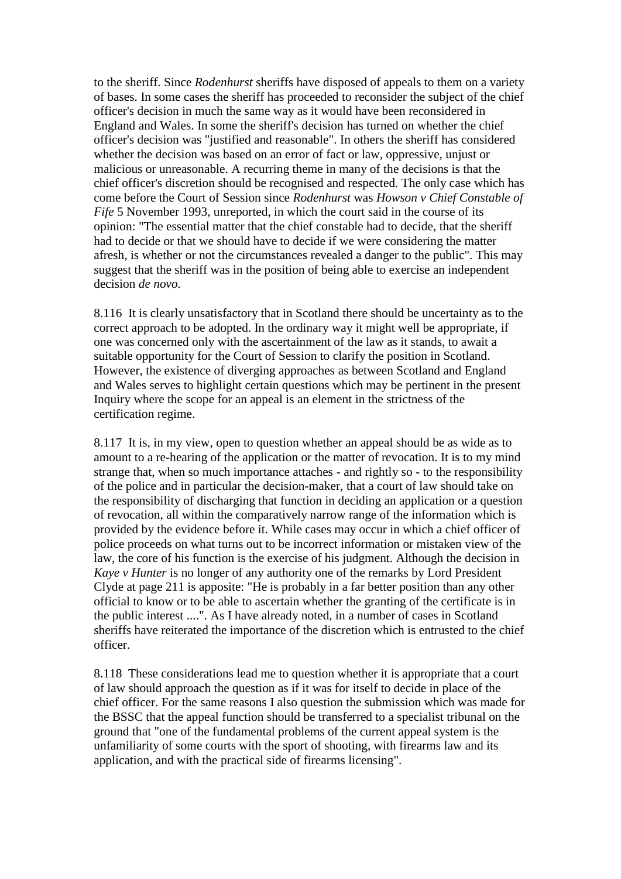to the sheriff. Since *Rodenhurst* sheriffs have disposed of appeals to them on a variety of bases. In some cases the sheriff has proceeded to reconsider the subject of the chief officer's decision in much the same way as it would have been reconsidered in England and Wales. In some the sheriff's decision has turned on whether the chief officer's decision was "justified and reasonable". In others the sheriff has considered whether the decision was based on an error of fact or law, oppressive, unjust or malicious or unreasonable. A recurring theme in many of the decisions is that the chief officer's discretion should be recognised and respected. The only case which has come before the Court of Session since *Rodenhurst* was *Howson v Chief Constable of Fife* 5 November 1993, unreported, in which the court said in the course of its opinion: "The essential matter that the chief constable had to decide, that the sheriff had to decide or that we should have to decide if we were considering the matter afresh, is whether or not the circumstances revealed a danger to the public". This may suggest that the sheriff was in the position of being able to exercise an independent decision *de novo.*

8.116 It is clearly unsatisfactory that in Scotland there should be uncertainty as to the correct approach to be adopted. In the ordinary way it might well be appropriate, if one was concerned only with the ascertainment of the law as it stands, to await a suitable opportunity for the Court of Session to clarify the position in Scotland. However, the existence of diverging approaches as between Scotland and England and Wales serves to highlight certain questions which may be pertinent in the present Inquiry where the scope for an appeal is an element in the strictness of the certification regime.

8.117 It is, in my view, open to question whether an appeal should be as wide as to amount to a re-hearing of the application or the matter of revocation. It is to my mind strange that, when so much importance attaches - and rightly so - to the responsibility of the police and in particular the decision-maker, that a court of law should take on the responsibility of discharging that function in deciding an application or a question of revocation, all within the comparatively narrow range of the information which is provided by the evidence before it. While cases may occur in which a chief officer of police proceeds on what turns out to be incorrect information or mistaken view of the law, the core of his function is the exercise of his judgment. Although the decision in *Kaye v Hunter* is no longer of any authority one of the remarks by Lord President Clyde at page 211 is apposite: "He is probably in a far better position than any other official to know or to be able to ascertain whether the granting of the certificate is in the public interest ....". As I have already noted, in a number of cases in Scotland sheriffs have reiterated the importance of the discretion which is entrusted to the chief officer.

8.118 These considerations lead me to question whether it is appropriate that a court of law should approach the question as if it was for itself to decide in place of the chief officer. For the same reasons I also question the submission which was made for the BSSC that the appeal function should be transferred to a specialist tribunal on the ground that "one of the fundamental problems of the current appeal system is the unfamiliarity of some courts with the sport of shooting, with firearms law and its application, and with the practical side of firearms licensing".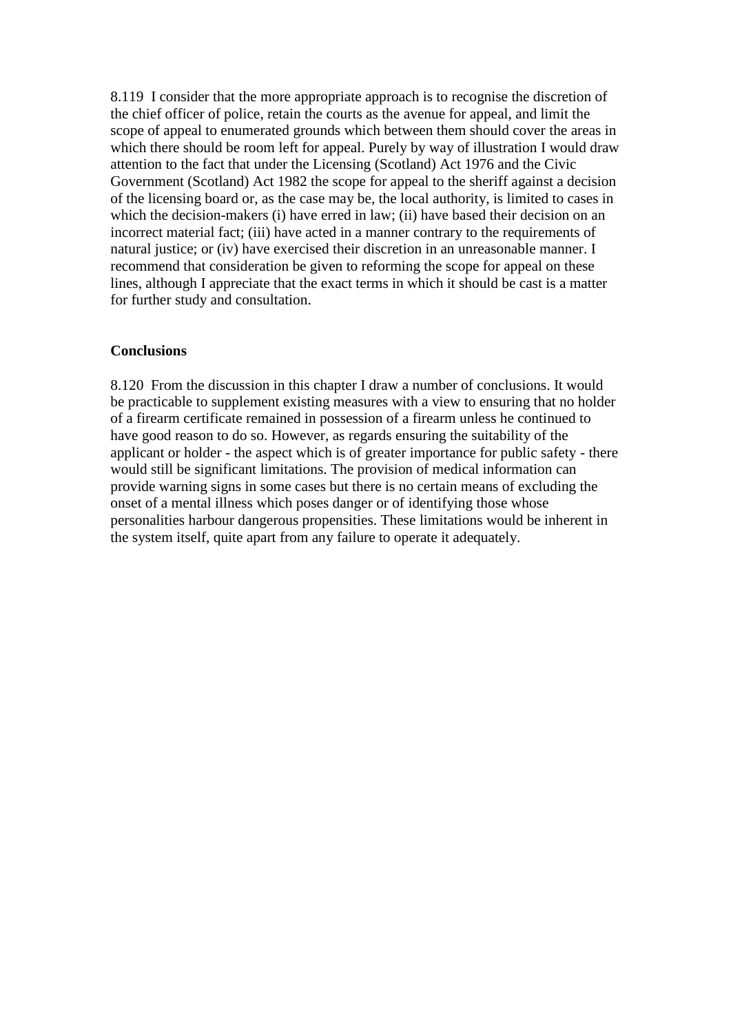8.119  I consider that the more appropriate approach is to recognise the discretion of the chief officer of police, retain the courts as the avenue for appeal, and limit the scope of appeal to enumerated grounds which between them should cover the areas in which there should be room left for appeal. Purely by way of illustration I would draw attention to the fact that under the Licensing (Scotland) Act 1976 and the Civic Government (Scotland) Act 1982 the scope for appeal to the sheriff against a decision of the licensing board or, as the case may be, the local authority, is limited to cases in which the decision-makers (i) have erred in law; (ii) have based their decision on an incorrect material fact; (iii) have acted in a manner contrary to the requirements of natural justice; or (iv) have exercised their discretion in an unreasonable manner. I recommend that consideration be given to reforming the scope for appeal on these lines, although I appreciate that the exact terms in which it should be cast is a matter for further study and consultation.

**Conclusions**

8.120  From the discussion in this chapter I draw a number of conclusions. It would be practicable to supplement existing measures with a view to ensuring that no holder of a firearm certificate remained in possession of a firearm unless he continued to have good reason to do so. However, as regards ensuring the suitability of the applicant or holder - the aspect which is of greater importance for public safety - there would still be significant limitations. The provision of medical information can provide warning signs in some cases but there is no certain means of excluding the onset of a mental illness which poses danger or of identifying those whose personalities harbour dangerous propensities. These limitations would be inherent in the system itself, quite apart from any failure to operate it adequately.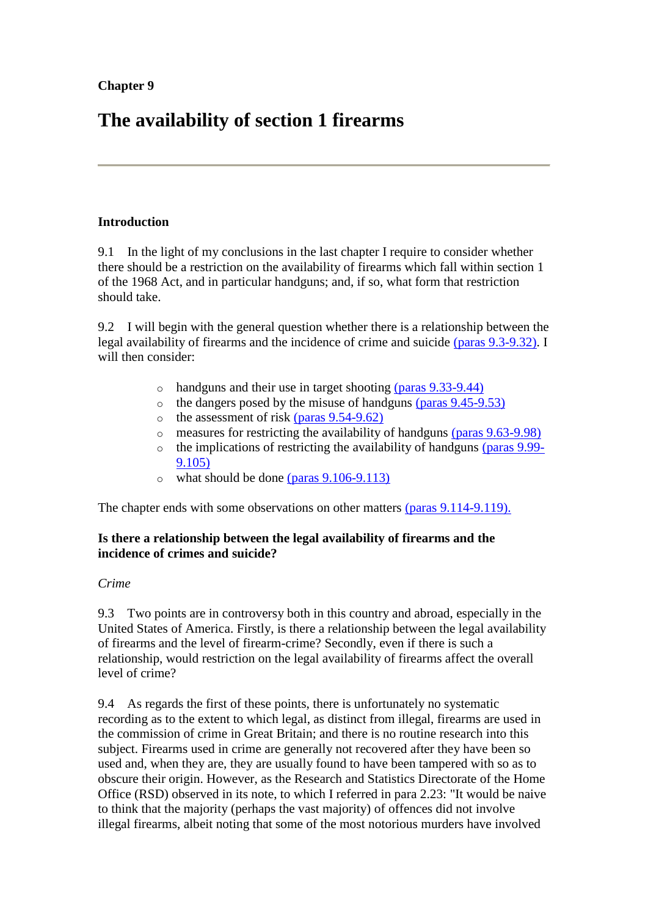**Chapter 9**

# The availability of section 1 firearms

---

**Introduction**

9.1 In the light of my conclusions in the last chapter I require to consider whether there should be a restriction on the availability of firearms which fall within section 1 of the 1968 Act, and in particular handguns; and, if so, what form that restriction should take.

9.2 I will begin with the general question whether there is a relationship between the legal availability of firearms and the incidence of crime and suicide (paras 9.3-9.32). I will then consider:

- handguns and their use in target shooting (paras 9.33-9.44)
- the dangers posed by the misuse of handguns (paras 9.45-9.53)
- the assessment of risk (paras 9.54-9.62)
- measures for restricting the availability of handguns (paras 9.63-9.98)
- the implications of restricting the availability of handguns (paras 9.99-9.105)
- what should be done (paras 9.106-9.113)

The chapter ends with some observations on other matters (paras 9.114-9.119).

**Is there a relationship between the legal availability of firearms and the incidence of crimes and suicide?**

*Crime*

9.3 Two points are in controversy both in this country and abroad, especially in the United States of America. Firstly, is there a relationship between the legal availability of firearms and the level of firearm-crime? Secondly, even if there is such a relationship, would restriction on the legal availability of firearms affect the overall level of crime?

9.4 As regards the first of these points, there is unfortunately no systematic recording as to the extent to which legal, as distinct from illegal, firearms are used in the commission of crime in Great Britain; and there is no routine research into this subject. Firearms used in crime are generally not recovered after they have been so used and, when they are, they are usually found to have been tampered with so as to obscure their origin. However, as the Research and Statistics Directorate of the Home Office (RSD) observed in its note, to which I referred in para 2.23: "It would be naive to think that the majority (perhaps the vast majority) of offences did not involve illegal firearms, albeit noting that some of the most notorious murders have involved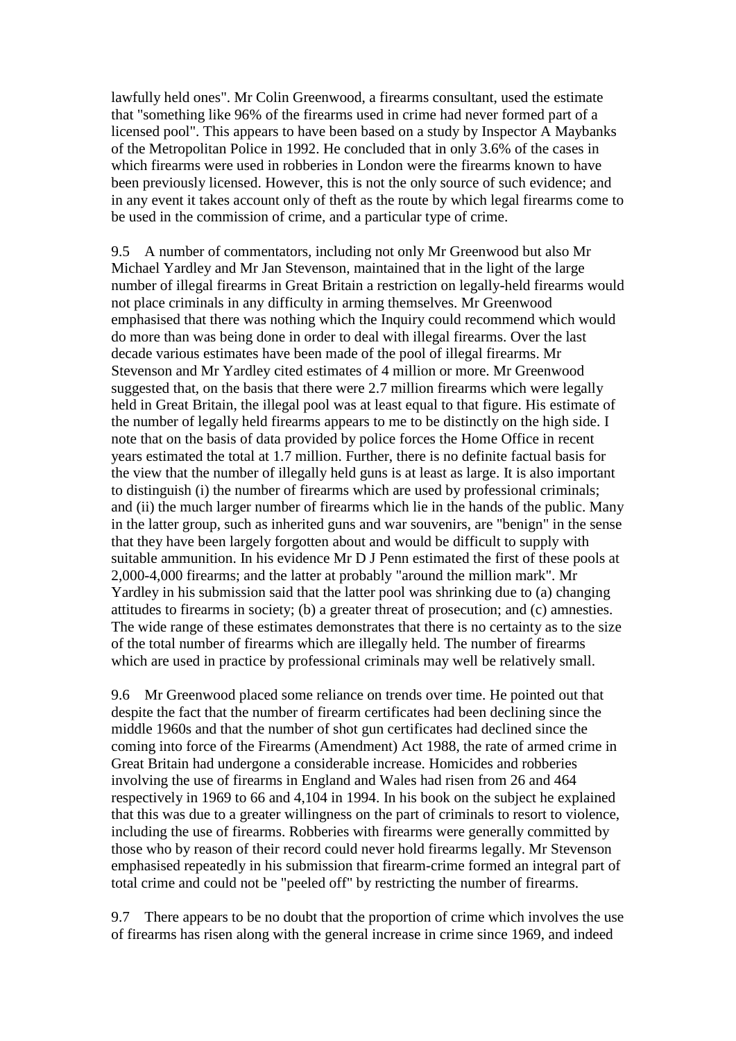lawfully held ones". Mr Colin Greenwood, a firearms consultant, used the estimate that "something like 96% of the firearms used in crime had never formed part of a licensed pool". This appears to have been based on a study by Inspector A Maybanks of the Metropolitan Police in 1992. He concluded that in only 3.6% of the cases in which firearms were used in robberies in London were the firearms known to have been previously licensed. However, this is not the only source of such evidence; and in any event it takes account only of theft as the route by which legal firearms come to be used in the commission of crime, and a particular type of crime.

9.5 A number of commentators, including not only Mr Greenwood but also Mr Michael Yardley and Mr Jan Stevenson, maintained that in the light of the large number of illegal firearms in Great Britain a restriction on legally-held firearms would not place criminals in any difficulty in arming themselves. Mr Greenwood emphasised that there was nothing which the Inquiry could recommend which would do more than was being done in order to deal with illegal firearms. Over the last decade various estimates have been made of the pool of illegal firearms. Mr Stevenson and Mr Yardley cited estimates of 4 million or more. Mr Greenwood suggested that, on the basis that there were 2.7 million firearms which were legally held in Great Britain, the illegal pool was at least equal to that figure. His estimate of the number of legally held firearms appears to me to be distinctly on the high side. I note that on the basis of data provided by police forces the Home Office in recent years estimated the total at 1.7 million. Further, there is no definite factual basis for the view that the number of illegally held guns is at least as large. It is also important to distinguish (i) the number of firearms which are used by professional criminals; and (ii) the much larger number of firearms which lie in the hands of the public. Many in the latter group, such as inherited guns and war souvenirs, are "benign" in the sense that they have been largely forgotten about and would be difficult to supply with suitable ammunition. In his evidence Mr D J Penn estimated the first of these pools at 2,000-4,000 firearms; and the latter at probably "around the million mark". Mr Yardley in his submission said that the latter pool was shrinking due to (a) changing attitudes to firearms in society; (b) a greater threat of prosecution; and (c) amnesties. The wide range of these estimates demonstrates that there is no certainty as to the size of the total number of firearms which are illegally held. The number of firearms which are used in practice by professional criminals may well be relatively small.

9.6 Mr Greenwood placed some reliance on trends over time. He pointed out that despite the fact that the number of firearm certificates had been declining since the middle 1960s and that the number of shot gun certificates had declined since the coming into force of the Firearms (Amendment) Act 1988, the rate of armed crime in Great Britain had undergone a considerable increase. Homicides and robberies involving the use of firearms in England and Wales had risen from 26 and 464 respectively in 1969 to 66 and 4,104 in 1994. In his book on the subject he explained that this was due to a greater willingness on the part of criminals to resort to violence, including the use of firearms. Robberies with firearms were generally committed by those who by reason of their record could never hold firearms legally. Mr Stevenson emphasised repeatedly in his submission that firearm-crime formed an integral part of total crime and could not be "peeled off" by restricting the number of firearms.

9.7 There appears to be no doubt that the proportion of crime which involves the use of firearms has risen along with the general increase in crime since 1969, and indeed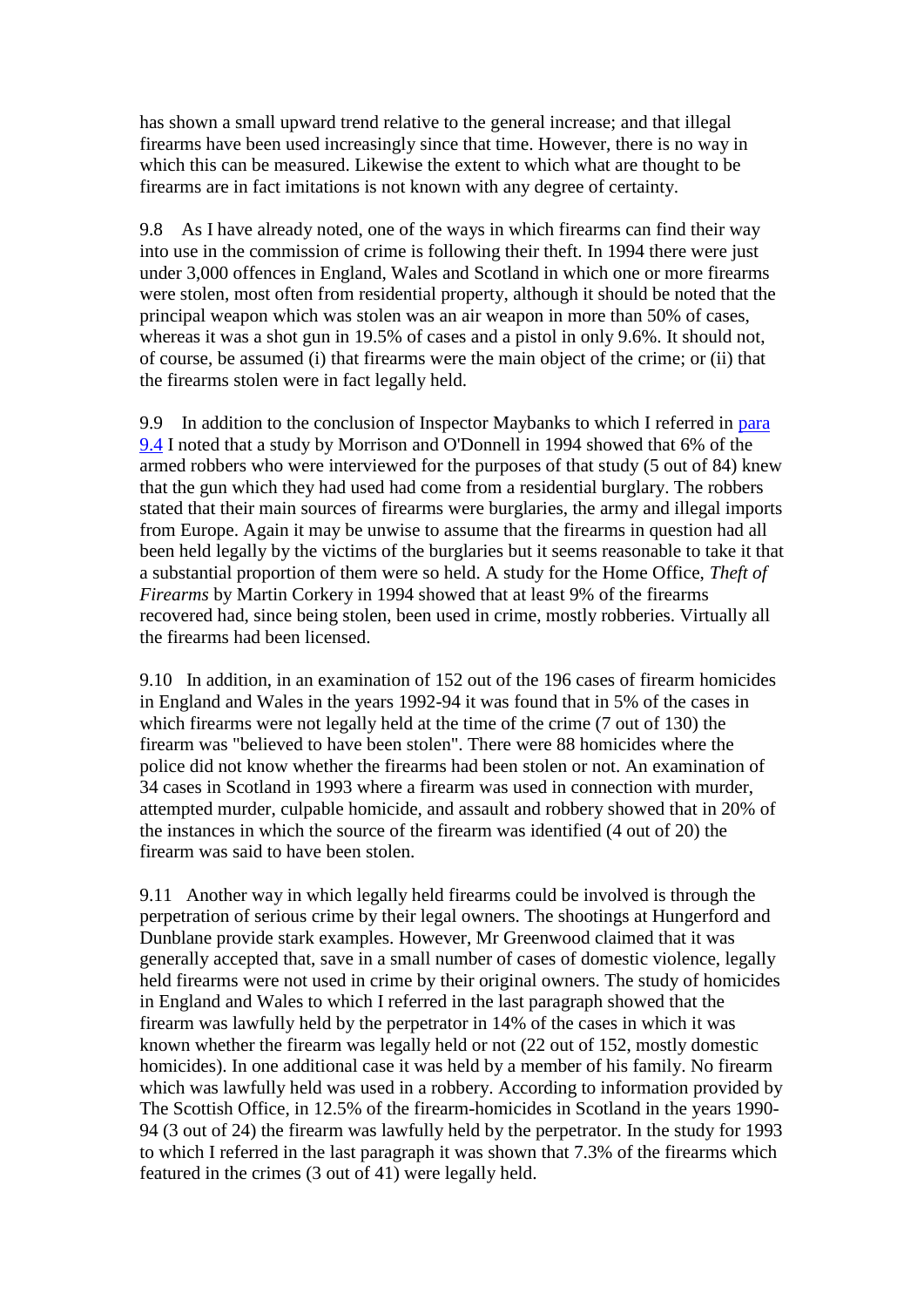has shown a small upward trend relative to the general increase; and that illegal firearms have been used increasingly since that time. However, there is no way in which this can be measured. Likewise the extent to which what are thought to be firearms are in fact imitations is not known with any degree of certainty.

9.8 As I have already noted, one of the ways in which firearms can find their way into use in the commission of crime is following their theft. In 1994 there were just under 3,000 offences in England, Wales and Scotland in which one or more firearms were stolen, most often from residential property, although it should be noted that the principal weapon which was stolen was an air weapon in more than 50% of cases, whereas it was a shot gun in 19.5% of cases and a pistol in only 9.6%. It should not, of course, be assumed (i) that firearms were the main object of the crime; or (ii) that the firearms stolen were in fact legally held.

9.9 In addition to the conclusion of Inspector Maybanks to which I referred in para 9.4 I noted that a study by Morrison and O'Donnell in 1994 showed that 6% of the armed robbers who were interviewed for the purposes of that study (5 out of 84) knew that the gun which they had used had come from a residential burglary. The robbers stated that their main sources of firearms were burglaries, the army and illegal imports from Europe. Again it may be unwise to assume that the firearms in question had all been held legally by the victims of the burglaries but it seems reasonable to take it that a substantial proportion of them were so held. A study for the Home Office, *Theft of Firearms* by Martin Corkery in 1994 showed that at least 9% of the firearms recovered had, since being stolen, been used in crime, mostly robberies. Virtually all the firearms had been licensed.

9.10 In addition, in an examination of 152 out of the 196 cases of firearm homicides in England and Wales in the years 1992-94 it was found that in 5% of the cases in which firearms were not legally held at the time of the crime (7 out of 130) the firearm was "believed to have been stolen". There were 88 homicides where the police did not know whether the firearms had been stolen or not. An examination of 34 cases in Scotland in 1993 where a firearm was used in connection with murder, attempted murder, culpable homicide, and assault and robbery showed that in 20% of the instances in which the source of the firearm was identified (4 out of 20) the firearm was said to have been stolen.

9.11 Another way in which legally held firearms could be involved is through the perpetration of serious crime by their legal owners. The shootings at Hungerford and Dunblane provide stark examples. However, Mr Greenwood claimed that it was generally accepted that, save in a small number of cases of domestic violence, legally held firearms were not used in crime by their original owners. The study of homicides in England and Wales to which I referred in the last paragraph showed that the firearm was lawfully held by the perpetrator in 14% of the cases in which it was known whether the firearm was legally held or not (22 out of 152, mostly domestic homicides). In one additional case it was held by a member of his family. No firearm which was lawfully held was used in a robbery. According to information provided by The Scottish Office, in 12.5% of the firearm-homicides in Scotland in the years 1990-94 (3 out of 24) the firearm was lawfully held by the perpetrator. In the study for 1993 to which I referred in the last paragraph it was shown that 7.3% of the firearms which featured in the crimes (3 out of 41) were legally held.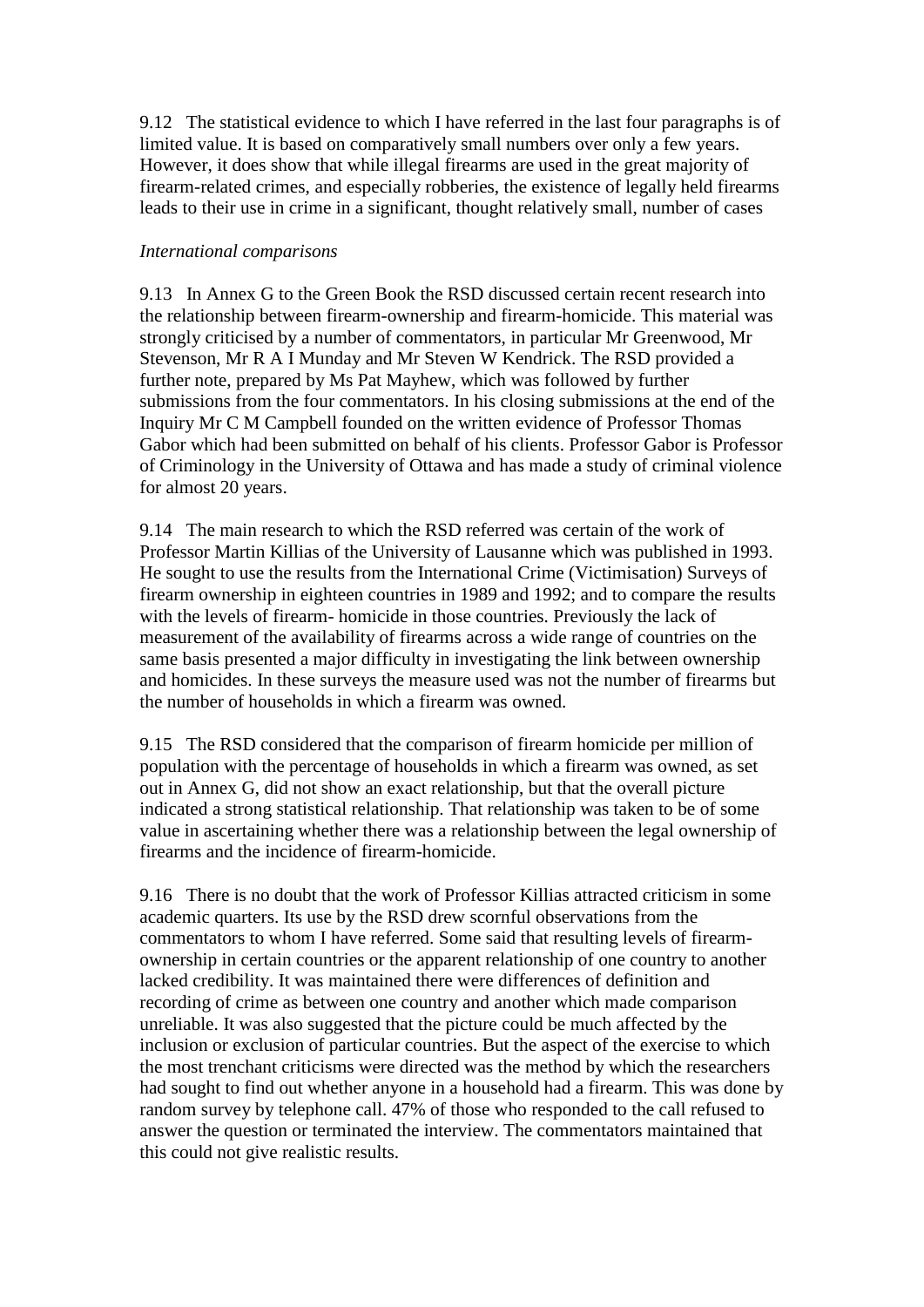9.12 The statistical evidence to which I have referred in the last four paragraphs is of limited value. It is based on comparatively small numbers over only a few years. However, it does show that while illegal firearms are used in the great majority of firearm-related crimes, and especially robberies, the existence of legally held firearms leads to their use in crime in a significant, thought relatively small, number of cases

*International comparisons*

9.13 In Annex G to the Green Book the RSD discussed certain recent research into the relationship between firearm-ownership and firearm-homicide. This material was strongly criticised by a number of commentators, in particular Mr Greenwood, Mr Stevenson, Mr R A I Munday and Mr Steven W Kendrick. The RSD provided a further note, prepared by Ms Pat Mayhew, which was followed by further submissions from the four commentators. In his closing submissions at the end of the Inquiry Mr C M Campbell founded on the written evidence of Professor Thomas Gabor which had been submitted on behalf of his clients. Professor Gabor is Professor of Criminology in the University of Ottawa and has made a study of criminal violence for almost 20 years.

9.14 The main research to which the RSD referred was certain of the work of Professor Martin Killias of the University of Lausanne which was published in 1993. He sought to use the results from the International Crime (Victimisation) Surveys of firearm ownership in eighteen countries in 1989 and 1992; and to compare the results with the levels of firearm- homicide in those countries. Previously the lack of measurement of the availability of firearms across a wide range of countries on the same basis presented a major difficulty in investigating the link between ownership and homicides. In these surveys the measure used was not the number of firearms but the number of households in which a firearm was owned.

9.15 The RSD considered that the comparison of firearm homicide per million of population with the percentage of households in which a firearm was owned, as set out in Annex G, did not show an exact relationship, but that the overall picture indicated a strong statistical relationship. That relationship was taken to be of some value in ascertaining whether there was a relationship between the legal ownership of firearms and the incidence of firearm-homicide.

9.16 There is no doubt that the work of Professor Killias attracted criticism in some academic quarters. Its use by the RSD drew scornful observations from the commentators to whom I have referred. Some said that resulting levels of firearm-ownership in certain countries or the apparent relationship of one country to another lacked credibility. It was maintained there were differences of definition and recording of crime as between one country and another which made comparison unreliable. It was also suggested that the picture could be much affected by the inclusion or exclusion of particular countries. But the aspect of the exercise to which the most trenchant criticisms were directed was the method by which the researchers had sought to find out whether anyone in a household had a firearm. This was done by random survey by telephone call. 47% of those who responded to the call refused to answer the question or terminated the interview. The commentators maintained that this could not give realistic results.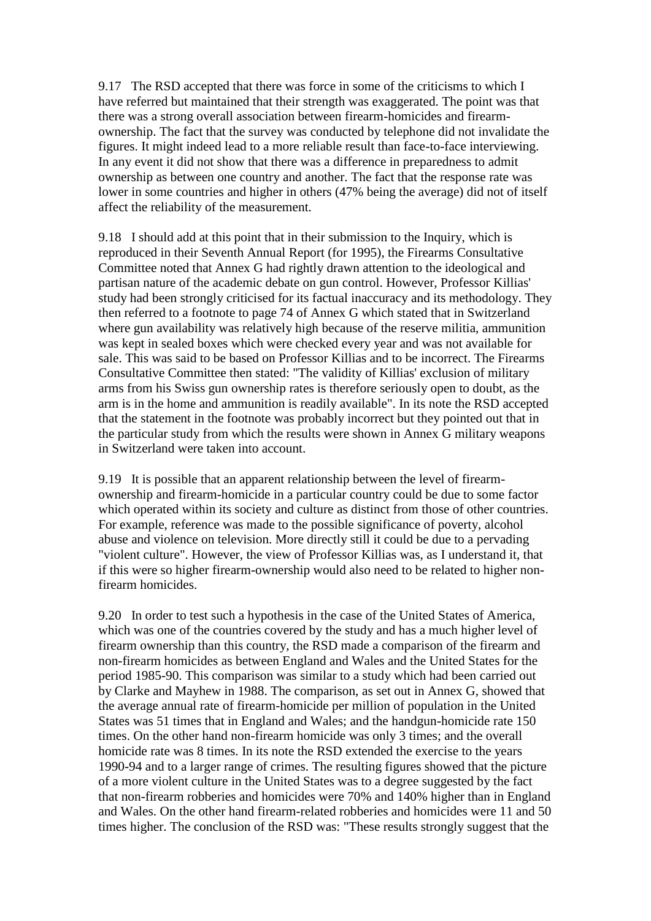9.17 The RSD accepted that there was force in some of the criticisms to which I have referred but maintained that their strength was exaggerated. The point was that there was a strong overall association between firearm-homicides and firearm-ownership. The fact that the survey was conducted by telephone did not invalidate the figures. It might indeed lead to a more reliable result than face-to-face interviewing. In any event it did not show that there was a difference in preparedness to admit ownership as between one country and another. The fact that the response rate was lower in some countries and higher in others (47% being the average) did not of itself affect the reliability of the measurement.

9.18 I should add at this point that in their submission to the Inquiry, which is reproduced in their Seventh Annual Report (for 1995), the Firearms Consultative Committee noted that Annex G had rightly drawn attention to the ideological and partisan nature of the academic debate on gun control. However, Professor Killias' study had been strongly criticised for its factual inaccuracy and its methodology. They then referred to a footnote to page 74 of Annex G which stated that in Switzerland where gun availability was relatively high because of the reserve militia, ammunition was kept in sealed boxes which were checked every year and was not available for sale. This was said to be based on Professor Killias and to be incorrect. The Firearms Consultative Committee then stated: "The validity of Killias' exclusion of military arms from his Swiss gun ownership rates is therefore seriously open to doubt, as the arm is in the home and ammunition is readily available". In its note the RSD accepted that the statement in the footnote was probably incorrect but they pointed out that in the particular study from which the results were shown in Annex G military weapons in Switzerland were taken into account.

9.19 It is possible that an apparent relationship between the level of firearm-ownership and firearm-homicide in a particular country could be due to some factor which operated within its society and culture as distinct from those of other countries. For example, reference was made to the possible significance of poverty, alcohol abuse and violence on television. More directly still it could be due to a pervading "violent culture". However, the view of Professor Killias was, as I understand it, that if this were so higher firearm-ownership would also need to be related to higher non-firearm homicides.

9.20 In order to test such a hypothesis in the case of the United States of America, which was one of the countries covered by the study and has a much higher level of firearm ownership than this country, the RSD made a comparison of the firearm and non-firearm homicides as between England and Wales and the United States for the period 1985-90. This comparison was similar to a study which had been carried out by Clarke and Mayhew in 1988. The comparison, as set out in Annex G, showed that the average annual rate of firearm-homicide per million of population in the United States was 51 times that in England and Wales; and the handgun-homicide rate 150 times. On the other hand non-firearm homicide was only 3 times; and the overall homicide rate was 8 times. In its note the RSD extended the exercise to the years 1990-94 and to a larger range of crimes. The resulting figures showed that the picture of a more violent culture in the United States was to a degree suggested by the fact that non-firearm robberies and homicides were 70% and 140% higher than in England and Wales. On the other hand firearm-related robberies and homicides were 11 and 50 times higher. The conclusion of the RSD was: "These results strongly suggest that the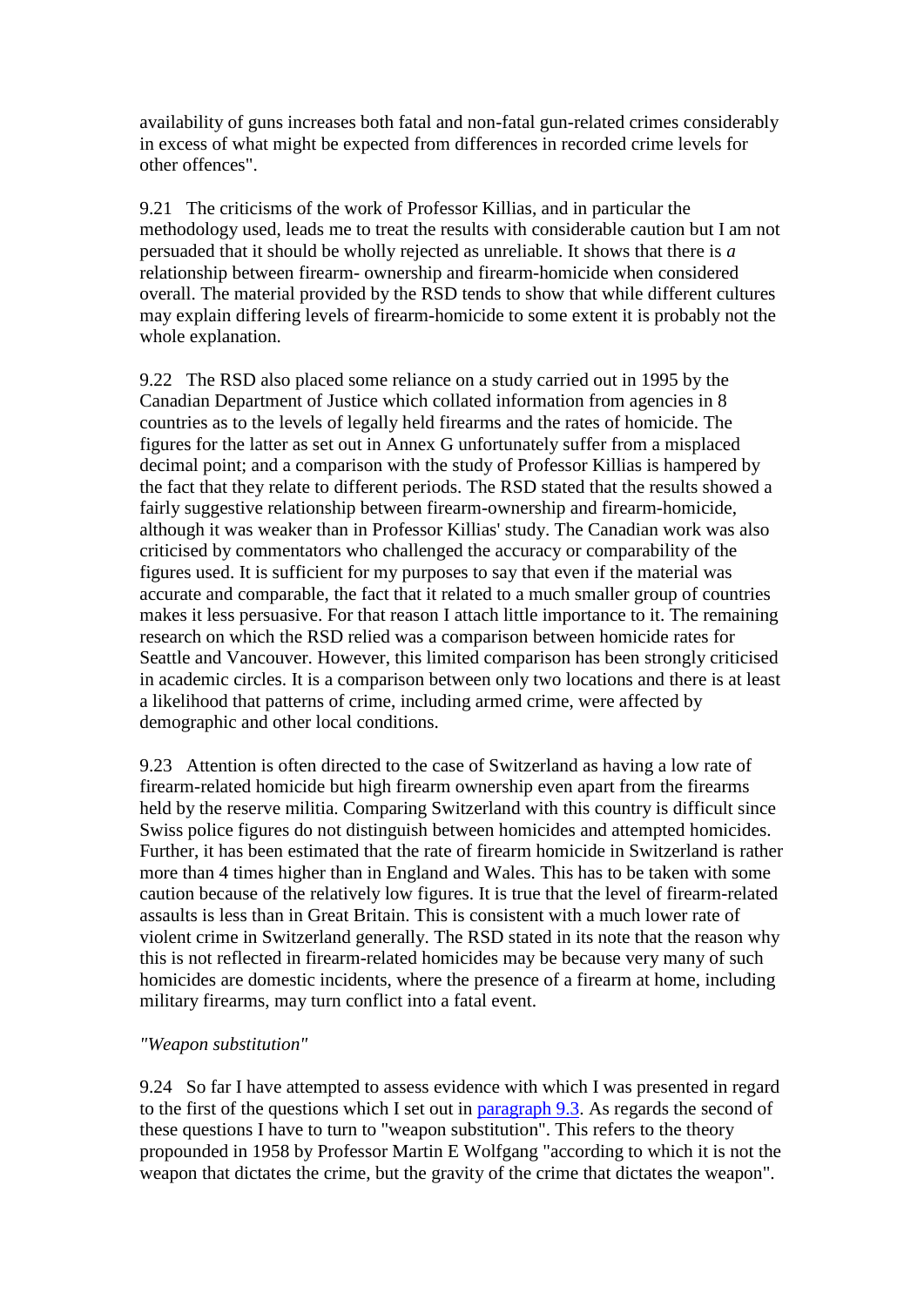availability of guns increases both fatal and non-fatal gun-related crimes considerably in excess of what might be expected from differences in recorded crime levels for other offences".

9.21 The criticisms of the work of Professor Killias, and in particular the methodology used, leads me to treat the results with considerable caution but I am not persuaded that it should be wholly rejected as unreliable. It shows that there is *a* relationship between firearm- ownership and firearm-homicide when considered overall. The material provided by the RSD tends to show that while different cultures may explain differing levels of firearm-homicide to some extent it is probably not the whole explanation.

9.22 The RSD also placed some reliance on a study carried out in 1995 by the Canadian Department of Justice which collated information from agencies in 8 countries as to the levels of legally held firearms and the rates of homicide. The figures for the latter as set out in Annex G unfortunately suffer from a misplaced decimal point; and a comparison with the study of Professor Killias is hampered by the fact that they relate to different periods. The RSD stated that the results showed a fairly suggestive relationship between firearm-ownership and firearm-homicide, although it was weaker than in Professor Killias' study. The Canadian work was also criticised by commentators who challenged the accuracy or comparability of the figures used. It is sufficient for my purposes to say that even if the material was accurate and comparable, the fact that it related to a much smaller group of countries makes it less persuasive. For that reason I attach little importance to it. The remaining research on which the RSD relied was a comparison between homicide rates for Seattle and Vancouver. However, this limited comparison has been strongly criticised in academic circles. It is a comparison between only two locations and there is at least a likelihood that patterns of crime, including armed crime, were affected by demographic and other local conditions.

9.23 Attention is often directed to the case of Switzerland as having a low rate of firearm-related homicide but high firearm ownership even apart from the firearms held by the reserve militia. Comparing Switzerland with this country is difficult since Swiss police figures do not distinguish between homicides and attempted homicides. Further, it has been estimated that the rate of firearm homicide in Switzerland is rather more than 4 times higher than in England and Wales. This has to be taken with some caution because of the relatively low figures. It is true that the level of firearm-related assaults is less than in Great Britain. This is consistent with a much lower rate of violent crime in Switzerland generally. The RSD stated in its note that the reason why this is not reflected in firearm-related homicides may be because very many of such homicides are domestic incidents, where the presence of a firearm at home, including military firearms, may turn conflict into a fatal event.

*"Weapon substitution"*

9.24 So far I have attempted to assess evidence with which I was presented in regard to the first of the questions which I set out in paragraph 9.3. As regards the second of these questions I have to turn to "weapon substitution". This refers to the theory propounded in 1958 by Professor Martin E Wolfgang "according to which it is not the weapon that dictates the crime, but the gravity of the crime that dictates the weapon".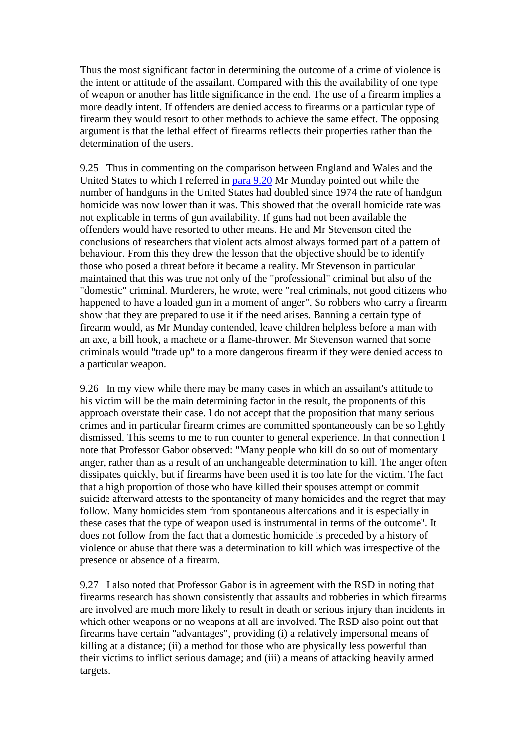Thus the most significant factor in determining the outcome of a crime of violence is the intent or attitude of the assailant. Compared with this the availability of one type of weapon or another has little significance in the end. The use of a firearm implies a more deadly intent. If offenders are denied access to firearms or a particular type of firearm they would resort to other methods to achieve the same effect. The opposing argument is that the lethal effect of firearms reflects their properties rather than the determination of the users.

9.25 Thus in commenting on the comparison between England and Wales and the United States to which I referred in para 9.20 Mr Munday pointed out while the number of handguns in the United States had doubled since 1974 the rate of handgun homicide was now lower than it was. This showed that the overall homicide rate was not explicable in terms of gun availability. If guns had not been available the offenders would have resorted to other means. He and Mr Stevenson cited the conclusions of researchers that violent acts almost always formed part of a pattern of behaviour. From this they drew the lesson that the objective should be to identify those who posed a threat before it became a reality. Mr Stevenson in particular maintained that this was true not only of the "professional" criminal but also of the "domestic" criminal. Murderers, he wrote, were "real criminals, not good citizens who happened to have a loaded gun in a moment of anger". So robbers who carry a firearm show that they are prepared to use it if the need arises. Banning a certain type of firearm would, as Mr Munday contended, leave children helpless before a man with an axe, a bill hook, a machete or a flame-thrower. Mr Stevenson warned that some criminals would "trade up" to a more dangerous firearm if they were denied access to a particular weapon.

9.26 In my view while there may be many cases in which an assailant's attitude to his victim will be the main determining factor in the result, the proponents of this approach overstate their case. I do not accept that the proposition that many serious crimes and in particular firearm crimes are committed spontaneously can be so lightly dismissed. This seems to me to run counter to general experience. In that connection I note that Professor Gabor observed: "Many people who kill do so out of momentary anger, rather than as a result of an unchangeable determination to kill. The anger often dissipates quickly, but if firearms have been used it is too late for the victim. The fact that a high proportion of those who have killed their spouses attempt or commit suicide afterward attests to the spontaneity of many homicides and the regret that may follow. Many homicides stem from spontaneous altercations and it is especially in these cases that the type of weapon used is instrumental in terms of the outcome". It does not follow from the fact that a domestic homicide is preceded by a history of violence or abuse that there was a determination to kill which was irrespective of the presence or absence of a firearm.

9.27 I also noted that Professor Gabor is in agreement with the RSD in noting that firearms research has shown consistently that assaults and robberies in which firearms are involved are much more likely to result in death or serious injury than incidents in which other weapons or no weapons at all are involved. The RSD also point out that firearms have certain "advantages", providing (i) a relatively impersonal means of killing at a distance; (ii) a method for those who are physically less powerful than their victims to inflict serious damage; and (iii) a means of attacking heavily armed targets.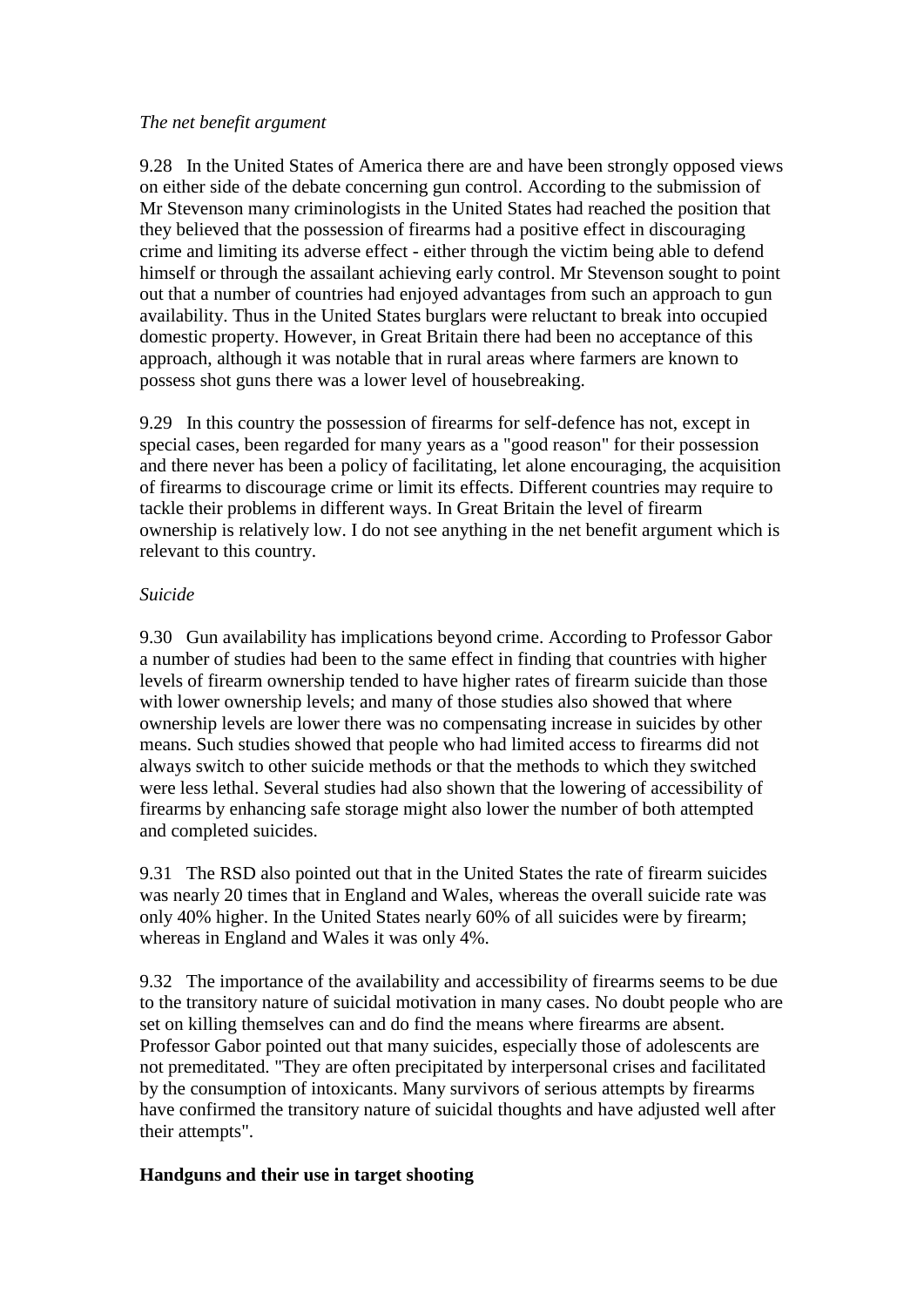*The net benefit argument*

9.28 In the United States of America there are and have been strongly opposed views on either side of the debate concerning gun control. According to the submission of Mr Stevenson many criminologists in the United States had reached the position that they believed that the possession of firearms had a positive effect in discouraging crime and limiting its adverse effect - either through the victim being able to defend himself or through the assailant achieving early control. Mr Stevenson sought to point out that a number of countries had enjoyed advantages from such an approach to gun availability. Thus in the United States burglars were reluctant to break into occupied domestic property. However, in Great Britain there had been no acceptance of this approach, although it was notable that in rural areas where farmers are known to possess shot guns there was a lower level of housebreaking.

9.29 In this country the possession of firearms for self-defence has not, except in special cases, been regarded for many years as a "good reason" for their possession and there never has been a policy of facilitating, let alone encouraging, the acquisition of firearms to discourage crime or limit its effects. Different countries may require to tackle their problems in different ways. In Great Britain the level of firearm ownership is relatively low. I do not see anything in the net benefit argument which is relevant to this country.

*Suicide*

9.30 Gun availability has implications beyond crime. According to Professor Gabor a number of studies had been to the same effect in finding that countries with higher levels of firearm ownership tended to have higher rates of firearm suicide than those with lower ownership levels; and many of those studies also showed that where ownership levels are lower there was no compensating increase in suicides by other means. Such studies showed that people who had limited access to firearms did not always switch to other suicide methods or that the methods to which they switched were less lethal. Several studies had also shown that the lowering of accessibility of firearms by enhancing safe storage might also lower the number of both attempted and completed suicides.

9.31 The RSD also pointed out that in the United States the rate of firearm suicides was nearly 20 times that in England and Wales, whereas the overall suicide rate was only 40% higher. In the United States nearly 60% of all suicides were by firearm; whereas in England and Wales it was only 4%.

9.32 The importance of the availability and accessibility of firearms seems to be due to the transitory nature of suicidal motivation in many cases. No doubt people who are set on killing themselves can and do find the means where firearms are absent. Professor Gabor pointed out that many suicides, especially those of adolescents are not premeditated. "They are often precipitated by interpersonal crises and facilitated by the consumption of intoxicants. Many survivors of serious attempts by firearms have confirmed the transitory nature of suicidal thoughts and have adjusted well after their attempts".

**Handguns and their use in target shooting**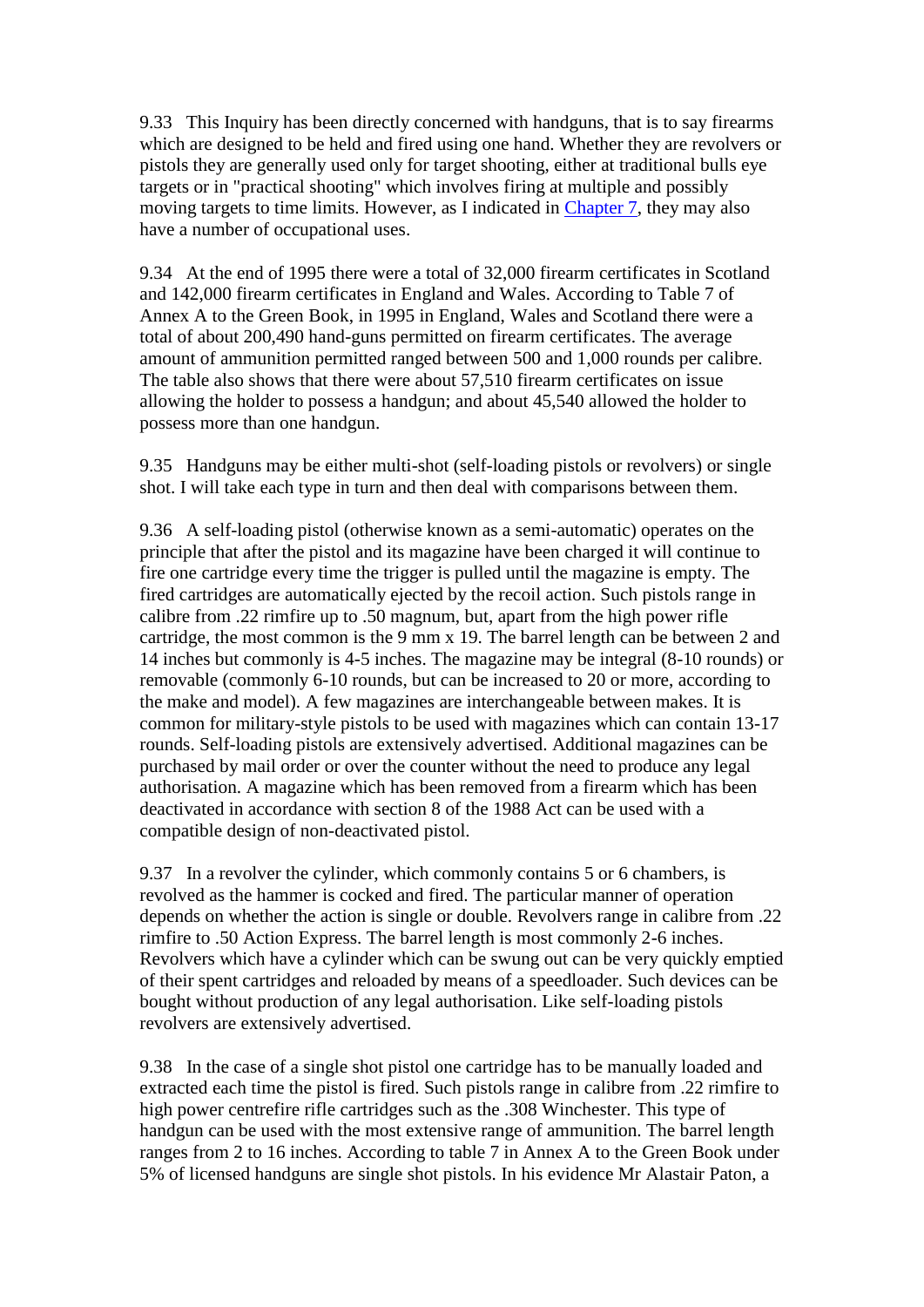9.33 This Inquiry has been directly concerned with handguns, that is to say firearms which are designed to be held and fired using one hand. Whether they are revolvers or pistols they are generally used only for target shooting, either at traditional bulls eye targets or in "practical shooting" which involves firing at multiple and possibly moving targets to time limits. However, as I indicated in Chapter 7, they may also have a number of occupational uses.

9.34 At the end of 1995 there were a total of 32,000 firearm certificates in Scotland and 142,000 firearm certificates in England and Wales. According to Table 7 of Annex A to the Green Book, in 1995 in England, Wales and Scotland there were a total of about 200,490 hand-guns permitted on firearm certificates. The average amount of ammunition permitted ranged between 500 and 1,000 rounds per calibre. The table also shows that there were about 57,510 firearm certificates on issue allowing the holder to possess a handgun; and about 45,540 allowed the holder to possess more than one handgun.

9.35 Handguns may be either multi-shot (self-loading pistols or revolvers) or single shot. I will take each type in turn and then deal with comparisons between them.

9.36 A self-loading pistol (otherwise known as a semi-automatic) operates on the principle that after the pistol and its magazine have been charged it will continue to fire one cartridge every time the trigger is pulled until the magazine is empty. The fired cartridges are automatically ejected by the recoil action. Such pistols range in calibre from .22 rimfire up to .50 magnum, but, apart from the high power rifle cartridge, the most common is the 9 mm x 19. The barrel length can be between 2 and 14 inches but commonly is 4-5 inches. The magazine may be integral (8-10 rounds) or removable (commonly 6-10 rounds, but can be increased to 20 or more, according to the make and model). A few magazines are interchangeable between makes. It is common for military-style pistols to be used with magazines which can contain 13-17 rounds. Self-loading pistols are extensively advertised. Additional magazines can be purchased by mail order or over the counter without the need to produce any legal authorisation. A magazine which has been removed from a firearm which has been deactivated in accordance with section 8 of the 1988 Act can be used with a compatible design of non-deactivated pistol.

9.37 In a revolver the cylinder, which commonly contains 5 or 6 chambers, is revolved as the hammer is cocked and fired. The particular manner of operation depends on whether the action is single or double. Revolvers range in calibre from .22 rimfire to .50 Action Express. The barrel length is most commonly 2-6 inches. Revolvers which have a cylinder which can be swung out can be very quickly emptied of their spent cartridges and reloaded by means of a speedloader. Such devices can be bought without production of any legal authorisation. Like self-loading pistols revolvers are extensively advertised.

9.38 In the case of a single shot pistol one cartridge has to be manually loaded and extracted each time the pistol is fired. Such pistols range in calibre from .22 rimfire to high power centrefire rifle cartridges such as the .308 Winchester. This type of handgun can be used with the most extensive range of ammunition. The barrel length ranges from 2 to 16 inches. According to table 7 in Annex A to the Green Book under 5% of licensed handguns are single shot pistols. In his evidence Mr Alastair Paton, a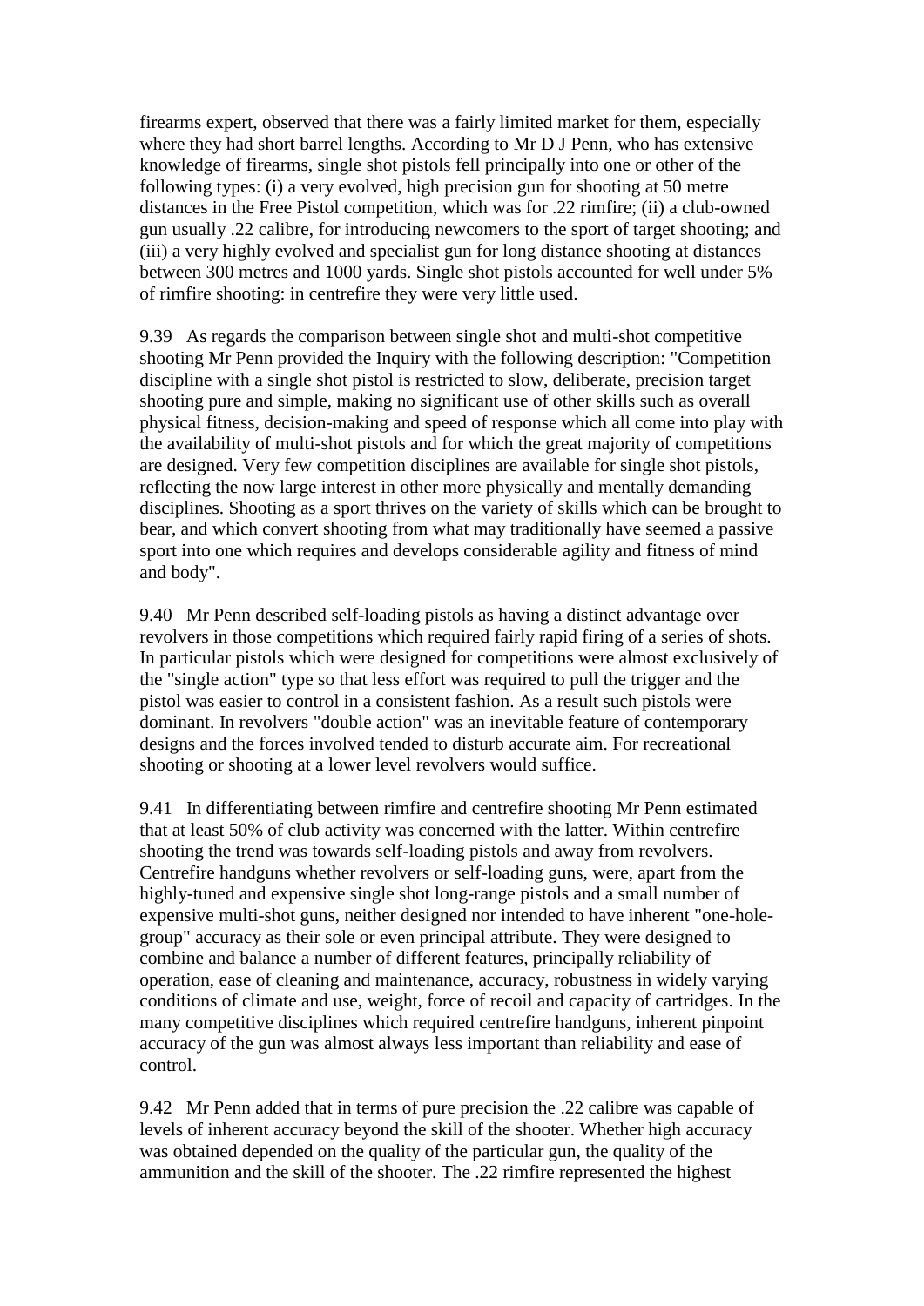firearms expert, observed that there was a fairly limited market for them, especially where they had short barrel lengths. According to Mr D J Penn, who has extensive knowledge of firearms, single shot pistols fell principally into one or other of the following types: (i) a very evolved, high precision gun for shooting at 50 metre distances in the Free Pistol competition, which was for .22 rimfire; (ii) a club-owned gun usually .22 calibre, for introducing newcomers to the sport of target shooting; and (iii) a very highly evolved and specialist gun for long distance shooting at distances between 300 metres and 1000 yards. Single shot pistols accounted for well under 5% of rimfire shooting: in centrefire they were very little used.

9.39 As regards the comparison between single shot and multi-shot competitive shooting Mr Penn provided the Inquiry with the following description: "Competition discipline with a single shot pistol is restricted to slow, deliberate, precision target shooting pure and simple, making no significant use of other skills such as overall physical fitness, decision-making and speed of response which all come into play with the availability of multi-shot pistols and for which the great majority of competitions are designed. Very few competition disciplines are available for single shot pistols, reflecting the now large interest in other more physically and mentally demanding disciplines. Shooting as a sport thrives on the variety of skills which can be brought to bear, and which convert shooting from what may traditionally have seemed a passive sport into one which requires and develops considerable agility and fitness of mind and body".

9.40 Mr Penn described self-loading pistols as having a distinct advantage over revolvers in those competitions which required fairly rapid firing of a series of shots. In particular pistols which were designed for competitions were almost exclusively of the "single action" type so that less effort was required to pull the trigger and the pistol was easier to control in a consistent fashion. As a result such pistols were dominant. In revolvers "double action" was an inevitable feature of contemporary designs and the forces involved tended to disturb accurate aim. For recreational shooting or shooting at a lower level revolvers would suffice.

9.41 In differentiating between rimfire and centrefire shooting Mr Penn estimated that at least 50% of club activity was concerned with the latter. Within centrefire shooting the trend was towards self-loading pistols and away from revolvers. Centrefire handguns whether revolvers or self-loading guns, were, apart from the highly-tuned and expensive single shot long-range pistols and a small number of expensive multi-shot guns, neither designed nor intended to have inherent "one-hole-group" accuracy as their sole or even principal attribute. They were designed to combine and balance a number of different features, principally reliability of operation, ease of cleaning and maintenance, accuracy, robustness in widely varying conditions of climate and use, weight, force of recoil and capacity of cartridges. In the many competitive disciplines which required centrefire handguns, inherent pinpoint accuracy of the gun was almost always less important than reliability and ease of control.

9.42 Mr Penn added that in terms of pure precision the .22 calibre was capable of levels of inherent accuracy beyond the skill of the shooter. Whether high accuracy was obtained depended on the quality of the particular gun, the quality of the ammunition and the skill of the shooter. The .22 rimfire represented the highest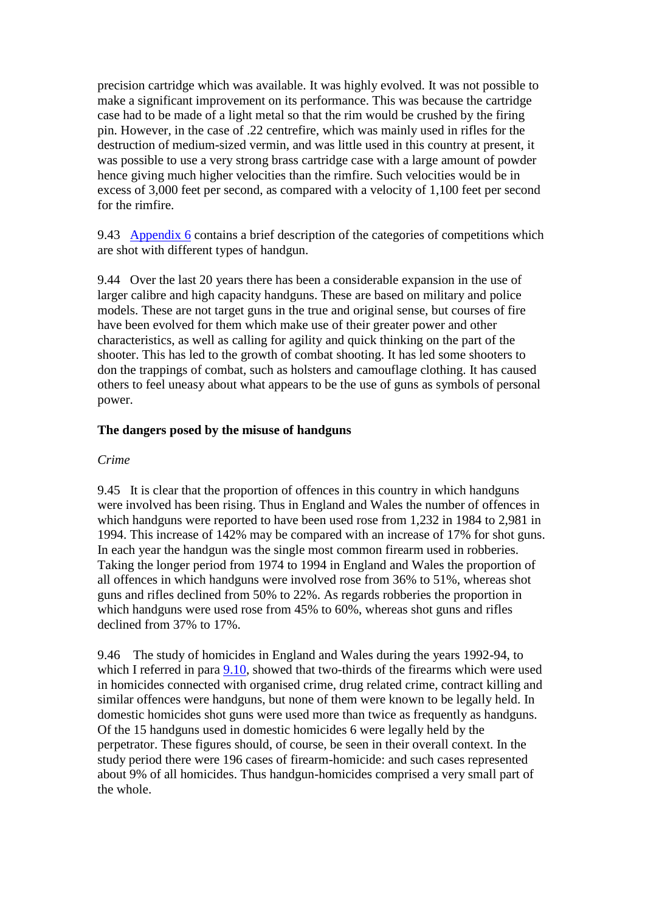precision cartridge which was available. It was highly evolved. It was not possible to make a significant improvement on its performance. This was because the cartridge case had to be made of a light metal so that the rim would be crushed by the firing pin. However, in the case of .22 centrefire, which was mainly used in rifles for the destruction of medium-sized vermin, and was little used in this country at present, it was possible to use a very strong brass cartridge case with a large amount of powder hence giving much higher velocities than the rimfire. Such velocities would be in excess of 3,000 feet per second, as compared with a velocity of 1,100 feet per second for the rimfire.

9.43 [Appendix 6] contains a brief description of the categories of competitions which are shot with different types of handgun.

9.44 Over the last 20 years there has been a considerable expansion in the use of larger calibre and high capacity handguns. These are based on military and police models. These are not target guns in the true and original sense, but courses of fire have been evolved for them which make use of their greater power and other characteristics, as well as calling for agility and quick thinking on the part of the shooter. This has led to the growth of combat shooting. It has led some shooters to don the trappings of combat, such as holsters and camouflage clothing. It has caused others to feel uneasy about what appears to be the use of guns as symbols of personal power.

**The dangers posed by the misuse of handguns**

*Crime*

9.45 It is clear that the proportion of offences in this country in which handguns were involved has been rising. Thus in England and Wales the number of offences in which handguns were reported to have been used rose from 1,232 in 1984 to 2,981 in 1994. This increase of 142% may be compared with an increase of 17% for shot guns. In each year the handgun was the single most common firearm used in robberies. Taking the longer period from 1974 to 1994 in England and Wales the proportion of all offences in which handguns were involved rose from 36% to 51%, whereas shot guns and rifles declined from 50% to 22%. As regards robberies the proportion in which handguns were used rose from 45% to 60%, whereas shot guns and rifles declined from 37% to 17%.

9.46 The study of homicides in England and Wales during the years 1992-94, to which I referred in para [9.10], showed that two-thirds of the firearms which were used in homicides connected with organised crime, drug related crime, contract killing and similar offences were handguns, but none of them were known to be legally held. In domestic homicides shot guns were used more than twice as frequently as handguns. Of the 15 handguns used in domestic homicides 6 were legally held by the perpetrator. These figures should, of course, be seen in their overall context. In the study period there were 196 cases of firearm-homicide: and such cases represented about 9% of all homicides. Thus handgun-homicides comprised a very small part of the whole.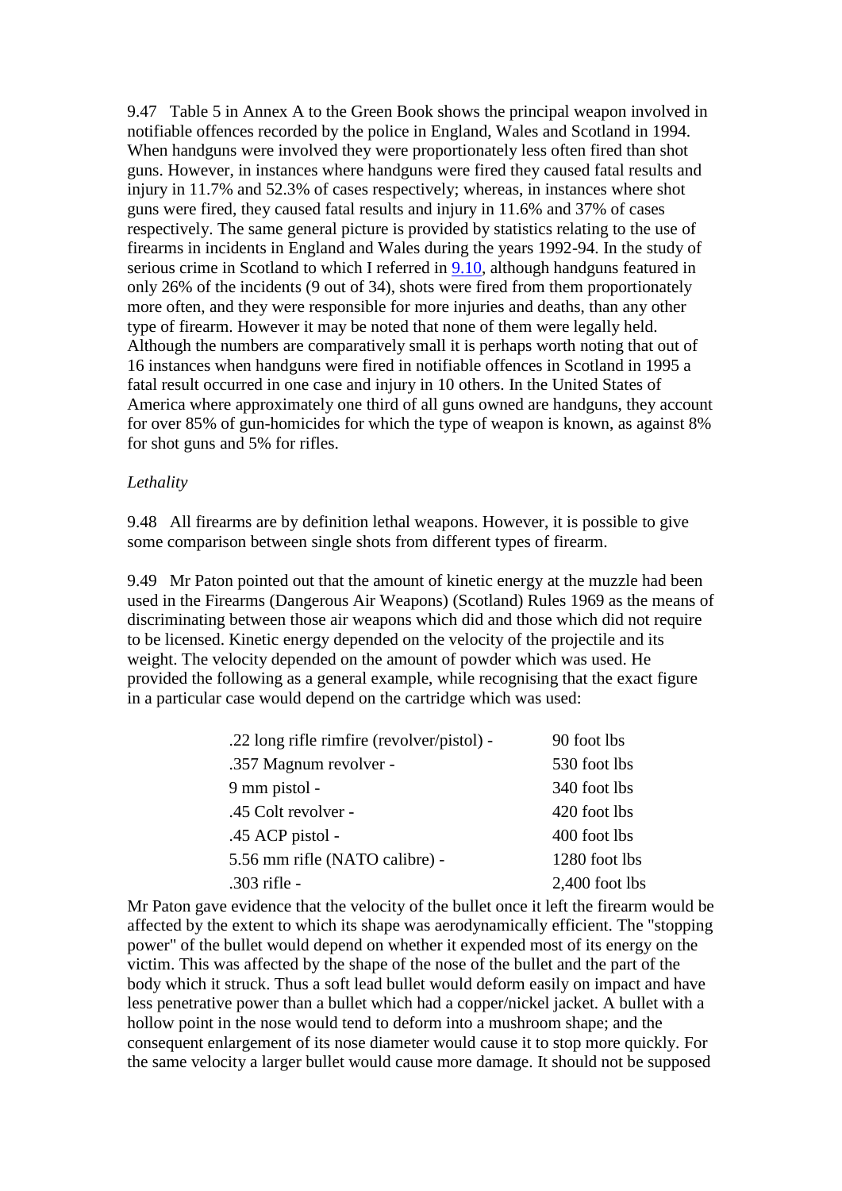9.47 Table 5 in Annex A to the Green Book shows the principal weapon involved in notifiable offences recorded by the police in England, Wales and Scotland in 1994. When handguns were involved they were proportionately less often fired than shot guns. However, in instances where handguns were fired they caused fatal results and injury in 11.7% and 52.3% of cases respectively; whereas, in instances where shot guns were fired, they caused fatal results and injury in 11.6% and 37% of cases respectively. The same general picture is provided by statistics relating to the use of firearms in incidents in England and Wales during the years 1992-94. In the study of serious crime in Scotland to which I referred in 9.10, although handguns featured in only 26% of the incidents (9 out of 34), shots were fired from them proportionately more often, and they were responsible for more injuries and deaths, than any other type of firearm. However it may be noted that none of them were legally held. Although the numbers are comparatively small it is perhaps worth noting that out of 16 instances when handguns were fired in notifiable offences in Scotland in 1995 a fatal result occurred in one case and injury in 10 others. In the United States of America where approximately one third of all guns owned are handguns, they account for over 85% of gun-homicides for which the type of weapon is known, as against 8% for shot guns and 5% for rifles.

*Lethality*

9.48 All firearms are by definition lethal weapons. However, it is possible to give some comparison between single shots from different types of firearm.

9.49 Mr Paton pointed out that the amount of kinetic energy at the muzzle had been used in the Firearms (Dangerous Air Weapons) (Scotland) Rules 1969 as the means of discriminating between those air weapons which did and those which did not require to be licensed. Kinetic energy depended on the velocity of the projectile and its weight. The velocity depended on the amount of powder which was used. He provided the following as a general example, while recognising that the exact figure in a particular case would depend on the cartridge which was used:

| | |
|---|---|
| .22 long rifle rimfire (revolver/pistol) - | 90 foot lbs |
| .357 Magnum revolver - | 530 foot lbs |
| 9 mm pistol - | 340 foot lbs |
| .45 Colt revolver - | 420 foot lbs |
| .45 ACP pistol - | 400 foot lbs |
| 5.56 mm rifle (NATO calibre) - | 1280 foot lbs |
| .303 rifle - | 2,400 foot lbs |

Mr Paton gave evidence that the velocity of the bullet once it left the firearm would be affected by the extent to which its shape was aerodynamically efficient. The "stopping power" of the bullet would depend on whether it expended most of its energy on the victim. This was affected by the shape of the nose of the bullet and the part of the body which it struck. Thus a soft lead bullet would deform easily on impact and have less penetrative power than a bullet which had a copper/nickel jacket. A bullet with a hollow point in the nose would tend to deform into a mushroom shape; and the consequent enlargement of its nose diameter would cause it to stop more quickly. For the same velocity a larger bullet would cause more damage. It should not be supposed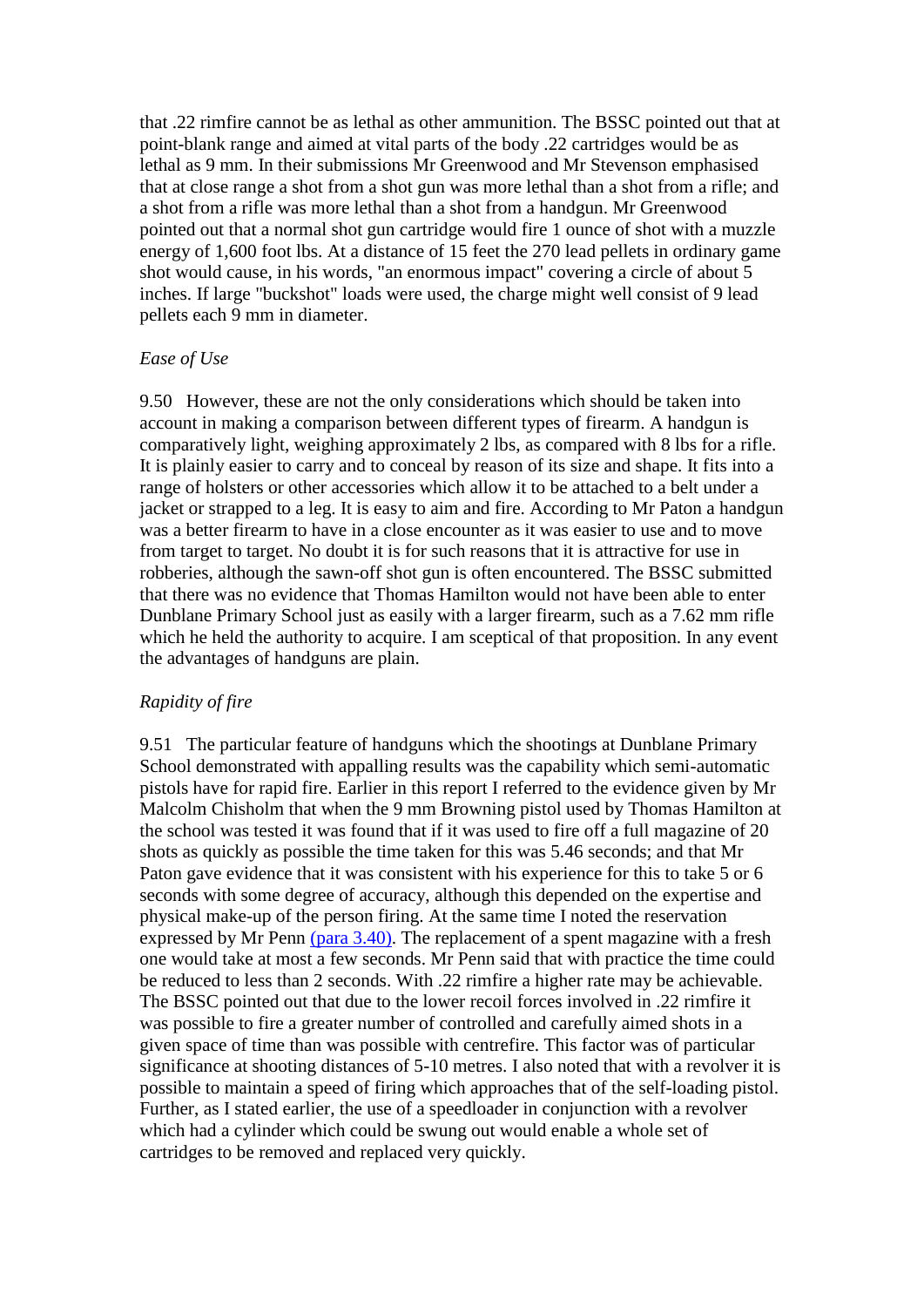that .22 rimfire cannot be as lethal as other ammunition. The BSSC pointed out that at point-blank range and aimed at vital parts of the body .22 cartridges would be as lethal as 9 mm. In their submissions Mr Greenwood and Mr Stevenson emphasised that at close range a shot from a shot gun was more lethal than a shot from a rifle; and a shot from a rifle was more lethal than a shot from a handgun. Mr Greenwood pointed out that a normal shot gun cartridge would fire 1 ounce of shot with a muzzle energy of 1,600 foot lbs. At a distance of 15 feet the 270 lead pellets in ordinary game shot would cause, in his words, "an enormous impact" covering a circle of about 5 inches. If large "buckshot" loads were used, the charge might well consist of 9 lead pellets each 9 mm in diameter.

*Ease of Use*

9.50   However, these are not the only considerations which should be taken into account in making a comparison between different types of firearm. A handgun is comparatively light, weighing approximately 2 lbs, as compared with 8 lbs for a rifle. It is plainly easier to carry and to conceal by reason of its size and shape. It fits into a range of holsters or other accessories which allow it to be attached to a belt under a jacket or strapped to a leg. It is easy to aim and fire. According to Mr Paton a handgun was a better firearm to have in a close encounter as it was easier to use and to move from target to target. No doubt it is for such reasons that it is attractive for use in robberies, although the sawn-off shot gun is often encountered. The BSSC submitted that there was no evidence that Thomas Hamilton would not have been able to enter Dunblane Primary School just as easily with a larger firearm, such as a 7.62 mm rifle which he held the authority to acquire. I am sceptical of that proposition. In any event the advantages of handguns are plain.

*Rapidity of fire*

9.51   The particular feature of handguns which the shootings at Dunblane Primary School demonstrated with appalling results was the capability which semi-automatic pistols have for rapid fire. Earlier in this report I referred to the evidence given by Mr Malcolm Chisholm that when the 9 mm Browning pistol used by Thomas Hamilton at the school was tested it was found that if it was used to fire off a full magazine of 20 shots as quickly as possible the time taken for this was 5.46 seconds; and that Mr Paton gave evidence that it was consistent with his experience for this to take 5 or 6 seconds with some degree of accuracy, although this depended on the expertise and physical make-up of the person firing. At the same time I noted the reservation expressed by Mr Penn (para 3.40). The replacement of a spent magazine with a fresh one would take at most a few seconds. Mr Penn said that with practice the time could be reduced to less than 2 seconds. With .22 rimfire a higher rate may be achievable. The BSSC pointed out that due to the lower recoil forces involved in .22 rimfire it was possible to fire a greater number of controlled and carefully aimed shots in a given space of time than was possible with centrefire. This factor was of particular significance at shooting distances of 5-10 metres. I also noted that with a revolver it is possible to maintain a speed of firing which approaches that of the self-loading pistol. Further, as I stated earlier, the use of a speedloader in conjunction with a revolver which had a cylinder which could be swung out would enable a whole set of cartridges to be removed and replaced very quickly.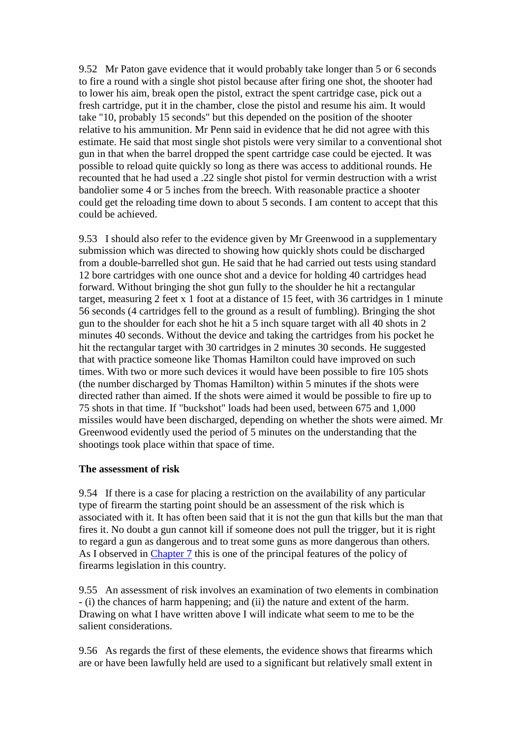9.52 Mr Paton gave evidence that it would probably take longer than 5 or 6 seconds to fire a round with a single shot pistol because after firing one shot, the shooter had to lower his aim, break open the pistol, extract the spent cartridge case, pick out a fresh cartridge, put it in the chamber, close the pistol and resume his aim. It would take "10, probably 15 seconds" but this depended on the position of the shooter relative to his ammunition. Mr Penn said in evidence that he did not agree with this estimate. He said that most single shot pistols were very similar to a conventional shot gun in that when the barrel dropped the spent cartridge case could be ejected. It was possible to reload quite quickly so long as there was access to additional rounds. He recounted that he had used a .22 single shot pistol for vermin destruction with a wrist bandolier some 4 or 5 inches from the breech. With reasonable practice a shooter could get the reloading time down to about 5 seconds. I am content to accept that this could be achieved.

9.53 I should also refer to the evidence given by Mr Greenwood in a supplementary submission which was directed to showing how quickly shots could be discharged from a double-barrelled shot gun. He said that he had carried out tests using standard 12 bore cartridges with one ounce shot and a device for holding 40 cartridges head forward. Without bringing the shot gun fully to the shoulder he hit a rectangular target, measuring 2 feet x 1 foot at a distance of 15 feet, with 36 cartridges in 1 minute 56 seconds (4 cartridges fell to the ground as a result of fumbling). Bringing the shot gun to the shoulder for each shot he hit a 5 inch square target with all 40 shots in 2 minutes 40 seconds. Without the device and taking the cartridges from his pocket he hit the rectangular target with 30 cartridges in 2 minutes 30 seconds. He suggested that with practice someone like Thomas Hamilton could have improved on such times. With two or more such devices it would have been possible to fire 105 shots (the number discharged by Thomas Hamilton) within 5 minutes if the shots were directed rather than aimed. If the shots were aimed it would be possible to fire up to 75 shots in that time. If "buckshot" loads had been used, between 675 and 1,000 missiles would have been discharged, depending on whether the shots were aimed. Mr Greenwood evidently used the period of 5 minutes on the understanding that the shootings took place within that space of time.

**The assessment of risk**

9.54 If there is a case for placing a restriction on the availability of any particular type of firearm the starting point should be an assessment of the risk which is associated with it. It has often been said that it is not the gun that kills but the man that fires it. No doubt a gun cannot kill if someone does not pull the trigger, but it is right to regard a gun as dangerous and to treat some guns as more dangerous than others. As I observed in Chapter 7 this is one of the principal features of the policy of firearms legislation in this country.

9.55 An assessment of risk involves an examination of two elements in combination - (i) the chances of harm happening; and (ii) the nature and extent of the harm. Drawing on what I have written above I will indicate what seem to me to be the salient considerations.

9.56 As regards the first of these elements, the evidence shows that firearms which are or have been lawfully held are used to a significant but relatively small extent in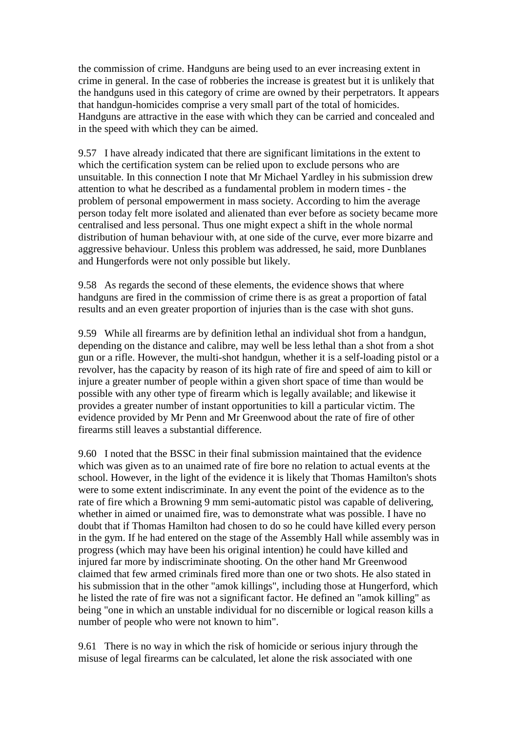the commission of crime. Handguns are being used to an ever increasing extent in crime in general. In the case of robberies the increase is greatest but it is unlikely that the handguns used in this category of crime are owned by their perpetrators. It appears that handgun-homicides comprise a very small part of the total of homicides. Handguns are attractive in the ease with which they can be carried and concealed and in the speed with which they can be aimed.

9.57 I have already indicated that there are significant limitations in the extent to which the certification system can be relied upon to exclude persons who are unsuitable. In this connection I note that Mr Michael Yardley in his submission drew attention to what he described as a fundamental problem in modern times - the problem of personal empowerment in mass society. According to him the average person today felt more isolated and alienated than ever before as society became more centralised and less personal. Thus one might expect a shift in the whole normal distribution of human behaviour with, at one side of the curve, ever more bizarre and aggressive behaviour. Unless this problem was addressed, he said, more Dunblanes and Hungerfords were not only possible but likely.

9.58 As regards the second of these elements, the evidence shows that where handguns are fired in the commission of crime there is as great a proportion of fatal results and an even greater proportion of injuries than is the case with shot guns.

9.59 While all firearms are by definition lethal an individual shot from a handgun, depending on the distance and calibre, may well be less lethal than a shot from a shot gun or a rifle. However, the multi-shot handgun, whether it is a self-loading pistol or a revolver, has the capacity by reason of its high rate of fire and speed of aim to kill or injure a greater number of people within a given short space of time than would be possible with any other type of firearm which is legally available; and likewise it provides a greater number of instant opportunities to kill a particular victim. The evidence provided by Mr Penn and Mr Greenwood about the rate of fire of other firearms still leaves a substantial difference.

9.60 I noted that the BSSC in their final submission maintained that the evidence which was given as to an unaimed rate of fire bore no relation to actual events at the school. However, in the light of the evidence it is likely that Thomas Hamilton's shots were to some extent indiscriminate. In any event the point of the evidence as to the rate of fire which a Browning 9 mm semi-automatic pistol was capable of delivering, whether in aimed or unaimed fire, was to demonstrate what was possible. I have no doubt that if Thomas Hamilton had chosen to do so he could have killed every person in the gym. If he had entered on the stage of the Assembly Hall while assembly was in progress (which may have been his original intention) he could have killed and injured far more by indiscriminate shooting. On the other hand Mr Greenwood claimed that few armed criminals fired more than one or two shots. He also stated in his submission that in the other "amok killings", including those at Hungerford, which he listed the rate of fire was not a significant factor. He defined an "amok killing" as being "one in which an unstable individual for no discernible or logical reason kills a number of people who were not known to him".

9.61 There is no way in which the risk of homicide or serious injury through the misuse of legal firearms can be calculated, let alone the risk associated with one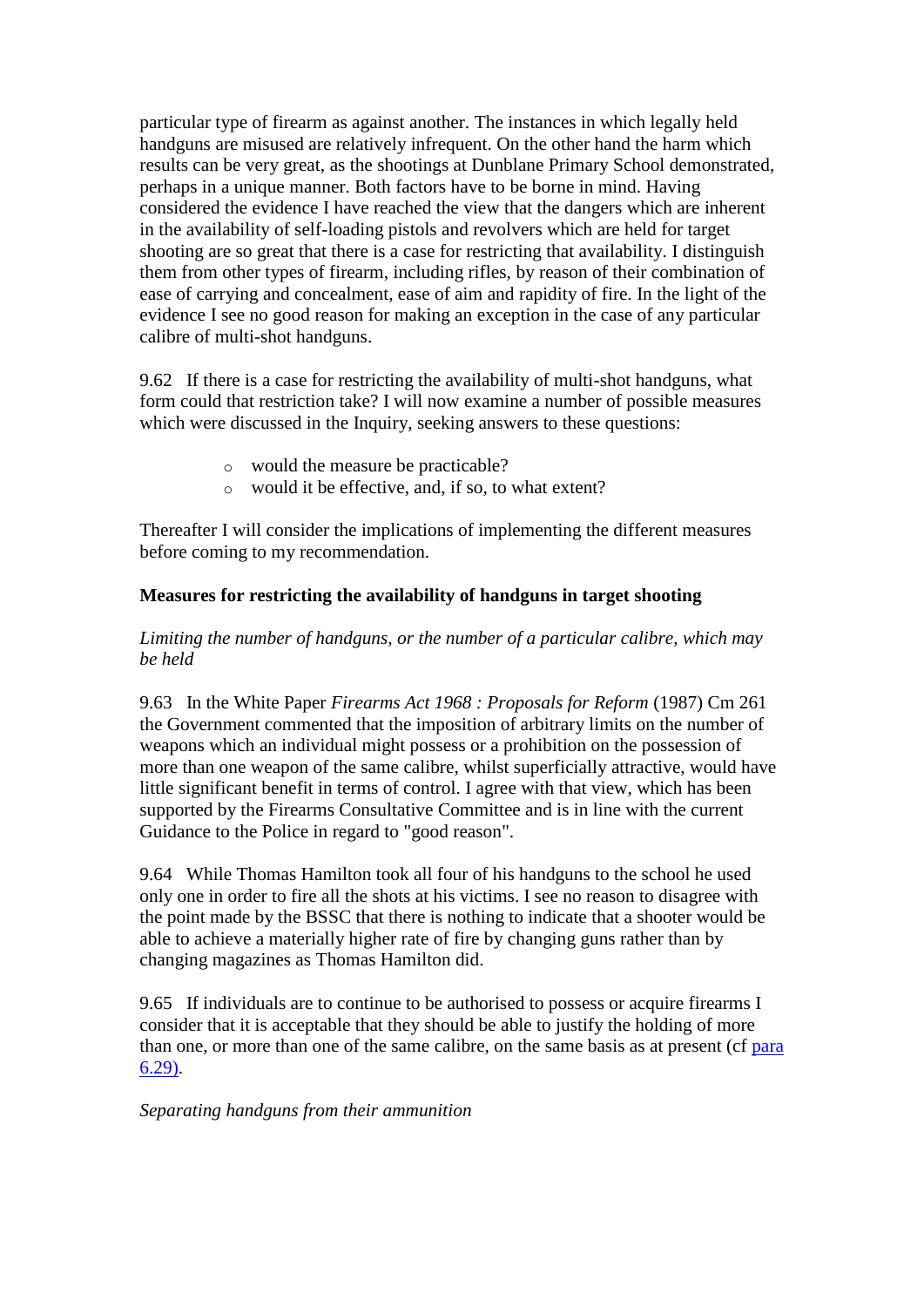particular type of firearm as against another. The instances in which legally held handguns are misused are relatively infrequent. On the other hand the harm which results can be very great, as the shootings at Dunblane Primary School demonstrated, perhaps in a unique manner. Both factors have to be borne in mind. Having considered the evidence I have reached the view that the dangers which are inherent in the availability of self-loading pistols and revolvers which are held for target shooting are so great that there is a case for restricting that availability. I distinguish them from other types of firearm, including rifles, by reason of their combination of ease of carrying and concealment, ease of aim and rapidity of fire. In the light of the evidence I see no good reason for making an exception in the case of any particular calibre of multi-shot handguns.

9.62 If there is a case for restricting the availability of multi-shot handguns, what form could that restriction take? I will now examine a number of possible measures which were discussed in the Inquiry, seeking answers to these questions:

- would the measure be practicable?
- would it be effective, and, if so, to what extent?

Thereafter I will consider the implications of implementing the different measures before coming to my recommendation.

**Measures for restricting the availability of handguns in target shooting**

*Limiting the number of handguns, or the number of a particular calibre, which may be held*

9.63 In the White Paper *Firearms Act 1968 : Proposals for Reform* (1987) Cm 261 the Government commented that the imposition of arbitrary limits on the number of weapons which an individual might possess or a prohibition on the possession of more than one weapon of the same calibre, whilst superficially attractive, would have little significant benefit in terms of control. I agree with that view, which has been supported by the Firearms Consultative Committee and is in line with the current Guidance to the Police in regard to "good reason".

9.64 While Thomas Hamilton took all four of his handguns to the school he used only one in order to fire all the shots at his victims. I see no reason to disagree with the point made by the BSSC that there is nothing to indicate that a shooter would be able to achieve a materially higher rate of fire by changing guns rather than by changing magazines as Thomas Hamilton did.

9.65 If individuals are to continue to be authorised to possess or acquire firearms I consider that it is acceptable that they should be able to justify the holding of more than one, or more than one of the same calibre, on the same basis as at present (cf para 6.29).

*Separating handguns from their ammunition*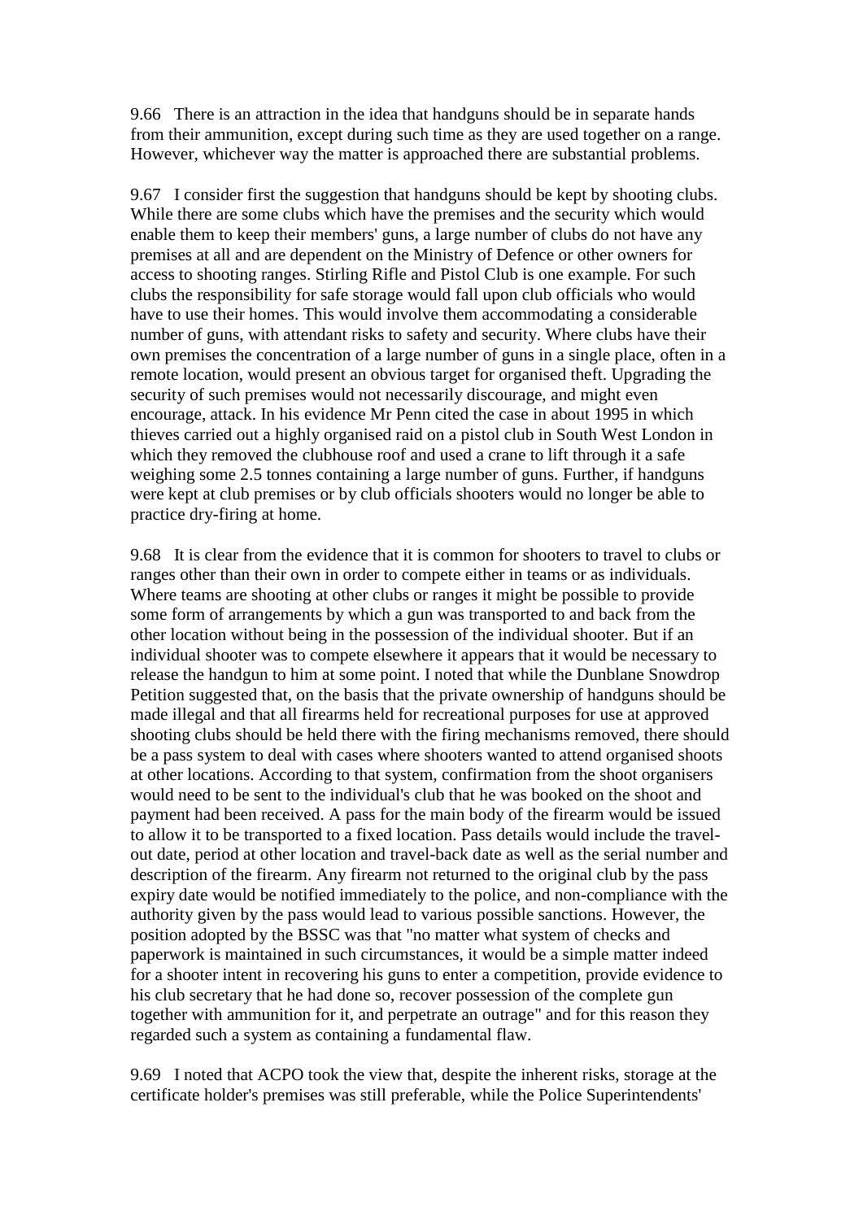9.66 There is an attraction in the idea that handguns should be in separate hands from their ammunition, except during such time as they are used together on a range. However, whichever way the matter is approached there are substantial problems.

9.67 I consider first the suggestion that handguns should be kept by shooting clubs. While there are some clubs which have the premises and the security which would enable them to keep their members' guns, a large number of clubs do not have any premises at all and are dependent on the Ministry of Defence or other owners for access to shooting ranges. Stirling Rifle and Pistol Club is one example. For such clubs the responsibility for safe storage would fall upon club officials who would have to use their homes. This would involve them accommodating a considerable number of guns, with attendant risks to safety and security. Where clubs have their own premises the concentration of a large number of guns in a single place, often in a remote location, would present an obvious target for organised theft. Upgrading the security of such premises would not necessarily discourage, and might even encourage, attack. In his evidence Mr Penn cited the case in about 1995 in which thieves carried out a highly organised raid on a pistol club in South West London in which they removed the clubhouse roof and used a crane to lift through it a safe weighing some 2.5 tonnes containing a large number of guns. Further, if handguns were kept at club premises or by club officials shooters would no longer be able to practice dry-firing at home.

9.68 It is clear from the evidence that it is common for shooters to travel to clubs or ranges other than their own in order to compete either in teams or as individuals. Where teams are shooting at other clubs or ranges it might be possible to provide some form of arrangements by which a gun was transported to and back from the other location without being in the possession of the individual shooter. But if an individual shooter was to compete elsewhere it appears that it would be necessary to release the handgun to him at some point. I noted that while the Dunblane Snowdrop Petition suggested that, on the basis that the private ownership of handguns should be made illegal and that all firearms held for recreational purposes for use at approved shooting clubs should be held there with the firing mechanisms removed, there should be a pass system to deal with cases where shooters wanted to attend organised shoots at other locations. According to that system, confirmation from the shoot organisers would need to be sent to the individual's club that he was booked on the shoot and payment had been received. A pass for the main body of the firearm would be issued to allow it to be transported to a fixed location. Pass details would include the travel-out date, period at other location and travel-back date as well as the serial number and description of the firearm. Any firearm not returned to the original club by the pass expiry date would be notified immediately to the police, and non-compliance with the authority given by the pass would lead to various possible sanctions. However, the position adopted by the BSSC was that "no matter what system of checks and paperwork is maintained in such circumstances, it would be a simple matter indeed for a shooter intent in recovering his guns to enter a competition, provide evidence to his club secretary that he had done so, recover possession of the complete gun together with ammunition for it, and perpetrate an outrage" and for this reason they regarded such a system as containing a fundamental flaw.

9.69 I noted that ACPO took the view that, despite the inherent risks, storage at the certificate holder's premises was still preferable, while the Police Superintendents'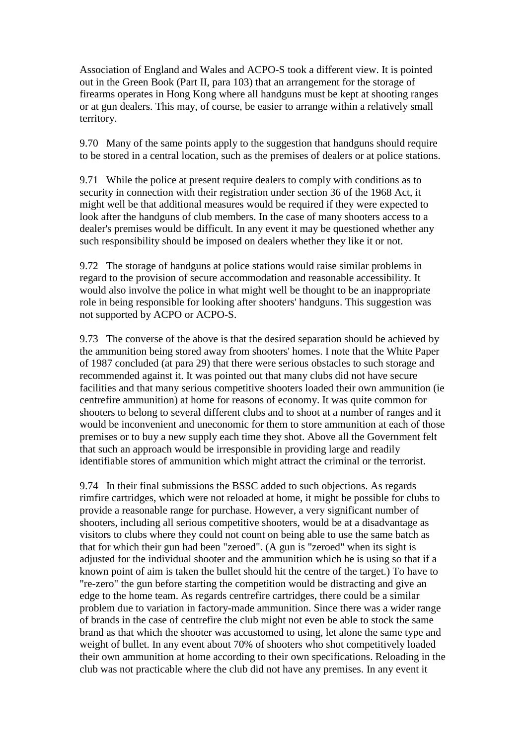Association of England and Wales and ACPO-S took a different view. It is pointed out in the Green Book (Part II, para 103) that an arrangement for the storage of firearms operates in Hong Kong where all handguns must be kept at shooting ranges or at gun dealers. This may, of course, be easier to arrange within a relatively small territory.

9.70 Many of the same points apply to the suggestion that handguns should require to be stored in a central location, such as the premises of dealers or at police stations.

9.71 While the police at present require dealers to comply with conditions as to security in connection with their registration under section 36 of the 1968 Act, it might well be that additional measures would be required if they were expected to look after the handguns of club members. In the case of many shooters access to a dealer's premises would be difficult. In any event it may be questioned whether any such responsibility should be imposed on dealers whether they like it or not.

9.72 The storage of handguns at police stations would raise similar problems in regard to the provision of secure accommodation and reasonable accessibility. It would also involve the police in what might well be thought to be an inappropriate role in being responsible for looking after shooters' handguns. This suggestion was not supported by ACPO or ACPO-S.

9.73 The converse of the above is that the desired separation should be achieved by the ammunition being stored away from shooters' homes. I note that the White Paper of 1987 concluded (at para 29) that there were serious obstacles to such storage and recommended against it. It was pointed out that many clubs did not have secure facilities and that many serious competitive shooters loaded their own ammunition (ie centrefire ammunition) at home for reasons of economy. It was quite common for shooters to belong to several different clubs and to shoot at a number of ranges and it would be inconvenient and uneconomic for them to store ammunition at each of those premises or to buy a new supply each time they shot. Above all the Government felt that such an approach would be irresponsible in providing large and readily identifiable stores of ammunition which might attract the criminal or the terrorist.

9.74 In their final submissions the BSSC added to such objections. As regards rimfire cartridges, which were not reloaded at home, it might be possible for clubs to provide a reasonable range for purchase. However, a very significant number of shooters, including all serious competitive shooters, would be at a disadvantage as visitors to clubs where they could not count on being able to use the same batch as that for which their gun had been "zeroed". (A gun is "zeroed" when its sight is adjusted for the individual shooter and the ammunition which he is using so that if a known point of aim is taken the bullet should hit the centre of the target.) To have to "re-zero" the gun before starting the competition would be distracting and give an edge to the home team. As regards centrefire cartridges, there could be a similar problem due to variation in factory-made ammunition. Since there was a wider range of brands in the case of centrefire the club might not even be able to stock the same brand as that which the shooter was accustomed to using, let alone the same type and weight of bullet. In any event about 70% of shooters who shot competitively loaded their own ammunition at home according to their own specifications. Reloading in the club was not practicable where the club did not have any premises. In any event it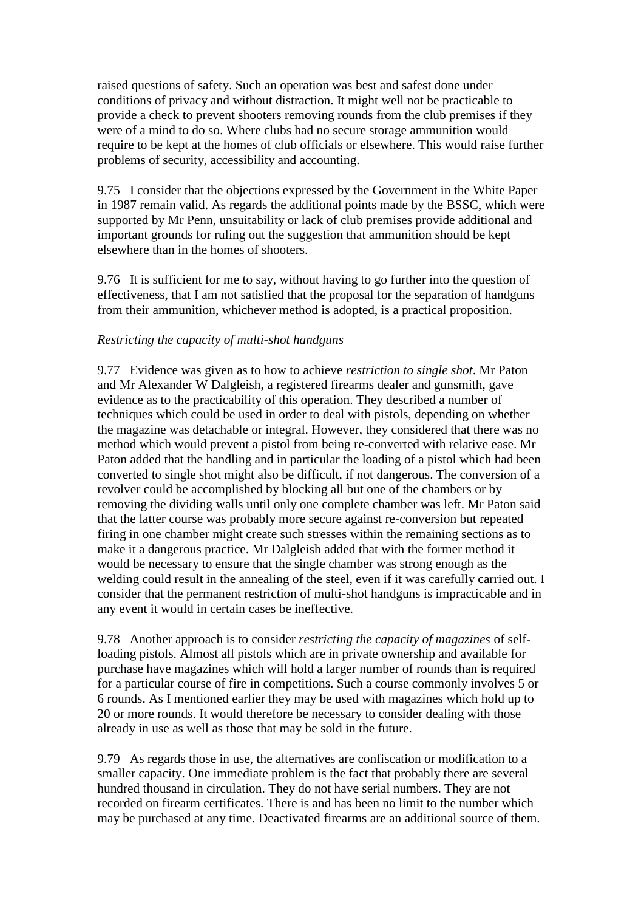raised questions of safety. Such an operation was best and safest done under conditions of privacy and without distraction. It might well not be practicable to provide a check to prevent shooters removing rounds from the club premises if they were of a mind to do so. Where clubs had no secure storage ammunition would require to be kept at the homes of club officials or elsewhere. This would raise further problems of security, accessibility and accounting.

9.75 I consider that the objections expressed by the Government in the White Paper in 1987 remain valid. As regards the additional points made by the BSSC, which were supported by Mr Penn, unsuitability or lack of club premises provide additional and important grounds for ruling out the suggestion that ammunition should be kept elsewhere than in the homes of shooters.

9.76 It is sufficient for me to say, without having to go further into the question of effectiveness, that I am not satisfied that the proposal for the separation of handguns from their ammunition, whichever method is adopted, is a practical proposition.

*Restricting the capacity of multi-shot handguns*

9.77 Evidence was given as to how to achieve *restriction to single shot*. Mr Paton and Mr Alexander W Dalgleish, a registered firearms dealer and gunsmith, gave evidence as to the practicability of this operation. They described a number of techniques which could be used in order to deal with pistols, depending on whether the magazine was detachable or integral. However, they considered that there was no method which would prevent a pistol from being re-converted with relative ease. Mr Paton added that the handling and in particular the loading of a pistol which had been converted to single shot might also be difficult, if not dangerous. The conversion of a revolver could be accomplished by blocking all but one of the chambers or by removing the dividing walls until only one complete chamber was left. Mr Paton said that the latter course was probably more secure against re-conversion but repeated firing in one chamber might create such stresses within the remaining sections as to make it a dangerous practice. Mr Dalgleish added that with the former method it would be necessary to ensure that the single chamber was strong enough as the welding could result in the annealing of the steel, even if it was carefully carried out. I consider that the permanent restriction of multi-shot handguns is impracticable and in any event it would in certain cases be ineffective.

9.78 Another approach is to consider *restricting the capacity of magazines* of self-loading pistols. Almost all pistols which are in private ownership and available for purchase have magazines which will hold a larger number of rounds than is required for a particular course of fire in competitions. Such a course commonly involves 5 or 6 rounds. As I mentioned earlier they may be used with magazines which hold up to 20 or more rounds. It would therefore be necessary to consider dealing with those already in use as well as those that may be sold in the future.

9.79 As regards those in use, the alternatives are confiscation or modification to a smaller capacity. One immediate problem is the fact that probably there are several hundred thousand in circulation. They do not have serial numbers. They are not recorded on firearm certificates. There is and has been no limit to the number which may be purchased at any time. Deactivated firearms are an additional source of them.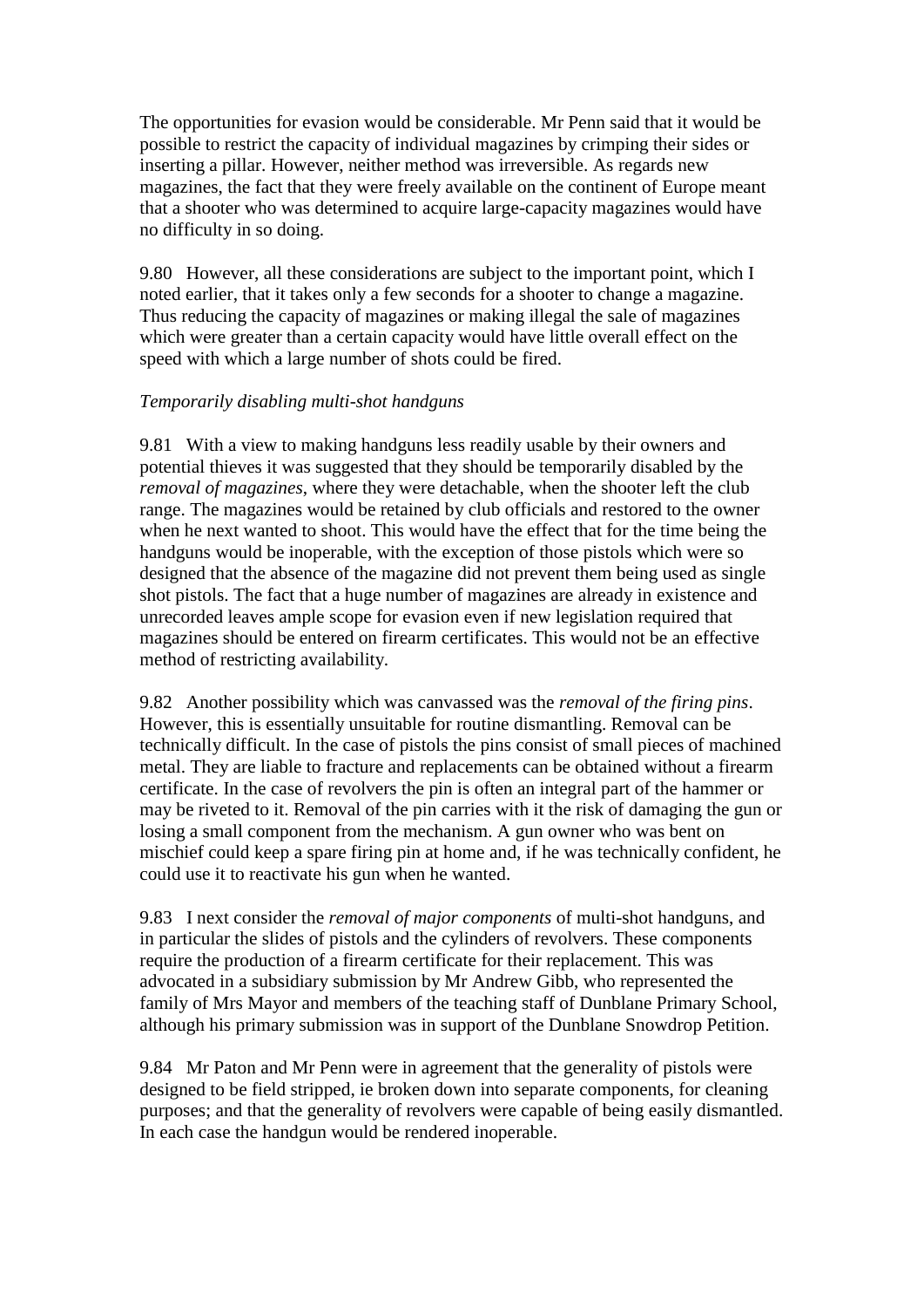The opportunities for evasion would be considerable. Mr Penn said that it would be possible to restrict the capacity of individual magazines by crimping their sides or inserting a pillar. However, neither method was irreversible. As regards new magazines, the fact that they were freely available on the continent of Europe meant that a shooter who was determined to acquire large-capacity magazines would have no difficulty in so doing.

9.80 However, all these considerations are subject to the important point, which I noted earlier, that it takes only a few seconds for a shooter to change a magazine. Thus reducing the capacity of magazines or making illegal the sale of magazines which were greater than a certain capacity would have little overall effect on the speed with which a large number of shots could be fired.

*Temporarily disabling multi-shot handguns*

9.81 With a view to making handguns less readily usable by their owners and potential thieves it was suggested that they should be temporarily disabled by the *removal of magazines*, where they were detachable, when the shooter left the club range. The magazines would be retained by club officials and restored to the owner when he next wanted to shoot. This would have the effect that for the time being the handguns would be inoperable, with the exception of those pistols which were so designed that the absence of the magazine did not prevent them being used as single shot pistols. The fact that a huge number of magazines are already in existence and unrecorded leaves ample scope for evasion even if new legislation required that magazines should be entered on firearm certificates. This would not be an effective method of restricting availability.

9.82 Another possibility which was canvassed was the *removal of the firing pins*. However, this is essentially unsuitable for routine dismantling. Removal can be technically difficult. In the case of pistols the pins consist of small pieces of machined metal. They are liable to fracture and replacements can be obtained without a firearm certificate. In the case of revolvers the pin is often an integral part of the hammer or may be riveted to it. Removal of the pin carries with it the risk of damaging the gun or losing a small component from the mechanism. A gun owner who was bent on mischief could keep a spare firing pin at home and, if he was technically confident, he could use it to reactivate his gun when he wanted.

9.83 I next consider the *removal of major components* of multi-shot handguns, and in particular the slides of pistols and the cylinders of revolvers. These components require the production of a firearm certificate for their replacement. This was advocated in a subsidiary submission by Mr Andrew Gibb, who represented the family of Mrs Mayor and members of the teaching staff of Dunblane Primary School, although his primary submission was in support of the Dunblane Snowdrop Petition.

9.84 Mr Paton and Mr Penn were in agreement that the generality of pistols were designed to be field stripped, ie broken down into separate components, for cleaning purposes; and that the generality of revolvers were capable of being easily dismantled. In each case the handgun would be rendered inoperable.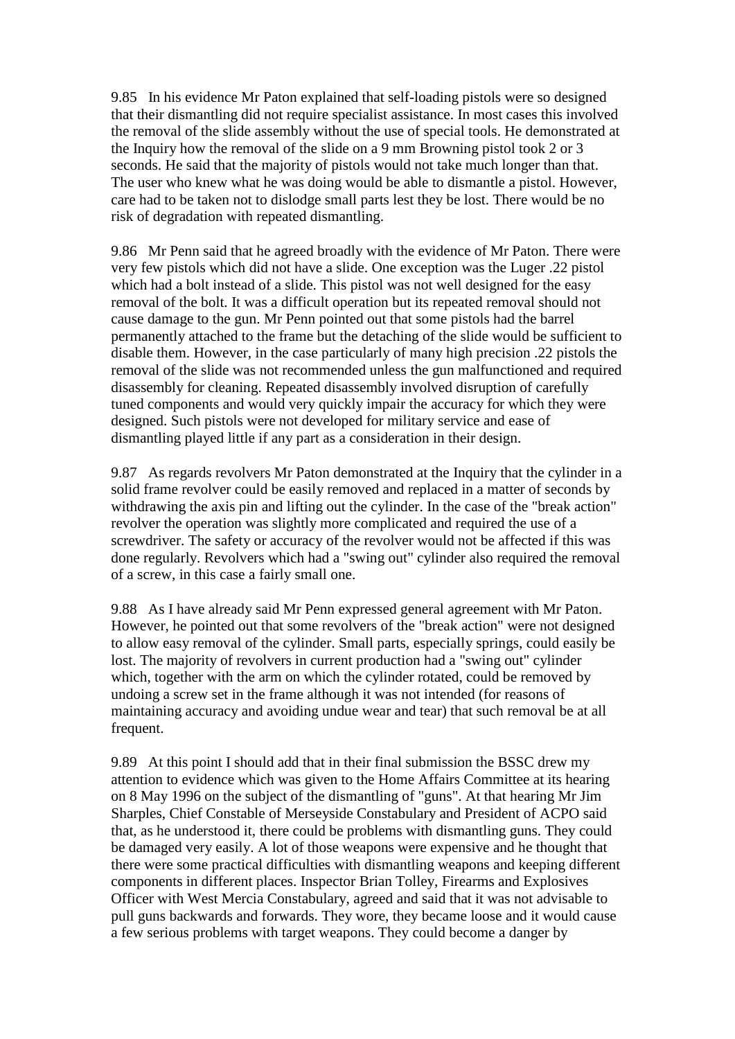9.85 In his evidence Mr Paton explained that self-loading pistols were so designed that their dismantling did not require specialist assistance. In most cases this involved the removal of the slide assembly without the use of special tools. He demonstrated at the Inquiry how the removal of the slide on a 9 mm Browning pistol took 2 or 3 seconds. He said that the majority of pistols would not take much longer than that. The user who knew what he was doing would be able to dismantle a pistol. However, care had to be taken not to dislodge small parts lest they be lost. There would be no risk of degradation with repeated dismantling.

9.86 Mr Penn said that he agreed broadly with the evidence of Mr Paton. There were very few pistols which did not have a slide. One exception was the Luger .22 pistol which had a bolt instead of a slide. This pistol was not well designed for the easy removal of the bolt. It was a difficult operation but its repeated removal should not cause damage to the gun. Mr Penn pointed out that some pistols had the barrel permanently attached to the frame but the detaching of the slide would be sufficient to disable them. However, in the case particularly of many high precision .22 pistols the removal of the slide was not recommended unless the gun malfunctioned and required disassembly for cleaning. Repeated disassembly involved disruption of carefully tuned components and would very quickly impair the accuracy for which they were designed. Such pistols were not developed for military service and ease of dismantling played little if any part as a consideration in their design.

9.87 As regards revolvers Mr Paton demonstrated at the Inquiry that the cylinder in a solid frame revolver could be easily removed and replaced in a matter of seconds by withdrawing the axis pin and lifting out the cylinder. In the case of the "break action" revolver the operation was slightly more complicated and required the use of a screwdriver. The safety or accuracy of the revolver would not be affected if this was done regularly. Revolvers which had a "swing out" cylinder also required the removal of a screw, in this case a fairly small one.

9.88 As I have already said Mr Penn expressed general agreement with Mr Paton. However, he pointed out that some revolvers of the "break action" were not designed to allow easy removal of the cylinder. Small parts, especially springs, could easily be lost. The majority of revolvers in current production had a "swing out" cylinder which, together with the arm on which the cylinder rotated, could be removed by undoing a screw set in the frame although it was not intended (for reasons of maintaining accuracy and avoiding undue wear and tear) that such removal be at all frequent.

9.89 At this point I should add that in their final submission the BSSC drew my attention to evidence which was given to the Home Affairs Committee at its hearing on 8 May 1996 on the subject of the dismantling of "guns". At that hearing Mr Jim Sharples, Chief Constable of Merseyside Constabulary and President of ACPO said that, as he understood it, there could be problems with dismantling guns. They could be damaged very easily. A lot of those weapons were expensive and he thought that there were some practical difficulties with dismantling weapons and keeping different components in different places. Inspector Brian Tolley, Firearms and Explosives Officer with West Mercia Constabulary, agreed and said that it was not advisable to pull guns backwards and forwards. They wore, they became loose and it would cause a few serious problems with target weapons. They could become a danger by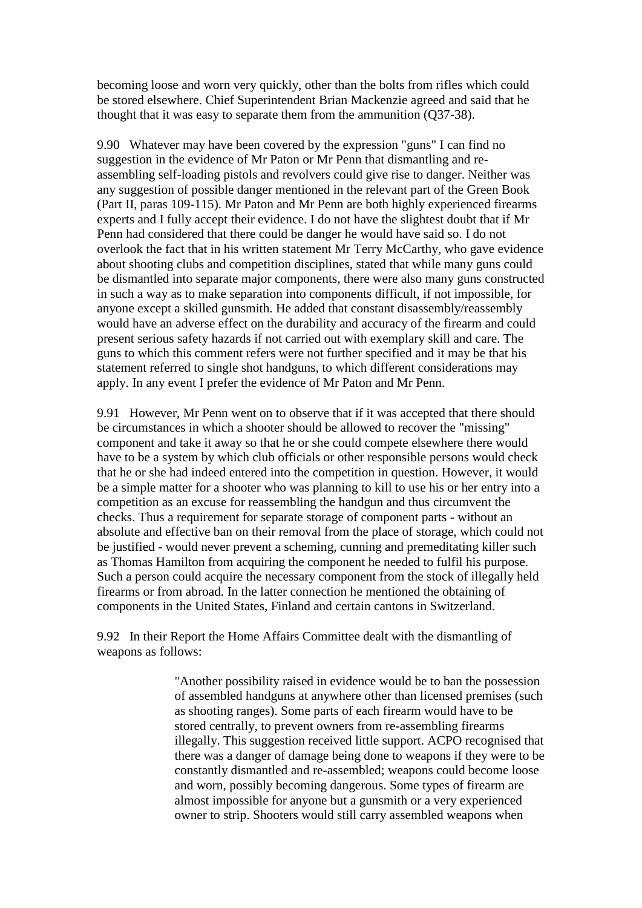becoming loose and worn very quickly, other than the bolts from rifles which could be stored elsewhere. Chief Superintendent Brian Mackenzie agreed and said that he thought that it was easy to separate them from the ammunition (Q37-38).

9.90 Whatever may have been covered by the expression "guns" I can find no suggestion in the evidence of Mr Paton or Mr Penn that dismantling and re-assembling self-loading pistols and revolvers could give rise to danger. Neither was any suggestion of possible danger mentioned in the relevant part of the Green Book (Part II, paras 109-115). Mr Paton and Mr Penn are both highly experienced firearms experts and I fully accept their evidence. I do not have the slightest doubt that if Mr Penn had considered that there could be danger he would have said so. I do not overlook the fact that in his written statement Mr Terry McCarthy, who gave evidence about shooting clubs and competition disciplines, stated that while many guns could be dismantled into separate major components, there were also many guns constructed in such a way as to make separation into components difficult, if not impossible, for anyone except a skilled gunsmith. He added that constant disassembly/reassembly would have an adverse effect on the durability and accuracy of the firearm and could present serious safety hazards if not carried out with exemplary skill and care. The guns to which this comment refers were not further specified and it may be that his statement referred to single shot handguns, to which different considerations may apply. In any event I prefer the evidence of Mr Paton and Mr Penn.

9.91 However, Mr Penn went on to observe that if it was accepted that there should be circumstances in which a shooter should be allowed to recover the "missing" component and take it away so that he or she could compete elsewhere there would have to be a system by which club officials or other responsible persons would check that he or she had indeed entered into the competition in question. However, it would be a simple matter for a shooter who was planning to kill to use his or her entry into a competition as an excuse for reassembling the handgun and thus circumvent the checks. Thus a requirement for separate storage of component parts - without an absolute and effective ban on their removal from the place of storage, which could not be justified - would never prevent a scheming, cunning and premeditating killer such as Thomas Hamilton from acquiring the component he needed to fulfil his purpose. Such a person could acquire the necessary component from the stock of illegally held firearms or from abroad. In the latter connection he mentioned the obtaining of components in the United States, Finland and certain cantons in Switzerland.

9.92 In their Report the Home Affairs Committee dealt with the dismantling of weapons as follows:

> "Another possibility raised in evidence would be to ban the possession of assembled handguns at anywhere other than licensed premises (such as shooting ranges). Some parts of each firearm would have to be stored centrally, to prevent owners from re-assembling firearms illegally. This suggestion received little support. ACPO recognised that there was a danger of damage being done to weapons if they were to be constantly dismantled and re-assembled; weapons could become loose and worn, possibly becoming dangerous. Some types of firearm are almost impossible for anyone but a gunsmith or a very experienced owner to strip. Shooters would still carry assembled weapons when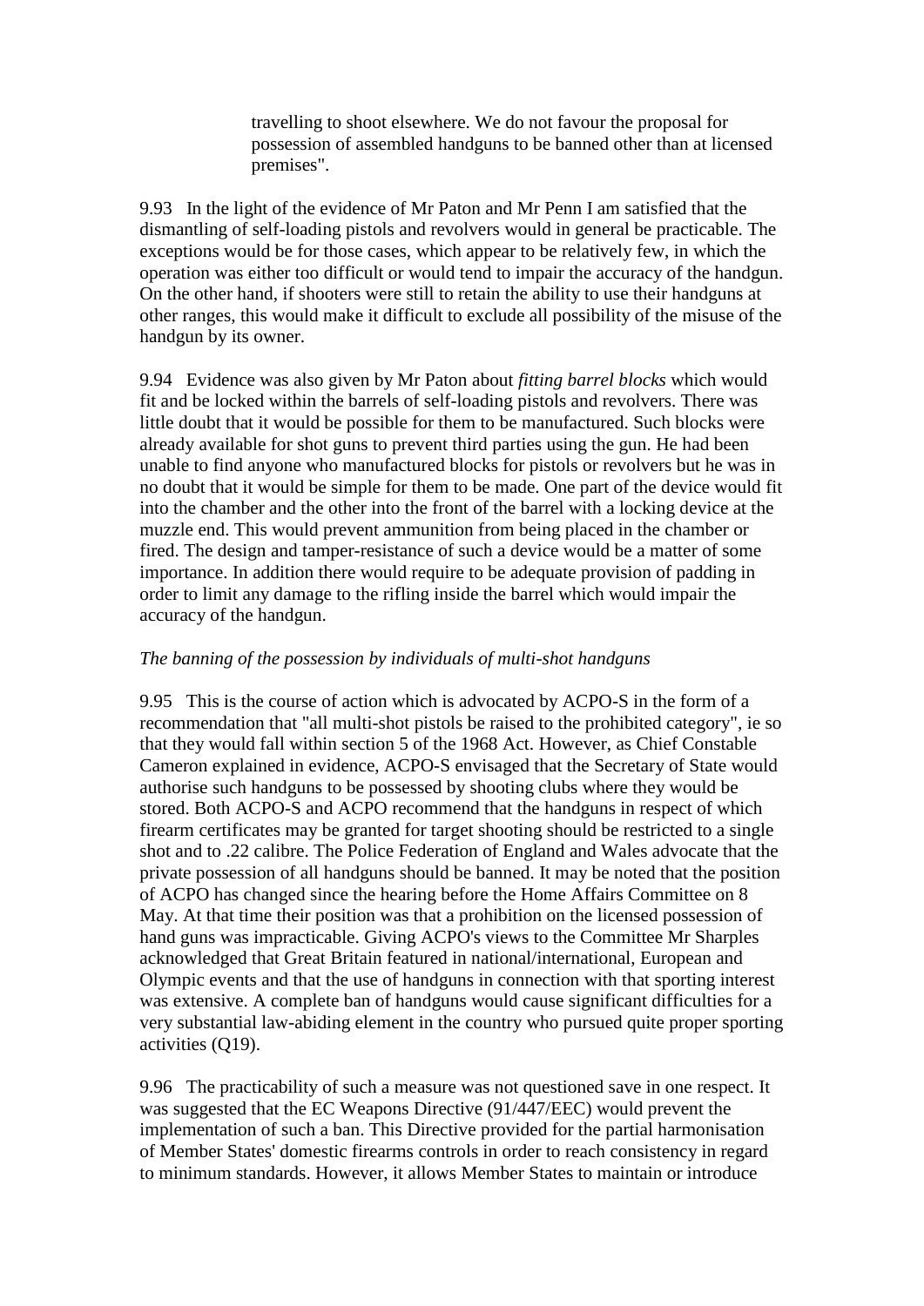> travelling to shoot elsewhere. We do not favour the proposal for possession of assembled handguns to be banned other than at licensed premises".

9.93 In the light of the evidence of Mr Paton and Mr Penn I am satisfied that the dismantling of self-loading pistols and revolvers would in general be practicable. The exceptions would be for those cases, which appear to be relatively few, in which the operation was either too difficult or would tend to impair the accuracy of the handgun. On the other hand, if shooters were still to retain the ability to use their handguns at other ranges, this would make it difficult to exclude all possibility of the misuse of the handgun by its owner.

9.94 Evidence was also given by Mr Paton about *fitting barrel blocks* which would fit and be locked within the barrels of self-loading pistols and revolvers. There was little doubt that it would be possible for them to be manufactured. Such blocks were already available for shot guns to prevent third parties using the gun. He had been unable to find anyone who manufactured blocks for pistols or revolvers but he was in no doubt that it would be simple for them to be made. One part of the device would fit into the chamber and the other into the front of the barrel with a locking device at the muzzle end. This would prevent ammunition from being placed in the chamber or fired. The design and tamper-resistance of such a device would be a matter of some importance. In addition there would require to be adequate provision of padding in order to limit any damage to the rifling inside the barrel which would impair the accuracy of the handgun.

*The banning of the possession by individuals of multi-shot handguns*

9.95 This is the course of action which is advocated by ACPO-S in the form of a recommendation that "all multi-shot pistols be raised to the prohibited category", ie so that they would fall within section 5 of the 1968 Act. However, as Chief Constable Cameron explained in evidence, ACPO-S envisaged that the Secretary of State would authorise such handguns to be possessed by shooting clubs where they would be stored. Both ACPO-S and ACPO recommend that the handguns in respect of which firearm certificates may be granted for target shooting should be restricted to a single shot and to .22 calibre. The Police Federation of England and Wales advocate that the private possession of all handguns should be banned. It may be noted that the position of ACPO has changed since the hearing before the Home Affairs Committee on 8 May. At that time their position was that a prohibition on the licensed possession of hand guns was impracticable. Giving ACPO's views to the Committee Mr Sharples acknowledged that Great Britain featured in national/international, European and Olympic events and that the use of handguns in connection with that sporting interest was extensive. A complete ban of handguns would cause significant difficulties for a very substantial law-abiding element in the country who pursued quite proper sporting activities (Q19).

9.96 The practicability of such a measure was not questioned save in one respect. It was suggested that the EC Weapons Directive (91/447/EEC) would prevent the implementation of such a ban. This Directive provided for the partial harmonisation of Member States' domestic firearms controls in order to reach consistency in regard to minimum standards. However, it allows Member States to maintain or introduce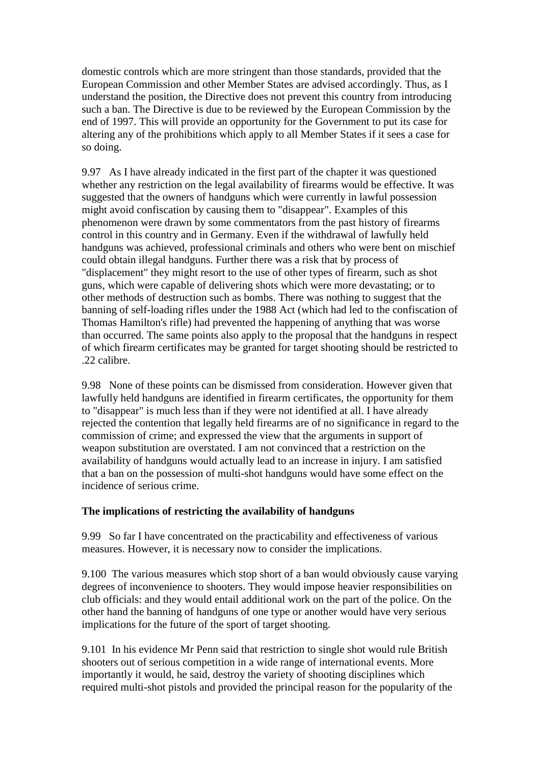domestic controls which are more stringent than those standards, provided that the European Commission and other Member States are advised accordingly. Thus, as I understand the position, the Directive does not prevent this country from introducing such a ban. The Directive is due to be reviewed by the European Commission by the end of 1997. This will provide an opportunity for the Government to put its case for altering any of the prohibitions which apply to all Member States if it sees a case for so doing.

9.97 As I have already indicated in the first part of the chapter it was questioned whether any restriction on the legal availability of firearms would be effective. It was suggested that the owners of handguns which were currently in lawful possession might avoid confiscation by causing them to "disappear". Examples of this phenomenon were drawn by some commentators from the past history of firearms control in this country and in Germany. Even if the withdrawal of lawfully held handguns was achieved, professional criminals and others who were bent on mischief could obtain illegal handguns. Further there was a risk that by process of "displacement" they might resort to the use of other types of firearm, such as shot guns, which were capable of delivering shots which were more devastating; or to other methods of destruction such as bombs. There was nothing to suggest that the banning of self-loading rifles under the 1988 Act (which had led to the confiscation of Thomas Hamilton's rifle) had prevented the happening of anything that was worse than occurred. The same points also apply to the proposal that the handguns in respect of which firearm certificates may be granted for target shooting should be restricted to .22 calibre.

9.98 None of these points can be dismissed from consideration. However given that lawfully held handguns are identified in firearm certificates, the opportunity for them to "disappear" is much less than if they were not identified at all. I have already rejected the contention that legally held firearms are of no significance in regard to the commission of crime; and expressed the view that the arguments in support of weapon substitution are overstated. I am not convinced that a restriction on the availability of handguns would actually lead to an increase in injury. I am satisfied that a ban on the possession of multi-shot handguns would have some effect on the incidence of serious crime.

**The implications of restricting the availability of handguns**

9.99 So far I have concentrated on the practicability and effectiveness of various measures. However, it is necessary now to consider the implications.

9.100 The various measures which stop short of a ban would obviously cause varying degrees of inconvenience to shooters. They would impose heavier responsibilities on club officials: and they would entail additional work on the part of the police. On the other hand the banning of handguns of one type or another would have very serious implications for the future of the sport of target shooting.

9.101 In his evidence Mr Penn said that restriction to single shot would rule British shooters out of serious competition in a wide range of international events. More importantly it would, he said, destroy the variety of shooting disciplines which required multi-shot pistols and provided the principal reason for the popularity of the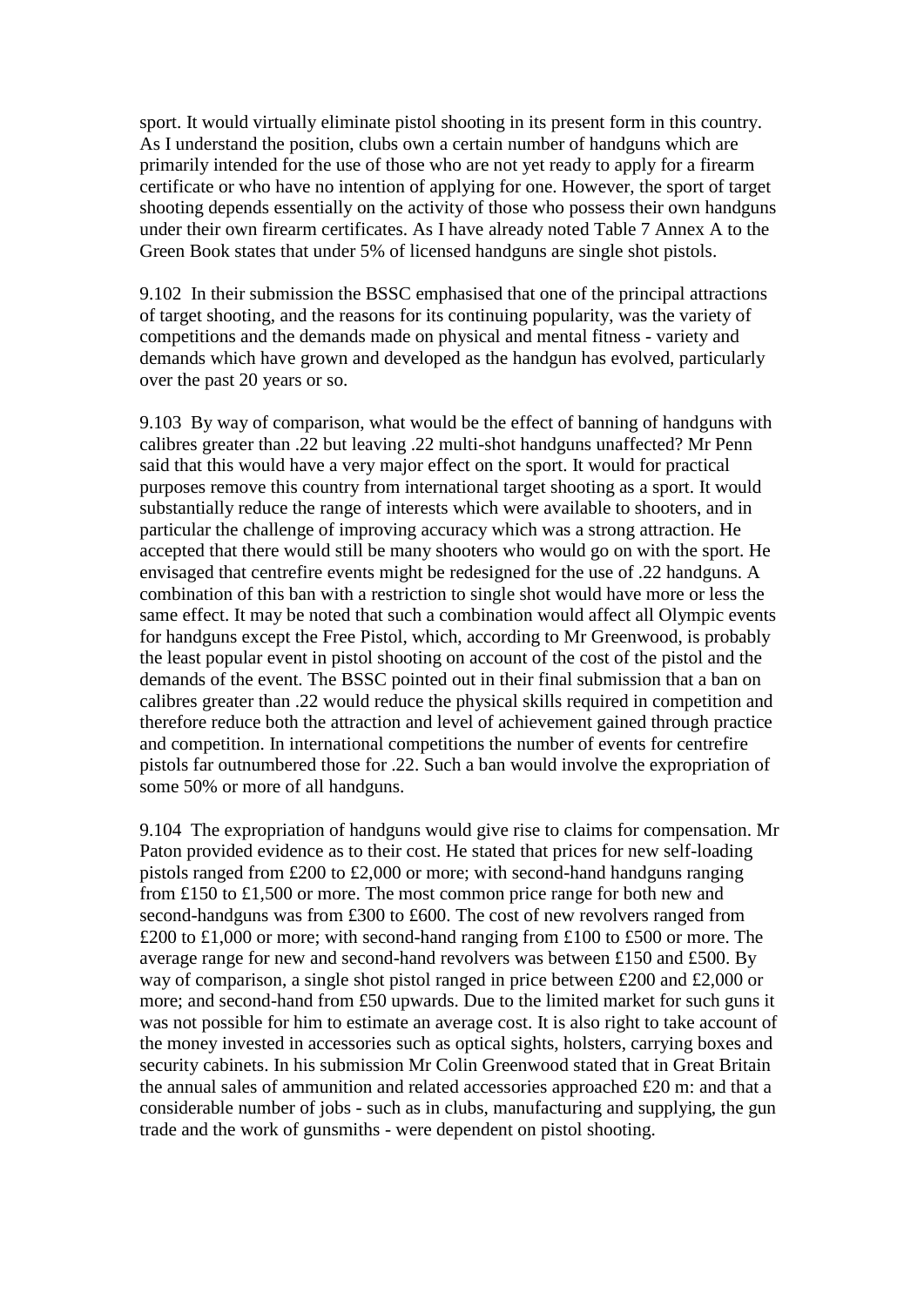sport. It would virtually eliminate pistol shooting in its present form in this country. As I understand the position, clubs own a certain number of handguns which are primarily intended for the use of those who are not yet ready to apply for a firearm certificate or who have no intention of applying for one. However, the sport of target shooting depends essentially on the activity of those who possess their own handguns under their own firearm certificates. As I have already noted Table 7 Annex A to the Green Book states that under 5% of licensed handguns are single shot pistols.

9.102 In their submission the BSSC emphasised that one of the principal attractions of target shooting, and the reasons for its continuing popularity, was the variety of competitions and the demands made on physical and mental fitness - variety and demands which have grown and developed as the handgun has evolved, particularly over the past 20 years or so.

9.103 By way of comparison, what would be the effect of banning of handguns with calibres greater than .22 but leaving .22 multi-shot handguns unaffected? Mr Penn said that this would have a very major effect on the sport. It would for practical purposes remove this country from international target shooting as a sport. It would substantially reduce the range of interests which were available to shooters, and in particular the challenge of improving accuracy which was a strong attraction. He accepted that there would still be many shooters who would go on with the sport. He envisaged that centrefire events might be redesigned for the use of .22 handguns. A combination of this ban with a restriction to single shot would have more or less the same effect. It may be noted that such a combination would affect all Olympic events for handguns except the Free Pistol, which, according to Mr Greenwood, is probably the least popular event in pistol shooting on account of the cost of the pistol and the demands of the event. The BSSC pointed out in their final submission that a ban on calibres greater than .22 would reduce the physical skills required in competition and therefore reduce both the attraction and level of achievement gained through practice and competition. In international competitions the number of events for centrefire pistols far outnumbered those for .22. Such a ban would involve the expropriation of some 50% or more of all handguns.

9.104 The expropriation of handguns would give rise to claims for compensation. Mr Paton provided evidence as to their cost. He stated that prices for new self-loading pistols ranged from £200 to £2,000 or more; with second-hand handguns ranging from £150 to £1,500 or more. The most common price range for both new and second-handguns was from £300 to £600. The cost of new revolvers ranged from £200 to £1,000 or more; with second-hand ranging from £100 to £500 or more. The average range for new and second-hand revolvers was between £150 and £500. By way of comparison, a single shot pistol ranged in price between £200 and £2,000 or more; and second-hand from £50 upwards. Due to the limited market for such guns it was not possible for him to estimate an average cost. It is also right to take account of the money invested in accessories such as optical sights, holsters, carrying boxes and security cabinets. In his submission Mr Colin Greenwood stated that in Great Britain the annual sales of ammunition and related accessories approached £20 m: and that a considerable number of jobs - such as in clubs, manufacturing and supplying, the gun trade and the work of gunsmiths - were dependent on pistol shooting.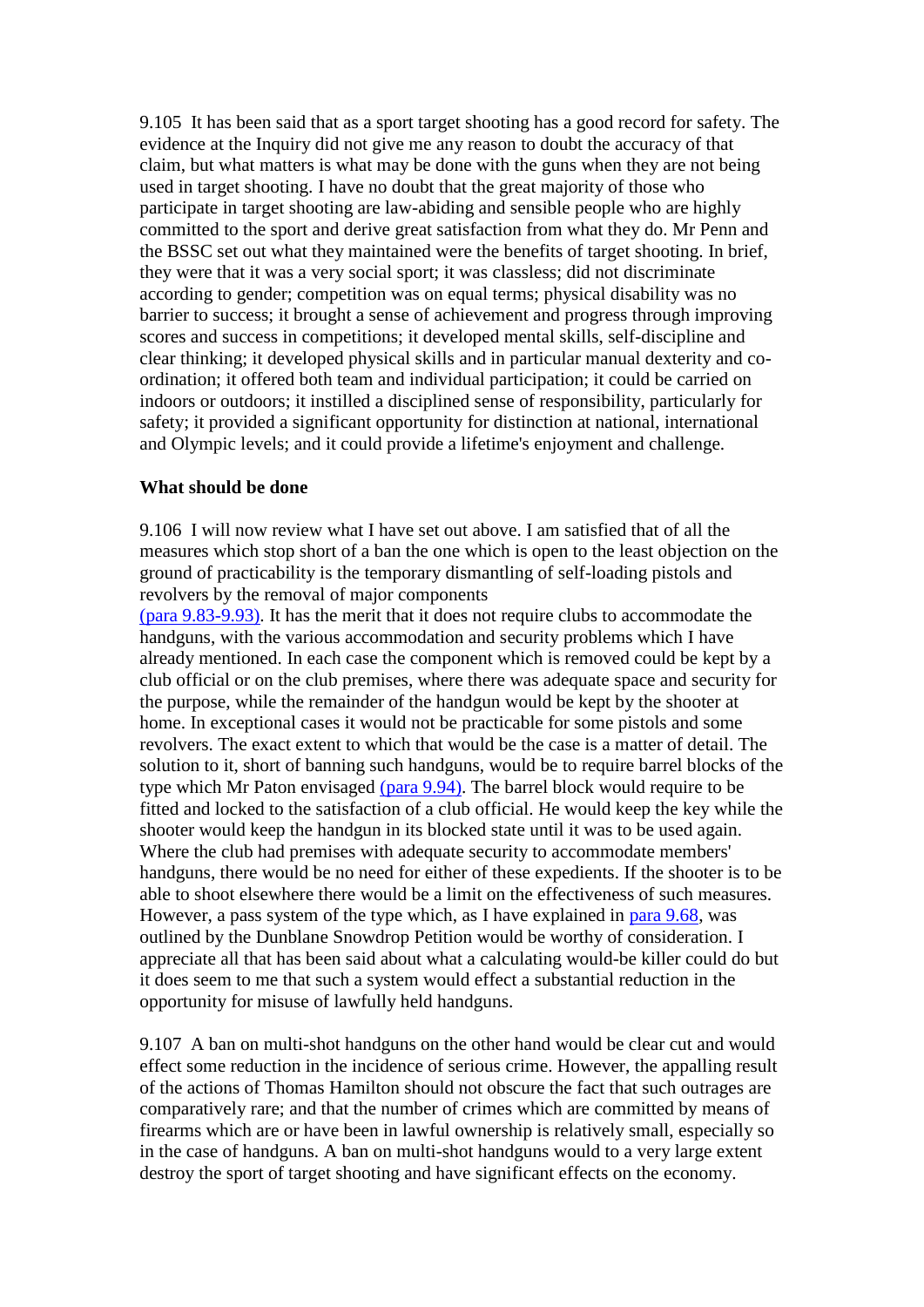9.105 It has been said that as a sport target shooting has a good record for safety. The evidence at the Inquiry did not give me any reason to doubt the accuracy of that claim, but what matters is what may be done with the guns when they are not being used in target shooting. I have no doubt that the great majority of those who participate in target shooting are law-abiding and sensible people who are highly committed to the sport and derive great satisfaction from what they do. Mr Penn and the BSSC set out what they maintained were the benefits of target shooting. In brief, they were that it was a very social sport; it was classless; did not discriminate according to gender; competition was on equal terms; physical disability was no barrier to success; it brought a sense of achievement and progress through improving scores and success in competitions; it developed mental skills, self-discipline and clear thinking; it developed physical skills and in particular manual dexterity and co-ordination; it offered both team and individual participation; it could be carried on indoors or outdoors; it instilled a disciplined sense of responsibility, particularly for safety; it provided a significant opportunity for distinction at national, international and Olympic levels; and it could provide a lifetime's enjoyment and challenge.

**What should be done**

9.106 I will now review what I have set out above. I am satisfied that of all the measures which stop short of a ban the one which is open to the least objection on the ground of practicability is the temporary dismantling of self-loading pistols and revolvers by the removal of major components (para 9.83-9.93). It has the merit that it does not require clubs to accommodate the handguns, with the various accommodation and security problems which I have already mentioned. In each case the component which is removed could be kept by a club official or on the club premises, where there was adequate space and security for the purpose, while the remainder of the handgun would be kept by the shooter at home. In exceptional cases it would not be practicable for some pistols and some revolvers. The exact extent to which that would be the case is a matter of detail. The solution to it, short of banning such handguns, would be to require barrel blocks of the type which Mr Paton envisaged (para 9.94). The barrel block would require to be fitted and locked to the satisfaction of a club official. He would keep the key while the shooter would keep the handgun in its blocked state until it was to be used again. Where the club had premises with adequate security to accommodate members' handguns, there would be no need for either of these expedients. If the shooter is to be able to shoot elsewhere there would be a limit on the effectiveness of such measures. However, a pass system of the type which, as I have explained in para 9.68, was outlined by the Dunblane Snowdrop Petition would be worthy of consideration. I appreciate all that has been said about what a calculating would-be killer could do but it does seem to me that such a system would effect a substantial reduction in the opportunity for misuse of lawfully held handguns.

9.107 A ban on multi-shot handguns on the other hand would be clear cut and would effect some reduction in the incidence of serious crime. However, the appalling result of the actions of Thomas Hamilton should not obscure the fact that such outrages are comparatively rare; and that the number of crimes which are committed by means of firearms which are or have been in lawful ownership is relatively small, especially so in the case of handguns. A ban on multi-shot handguns would to a very large extent destroy the sport of target shooting and have significant effects on the economy.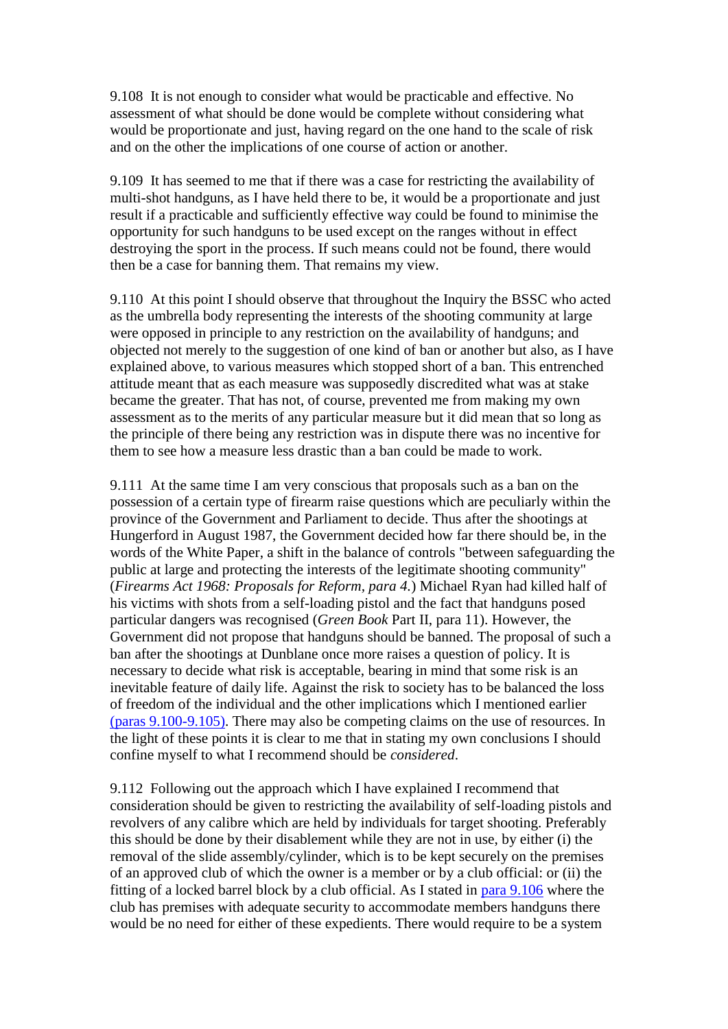9.108 It is not enough to consider what would be practicable and effective. No assessment of what should be done would be complete without considering what would be proportionate and just, having regard on the one hand to the scale of risk and on the other the implications of one course of action or another.

9.109 It has seemed to me that if there was a case for restricting the availability of multi-shot handguns, as I have held there to be, it would be a proportionate and just result if a practicable and sufficiently effective way could be found to minimise the opportunity for such handguns to be used except on the ranges without in effect destroying the sport in the process. If such means could not be found, there would then be a case for banning them. That remains my view.

9.110 At this point I should observe that throughout the Inquiry the BSSC who acted as the umbrella body representing the interests of the shooting community at large were opposed in principle to any restriction on the availability of handguns; and objected not merely to the suggestion of one kind of ban or another but also, as I have explained above, to various measures which stopped short of a ban. This entrenched attitude meant that as each measure was supposedly discredited what was at stake became the greater. That has not, of course, prevented me from making my own assessment as to the merits of any particular measure but it did mean that so long as the principle of there being any restriction was in dispute there was no incentive for them to see how a measure less drastic than a ban could be made to work.

9.111 At the same time I am very conscious that proposals such as a ban on the possession of a certain type of firearm raise questions which are peculiarly within the province of the Government and Parliament to decide. Thus after the shootings at Hungerford in August 1987, the Government decided how far there should be, in the words of the White Paper, a shift in the balance of controls "between safeguarding the public at large and protecting the interests of the legitimate shooting community" (*Firearms Act 1968: Proposals for Reform, para 4.*) Michael Ryan had killed half of his victims with shots from a self-loading pistol and the fact that handguns posed particular dangers was recognised (*Green Book* Part II, para 11). However, the Government did not propose that handguns should be banned. The proposal of such a ban after the shootings at Dunblane once more raises a question of policy. It is necessary to decide what risk is acceptable, bearing in mind that some risk is an inevitable feature of daily life. Against the risk to society has to be balanced the loss of freedom of the individual and the other implications which I mentioned earlier (paras 9.100-9.105). There may also be competing claims on the use of resources. In the light of these points it is clear to me that in stating my own conclusions I should confine myself to what I recommend should be *considered*.

9.112 Following out the approach which I have explained I recommend that consideration should be given to restricting the availability of self-loading pistols and revolvers of any calibre which are held by individuals for target shooting. Preferably this should be done by their disablement while they are not in use, by either (i) the removal of the slide assembly/cylinder, which is to be kept securely on the premises of an approved club of which the owner is a member or by a club official: or (ii) the fitting of a locked barrel block by a club official. As I stated in para 9.106 where the club has premises with adequate security to accommodate members handguns there would be no need for either of these expedients. There would require to be a system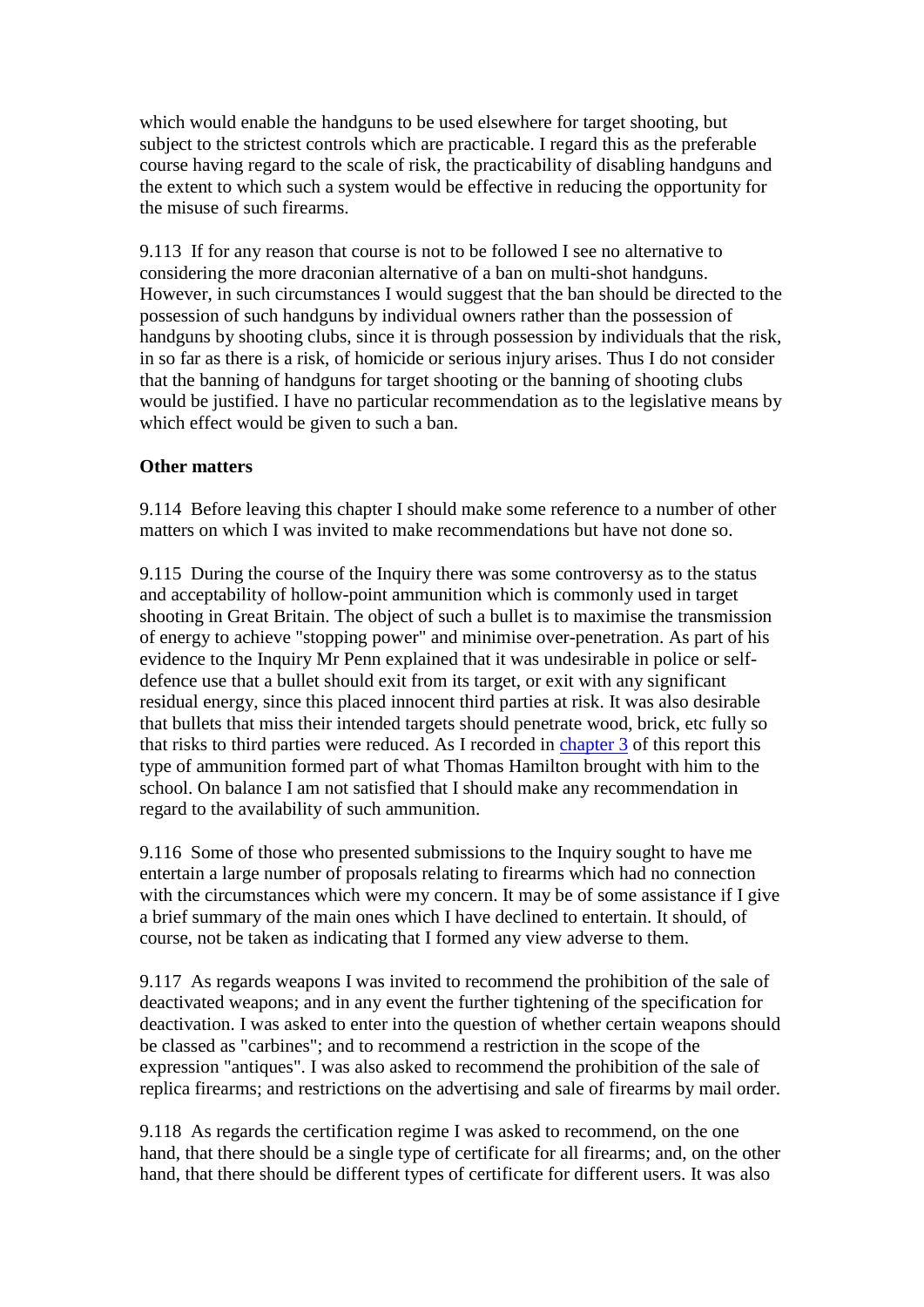which would enable the handguns to be used elsewhere for target shooting, but subject to the strictest controls which are practicable. I regard this as the preferable course having regard to the scale of risk, the practicability of disabling handguns and the extent to which such a system would be effective in reducing the opportunity for the misuse of such firearms.

9.113 If for any reason that course is not to be followed I see no alternative to considering the more draconian alternative of a ban on multi-shot handguns. However, in such circumstances I would suggest that the ban should be directed to the possession of such handguns by individual owners rather than the possession of handguns by shooting clubs, since it is through possession by individuals that the risk, in so far as there is a risk, of homicide or serious injury arises. Thus I do not consider that the banning of handguns for target shooting or the banning of shooting clubs would be justified. I have no particular recommendation as to the legislative means by which effect would be given to such a ban.

**Other matters**

9.114 Before leaving this chapter I should make some reference to a number of other matters on which I was invited to make recommendations but have not done so.

9.115 During the course of the Inquiry there was some controversy as to the status and acceptability of hollow-point ammunition which is commonly used in target shooting in Great Britain. The object of such a bullet is to maximise the transmission of energy to achieve "stopping power" and minimise over-penetration. As part of his evidence to the Inquiry Mr Penn explained that it was undesirable in police or self-defence use that a bullet should exit from its target, or exit with any significant residual energy, since this placed innocent third parties at risk. It was also desirable that bullets that miss their intended targets should penetrate wood, brick, etc fully so that risks to third parties were reduced. As I recorded in chapter 3 of this report this type of ammunition formed part of what Thomas Hamilton brought with him to the school. On balance I am not satisfied that I should make any recommendation in regard to the availability of such ammunition.

9.116 Some of those who presented submissions to the Inquiry sought to have me entertain a large number of proposals relating to firearms which had no connection with the circumstances which were my concern. It may be of some assistance if I give a brief summary of the main ones which I have declined to entertain. It should, of course, not be taken as indicating that I formed any view adverse to them.

9.117 As regards weapons I was invited to recommend the prohibition of the sale of deactivated weapons; and in any event the further tightening of the specification for deactivation. I was asked to enter into the question of whether certain weapons should be classed as "carbines"; and to recommend a restriction in the scope of the expression "antiques". I was also asked to recommend the prohibition of the sale of replica firearms; and restrictions on the advertising and sale of firearms by mail order.

9.118 As regards the certification regime I was asked to recommend, on the one hand, that there should be a single type of certificate for all firearms; and, on the other hand, that there should be different types of certificate for different users. It was also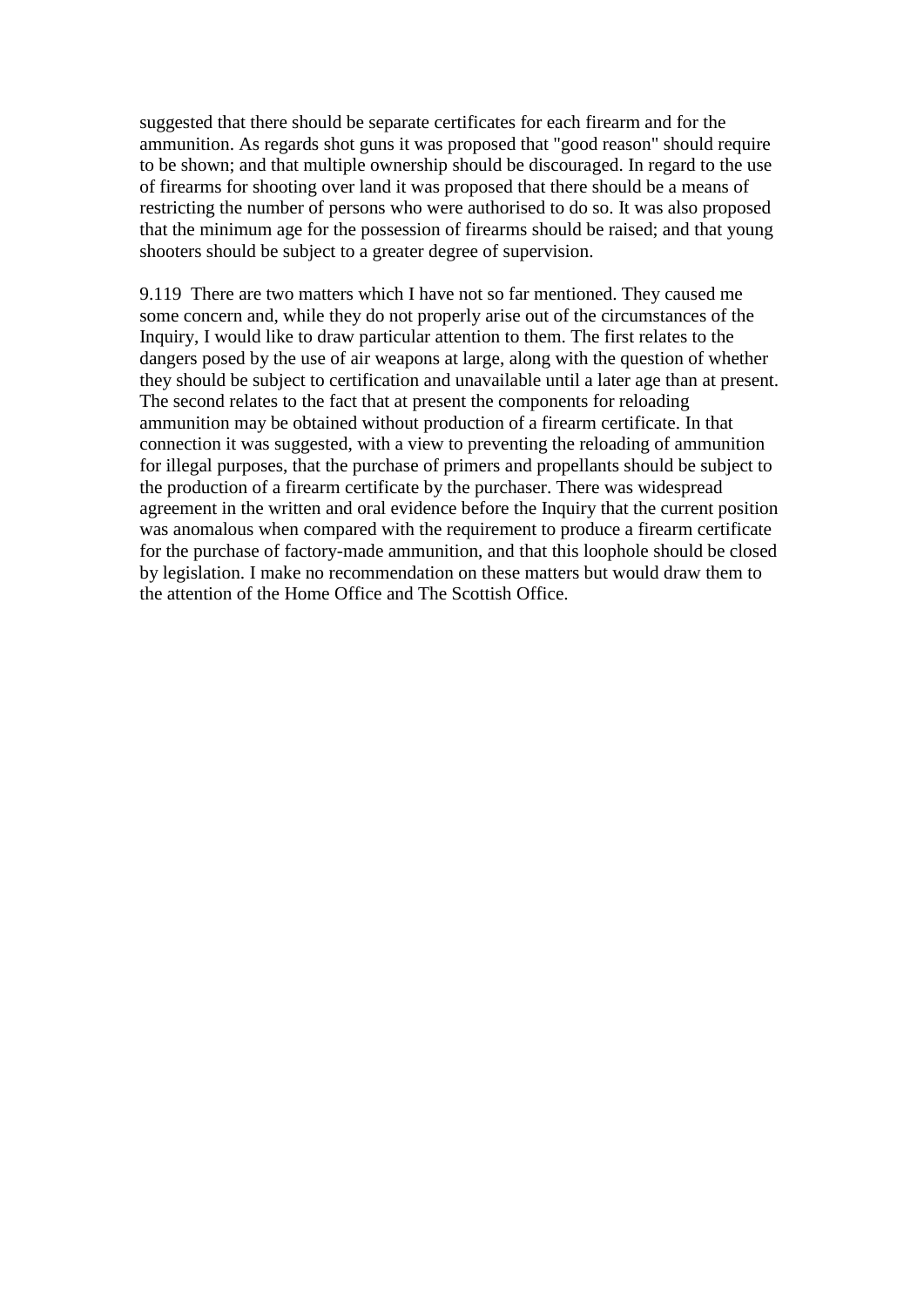suggested that there should be separate certificates for each firearm and for the ammunition. As regards shot guns it was proposed that "good reason" should require to be shown; and that multiple ownership should be discouraged. In regard to the use of firearms for shooting over land it was proposed that there should be a means of restricting the number of persons who were authorised to do so. It was also proposed that the minimum age for the possession of firearms should be raised; and that young shooters should be subject to a greater degree of supervision.

9.119 There are two matters which I have not so far mentioned. They caused me some concern and, while they do not properly arise out of the circumstances of the Inquiry, I would like to draw particular attention to them. The first relates to the dangers posed by the use of air weapons at large, along with the question of whether they should be subject to certification and unavailable until a later age than at present. The second relates to the fact that at present the components for reloading ammunition may be obtained without production of a firearm certificate. In that connection it was suggested, with a view to preventing the reloading of ammunition for illegal purposes, that the purchase of primers and propellants should be subject to the production of a firearm certificate by the purchaser. There was widespread agreement in the written and oral evidence before the Inquiry that the current position was anomalous when compared with the requirement to produce a firearm certificate for the purchase of factory-made ammunition, and that this loophole should be closed by legislation. I make no recommendation on these matters but would draw them to the attention of the Home Office and The Scottish Office.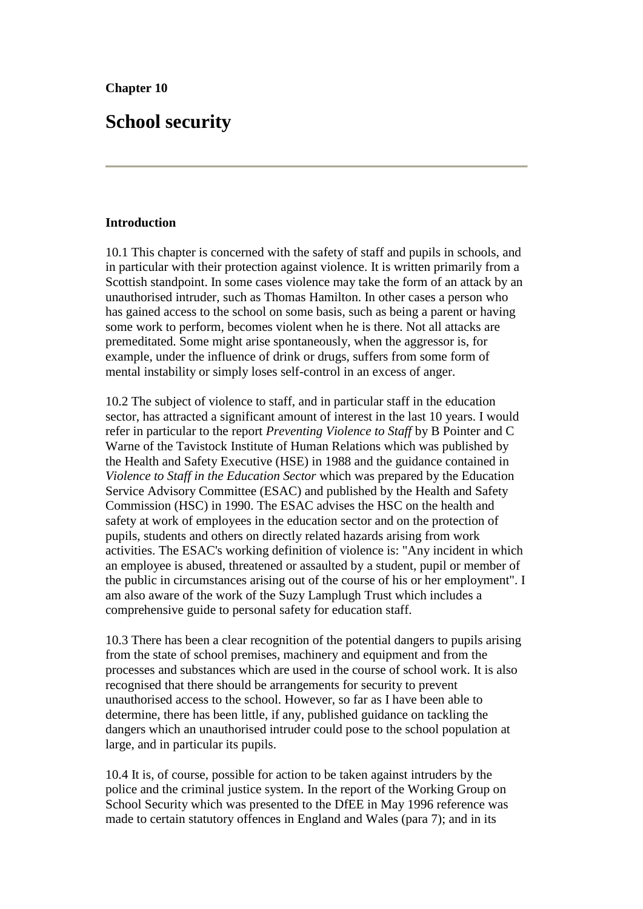**Chapter 10**

# School security

---

**Introduction**

10.1 This chapter is concerned with the safety of staff and pupils in schools, and in particular with their protection against violence. It is written primarily from a Scottish standpoint. In some cases violence may take the form of an attack by an unauthorised intruder, such as Thomas Hamilton. In other cases a person who has gained access to the school on some basis, such as being a parent or having some work to perform, becomes violent when he is there. Not all attacks are premeditated. Some might arise spontaneously, when the aggressor is, for example, under the influence of drink or drugs, suffers from some form of mental instability or simply loses self-control in an excess of anger.

10.2 The subject of violence to staff, and in particular staff in the education sector, has attracted a significant amount of interest in the last 10 years. I would refer in particular to the report *Preventing Violence to Staff* by B Pointer and C Warne of the Tavistock Institute of Human Relations which was published by the Health and Safety Executive (HSE) in 1988 and the guidance contained in *Violence to Staff in the Education Sector* which was prepared by the Education Service Advisory Committee (ESAC) and published by the Health and Safety Commission (HSC) in 1990. The ESAC advises the HSC on the health and safety at work of employees in the education sector and on the protection of pupils, students and others on directly related hazards arising from work activities. The ESAC's working definition of violence is: "Any incident in which an employee is abused, threatened or assaulted by a student, pupil or member of the public in circumstances arising out of the course of his or her employment". I am also aware of the work of the Suzy Lamplugh Trust which includes a comprehensive guide to personal safety for education staff.

10.3 There has been a clear recognition of the potential dangers to pupils arising from the state of school premises, machinery and equipment and from the processes and substances which are used in the course of school work. It is also recognised that there should be arrangements for security to prevent unauthorised access to the school. However, so far as I have been able to determine, there has been little, if any, published guidance on tackling the dangers which an unauthorised intruder could pose to the school population at large, and in particular its pupils.

10.4 It is, of course, possible for action to be taken against intruders by the police and the criminal justice system. In the report of the Working Group on School Security which was presented to the DfEE in May 1996 reference was made to certain statutory offences in England and Wales (para 7); and in its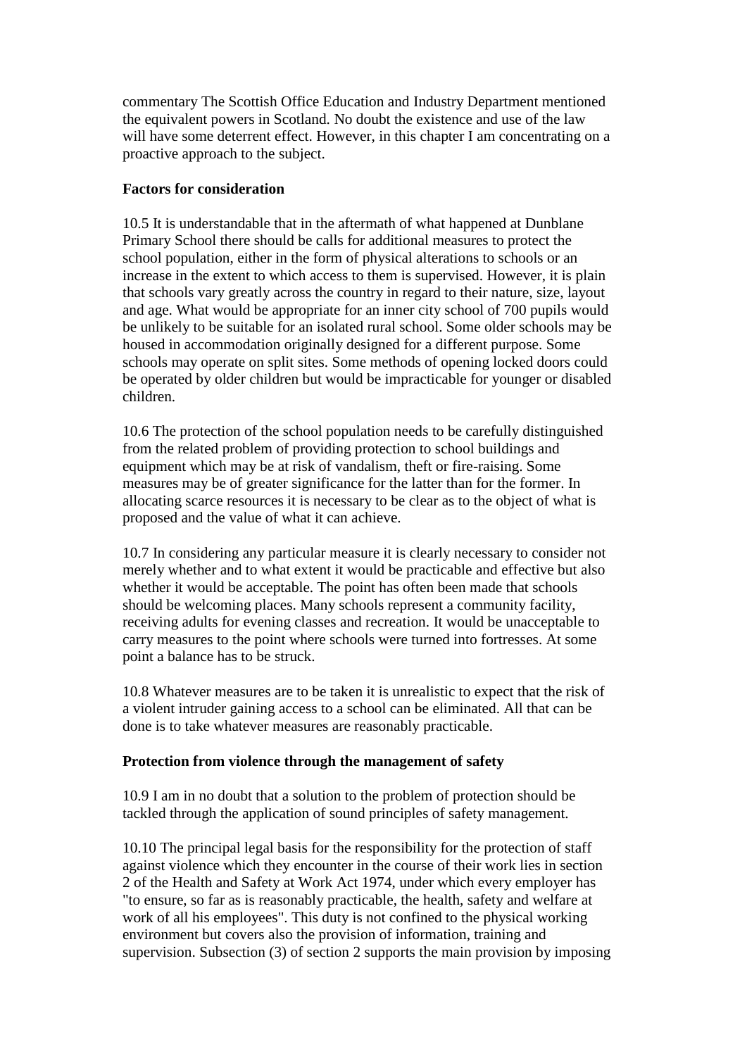commentary The Scottish Office Education and Industry Department mentioned the equivalent powers in Scotland. No doubt the existence and use of the law will have some deterrent effect. However, in this chapter I am concentrating on a proactive approach to the subject.

**Factors for consideration**

10.5 It is understandable that in the aftermath of what happened at Dunblane Primary School there should be calls for additional measures to protect the school population, either in the form of physical alterations to schools or an increase in the extent to which access to them is supervised. However, it is plain that schools vary greatly across the country in regard to their nature, size, layout and age. What would be appropriate for an inner city school of 700 pupils would be unlikely to be suitable for an isolated rural school. Some older schools may be housed in accommodation originally designed for a different purpose. Some schools may operate on split sites. Some methods of opening locked doors could be operated by older children but would be impracticable for younger or disabled children.

10.6 The protection of the school population needs to be carefully distinguished from the related problem of providing protection to school buildings and equipment which may be at risk of vandalism, theft or fire-raising. Some measures may be of greater significance for the latter than for the former. In allocating scarce resources it is necessary to be clear as to the object of what is proposed and the value of what it can achieve.

10.7 In considering any particular measure it is clearly necessary to consider not merely whether and to what extent it would be practicable and effective but also whether it would be acceptable. The point has often been made that schools should be welcoming places. Many schools represent a community facility, receiving adults for evening classes and recreation. It would be unacceptable to carry measures to the point where schools were turned into fortresses. At some point a balance has to be struck.

10.8 Whatever measures are to be taken it is unrealistic to expect that the risk of a violent intruder gaining access to a school can be eliminated. All that can be done is to take whatever measures are reasonably practicable.

**Protection from violence through the management of safety**

10.9 I am in no doubt that a solution to the problem of protection should be tackled through the application of sound principles of safety management.

10.10 The principal legal basis for the responsibility for the protection of staff against violence which they encounter in the course of their work lies in section 2 of the Health and Safety at Work Act 1974, under which every employer has "to ensure, so far as is reasonably practicable, the health, safety and welfare at work of all his employees". This duty is not confined to the physical working environment but covers also the provision of information, training and supervision. Subsection (3) of section 2 supports the main provision by imposing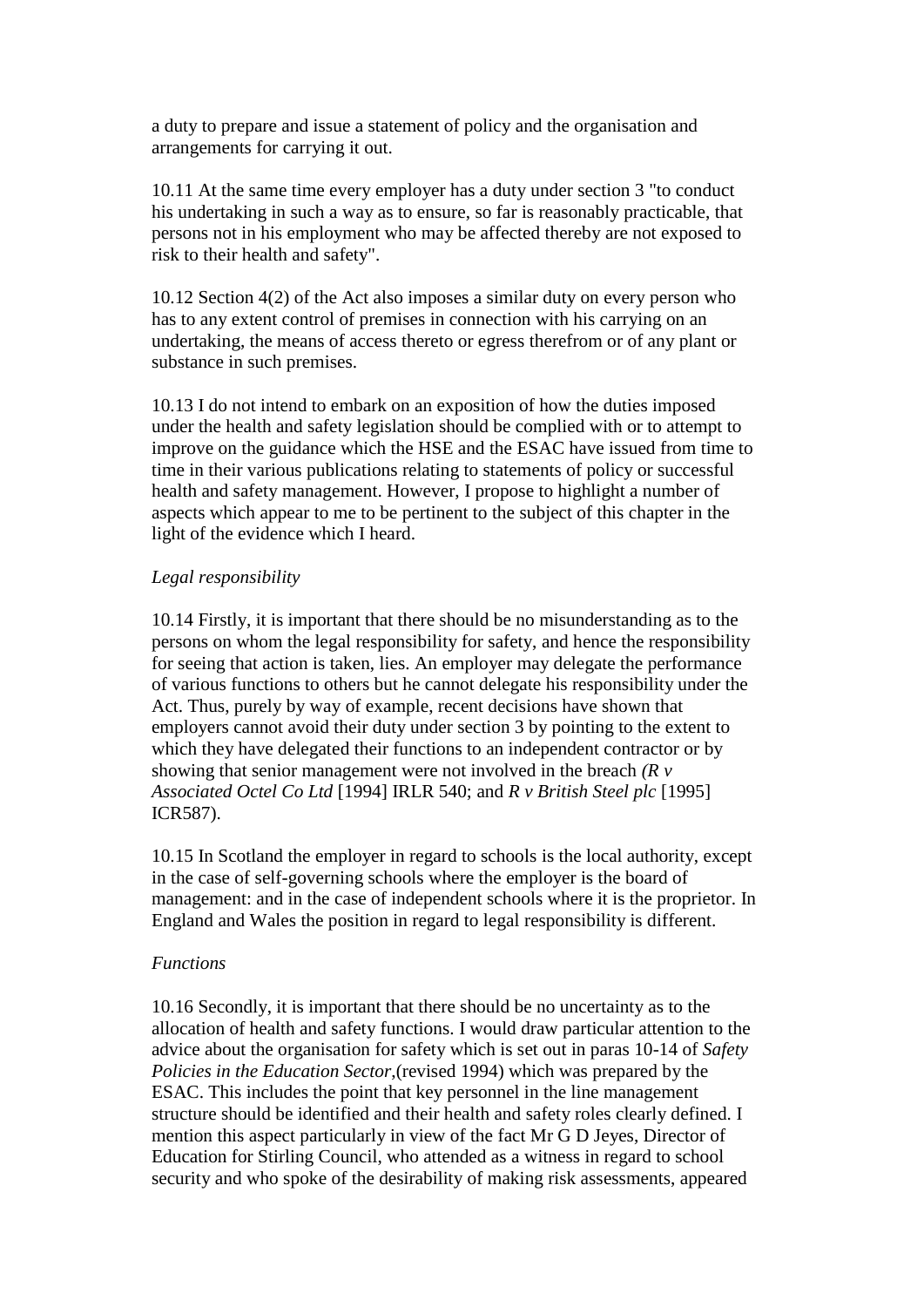a duty to prepare and issue a statement of policy and the organisation and arrangements for carrying it out.

10.11 At the same time every employer has a duty under section 3 "to conduct his undertaking in such a way as to ensure, so far is reasonably practicable, that persons not in his employment who may be affected thereby are not exposed to risk to their health and safety".

10.12 Section 4(2) of the Act also imposes a similar duty on every person who has to any extent control of premises in connection with his carrying on an undertaking, the means of access thereto or egress therefrom or of any plant or substance in such premises.

10.13 I do not intend to embark on an exposition of how the duties imposed under the health and safety legislation should be complied with or to attempt to improve on the guidance which the HSE and the ESAC have issued from time to time in their various publications relating to statements of policy or successful health and safety management. However, I propose to highlight a number of aspects which appear to me to be pertinent to the subject of this chapter in the light of the evidence which I heard.

*Legal responsibility*

10.14 Firstly, it is important that there should be no misunderstanding as to the persons on whom the legal responsibility for safety, and hence the responsibility for seeing that action is taken, lies. An employer may delegate the performance of various functions to others but he cannot delegate his responsibility under the Act. Thus, purely by way of example, recent decisions have shown that employers cannot avoid their duty under section 3 by pointing to the extent to which they have delegated their functions to an independent contractor or by showing that senior management were not involved in the breach *(R v Associated Octel Co Ltd* [1994] IRLR 540; and *R v British Steel plc* [1995] ICR587).

10.15 In Scotland the employer in regard to schools is the local authority, except in the case of self-governing schools where the employer is the board of management: and in the case of independent schools where it is the proprietor. In England and Wales the position in regard to legal responsibility is different.

*Functions*

10.16 Secondly, it is important that there should be no uncertainty as to the allocation of health and safety functions. I would draw particular attention to the advice about the organisation for safety which is set out in paras 10-14 of *Safety Policies in the Education Sector*,(revised 1994) which was prepared by the ESAC. This includes the point that key personnel in the line management structure should be identified and their health and safety roles clearly defined. I mention this aspect particularly in view of the fact Mr G D Jeyes, Director of Education for Stirling Council, who attended as a witness in regard to school security and who spoke of the desirability of making risk assessments, appeared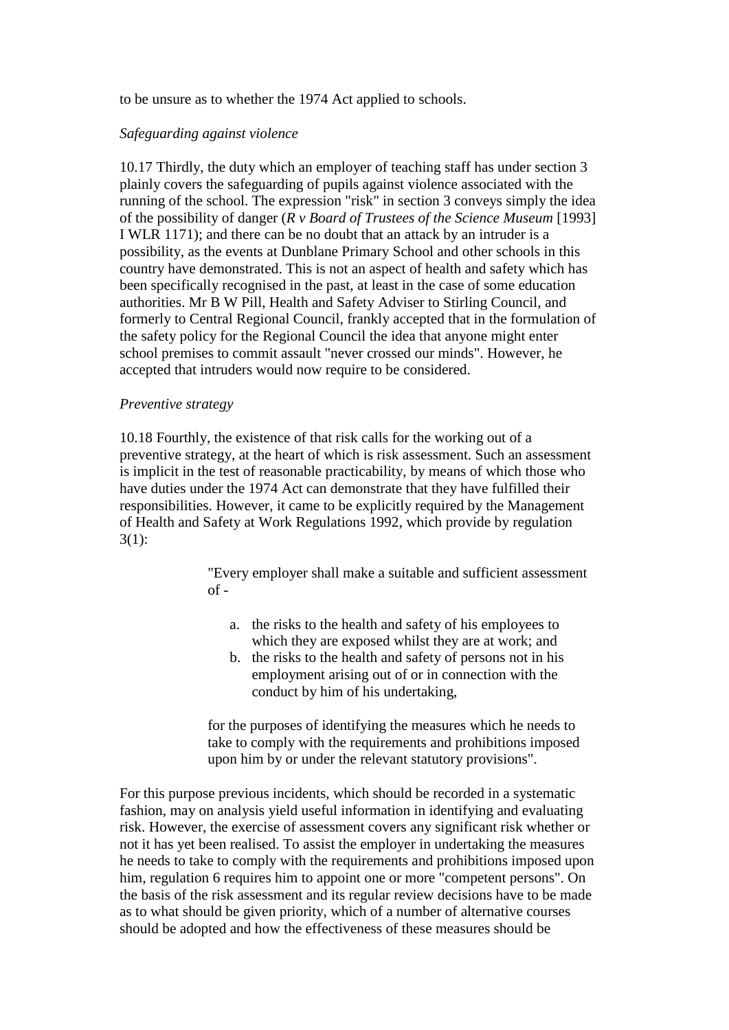to be unsure as to whether the 1974 Act applied to schools.

*Safeguarding against violence*

10.17 Thirdly, the duty which an employer of teaching staff has under section 3 plainly covers the safeguarding of pupils against violence associated with the running of the school. The expression "risk" in section 3 conveys simply the idea of the possibility of danger (*R v Board of Trustees of the Science Museum* [1993] I WLR 1171); and there can be no doubt that an attack by an intruder is a possibility, as the events at Dunblane Primary School and other schools in this country have demonstrated. This is not an aspect of health and safety which has been specifically recognised in the past, at least in the case of some education authorities. Mr B W Pill, Health and Safety Adviser to Stirling Council, and formerly to Central Regional Council, frankly accepted that in the formulation of the safety policy for the Regional Council the idea that anyone might enter school premises to commit assault "never crossed our minds". However, he accepted that intruders would now require to be considered.

*Preventive strategy*

10.18 Fourthly, the existence of that risk calls for the working out of a preventive strategy, at the heart of which is risk assessment. Such an assessment is implicit in the test of reasonable practicability, by means of which those who have duties under the 1974 Act can demonstrate that they have fulfilled their responsibilities. However, it came to be explicitly required by the Management of Health and Safety at Work Regulations 1992, which provide by regulation 3(1):

> "Every employer shall make a suitable and sufficient assessment of -
>
> a. the risks to the health and safety of his employees to which they are exposed whilst they are at work; and
> b. the risks to the health and safety of persons not in his employment arising out of or in connection with the conduct by him of his undertaking,
>
> for the purposes of identifying the measures which he needs to take to comply with the requirements and prohibitions imposed upon him by or under the relevant statutory provisions".

For this purpose previous incidents, which should be recorded in a systematic fashion, may on analysis yield useful information in identifying and evaluating risk. However, the exercise of assessment covers any significant risk whether or not it has yet been realised. To assist the employer in undertaking the measures he needs to take to comply with the requirements and prohibitions imposed upon him, regulation 6 requires him to appoint one or more "competent persons". On the basis of the risk assessment and its regular review decisions have to be made as to what should be given priority, which of a number of alternative courses should be adopted and how the effectiveness of these measures should be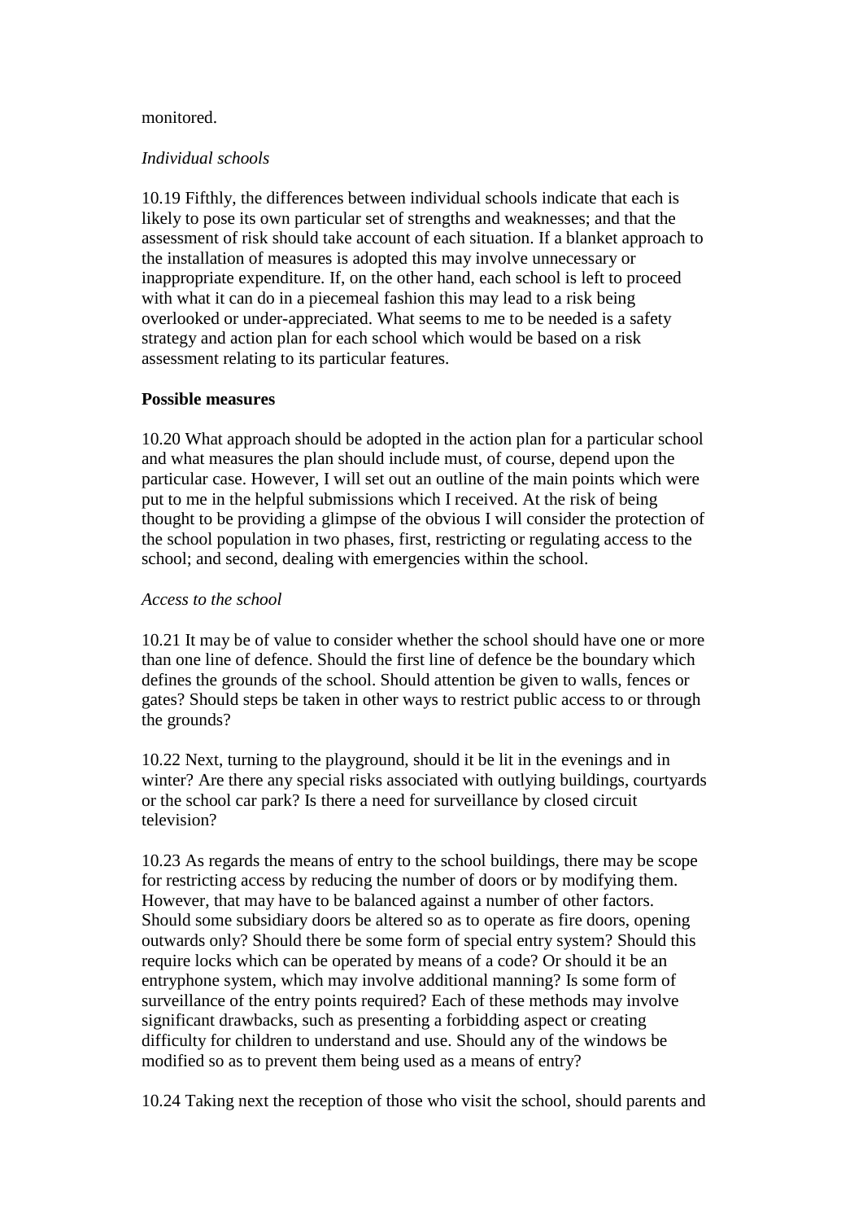monitored.

*Individual schools*

10.19 Fifthly, the differences between individual schools indicate that each is likely to pose its own particular set of strengths and weaknesses; and that the assessment of risk should take account of each situation. If a blanket approach to the installation of measures is adopted this may involve unnecessary or inappropriate expenditure. If, on the other hand, each school is left to proceed with what it can do in a piecemeal fashion this may lead to a risk being overlooked or under-appreciated. What seems to me to be needed is a safety strategy and action plan for each school which would be based on a risk assessment relating to its particular features.

**Possible measures**

10.20 What approach should be adopted in the action plan for a particular school and what measures the plan should include must, of course, depend upon the particular case. However, I will set out an outline of the main points which were put to me in the helpful submissions which I received. At the risk of being thought to be providing a glimpse of the obvious I will consider the protection of the school population in two phases, first, restricting or regulating access to the school; and second, dealing with emergencies within the school.

*Access to the school*

10.21 It may be of value to consider whether the school should have one or more than one line of defence. Should the first line of defence be the boundary which defines the grounds of the school. Should attention be given to walls, fences or gates? Should steps be taken in other ways to restrict public access to or through the grounds?

10.22 Next, turning to the playground, should it be lit in the evenings and in winter? Are there any special risks associated with outlying buildings, courtyards or the school car park? Is there a need for surveillance by closed circuit television?

10.23 As regards the means of entry to the school buildings, there may be scope for restricting access by reducing the number of doors or by modifying them. However, that may have to be balanced against a number of other factors. Should some subsidiary doors be altered so as to operate as fire doors, opening outwards only? Should there be some form of special entry system? Should this require locks which can be operated by means of a code? Or should it be an entryphone system, which may involve additional manning? Is some form of surveillance of the entry points required? Each of these methods may involve significant drawbacks, such as presenting a forbidding aspect or creating difficulty for children to understand and use. Should any of the windows be modified so as to prevent them being used as a means of entry?

10.24 Taking next the reception of those who visit the school, should parents and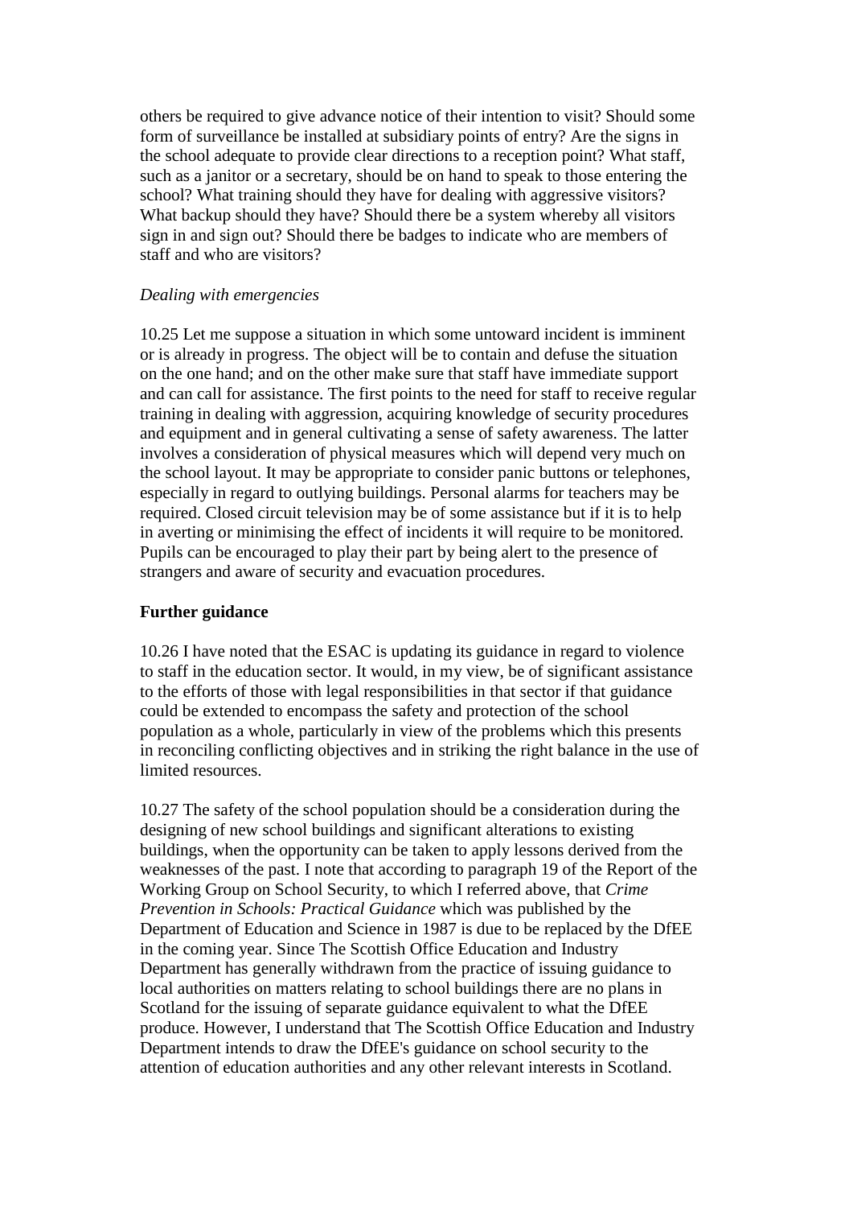others be required to give advance notice of their intention to visit? Should some form of surveillance be installed at subsidiary points of entry? Are the signs in the school adequate to provide clear directions to a reception point? What staff, such as a janitor or a secretary, should be on hand to speak to those entering the school? What training should they have for dealing with aggressive visitors? What backup should they have? Should there be a system whereby all visitors sign in and sign out? Should there be badges to indicate who are members of staff and who are visitors?

*Dealing with emergencies*

10.25 Let me suppose a situation in which some untoward incident is imminent or is already in progress. The object will be to contain and defuse the situation on the one hand; and on the other make sure that staff have immediate support and can call for assistance. The first points to the need for staff to receive regular training in dealing with aggression, acquiring knowledge of security procedures and equipment and in general cultivating a sense of safety awareness. The latter involves a consideration of physical measures which will depend very much on the school layout. It may be appropriate to consider panic buttons or telephones, especially in regard to outlying buildings. Personal alarms for teachers may be required. Closed circuit television may be of some assistance but if it is to help in averting or minimising the effect of incidents it will require to be monitored. Pupils can be encouraged to play their part by being alert to the presence of strangers and aware of security and evacuation procedures.

**Further guidance**

10.26 I have noted that the ESAC is updating its guidance in regard to violence to staff in the education sector. It would, in my view, be of significant assistance to the efforts of those with legal responsibilities in that sector if that guidance could be extended to encompass the safety and protection of the school population as a whole, particularly in view of the problems which this presents in reconciling conflicting objectives and in striking the right balance in the use of limited resources.

10.27 The safety of the school population should be a consideration during the designing of new school buildings and significant alterations to existing buildings, when the opportunity can be taken to apply lessons derived from the weaknesses of the past. I note that according to paragraph 19 of the Report of the Working Group on School Security, to which I referred above, that *Crime Prevention in Schools: Practical Guidance* which was published by the Department of Education and Science in 1987 is due to be replaced by the DfEE in the coming year. Since The Scottish Office Education and Industry Department has generally withdrawn from the practice of issuing guidance to local authorities on matters relating to school buildings there are no plans in Scotland for the issuing of separate guidance equivalent to what the DfEE produce. However, I understand that The Scottish Office Education and Industry Department intends to draw the DfEE's guidance on school security to the attention of education authorities and any other relevant interests in Scotland.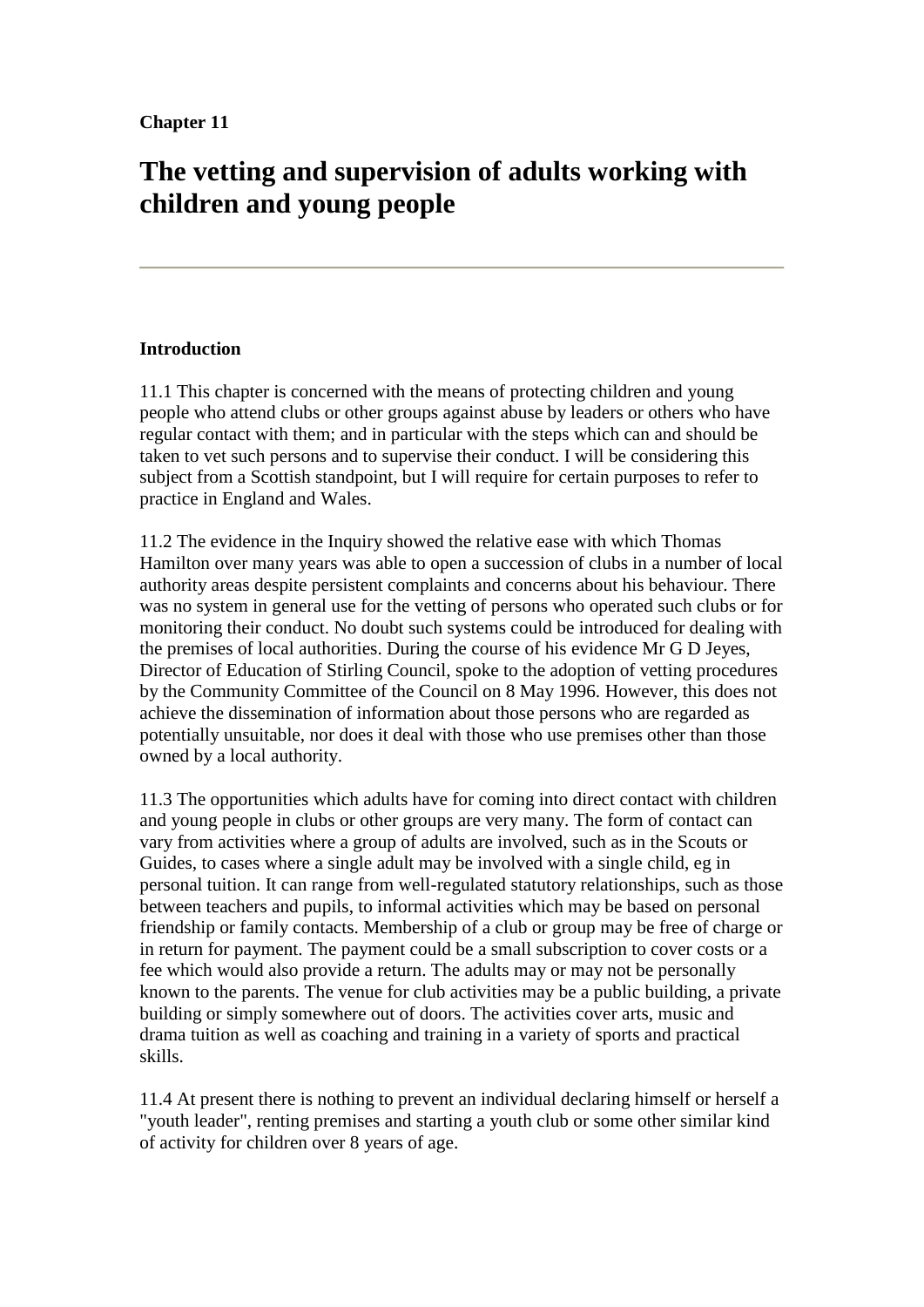**Chapter 11**

# The vetting and supervision of adults working with children and young people

---

## Introduction

11.1 This chapter is concerned with the means of protecting children and young people who attend clubs or other groups against abuse by leaders or others who have regular contact with them; and in particular with the steps which can and should be taken to vet such persons and to supervise their conduct. I will be considering this subject from a Scottish standpoint, but I will require for certain purposes to refer to practice in England and Wales.

11.2 The evidence in the Inquiry showed the relative ease with which Thomas Hamilton over many years was able to open a succession of clubs in a number of local authority areas despite persistent complaints and concerns about his behaviour. There was no system in general use for the vetting of persons who operated such clubs or for monitoring their conduct. No doubt such systems could be introduced for dealing with the premises of local authorities. During the course of his evidence Mr G D Jeyes, Director of Education of Stirling Council, spoke to the adoption of vetting procedures by the Community Committee of the Council on 8 May 1996. However, this does not achieve the dissemination of information about those persons who are regarded as potentially unsuitable, nor does it deal with those who use premises other than those owned by a local authority.

11.3 The opportunities which adults have for coming into direct contact with children and young people in clubs or other groups are very many. The form of contact can vary from activities where a group of adults are involved, such as in the Scouts or Guides, to cases where a single adult may be involved with a single child, eg in personal tuition. It can range from well-regulated statutory relationships, such as those between teachers and pupils, to informal activities which may be based on personal friendship or family contacts. Membership of a club or group may be free of charge or in return for payment. The payment could be a small subscription to cover costs or a fee which would also provide a return. The adults may or may not be personally known to the parents. The venue for club activities may be a public building, a private building or simply somewhere out of doors. The activities cover arts, music and drama tuition as well as coaching and training in a variety of sports and practical skills.

11.4 At present there is nothing to prevent an individual declaring himself or herself a "youth leader", renting premises and starting a youth club or some other similar kind of activity for children over 8 years of age.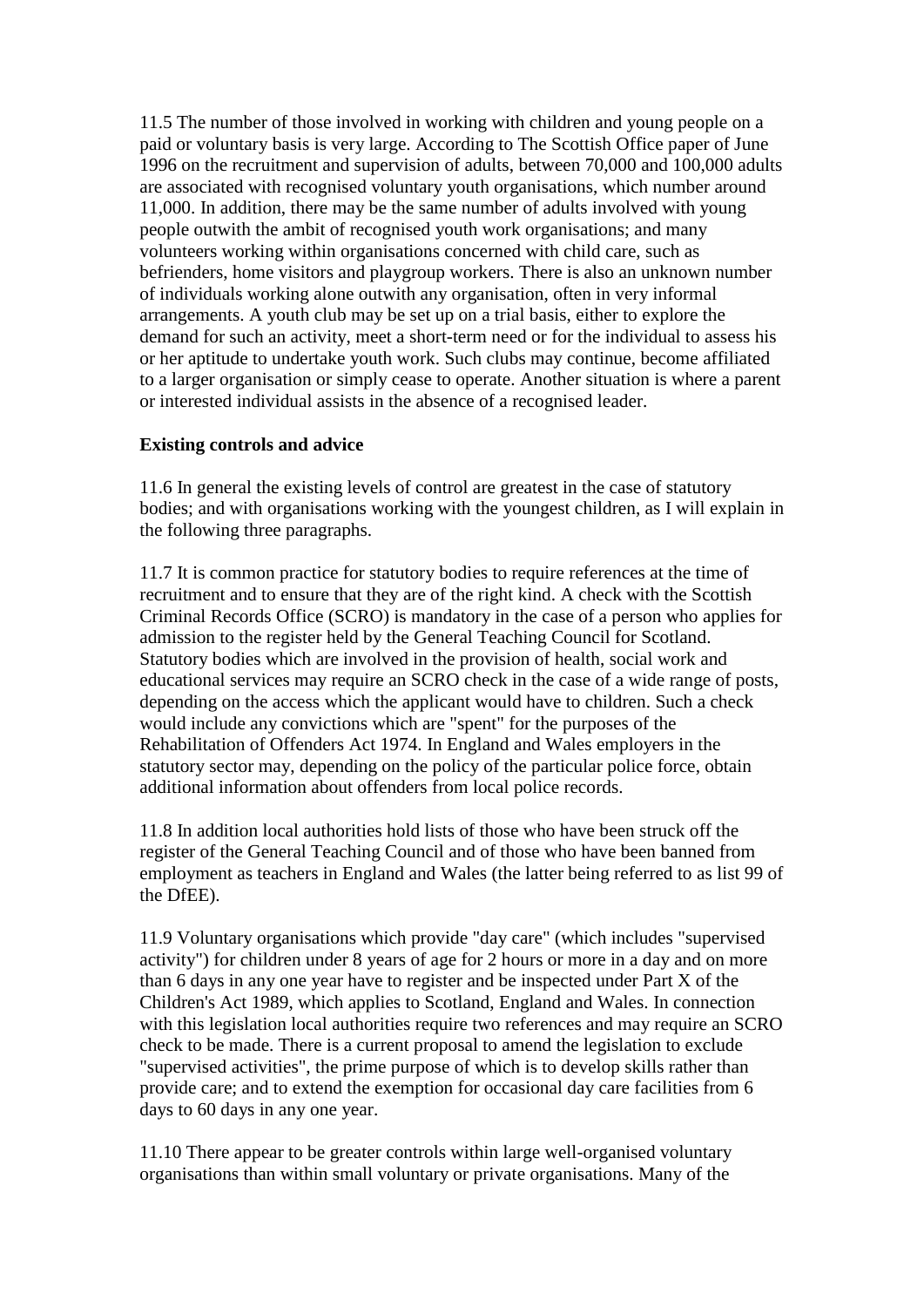11.5 The number of those involved in working with children and young people on a paid or voluntary basis is very large. According to The Scottish Office paper of June 1996 on the recruitment and supervision of adults, between 70,000 and 100,000 adults are associated with recognised voluntary youth organisations, which number around 11,000. In addition, there may be the same number of adults involved with young people outwith the ambit of recognised youth work organisations; and many volunteers working within organisations concerned with child care, such as befrienders, home visitors and playgroup workers. There is also an unknown number of individuals working alone outwith any organisation, often in very informal arrangements. A youth club may be set up on a trial basis, either to explore the demand for such an activity, meet a short-term need or for the individual to assess his or her aptitude to undertake youth work. Such clubs may continue, become affiliated to a larger organisation or simply cease to operate. Another situation is where a parent or interested individual assists in the absence of a recognised leader.

**Existing controls and advice**

11.6 In general the existing levels of control are greatest in the case of statutory bodies; and with organisations working with the youngest children, as I will explain in the following three paragraphs.

11.7 It is common practice for statutory bodies to require references at the time of recruitment and to ensure that they are of the right kind. A check with the Scottish Criminal Records Office (SCRO) is mandatory in the case of a person who applies for admission to the register held by the General Teaching Council for Scotland. Statutory bodies which are involved in the provision of health, social work and educational services may require an SCRO check in the case of a wide range of posts, depending on the access which the applicant would have to children. Such a check would include any convictions which are "spent" for the purposes of the Rehabilitation of Offenders Act 1974. In England and Wales employers in the statutory sector may, depending on the policy of the particular police force, obtain additional information about offenders from local police records.

11.8 In addition local authorities hold lists of those who have been struck off the register of the General Teaching Council and of those who have been banned from employment as teachers in England and Wales (the latter being referred to as list 99 of the DfEE).

11.9 Voluntary organisations which provide "day care" (which includes "supervised activity") for children under 8 years of age for 2 hours or more in a day and on more than 6 days in any one year have to register and be inspected under Part X of the Children's Act 1989, which applies to Scotland, England and Wales. In connection with this legislation local authorities require two references and may require an SCRO check to be made. There is a current proposal to amend the legislation to exclude "supervised activities", the prime purpose of which is to develop skills rather than provide care; and to extend the exemption for occasional day care facilities from 6 days to 60 days in any one year.

11.10 There appear to be greater controls within large well-organised voluntary organisations than within small voluntary or private organisations. Many of the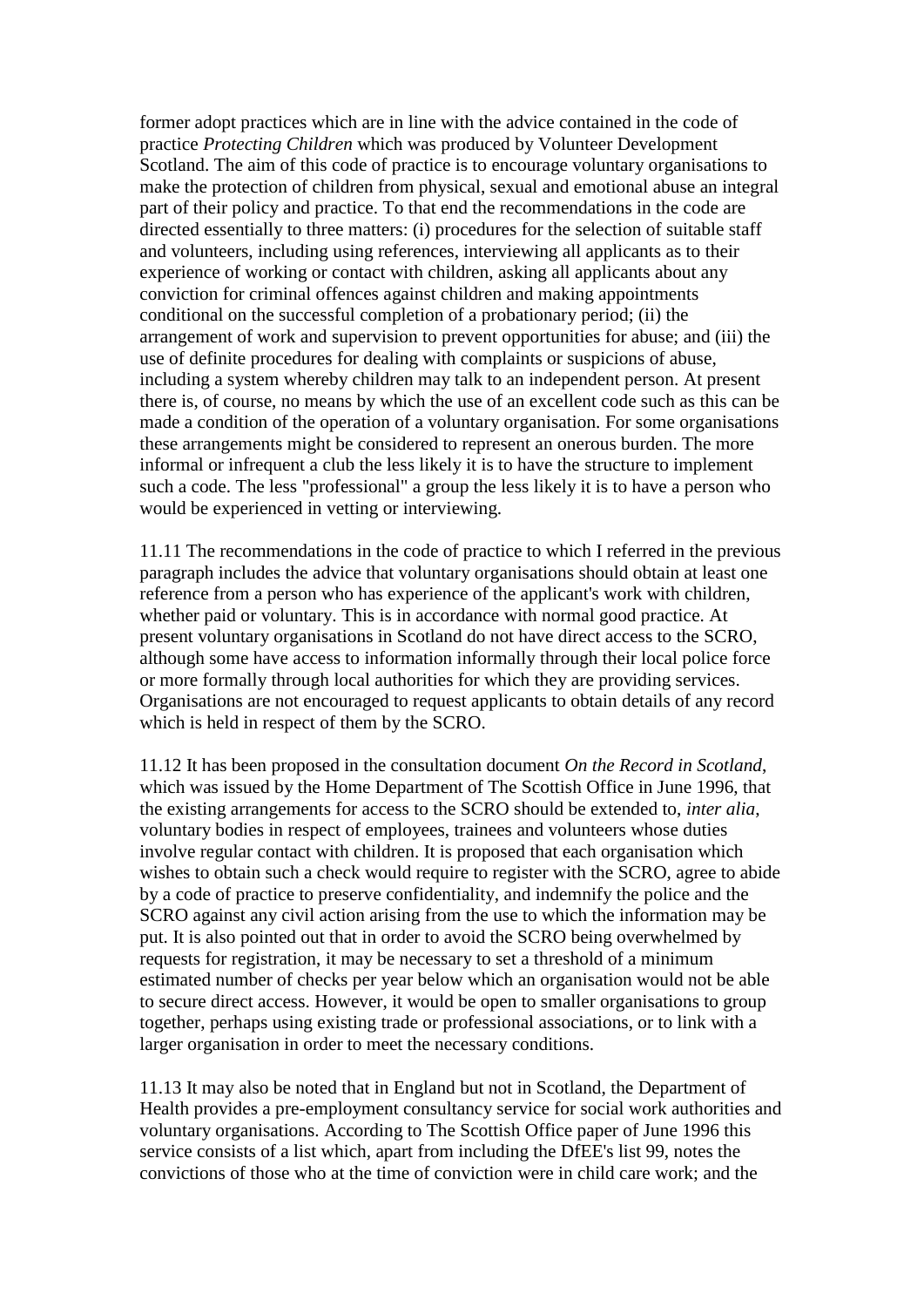former adopt practices which are in line with the advice contained in the code of practice *Protecting Children* which was produced by Volunteer Development Scotland. The aim of this code of practice is to encourage voluntary organisations to make the protection of children from physical, sexual and emotional abuse an integral part of their policy and practice. To that end the recommendations in the code are directed essentially to three matters: (i) procedures for the selection of suitable staff and volunteers, including using references, interviewing all applicants as to their experience of working or contact with children, asking all applicants about any conviction for criminal offences against children and making appointments conditional on the successful completion of a probationary period; (ii) the arrangement of work and supervision to prevent opportunities for abuse; and (iii) the use of definite procedures for dealing with complaints or suspicions of abuse, including a system whereby children may talk to an independent person. At present there is, of course, no means by which the use of an excellent code such as this can be made a condition of the operation of a voluntary organisation. For some organisations these arrangements might be considered to represent an onerous burden. The more informal or infrequent a club the less likely it is to have the structure to implement such a code. The less "professional" a group the less likely it is to have a person who would be experienced in vetting or interviewing.

11.11 The recommendations in the code of practice to which I referred in the previous paragraph includes the advice that voluntary organisations should obtain at least one reference from a person who has experience of the applicant's work with children, whether paid or voluntary. This is in accordance with normal good practice. At present voluntary organisations in Scotland do not have direct access to the SCRO, although some have access to information informally through their local police force or more formally through local authorities for which they are providing services. Organisations are not encouraged to request applicants to obtain details of any record which is held in respect of them by the SCRO.

11.12 It has been proposed in the consultation document *On the Record in Scotland*, which was issued by the Home Department of The Scottish Office in June 1996, that the existing arrangements for access to the SCRO should be extended to, *inter alia*, voluntary bodies in respect of employees, trainees and volunteers whose duties involve regular contact with children. It is proposed that each organisation which wishes to obtain such a check would require to register with the SCRO, agree to abide by a code of practice to preserve confidentiality, and indemnify the police and the SCRO against any civil action arising from the use to which the information may be put. It is also pointed out that in order to avoid the SCRO being overwhelmed by requests for registration, it may be necessary to set a threshold of a minimum estimated number of checks per year below which an organisation would not be able to secure direct access. However, it would be open to smaller organisations to group together, perhaps using existing trade or professional associations, or to link with a larger organisation in order to meet the necessary conditions.

11.13 It may also be noted that in England but not in Scotland, the Department of Health provides a pre-employment consultancy service for social work authorities and voluntary organisations. According to The Scottish Office paper of June 1996 this service consists of a list which, apart from including the DfEE's list 99, notes the convictions of those who at the time of conviction were in child care work; and the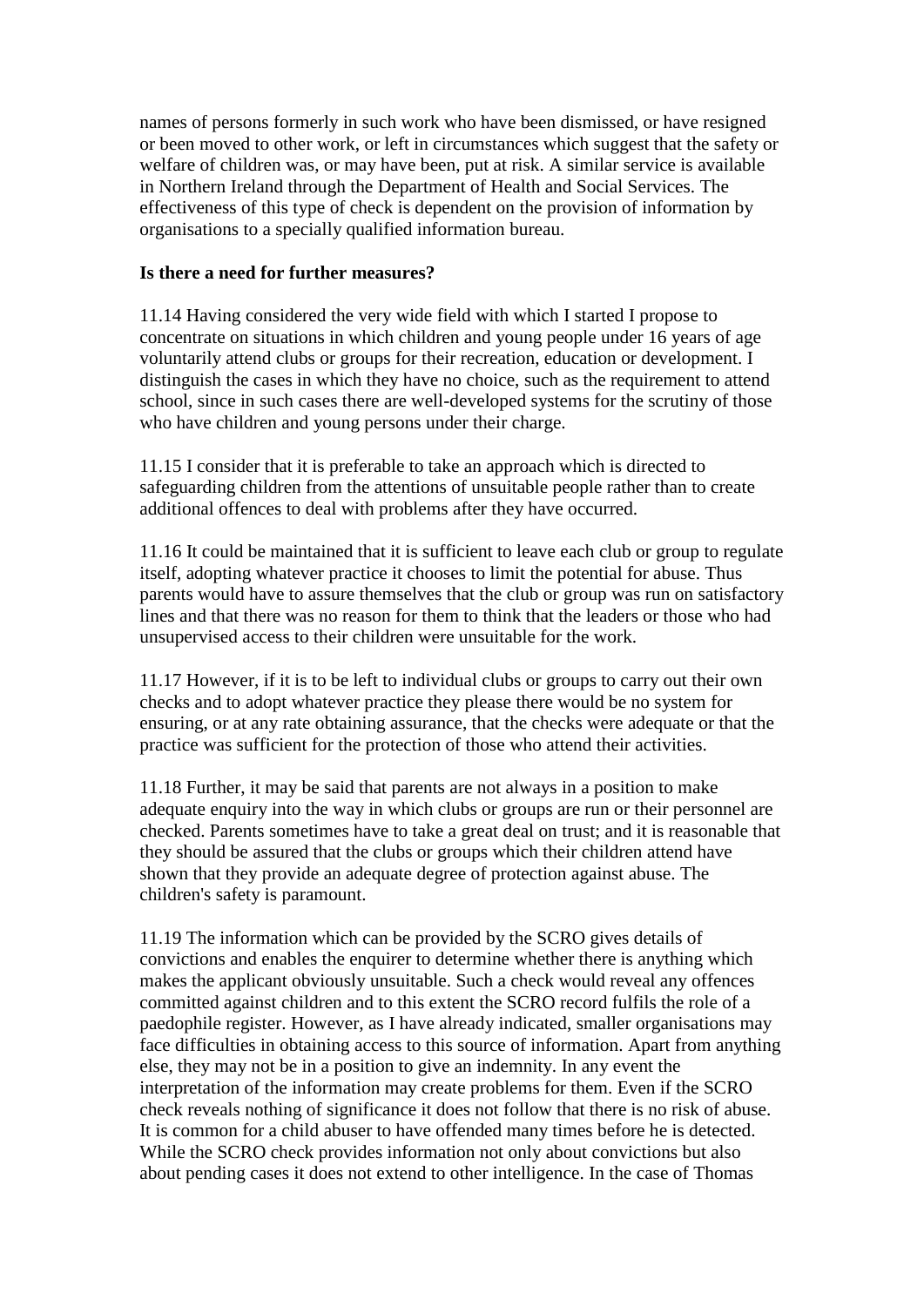names of persons formerly in such work who have been dismissed, or have resigned or been moved to other work, or left in circumstances which suggest that the safety or welfare of children was, or may have been, put at risk. A similar service is available in Northern Ireland through the Department of Health and Social Services. The effectiveness of this type of check is dependent on the provision of information by organisations to a specially qualified information bureau.

**Is there a need for further measures?**

11.14 Having considered the very wide field with which I started I propose to concentrate on situations in which children and young people under 16 years of age voluntarily attend clubs or groups for their recreation, education or development. I distinguish the cases in which they have no choice, such as the requirement to attend school, since in such cases there are well-developed systems for the scrutiny of those who have children and young persons under their charge.

11.15 I consider that it is preferable to take an approach which is directed to safeguarding children from the attentions of unsuitable people rather than to create additional offences to deal with problems after they have occurred.

11.16 It could be maintained that it is sufficient to leave each club or group to regulate itself, adopting whatever practice it chooses to limit the potential for abuse. Thus parents would have to assure themselves that the club or group was run on satisfactory lines and that there was no reason for them to think that the leaders or those who had unsupervised access to their children were unsuitable for the work.

11.17 However, if it is to be left to individual clubs or groups to carry out their own checks and to adopt whatever practice they please there would be no system for ensuring, or at any rate obtaining assurance, that the checks were adequate or that the practice was sufficient for the protection of those who attend their activities.

11.18 Further, it may be said that parents are not always in a position to make adequate enquiry into the way in which clubs or groups are run or their personnel are checked. Parents sometimes have to take a great deal on trust; and it is reasonable that they should be assured that the clubs or groups which their children attend have shown that they provide an adequate degree of protection against abuse. The children's safety is paramount.

11.19 The information which can be provided by the SCRO gives details of convictions and enables the enquirer to determine whether there is anything which makes the applicant obviously unsuitable. Such a check would reveal any offences committed against children and to this extent the SCRO record fulfils the role of a paedophile register. However, as I have already indicated, smaller organisations may face difficulties in obtaining access to this source of information. Apart from anything else, they may not be in a position to give an indemnity. In any event the interpretation of the information may create problems for them. Even if the SCRO check reveals nothing of significance it does not follow that there is no risk of abuse. It is common for a child abuser to have offended many times before he is detected. While the SCRO check provides information not only about convictions but also about pending cases it does not extend to other intelligence. In the case of Thomas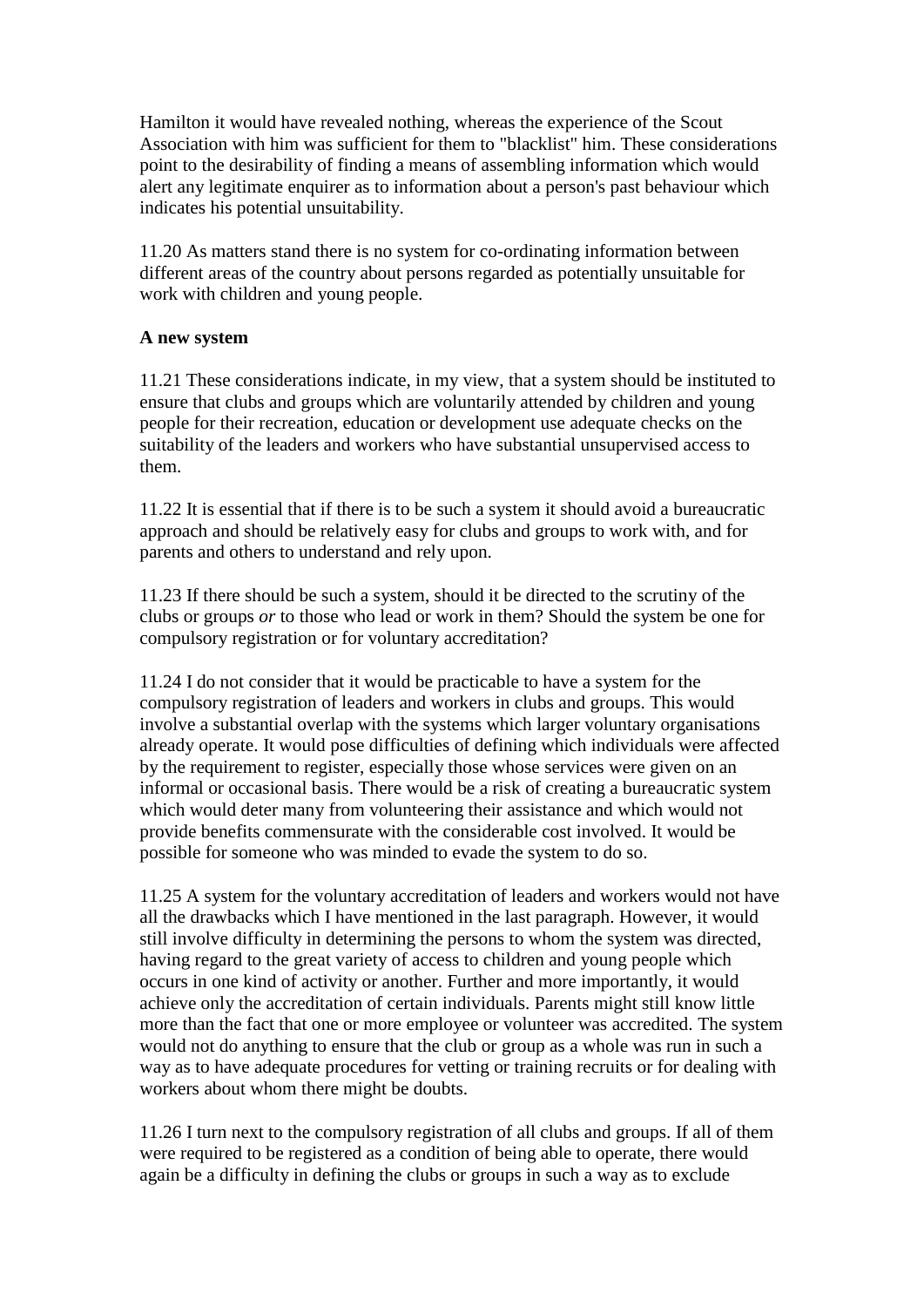Hamilton it would have revealed nothing, whereas the experience of the Scout Association with him was sufficient for them to "blacklist" him. These considerations point to the desirability of finding a means of assembling information which would alert any legitimate enquirer as to information about a person's past behaviour which indicates his potential unsuitability.

11.20 As matters stand there is no system for co-ordinating information between different areas of the country about persons regarded as potentially unsuitable for work with children and young people.

**A new system**

11.21 These considerations indicate, in my view, that a system should be instituted to ensure that clubs and groups which are voluntarily attended by children and young people for their recreation, education or development use adequate checks on the suitability of the leaders and workers who have substantial unsupervised access to them.

11.22 It is essential that if there is to be such a system it should avoid a bureaucratic approach and should be relatively easy for clubs and groups to work with, and for parents and others to understand and rely upon.

11.23 If there should be such a system, should it be directed to the scrutiny of the clubs or groups *or* to those who lead or work in them? Should the system be one for compulsory registration or for voluntary accreditation?

11.24 I do not consider that it would be practicable to have a system for the compulsory registration of leaders and workers in clubs and groups. This would involve a substantial overlap with the systems which larger voluntary organisations already operate. It would pose difficulties of defining which individuals were affected by the requirement to register, especially those whose services were given on an informal or occasional basis. There would be a risk of creating a bureaucratic system which would deter many from volunteering their assistance and which would not provide benefits commensurate with the considerable cost involved. It would be possible for someone who was minded to evade the system to do so.

11.25 A system for the voluntary accreditation of leaders and workers would not have all the drawbacks which I have mentioned in the last paragraph. However, it would still involve difficulty in determining the persons to whom the system was directed, having regard to the great variety of access to children and young people which occurs in one kind of activity or another. Further and more importantly, it would achieve only the accreditation of certain individuals. Parents might still know little more than the fact that one or more employee or volunteer was accredited. The system would not do anything to ensure that the club or group as a whole was run in such a way as to have adequate procedures for vetting or training recruits or for dealing with workers about whom there might be doubts.

11.26 I turn next to the compulsory registration of all clubs and groups. If all of them were required to be registered as a condition of being able to operate, there would again be a difficulty in defining the clubs or groups in such a way as to exclude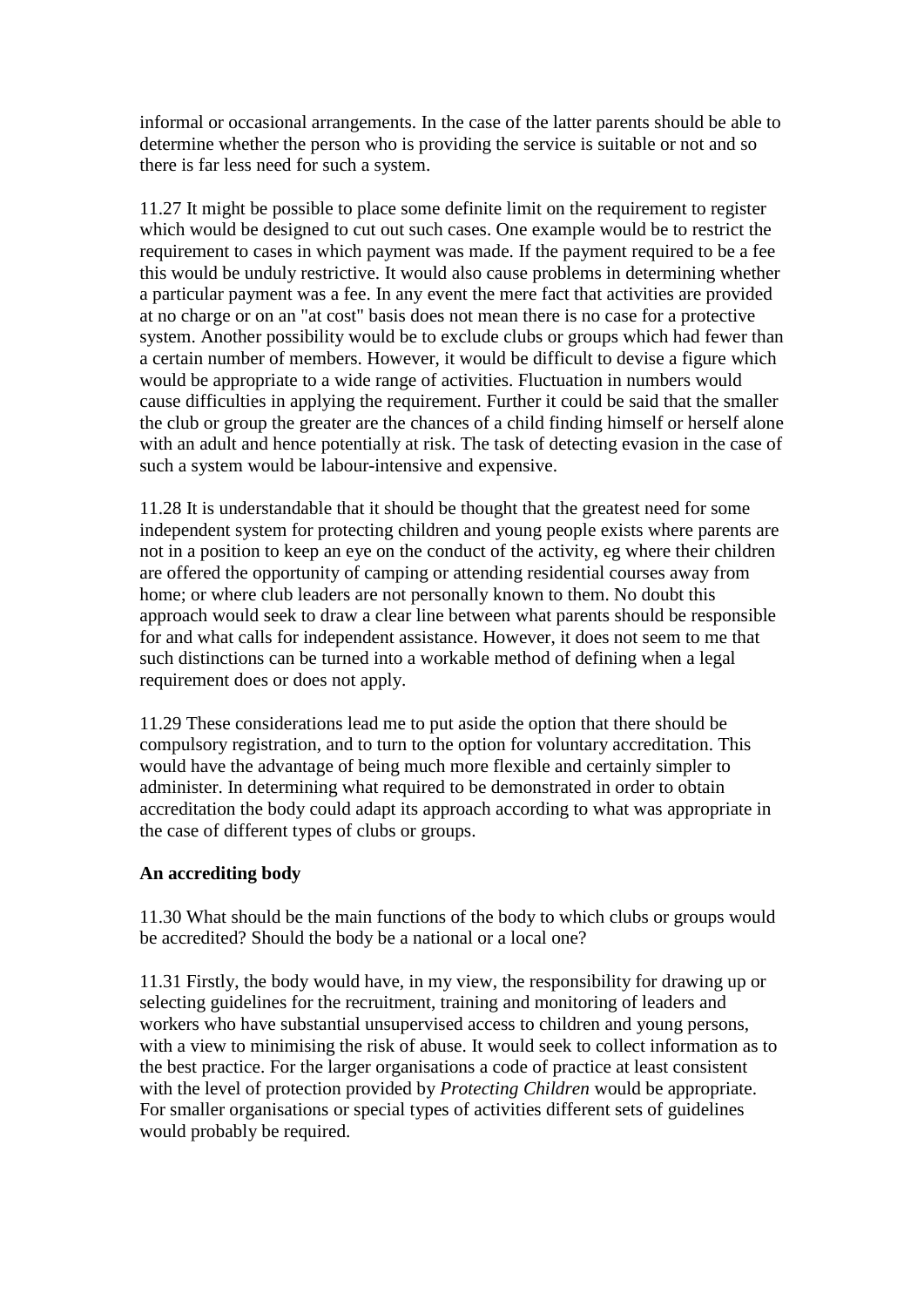informal or occasional arrangements. In the case of the latter parents should be able to determine whether the person who is providing the service is suitable or not and so there is far less need for such a system.

11.27 It might be possible to place some definite limit on the requirement to register which would be designed to cut out such cases. One example would be to restrict the requirement to cases in which payment was made. If the payment required to be a fee this would be unduly restrictive. It would also cause problems in determining whether a particular payment was a fee. In any event the mere fact that activities are provided at no charge or on an "at cost" basis does not mean there is no case for a protective system. Another possibility would be to exclude clubs or groups which had fewer than a certain number of members. However, it would be difficult to devise a figure which would be appropriate to a wide range of activities. Fluctuation in numbers would cause difficulties in applying the requirement. Further it could be said that the smaller the club or group the greater are the chances of a child finding himself or herself alone with an adult and hence potentially at risk. The task of detecting evasion in the case of such a system would be labour-intensive and expensive.

11.28 It is understandable that it should be thought that the greatest need for some independent system for protecting children and young people exists where parents are not in a position to keep an eye on the conduct of the activity, eg where their children are offered the opportunity of camping or attending residential courses away from home; or where club leaders are not personally known to them. No doubt this approach would seek to draw a clear line between what parents should be responsible for and what calls for independent assistance. However, it does not seem to me that such distinctions can be turned into a workable method of defining when a legal requirement does or does not apply.

11.29 These considerations lead me to put aside the option that there should be compulsory registration, and to turn to the option for voluntary accreditation. This would have the advantage of being much more flexible and certainly simpler to administer. In determining what required to be demonstrated in order to obtain accreditation the body could adapt its approach according to what was appropriate in the case of different types of clubs or groups.

**An accrediting body**

11.30 What should be the main functions of the body to which clubs or groups would be accredited? Should the body be a national or a local one?

11.31 Firstly, the body would have, in my view, the responsibility for drawing up or selecting guidelines for the recruitment, training and monitoring of leaders and workers who have substantial unsupervised access to children and young persons, with a view to minimising the risk of abuse. It would seek to collect information as to the best practice. For the larger organisations a code of practice at least consistent with the level of protection provided by *Protecting Children* would be appropriate. For smaller organisations or special types of activities different sets of guidelines would probably be required.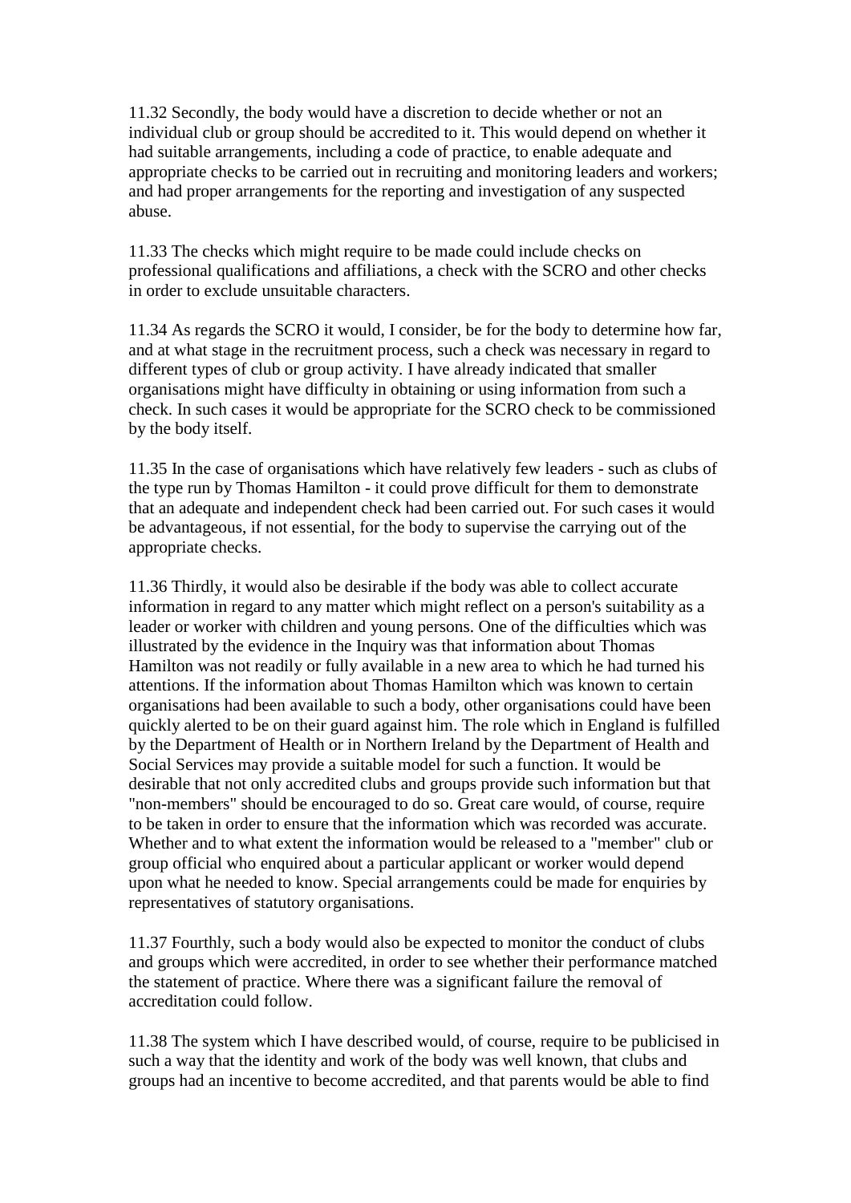11.32 Secondly, the body would have a discretion to decide whether or not an individual club or group should be accredited to it. This would depend on whether it had suitable arrangements, including a code of practice, to enable adequate and appropriate checks to be carried out in recruiting and monitoring leaders and workers; and had proper arrangements for the reporting and investigation of any suspected abuse.

11.33 The checks which might require to be made could include checks on professional qualifications and affiliations, a check with the SCRO and other checks in order to exclude unsuitable characters.

11.34 As regards the SCRO it would, I consider, be for the body to determine how far, and at what stage in the recruitment process, such a check was necessary in regard to different types of club or group activity. I have already indicated that smaller organisations might have difficulty in obtaining or using information from such a check. In such cases it would be appropriate for the SCRO check to be commissioned by the body itself.

11.35 In the case of organisations which have relatively few leaders - such as clubs of the type run by Thomas Hamilton - it could prove difficult for them to demonstrate that an adequate and independent check had been carried out. For such cases it would be advantageous, if not essential, for the body to supervise the carrying out of the appropriate checks.

11.36 Thirdly, it would also be desirable if the body was able to collect accurate information in regard to any matter which might reflect on a person's suitability as a leader or worker with children and young persons. One of the difficulties which was illustrated by the evidence in the Inquiry was that information about Thomas Hamilton was not readily or fully available in a new area to which he had turned his attentions. If the information about Thomas Hamilton which was known to certain organisations had been available to such a body, other organisations could have been quickly alerted to be on their guard against him. The role which in England is fulfilled by the Department of Health or in Northern Ireland by the Department of Health and Social Services may provide a suitable model for such a function. It would be desirable that not only accredited clubs and groups provide such information but that "non-members" should be encouraged to do so. Great care would, of course, require to be taken in order to ensure that the information which was recorded was accurate. Whether and to what extent the information would be released to a "member" club or group official who enquired about a particular applicant or worker would depend upon what he needed to know. Special arrangements could be made for enquiries by representatives of statutory organisations.

11.37 Fourthly, such a body would also be expected to monitor the conduct of clubs and groups which were accredited, in order to see whether their performance matched the statement of practice. Where there was a significant failure the removal of accreditation could follow.

11.38 The system which I have described would, of course, require to be publicised in such a way that the identity and work of the body was well known, that clubs and groups had an incentive to become accredited, and that parents would be able to find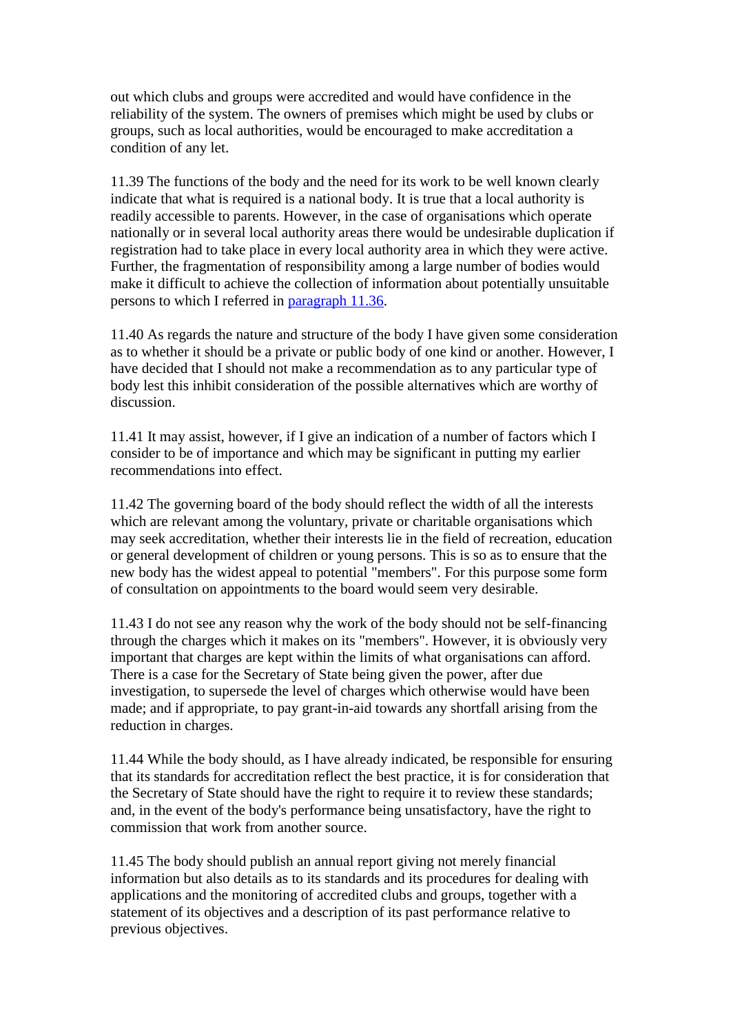out which clubs and groups were accredited and would have confidence in the reliability of the system. The owners of premises which might be used by clubs or groups, such as local authorities, would be encouraged to make accreditation a condition of any let.

11.39 The functions of the body and the need for its work to be well known clearly indicate that what is required is a national body. It is true that a local authority is readily accessible to parents. However, in the case of organisations which operate nationally or in several local authority areas there would be undesirable duplication if registration had to take place in every local authority area in which they were active. Further, the fragmentation of responsibility among a large number of bodies would make it difficult to achieve the collection of information about potentially unsuitable persons to which I referred in paragraph 11.36.

11.40 As regards the nature and structure of the body I have given some consideration as to whether it should be a private or public body of one kind or another. However, I have decided that I should not make a recommendation as to any particular type of body lest this inhibit consideration of the possible alternatives which are worthy of discussion.

11.41 It may assist, however, if I give an indication of a number of factors which I consider to be of importance and which may be significant in putting my earlier recommendations into effect.

11.42 The governing board of the body should reflect the width of all the interests which are relevant among the voluntary, private or charitable organisations which may seek accreditation, whether their interests lie in the field of recreation, education or general development of children or young persons. This is so as to ensure that the new body has the widest appeal to potential "members". For this purpose some form of consultation on appointments to the board would seem very desirable.

11.43 I do not see any reason why the work of the body should not be self-financing through the charges which it makes on its "members". However, it is obviously very important that charges are kept within the limits of what organisations can afford. There is a case for the Secretary of State being given the power, after due investigation, to supersede the level of charges which otherwise would have been made; and if appropriate, to pay grant-in-aid towards any shortfall arising from the reduction in charges.

11.44 While the body should, as I have already indicated, be responsible for ensuring that its standards for accreditation reflect the best practice, it is for consideration that the Secretary of State should have the right to require it to review these standards; and, in the event of the body's performance being unsatisfactory, have the right to commission that work from another source.

11.45 The body should publish an annual report giving not merely financial information but also details as to its standards and its procedures for dealing with applications and the monitoring of accredited clubs and groups, together with a statement of its objectives and a description of its past performance relative to previous objectives.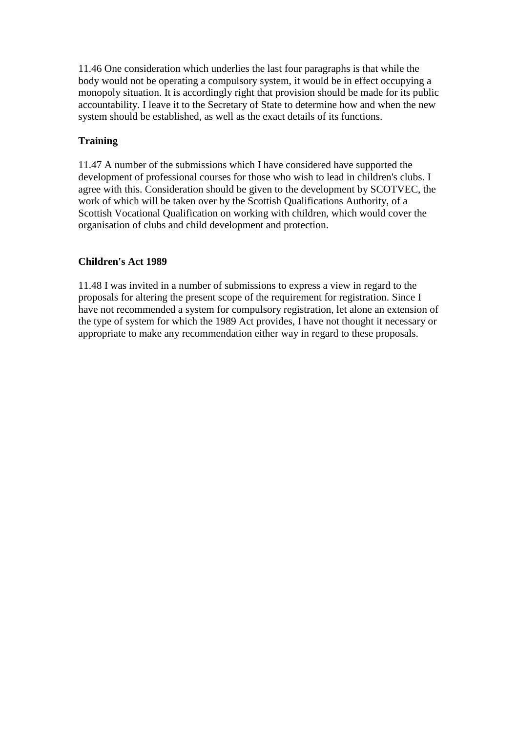11.46 One consideration which underlies the last four paragraphs is that while the body would not be operating a compulsory system, it would be in effect occupying a monopoly situation. It is accordingly right that provision should be made for its public accountability. I leave it to the Secretary of State to determine how and when the new system should be established, as well as the exact details of its functions.

**Training**

11.47 A number of the submissions which I have considered have supported the development of professional courses for those who wish to lead in children's clubs. I agree with this. Consideration should be given to the development by SCOTVEC, the work of which will be taken over by the Scottish Qualifications Authority, of a Scottish Vocational Qualification on working with children, which would cover the organisation of clubs and child development and protection.

**Children's Act 1989**

11.48 I was invited in a number of submissions to express a view in regard to the proposals for altering the present scope of the requirement for registration. Since I have not recommended a system for compulsory registration, let alone an extension of the type of system for which the 1989 Act provides, I have not thought it necessary or appropriate to make any recommendation either way in regard to these proposals.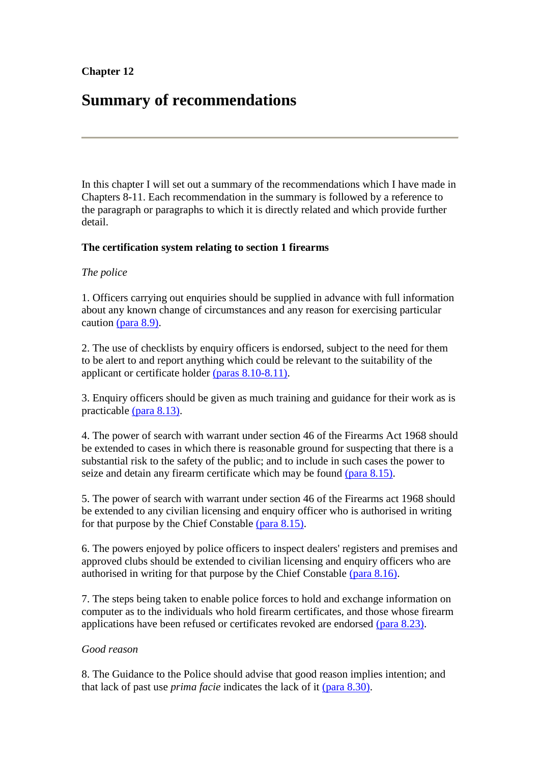Chapter 12

# Summary of recommendations

---

In this chapter I will set out a summary of the recommendations which I have made in Chapters 8-11. Each recommendation in the summary is followed by a reference to the paragraph or paragraphs to which it is directly related and which provide further detail.

**The certification system relating to section 1 firearms**

*The police*

1. Officers carrying out enquiries should be supplied in advance with full information about any known change of circumstances and any reason for exercising particular caution (para 8.9).

2. The use of checklists by enquiry officers is endorsed, subject to the need for them to be alert to and report anything which could be relevant to the suitability of the applicant or certificate holder (paras 8.10-8.11).

3. Enquiry officers should be given as much training and guidance for their work as is practicable (para 8.13).

4. The power of search with warrant under section 46 of the Firearms Act 1968 should be extended to cases in which there is reasonable ground for suspecting that there is a substantial risk to the safety of the public; and to include in such cases the power to seize and detain any firearm certificate which may be found (para 8.15).

5. The power of search with warrant under section 46 of the Firearms act 1968 should be extended to any civilian licensing and enquiry officer who is authorised in writing for that purpose by the Chief Constable (para 8.15).

6. The powers enjoyed by police officers to inspect dealers' registers and premises and approved clubs should be extended to civilian licensing and enquiry officers who are authorised in writing for that purpose by the Chief Constable (para 8.16).

7. The steps being taken to enable police forces to hold and exchange information on computer as to the individuals who hold firearm certificates, and those whose firearm applications have been refused or certificates revoked are endorsed (para 8.23).

*Good reason*

8. The Guidance to the Police should advise that good reason implies intention; and that lack of past use *prima facie* indicates the lack of it (para 8.30).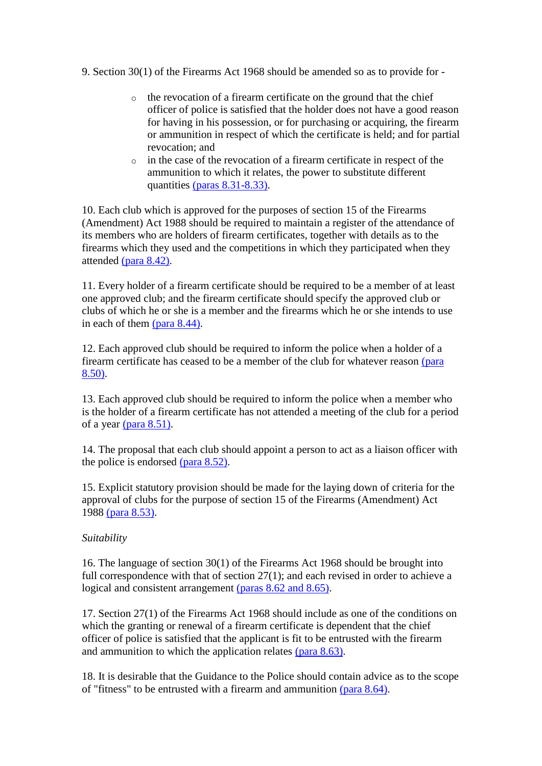9. Section 30(1) of the Firearms Act 1968 should be amended so as to provide for -

- the revocation of a firearm certificate on the ground that the chief officer of police is satisfied that the holder does not have a good reason for having in his possession, or for purchasing or acquiring, the firearm or ammunition in respect of which the certificate is held; and for partial revocation; and
- in the case of the revocation of a firearm certificate in respect of the ammunition to which it relates, the power to substitute different quantities (paras 8.31-8.33).

10. Each club which is approved for the purposes of section 15 of the Firearms (Amendment) Act 1988 should be required to maintain a register of the attendance of its members who are holders of firearm certificates, together with details as to the firearms which they used and the competitions in which they participated when they attended (para 8.42).

11. Every holder of a firearm certificate should be required to be a member of at least one approved club; and the firearm certificate should specify the approved club or clubs of which he or she is a member and the firearms which he or she intends to use in each of them (para 8.44).

12. Each approved club should be required to inform the police when a holder of a firearm certificate has ceased to be a member of the club for whatever reason (para 8.50).

13. Each approved club should be required to inform the police when a member who is the holder of a firearm certificate has not attended a meeting of the club for a period of a year (para 8.51).

14. The proposal that each club should appoint a person to act as a liaison officer with the police is endorsed (para 8.52).

15. Explicit statutory provision should be made for the laying down of criteria for the approval of clubs for the purpose of section 15 of the Firearms (Amendment) Act 1988 (para 8.53).

*Suitability*

16. The language of section 30(1) of the Firearms Act 1968 should be brought into full correspondence with that of section 27(1); and each revised in order to achieve a logical and consistent arrangement (paras 8.62 and 8.65).

17. Section 27(1) of the Firearms Act 1968 should include as one of the conditions on which the granting or renewal of a firearm certificate is dependent that the chief officer of police is satisfied that the applicant is fit to be entrusted with the firearm and ammunition to which the application relates (para 8.63).

18. It is desirable that the Guidance to the Police should contain advice as to the scope of "fitness" to be entrusted with a firearm and ammunition (para 8.64).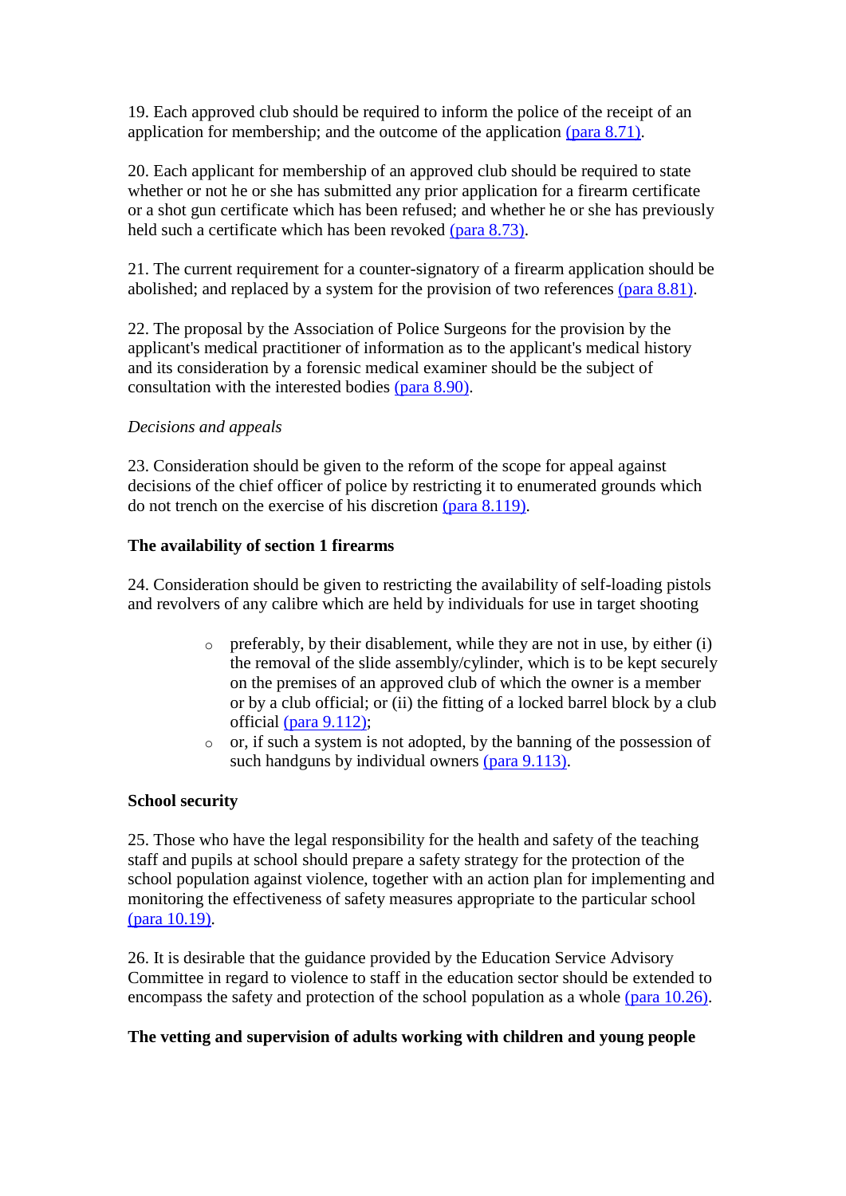19. Each approved club should be required to inform the police of the receipt of an application for membership; and the outcome of the application (para 8.71).

20. Each applicant for membership of an approved club should be required to state whether or not he or she has submitted any prior application for a firearm certificate or a shot gun certificate which has been refused; and whether he or she has previously held such a certificate which has been revoked (para 8.73).

21. The current requirement for a counter-signatory of a firearm application should be abolished; and replaced by a system for the provision of two references (para 8.81).

22. The proposal by the Association of Police Surgeons for the provision by the applicant's medical practitioner of information as to the applicant's medical history and its consideration by a forensic medical examiner should be the subject of consultation with the interested bodies (para 8.90).

*Decisions and appeals*

23. Consideration should be given to the reform of the scope for appeal against decisions of the chief officer of police by restricting it to enumerated grounds which do not trench on the exercise of his discretion (para 8.119).

**The availability of section 1 firearms**

24. Consideration should be given to restricting the availability of self-loading pistols and revolvers of any calibre which are held by individuals for use in target shooting

- preferably, by their disablement, while they are not in use, by either (i) the removal of the slide assembly/cylinder, which is to be kept securely on the premises of an approved club of which the owner is a member or by a club official; or (ii) the fitting of a locked barrel block by a club official (para 9.112);
- or, if such a system is not adopted, by the banning of the possession of such handguns by individual owners (para 9.113).

**School security**

25. Those who have the legal responsibility for the health and safety of the teaching staff and pupils at school should prepare a safety strategy for the protection of the school population against violence, together with an action plan for implementing and monitoring the effectiveness of safety measures appropriate to the particular school (para 10.19).

26. It is desirable that the guidance provided by the Education Service Advisory Committee in regard to violence to staff in the education sector should be extended to encompass the safety and protection of the school population as a whole (para 10.26).

**The vetting and supervision of adults working with children and young people**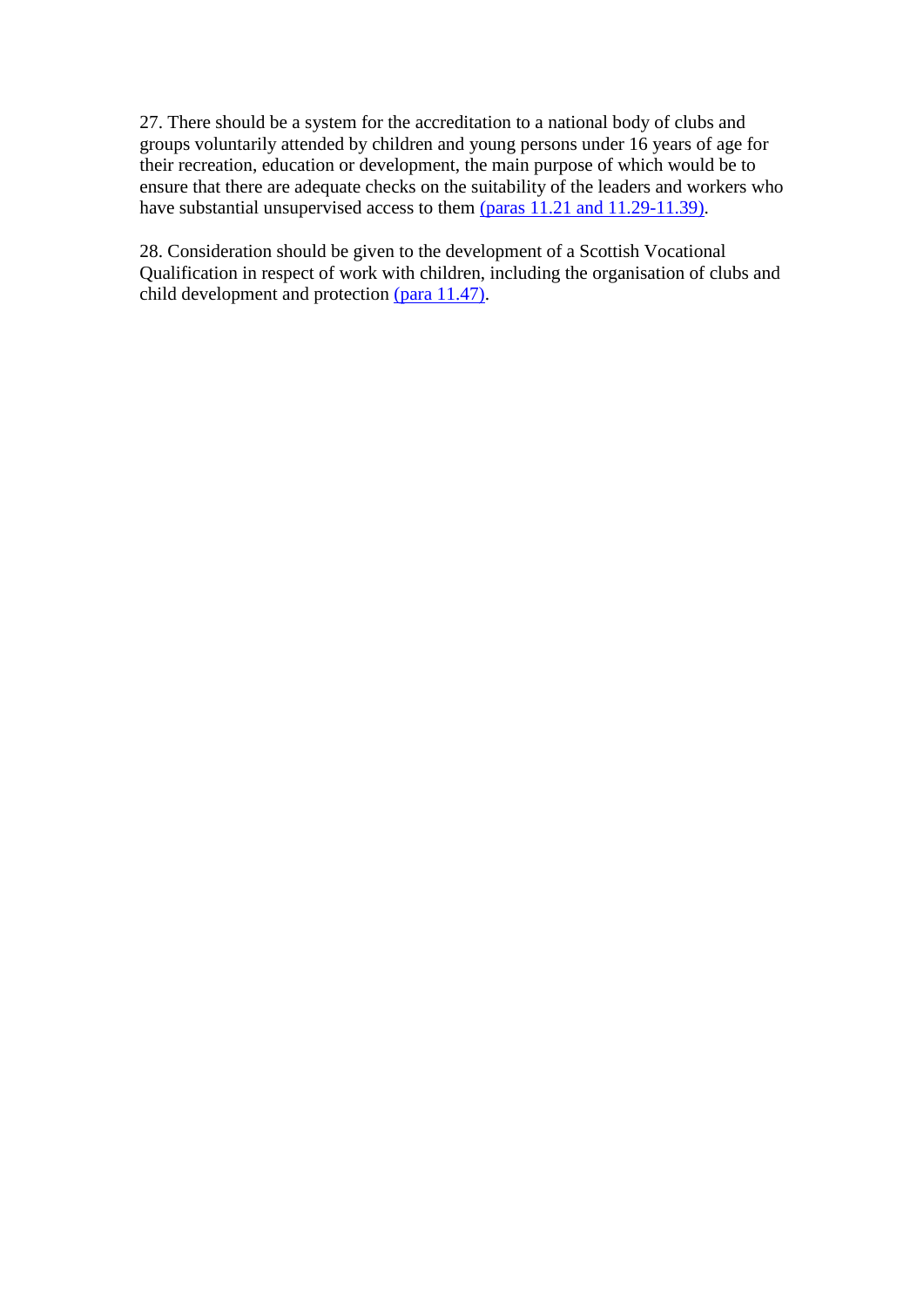27. There should be a system for the accreditation to a national body of clubs and groups voluntarily attended by children and young persons under 16 years of age for their recreation, education or development, the main purpose of which would be to ensure that there are adequate checks on the suitability of the leaders and workers who have substantial unsupervised access to them (paras 11.21 and 11.29-11.39).

28. Consideration should be given to the development of a Scottish Vocational Qualification in respect of work with children, including the organisation of clubs and child development and protection (para 11.47).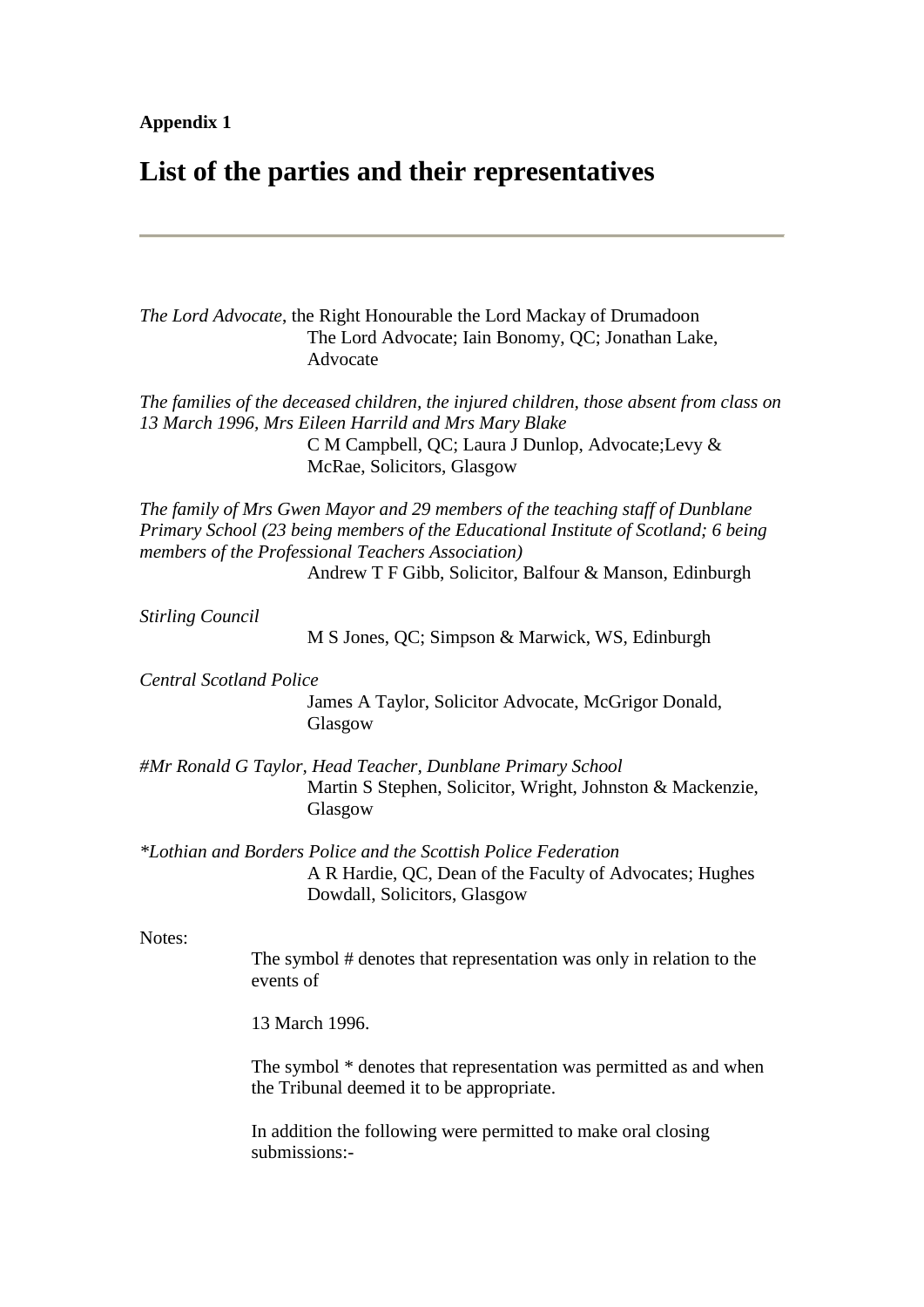**Appendix 1**

# List of the parties and their representatives

---

*The Lord Advocate*, the Right Honourable the Lord Mackay of Drumadoon
The Lord Advocate; Iain Bonomy, QC; Jonathan Lake, Advocate

*The families of the deceased children, the injured children, those absent from class on 13 March 1996, Mrs Eileen Harrild and Mrs Mary Blake*
C M Campbell, QC; Laura J Dunlop, Advocate;Levy & McRae, Solicitors, Glasgow

*The family of Mrs Gwen Mayor and 29 members of the teaching staff of Dunblane Primary School (23 being members of the Educational Institute of Scotland; 6 being members of the Professional Teachers Association)*
Andrew T F Gibb, Solicitor, Balfour & Manson, Edinburgh

*Stirling Council*
M S Jones, QC; Simpson & Marwick, WS, Edinburgh

*Central Scotland Police*
James A Taylor, Solicitor Advocate, McGrigor Donald, Glasgow

*#Mr Ronald G Taylor, Head Teacher, Dunblane Primary School*
Martin S Stephen, Solicitor, Wright, Johnston & Mackenzie, Glasgow

*\*Lothian and Borders Police and the Scottish Police Federation*
A R Hardie, QC, Dean of the Faculty of Advocates; Hughes Dowdall, Solicitors, Glasgow

Notes:

The symbol # denotes that representation was only in relation to the events of

13 March 1996.

The symbol * denotes that representation was permitted as and when the Tribunal deemed it to be appropriate.

In addition the following were permitted to make oral closing submissions:-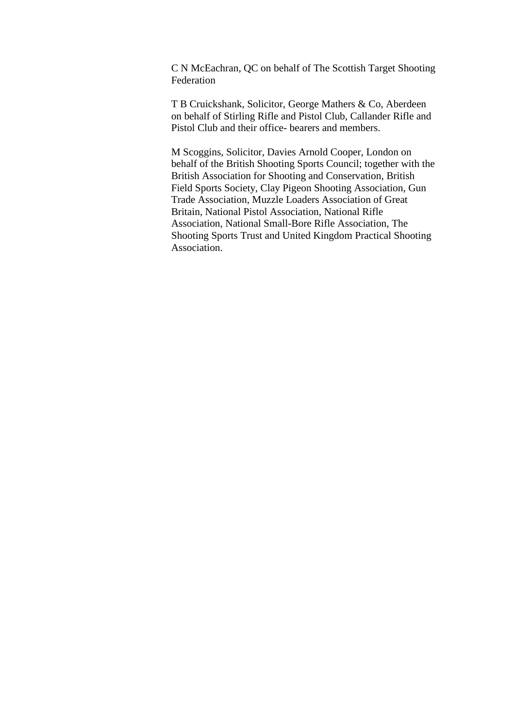C N McEachran, QC on behalf of The Scottish Target Shooting Federation

T B Cruickshank, Solicitor, George Mathers & Co, Aberdeen on behalf of Stirling Rifle and Pistol Club, Callander Rifle and Pistol Club and their office- bearers and members.

M Scoggins, Solicitor, Davies Arnold Cooper, London on behalf of the British Shooting Sports Council; together with the British Association for Shooting and Conservation, British Field Sports Society, Clay Pigeon Shooting Association, Gun Trade Association, Muzzle Loaders Association of Great Britain, National Pistol Association, National Rifle Association, National Small-Bore Rifle Association, The Shooting Sports Trust and United Kingdom Practical Shooting Association.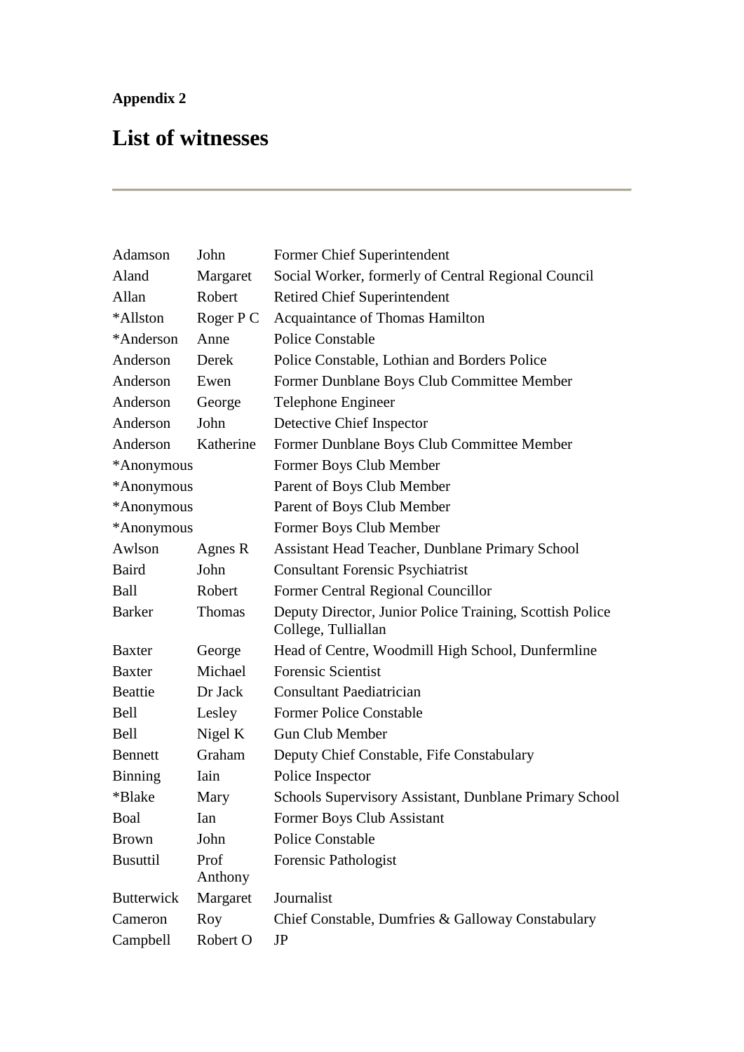**Appendix 2**

# List of witnesses

| | | |
|---|---|---|
| Adamson | John | Former Chief Superintendent |
| Aland | Margaret | Social Worker, formerly of Central Regional Council |
| Allan | Robert | Retired Chief Superintendent |
| *Allston | Roger P C | Acquaintance of Thomas Hamilton |
| *Anderson | Anne | Police Constable |
| Anderson | Derek | Police Constable, Lothian and Borders Police |
| Anderson | Ewen | Former Dunblane Boys Club Committee Member |
| Anderson | George | Telephone Engineer |
| Anderson | John | Detective Chief Inspector |
| Anderson | Katherine | Former Dunblane Boys Club Committee Member |
| *Anonymous | | Former Boys Club Member |
| *Anonymous | | Parent of Boys Club Member |
| *Anonymous | | Parent of Boys Club Member |
| *Anonymous | | Former Boys Club Member |
| Awlson | Agnes R | Assistant Head Teacher, Dunblane Primary School |
| Baird | John | Consultant Forensic Psychiatrist |
| Ball | Robert | Former Central Regional Councillor |
| Barker | Thomas | Deputy Director, Junior Police Training, Scottish Police College, Tulliallan |
| Baxter | George | Head of Centre, Woodmill High School, Dunfermline |
| Baxter | Michael | Forensic Scientist |
| Beattie | Dr Jack | Consultant Paediatrician |
| Bell | Lesley | Former Police Constable |
| Bell | Nigel K | Gun Club Member |
| Bennett | Graham | Deputy Chief Constable, Fife Constabulary |
| Binning | Iain | Police Inspector |
| *Blake | Mary | Schools Supervisory Assistant, Dunblane Primary School |
| Boal | Ian | Former Boys Club Assistant |
| Brown | John | Police Constable |
| Busuttil | Prof Anthony | Forensic Pathologist |
| Butterwick | Margaret | Journalist |
| Cameron | Roy | Chief Constable, Dumfries & Galloway Constabulary |
| Campbell | Robert O | JP |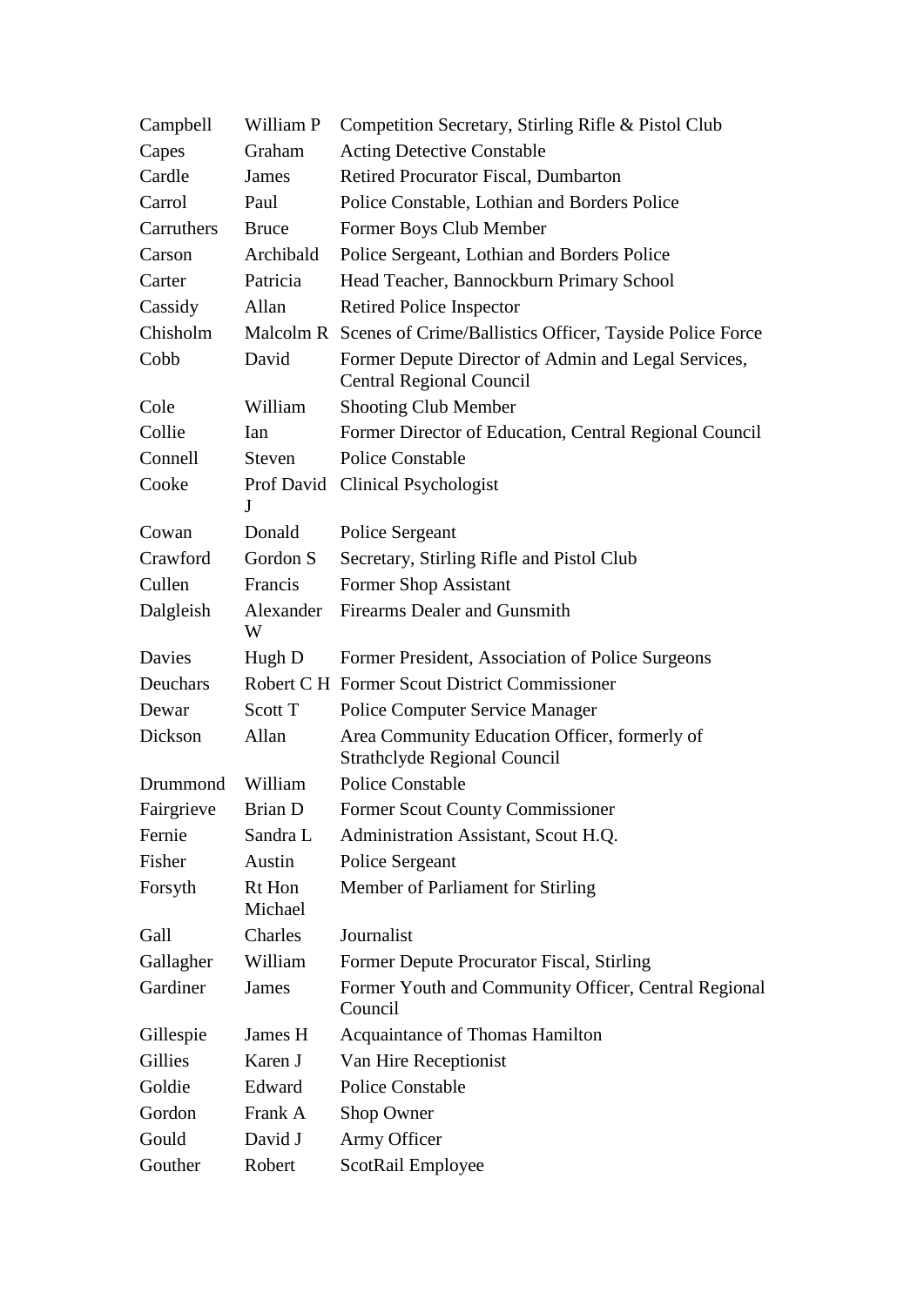| | | |
|---|---|---|
| Campbell | William P | Competition Secretary, Stirling Rifle & Pistol Club |
| Capes | Graham | Acting Detective Constable |
| Cardle | James | Retired Procurator Fiscal, Dumbarton |
| Carrol | Paul | Police Constable, Lothian and Borders Police |
| Carruthers | Bruce | Former Boys Club Member |
| Carson | Archibald | Police Sergeant, Lothian and Borders Police |
| Carter | Patricia | Head Teacher, Bannockburn Primary School |
| Cassidy | Allan | Retired Police Inspector |
| Chisholm | Malcolm R | Scenes of Crime/Ballistics Officer, Tayside Police Force |
| Cobb | David | Former Depute Director of Admin and Legal Services, Central Regional Council |
| Cole | William | Shooting Club Member |
| Collie | Ian | Former Director of Education, Central Regional Council |
| Connell | Steven | Police Constable |
| Cooke | Prof David J | Clinical Psychologist |
| Cowan | Donald | Police Sergeant |
| Crawford | Gordon S | Secretary, Stirling Rifle and Pistol Club |
| Cullen | Francis | Former Shop Assistant |
| Dalgleish | Alexander W | Firearms Dealer and Gunsmith |
| Davies | Hugh D | Former President, Association of Police Surgeons |
| Deuchars | Robert C H | Former Scout District Commissioner |
| Dewar | Scott T | Police Computer Service Manager |
| Dickson | Allan | Area Community Education Officer, formerly of Strathclyde Regional Council |
| Drummond | William | Police Constable |
| Fairgrieve | Brian D | Former Scout County Commissioner |
| Fernie | Sandra L | Administration Assistant, Scout H.Q. |
| Fisher | Austin | Police Sergeant |
| Forsyth | Rt Hon Michael | Member of Parliament for Stirling |
| Gall | Charles | Journalist |
| Gallagher | William | Former Depute Procurator Fiscal, Stirling |
| Gardiner | James | Former Youth and Community Officer, Central Regional Council |
| Gillespie | James H | Acquaintance of Thomas Hamilton |
| Gillies | Karen J | Van Hire Receptionist |
| Goldie | Edward | Police Constable |
| Gordon | Frank A | Shop Owner |
| Gould | David J | Army Officer |
| Gouther | Robert | ScotRail Employee |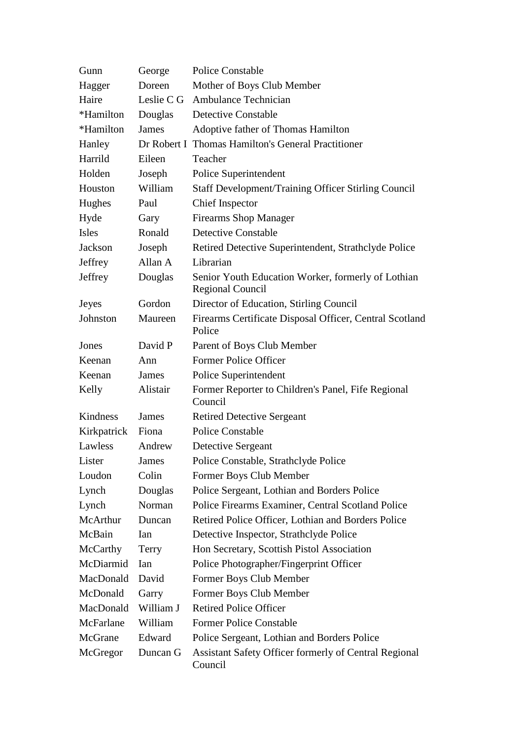| | | |
|---|---|---|
| Gunn | George | Police Constable |
| Hagger | Doreen | Mother of Boys Club Member |
| Haire | Leslie C G | Ambulance Technician |
| *Hamilton | Douglas | Detective Constable |
| *Hamilton | James | Adoptive father of Thomas Hamilton |
| Hanley | Dr Robert I | Thomas Hamilton's General Practitioner |
| Harrild | Eileen | Teacher |
| Holden | Joseph | Police Superintendent |
| Houston | William | Staff Development/Training Officer Stirling Council |
| Hughes | Paul | Chief Inspector |
| Hyde | Gary | Firearms Shop Manager |
| Isles | Ronald | Detective Constable |
| Jackson | Joseph | Retired Detective Superintendent, Strathclyde Police |
| Jeffrey | Allan A | Librarian |
| Jeffrey | Douglas | Senior Youth Education Worker, formerly of Lothian Regional Council |
| Jeyes | Gordon | Director of Education, Stirling Council |
| Johnston | Maureen | Firearms Certificate Disposal Officer, Central Scotland Police |
| Jones | David P | Parent of Boys Club Member |
| Keenan | Ann | Former Police Officer |
| Keenan | James | Police Superintendent |
| Kelly | Alistair | Former Reporter to Children's Panel, Fife Regional Council |
| Kindness | James | Retired Detective Sergeant |
| Kirkpatrick | Fiona | Police Constable |
| Lawless | Andrew | Detective Sergeant |
| Lister | James | Police Constable, Strathclyde Police |
| Loudon | Colin | Former Boys Club Member |
| Lynch | Douglas | Police Sergeant, Lothian and Borders Police |
| Lynch | Norman | Police Firearms Examiner, Central Scotland Police |
| McArthur | Duncan | Retired Police Officer, Lothian and Borders Police |
| McBain | Ian | Detective Inspector, Strathclyde Police |
| McCarthy | Terry | Hon Secretary, Scottish Pistol Association |
| McDiarmid | Ian | Police Photographer/Fingerprint Officer |
| MacDonald | David | Former Boys Club Member |
| McDonald | Garry | Former Boys Club Member |
| MacDonald | William J | Retired Police Officer |
| McFarlane | William | Former Police Constable |
| McGrane | Edward | Police Sergeant, Lothian and Borders Police |
| McGregor | Duncan G | Assistant Safety Officer formerly of Central Regional Council |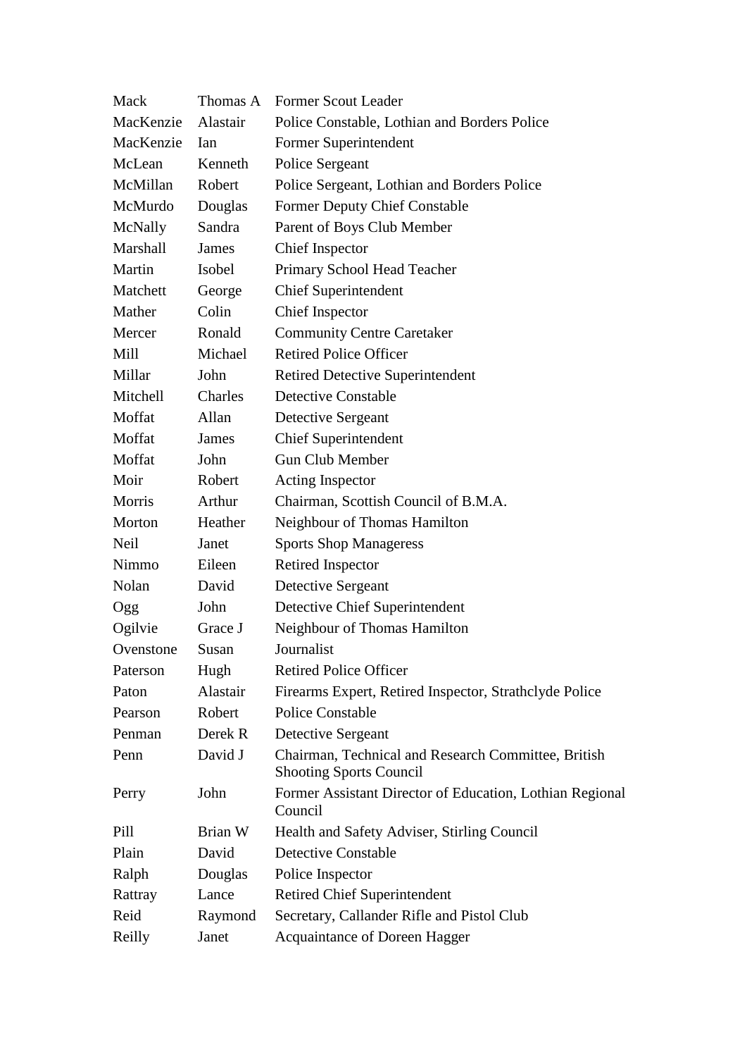| | | |
|---|---|---|
| Mack | Thomas A | Former Scout Leader |
| MacKenzie | Alastair | Police Constable, Lothian and Borders Police |
| MacKenzie | Ian | Former Superintendent |
| McLean | Kenneth | Police Sergeant |
| McMillan | Robert | Police Sergeant, Lothian and Borders Police |
| McMurdo | Douglas | Former Deputy Chief Constable |
| McNally | Sandra | Parent of Boys Club Member |
| Marshall | James | Chief Inspector |
| Martin | Isobel | Primary School Head Teacher |
| Matchett | George | Chief Superintendent |
| Mather | Colin | Chief Inspector |
| Mercer | Ronald | Community Centre Caretaker |
| Mill | Michael | Retired Police Officer |
| Millar | John | Retired Detective Superintendent |
| Mitchell | Charles | Detective Constable |
| Moffat | Allan | Detective Sergeant |
| Moffat | James | Chief Superintendent |
| Moffat | John | Gun Club Member |
| Moir | Robert | Acting Inspector |
| Morris | Arthur | Chairman, Scottish Council of B.M.A. |
| Morton | Heather | Neighbour of Thomas Hamilton |
| Neil | Janet | Sports Shop Manageress |
| Nimmo | Eileen | Retired Inspector |
| Nolan | David | Detective Sergeant |
| Ogg | John | Detective Chief Superintendent |
| Ogilvie | Grace J | Neighbour of Thomas Hamilton |
| Ovenstone | Susan | Journalist |
| Paterson | Hugh | Retired Police Officer |
| Paton | Alastair | Firearms Expert, Retired Inspector, Strathclyde Police |
| Pearson | Robert | Police Constable |
| Penman | Derek R | Detective Sergeant |
| Penn | David J | Chairman, Technical and Research Committee, British Shooting Sports Council |
| Perry | John | Former Assistant Director of Education, Lothian Regional Council |
| Pill | Brian W | Health and Safety Adviser, Stirling Council |
| Plain | David | Detective Constable |
| Ralph | Douglas | Police Inspector |
| Rattray | Lance | Retired Chief Superintendent |
| Reid | Raymond | Secretary, Callander Rifle and Pistol Club |
| Reilly | Janet | Acquaintance of Doreen Hagger |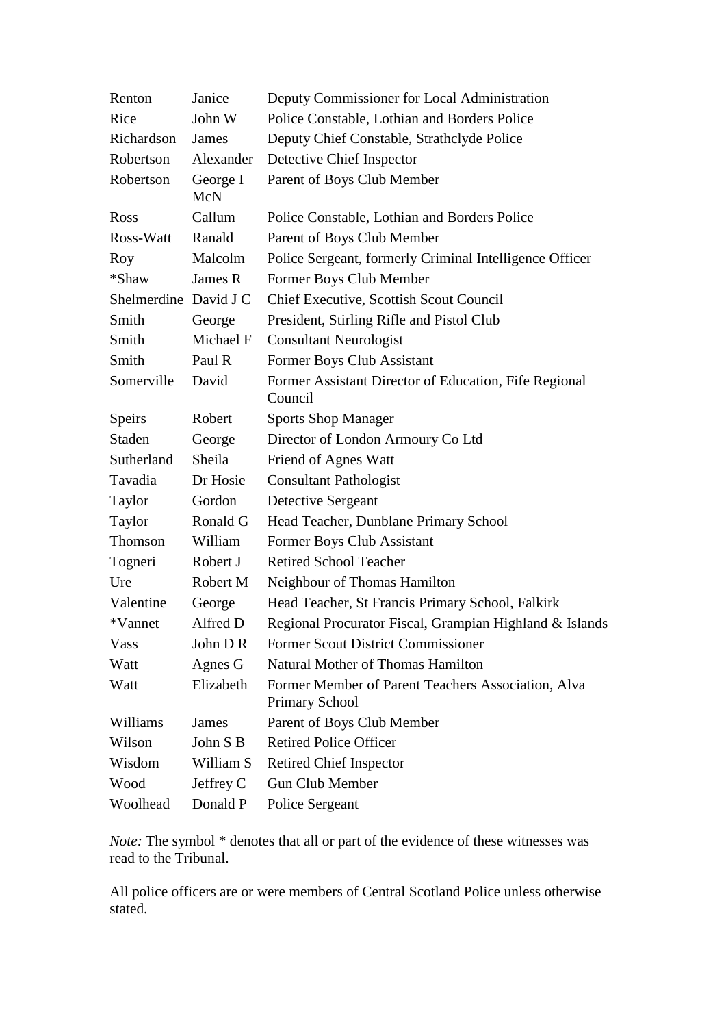| | | |
|---|---|---|
| Renton | Janice | Deputy Commissioner for Local Administration |
| Rice | John W | Police Constable, Lothian and Borders Police |
| Richardson | James | Deputy Chief Constable, Strathclyde Police |
| Robertson | Alexander | Detective Chief Inspector |
| Robertson | George I McN | Parent of Boys Club Member |
| Ross | Callum | Police Constable, Lothian and Borders Police |
| Ross-Watt | Ranald | Parent of Boys Club Member |
| Roy | Malcolm | Police Sergeant, formerly Criminal Intelligence Officer |
| *Shaw | James R | Former Boys Club Member |
| Shelmerdine | David J C | Chief Executive, Scottish Scout Council |
| Smith | George | President, Stirling Rifle and Pistol Club |
| Smith | Michael F | Consultant Neurologist |
| Smith | Paul R | Former Boys Club Assistant |
| Somerville | David | Former Assistant Director of Education, Fife Regional Council |
| Speirs | Robert | Sports Shop Manager |
| Staden | George | Director of London Armoury Co Ltd |
| Sutherland | Sheila | Friend of Agnes Watt |
| Tavadia | Dr Hosie | Consultant Pathologist |
| Taylor | Gordon | Detective Sergeant |
| Taylor | Ronald G | Head Teacher, Dunblane Primary School |
| Thomson | William | Former Boys Club Assistant |
| Togneri | Robert J | Retired School Teacher |
| Ure | Robert M | Neighbour of Thomas Hamilton |
| Valentine | George | Head Teacher, St Francis Primary School, Falkirk |
| *Vannet | Alfred D | Regional Procurator Fiscal, Grampian Highland & Islands |
| Vass | John D R | Former Scout District Commissioner |
| Watt | Agnes G | Natural Mother of Thomas Hamilton |
| Watt | Elizabeth | Former Member of Parent Teachers Association, Alva Primary School |
| Williams | James | Parent of Boys Club Member |
| Wilson | John S B | Retired Police Officer |
| Wisdom | William S | Retired Chief Inspector |
| Wood | Jeffrey C | Gun Club Member |
| Woolhead | Donald P | Police Sergeant |

*Note:* The symbol * denotes that all or part of the evidence of these witnesses was read to the Tribunal.

All police officers are or were members of Central Scotland Police unless otherwise stated.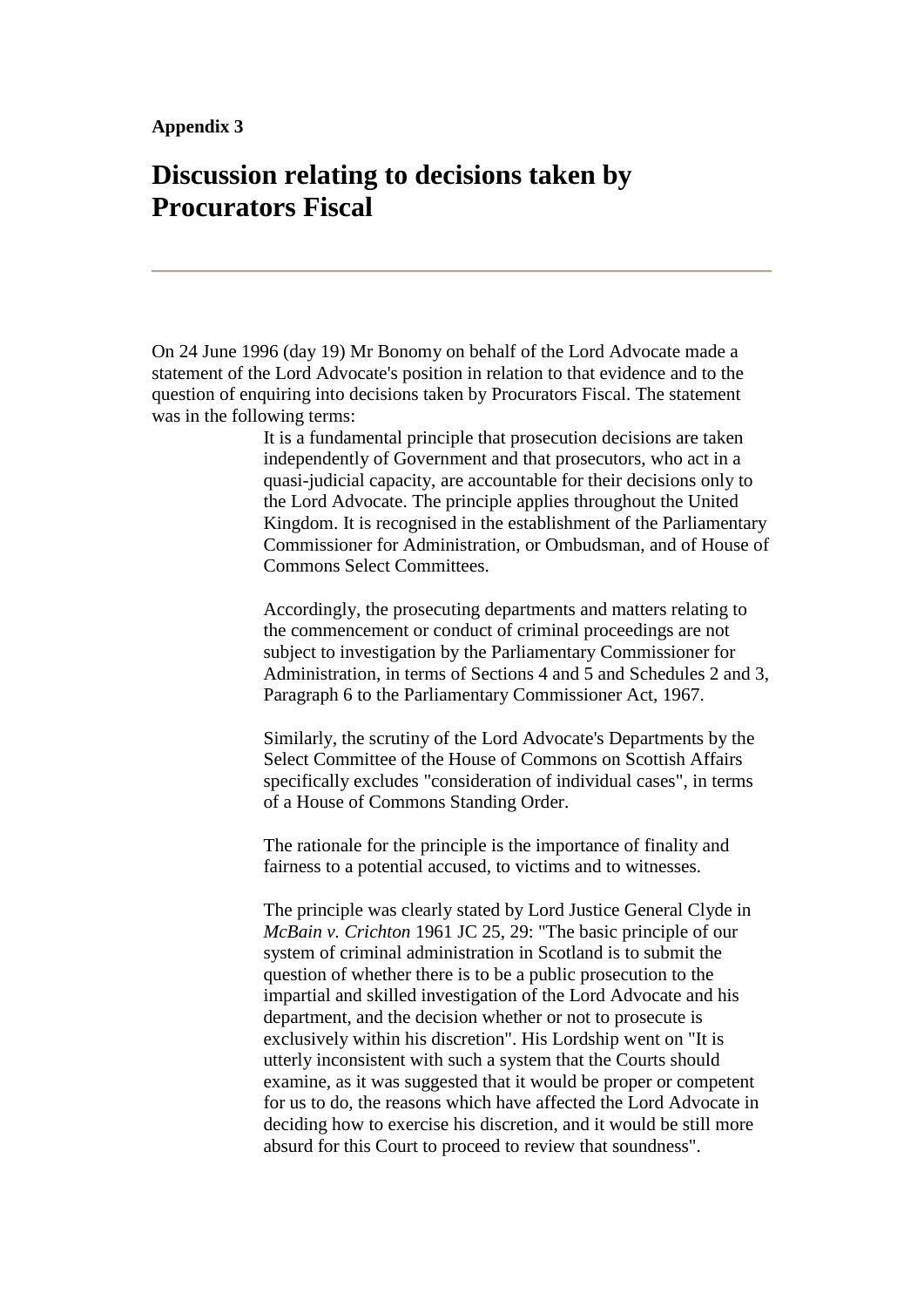**Appendix 3**

# Discussion relating to decisions taken by Procurators Fiscal

---

On 24 June 1996 (day 19) Mr Bonomy on behalf of the Lord Advocate made a statement of the Lord Advocate's position in relation to that evidence and to the question of enquiring into decisions taken by Procurators Fiscal. The statement was in the following terms:

> It is a fundamental principle that prosecution decisions are taken independently of Government and that prosecutors, who act in a quasi-judicial capacity, are accountable for their decisions only to the Lord Advocate. The principle applies throughout the United Kingdom. It is recognised in the establishment of the Parliamentary Commissioner for Administration, or Ombudsman, and of House of Commons Select Committees.
>
> Accordingly, the prosecuting departments and matters relating to the commencement or conduct of criminal proceedings are not subject to investigation by the Parliamentary Commissioner for Administration, in terms of Sections 4 and 5 and Schedules 2 and 3, Paragraph 6 to the Parliamentary Commissioner Act, 1967.
>
> Similarly, the scrutiny of the Lord Advocate's Departments by the Select Committee of the House of Commons on Scottish Affairs specifically excludes "consideration of individual cases", in terms of a House of Commons Standing Order.
>
> The rationale for the principle is the importance of finality and fairness to a potential accused, to victims and to witnesses.
>
> The principle was clearly stated by Lord Justice General Clyde in *McBain v. Crichton* 1961 JC 25, 29: "The basic principle of our system of criminal administration in Scotland is to submit the question of whether there is to be a public prosecution to the impartial and skilled investigation of the Lord Advocate and his department, and the decision whether or not to prosecute is exclusively within his discretion". His Lordship went on "It is utterly inconsistent with such a system that the Courts should examine, as it was suggested that it would be proper or competent for us to do, the reasons which have affected the Lord Advocate in deciding how to exercise his discretion, and it would be still more absurd for this Court to proceed to review that soundness".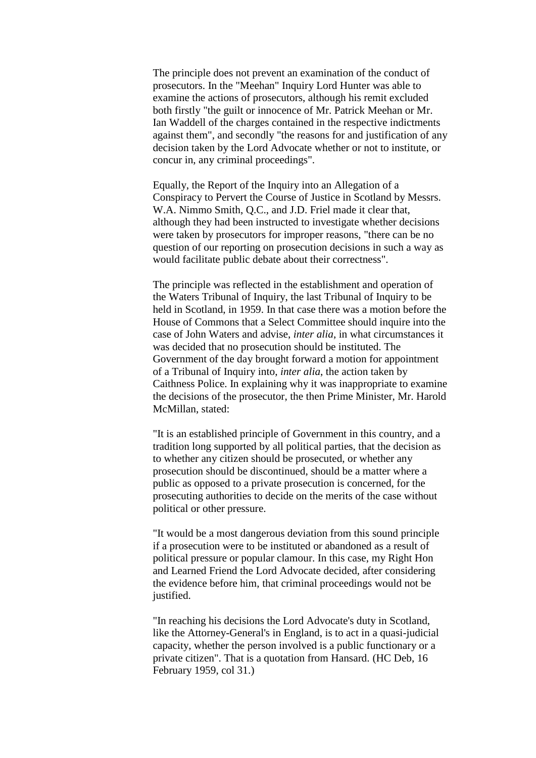The principle does not prevent an examination of the conduct of prosecutors. In the "Meehan" Inquiry Lord Hunter was able to examine the actions of prosecutors, although his remit excluded both firstly "the guilt or innocence of Mr. Patrick Meehan or Mr. Ian Waddell of the charges contained in the respective indictments against them", and secondly "the reasons for and justification of any decision taken by the Lord Advocate whether or not to institute, or concur in, any criminal proceedings".

Equally, the Report of the Inquiry into an Allegation of a Conspiracy to Pervert the Course of Justice in Scotland by Messrs. W.A. Nimmo Smith, Q.C., and J.D. Friel made it clear that, although they had been instructed to investigate whether decisions were taken by prosecutors for improper reasons, "there can be no question of our reporting on prosecution decisions in such a way as would facilitate public debate about their correctness".

The principle was reflected in the establishment and operation of the Waters Tribunal of Inquiry, the last Tribunal of Inquiry to be held in Scotland, in 1959. In that case there was a motion before the House of Commons that a Select Committee should inquire into the case of John Waters and advise, *inter alia*, in what circumstances it was decided that no prosecution should be instituted. The Government of the day brought forward a motion for appointment of a Tribunal of Inquiry into, *inter alia*, the action taken by Caithness Police. In explaining why it was inappropriate to examine the decisions of the prosecutor, the then Prime Minister, Mr. Harold McMillan, stated:

"It is an established principle of Government in this country, and a tradition long supported by all political parties, that the decision as to whether any citizen should be prosecuted, or whether any prosecution should be discontinued, should be a matter where a public as opposed to a private prosecution is concerned, for the prosecuting authorities to decide on the merits of the case without political or other pressure.

"It would be a most dangerous deviation from this sound principle if a prosecution were to be instituted or abandoned as a result of political pressure or popular clamour. In this case, my Right Hon and Learned Friend the Lord Advocate decided, after considering the evidence before him, that criminal proceedings would not be justified.

"In reaching his decisions the Lord Advocate's duty in Scotland, like the Attorney-General's in England, is to act in a quasi-judicial capacity, whether the person involved is a public functionary or a private citizen". That is a quotation from Hansard. (HC Deb, 16 February 1959, col 31.)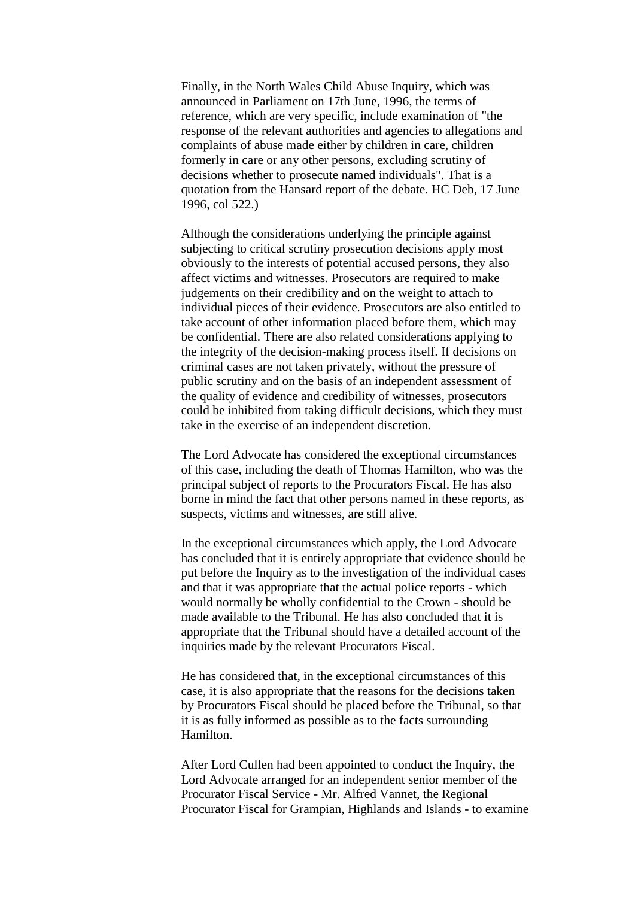Finally, in the North Wales Child Abuse Inquiry, which was announced in Parliament on 17th June, 1996, the terms of reference, which are very specific, include examination of "the response of the relevant authorities and agencies to allegations and complaints of abuse made either by children in care, children formerly in care or any other persons, excluding scrutiny of decisions whether to prosecute named individuals". That is a quotation from the Hansard report of the debate. HC Deb, 17 June 1996, col 522.)

Although the considerations underlying the principle against subjecting to critical scrutiny prosecution decisions apply most obviously to the interests of potential accused persons, they also affect victims and witnesses. Prosecutors are required to make judgements on their credibility and on the weight to attach to individual pieces of their evidence. Prosecutors are also entitled to take account of other information placed before them, which may be confidential. There are also related considerations applying to the integrity of the decision-making process itself. If decisions on criminal cases are not taken privately, without the pressure of public scrutiny and on the basis of an independent assessment of the quality of evidence and credibility of witnesses, prosecutors could be inhibited from taking difficult decisions, which they must take in the exercise of an independent discretion.

The Lord Advocate has considered the exceptional circumstances of this case, including the death of Thomas Hamilton, who was the principal subject of reports to the Procurators Fiscal. He has also borne in mind the fact that other persons named in these reports, as suspects, victims and witnesses, are still alive.

In the exceptional circumstances which apply, the Lord Advocate has concluded that it is entirely appropriate that evidence should be put before the Inquiry as to the investigation of the individual cases and that it was appropriate that the actual police reports - which would normally be wholly confidential to the Crown - should be made available to the Tribunal. He has also concluded that it is appropriate that the Tribunal should have a detailed account of the inquiries made by the relevant Procurators Fiscal.

He has considered that, in the exceptional circumstances of this case, it is also appropriate that the reasons for the decisions taken by Procurators Fiscal should be placed before the Tribunal, so that it is as fully informed as possible as to the facts surrounding Hamilton.

After Lord Cullen had been appointed to conduct the Inquiry, the Lord Advocate arranged for an independent senior member of the Procurator Fiscal Service - Mr. Alfred Vannet, the Regional Procurator Fiscal for Grampian, Highlands and Islands - to examine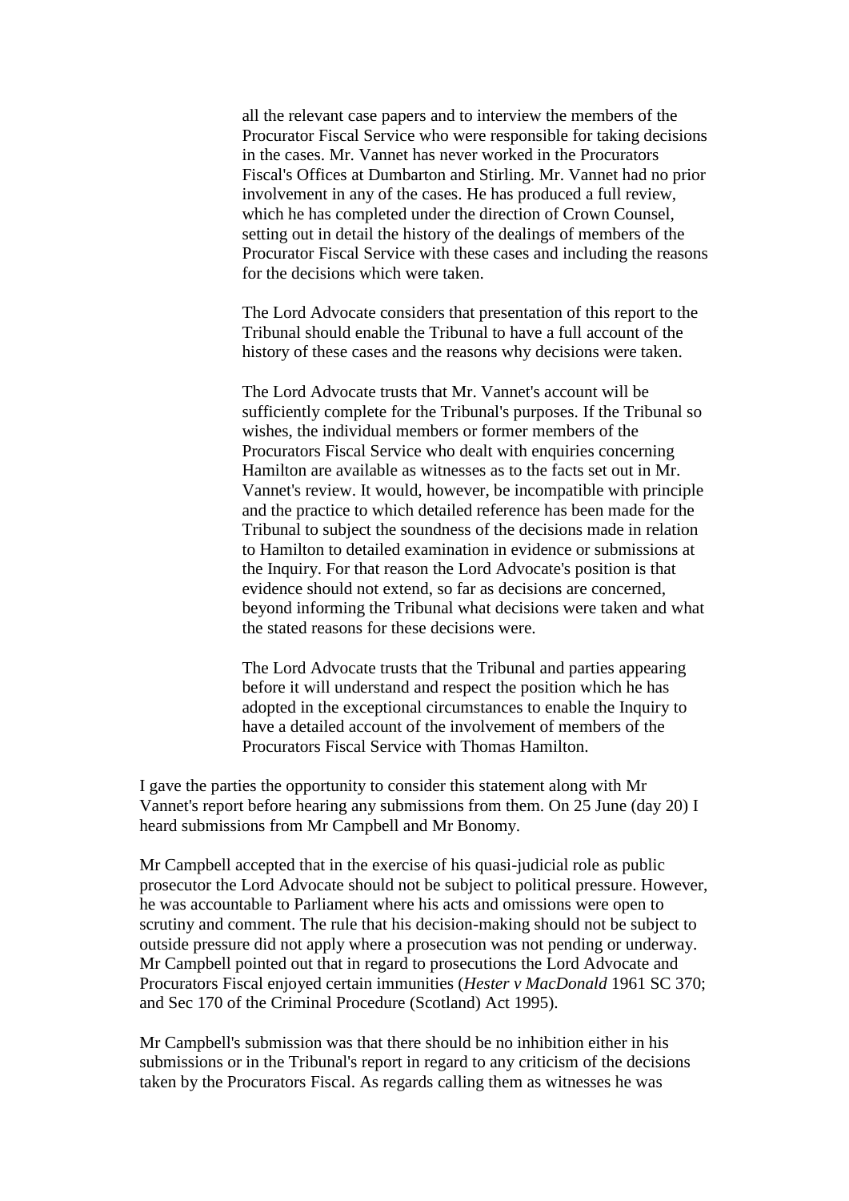> all the relevant case papers and to interview the members of the Procurator Fiscal Service who were responsible for taking decisions in the cases. Mr. Vannet has never worked in the Procurators Fiscal's Offices at Dumbarton and Stirling. Mr. Vannet had no prior involvement in any of the cases. He has produced a full review, which he has completed under the direction of Crown Counsel, setting out in detail the history of the dealings of members of the Procurator Fiscal Service with these cases and including the reasons for the decisions which were taken.
>
> The Lord Advocate considers that presentation of this report to the Tribunal should enable the Tribunal to have a full account of the history of these cases and the reasons why decisions were taken.
>
> The Lord Advocate trusts that Mr. Vannet's account will be sufficiently complete for the Tribunal's purposes. If the Tribunal so wishes, the individual members or former members of the Procurators Fiscal Service who dealt with enquiries concerning Hamilton are available as witnesses as to the facts set out in Mr. Vannet's review. It would, however, be incompatible with principle and the practice to which detailed reference has been made for the Tribunal to subject the soundness of the decisions made in relation to Hamilton to detailed examination in evidence or submissions at the Inquiry. For that reason the Lord Advocate's position is that evidence should not extend, so far as decisions are concerned, beyond informing the Tribunal what decisions were taken and what the stated reasons for these decisions were.
>
> The Lord Advocate trusts that the Tribunal and parties appearing before it will understand and respect the position which he has adopted in the exceptional circumstances to enable the Inquiry to have a detailed account of the involvement of members of the Procurators Fiscal Service with Thomas Hamilton.

I gave the parties the opportunity to consider this statement along with Mr Vannet's report before hearing any submissions from them. On 25 June (day 20) I heard submissions from Mr Campbell and Mr Bonomy.

Mr Campbell accepted that in the exercise of his quasi-judicial role as public prosecutor the Lord Advocate should not be subject to political pressure. However, he was accountable to Parliament where his acts and omissions were open to scrutiny and comment. The rule that his decision-making should not be subject to outside pressure did not apply where a prosecution was not pending or underway. Mr Campbell pointed out that in regard to prosecutions the Lord Advocate and Procurators Fiscal enjoyed certain immunities (*Hester v MacDonald* 1961 SC 370; and Sec 170 of the Criminal Procedure (Scotland) Act 1995).

Mr Campbell's submission was that there should be no inhibition either in his submissions or in the Tribunal's report in regard to any criticism of the decisions taken by the Procurators Fiscal. As regards calling them as witnesses he was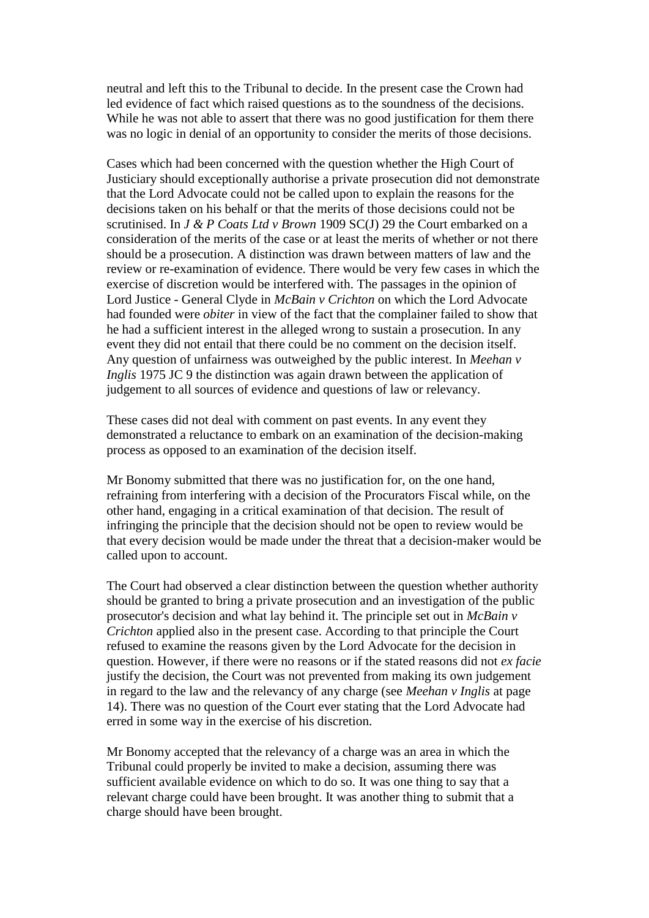neutral and left this to the Tribunal to decide. In the present case the Crown had led evidence of fact which raised questions as to the soundness of the decisions. While he was not able to assert that there was no good justification for them there was no logic in denial of an opportunity to consider the merits of those decisions.

Cases which had been concerned with the question whether the High Court of Justiciary should exceptionally authorise a private prosecution did not demonstrate that the Lord Advocate could not be called upon to explain the reasons for the decisions taken on his behalf or that the merits of those decisions could not be scrutinised. In *J & P Coats Ltd v Brown* 1909 SC(J) 29 the Court embarked on a consideration of the merits of the case or at least the merits of whether or not there should be a prosecution. A distinction was drawn between matters of law and the review or re-examination of evidence. There would be very few cases in which the exercise of discretion would be interfered with. The passages in the opinion of Lord Justice - General Clyde in *McBain v Crichton* on which the Lord Advocate had founded were *obiter* in view of the fact that the complainer failed to show that he had a sufficient interest in the alleged wrong to sustain a prosecution. In any event they did not entail that there could be no comment on the decision itself. Any question of unfairness was outweighed by the public interest. In *Meehan v Inglis* 1975 JC 9 the distinction was again drawn between the application of judgement to all sources of evidence and questions of law or relevancy.

These cases did not deal with comment on past events. In any event they demonstrated a reluctance to embark on an examination of the decision-making process as opposed to an examination of the decision itself.

Mr Bonomy submitted that there was no justification for, on the one hand, refraining from interfering with a decision of the Procurators Fiscal while, on the other hand, engaging in a critical examination of that decision. The result of infringing the principle that the decision should not be open to review would be that every decision would be made under the threat that a decision-maker would be called upon to account.

The Court had observed a clear distinction between the question whether authority should be granted to bring a private prosecution and an investigation of the public prosecutor's decision and what lay behind it. The principle set out in *McBain v Crichton* applied also in the present case. According to that principle the Court refused to examine the reasons given by the Lord Advocate for the decision in question. However, if there were no reasons or if the stated reasons did not *ex facie* justify the decision, the Court was not prevented from making its own judgement in regard to the law and the relevancy of any charge (see *Meehan v Inglis* at page 14). There was no question of the Court ever stating that the Lord Advocate had erred in some way in the exercise of his discretion.

Mr Bonomy accepted that the relevancy of a charge was an area in which the Tribunal could properly be invited to make a decision, assuming there was sufficient available evidence on which to do so. It was one thing to say that a relevant charge could have been brought. It was another thing to submit that a charge should have been brought.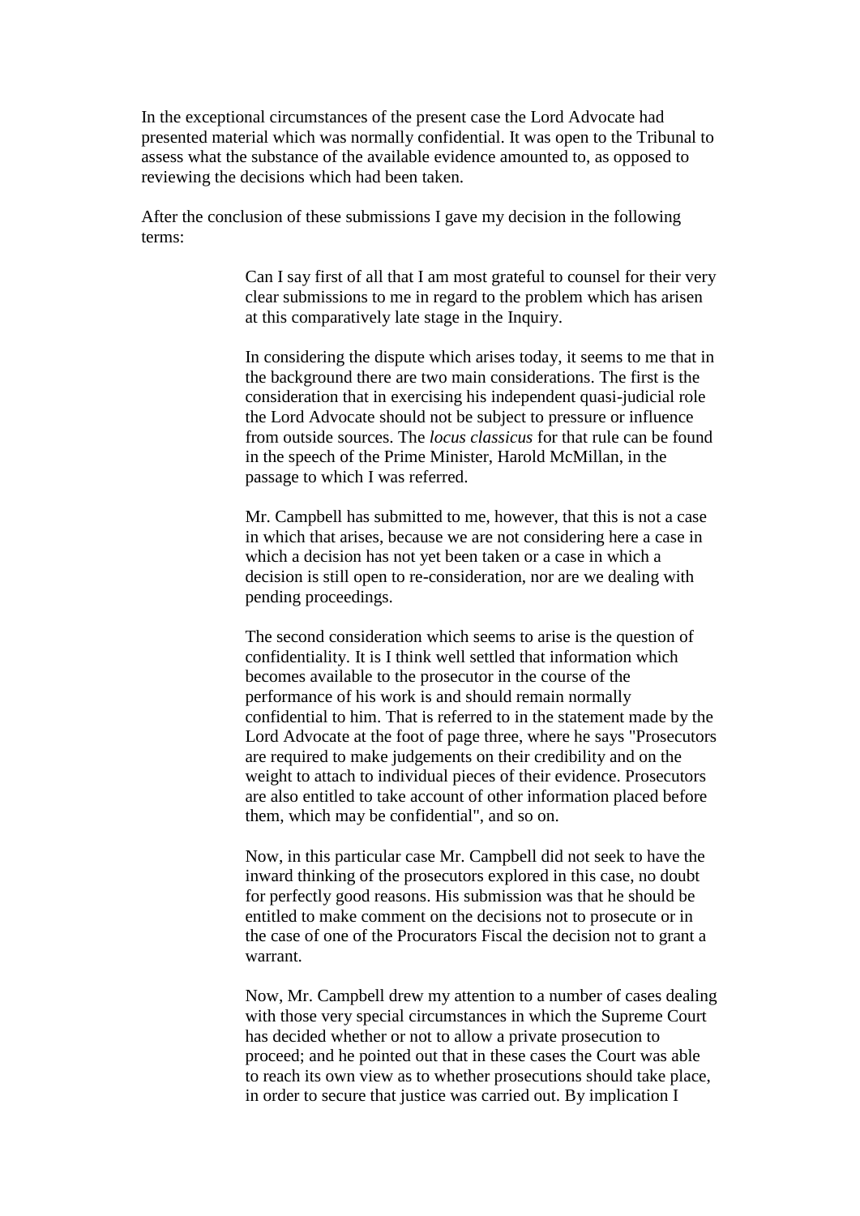In the exceptional circumstances of the present case the Lord Advocate had presented material which was normally confidential. It was open to the Tribunal to assess what the substance of the available evidence amounted to, as opposed to reviewing the decisions which had been taken.

After the conclusion of these submissions I gave my decision in the following terms:

> Can I say first of all that I am most grateful to counsel for their very clear submissions to me in regard to the problem which has arisen at this comparatively late stage in the Inquiry.
>
> In considering the dispute which arises today, it seems to me that in the background there are two main considerations. The first is the consideration that in exercising his independent quasi-judicial role the Lord Advocate should not be subject to pressure or influence from outside sources. The *locus classicus* for that rule can be found in the speech of the Prime Minister, Harold McMillan, in the passage to which I was referred.
>
> Mr. Campbell has submitted to me, however, that this is not a case in which that arises, because we are not considering here a case in which a decision has not yet been taken or a case in which a decision is still open to re-consideration, nor are we dealing with pending proceedings.
>
> The second consideration which seems to arise is the question of confidentiality. It is I think well settled that information which becomes available to the prosecutor in the course of the performance of his work is and should remain normally confidential to him. That is referred to in the statement made by the Lord Advocate at the foot of page three, where he says "Prosecutors are required to make judgements on their credibility and on the weight to attach to individual pieces of their evidence. Prosecutors are also entitled to take account of other information placed before them, which may be confidential", and so on.
>
> Now, in this particular case Mr. Campbell did not seek to have the inward thinking of the prosecutors explored in this case, no doubt for perfectly good reasons. His submission was that he should be entitled to make comment on the decisions not to prosecute or in the case of one of the Procurators Fiscal the decision not to grant a warrant.
>
> Now, Mr. Campbell drew my attention to a number of cases dealing with those very special circumstances in which the Supreme Court has decided whether or not to allow a private prosecution to proceed; and he pointed out that in these cases the Court was able to reach its own view as to whether prosecutions should take place, in order to secure that justice was carried out. By implication I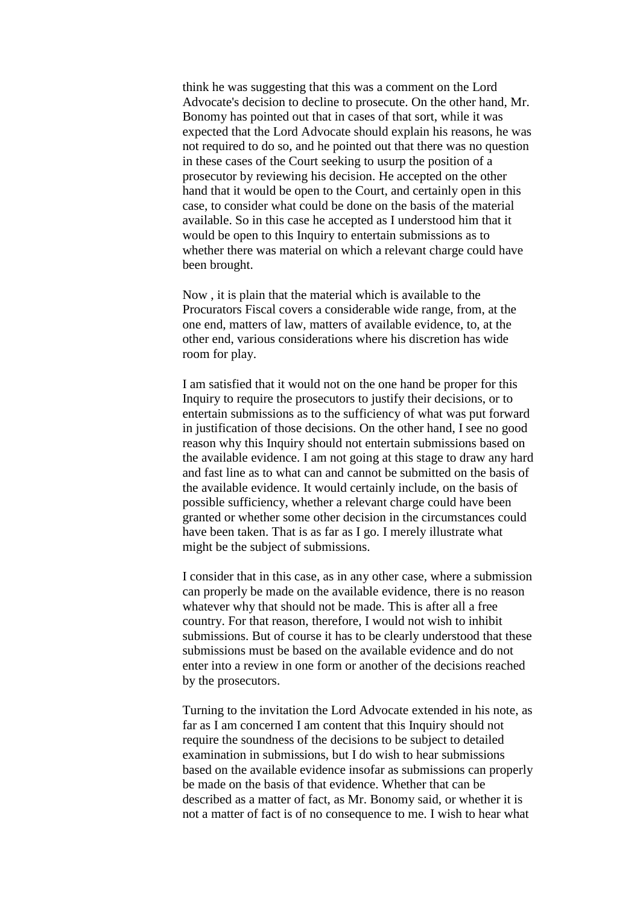think he was suggesting that this was a comment on the Lord Advocate's decision to decline to prosecute. On the other hand, Mr. Bonomy has pointed out that in cases of that sort, while it was expected that the Lord Advocate should explain his reasons, he was not required to do so, and he pointed out that there was no question in these cases of the Court seeking to usurp the position of a prosecutor by reviewing his decision. He accepted on the other hand that it would be open to the Court, and certainly open in this case, to consider what could be done on the basis of the material available. So in this case he accepted as I understood him that it would be open to this Inquiry to entertain submissions as to whether there was material on which a relevant charge could have been brought.

Now , it is plain that the material which is available to the Procurators Fiscal covers a considerable wide range, from, at the one end, matters of law, matters of available evidence, to, at the other end, various considerations where his discretion has wide room for play.

I am satisfied that it would not on the one hand be proper for this Inquiry to require the prosecutors to justify their decisions, or to entertain submissions as to the sufficiency of what was put forward in justification of those decisions. On the other hand, I see no good reason why this Inquiry should not entertain submissions based on the available evidence. I am not going at this stage to draw any hard and fast line as to what can and cannot be submitted on the basis of the available evidence. It would certainly include, on the basis of possible sufficiency, whether a relevant charge could have been granted or whether some other decision in the circumstances could have been taken. That is as far as I go. I merely illustrate what might be the subject of submissions.

I consider that in this case, as in any other case, where a submission can properly be made on the available evidence, there is no reason whatever why that should not be made. This is after all a free country. For that reason, therefore, I would not wish to inhibit submissions. But of course it has to be clearly understood that these submissions must be based on the available evidence and do not enter into a review in one form or another of the decisions reached by the prosecutors.

Turning to the invitation the Lord Advocate extended in his note, as far as I am concerned I am content that this Inquiry should not require the soundness of the decisions to be subject to detailed examination in submissions, but I do wish to hear submissions based on the available evidence insofar as submissions can properly be made on the basis of that evidence. Whether that can be described as a matter of fact, as Mr. Bonomy said, or whether it is not a matter of fact is of no consequence to me. I wish to hear what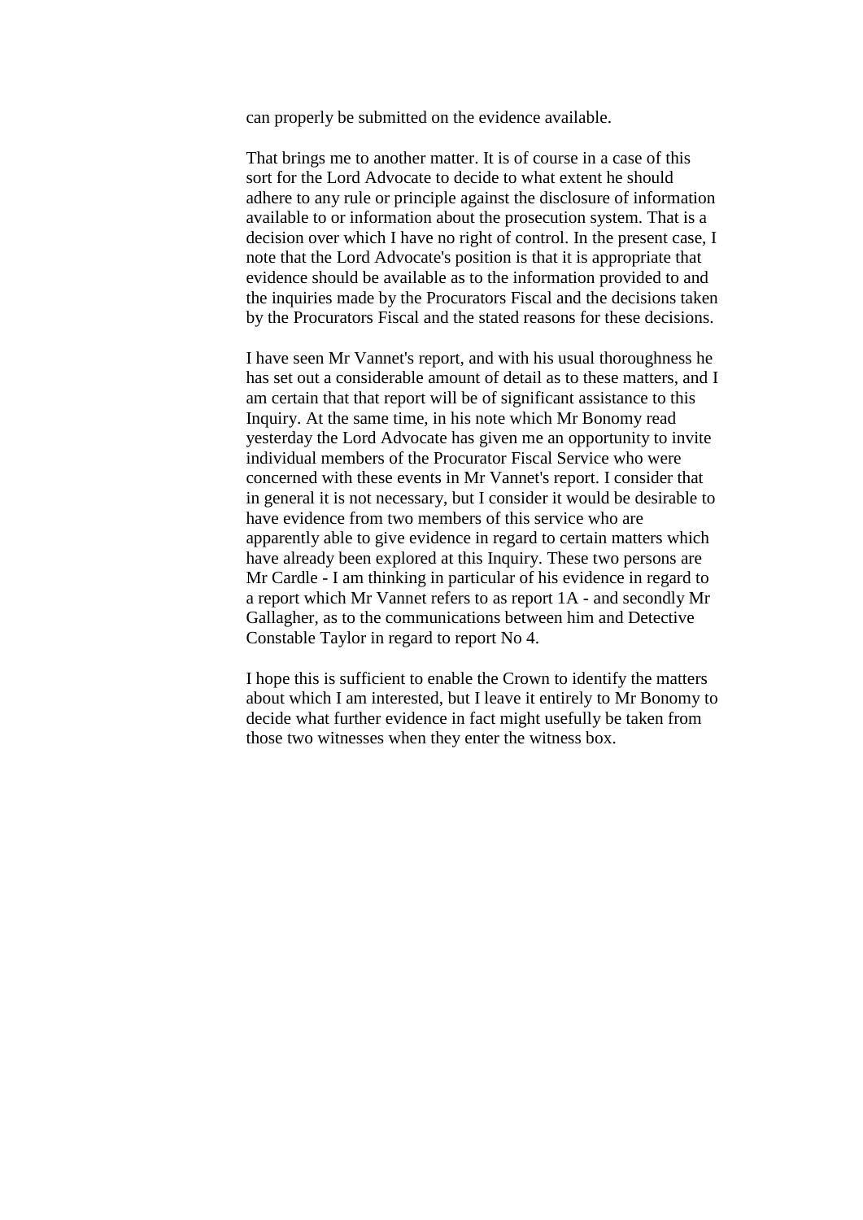can properly be submitted on the evidence available.

That brings me to another matter. It is of course in a case of this sort for the Lord Advocate to decide to what extent he should adhere to any rule or principle against the disclosure of information available to or information about the prosecution system. That is a decision over which I have no right of control. In the present case, I note that the Lord Advocate's position is that it is appropriate that evidence should be available as to the information provided to and the inquiries made by the Procurators Fiscal and the decisions taken by the Procurators Fiscal and the stated reasons for these decisions.

I have seen Mr Vannet's report, and with his usual thoroughness he has set out a considerable amount of detail as to these matters, and I am certain that that report will be of significant assistance to this Inquiry. At the same time, in his note which Mr Bonomy read yesterday the Lord Advocate has given me an opportunity to invite individual members of the Procurator Fiscal Service who were concerned with these events in Mr Vannet's report. I consider that in general it is not necessary, but I consider it would be desirable to have evidence from two members of this service who are apparently able to give evidence in regard to certain matters which have already been explored at this Inquiry. These two persons are Mr Cardle - I am thinking in particular of his evidence in regard to a report which Mr Vannet refers to as report 1A - and secondly Mr Gallagher, as to the communications between him and Detective Constable Taylor in regard to report No 4.

I hope this is sufficient to enable the Crown to identify the matters about which I am interested, but I leave it entirely to Mr Bonomy to decide what further evidence in fact might usefully be taken from those two witnesses when they enter the witness box.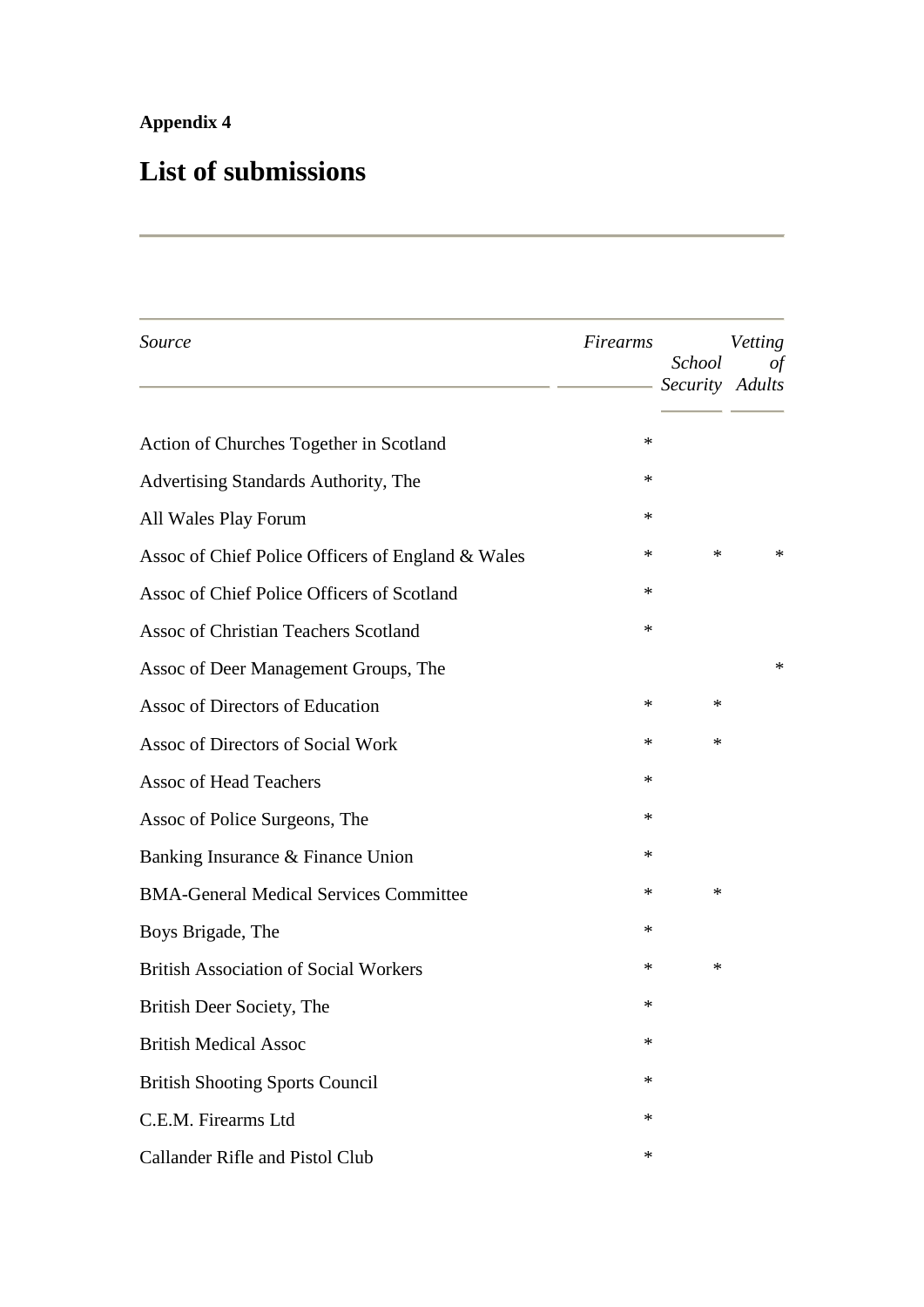**Appendix 4**

# List of submissions

| *Source* | *Firearms* | *School Security* | *Vetting of Adults* |
|---|---|---|---|
| Action of Churches Together in Scotland | * | | |
| Advertising Standards Authority, The | * | | |
| All Wales Play Forum | * | | |
| Assoc of Chief Police Officers of England & Wales | * | * | * |
| Assoc of Chief Police Officers of Scotland | * | | |
| Assoc of Christian Teachers Scotland | * | | |
| Assoc of Deer Management Groups, The | | | * |
| Assoc of Directors of Education | * | * | |
| Assoc of Directors of Social Work | * | * | |
| Assoc of Head Teachers | * | | |
| Assoc of Police Surgeons, The | * | | |
| Banking Insurance & Finance Union | * | | |
| BMA-General Medical Services Committee | * | * | |
| Boys Brigade, The | * | | |
| British Association of Social Workers | * | * | |
| British Deer Society, The | * | | |
| British Medical Assoc | * | | |
| British Shooting Sports Council | * | | |
| C.E.M. Firearms Ltd | * | | |
| Callander Rifle and Pistol Club | * | | |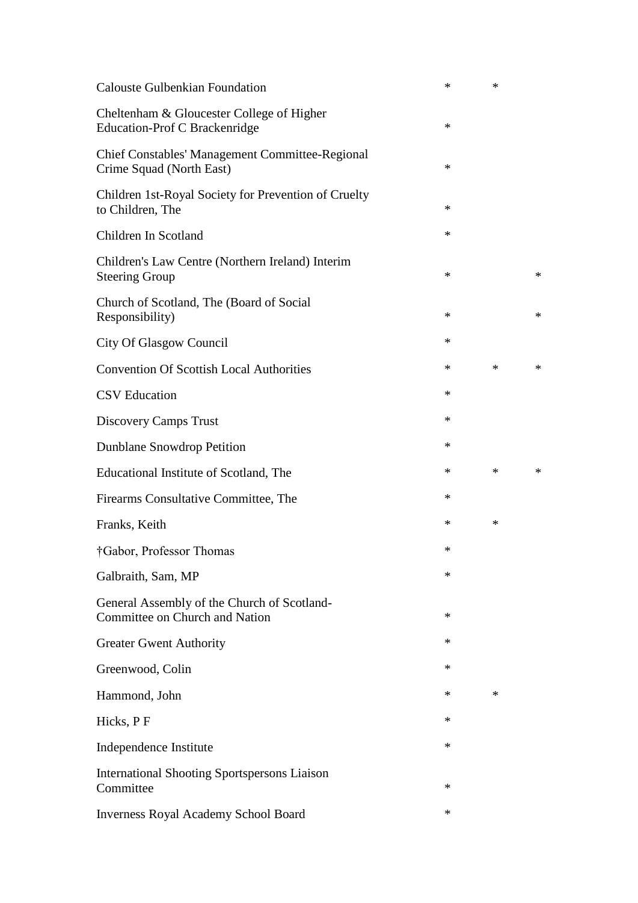| | | | |
|---|---|---|---|
| Calouste Gulbenkian Foundation | * | * | |
| Cheltenham & Gloucester College of Higher Education-Prof C Brackenridge | * | | |
| Chief Constables' Management Committee-Regional Crime Squad (North East) | * | | |
| Children 1st-Royal Society for Prevention of Cruelty to Children, The | * | | |
| Children In Scotland | * | | |
| Children's Law Centre (Northern Ireland) Interim Steering Group | * | | * |
| Church of Scotland, The (Board of Social Responsibility) | * | | * |
| City Of Glasgow Council | * | | |
| Convention Of Scottish Local Authorities | * | * | * |
| CSV Education | * | | |
| Discovery Camps Trust | * | | |
| Dunblane Snowdrop Petition | * | | |
| Educational Institute of Scotland, The | * | * | * |
| Firearms Consultative Committee, The | * | | |
| Franks, Keith | * | * | |
| †Gabor, Professor Thomas | * | | |
| Galbraith, Sam, MP | * | | |
| General Assembly of the Church of Scotland-Committee on Church and Nation | * | | |
| Greater Gwent Authority | * | | |
| Greenwood, Colin | * | | |
| Hammond, John | * | * | |
| Hicks, P F | * | | |
| Independence Institute | * | | |
| International Shooting Sportspersons Liaison Committee | * | | |
| Inverness Royal Academy School Board | * | | |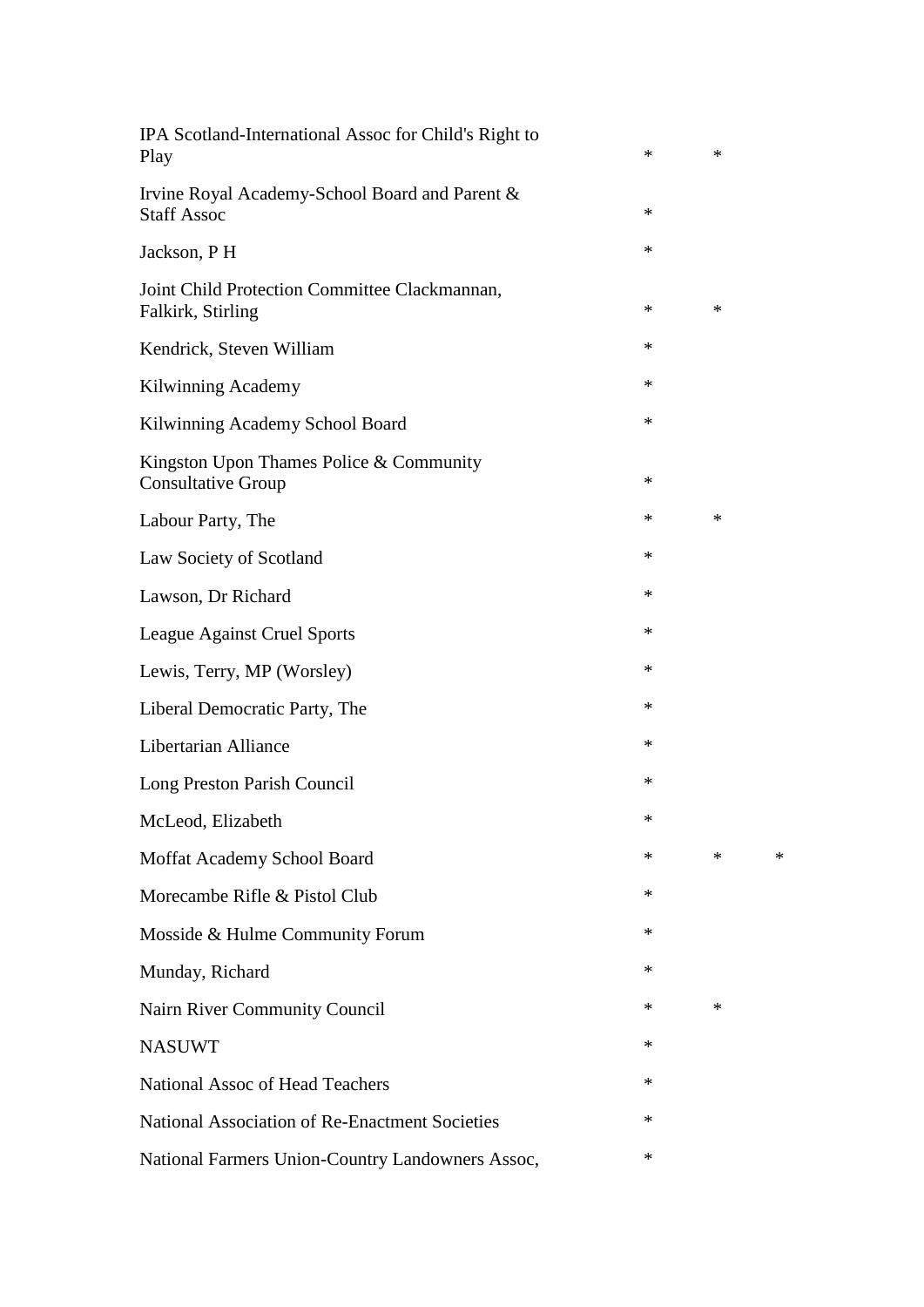| | | | |
|---|---|---|---|
| IPA Scotland-International Assoc for Child's Right to Play | * | * | |
| Irvine Royal Academy-School Board and Parent & Staff Assoc | * | | |
| Jackson, P H | * | | |
| Joint Child Protection Committee Clackmannan, Falkirk, Stirling | * | * | |
| Kendrick, Steven William | * | | |
| Kilwinning Academy | * | | |
| Kilwinning Academy School Board | * | | |
| Kingston Upon Thames Police & Community Consultative Group | * | | |
| Labour Party, The | * | * | |
| Law Society of Scotland | * | | |
| Lawson, Dr Richard | * | | |
| League Against Cruel Sports | * | | |
| Lewis, Terry, MP (Worsley) | * | | |
| Liberal Democratic Party, The | * | | |
| Libertarian Alliance | * | | |
| Long Preston Parish Council | * | | |
| McLeod, Elizabeth | * | | |
| Moffat Academy School Board | * | * | * |
| Morecambe Rifle & Pistol Club | * | | |
| Mosside & Hulme Community Forum | * | | |
| Munday, Richard | * | | |
| Nairn River Community Council | * | * | |
| NASUWT | * | | |
| National Assoc of Head Teachers | * | | |
| National Association of Re-Enactment Societies | * | | |
| National Farmers Union-Country Landowners Assoc, | * | | |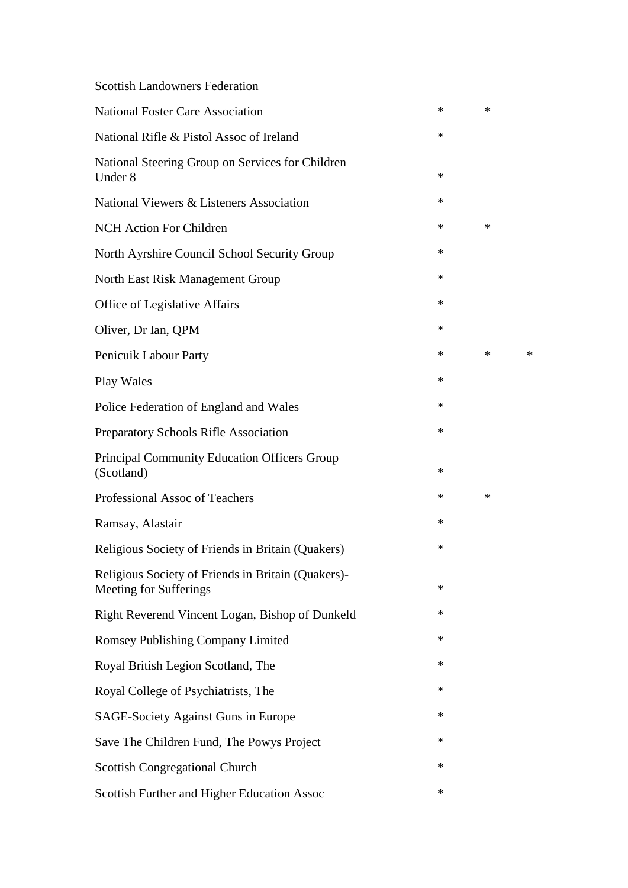| | | | |
|---|---|---|---|
| Scottish Landowners Federation | | | |
| National Foster Care Association | * | * | |
| National Rifle & Pistol Assoc of Ireland | * | | |
| National Steering Group on Services for Children Under 8 | * | | |
| National Viewers & Listeners Association | * | | |
| NCH Action For Children | * | * | |
| North Ayrshire Council School Security Group | * | | |
| North East Risk Management Group | * | | |
| Office of Legislative Affairs | * | | |
| Oliver, Dr Ian, QPM | * | | |
| Penicuik Labour Party | * | * | * |
| Play Wales | * | | |
| Police Federation of England and Wales | * | | |
| Preparatory Schools Rifle Association | * | | |
| Principal Community Education Officers Group (Scotland) | * | | |
| Professional Assoc of Teachers | * | * | |
| Ramsay, Alastair | * | | |
| Religious Society of Friends in Britain (Quakers) | * | | |
| Religious Society of Friends in Britain (Quakers)-Meeting for Sufferings | * | | |
| Right Reverend Vincent Logan, Bishop of Dunkeld | * | | |
| Romsey Publishing Company Limited | * | | |
| Royal British Legion Scotland, The | * | | |
| Royal College of Psychiatrists, The | * | | |
| SAGE-Society Against Guns in Europe | * | | |
| Save The Children Fund, The Powys Project | * | | |
| Scottish Congregational Church | * | | |
| Scottish Further and Higher Education Assoc | * | | |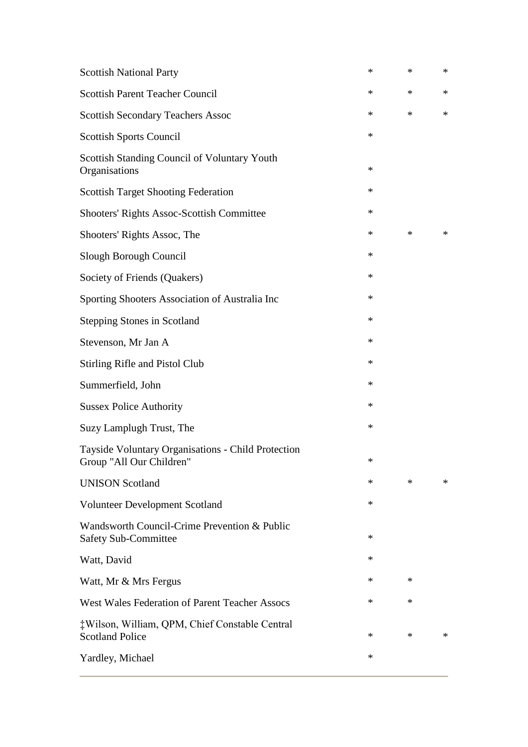| | | | |
|---|---|---|---|
| Scottish National Party | * | * | * |
| Scottish Parent Teacher Council | * | * | * |
| Scottish Secondary Teachers Assoc | * | * | * |
| Scottish Sports Council | * | | |
| Scottish Standing Council of Voluntary Youth Organisations | * | | |
| Scottish Target Shooting Federation | * | | |
| Shooters' Rights Assoc-Scottish Committee | * | | |
| Shooters' Rights Assoc, The | * | * | * |
| Slough Borough Council | * | | |
| Society of Friends (Quakers) | * | | |
| Sporting Shooters Association of Australia Inc | * | | |
| Stepping Stones in Scotland | * | | |
| Stevenson, Mr Jan A | * | | |
| Stirling Rifle and Pistol Club | * | | |
| Summerfield, John | * | | |
| Sussex Police Authority | * | | |
| Suzy Lamplugh Trust, The | * | | |
| Tayside Voluntary Organisations - Child Protection Group "All Our Children" | * | | |
| UNISON Scotland | * | * | * |
| Volunteer Development Scotland | * | | |
| Wandsworth Council-Crime Prevention & Public Safety Sub-Committee | * | | |
| Watt, David | * | | |
| Watt, Mr & Mrs Fergus | * | * | |
| West Wales Federation of Parent Teacher Assocs | * | * | |
| ‡Wilson, William, QPM, Chief Constable Central Scotland Police | * | * | * |
| Yardley, Michael | * | | |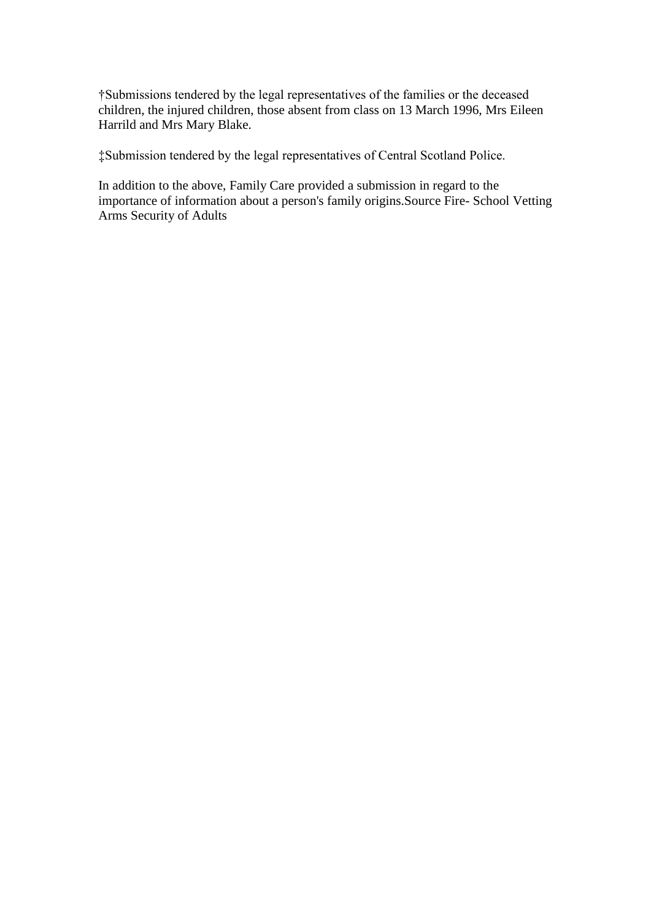†Submissions tendered by the legal representatives of the families or the deceased children, the injured children, those absent from class on 13 March 1996, Mrs Eileen Harrild and Mrs Mary Blake.

‡Submission tendered by the legal representatives of Central Scotland Police.

In addition to the above, Family Care provided a submission in regard to the importance of information about a person's family origins.Source Fire- School Vetting Arms Security of Adults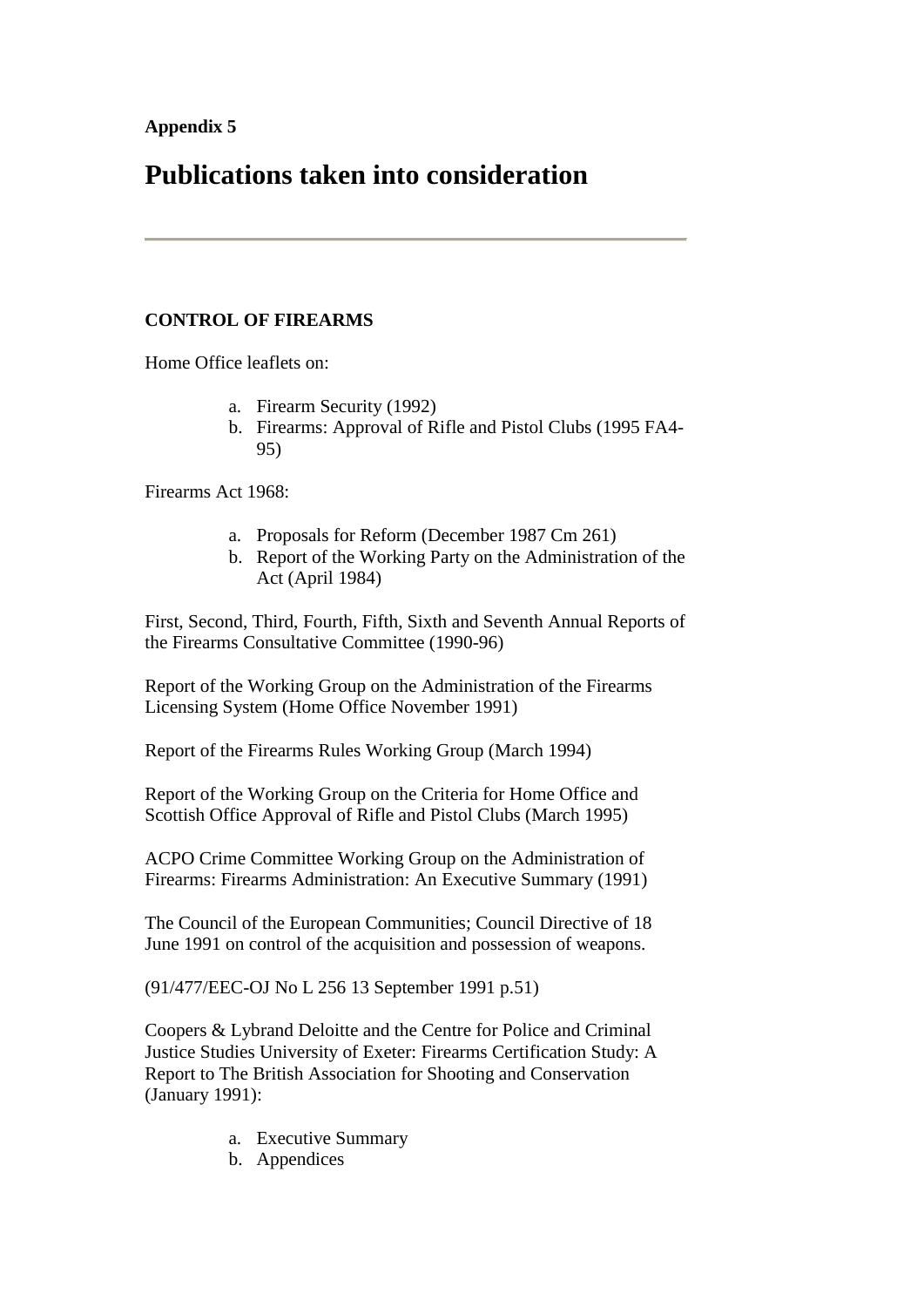**Appendix 5**

# Publications taken into consideration

---

**CONTROL OF FIREARMS**

Home Office leaflets on:

a. Firearm Security (1992)
b. Firearms: Approval of Rifle and Pistol Clubs (1995 FA4-95)

Firearms Act 1968:

a. Proposals for Reform (December 1987 Cm 261)
b. Report of the Working Party on the Administration of the Act (April 1984)

First, Second, Third, Fourth, Fifth, Sixth and Seventh Annual Reports of the Firearms Consultative Committee (1990-96)

Report of the Working Group on the Administration of the Firearms Licensing System (Home Office November 1991)

Report of the Firearms Rules Working Group (March 1994)

Report of the Working Group on the Criteria for Home Office and Scottish Office Approval of Rifle and Pistol Clubs (March 1995)

ACPO Crime Committee Working Group on the Administration of Firearms: Firearms Administration: An Executive Summary (1991)

The Council of the European Communities; Council Directive of 18 June 1991 on control of the acquisition and possession of weapons.

(91/477/EEC-OJ No L 256 13 September 1991 p.51)

Coopers & Lybrand Deloitte and the Centre for Police and Criminal Justice Studies University of Exeter: Firearms Certification Study: A Report to The British Association for Shooting and Conservation (January 1991):

a. Executive Summary
b. Appendices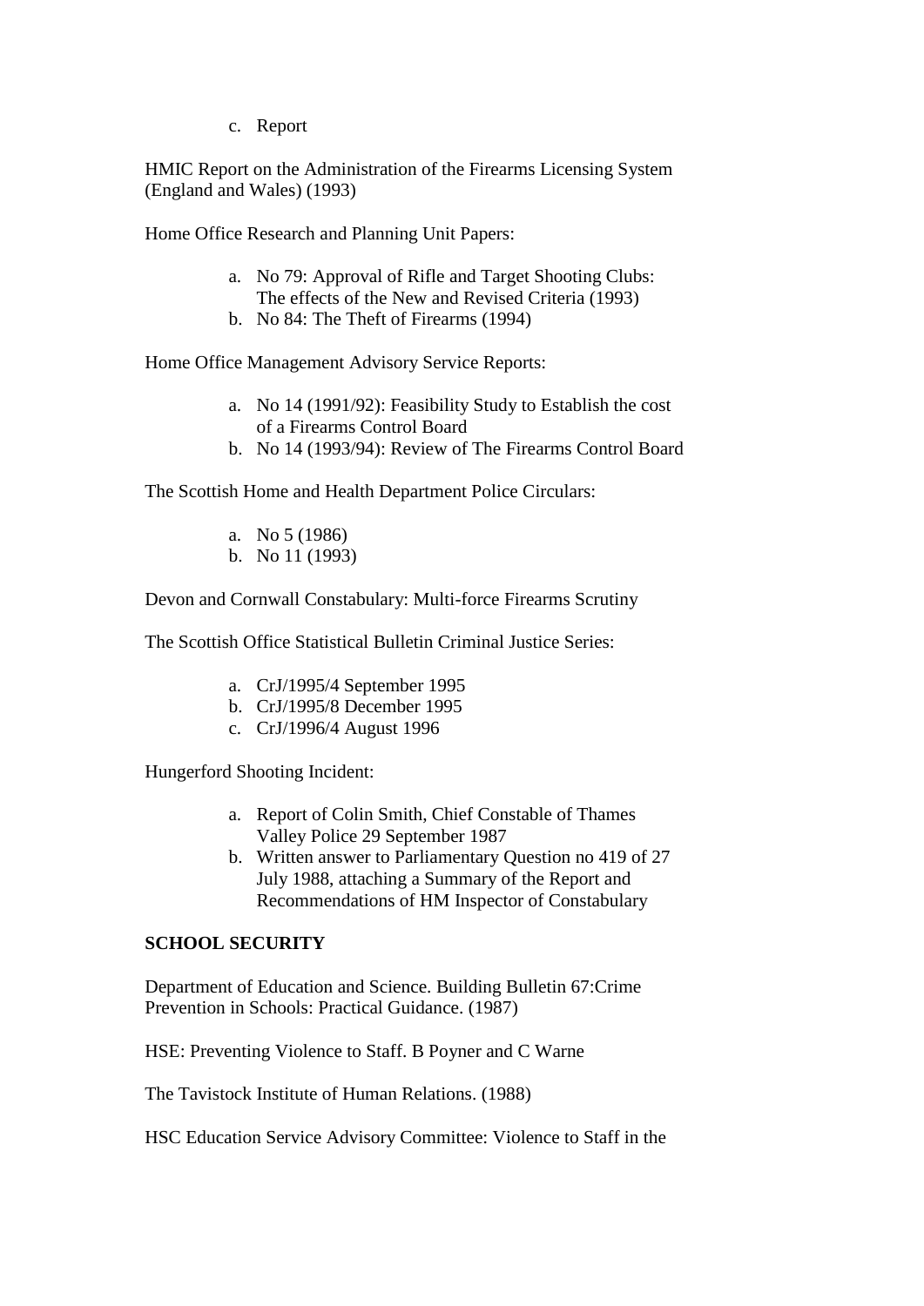c. Report

HMIC Report on the Administration of the Firearms Licensing System (England and Wales) (1993)

Home Office Research and Planning Unit Papers:

a. No 79: Approval of Rifle and Target Shooting Clubs: The effects of the New and Revised Criteria (1993)
b. No 84: The Theft of Firearms (1994)

Home Office Management Advisory Service Reports:

a. No 14 (1991/92): Feasibility Study to Establish the cost of a Firearms Control Board
b. No 14 (1993/94): Review of The Firearms Control Board

The Scottish Home and Health Department Police Circulars:

a. No 5 (1986)
b. No 11 (1993)

Devon and Cornwall Constabulary: Multi-force Firearms Scrutiny

The Scottish Office Statistical Bulletin Criminal Justice Series:

a. CrJ/1995/4 September 1995
b. CrJ/1995/8 December 1995
c. CrJ/1996/4 August 1996

Hungerford Shooting Incident:

a. Report of Colin Smith, Chief Constable of Thames Valley Police 29 September 1987
b. Written answer to Parliamentary Question no 419 of 27 July 1988, attaching a Summary of the Report and Recommendations of HM Inspector of Constabulary

**SCHOOL SECURITY**

Department of Education and Science. Building Bulletin 67:Crime Prevention in Schools: Practical Guidance. (1987)

HSE: Preventing Violence to Staff. B Poyner and C Warne

The Tavistock Institute of Human Relations. (1988)

HSC Education Service Advisory Committee: Violence to Staff in the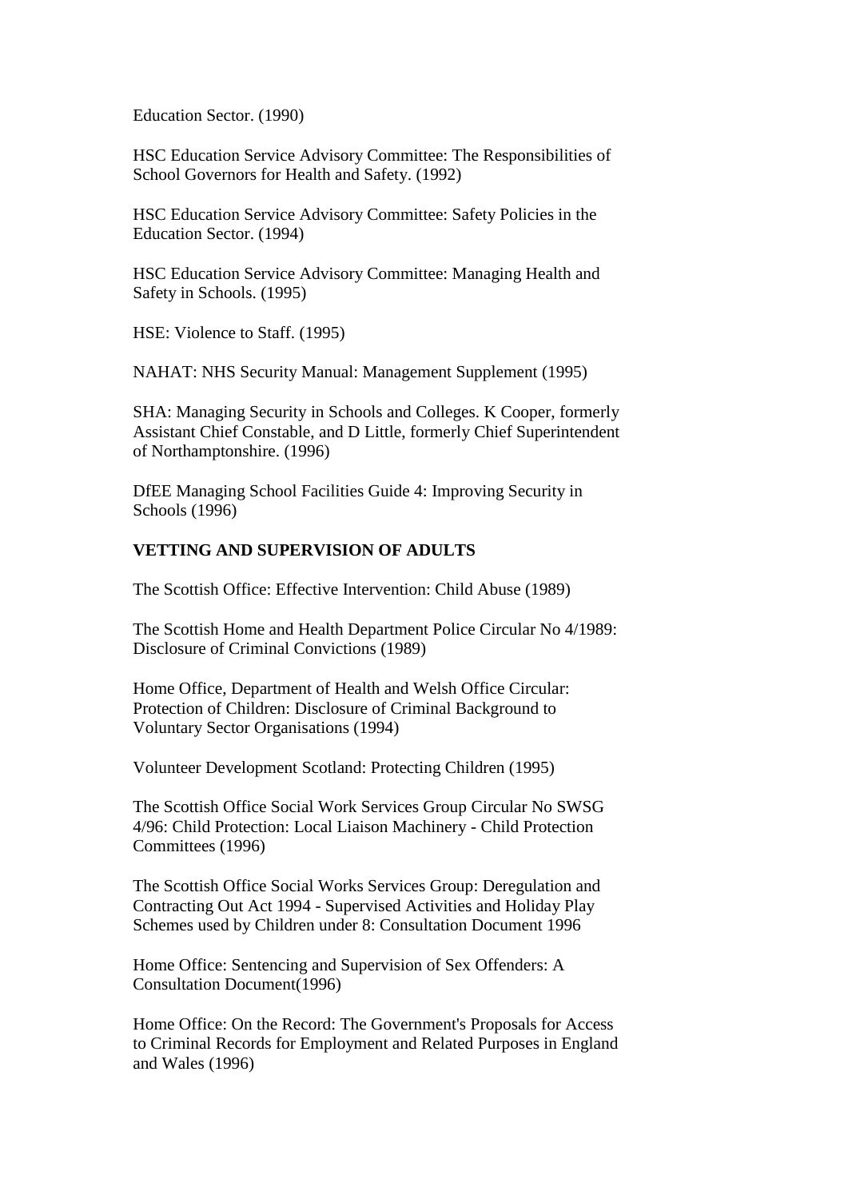Education Sector. (1990)

HSC Education Service Advisory Committee: The Responsibilities of School Governors for Health and Safety. (1992)

HSC Education Service Advisory Committee: Safety Policies in the Education Sector. (1994)

HSC Education Service Advisory Committee: Managing Health and Safety in Schools. (1995)

HSE: Violence to Staff. (1995)

NAHAT: NHS Security Manual: Management Supplement (1995)

SHA: Managing Security in Schools and Colleges. K Cooper, formerly Assistant Chief Constable, and D Little, formerly Chief Superintendent of Northamptonshire. (1996)

DfEE Managing School Facilities Guide 4: Improving Security in Schools (1996)

**VETTING AND SUPERVISION OF ADULTS**

The Scottish Office: Effective Intervention: Child Abuse (1989)

The Scottish Home and Health Department Police Circular No 4/1989: Disclosure of Criminal Convictions (1989)

Home Office, Department of Health and Welsh Office Circular: Protection of Children: Disclosure of Criminal Background to Voluntary Sector Organisations (1994)

Volunteer Development Scotland: Protecting Children (1995)

The Scottish Office Social Work Services Group Circular No SWSG 4/96: Child Protection: Local Liaison Machinery - Child Protection Committees (1996)

The Scottish Office Social Works Services Group: Deregulation and Contracting Out Act 1994 - Supervised Activities and Holiday Play Schemes used by Children under 8: Consultation Document 1996

Home Office: Sentencing and Supervision of Sex Offenders: A Consultation Document(1996)

Home Office: On the Record: The Government's Proposals for Access to Criminal Records for Employment and Related Purposes in England and Wales (1996)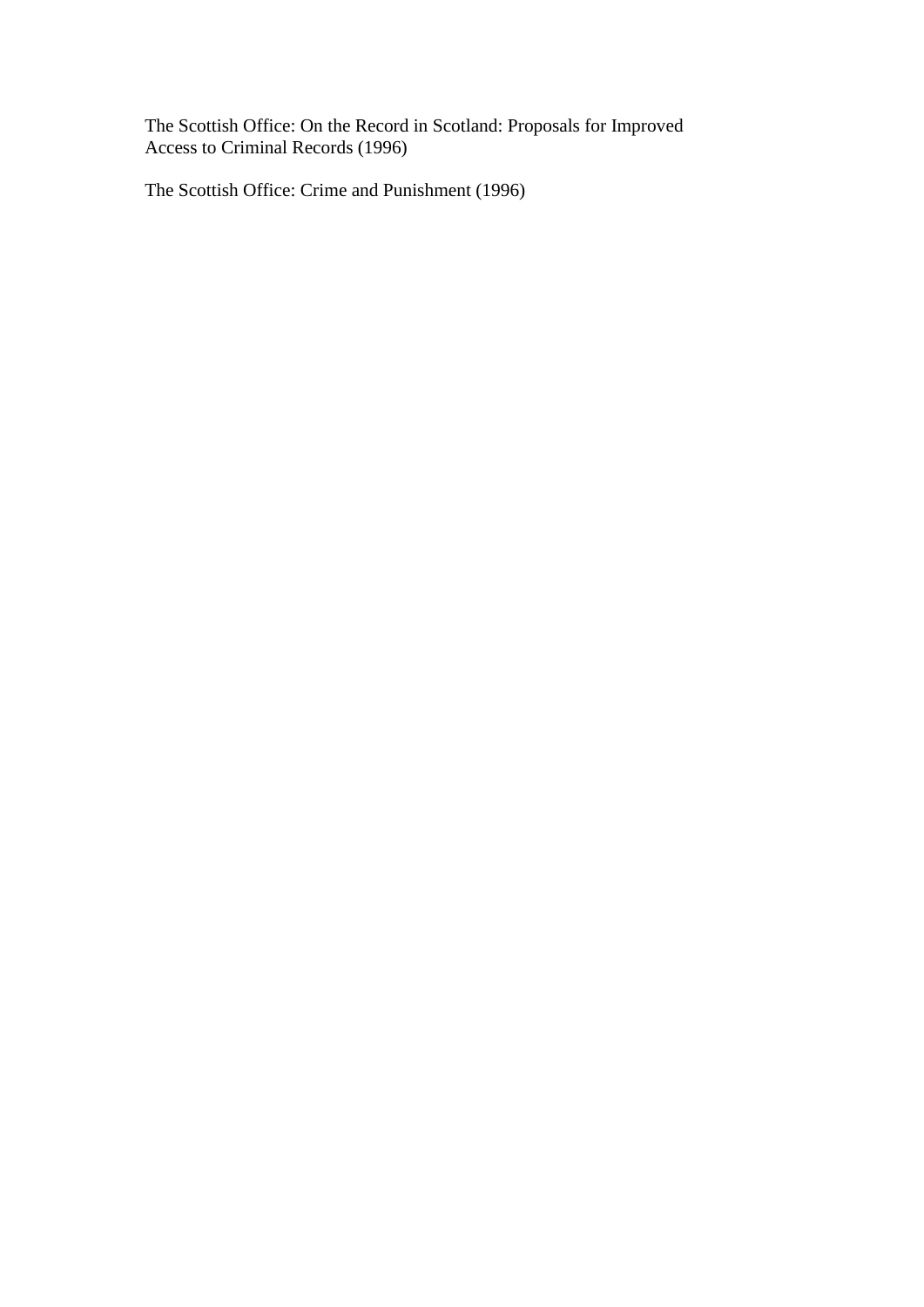The Scottish Office: On the Record in Scotland: Proposals for Improved Access to Criminal Records (1996)

The Scottish Office: Crime and Punishment (1996)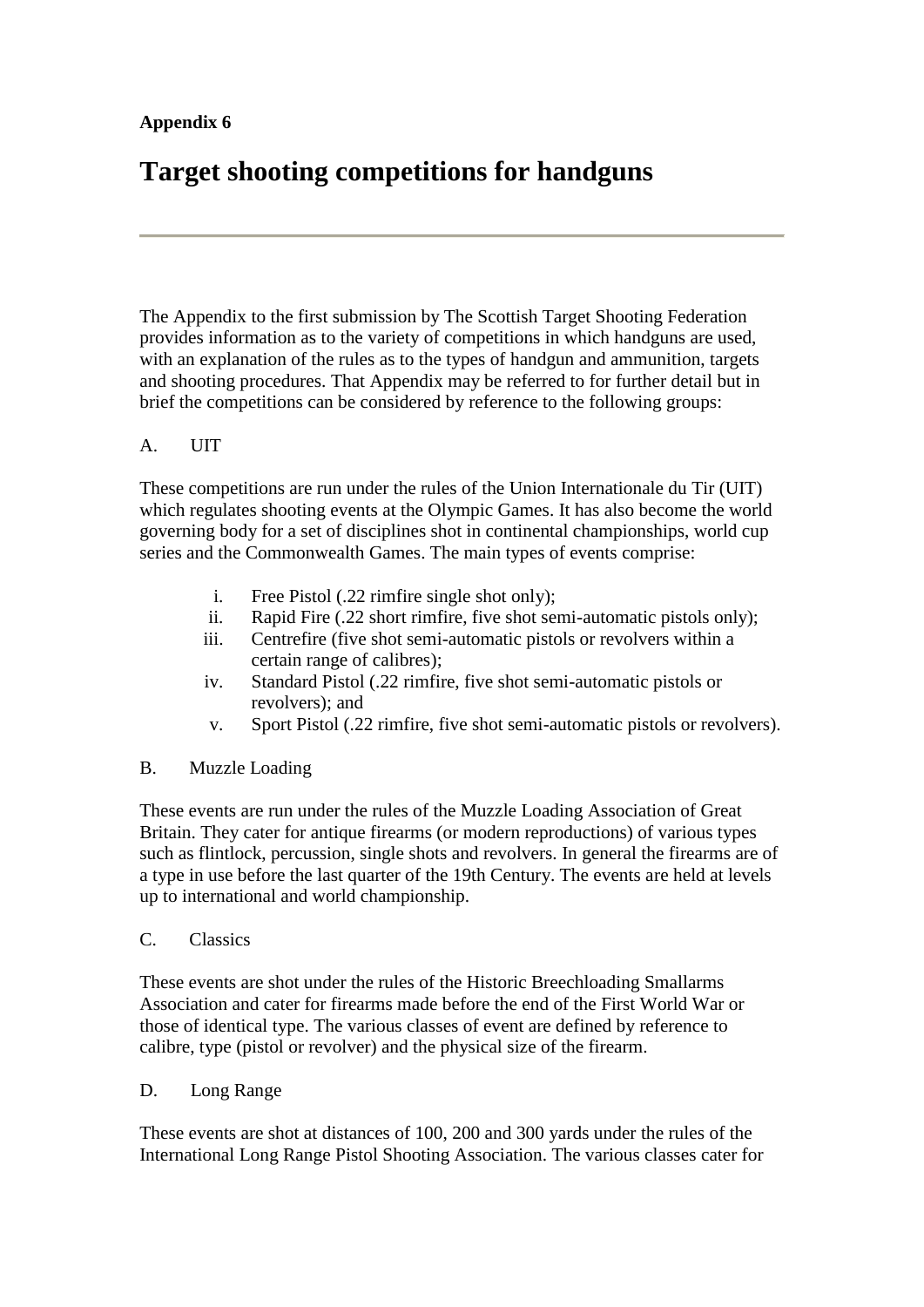**Appendix 6**

# Target shooting competitions for handguns

---

The Appendix to the first submission by The Scottish Target Shooting Federation provides information as to the variety of competitions in which handguns are used, with an explanation of the rules as to the types of handgun and ammunition, targets and shooting procedures. That Appendix may be referred to for further detail but in brief the competitions can be considered by reference to the following groups:

A. UIT

These competitions are run under the rules of the Union Internationale du Tir (UIT) which regulates shooting events at the Olympic Games. It has also become the world governing body for a set of disciplines shot in continental championships, world cup series and the Commonwealth Games. The main types of events comprise:

i. Free Pistol (.22 rimfire single shot only);
ii. Rapid Fire (.22 short rimfire, five shot semi-automatic pistols only);
iii. Centrefire (five shot semi-automatic pistols or revolvers within a certain range of calibres);
iv. Standard Pistol (.22 rimfire, five shot semi-automatic pistols or revolvers); and
v. Sport Pistol (.22 rimfire, five shot semi-automatic pistols or revolvers).

B. Muzzle Loading

These events are run under the rules of the Muzzle Loading Association of Great Britain. They cater for antique firearms (or modern reproductions) of various types such as flintlock, percussion, single shots and revolvers. In general the firearms are of a type in use before the last quarter of the 19th Century. The events are held at levels up to international and world championship.

C. Classics

These events are shot under the rules of the Historic Breechloading Smallarms Association and cater for firearms made before the end of the First World War or those of identical type. The various classes of event are defined by reference to calibre, type (pistol or revolver) and the physical size of the firearm.

D. Long Range

These events are shot at distances of 100, 200 and 300 yards under the rules of the International Long Range Pistol Shooting Association. The various classes cater for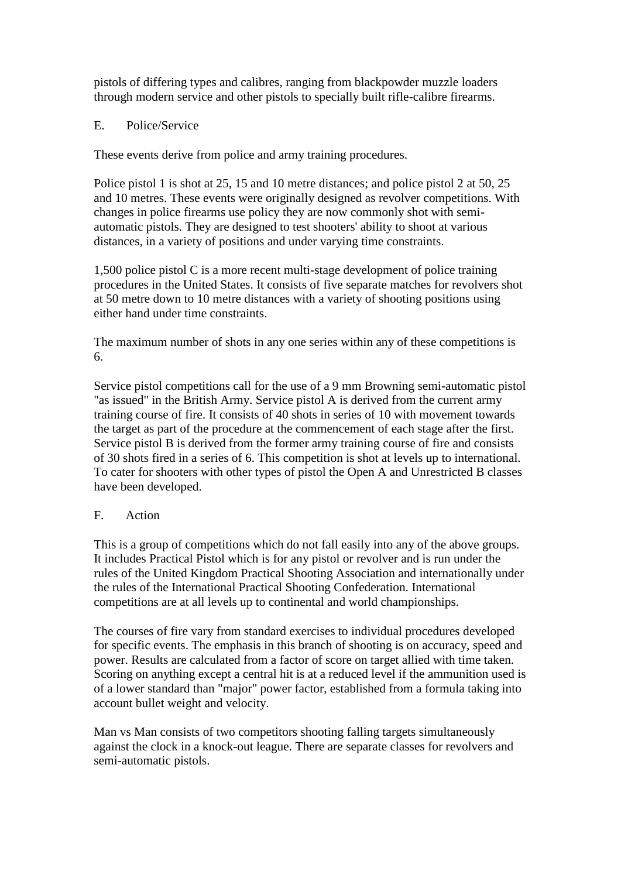pistols of differing types and calibres, ranging from blackpowder muzzle loaders through modern service and other pistols to specially built rifle-calibre firearms.

## E. Police/Service

These events derive from police and army training procedures.

Police pistol 1 is shot at 25, 15 and 10 metre distances; and police pistol 2 at 50, 25 and 10 metres. These events were originally designed as revolver competitions. With changes in police firearms use policy they are now commonly shot with semi-automatic pistols. They are designed to test shooters' ability to shoot at various distances, in a variety of positions and under varying time constraints.

1,500 police pistol C is a more recent multi-stage development of police training procedures in the United States. It consists of five separate matches for revolvers shot at 50 metre down to 10 metre distances with a variety of shooting positions using either hand under time constraints.

The maximum number of shots in any one series within any of these competitions is 6.

Service pistol competitions call for the use of a 9 mm Browning semi-automatic pistol "as issued" in the British Army. Service pistol A is derived from the current army training course of fire. It consists of 40 shots in series of 10 with movement towards the target as part of the procedure at the commencement of each stage after the first. Service pistol B is derived from the former army training course of fire and consists of 30 shots fired in a series of 6. This competition is shot at levels up to international. To cater for shooters with other types of pistol the Open A and Unrestricted B classes have been developed.

## F. Action

This is a group of competitions which do not fall easily into any of the above groups. It includes Practical Pistol which is for any pistol or revolver and is run under the rules of the United Kingdom Practical Shooting Association and internationally under the rules of the International Practical Shooting Confederation. International competitions are at all levels up to continental and world championships.

The courses of fire vary from standard exercises to individual procedures developed for specific events. The emphasis in this branch of shooting is on accuracy, speed and power. Results are calculated from a factor of score on target allied with time taken. Scoring on anything except a central hit is at a reduced level if the ammunition used is of a lower standard than "major" power factor, established from a formula taking into account bullet weight and velocity.

Man vs Man consists of two competitors shooting falling targets simultaneously against the clock in a knock-out league. There are separate classes for revolvers and semi-automatic pistols.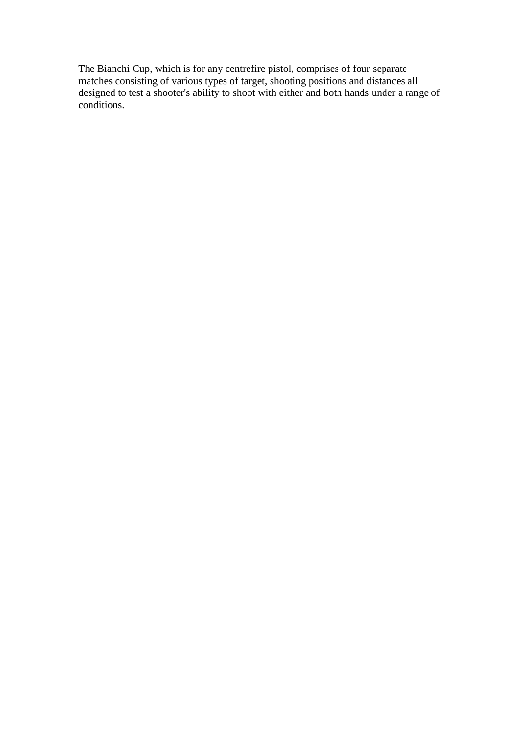The Bianchi Cup, which is for any centrefire pistol, comprises of four separate matches consisting of various types of target, shooting positions and distances all designed to test a shooter's ability to shoot with either and both hands under a range of conditions.